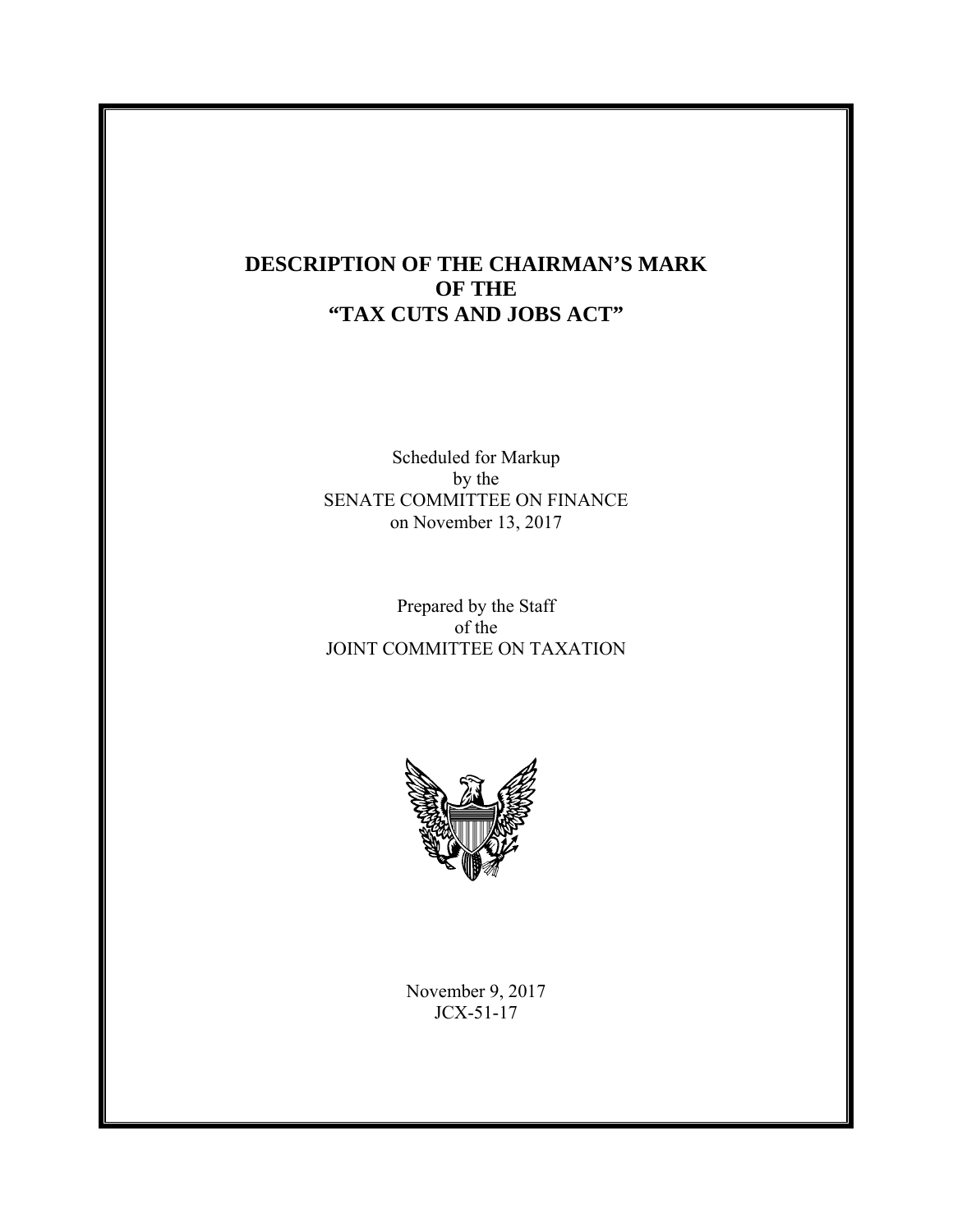# DESCRIPTION OF THE CHAIRMAN'S MARK OF THE "TAX CUTS AND JOBS ACT"

Scheduled for Markup
by the
SENATE COMMITTEE ON FINANCE
on November 13, 2017

Prepared by the Staff
of the
JOINT COMMITTEE ON TAXATION

November 9, 2017
JCX-51-17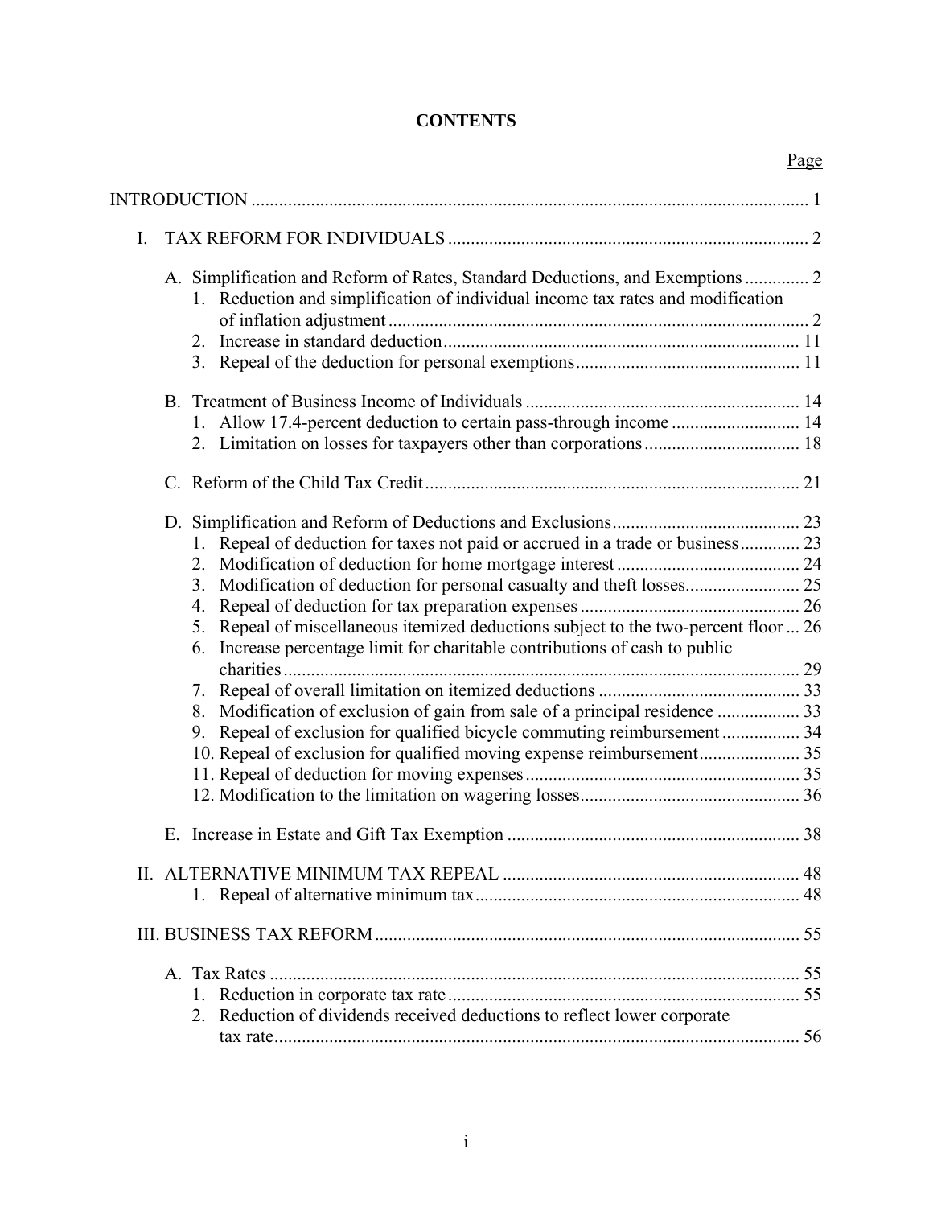# CONTENTS

| | Page |
|---|---|
| INTRODUCTION | 1 |
| I. TAX REFORM FOR INDIVIDUALS | 2 |
| A. Simplification and Reform of Rates, Standard Deductions, and Exemptions | 2 |
| 1. Reduction and simplification of individual income tax rates and modification of inflation adjustment | 2 |
| 2. Increase in standard deduction | 11 |
| 3. Repeal of the deduction for personal exemptions | 11 |
| B. Treatment of Business Income of Individuals | 14 |
| 1. Allow 17.4-percent deduction to certain pass-through income | 14 |
| 2. Limitation on losses for taxpayers other than corporations | 18 |
| C. Reform of the Child Tax Credit | 21 |
| D. Simplification and Reform of Deductions and Exclusions | 23 |
| 1. Repeal of deduction for taxes not paid or accrued in a trade or business | 23 |
| 2. Modification of deduction for home mortgage interest | 24 |
| 3. Modification of deduction for personal casualty and theft losses | 25 |
| 4. Repeal of deduction for tax preparation expenses | 26 |
| 5. Repeal of miscellaneous itemized deductions subject to the two-percent floor | 26 |
| 6. Increase percentage limit for charitable contributions of cash to public charities | 29 |
| 7. Repeal of overall limitation on itemized deductions | 33 |
| 8. Modification of exclusion of gain from sale of a principal residence | 33 |
| 9. Repeal of exclusion for qualified bicycle commuting reimbursement | 34 |
| 10. Repeal of exclusion for qualified moving expense reimbursement | 35 |
| 11. Repeal of deduction for moving expenses | 35 |
| 12. Modification to the limitation on wagering losses | 36 |
| E. Increase in Estate and Gift Tax Exemption | 38 |
| II. ALTERNATIVE MINIMUM TAX REPEAL | 48 |
| 1. Repeal of alternative minimum tax | 48 |
| III. BUSINESS TAX REFORM | 55 |
| A. Tax Rates | 55 |
| 1. Reduction in corporate tax rate | 55 |
| 2. Reduction of dividends received deductions to reflect lower corporate tax rate | 56 |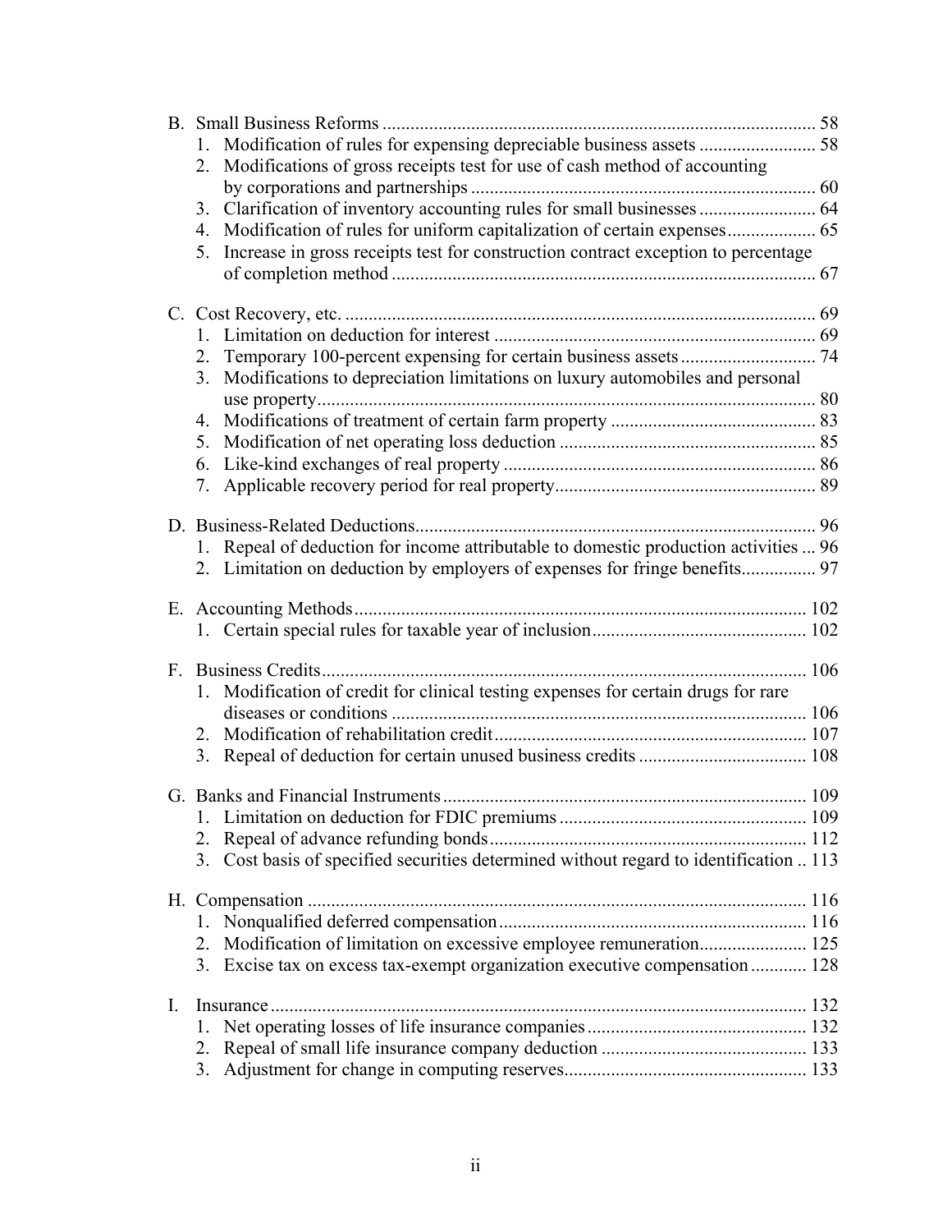B. Small Business Reforms ........................................................................................... 58
   1. Modification of rules for expensing depreciable business assets ......................... 58
   2. Modifications of gross receipts test for use of cash method of accounting by corporations and partnerships ......................................................................... 60
   3. Clarification of inventory accounting rules for small businesses ......................... 64
   4. Modification of rules for uniform capitalization of certain expenses.................. 65
   5. Increase in gross receipts test for construction contract exception to percentage of completion method .......................................................................................... 67

C. Cost Recovery, etc. .................................................................................................... 69
   1. Limitation on deduction for interest .................................................................... 69
   2. Temporary 100-percent expensing for certain business assets ............................ 74
   3. Modifications to depreciation limitations on luxury automobiles and personal use property......................................................................................................... 80
   4. Modifications of treatment of certain farm property ............................................ 83
   5. Modification of net operating loss deduction ...................................................... 85
   6. Like-kind exchanges of real property .................................................................. 86
   7. Applicable recovery period for real property....................................................... 89

D. Business-Related Deductions..................................................................................... 96
   1. Repeal of deduction for income attributable to domestic production activities ... 96
   2. Limitation on deduction by employers of expenses for fringe benefits............... 97

E. Accounting Methods ................................................................................................ 102
   1. Certain special rules for taxable year of inclusion............................................. 102

F. Business Credits....................................................................................................... 106
   1. Modification of credit for clinical testing expenses for certain drugs for rare diseases or conditions ........................................................................................ 106
   2. Modification of rehabilitation credit.................................................................. 107
   3. Repeal of deduction for certain unused business credits ................................... 108

G. Banks and Financial Instruments ............................................................................. 109
   1. Limitation on deduction for FDIC premiums .................................................... 109
   2. Repeal of advance refunding bonds................................................................... 112
   3. Cost basis of specified securities determined without regard to identification .. 113

H. Compensation .......................................................................................................... 116
   1. Nonqualified deferred compensation................................................................. 116
   2. Modification of limitation on excessive employee remuneration...................... 125
   3. Excise tax on excess tax-exempt organization executive compensation ............ 128

I. Insurance .................................................................................................................. 132
   1. Net operating losses of life insurance companies .............................................. 132
   2. Repeal of small life insurance company deduction ........................................... 133
   3. Adjustment for change in computing reserves................................................... 133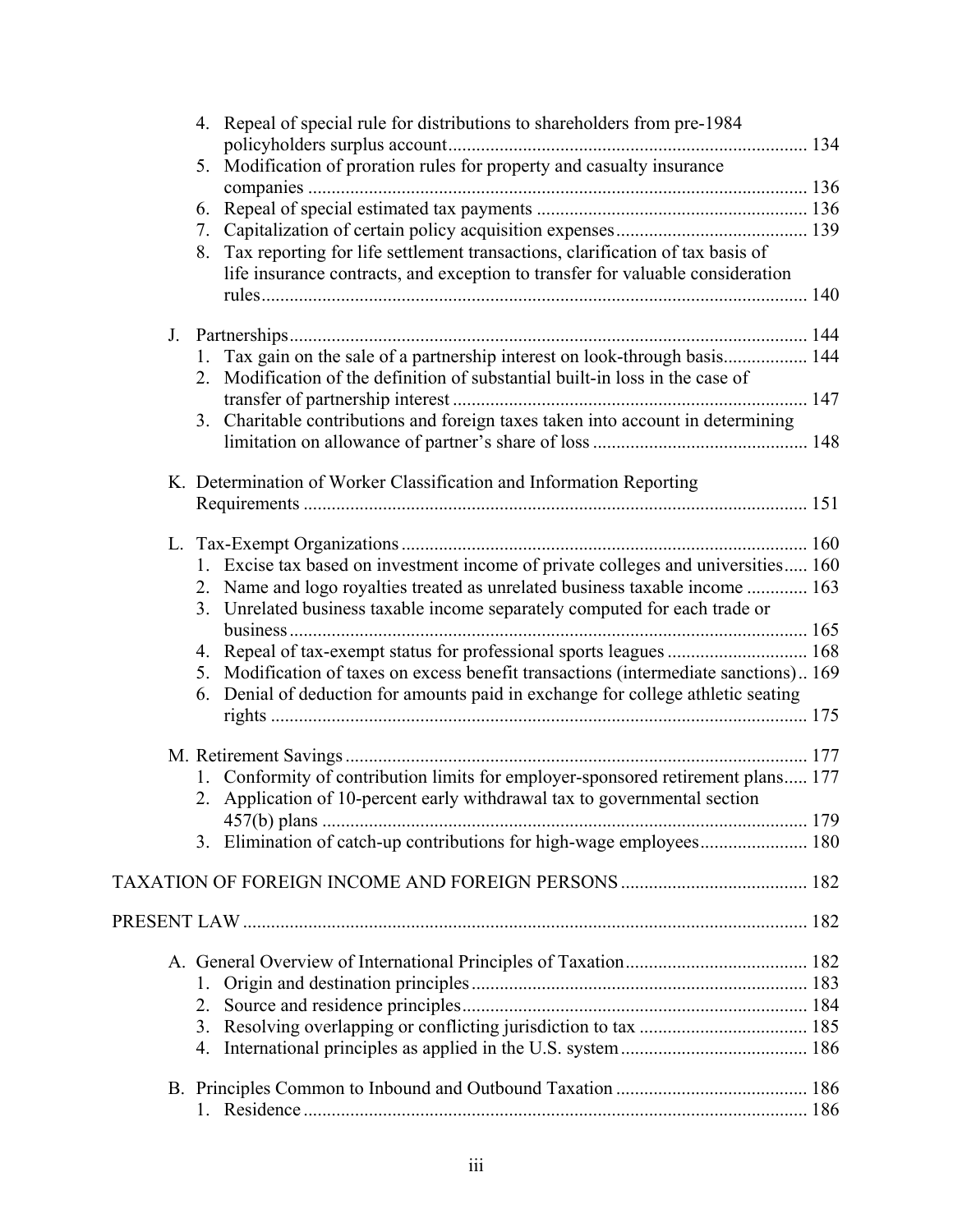4. Repeal of special rule for distributions to shareholders from pre-1984 policyholders surplus account ........ 134
5. Modification of proration rules for property and casualty insurance companies ........ 136
6. Repeal of special estimated tax payments ........ 136
7. Capitalization of certain policy acquisition expenses ........ 139
8. Tax reporting for life settlement transactions, clarification of tax basis of life insurance contracts, and exception to transfer for valuable consideration rules ........ 140

J. Partnerships ........ 144
1. Tax gain on the sale of a partnership interest on look-through basis ........ 144
2. Modification of the definition of substantial built-in loss in the case of transfer of partnership interest ........ 147
3. Charitable contributions and foreign taxes taken into account in determining limitation on allowance of partner's share of loss ........ 148

K. Determination of Worker Classification and Information Reporting Requirements ........ 151

L. Tax-Exempt Organizations ........ 160
1. Excise tax based on investment income of private colleges and universities ........ 160
2. Name and logo royalties treated as unrelated business taxable income ........ 163
3. Unrelated business taxable income separately computed for each trade or business ........ 165
4. Repeal of tax-exempt status for professional sports leagues ........ 168
5. Modification of taxes on excess benefit transactions (intermediate sanctions) ........ 169
6. Denial of deduction for amounts paid in exchange for college athletic seating rights ........ 175

M. Retirement Savings ........ 177
1. Conformity of contribution limits for employer-sponsored retirement plans ........ 177
2. Application of 10-percent early withdrawal tax to governmental section 457(b) plans ........ 179
3. Elimination of catch-up contributions for high-wage employees ........ 180

TAXATION OF FOREIGN INCOME AND FOREIGN PERSONS ........ 182

PRESENT LAW ........ 182

A. General Overview of International Principles of Taxation ........ 182
1. Origin and destination principles ........ 183
2. Source and residence principles ........ 184
3. Resolving overlapping or conflicting jurisdiction to tax ........ 185
4. International principles as applied in the U.S. system ........ 186

B. Principles Common to Inbound and Outbound Taxation ........ 186
1. Residence ........ 186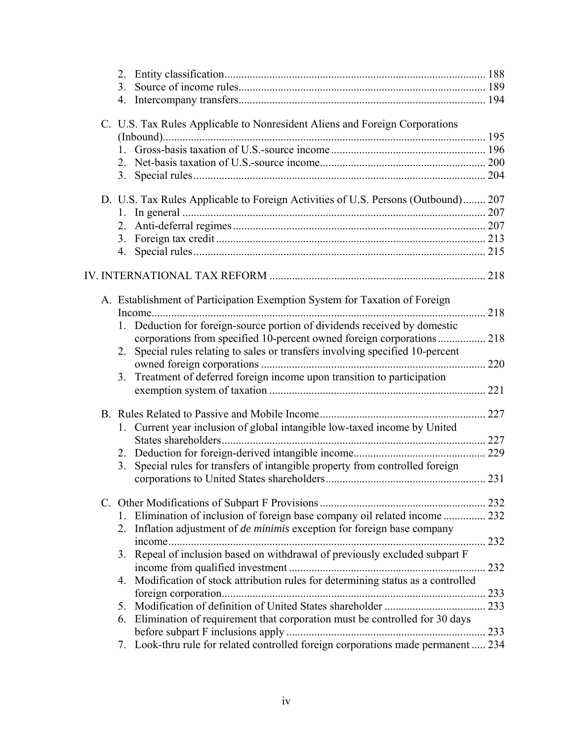2. Entity classification ... 188
3. Source of income rules ... 189
4. Intercompany transfers ... 194

C. U.S. Tax Rules Applicable to Nonresident Aliens and Foreign Corporations (Inbound) ... 195
1. Gross-basis taxation of U.S.-source income ... 196
2. Net-basis taxation of U.S.-source income ... 200
3. Special rules ... 204

D. U.S. Tax Rules Applicable to Foreign Activities of U.S. Persons (Outbound) ... 207
1. In general ... 207
2. Anti-deferral regimes ... 207
3. Foreign tax credit ... 213
4. Special rules ... 215

IV. INTERNATIONAL TAX REFORM ... 218

A. Establishment of Participation Exemption System for Taxation of Foreign Income ... 218
1. Deduction for foreign-source portion of dividends received by domestic corporations from specified 10-percent owned foreign corporations ... 218
2. Special rules relating to sales or transfers involving specified 10-percent owned foreign corporations ... 220
3. Treatment of deferred foreign income upon transition to participation exemption system of taxation ... 221

B. Rules Related to Passive and Mobile Income ... 227
1. Current year inclusion of global intangible low-taxed income by United States shareholders ... 227
2. Deduction for foreign-derived intangible income ... 229
3. Special rules for transfers of intangible property from controlled foreign corporations to United States shareholders ... 231

C. Other Modifications of Subpart F Provisions ... 232
1. Elimination of inclusion of foreign base company oil related income ... 232
2. Inflation adjustment of *de minimis* exception for foreign base company income ... 232
3. Repeal of inclusion based on withdrawal of previously excluded subpart F income from qualified investment ... 232
4. Modification of stock attribution rules for determining status as a controlled foreign corporation ... 233
5. Modification of definition of United States shareholder ... 233
6. Elimination of requirement that corporation must be controlled for 30 days before subpart F inclusions apply ... 233
7. Look-thru rule for related controlled foreign corporations made permanent ... 234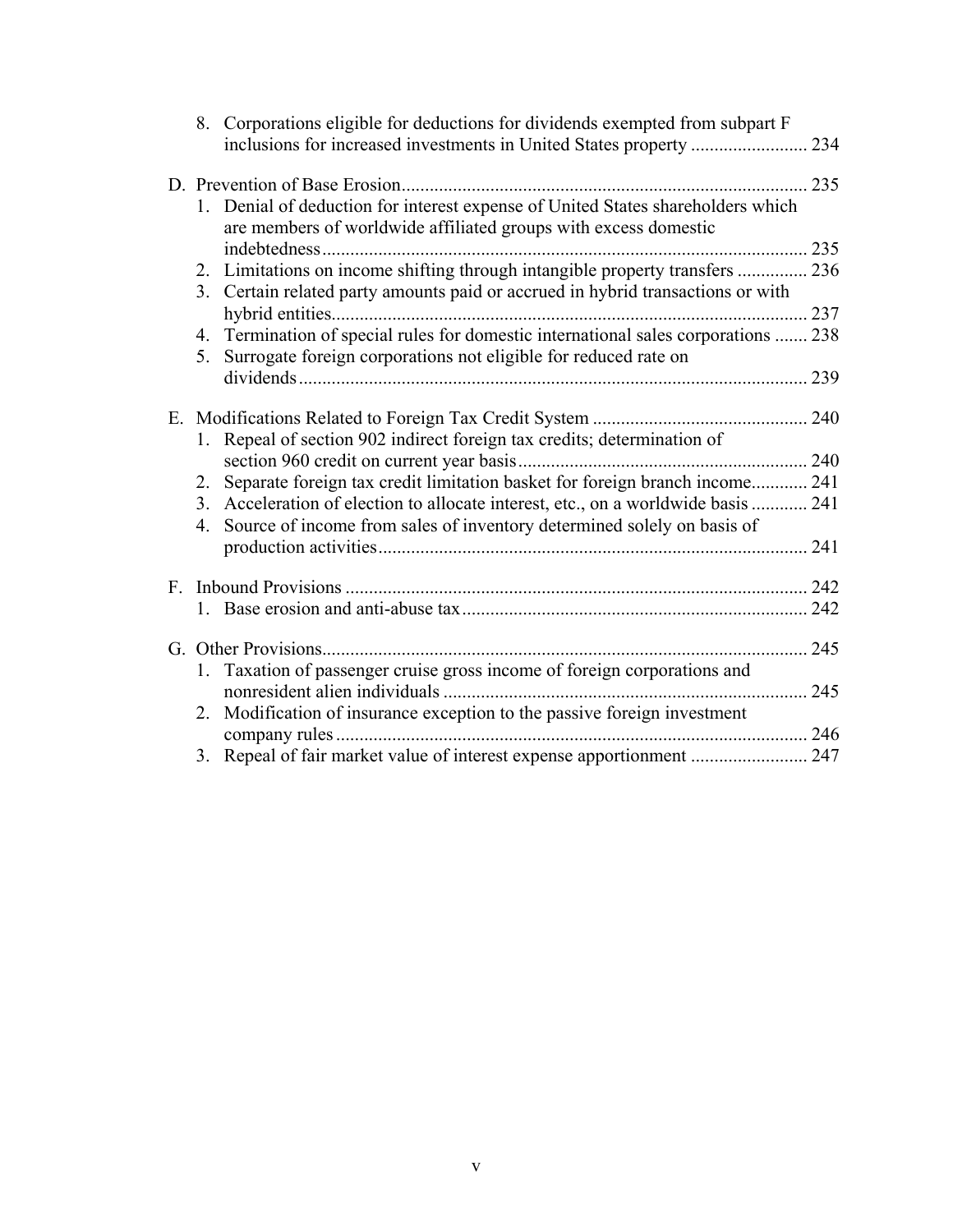8. Corporations eligible for deductions for dividends exempted from subpart F inclusions for increased investments in United States property ......................... 234

D. Prevention of Base Erosion...................................................................................... 235
   1. Denial of deduction for interest expense of United States shareholders which are members of worldwide affiliated groups with excess domestic indebtedness....................................................................................................... 235
   2. Limitations on income shifting through intangible property transfers ............... 236
   3. Certain related party amounts paid or accrued in hybrid transactions or with hybrid entities..................................................................................................... 237
   4. Termination of special rules for domestic international sales corporations ....... 238
   5. Surrogate foreign corporations not eligible for reduced rate on dividends ............................................................................................................ 239

E. Modifications Related to Foreign Tax Credit System .............................................. 240
   1. Repeal of section 902 indirect foreign tax credits; determination of section 960 credit on current year basis............................................................. 240
   2. Separate foreign tax credit limitation basket for foreign branch income............ 241
   3. Acceleration of election to allocate interest, etc., on a worldwide basis ............ 241
   4. Source of income from sales of inventory determined solely on basis of production activities............................................................................................ 241

F. Inbound Provisions .................................................................................................. 242
   1. Base erosion and anti-abuse tax.......................................................................... 242

G. Other Provisions....................................................................................................... 245
   1. Taxation of passenger cruise gross income of foreign corporations and nonresident alien individuals ............................................................................. 245
   2. Modification of insurance exception to the passive foreign investment company rules .................................................................................................... 246
   3. Repeal of fair market value of interest expense apportionment ......................... 247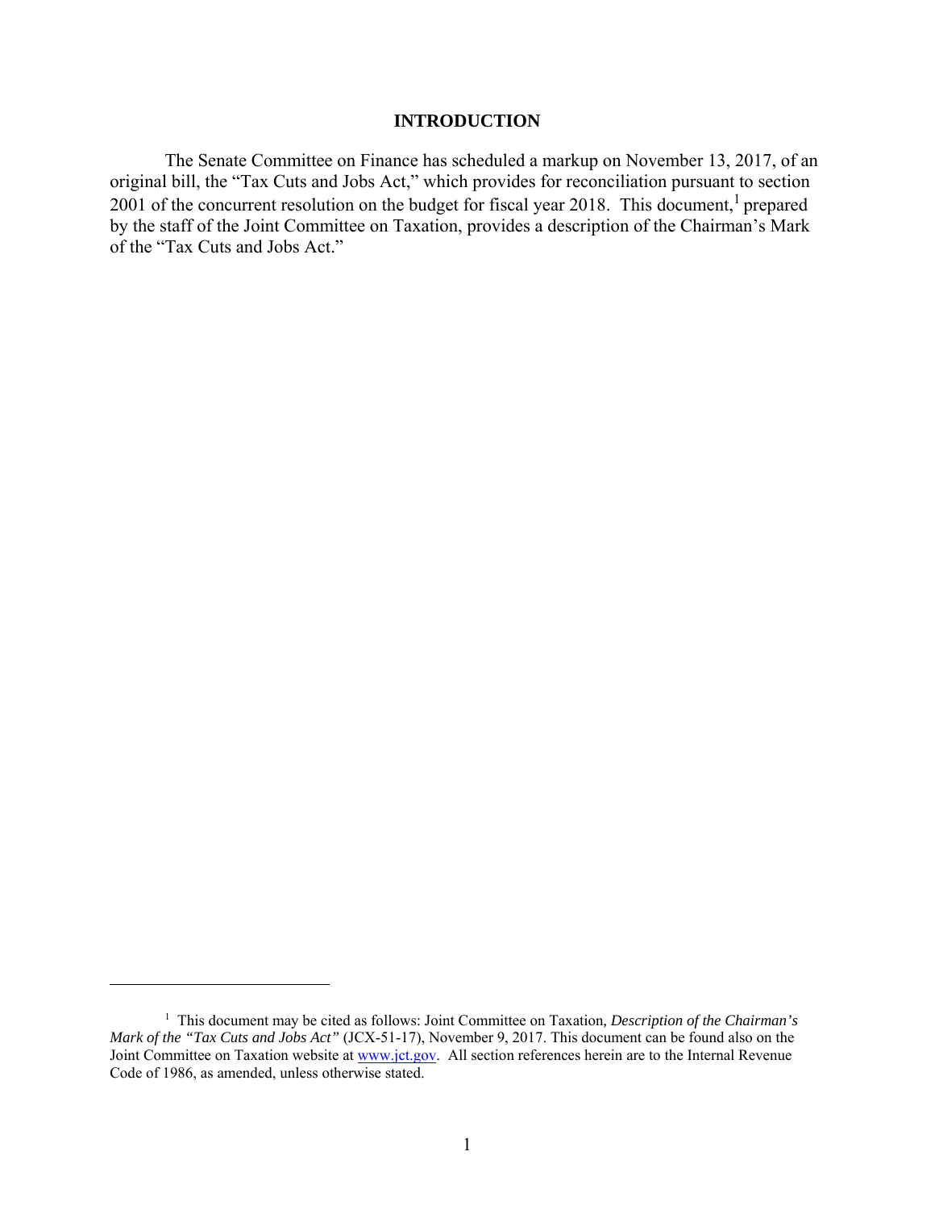# INTRODUCTION

The Senate Committee on Finance has scheduled a markup on November 13, 2017, of an original bill, the "Tax Cuts and Jobs Act," which provides for reconciliation pursuant to section 2001 of the concurrent resolution on the budget for fiscal year 2018. This document,[1] prepared by the staff of the Joint Committee on Taxation, provides a description of the Chairman's Mark of the "Tax Cuts and Jobs Act."

---

[1] This document may be cited as follows: Joint Committee on Taxation, *Description of the Chairman's Mark of the "Tax Cuts and Jobs Act"* (JCX-51-17), November 9, 2017. This document can be found also on the Joint Committee on Taxation website at www.jct.gov. All section references herein are to the Internal Revenue Code of 1986, as amended, unless otherwise stated.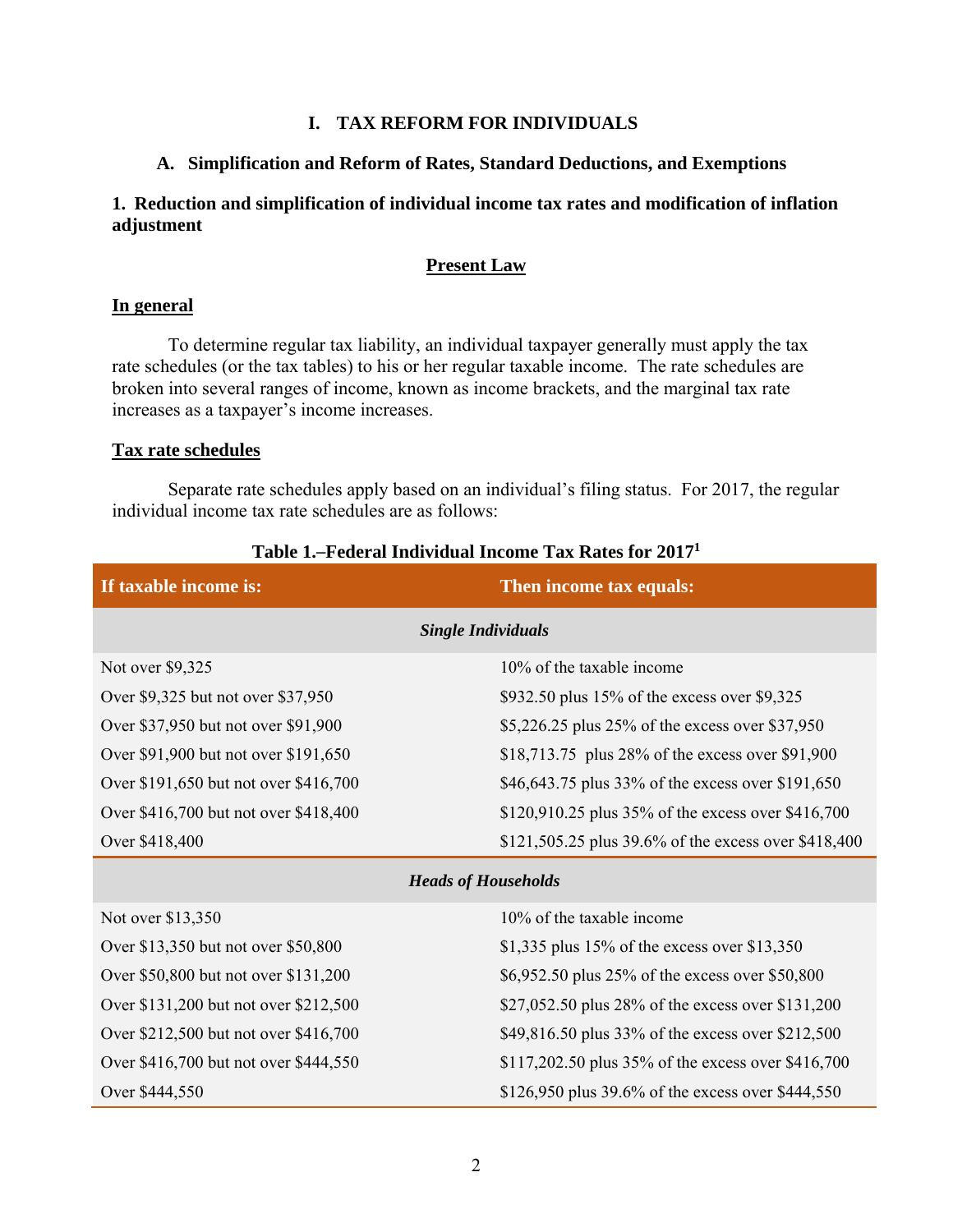# I. TAX REFORM FOR INDIVIDUALS

## A. Simplification and Reform of Rates, Standard Deductions, and Exemptions

### 1. Reduction and simplification of individual income tax rates and modification of inflation adjustment

#### Present Law

**In general**

To determine regular tax liability, an individual taxpayer generally must apply the tax rate schedules (or the tax tables) to his or her regular taxable income. The rate schedules are broken into several ranges of income, known as income brackets, and the marginal tax rate increases as a taxpayer's income increases.

**Tax rate schedules**

Separate rate schedules apply based on an individual's filing status. For 2017, the regular individual income tax rate schedules are as follows:

**Table 1.–Federal Individual Income Tax Rates for 2017[1]**

| If taxable income is: | Then income tax equals: |
|---|---|
| ***Single Individuals*** | |
| Not over $9,325 | 10% of the taxable income |
| Over $9,325 but not over $37,950 | $932.50 plus 15% of the excess over $9,325 |
| Over $37,950 but not over $91,900 | $5,226.25 plus 25% of the excess over $37,950 |
| Over $91,900 but not over $191,650 | $18,713.75 plus 28% of the excess over $91,900 |
| Over $191,650 but not over $416,700 | $46,643.75 plus 33% of the excess over $191,650 |
| Over $416,700 but not over $418,400 | $120,910.25 plus 35% of the excess over $416,700 |
| Over $418,400 | $121,505.25 plus 39.6% of the excess over $418,400 |
| ***Heads of Households*** | |
| Not over $13,350 | 10% of the taxable income |
| Over $13,350 but not over $50,800 | $1,335 plus 15% of the excess over $13,350 |
| Over $50,800 but not over $131,200 | $6,952.50 plus 25% of the excess over $50,800 |
| Over $131,200 but not over $212,500 | $27,052.50 plus 28% of the excess over $131,200 |
| Over $212,500 but not over $416,700 | $49,816.50 plus 33% of the excess over $212,500 |
| Over $416,700 but not over $444,550 | $117,202.50 plus 35% of the excess over $416,700 |
| Over $444,550 | $126,950 plus 39.6% of the excess over $444,550 |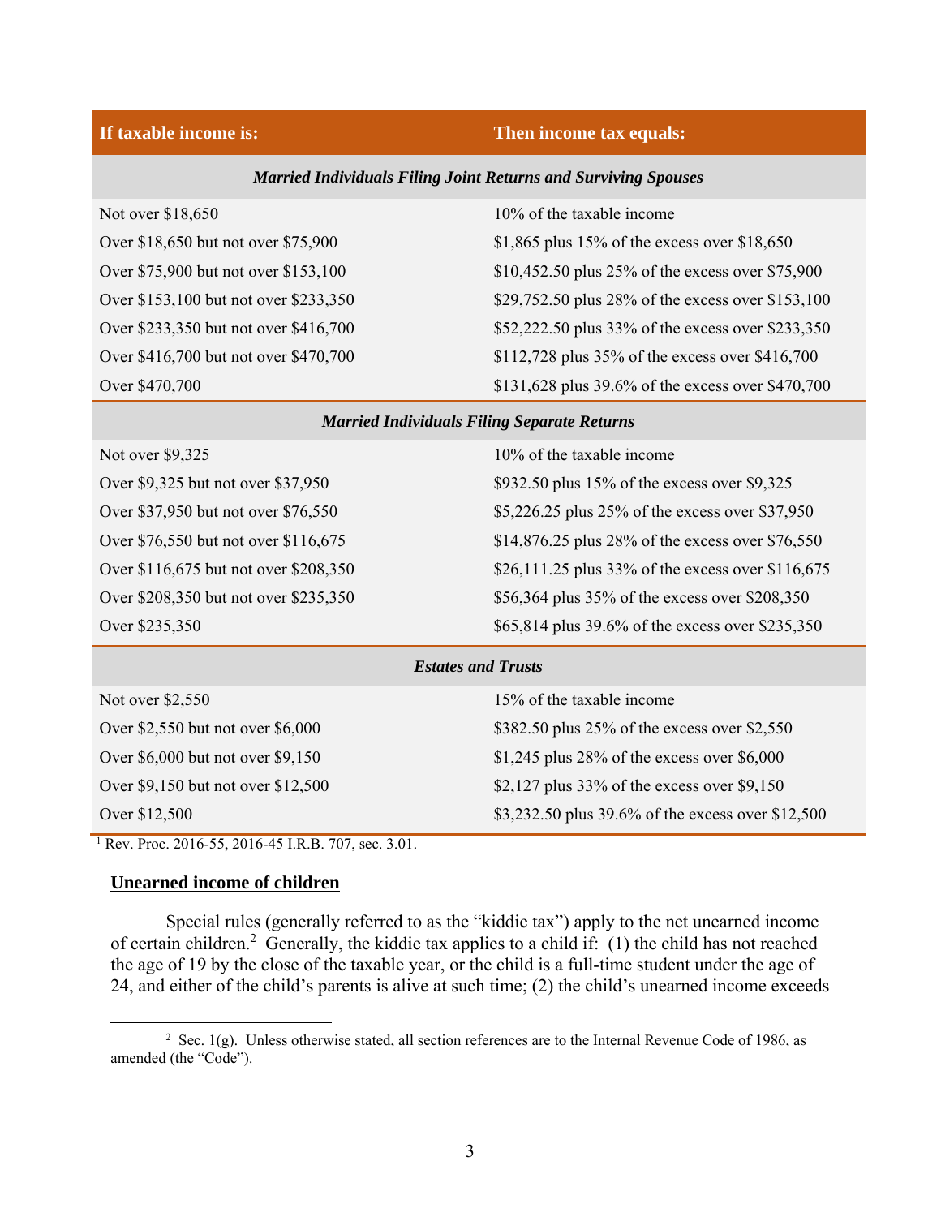| If taxable income is: | Then income tax equals: |
|---|---|
| ***Married Individuals Filing Joint Returns and Surviving Spouses*** | |
| Not over $18,650 | 10% of the taxable income |
| Over $18,650 but not over $75,900 | $1,865 plus 15% of the excess over $18,650 |
| Over $75,900 but not over $153,100 | $10,452.50 plus 25% of the excess over $75,900 |
| Over $153,100 but not over $233,350 | $29,752.50 plus 28% of the excess over $153,100 |
| Over $233,350 but not over $416,700 | $52,222.50 plus 33% of the excess over $233,350 |
| Over $416,700 but not over $470,700 | $112,728 plus 35% of the excess over $416,700 |
| Over $470,700 | $131,628 plus 39.6% of the excess over $470,700 |
| ***Married Individuals Filing Separate Returns*** | |
| Not over $9,325 | 10% of the taxable income |
| Over $9,325 but not over $37,950 | $932.50 plus 15% of the excess over $9,325 |
| Over $37,950 but not over $76,550 | $5,226.25 plus 25% of the excess over $37,950 |
| Over $76,550 but not over $116,675 | $14,876.25 plus 28% of the excess over $76,550 |
| Over $116,675 but not over $208,350 | $26,111.25 plus 33% of the excess over $116,675 |
| Over $208,350 but not over $235,350 | $56,364 plus 35% of the excess over $208,350 |
| Over $235,350 | $65,814 plus 39.6% of the excess over $235,350 |
| ***Estates and Trusts*** | |
| Not over $2,550 | 15% of the taxable income |
| Over $2,550 but not over $6,000 | $382.50 plus 25% of the excess over $2,550 |
| Over $6,000 but not over $9,150 | $1,245 plus 28% of the excess over $6,000 |
| Over $9,150 but not over $12,500 | $2,127 plus 33% of the excess over $9,150 |
| Over $12,500 | $3,232.50 plus 39.6% of the excess over $12,500 |

[1] Rev. Proc. 2016-55, 2016-45 I.R.B. 707, sec. 3.01.

**Unearned income of children**

Special rules (generally referred to as the "kiddie tax") apply to the net unearned income of certain children.[2] Generally, the kiddie tax applies to a child if: (1) the child has not reached the age of 19 by the close of the taxable year, or the child is a full-time student under the age of 24, and either of the child's parents is alive at such time; (2) the child's unearned income exceeds

[2] Sec. 1(g). Unless otherwise stated, all section references are to the Internal Revenue Code of 1986, as amended (the "Code").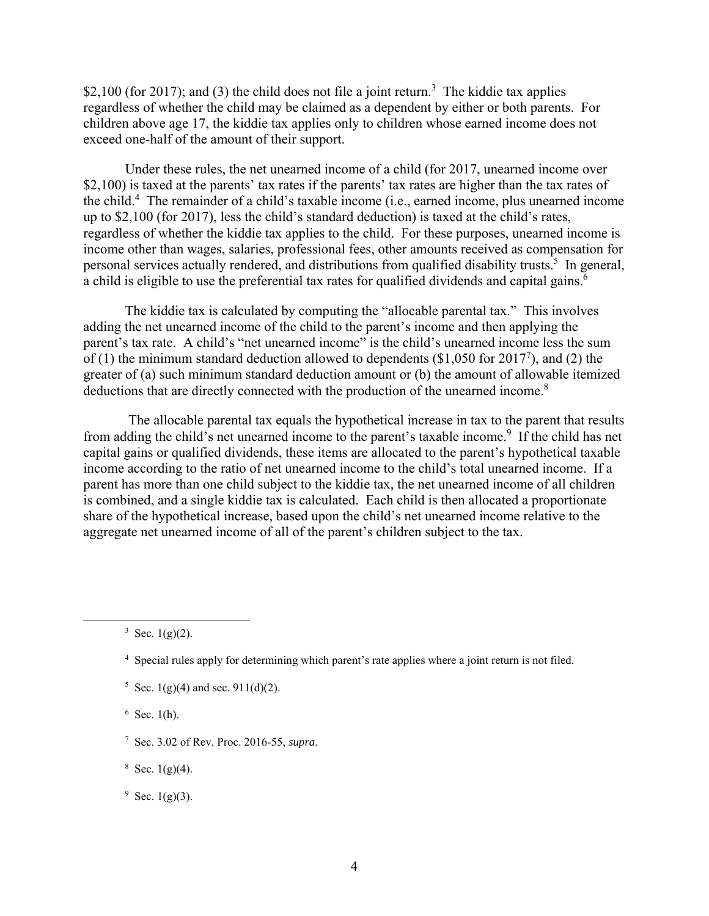$2,100 (for 2017); and (3) the child does not file a joint return.[3] The kiddie tax applies regardless of whether the child may be claimed as a dependent by either or both parents. For children above age 17, the kiddie tax applies only to children whose earned income does not exceed one-half of the amount of their support.

Under these rules, the net unearned income of a child (for 2017, unearned income over $2,100) is taxed at the parents' tax rates if the parents' tax rates are higher than the tax rates of the child.[4] The remainder of a child's taxable income (i.e., earned income, plus unearned income up to $2,100 (for 2017), less the child's standard deduction) is taxed at the child's rates, regardless of whether the kiddie tax applies to the child. For these purposes, unearned income is income other than wages, salaries, professional fees, other amounts received as compensation for personal services actually rendered, and distributions from qualified disability trusts.[5] In general, a child is eligible to use the preferential tax rates for qualified dividends and capital gains.[6]

The kiddie tax is calculated by computing the "allocable parental tax." This involves adding the net unearned income of the child to the parent's income and then applying the parent's tax rate. A child's "net unearned income" is the child's unearned income less the sum of (1) the minimum standard deduction allowed to dependents ($1,050 for 2017[7]), and (2) the greater of (a) such minimum standard deduction amount or (b) the amount of allowable itemized deductions that are directly connected with the production of the unearned income.[8]

The allocable parental tax equals the hypothetical increase in tax to the parent that results from adding the child's net unearned income to the parent's taxable income.[9] If the child has net capital gains or qualified dividends, these items are allocated to the parent's hypothetical taxable income according to the ratio of net unearned income to the child's total unearned income. If a parent has more than one child subject to the kiddie tax, the net unearned income of all children is combined, and a single kiddie tax is calculated. Each child is then allocated a proportionate share of the hypothetical increase, based upon the child's net unearned income relative to the aggregate net unearned income of all of the parent's children subject to the tax.

---

[3] Sec. 1(g)(2).

[4] Special rules apply for determining which parent's rate applies where a joint return is not filed.

[5] Sec. 1(g)(4) and sec. 911(d)(2).

[6] Sec. 1(h).

[7] Sec. 3.02 of Rev. Proc. 2016-55, *supra*.

[8] Sec. 1(g)(4).

[9] Sec. 1(g)(3).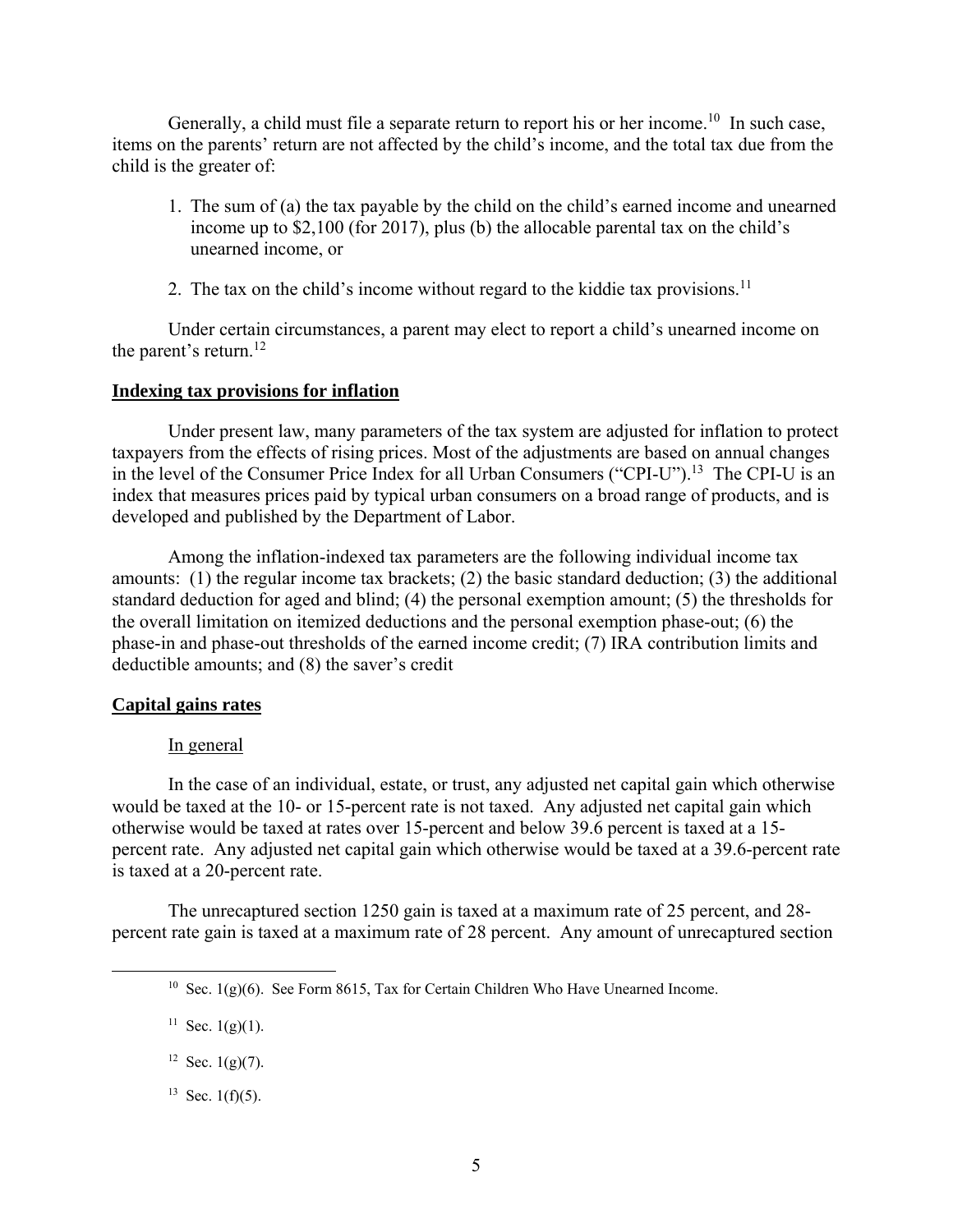Generally, a child must file a separate return to report his or her income.[10] In such case, items on the parents' return are not affected by the child's income, and the total tax due from the child is the greater of:

1. The sum of (a) the tax payable by the child on the child's earned income and unearned income up to $2,100 (for 2017), plus (b) the allocable parental tax on the child's unearned income, or

2. The tax on the child's income without regard to the kiddie tax provisions.[11]

Under certain circumstances, a parent may elect to report a child's unearned income on the parent's return.[12]

**Indexing tax provisions for inflation**

Under present law, many parameters of the tax system are adjusted for inflation to protect taxpayers from the effects of rising prices. Most of the adjustments are based on annual changes in the level of the Consumer Price Index for all Urban Consumers ("CPI-U").[13] The CPI-U is an index that measures prices paid by typical urban consumers on a broad range of products, and is developed and published by the Department of Labor.

Among the inflation-indexed tax parameters are the following individual income tax amounts: (1) the regular income tax brackets; (2) the basic standard deduction; (3) the additional standard deduction for aged and blind; (4) the personal exemption amount; (5) the thresholds for the overall limitation on itemized deductions and the personal exemption phase-out; (6) the phase-in and phase-out thresholds of the earned income credit; (7) IRA contribution limits and deductible amounts; and (8) the saver's credit

**Capital gains rates**

In general

In the case of an individual, estate, or trust, any adjusted net capital gain which otherwise would be taxed at the 10- or 15-percent rate is not taxed. Any adjusted net capital gain which otherwise would be taxed at rates over 15-percent and below 39.6 percent is taxed at a 15-percent rate. Any adjusted net capital gain which otherwise would be taxed at a 39.6-percent rate is taxed at a 20-percent rate.

The unrecaptured section 1250 gain is taxed at a maximum rate of 25 percent, and 28-percent rate gain is taxed at a maximum rate of 28 percent. Any amount of unrecaptured section

---

[10] Sec. 1(g)(6). See Form 8615, Tax for Certain Children Who Have Unearned Income.

[11] Sec. 1(g)(1).

[12] Sec. 1(g)(7).

[13] Sec. 1(f)(5).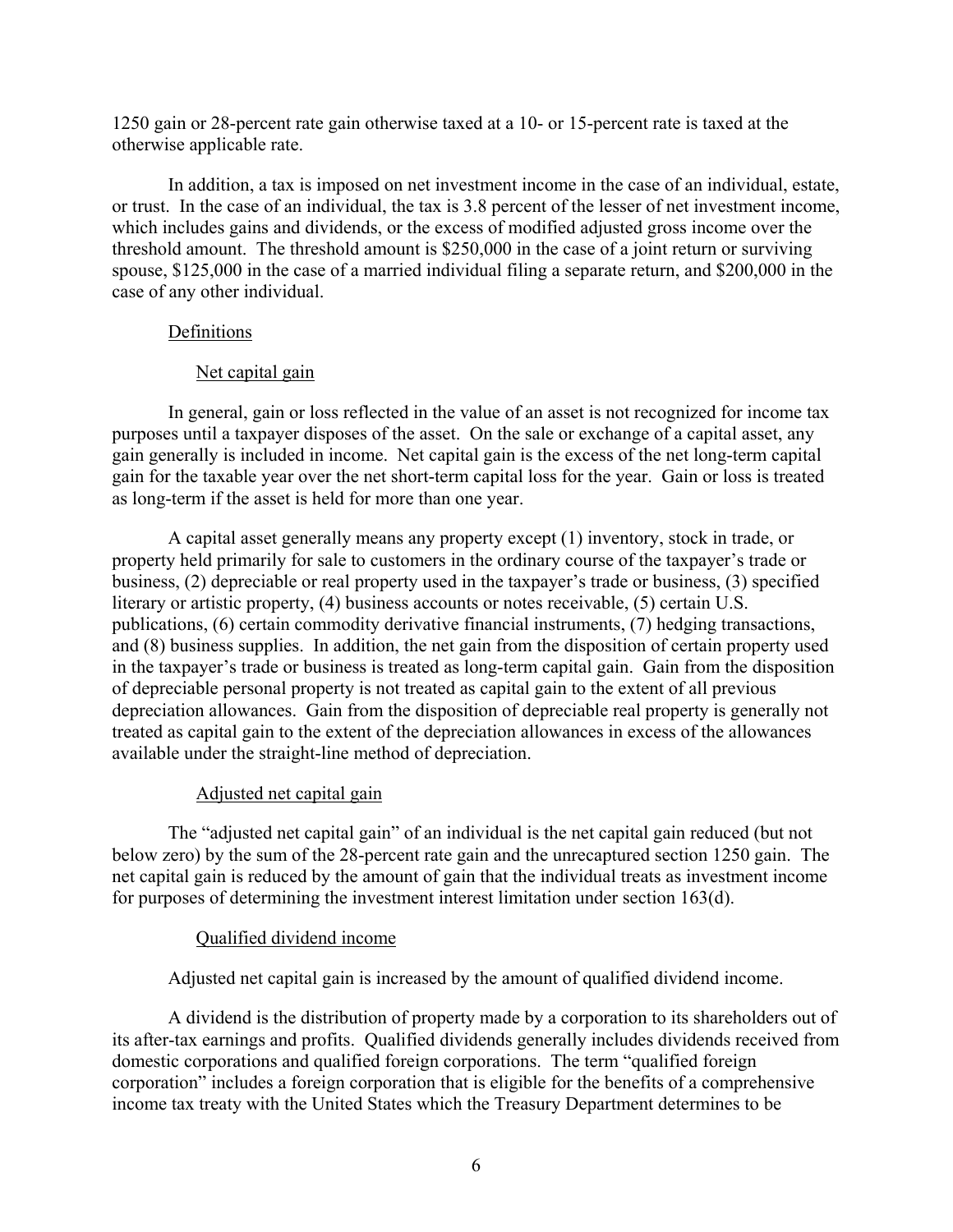1250 gain or 28-percent rate gain otherwise taxed at a 10- or 15-percent rate is taxed at the otherwise applicable rate.

In addition, a tax is imposed on net investment income in the case of an individual, estate, or trust. In the case of an individual, the tax is 3.8 percent of the lesser of net investment income, which includes gains and dividends, or the excess of modified adjusted gross income over the threshold amount. The threshold amount is $250,000 in the case of a joint return or surviving spouse, $125,000 in the case of a married individual filing a separate return, and $200,000 in the case of any other individual.

### Definitions

#### Net capital gain

In general, gain or loss reflected in the value of an asset is not recognized for income tax purposes until a taxpayer disposes of the asset. On the sale or exchange of a capital asset, any gain generally is included in income. Net capital gain is the excess of the net long-term capital gain for the taxable year over the net short-term capital loss for the year. Gain or loss is treated as long-term if the asset is held for more than one year.

A capital asset generally means any property except (1) inventory, stock in trade, or property held primarily for sale to customers in the ordinary course of the taxpayer's trade or business, (2) depreciable or real property used in the taxpayer's trade or business, (3) specified literary or artistic property, (4) business accounts or notes receivable, (5) certain U.S. publications, (6) certain commodity derivative financial instruments, (7) hedging transactions, and (8) business supplies. In addition, the net gain from the disposition of certain property used in the taxpayer's trade or business is treated as long-term capital gain. Gain from the disposition of depreciable personal property is not treated as capital gain to the extent of all previous depreciation allowances. Gain from the disposition of depreciable real property is generally not treated as capital gain to the extent of the depreciation allowances in excess of the allowances available under the straight-line method of depreciation.

#### Adjusted net capital gain

The "adjusted net capital gain" of an individual is the net capital gain reduced (but not below zero) by the sum of the 28-percent rate gain and the unrecaptured section 1250 gain. The net capital gain is reduced by the amount of gain that the individual treats as investment income for purposes of determining the investment interest limitation under section 163(d).

#### Qualified dividend income

Adjusted net capital gain is increased by the amount of qualified dividend income.

A dividend is the distribution of property made by a corporation to its shareholders out of its after-tax earnings and profits. Qualified dividends generally includes dividends received from domestic corporations and qualified foreign corporations. The term "qualified foreign corporation" includes a foreign corporation that is eligible for the benefits of a comprehensive income tax treaty with the United States which the Treasury Department determines to be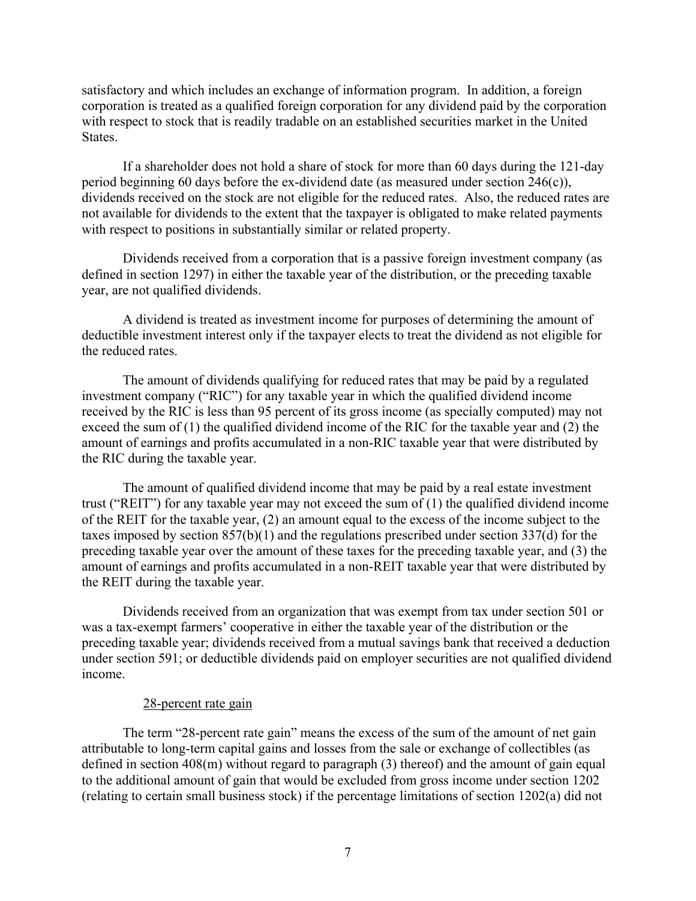satisfactory and which includes an exchange of information program. In addition, a foreign corporation is treated as a qualified foreign corporation for any dividend paid by the corporation with respect to stock that is readily tradable on an established securities market in the United States.

If a shareholder does not hold a share of stock for more than 60 days during the 121-day period beginning 60 days before the ex-dividend date (as measured under section 246(c)), dividends received on the stock are not eligible for the reduced rates. Also, the reduced rates are not available for dividends to the extent that the taxpayer is obligated to make related payments with respect to positions in substantially similar or related property.

Dividends received from a corporation that is a passive foreign investment company (as defined in section 1297) in either the taxable year of the distribution, or the preceding taxable year, are not qualified dividends.

A dividend is treated as investment income for purposes of determining the amount of deductible investment interest only if the taxpayer elects to treat the dividend as not eligible for the reduced rates.

The amount of dividends qualifying for reduced rates that may be paid by a regulated investment company ("RIC") for any taxable year in which the qualified dividend income received by the RIC is less than 95 percent of its gross income (as specially computed) may not exceed the sum of (1) the qualified dividend income of the RIC for the taxable year and (2) the amount of earnings and profits accumulated in a non-RIC taxable year that were distributed by the RIC during the taxable year.

The amount of qualified dividend income that may be paid by a real estate investment trust ("REIT") for any taxable year may not exceed the sum of (1) the qualified dividend income of the REIT for the taxable year, (2) an amount equal to the excess of the income subject to the taxes imposed by section 857(b)(1) and the regulations prescribed under section 337(d) for the preceding taxable year over the amount of these taxes for the preceding taxable year, and (3) the amount of earnings and profits accumulated in a non-REIT taxable year that were distributed by the REIT during the taxable year.

Dividends received from an organization that was exempt from tax under section 501 or was a tax-exempt farmers' cooperative in either the taxable year of the distribution or the preceding taxable year; dividends received from a mutual savings bank that received a deduction under section 591; or deductible dividends paid on employer securities are not qualified dividend income.

28-percent rate gain

The term "28-percent rate gain" means the excess of the sum of the amount of net gain attributable to long-term capital gains and losses from the sale or exchange of collectibles (as defined in section 408(m) without regard to paragraph (3) thereof) and the amount of gain equal to the additional amount of gain that would be excluded from gross income under section 1202 (relating to certain small business stock) if the percentage limitations of section 1202(a) did not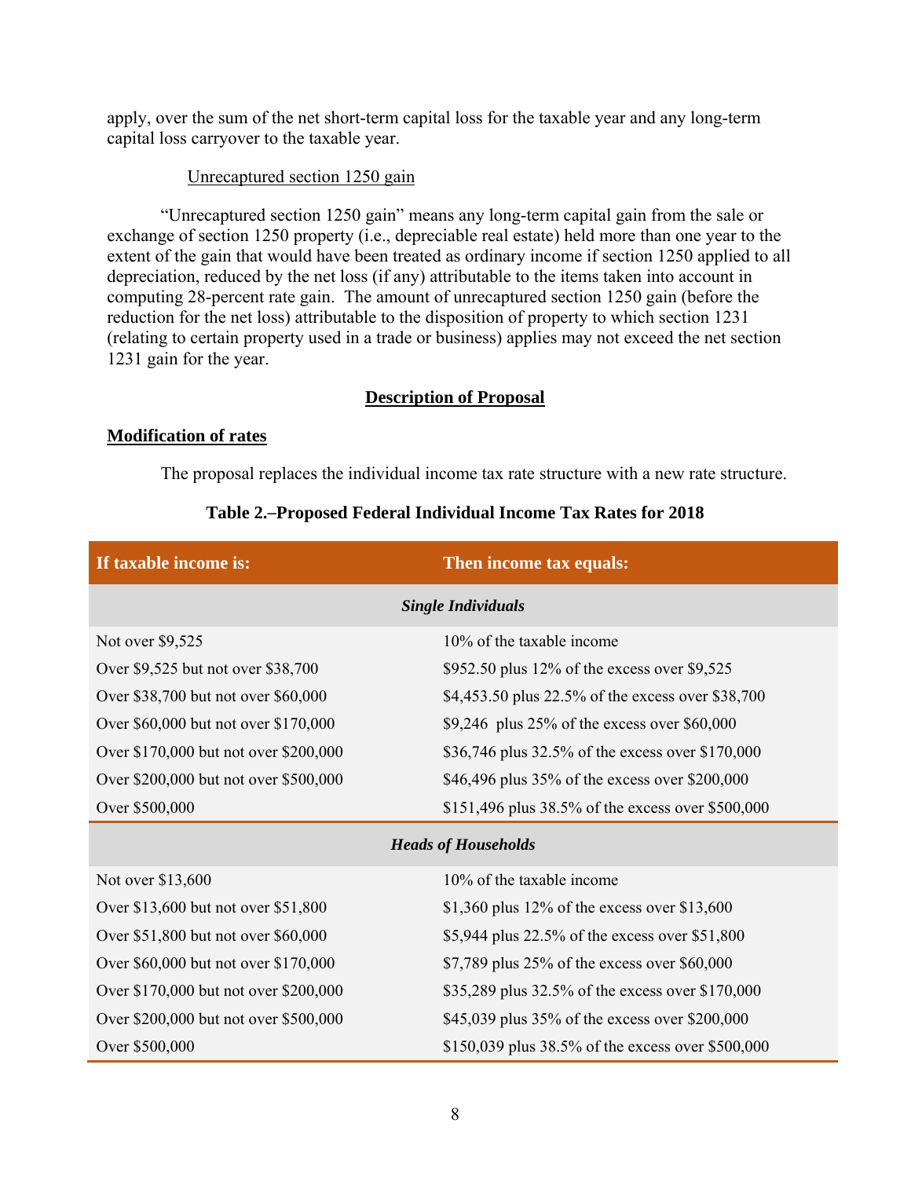apply, over the sum of the net short-term capital loss for the taxable year and any long-term capital loss carryover to the taxable year.

Unrecaptured section 1250 gain

"Unrecaptured section 1250 gain" means any long-term capital gain from the sale or exchange of section 1250 property (i.e., depreciable real estate) held more than one year to the extent of the gain that would have been treated as ordinary income if section 1250 applied to all depreciation, reduced by the net loss (if any) attributable to the items taken into account in computing 28-percent rate gain. The amount of unrecaptured section 1250 gain (before the reduction for the net loss) attributable to the disposition of property to which section 1231 (relating to certain property used in a trade or business) applies may not exceed the net section 1231 gain for the year.

## Description of Proposal

### Modification of rates

The proposal replaces the individual income tax rate structure with a new rate structure.

**Table 2.–Proposed Federal Individual Income Tax Rates for 2018**

| If taxable income is: | Then income tax equals: |
|---|---|
| ***Single Individuals*** | |
| Not over $9,525 | 10% of the taxable income |
| Over $9,525 but not over $38,700 | $952.50 plus 12% of the excess over $9,525 |
| Over $38,700 but not over $60,000 | $4,453.50 plus 22.5% of the excess over $38,700 |
| Over $60,000 but not over $170,000 | $9,246 plus 25% of the excess over $60,000 |
| Over $170,000 but not over $200,000 | $36,746 plus 32.5% of the excess over $170,000 |
| Over $200,000 but not over $500,000 | $46,496 plus 35% of the excess over $200,000 |
| Over $500,000 | $151,496 plus 38.5% of the excess over $500,000 |
| ***Heads of Households*** | |
| Not over $13,600 | 10% of the taxable income |
| Over $13,600 but not over $51,800 | $1,360 plus 12% of the excess over $13,600 |
| Over $51,800 but not over $60,000 | $5,944 plus 22.5% of the excess over $51,800 |
| Over $60,000 but not over $170,000 | $7,789 plus 25% of the excess over $60,000 |
| Over $170,000 but not over $200,000 | $35,289 plus 32.5% of the excess over $170,000 |
| Over $200,000 but not over $500,000 | $45,039 plus 35% of the excess over $200,000 |
| Over $500,000 | $150,039 plus 38.5% of the excess over $500,000 |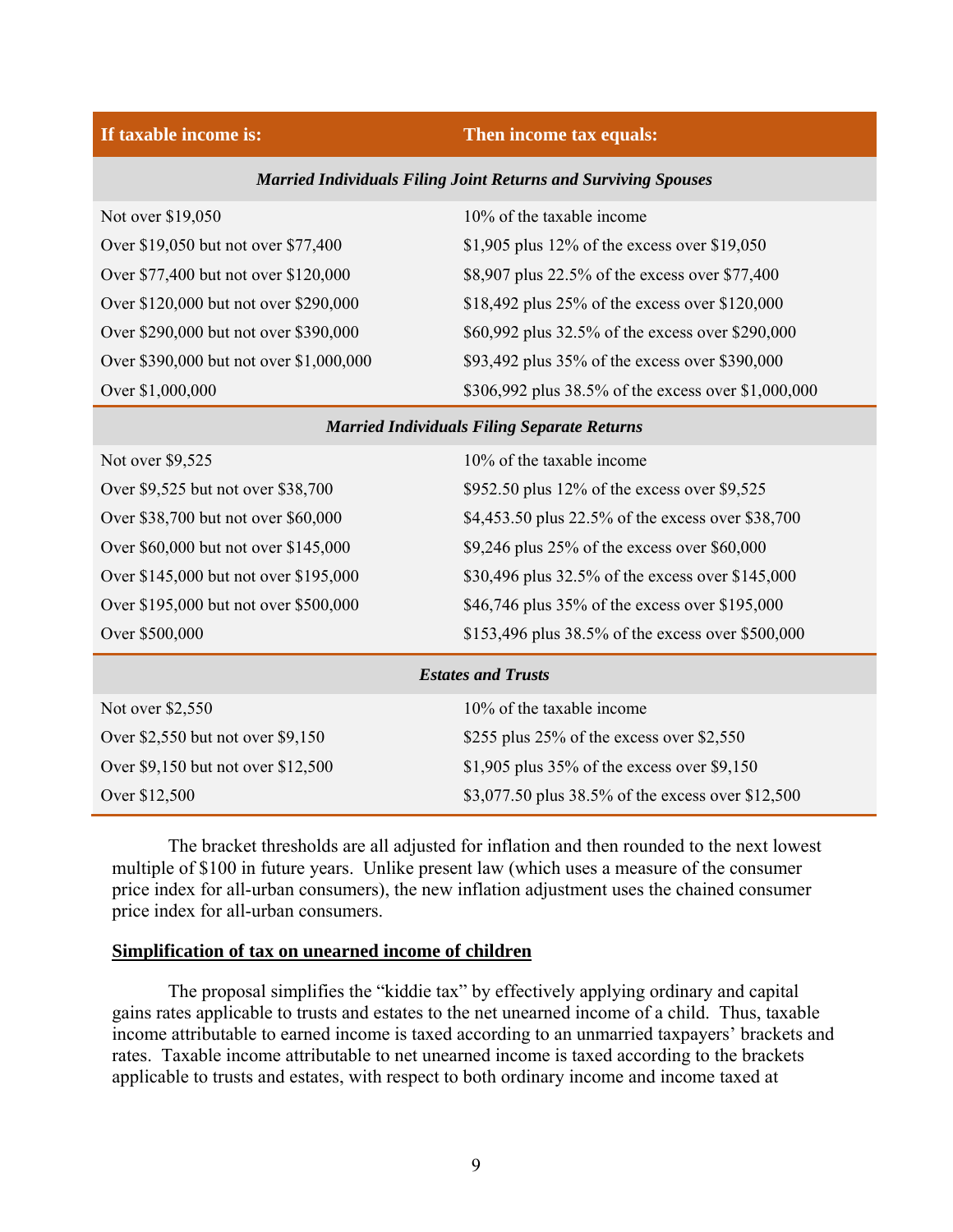| If taxable income is: | Then income tax equals: |
|---|---|
| ***Married Individuals Filing Joint Returns and Surviving Spouses*** | |
| Not over $19,050 | 10% of the taxable income |
| Over $19,050 but not over $77,400 | $1,905 plus 12% of the excess over $19,050 |
| Over $77,400 but not over $120,000 | $8,907 plus 22.5% of the excess over $77,400 |
| Over $120,000 but not over $290,000 | $18,492 plus 25% of the excess over $120,000 |
| Over $290,000 but not over $390,000 | $60,992 plus 32.5% of the excess over $290,000 |
| Over $390,000 but not over $1,000,000 | $93,492 plus 35% of the excess over $390,000 |
| Over $1,000,000 | $306,992 plus 38.5% of the excess over $1,000,000 |
| ***Married Individuals Filing Separate Returns*** | |
| Not over $9,525 | 10% of the taxable income |
| Over $9,525 but not over $38,700 | $952.50 plus 12% of the excess over $9,525 |
| Over $38,700 but not over $60,000 | $4,453.50 plus 22.5% of the excess over $38,700 |
| Over $60,000 but not over $145,000 | $9,246 plus 25% of the excess over $60,000 |
| Over $145,000 but not over $195,000 | $30,496 plus 32.5% of the excess over $145,000 |
| Over $195,000 but not over $500,000 | $46,746 plus 35% of the excess over $195,000 |
| Over $500,000 | $153,496 plus 38.5% of the excess over $500,000 |
| ***Estates and Trusts*** | |
| Not over $2,550 | 10% of the taxable income |
| Over $2,550 but not over $9,150 | $255 plus 25% of the excess over $2,550 |
| Over $9,150 but not over $12,500 | $1,905 plus 35% of the excess over $9,150 |
| Over $12,500 | $3,077.50 plus 38.5% of the excess over $12,500 |

The bracket thresholds are all adjusted for inflation and then rounded to the next lowest multiple of $100 in future years. Unlike present law (which uses a measure of the consumer price index for all-urban consumers), the new inflation adjustment uses the chained consumer price index for all-urban consumers.

**<u>Simplification of tax on unearned income of children</u>**

The proposal simplifies the "kiddie tax" by effectively applying ordinary and capital gains rates applicable to trusts and estates to the net unearned income of a child. Thus, taxable income attributable to earned income is taxed according to an unmarried taxpayers' brackets and rates. Taxable income attributable to net unearned income is taxed according to the brackets applicable to trusts and estates, with respect to both ordinary income and income taxed at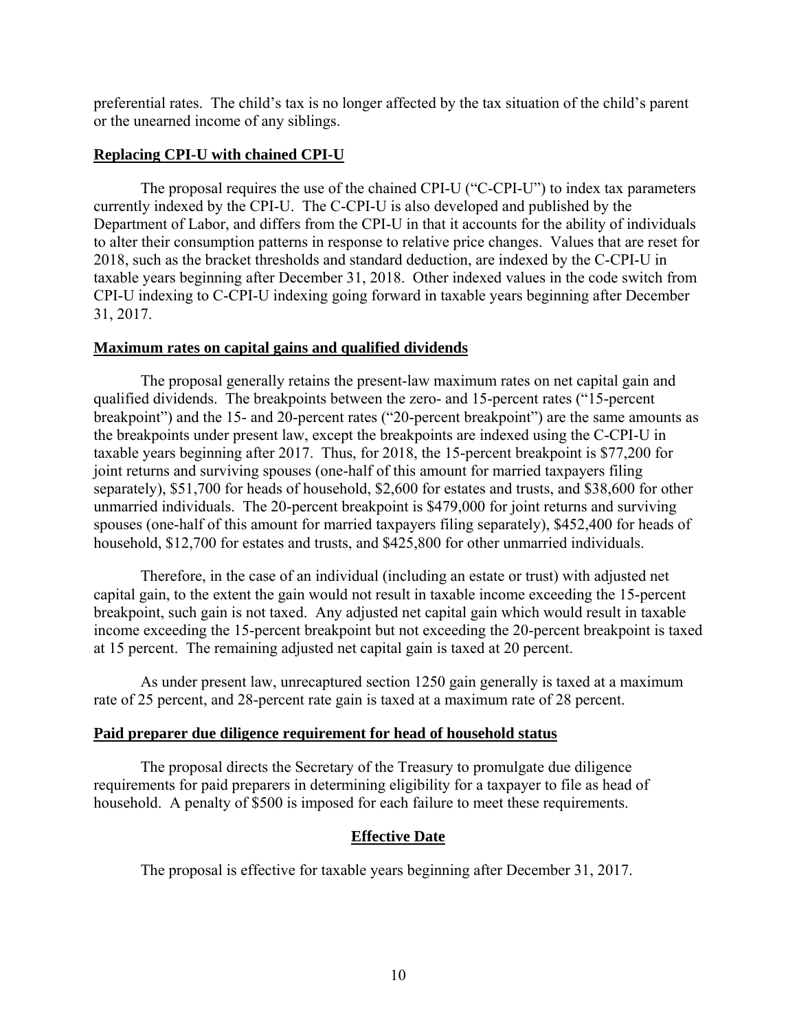preferential rates. The child's tax is no longer affected by the tax situation of the child's parent or the unearned income of any siblings.

**Replacing CPI-U with chained CPI-U**

The proposal requires the use of the chained CPI-U ("C-CPI-U") to index tax parameters currently indexed by the CPI-U. The C-CPI-U is also developed and published by the Department of Labor, and differs from the CPI-U in that it accounts for the ability of individuals to alter their consumption patterns in response to relative price changes. Values that are reset for 2018, such as the bracket thresholds and standard deduction, are indexed by the C-CPI-U in taxable years beginning after December 31, 2018. Other indexed values in the code switch from CPI-U indexing to C-CPI-U indexing going forward in taxable years beginning after December 31, 2017.

**Maximum rates on capital gains and qualified dividends**

The proposal generally retains the present-law maximum rates on net capital gain and qualified dividends. The breakpoints between the zero- and 15-percent rates ("15-percent breakpoint") and the 15- and 20-percent rates ("20-percent breakpoint") are the same amounts as the breakpoints under present law, except the breakpoints are indexed using the C-CPI-U in taxable years beginning after 2017. Thus, for 2018, the 15-percent breakpoint is $77,200 for joint returns and surviving spouses (one-half of this amount for married taxpayers filing separately), $51,700 for heads of household, $2,600 for estates and trusts, and $38,600 for other unmarried individuals. The 20-percent breakpoint is $479,000 for joint returns and surviving spouses (one-half of this amount for married taxpayers filing separately), $452,400 for heads of household, $12,700 for estates and trusts, and $425,800 for other unmarried individuals.

Therefore, in the case of an individual (including an estate or trust) with adjusted net capital gain, to the extent the gain would not result in taxable income exceeding the 15-percent breakpoint, such gain is not taxed. Any adjusted net capital gain which would result in taxable income exceeding the 15-percent breakpoint but not exceeding the 20-percent breakpoint is taxed at 15 percent. The remaining adjusted net capital gain is taxed at 20 percent.

As under present law, unrecaptured section 1250 gain generally is taxed at a maximum rate of 25 percent, and 28-percent rate gain is taxed at a maximum rate of 28 percent.

**Paid preparer due diligence requirement for head of household status**

The proposal directs the Secretary of the Treasury to promulgate due diligence requirements for paid preparers in determining eligibility for a taxpayer to file as head of household. A penalty of $500 is imposed for each failure to meet these requirements.

## Effective Date

The proposal is effective for taxable years beginning after December 31, 2017.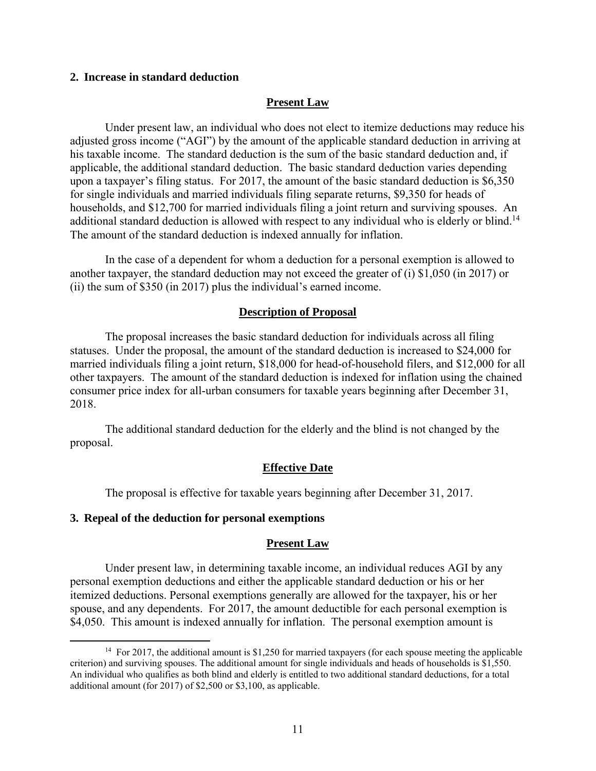### 2. Increase in standard deduction

#### Present Law

Under present law, an individual who does not elect to itemize deductions may reduce his adjusted gross income ("AGI") by the amount of the applicable standard deduction in arriving at his taxable income. The standard deduction is the sum of the basic standard deduction and, if applicable, the additional standard deduction. The basic standard deduction varies depending upon a taxpayer's filing status. For 2017, the amount of the basic standard deduction is $6,350 for single individuals and married individuals filing separate returns, $9,350 for heads of households, and $12,700 for married individuals filing a joint return and surviving spouses. An additional standard deduction is allowed with respect to any individual who is elderly or blind.[14] The amount of the standard deduction is indexed annually for inflation.

In the case of a dependent for whom a deduction for a personal exemption is allowed to another taxpayer, the standard deduction may not exceed the greater of (i) $1,050 (in 2017) or (ii) the sum of $350 (in 2017) plus the individual's earned income.

#### Description of Proposal

The proposal increases the basic standard deduction for individuals across all filing statuses. Under the proposal, the amount of the standard deduction is increased to $24,000 for married individuals filing a joint return, $18,000 for head-of-household filers, and $12,000 for all other taxpayers. The amount of the standard deduction is indexed for inflation using the chained consumer price index for all-urban consumers for taxable years beginning after December 31, 2018.

The additional standard deduction for the elderly and the blind is not changed by the proposal.

#### Effective Date

The proposal is effective for taxable years beginning after December 31, 2017.

### 3. Repeal of the deduction for personal exemptions

#### Present Law

Under present law, in determining taxable income, an individual reduces AGI by any personal exemption deductions and either the applicable standard deduction or his or her itemized deductions. Personal exemptions generally are allowed for the taxpayer, his or her spouse, and any dependents. For 2017, the amount deductible for each personal exemption is $4,050. This amount is indexed annually for inflation. The personal exemption amount is

---

[14] For 2017, the additional amount is $1,250 for married taxpayers (for each spouse meeting the applicable criterion) and surviving spouses. The additional amount for single individuals and heads of households is $1,550. An individual who qualifies as both blind and elderly is entitled to two additional standard deductions, for a total additional amount (for 2017) of $2,500 or $3,100, as applicable.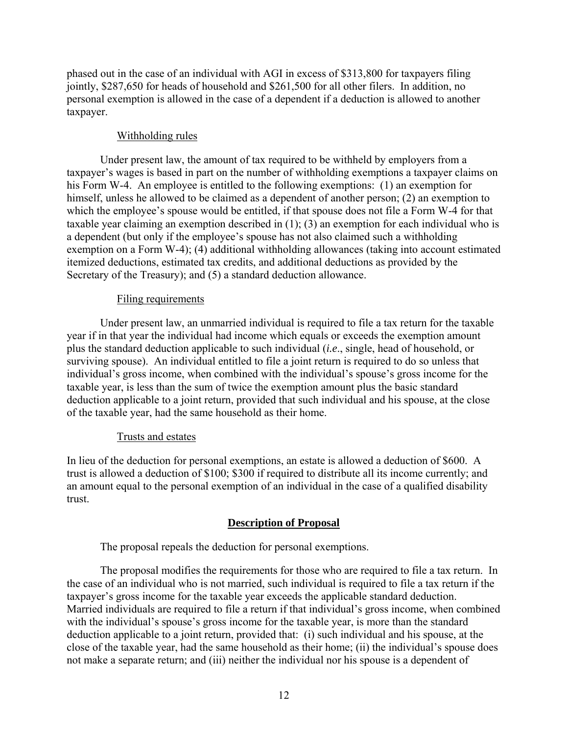phased out in the case of an individual with AGI in excess of $313,800 for taxpayers filing jointly, $287,650 for heads of household and $261,500 for all other filers. In addition, no personal exemption is allowed in the case of a dependent if a deduction is allowed to another taxpayer.

### Withholding rules

Under present law, the amount of tax required to be withheld by employers from a taxpayer's wages is based in part on the number of withholding exemptions a taxpayer claims on his Form W-4. An employee is entitled to the following exemptions: (1) an exemption for himself, unless he allowed to be claimed as a dependent of another person; (2) an exemption to which the employee's spouse would be entitled, if that spouse does not file a Form W-4 for that taxable year claiming an exemption described in (1); (3) an exemption for each individual who is a dependent (but only if the employee's spouse has not also claimed such a withholding exemption on a Form W-4); (4) additional withholding allowances (taking into account estimated itemized deductions, estimated tax credits, and additional deductions as provided by the Secretary of the Treasury); and (5) a standard deduction allowance.

### Filing requirements

Under present law, an unmarried individual is required to file a tax return for the taxable year if in that year the individual had income which equals or exceeds the exemption amount plus the standard deduction applicable to such individual (*i.e*., single, head of household, or surviving spouse). An individual entitled to file a joint return is required to do so unless that individual's gross income, when combined with the individual's spouse's gross income for the taxable year, is less than the sum of twice the exemption amount plus the basic standard deduction applicable to a joint return, provided that such individual and his spouse, at the close of the taxable year, had the same household as their home.

### Trusts and estates

In lieu of the deduction for personal exemptions, an estate is allowed a deduction of $600. A trust is allowed a deduction of $100; $300 if required to distribute all its income currently; and an amount equal to the personal exemption of an individual in the case of a qualified disability trust.

## Description of Proposal

The proposal repeals the deduction for personal exemptions.

The proposal modifies the requirements for those who are required to file a tax return. In the case of an individual who is not married, such individual is required to file a tax return if the taxpayer's gross income for the taxable year exceeds the applicable standard deduction. Married individuals are required to file a return if that individual's gross income, when combined with the individual's spouse's gross income for the taxable year, is more than the standard deduction applicable to a joint return, provided that: (i) such individual and his spouse, at the close of the taxable year, had the same household as their home; (ii) the individual's spouse does not make a separate return; and (iii) neither the individual nor his spouse is a dependent of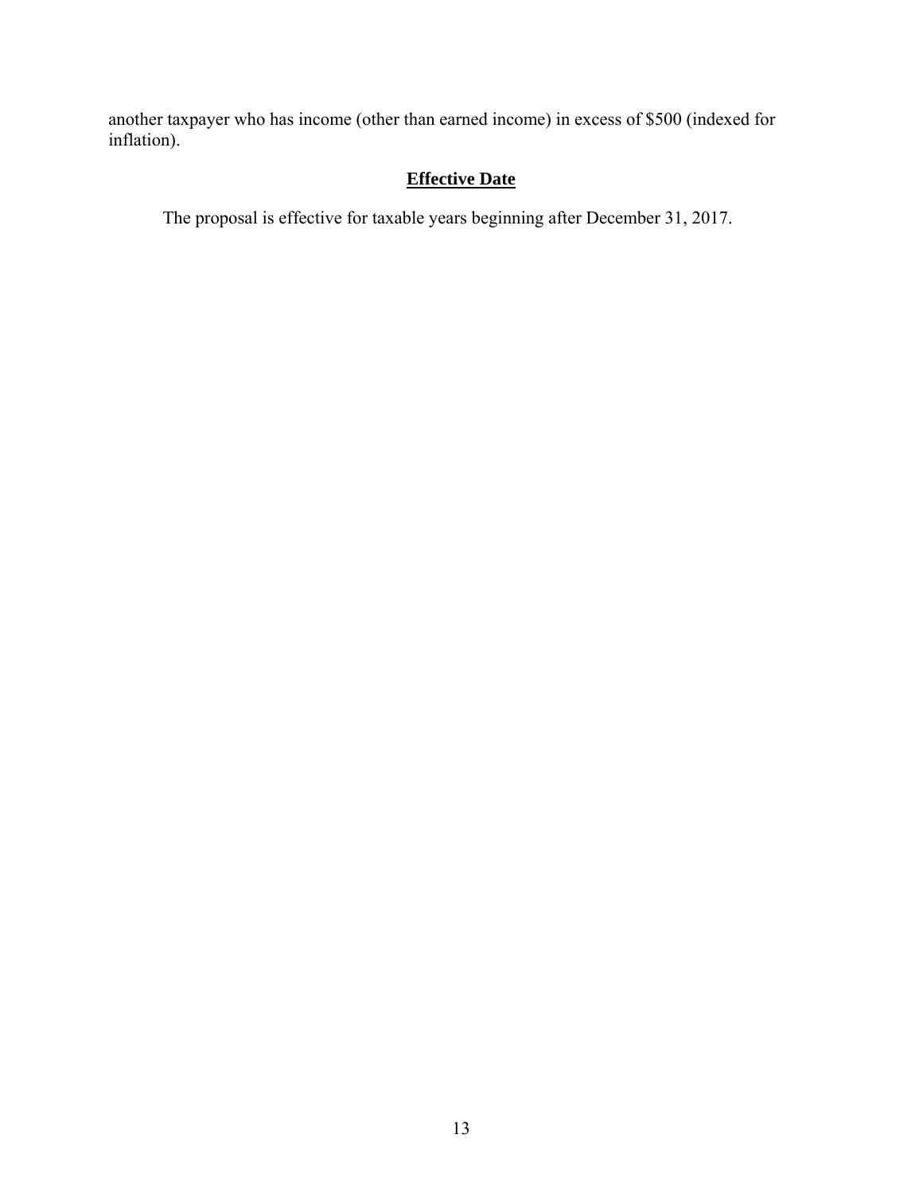another taxpayer who has income (other than earned income) in excess of $500 (indexed for inflation).

## Effective Date

The proposal is effective for taxable years beginning after December 31, 2017.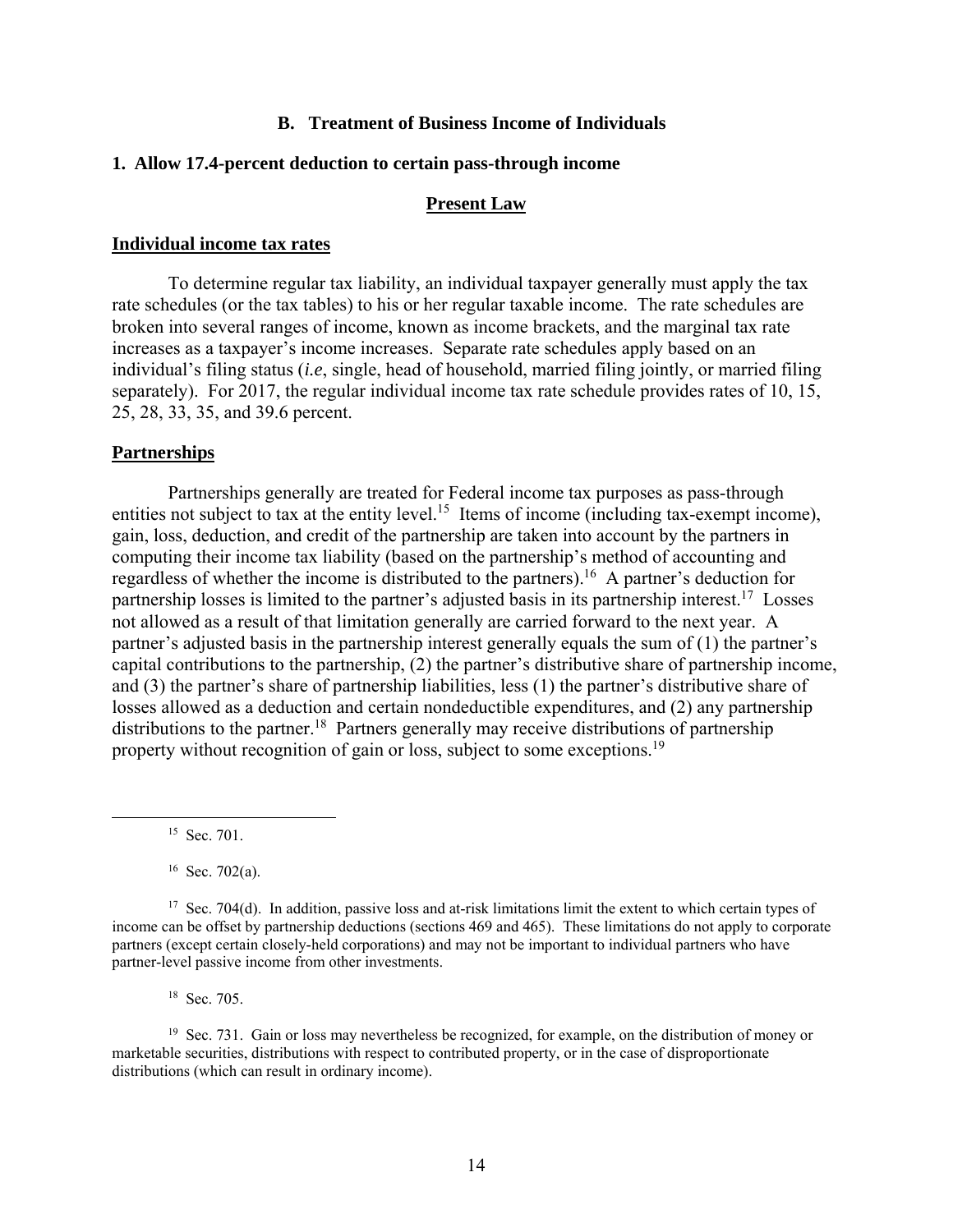## B. Treatment of Business Income of Individuals

### 1. Allow 17.4-percent deduction to certain pass-through income

#### Present Law

**Individual income tax rates**

To determine regular tax liability, an individual taxpayer generally must apply the tax rate schedules (or the tax tables) to his or her regular taxable income. The rate schedules are broken into several ranges of income, known as income brackets, and the marginal tax rate increases as a taxpayer's income increases. Separate rate schedules apply based on an individual's filing status (*i.e*, single, head of household, married filing jointly, or married filing separately). For 2017, the regular individual income tax rate schedule provides rates of 10, 15, 25, 28, 33, 35, and 39.6 percent.

**Partnerships**

Partnerships generally are treated for Federal income tax purposes as pass-through entities not subject to tax at the entity level.[15] Items of income (including tax-exempt income), gain, loss, deduction, and credit of the partnership are taken into account by the partners in computing their income tax liability (based on the partnership's method of accounting and regardless of whether the income is distributed to the partners).[16] A partner's deduction for partnership losses is limited to the partner's adjusted basis in its partnership interest.[17] Losses not allowed as a result of that limitation generally are carried forward to the next year. A partner's adjusted basis in the partnership interest generally equals the sum of (1) the partner's capital contributions to the partnership, (2) the partner's distributive share of partnership income, and (3) the partner's share of partnership liabilities, less (1) the partner's distributive share of losses allowed as a deduction and certain nondeductible expenditures, and (2) any partnership distributions to the partner.[18] Partners generally may receive distributions of partnership property without recognition of gain or loss, subject to some exceptions.[19]

---

[15] Sec. 701.

[16] Sec. 702(a).

[17] Sec. 704(d). In addition, passive loss and at-risk limitations limit the extent to which certain types of income can be offset by partnership deductions (sections 469 and 465). These limitations do not apply to corporate partners (except certain closely-held corporations) and may not be important to individual partners who have partner-level passive income from other investments.

[18] Sec. 705.

[19] Sec. 731. Gain or loss may nevertheless be recognized, for example, on the distribution of money or marketable securities, distributions with respect to contributed property, or in the case of disproportionate distributions (which can result in ordinary income).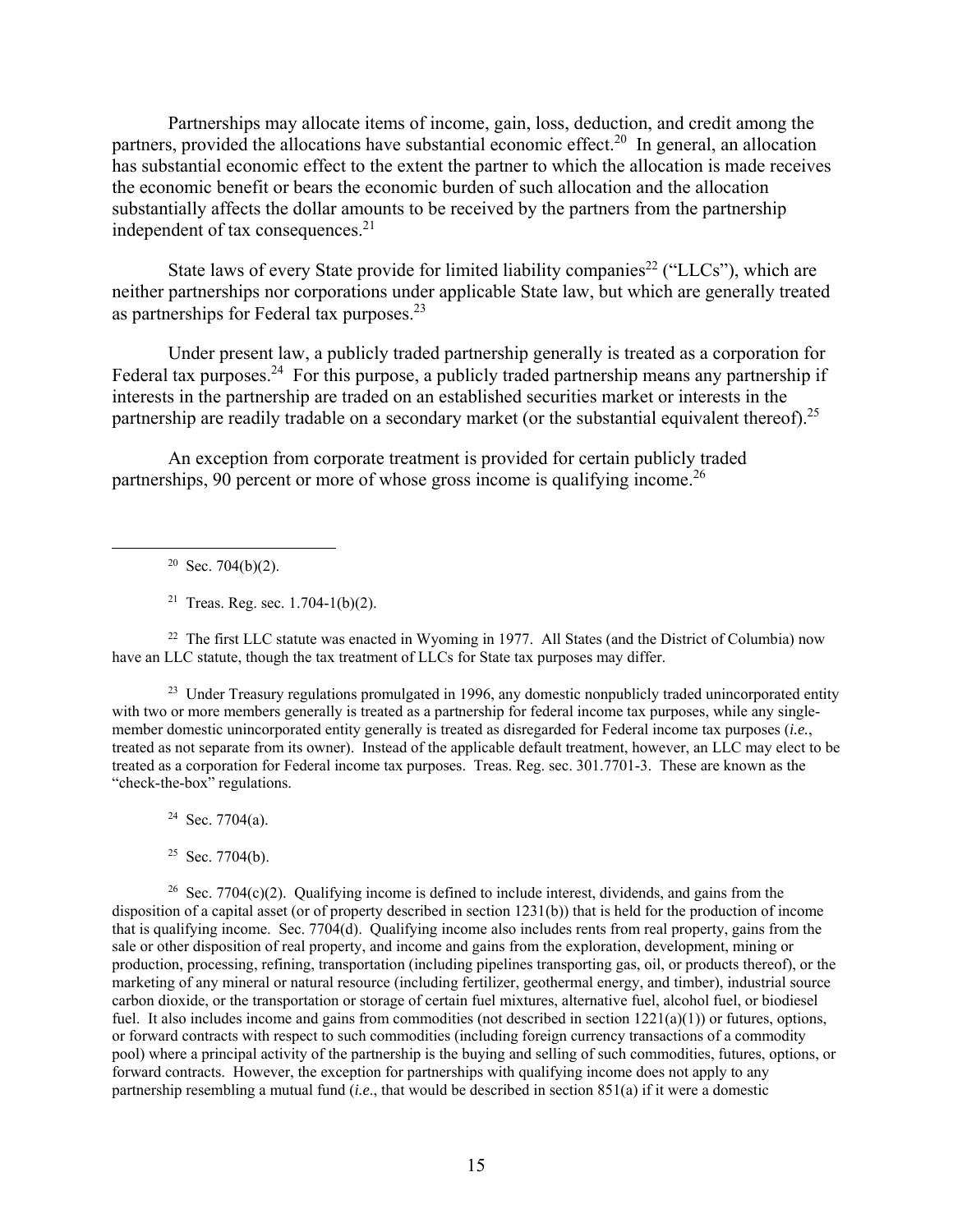Partnerships may allocate items of income, gain, loss, deduction, and credit among the partners, provided the allocations have substantial economic effect.[20] In general, an allocation has substantial economic effect to the extent the partner to which the allocation is made receives the economic benefit or bears the economic burden of such allocation and the allocation substantially affects the dollar amounts to be received by the partners from the partnership independent of tax consequences.[21]

State laws of every State provide for limited liability companies[22] ("LLCs"), which are neither partnerships nor corporations under applicable State law, but which are generally treated as partnerships for Federal tax purposes.[23]

Under present law, a publicly traded partnership generally is treated as a corporation for Federal tax purposes.[24] For this purpose, a publicly traded partnership means any partnership if interests in the partnership are traded on an established securities market or interests in the partnership are readily tradable on a secondary market (or the substantial equivalent thereof).[25]

An exception from corporate treatment is provided for certain publicly traded partnerships, 90 percent or more of whose gross income is qualifying income.[26]

---

[20] Sec. 704(b)(2).

[21] Treas. Reg. sec. 1.704-1(b)(2).

[22] The first LLC statute was enacted in Wyoming in 1977. All States (and the District of Columbia) now have an LLC statute, though the tax treatment of LLCs for State tax purposes may differ.

[23] Under Treasury regulations promulgated in 1996, any domestic nonpublicly traded unincorporated entity with two or more members generally is treated as a partnership for federal income tax purposes, while any single-member domestic unincorporated entity generally is treated as disregarded for Federal income tax purposes (*i.e.*, treated as not separate from its owner). Instead of the applicable default treatment, however, an LLC may elect to be treated as a corporation for Federal income tax purposes. Treas. Reg. sec. 301.7701-3. These are known as the "check-the-box" regulations.

[24] Sec. 7704(a).

[25] Sec. 7704(b).

[26] Sec. 7704(c)(2). Qualifying income is defined to include interest, dividends, and gains from the disposition of a capital asset (or of property described in section 1231(b)) that is held for the production of income that is qualifying income. Sec. 7704(d). Qualifying income also includes rents from real property, gains from the sale or other disposition of real property, and income and gains from the exploration, development, mining or production, processing, refining, transportation (including pipelines transporting gas, oil, or products thereof), or the marketing of any mineral or natural resource (including fertilizer, geothermal energy, and timber), industrial source carbon dioxide, or the transportation or storage of certain fuel mixtures, alternative fuel, alcohol fuel, or biodiesel fuel. It also includes income and gains from commodities (not described in section 1221(a)(1)) or futures, options, or forward contracts with respect to such commodities (including foreign currency transactions of a commodity pool) where a principal activity of the partnership is the buying and selling of such commodities, futures, options, or forward contracts. However, the exception for partnerships with qualifying income does not apply to any partnership resembling a mutual fund (*i.e.*, that would be described in section 851(a) if it were a domestic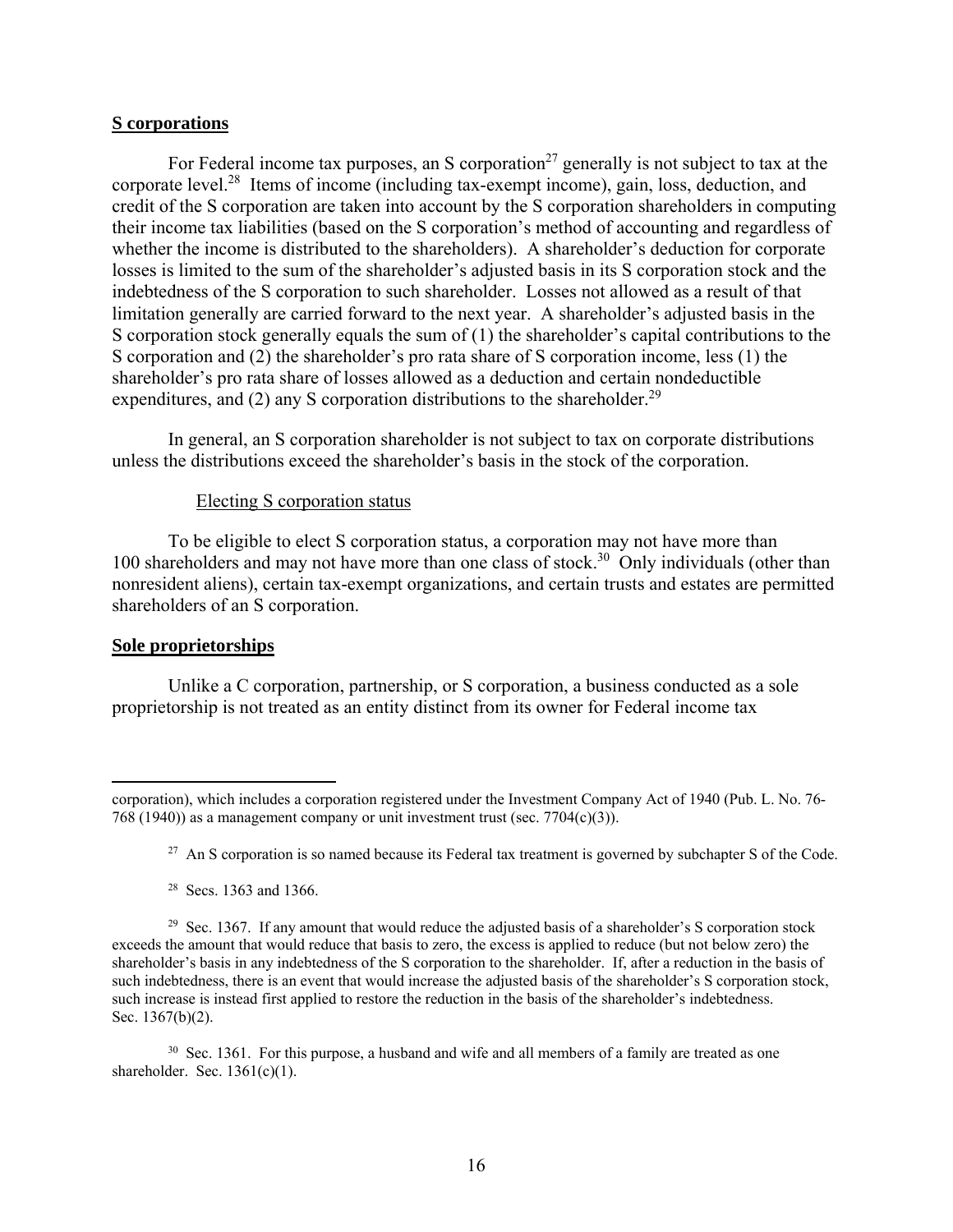## S corporations

For Federal income tax purposes, an S corporation[27] generally is not subject to tax at the corporate level.[28] Items of income (including tax-exempt income), gain, loss, deduction, and credit of the S corporation are taken into account by the S corporation shareholders in computing their income tax liabilities (based on the S corporation's method of accounting and regardless of whether the income is distributed to the shareholders). A shareholder's deduction for corporate losses is limited to the sum of the shareholder's adjusted basis in its S corporation stock and the indebtedness of the S corporation to such shareholder. Losses not allowed as a result of that limitation generally are carried forward to the next year. A shareholder's adjusted basis in the S corporation stock generally equals the sum of (1) the shareholder's capital contributions to the S corporation and (2) the shareholder's pro rata share of S corporation income, less (1) the shareholder's pro rata share of losses allowed as a deduction and certain nondeductible expenditures, and (2) any S corporation distributions to the shareholder.[29]

In general, an S corporation shareholder is not subject to tax on corporate distributions unless the distributions exceed the shareholder's basis in the stock of the corporation.

### Electing S corporation status

To be eligible to elect S corporation status, a corporation may not have more than 100 shareholders and may not have more than one class of stock.[30] Only individuals (other than nonresident aliens), certain tax-exempt organizations, and certain trusts and estates are permitted shareholders of an S corporation.

## Sole proprietorships

Unlike a C corporation, partnership, or S corporation, a business conducted as a sole proprietorship is not treated as an entity distinct from its owner for Federal income tax

---

corporation), which includes a corporation registered under the Investment Company Act of 1940 (Pub. L. No. 76-768 (1940)) as a management company or unit investment trust (sec. 7704(c)(3)).

[27] An S corporation is so named because its Federal tax treatment is governed by subchapter S of the Code.

[28] Secs. 1363 and 1366.

[29] Sec. 1367. If any amount that would reduce the adjusted basis of a shareholder's S corporation stock exceeds the amount that would reduce that basis to zero, the excess is applied to reduce (but not below zero) the shareholder's basis in any indebtedness of the S corporation to the shareholder. If, after a reduction in the basis of such indebtedness, there is an event that would increase the adjusted basis of the shareholder's S corporation stock, such increase is instead first applied to restore the reduction in the basis of the shareholder's indebtedness. Sec. 1367(b)(2).

[30] Sec. 1361. For this purpose, a husband and wife and all members of a family are treated as one shareholder. Sec. 1361(c)(1).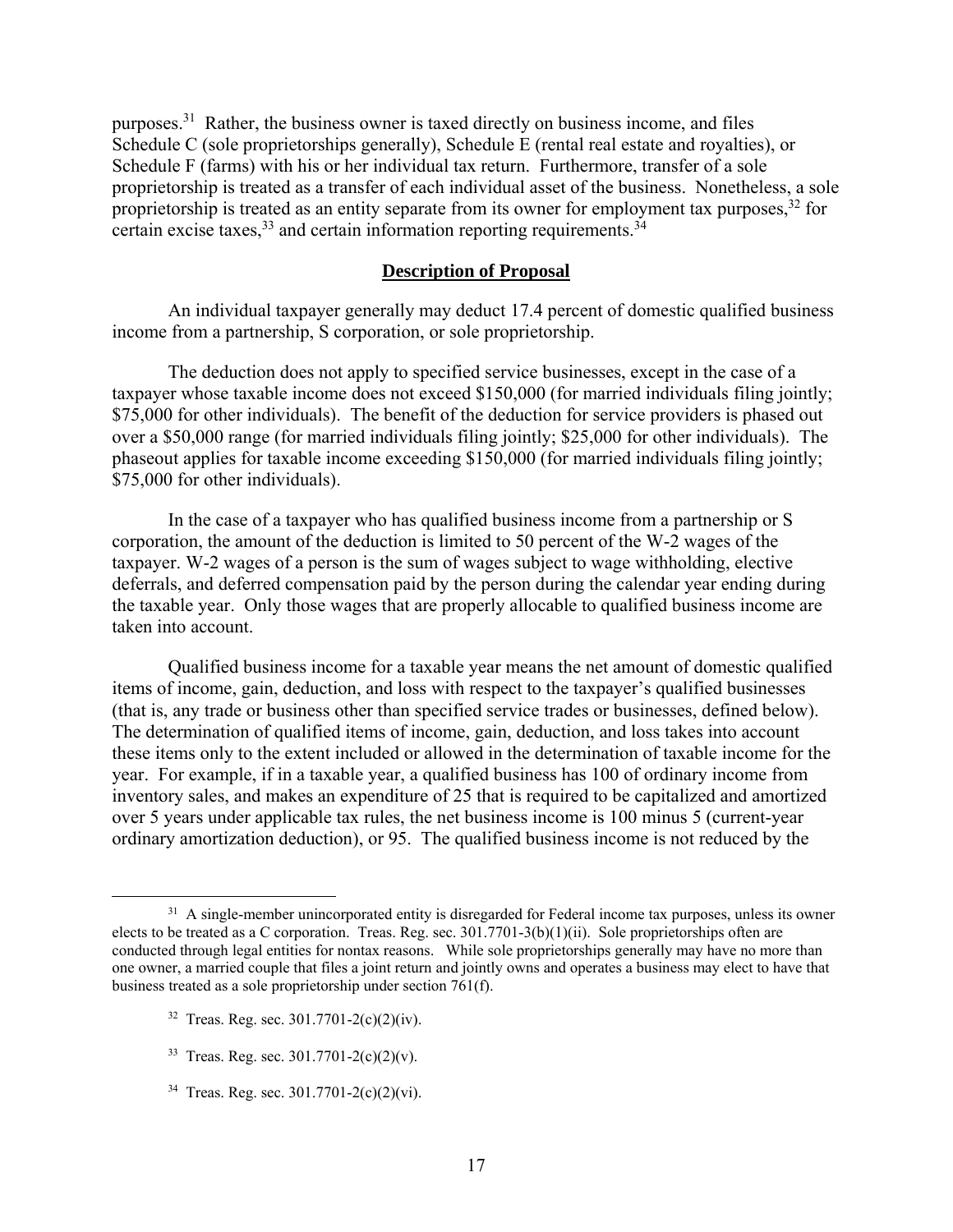purposes.[31] Rather, the business owner is taxed directly on business income, and files Schedule C (sole proprietorships generally), Schedule E (rental real estate and royalties), or Schedule F (farms) with his or her individual tax return. Furthermore, transfer of a sole proprietorship is treated as a transfer of each individual asset of the business. Nonetheless, a sole proprietorship is treated as an entity separate from its owner for employment tax purposes,[32] for certain excise taxes,[33] and certain information reporting requirements.[34]

## Description of Proposal

An individual taxpayer generally may deduct 17.4 percent of domestic qualified business income from a partnership, S corporation, or sole proprietorship.

The deduction does not apply to specified service businesses, except in the case of a taxpayer whose taxable income does not exceed $150,000 (for married individuals filing jointly; $75,000 for other individuals). The benefit of the deduction for service providers is phased out over a $50,000 range (for married individuals filing jointly; $25,000 for other individuals). The phaseout applies for taxable income exceeding $150,000 (for married individuals filing jointly; $75,000 for other individuals).

In the case of a taxpayer who has qualified business income from a partnership or S corporation, the amount of the deduction is limited to 50 percent of the W-2 wages of the taxpayer. W-2 wages of a person is the sum of wages subject to wage withholding, elective deferrals, and deferred compensation paid by the person during the calendar year ending during the taxable year. Only those wages that are properly allocable to qualified business income are taken into account.

Qualified business income for a taxable year means the net amount of domestic qualified items of income, gain, deduction, and loss with respect to the taxpayer's qualified businesses (that is, any trade or business other than specified service trades or businesses, defined below). The determination of qualified items of income, gain, deduction, and loss takes into account these items only to the extent included or allowed in the determination of taxable income for the year. For example, if in a taxable year, a qualified business has 100 of ordinary income from inventory sales, and makes an expenditure of 25 that is required to be capitalized and amortized over 5 years under applicable tax rules, the net business income is 100 minus 5 (current-year ordinary amortization deduction), or 95. The qualified business income is not reduced by the

---

[31] A single-member unincorporated entity is disregarded for Federal income tax purposes, unless its owner elects to be treated as a C corporation. Treas. Reg. sec. 301.7701-3(b)(1)(ii). Sole proprietorships often are conducted through legal entities for nontax reasons. While sole proprietorships generally may have no more than one owner, a married couple that files a joint return and jointly owns and operates a business may elect to have that business treated as a sole proprietorship under section 761(f).

[32] Treas. Reg. sec. 301.7701-2(c)(2)(iv).

[33] Treas. Reg. sec. 301.7701-2(c)(2)(v).

[34] Treas. Reg. sec. 301.7701-2(c)(2)(vi).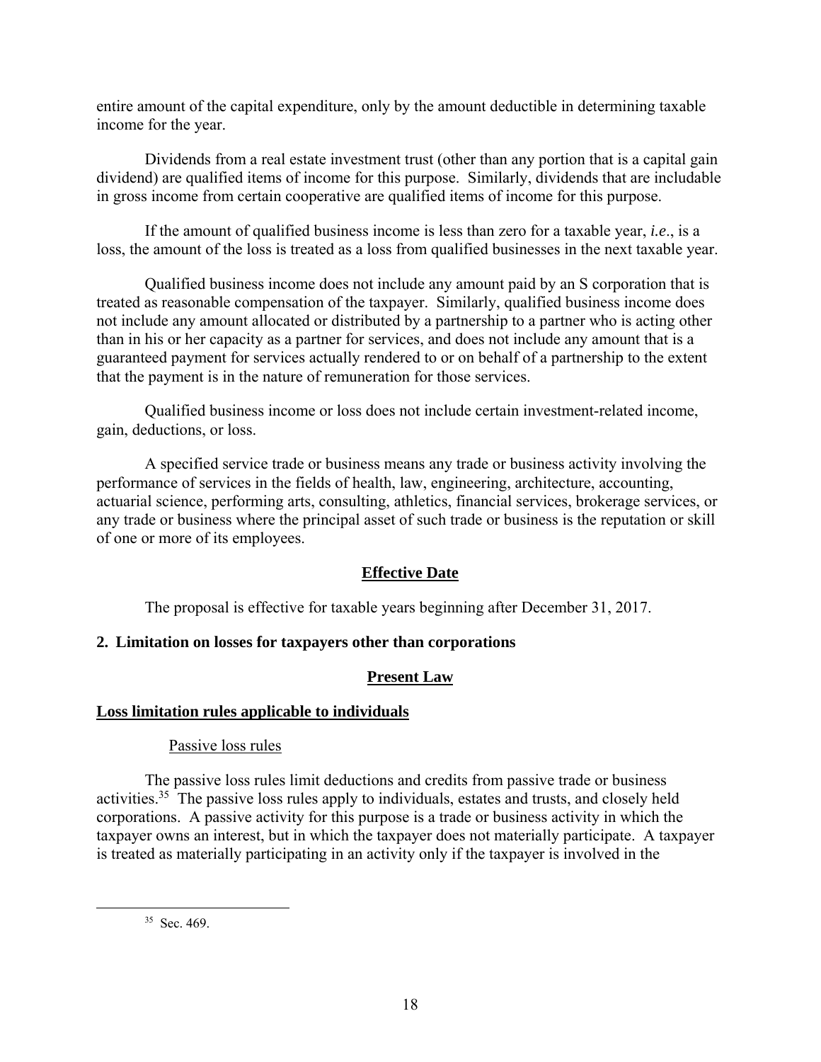entire amount of the capital expenditure, only by the amount deductible in determining taxable income for the year.

Dividends from a real estate investment trust (other than any portion that is a capital gain dividend) are qualified items of income for this purpose. Similarly, dividends that are includable in gross income from certain cooperative are qualified items of income for this purpose.

If the amount of qualified business income is less than zero for a taxable year, *i.e*., is a loss, the amount of the loss is treated as a loss from qualified businesses in the next taxable year.

Qualified business income does not include any amount paid by an S corporation that is treated as reasonable compensation of the taxpayer. Similarly, qualified business income does not include any amount allocated or distributed by a partnership to a partner who is acting other than in his or her capacity as a partner for services, and does not include any amount that is a guaranteed payment for services actually rendered to or on behalf of a partnership to the extent that the payment is in the nature of remuneration for those services.

Qualified business income or loss does not include certain investment-related income, gain, deductions, or loss.

A specified service trade or business means any trade or business activity involving the performance of services in the fields of health, law, engineering, architecture, accounting, actuarial science, performing arts, consulting, athletics, financial services, brokerage services, or any trade or business where the principal asset of such trade or business is the reputation or skill of one or more of its employees.

**Effective Date**

The proposal is effective for taxable years beginning after December 31, 2017.

### 2. Limitation on losses for taxpayers other than corporations

**Present Law**

**Loss limitation rules applicable to individuals**

Passive loss rules

The passive loss rules limit deductions and credits from passive trade or business activities.[35] The passive loss rules apply to individuals, estates and trusts, and closely held corporations. A passive activity for this purpose is a trade or business activity in which the taxpayer owns an interest, but in which the taxpayer does not materially participate. A taxpayer is treated as materially participating in an activity only if the taxpayer is involved in the

[35] Sec. 469.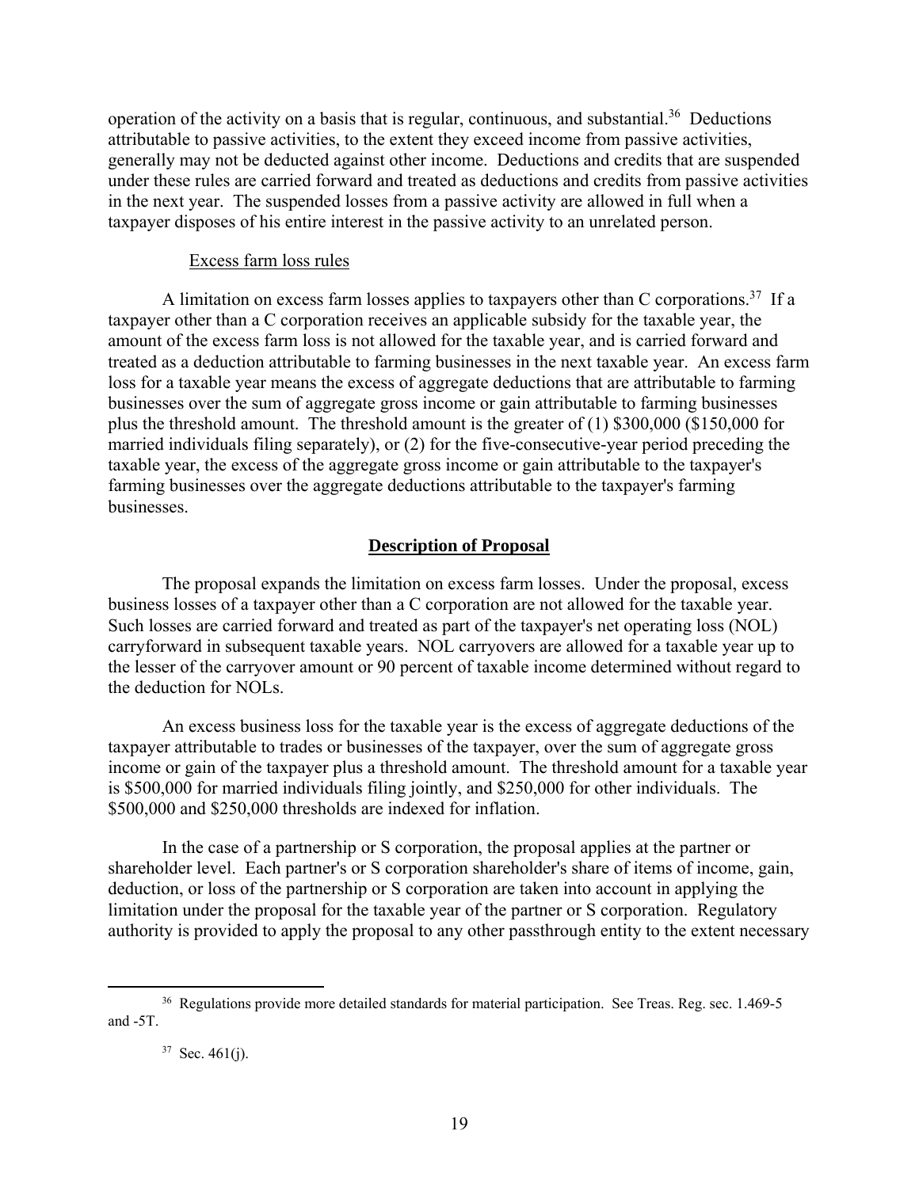operation of the activity on a basis that is regular, continuous, and substantial.[36] Deductions attributable to passive activities, to the extent they exceed income from passive activities, generally may not be deducted against other income. Deductions and credits that are suspended under these rules are carried forward and treated as deductions and credits from passive activities in the next year. The suspended losses from a passive activity are allowed in full when a taxpayer disposes of his entire interest in the passive activity to an unrelated person.

Excess farm loss rules

A limitation on excess farm losses applies to taxpayers other than C corporations.[37] If a taxpayer other than a C corporation receives an applicable subsidy for the taxable year, the amount of the excess farm loss is not allowed for the taxable year, and is carried forward and treated as a deduction attributable to farming businesses in the next taxable year. An excess farm loss for a taxable year means the excess of aggregate deductions that are attributable to farming businesses over the sum of aggregate gross income or gain attributable to farming businesses plus the threshold amount. The threshold amount is the greater of (1) $300,000 ($150,000 for married individuals filing separately), or (2) for the five-consecutive-year period preceding the taxable year, the excess of the aggregate gross income or gain attributable to the taxpayer's farming businesses over the aggregate deductions attributable to the taxpayer's farming businesses.

## Description of Proposal

The proposal expands the limitation on excess farm losses. Under the proposal, excess business losses of a taxpayer other than a C corporation are not allowed for the taxable year. Such losses are carried forward and treated as part of the taxpayer's net operating loss (NOL) carryforward in subsequent taxable years. NOL carryovers are allowed for a taxable year up to the lesser of the carryover amount or 90 percent of taxable income determined without regard to the deduction for NOLs.

An excess business loss for the taxable year is the excess of aggregate deductions of the taxpayer attributable to trades or businesses of the taxpayer, over the sum of aggregate gross income or gain of the taxpayer plus a threshold amount. The threshold amount for a taxable year is $500,000 for married individuals filing jointly, and $250,000 for other individuals. The $500,000 and $250,000 thresholds are indexed for inflation.

In the case of a partnership or S corporation, the proposal applies at the partner or shareholder level. Each partner's or S corporation shareholder's share of items of income, gain, deduction, or loss of the partnership or S corporation are taken into account in applying the limitation under the proposal for the taxable year of the partner or S corporation. Regulatory authority is provided to apply the proposal to any other passthrough entity to the extent necessary

[36] Regulations provide more detailed standards for material participation. See Treas. Reg. sec. 1.469-5 and -5T.

[37] Sec. 461(j).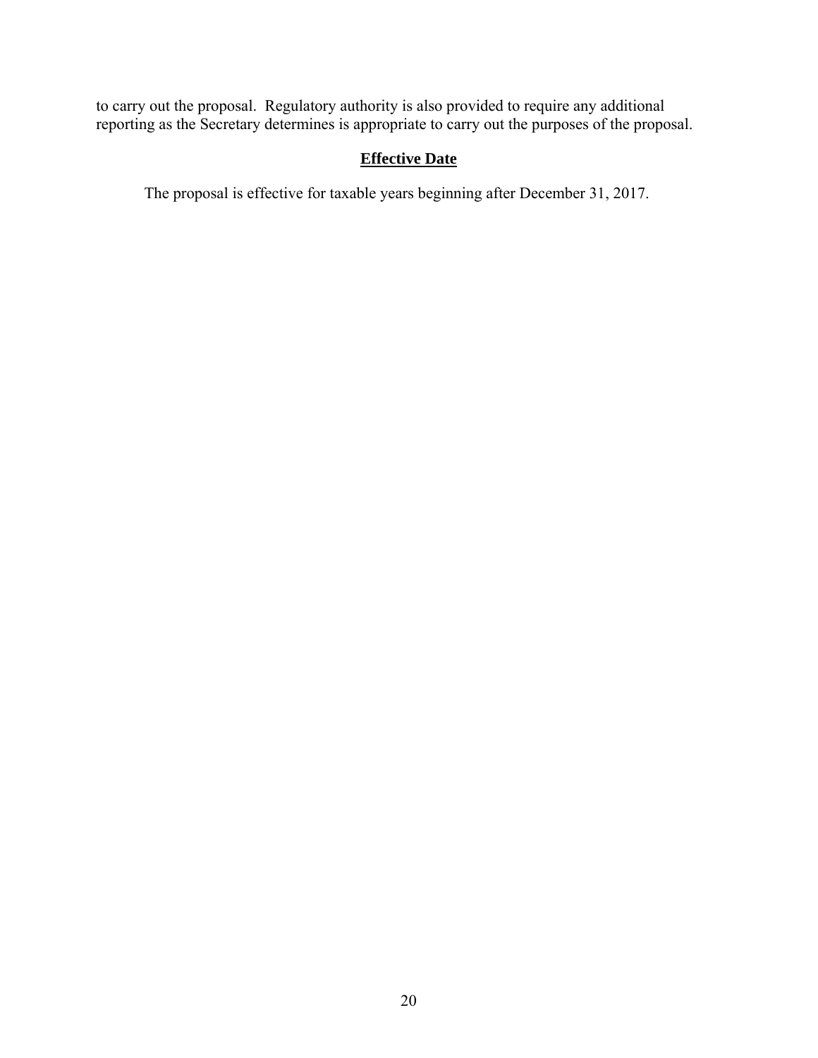to carry out the proposal. Regulatory authority is also provided to require any additional reporting as the Secretary determines is appropriate to carry out the purposes of the proposal.

## **Effective Date**

The proposal is effective for taxable years beginning after December 31, 2017.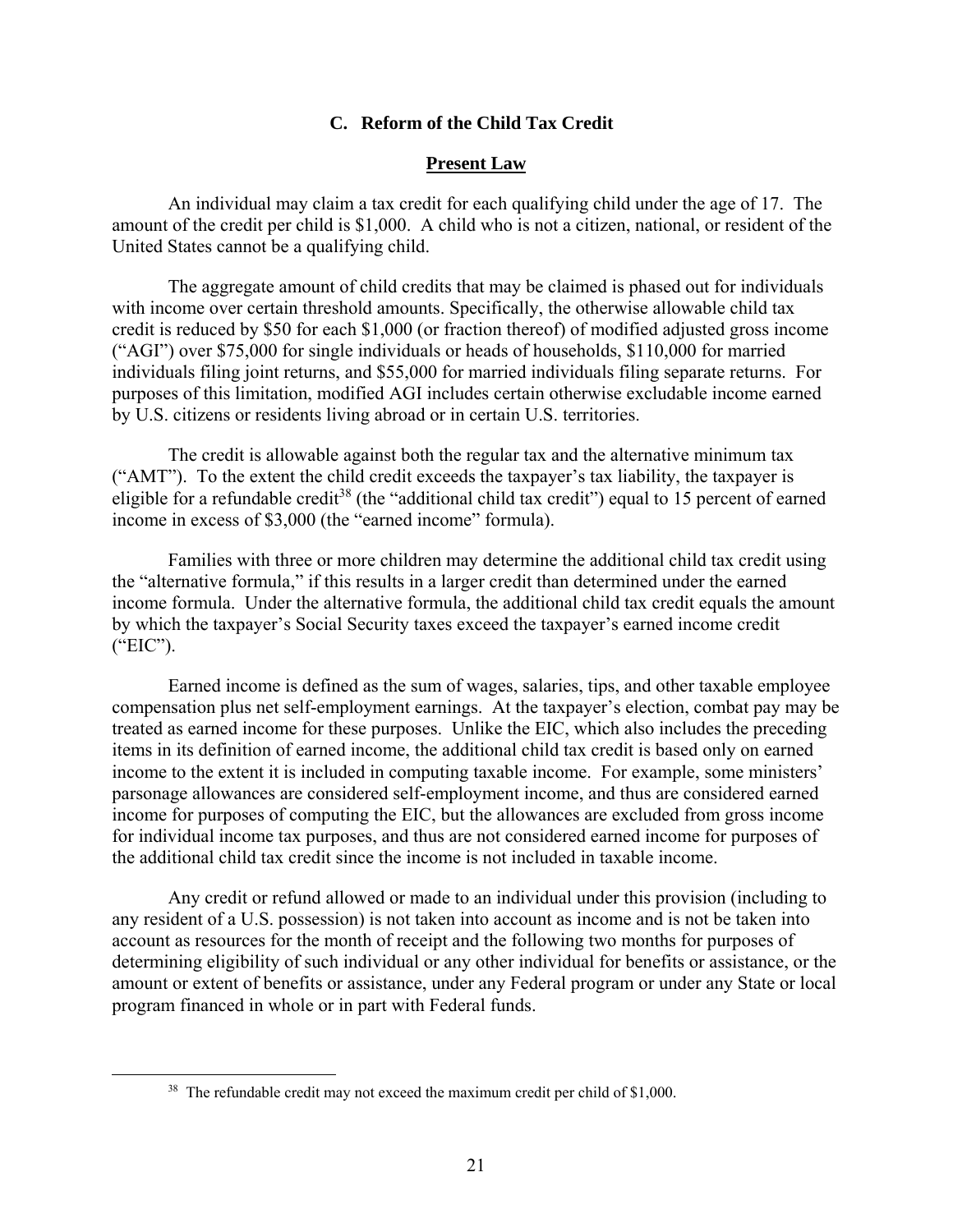### C. Reform of the Child Tax Credit

#### Present Law

An individual may claim a tax credit for each qualifying child under the age of 17. The amount of the credit per child is $1,000. A child who is not a citizen, national, or resident of the United States cannot be a qualifying child.

The aggregate amount of child credits that may be claimed is phased out for individuals with income over certain threshold amounts. Specifically, the otherwise allowable child tax credit is reduced by $50 for each $1,000 (or fraction thereof) of modified adjusted gross income ("AGI") over $75,000 for single individuals or heads of households, $110,000 for married individuals filing joint returns, and $55,000 for married individuals filing separate returns. For purposes of this limitation, modified AGI includes certain otherwise excludable income earned by U.S. citizens or residents living abroad or in certain U.S. territories.

The credit is allowable against both the regular tax and the alternative minimum tax ("AMT"). To the extent the child credit exceeds the taxpayer's tax liability, the taxpayer is eligible for a refundable credit[38] (the "additional child tax credit") equal to 15 percent of earned income in excess of $3,000 (the "earned income" formula).

Families with three or more children may determine the additional child tax credit using the "alternative formula," if this results in a larger credit than determined under the earned income formula. Under the alternative formula, the additional child tax credit equals the amount by which the taxpayer's Social Security taxes exceed the taxpayer's earned income credit ("EIC").

Earned income is defined as the sum of wages, salaries, tips, and other taxable employee compensation plus net self-employment earnings. At the taxpayer's election, combat pay may be treated as earned income for these purposes. Unlike the EIC, which also includes the preceding items in its definition of earned income, the additional child tax credit is based only on earned income to the extent it is included in computing taxable income. For example, some ministers' parsonage allowances are considered self-employment income, and thus are considered earned income for purposes of computing the EIC, but the allowances are excluded from gross income for individual income tax purposes, and thus are not considered earned income for purposes of the additional child tax credit since the income is not included in taxable income.

Any credit or refund allowed or made to an individual under this provision (including to any resident of a U.S. possession) is not taken into account as income and is not be taken into account as resources for the month of receipt and the following two months for purposes of determining eligibility of such individual or any other individual for benefits or assistance, or the amount or extent of benefits or assistance, under any Federal program or under any State or local program financed in whole or in part with Federal funds.

[38] The refundable credit may not exceed the maximum credit per child of $1,000.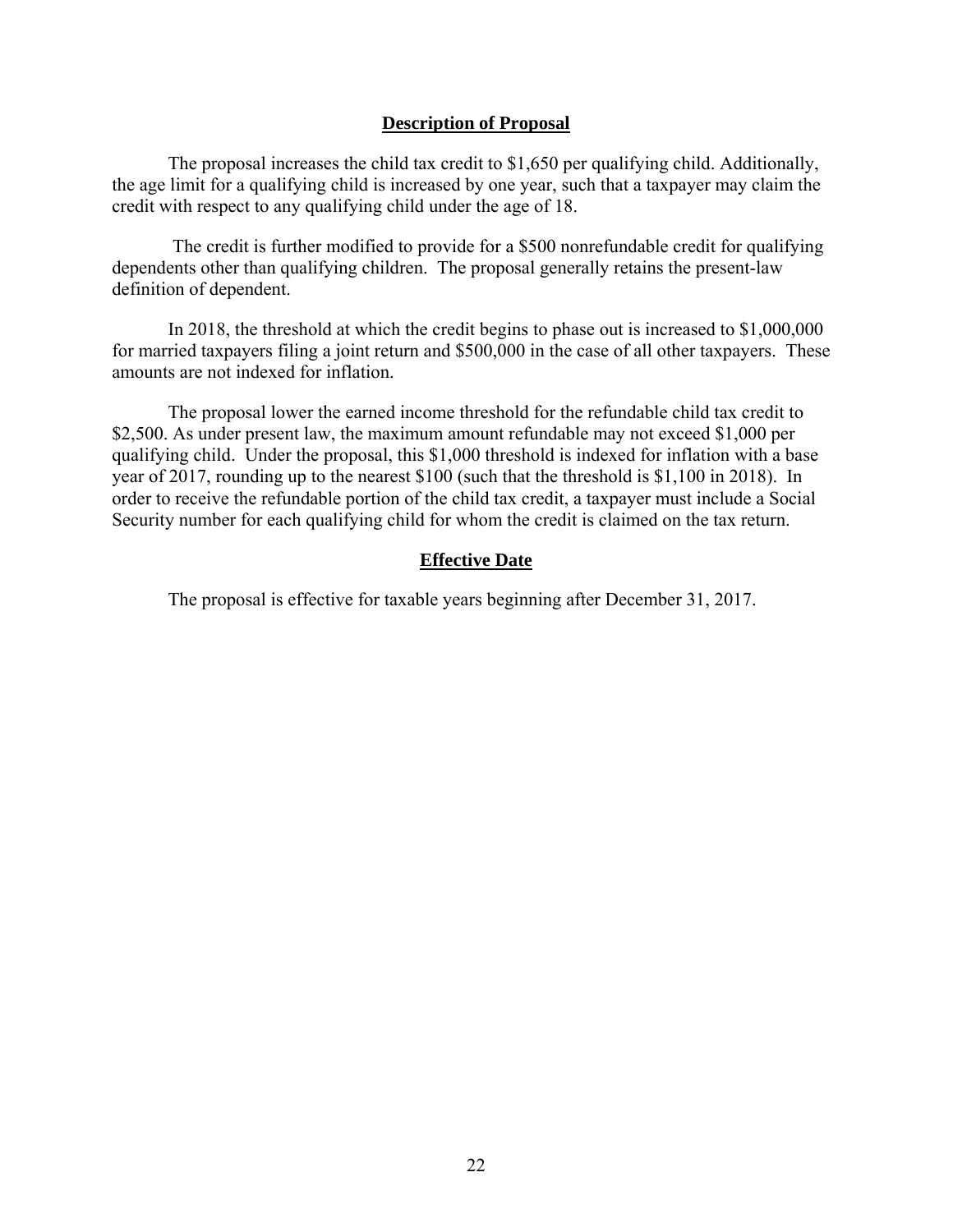### Description of Proposal

The proposal increases the child tax credit to $1,650 per qualifying child. Additionally, the age limit for a qualifying child is increased by one year, such that a taxpayer may claim the credit with respect to any qualifying child under the age of 18.

The credit is further modified to provide for a $500 nonrefundable credit for qualifying dependents other than qualifying children. The proposal generally retains the present-law definition of dependent.

In 2018, the threshold at which the credit begins to phase out is increased to $1,000,000 for married taxpayers filing a joint return and $500,000 in the case of all other taxpayers. These amounts are not indexed for inflation.

The proposal lower the earned income threshold for the refundable child tax credit to $2,500. As under present law, the maximum amount refundable may not exceed $1,000 per qualifying child. Under the proposal, this $1,000 threshold is indexed for inflation with a base year of 2017, rounding up to the nearest $100 (such that the threshold is $1,100 in 2018). In order to receive the refundable portion of the child tax credit, a taxpayer must include a Social Security number for each qualifying child for whom the credit is claimed on the tax return.

### Effective Date

The proposal is effective for taxable years beginning after December 31, 2017.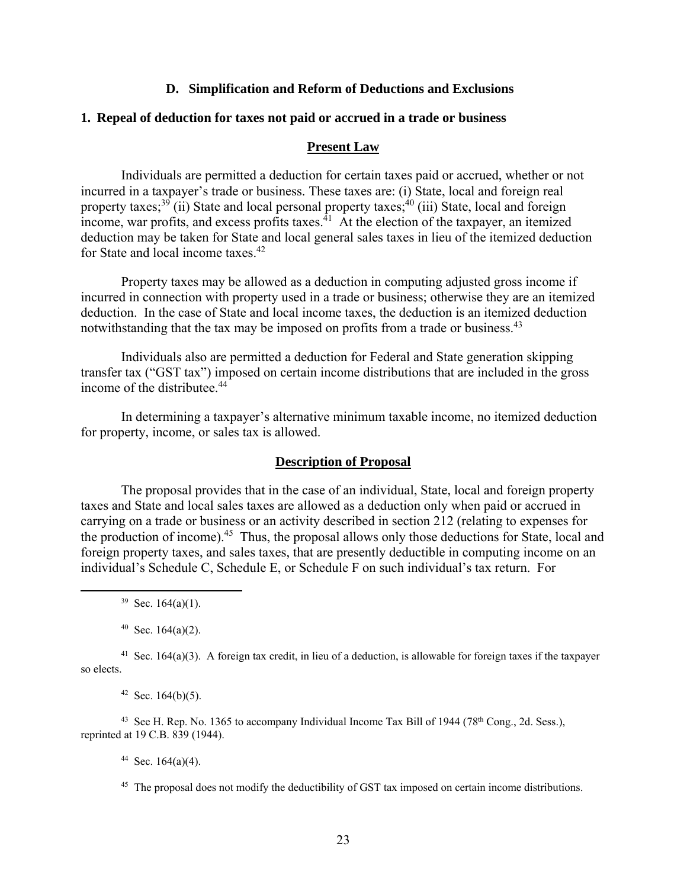### D. Simplification and Reform of Deductions and Exclusions

#### 1. Repeal of deduction for taxes not paid or accrued in a trade or business

**Present Law**

Individuals are permitted a deduction for certain taxes paid or accrued, whether or not incurred in a taxpayer's trade or business. These taxes are: (i) State, local and foreign real property taxes;[39] (ii) State and local personal property taxes;[40] (iii) State, local and foreign income, war profits, and excess profits taxes.[41] At the election of the taxpayer, an itemized deduction may be taken for State and local general sales taxes in lieu of the itemized deduction for State and local income taxes.[42]

Property taxes may be allowed as a deduction in computing adjusted gross income if incurred in connection with property used in a trade or business; otherwise they are an itemized deduction. In the case of State and local income taxes, the deduction is an itemized deduction notwithstanding that the tax may be imposed on profits from a trade or business.[43]

Individuals also are permitted a deduction for Federal and State generation skipping transfer tax ("GST tax") imposed on certain income distributions that are included in the gross income of the distributee.[44]

In determining a taxpayer's alternative minimum taxable income, no itemized deduction for property, income, or sales tax is allowed.

**Description of Proposal**

The proposal provides that in the case of an individual, State, local and foreign property taxes and State and local sales taxes are allowed as a deduction only when paid or accrued in carrying on a trade or business or an activity described in section 212 (relating to expenses for the production of income).[45] Thus, the proposal allows only those deductions for State, local and foreign property taxes, and sales taxes, that are presently deductible in computing income on an individual's Schedule C, Schedule E, or Schedule F on such individual's tax return. For

---

[39] Sec. 164(a)(1).

[40] Sec. 164(a)(2).

[41] Sec. 164(a)(3). A foreign tax credit, in lieu of a deduction, is allowable for foreign taxes if the taxpayer so elects.

[42] Sec. 164(b)(5).

[43] See H. Rep. No. 1365 to accompany Individual Income Tax Bill of 1944 (78th Cong., 2d. Sess.), reprinted at 19 C.B. 839 (1944).

[44] Sec. 164(a)(4).

[45] The proposal does not modify the deductibility of GST tax imposed on certain income distributions.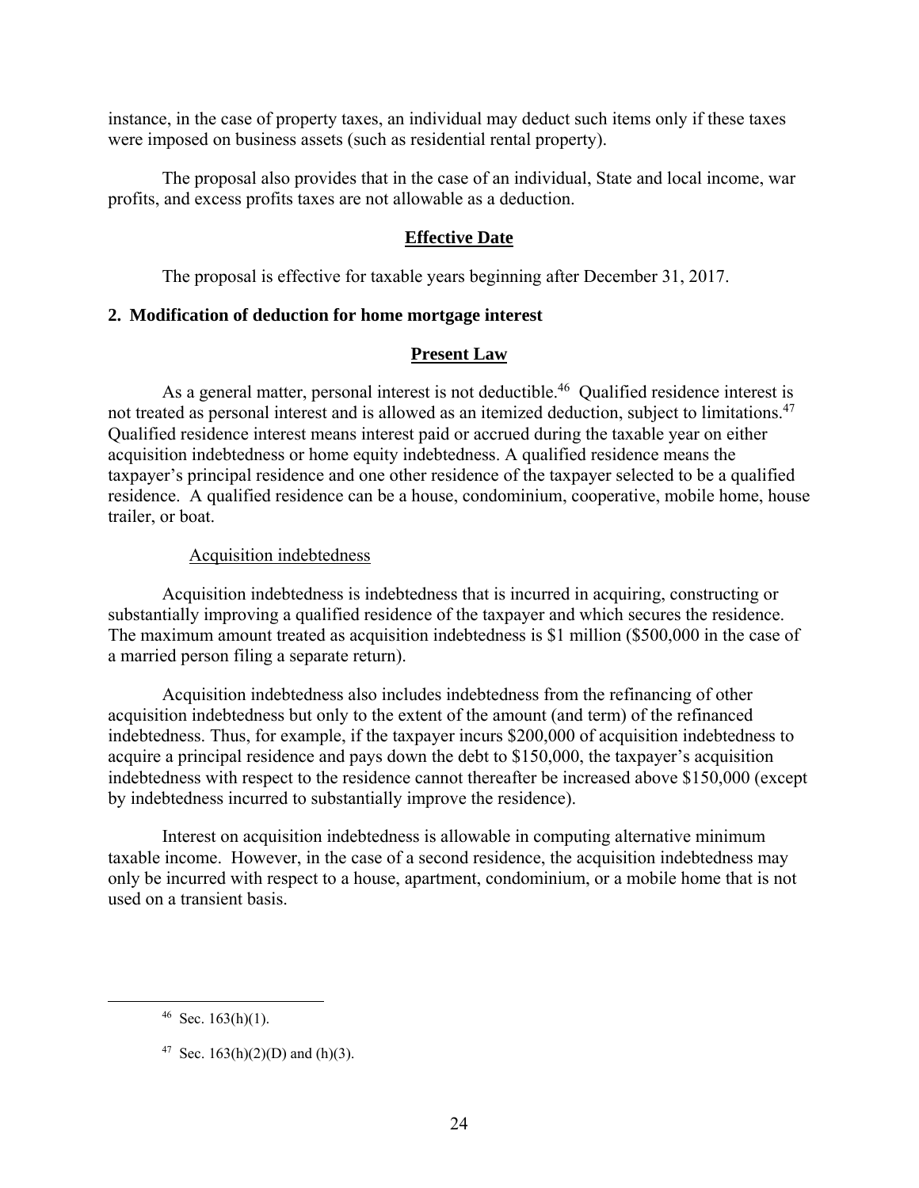instance, in the case of property taxes, an individual may deduct such items only if these taxes were imposed on business assets (such as residential rental property).

The proposal also provides that in the case of an individual, State and local income, war profits, and excess profits taxes are not allowable as a deduction.

**Effective Date**

The proposal is effective for taxable years beginning after December 31, 2017.

### 2. Modification of deduction for home mortgage interest

**Present Law**

As a general matter, personal interest is not deductible.[46] Qualified residence interest is not treated as personal interest and is allowed as an itemized deduction, subject to limitations.[47] Qualified residence interest means interest paid or accrued during the taxable year on either acquisition indebtedness or home equity indebtedness. A qualified residence means the taxpayer's principal residence and one other residence of the taxpayer selected to be a qualified residence. A qualified residence can be a house, condominium, cooperative, mobile home, house trailer, or boat.

Acquisition indebtedness

Acquisition indebtedness is indebtedness that is incurred in acquiring, constructing or substantially improving a qualified residence of the taxpayer and which secures the residence. The maximum amount treated as acquisition indebtedness is $1 million ($500,000 in the case of a married person filing a separate return).

Acquisition indebtedness also includes indebtedness from the refinancing of other acquisition indebtedness but only to the extent of the amount (and term) of the refinanced indebtedness. Thus, for example, if the taxpayer incurs $200,000 of acquisition indebtedness to acquire a principal residence and pays down the debt to $150,000, the taxpayer's acquisition indebtedness with respect to the residence cannot thereafter be increased above $150,000 (except by indebtedness incurred to substantially improve the residence).

Interest on acquisition indebtedness is allowable in computing alternative minimum taxable income. However, in the case of a second residence, the acquisition indebtedness may only be incurred with respect to a house, apartment, condominium, or a mobile home that is not used on a transient basis.

---

[46] Sec. 163(h)(1).

[47] Sec. 163(h)(2)(D) and (h)(3).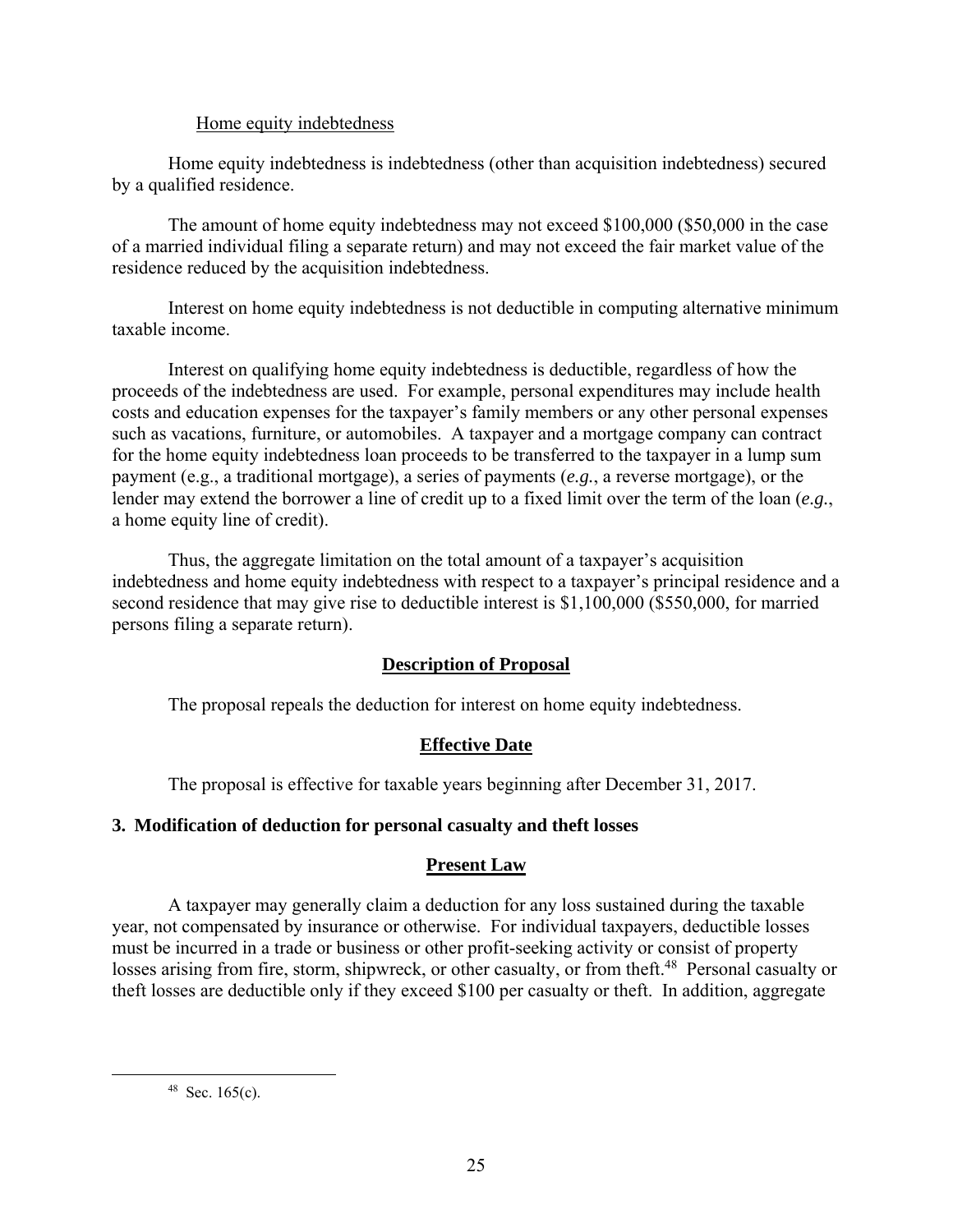Home equity indebtedness

Home equity indebtedness is indebtedness (other than acquisition indebtedness) secured by a qualified residence.

The amount of home equity indebtedness may not exceed $100,000 ($50,000 in the case of a married individual filing a separate return) and may not exceed the fair market value of the residence reduced by the acquisition indebtedness.

Interest on home equity indebtedness is not deductible in computing alternative minimum taxable income.

Interest on qualifying home equity indebtedness is deductible, regardless of how the proceeds of the indebtedness are used. For example, personal expenditures may include health costs and education expenses for the taxpayer's family members or any other personal expenses such as vacations, furniture, or automobiles. A taxpayer and a mortgage company can contract for the home equity indebtedness loan proceeds to be transferred to the taxpayer in a lump sum payment (e.g., a traditional mortgage), a series of payments (*e.g.*, a reverse mortgage), or the lender may extend the borrower a line of credit up to a fixed limit over the term of the loan (*e.g.*, a home equity line of credit).

Thus, the aggregate limitation on the total amount of a taxpayer's acquisition indebtedness and home equity indebtedness with respect to a taxpayer's principal residence and a second residence that may give rise to deductible interest is $1,100,000 ($550,000, for married persons filing a separate return).

**Description of Proposal**

The proposal repeals the deduction for interest on home equity indebtedness.

**Effective Date**

The proposal is effective for taxable years beginning after December 31, 2017.

### 3. Modification of deduction for personal casualty and theft losses

**Present Law**

A taxpayer may generally claim a deduction for any loss sustained during the taxable year, not compensated by insurance or otherwise. For individual taxpayers, deductible losses must be incurred in a trade or business or other profit-seeking activity or consist of property losses arising from fire, storm, shipwreck, or other casualty, or from theft.[48] Personal casualty or theft losses are deductible only if they exceed $100 per casualty or theft. In addition, aggregate

[48] Sec. 165(c).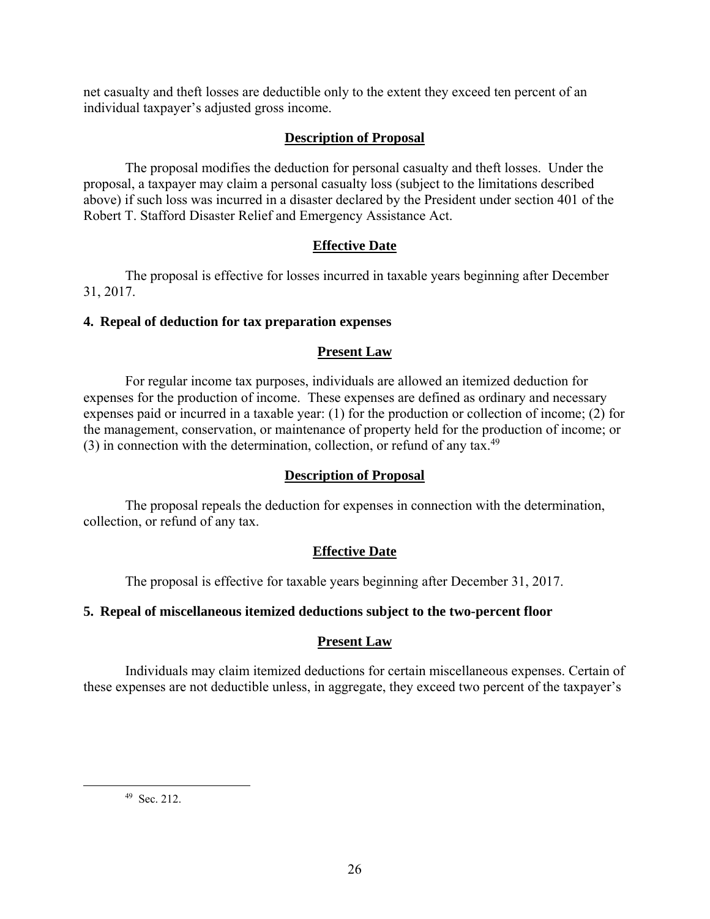net casualty and theft losses are deductible only to the extent they exceed ten percent of an individual taxpayer's adjusted gross income.

#### Description of Proposal

The proposal modifies the deduction for personal casualty and theft losses. Under the proposal, a taxpayer may claim a personal casualty loss (subject to the limitations described above) if such loss was incurred in a disaster declared by the President under section 401 of the Robert T. Stafford Disaster Relief and Emergency Assistance Act.

#### Effective Date

The proposal is effective for losses incurred in taxable years beginning after December 31, 2017.

### 4. Repeal of deduction for tax preparation expenses

#### Present Law

For regular income tax purposes, individuals are allowed an itemized deduction for expenses for the production of income. These expenses are defined as ordinary and necessary expenses paid or incurred in a taxable year: (1) for the production or collection of income; (2) for the management, conservation, or maintenance of property held for the production of income; or (3) in connection with the determination, collection, or refund of any tax.[49]

#### Description of Proposal

The proposal repeals the deduction for expenses in connection with the determination, collection, or refund of any tax.

#### Effective Date

The proposal is effective for taxable years beginning after December 31, 2017.

### 5. Repeal of miscellaneous itemized deductions subject to the two-percent floor

#### Present Law

Individuals may claim itemized deductions for certain miscellaneous expenses. Certain of these expenses are not deductible unless, in aggregate, they exceed two percent of the taxpayer's

---

[49] Sec. 212.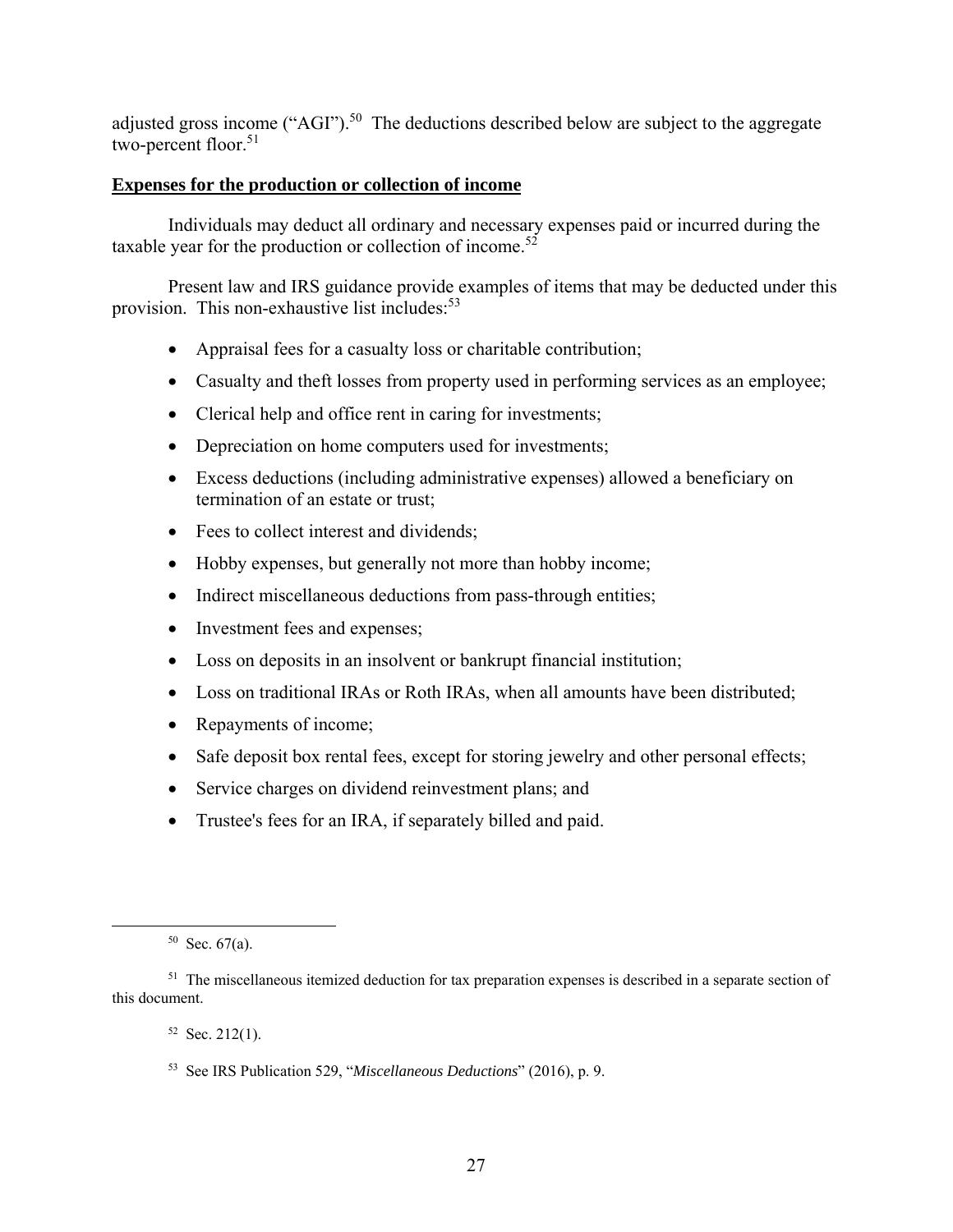adjusted gross income ("AGI").[50] The deductions described below are subject to the aggregate two-percent floor.[51]

## Expenses for the production or collection of income

Individuals may deduct all ordinary and necessary expenses paid or incurred during the taxable year for the production or collection of income.[52]

Present law and IRS guidance provide examples of items that may be deducted under this provision. This non-exhaustive list includes:[53]

- Appraisal fees for a casualty loss or charitable contribution;
- Casualty and theft losses from property used in performing services as an employee;
- Clerical help and office rent in caring for investments;
- Depreciation on home computers used for investments;
- Excess deductions (including administrative expenses) allowed a beneficiary on termination of an estate or trust;
- Fees to collect interest and dividends;
- Hobby expenses, but generally not more than hobby income;
- Indirect miscellaneous deductions from pass-through entities;
- Investment fees and expenses;
- Loss on deposits in an insolvent or bankrupt financial institution;
- Loss on traditional IRAs or Roth IRAs, when all amounts have been distributed;
- Repayments of income;
- Safe deposit box rental fees, except for storing jewelry and other personal effects;
- Service charges on dividend reinvestment plans; and
- Trustee's fees for an IRA, if separately billed and paid.

---

[50] Sec. 67(a).

[51] The miscellaneous itemized deduction for tax preparation expenses is described in a separate section of this document.

[52] Sec. 212(1).

[53] See IRS Publication 529, "*Miscellaneous Deductions*" (2016), p. 9.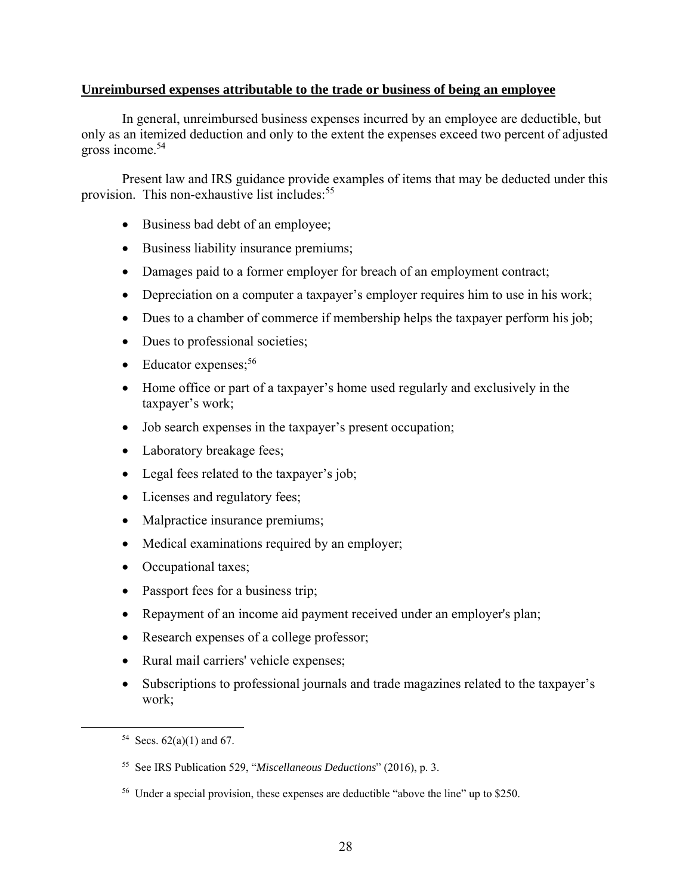**Unreimbursed expenses attributable to the trade or business of being an employee**

In general, unreimbursed business expenses incurred by an employee are deductible, but only as an itemized deduction and only to the extent the expenses exceed two percent of adjusted gross income.[54]

Present law and IRS guidance provide examples of items that may be deducted under this provision. This non-exhaustive list includes:[55]

- Business bad debt of an employee;
- Business liability insurance premiums;
- Damages paid to a former employer for breach of an employment contract;
- Depreciation on a computer a taxpayer's employer requires him to use in his work;
- Dues to a chamber of commerce if membership helps the taxpayer perform his job;
- Dues to professional societies;
- Educator expenses;[56]
- Home office or part of a taxpayer's home used regularly and exclusively in the taxpayer's work;
- Job search expenses in the taxpayer's present occupation;
- Laboratory breakage fees;
- Legal fees related to the taxpayer's job;
- Licenses and regulatory fees;
- Malpractice insurance premiums;
- Medical examinations required by an employer;
- Occupational taxes;
- Passport fees for a business trip;
- Repayment of an income aid payment received under an employer's plan;
- Research expenses of a college professor;
- Rural mail carriers' vehicle expenses;
- Subscriptions to professional journals and trade magazines related to the taxpayer's work;

---

[54] Secs. 62(a)(1) and 67.

[55] See IRS Publication 529, "*Miscellaneous Deductions*" (2016), p. 3.

[56] Under a special provision, these expenses are deductible "above the line" up to $250.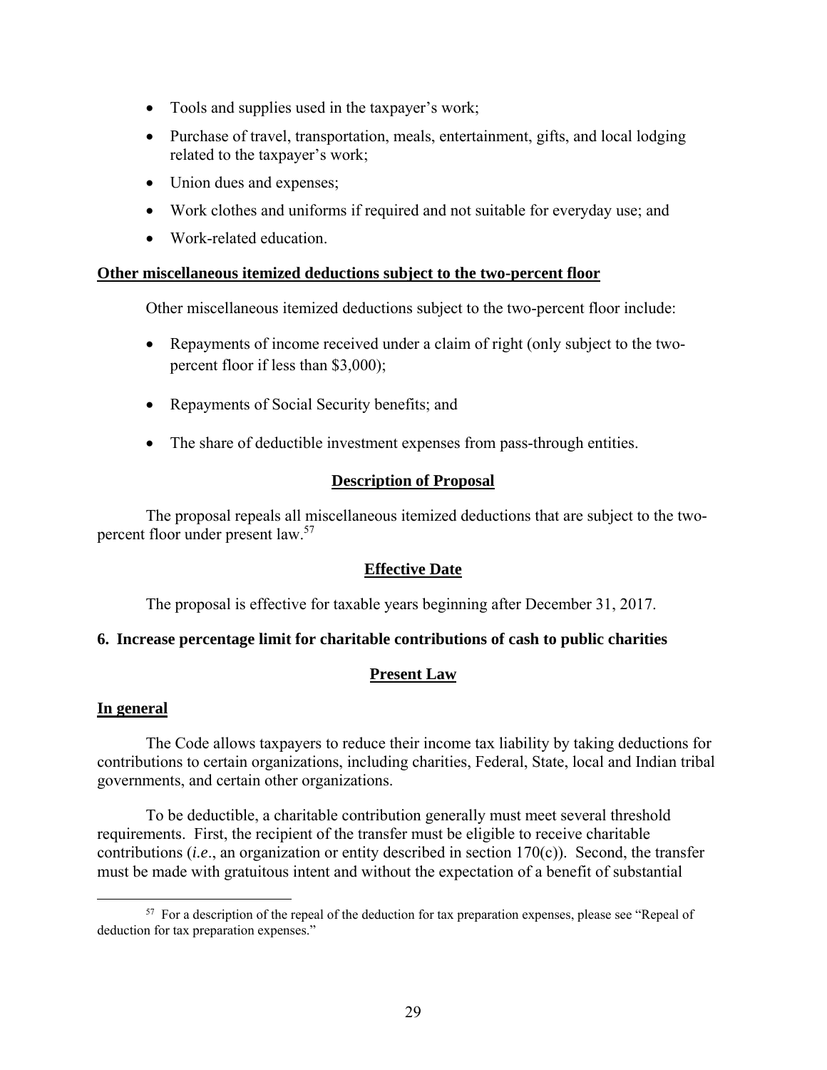- Tools and supplies used in the taxpayer's work;
- Purchase of travel, transportation, meals, entertainment, gifts, and local lodging related to the taxpayer's work;
- Union dues and expenses;
- Work clothes and uniforms if required and not suitable for everyday use; and
- Work-related education.

**Other miscellaneous itemized deductions subject to the two-percent floor**

Other miscellaneous itemized deductions subject to the two-percent floor include:

- Repayments of income received under a claim of right (only subject to the two-percent floor if less than $3,000);
- Repayments of Social Security benefits; and
- The share of deductible investment expenses from pass-through entities.

**Description of Proposal**

The proposal repeals all miscellaneous itemized deductions that are subject to the two-percent floor under present law.[57]

**Effective Date**

The proposal is effective for taxable years beginning after December 31, 2017.

### 6. Increase percentage limit for charitable contributions of cash to public charities

**Present Law**

**In general**

The Code allows taxpayers to reduce their income tax liability by taking deductions for contributions to certain organizations, including charities, Federal, State, local and Indian tribal governments, and certain other organizations.

To be deductible, a charitable contribution generally must meet several threshold requirements. First, the recipient of the transfer must be eligible to receive charitable contributions (*i.e*., an organization or entity described in section 170(c)). Second, the transfer must be made with gratuitous intent and without the expectation of a benefit of substantial

[57] For a description of the repeal of the deduction for tax preparation expenses, please see "Repeal of deduction for tax preparation expenses."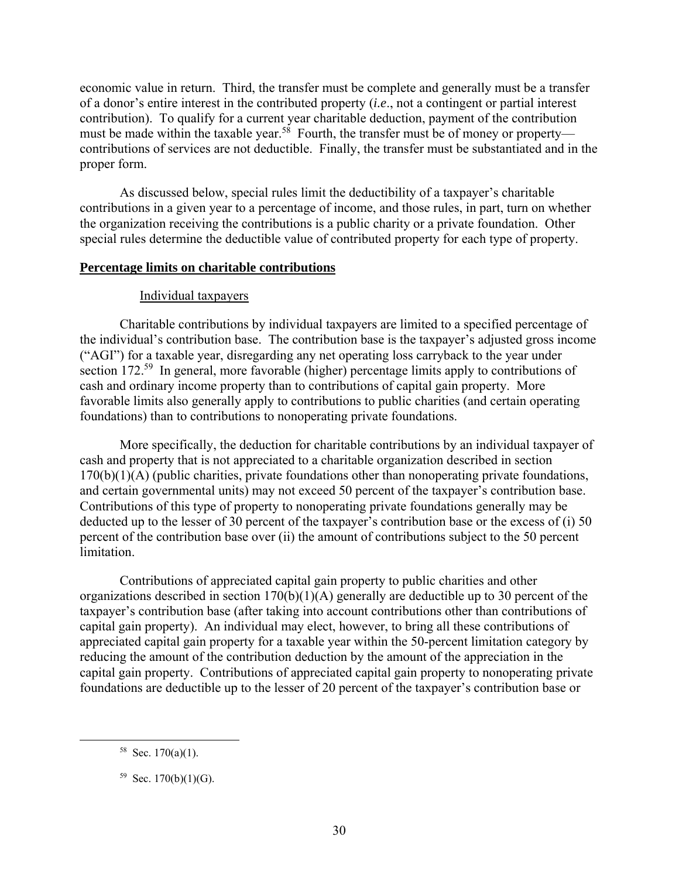economic value in return. Third, the transfer must be complete and generally must be a transfer of a donor's entire interest in the contributed property (*i.e*., not a contingent or partial interest contribution). To qualify for a current year charitable deduction, payment of the contribution must be made within the taxable year.[58] Fourth, the transfer must be of money or property—contributions of services are not deductible. Finally, the transfer must be substantiated and in the proper form.

As discussed below, special rules limit the deductibility of a taxpayer's charitable contributions in a given year to a percentage of income, and those rules, in part, turn on whether the organization receiving the contributions is a public charity or a private foundation. Other special rules determine the deductible value of contributed property for each type of property.

**Percentage limits on charitable contributions**

Individual taxpayers

Charitable contributions by individual taxpayers are limited to a specified percentage of the individual's contribution base. The contribution base is the taxpayer's adjusted gross income ("AGI") for a taxable year, disregarding any net operating loss carryback to the year under section 172.[59] In general, more favorable (higher) percentage limits apply to contributions of cash and ordinary income property than to contributions of capital gain property. More favorable limits also generally apply to contributions to public charities (and certain operating foundations) than to contributions to nonoperating private foundations.

More specifically, the deduction for charitable contributions by an individual taxpayer of cash and property that is not appreciated to a charitable organization described in section 170(b)(1)(A) (public charities, private foundations other than nonoperating private foundations, and certain governmental units) may not exceed 50 percent of the taxpayer's contribution base. Contributions of this type of property to nonoperating private foundations generally may be deducted up to the lesser of 30 percent of the taxpayer's contribution base or the excess of (i) 50 percent of the contribution base over (ii) the amount of contributions subject to the 50 percent limitation.

Contributions of appreciated capital gain property to public charities and other organizations described in section 170(b)(1)(A) generally are deductible up to 30 percent of the taxpayer's contribution base (after taking into account contributions other than contributions of capital gain property). An individual may elect, however, to bring all these contributions of appreciated capital gain property for a taxable year within the 50-percent limitation category by reducing the amount of the contribution deduction by the amount of the appreciation in the capital gain property. Contributions of appreciated capital gain property to nonoperating private foundations are deductible up to the lesser of 20 percent of the taxpayer's contribution base or

[58] Sec. 170(a)(1).

[59] Sec. 170(b)(1)(G).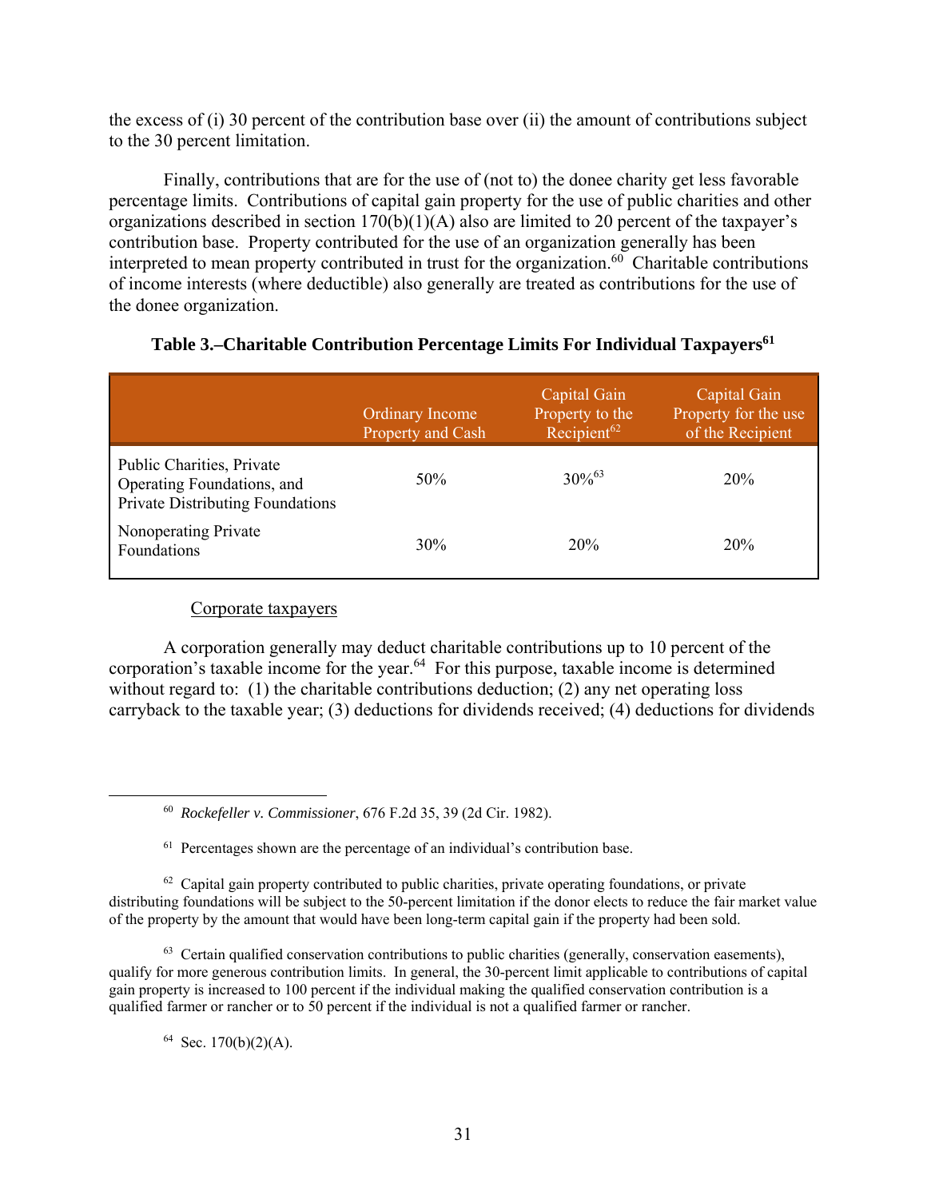the excess of (i) 30 percent of the contribution base over (ii) the amount of contributions subject to the 30 percent limitation.

Finally, contributions that are for the use of (not to) the donee charity get less favorable percentage limits. Contributions of capital gain property for the use of public charities and other organizations described in section 170(b)(1)(A) also are limited to 20 percent of the taxpayer's contribution base. Property contributed for the use of an organization generally has been interpreted to mean property contributed in trust for the organization.[60] Charitable contributions of income interests (where deductible) also generally are treated as contributions for the use of the donee organization.

**Table 3.–Charitable Contribution Percentage Limits For Individual Taxpayers[61]**

| | Ordinary Income Property and Cash | Capital Gain Property to the Recipient[62] | Capital Gain Property for the use of the Recipient |
|---|---|---|---|
| Public Charities, Private Operating Foundations, and Private Distributing Foundations | 50% | 30%[63] | 20% |
| Nonoperating Private Foundations | 30% | 20% | 20% |

Corporate taxpayers

A corporation generally may deduct charitable contributions up to 10 percent of the corporation's taxable income for the year.[64] For this purpose, taxable income is determined without regard to: (1) the charitable contributions deduction; (2) any net operating loss carryback to the taxable year; (3) deductions for dividends received; (4) deductions for dividends

---

[60] *Rockefeller v. Commissioner*, 676 F.2d 35, 39 (2d Cir. 1982).

[61] Percentages shown are the percentage of an individual's contribution base.

[62] Capital gain property contributed to public charities, private operating foundations, or private distributing foundations will be subject to the 50-percent limitation if the donor elects to reduce the fair market value of the property by the amount that would have been long-term capital gain if the property had been sold.

[63] Certain qualified conservation contributions to public charities (generally, conservation easements), qualify for more generous contribution limits. In general, the 30-percent limit applicable to contributions of capital gain property is increased to 100 percent if the individual making the qualified conservation contribution is a qualified farmer or rancher or to 50 percent if the individual is not a qualified farmer or rancher.

[64] Sec. 170(b)(2)(A).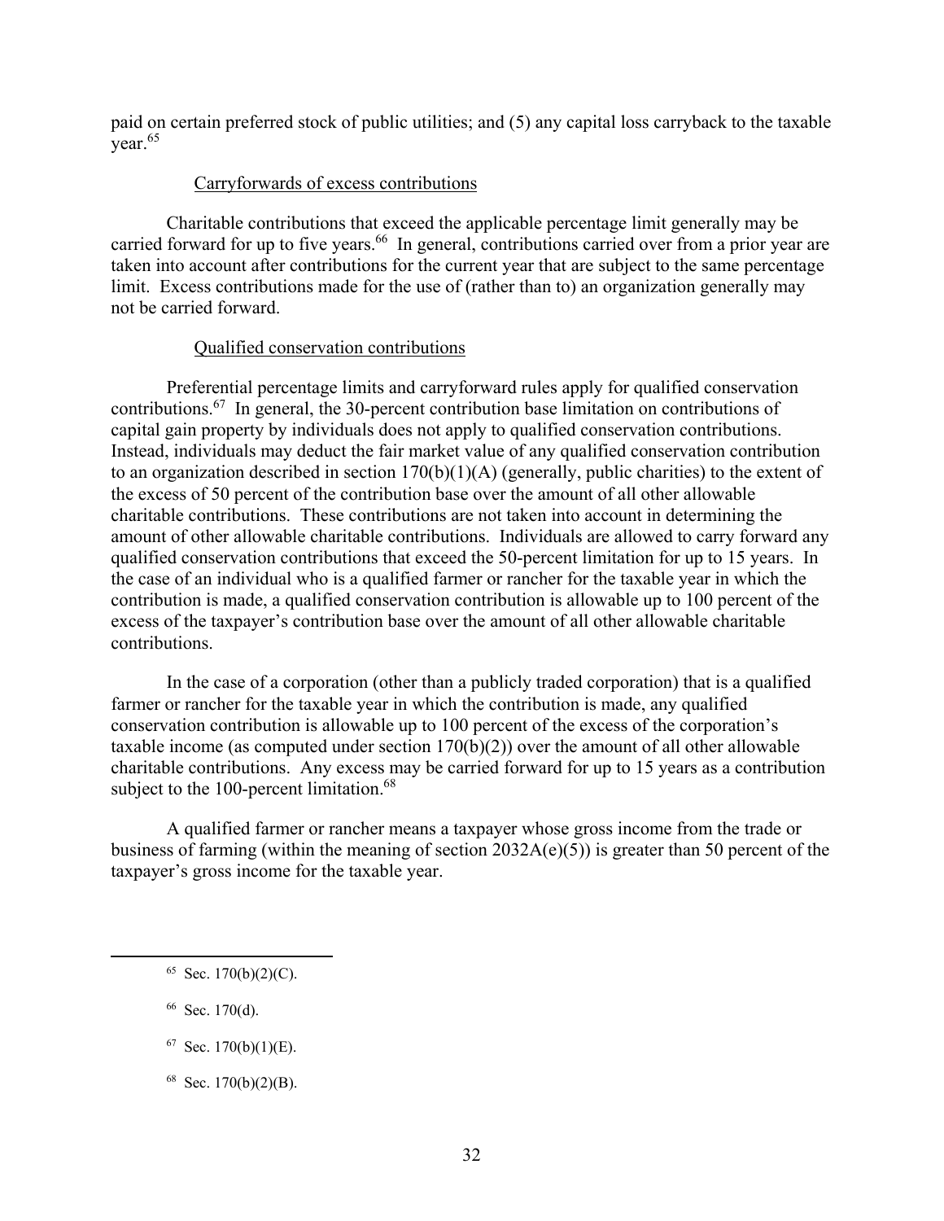paid on certain preferred stock of public utilities; and (5) any capital loss carryback to the taxable year.[65]

#### Carryforwards of excess contributions

Charitable contributions that exceed the applicable percentage limit generally may be carried forward for up to five years.[66] In general, contributions carried over from a prior year are taken into account after contributions for the current year that are subject to the same percentage limit. Excess contributions made for the use of (rather than to) an organization generally may not be carried forward.

#### Qualified conservation contributions

Preferential percentage limits and carryforward rules apply for qualified conservation contributions.[67] In general, the 30-percent contribution base limitation on contributions of capital gain property by individuals does not apply to qualified conservation contributions. Instead, individuals may deduct the fair market value of any qualified conservation contribution to an organization described in section 170(b)(1)(A) (generally, public charities) to the extent of the excess of 50 percent of the contribution base over the amount of all other allowable charitable contributions. These contributions are not taken into account in determining the amount of other allowable charitable contributions. Individuals are allowed to carry forward any qualified conservation contributions that exceed the 50-percent limitation for up to 15 years. In the case of an individual who is a qualified farmer or rancher for the taxable year in which the contribution is made, a qualified conservation contribution is allowable up to 100 percent of the excess of the taxpayer's contribution base over the amount of all other allowable charitable contributions.

In the case of a corporation (other than a publicly traded corporation) that is a qualified farmer or rancher for the taxable year in which the contribution is made, any qualified conservation contribution is allowable up to 100 percent of the excess of the corporation's taxable income (as computed under section 170(b)(2)) over the amount of all other allowable charitable contributions. Any excess may be carried forward for up to 15 years as a contribution subject to the 100-percent limitation.[68]

A qualified farmer or rancher means a taxpayer whose gross income from the trade or business of farming (within the meaning of section 2032A(e)(5)) is greater than 50 percent of the taxpayer's gross income for the taxable year.

---

[65] Sec. 170(b)(2)(C).

[66] Sec. 170(d).

[67] Sec. 170(b)(1)(E).

[68] Sec. 170(b)(2)(B).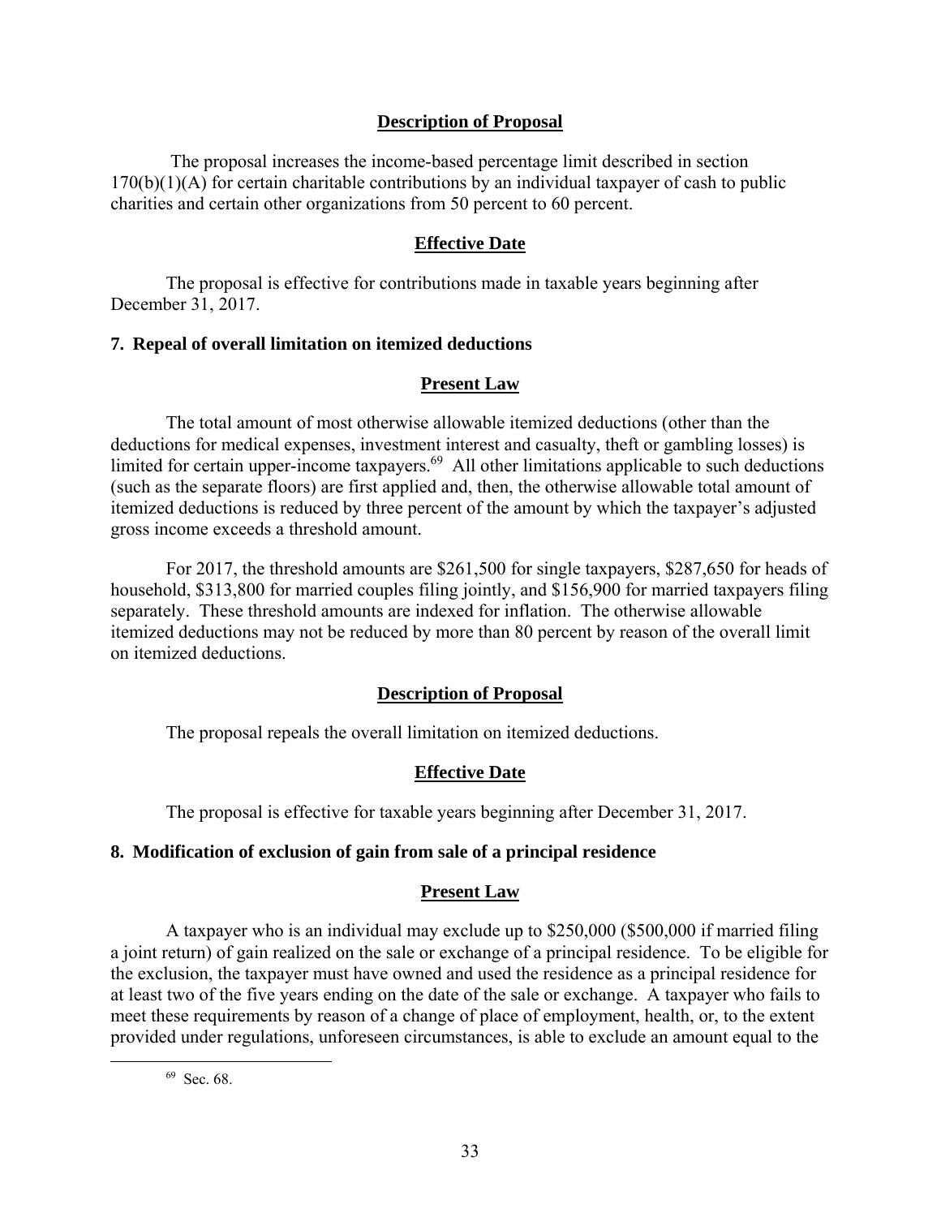#### Description of Proposal

The proposal increases the income-based percentage limit described in section 170(b)(1)(A) for certain charitable contributions by an individual taxpayer of cash to public charities and certain other organizations from 50 percent to 60 percent.

#### Effective Date

The proposal is effective for contributions made in taxable years beginning after December 31, 2017.

### 7. Repeal of overall limitation on itemized deductions

#### Present Law

The total amount of most otherwise allowable itemized deductions (other than the deductions for medical expenses, investment interest and casualty, theft or gambling losses) is limited for certain upper-income taxpayers.[69] All other limitations applicable to such deductions (such as the separate floors) are first applied and, then, the otherwise allowable total amount of itemized deductions is reduced by three percent of the amount by which the taxpayer's adjusted gross income exceeds a threshold amount.

For 2017, the threshold amounts are $261,500 for single taxpayers, $287,650 for heads of household, $313,800 for married couples filing jointly, and $156,900 for married taxpayers filing separately. These threshold amounts are indexed for inflation. The otherwise allowable itemized deductions may not be reduced by more than 80 percent by reason of the overall limit on itemized deductions.

#### Description of Proposal

The proposal repeals the overall limitation on itemized deductions.

#### Effective Date

The proposal is effective for taxable years beginning after December 31, 2017.

### 8. Modification of exclusion of gain from sale of a principal residence

#### Present Law

A taxpayer who is an individual may exclude up to $250,000 ($500,000 if married filing a joint return) of gain realized on the sale or exchange of a principal residence. To be eligible for the exclusion, the taxpayer must have owned and used the residence as a principal residence for at least two of the five years ending on the date of the sale or exchange. A taxpayer who fails to meet these requirements by reason of a change of place of employment, health, or, to the extent provided under regulations, unforeseen circumstances, is able to exclude an amount equal to the

[69] Sec. 68.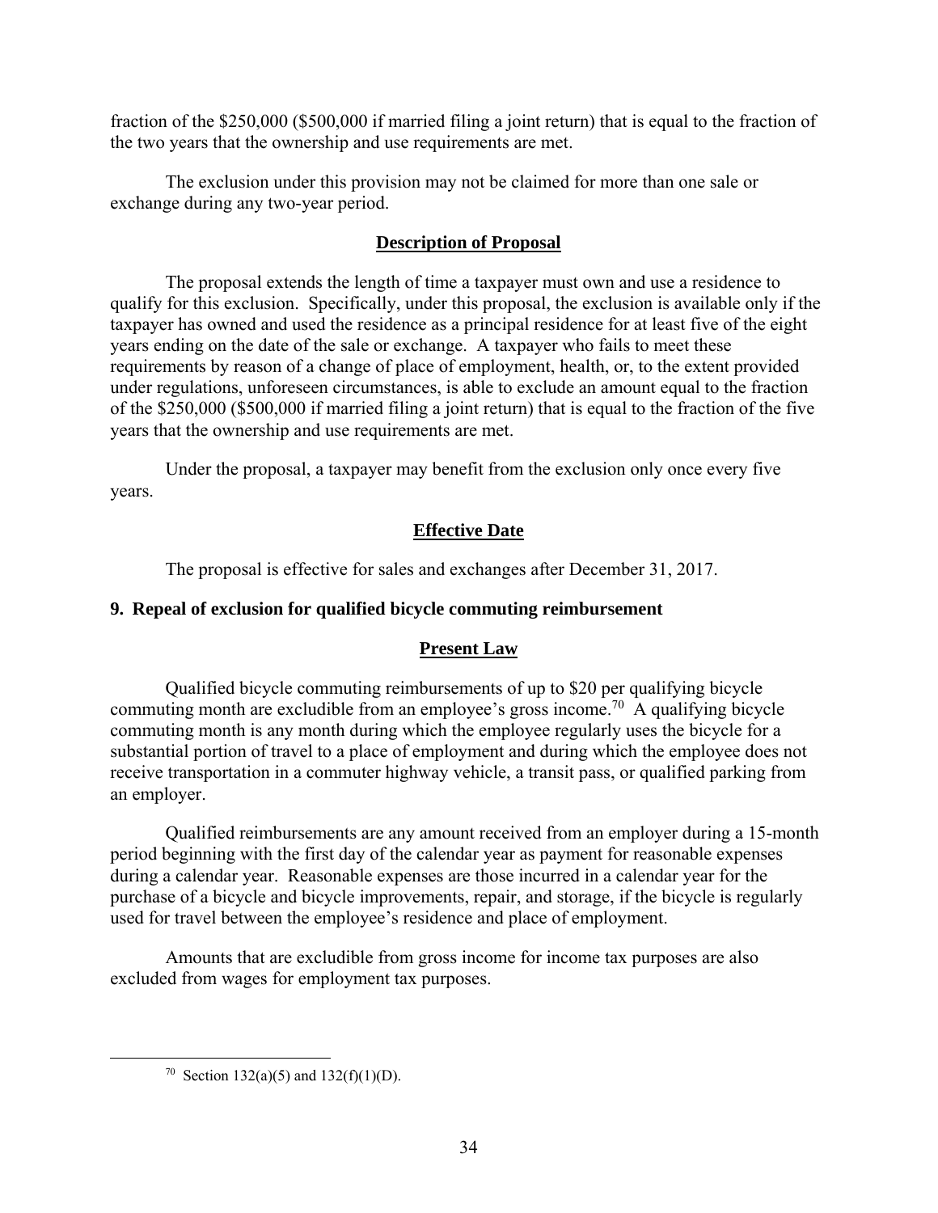fraction of the $250,000 ($500,000 if married filing a joint return) that is equal to the fraction of the two years that the ownership and use requirements are met.

The exclusion under this provision may not be claimed for more than one sale or exchange during any two-year period.

**Description of Proposal**

The proposal extends the length of time a taxpayer must own and use a residence to qualify for this exclusion. Specifically, under this proposal, the exclusion is available only if the taxpayer has owned and used the residence as a principal residence for at least five of the eight years ending on the date of the sale or exchange. A taxpayer who fails to meet these requirements by reason of a change of place of employment, health, or, to the extent provided under regulations, unforeseen circumstances, is able to exclude an amount equal to the fraction of the $250,000 ($500,000 if married filing a joint return) that is equal to the fraction of the five years that the ownership and use requirements are met.

Under the proposal, a taxpayer may benefit from the exclusion only once every five years.

**Effective Date**

The proposal is effective for sales and exchanges after December 31, 2017.

### 9. Repeal of exclusion for qualified bicycle commuting reimbursement

**Present Law**

Qualified bicycle commuting reimbursements of up to $20 per qualifying bicycle commuting month are excludible from an employee's gross income.[70] A qualifying bicycle commuting month is any month during which the employee regularly uses the bicycle for a substantial portion of travel to a place of employment and during which the employee does not receive transportation in a commuter highway vehicle, a transit pass, or qualified parking from an employer.

Qualified reimbursements are any amount received from an employer during a 15-month period beginning with the first day of the calendar year as payment for reasonable expenses during a calendar year. Reasonable expenses are those incurred in a calendar year for the purchase of a bicycle and bicycle improvements, repair, and storage, if the bicycle is regularly used for travel between the employee's residence and place of employment.

Amounts that are excludible from gross income for income tax purposes are also excluded from wages for employment tax purposes.

[70] Section 132(a)(5) and 132(f)(1)(D).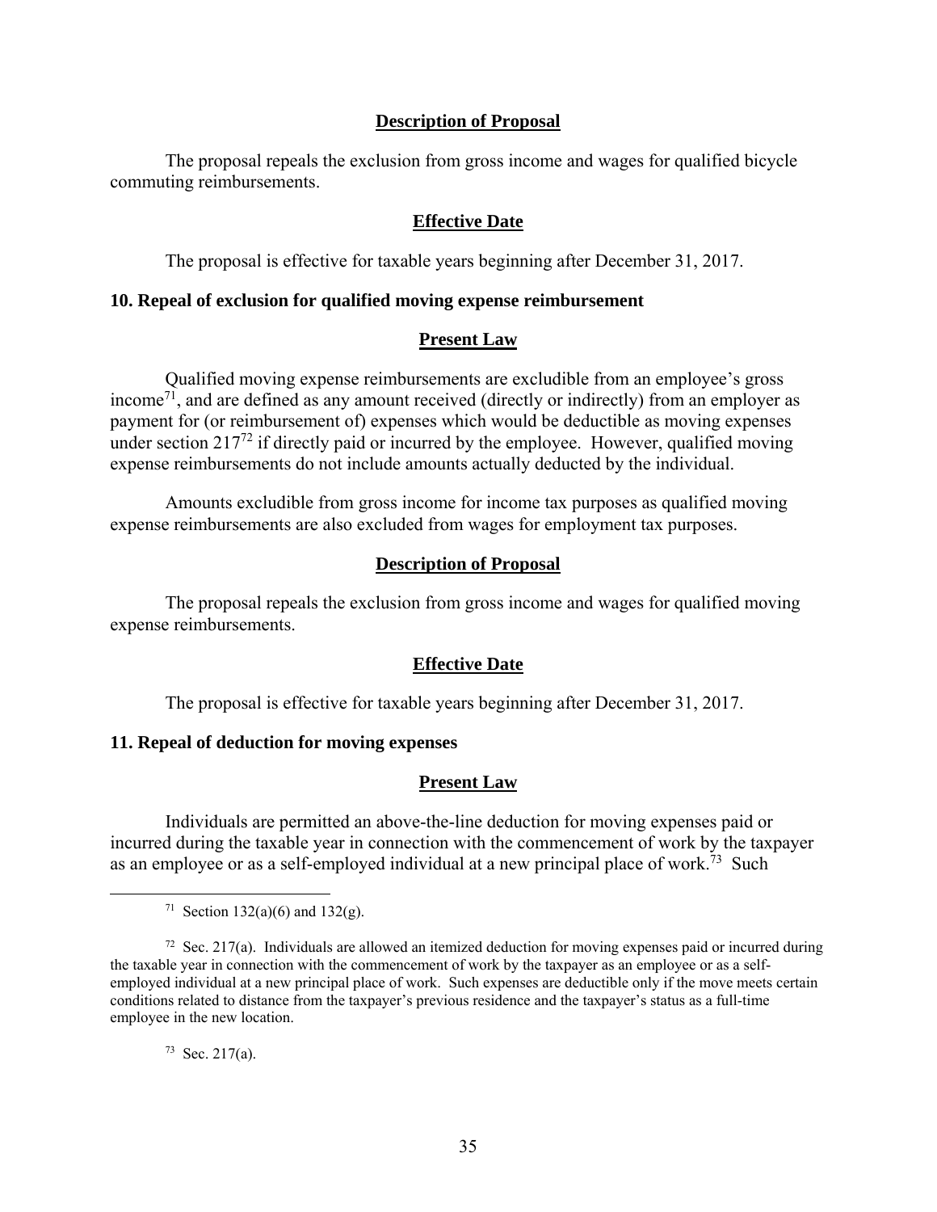#### Description of Proposal

The proposal repeals the exclusion from gross income and wages for qualified bicycle commuting reimbursements.

#### Effective Date

The proposal is effective for taxable years beginning after December 31, 2017.

### 10. Repeal of exclusion for qualified moving expense reimbursement

#### Present Law

Qualified moving expense reimbursements are excludible from an employee's gross income[71], and are defined as any amount received (directly or indirectly) from an employer as payment for (or reimbursement of) expenses which would be deductible as moving expenses under section 217[72] if directly paid or incurred by the employee. However, qualified moving expense reimbursements do not include amounts actually deducted by the individual.

Amounts excludible from gross income for income tax purposes as qualified moving expense reimbursements are also excluded from wages for employment tax purposes.

#### Description of Proposal

The proposal repeals the exclusion from gross income and wages for qualified moving expense reimbursements.

#### Effective Date

The proposal is effective for taxable years beginning after December 31, 2017.

### 11. Repeal of deduction for moving expenses

#### Present Law

Individuals are permitted an above-the-line deduction for moving expenses paid or incurred during the taxable year in connection with the commencement of work by the taxpayer as an employee or as a self-employed individual at a new principal place of work.[73] Such

---

[71] Section 132(a)(6) and 132(g).

[72] Sec. 217(a). Individuals are allowed an itemized deduction for moving expenses paid or incurred during the taxable year in connection with the commencement of work by the taxpayer as an employee or as a self-employed individual at a new principal place of work. Such expenses are deductible only if the move meets certain conditions related to distance from the taxpayer's previous residence and the taxpayer's status as a full-time employee in the new location.

[73] Sec. 217(a).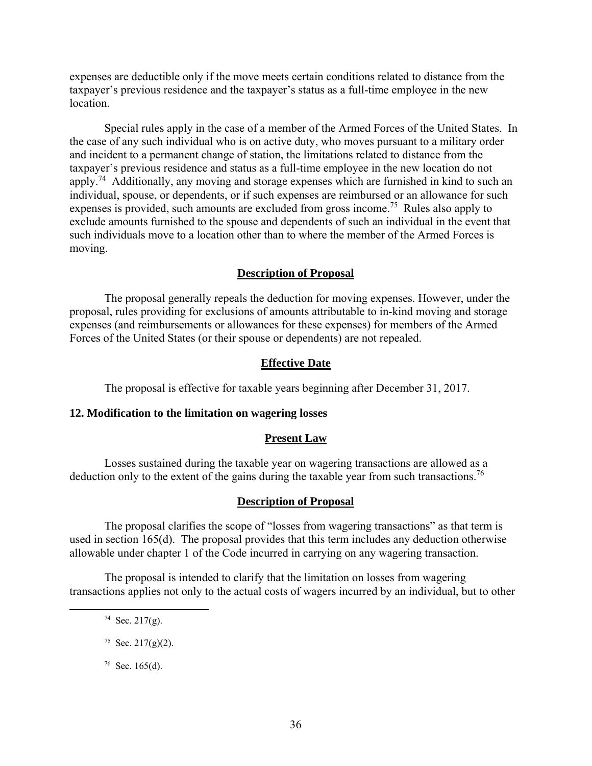expenses are deductible only if the move meets certain conditions related to distance from the taxpayer's previous residence and the taxpayer's status as a full-time employee in the new location.

Special rules apply in the case of a member of the Armed Forces of the United States. In the case of any such individual who is on active duty, who moves pursuant to a military order and incident to a permanent change of station, the limitations related to distance from the taxpayer's previous residence and status as a full-time employee in the new location do not apply.[74] Additionally, any moving and storage expenses which are furnished in kind to such an individual, spouse, or dependents, or if such expenses are reimbursed or an allowance for such expenses is provided, such amounts are excluded from gross income.[75] Rules also apply to exclude amounts furnished to the spouse and dependents of such an individual in the event that such individuals move to a location other than to where the member of the Armed Forces is moving.

**Description of Proposal**

The proposal generally repeals the deduction for moving expenses. However, under the proposal, rules providing for exclusions of amounts attributable to in-kind moving and storage expenses (and reimbursements or allowances for these expenses) for members of the Armed Forces of the United States (or their spouse or dependents) are not repealed.

**Effective Date**

The proposal is effective for taxable years beginning after December 31, 2017.

### 12. Modification to the limitation on wagering losses

**Present Law**

Losses sustained during the taxable year on wagering transactions are allowed as a deduction only to the extent of the gains during the taxable year from such transactions.[76]

**Description of Proposal**

The proposal clarifies the scope of "losses from wagering transactions" as that term is used in section 165(d). The proposal provides that this term includes any deduction otherwise allowable under chapter 1 of the Code incurred in carrying on any wagering transaction.

The proposal is intended to clarify that the limitation on losses from wagering transactions applies not only to the actual costs of wagers incurred by an individual, but to other

[74] Sec. 217(g).

[75] Sec. 217(g)(2).

[76] Sec. 165(d).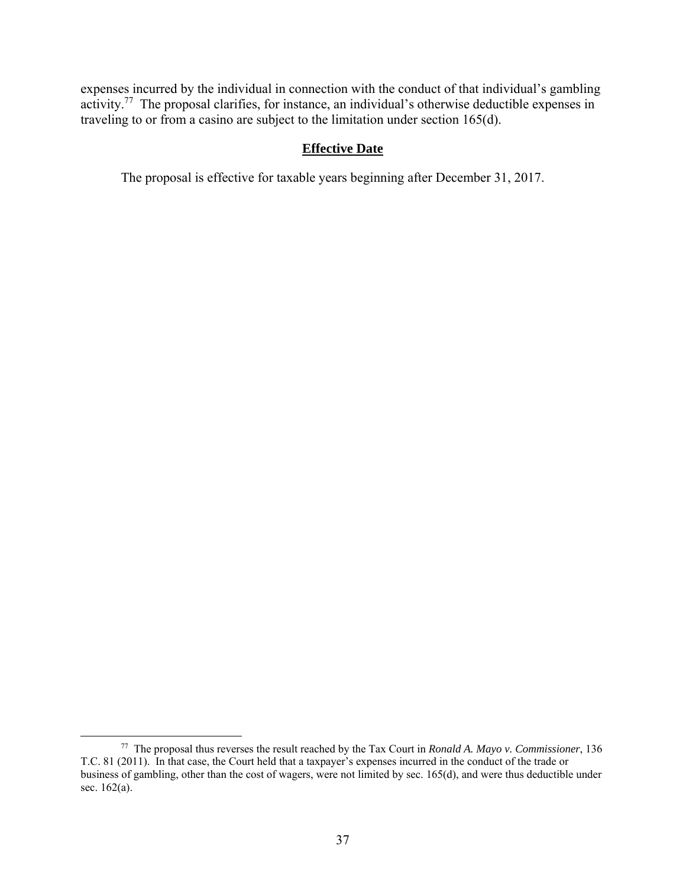expenses incurred by the individual in connection with the conduct of that individual's gambling activity.[77] The proposal clarifies, for instance, an individual's otherwise deductible expenses in traveling to or from a casino are subject to the limitation under section 165(d).

## **Effective Date**

The proposal is effective for taxable years beginning after December 31, 2017.

---

[77] The proposal thus reverses the result reached by the Tax Court in *Ronald A. Mayo v. Commissioner*, 136 T.C. 81 (2011). In that case, the Court held that a taxpayer's expenses incurred in the conduct of the trade or business of gambling, other than the cost of wagers, were not limited by sec. 165(d), and were thus deductible under sec. 162(a).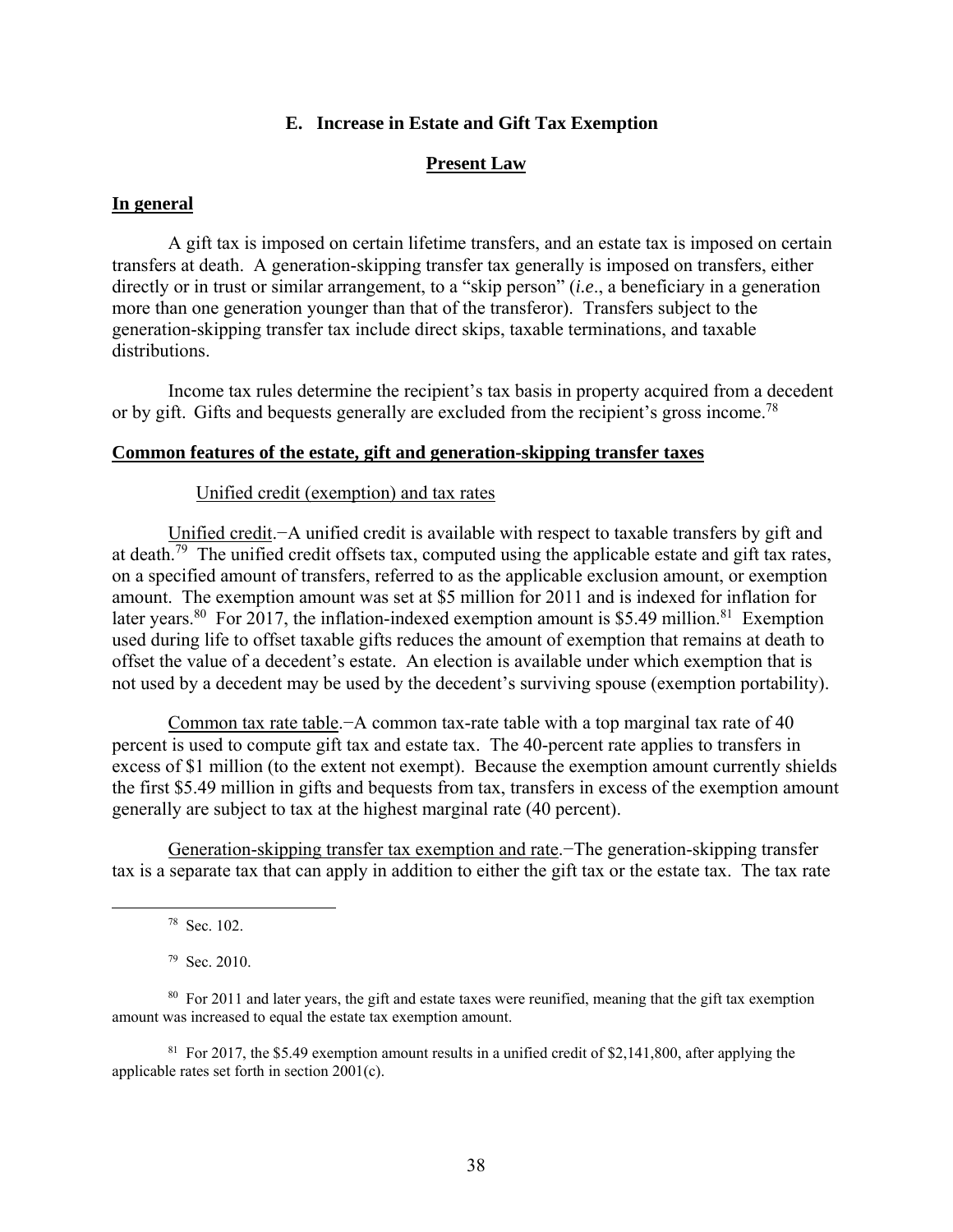## E. Increase in Estate and Gift Tax Exemption

### Present Law

#### In general

A gift tax is imposed on certain lifetime transfers, and an estate tax is imposed on certain transfers at death. A generation-skipping transfer tax generally is imposed on transfers, either directly or in trust or similar arrangement, to a "skip person" (*i.e*., a beneficiary in a generation more than one generation younger than that of the transferor). Transfers subject to the generation-skipping transfer tax include direct skips, taxable terminations, and taxable distributions.

Income tax rules determine the recipient's tax basis in property acquired from a decedent or by gift. Gifts and bequests generally are excluded from the recipient's gross income.[78]

#### Common features of the estate, gift and generation-skipping transfer taxes

Unified credit (exemption) and tax rates

Unified credit.−A unified credit is available with respect to taxable transfers by gift and at death.[79] The unified credit offsets tax, computed using the applicable estate and gift tax rates, on a specified amount of transfers, referred to as the applicable exclusion amount, or exemption amount. The exemption amount was set at $5 million for 2011 and is indexed for inflation for later years.[80] For 2017, the inflation-indexed exemption amount is $5.49 million.[81] Exemption used during life to offset taxable gifts reduces the amount of exemption that remains at death to offset the value of a decedent's estate. An election is available under which exemption that is not used by a decedent may be used by the decedent's surviving spouse (exemption portability).

Common tax rate table.−A common tax-rate table with a top marginal tax rate of 40 percent is used to compute gift tax and estate tax. The 40-percent rate applies to transfers in excess of $1 million (to the extent not exempt). Because the exemption amount currently shields the first $5.49 million in gifts and bequests from tax, transfers in excess of the exemption amount generally are subject to tax at the highest marginal rate (40 percent).

Generation-skipping transfer tax exemption and rate.−The generation-skipping transfer tax is a separate tax that can apply in addition to either the gift tax or the estate tax. The tax rate

---

[78] Sec. 102.

[79] Sec. 2010.

[80] For 2011 and later years, the gift and estate taxes were reunified, meaning that the gift tax exemption amount was increased to equal the estate tax exemption amount.

[81] For 2017, the $5.49 exemption amount results in a unified credit of $2,141,800, after applying the applicable rates set forth in section 2001(c).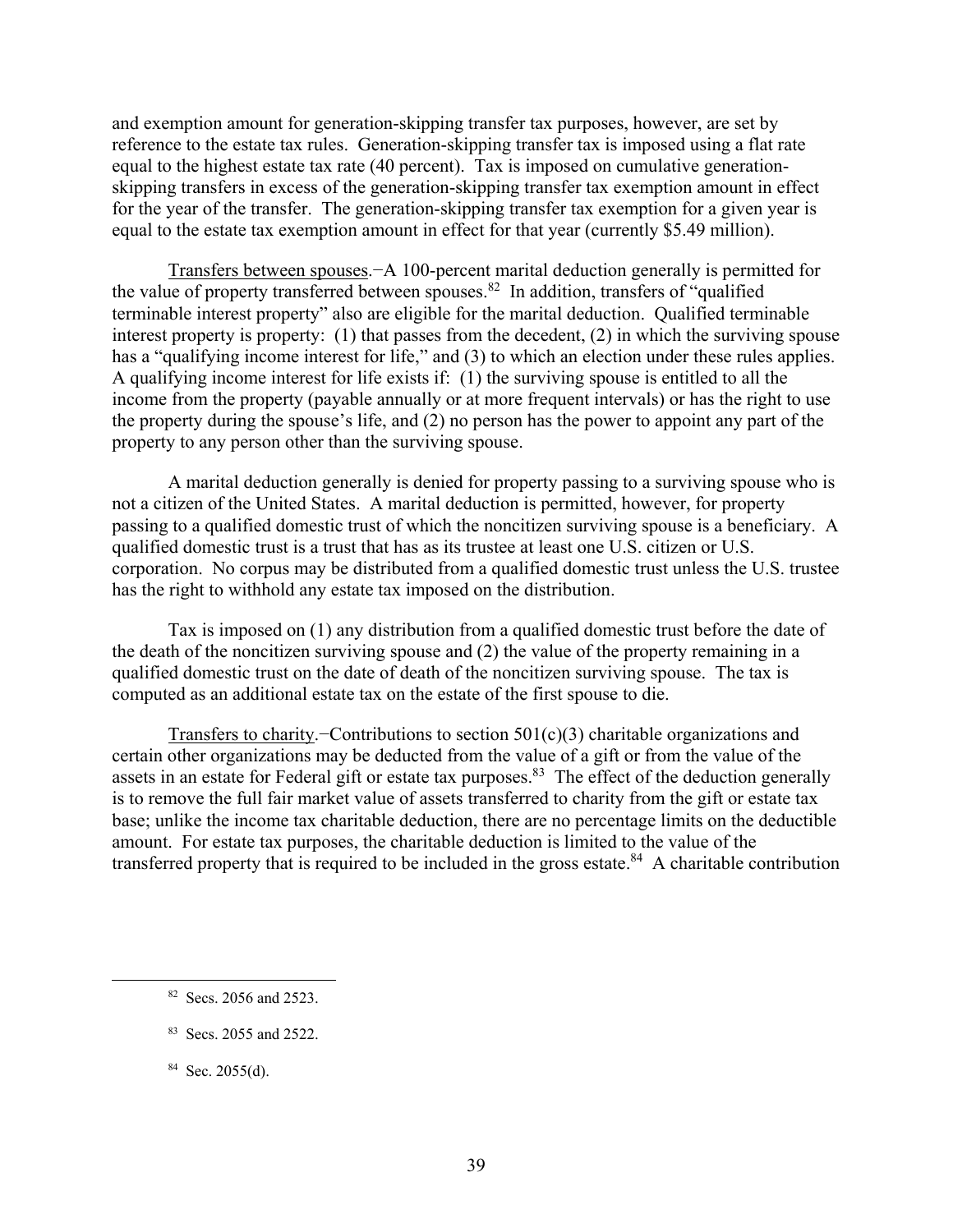and exemption amount for generation-skipping transfer tax purposes, however, are set by reference to the estate tax rules. Generation-skipping transfer tax is imposed using a flat rate equal to the highest estate tax rate (40 percent). Tax is imposed on cumulative generation-skipping transfers in excess of the generation-skipping transfer tax exemption amount in effect for the year of the transfer. The generation-skipping transfer tax exemption for a given year is equal to the estate tax exemption amount in effect for that year (currently $5.49 million).

Transfers between spouses.−A 100-percent marital deduction generally is permitted for the value of property transferred between spouses.[82] In addition, transfers of "qualified terminable interest property" also are eligible for the marital deduction. Qualified terminable interest property is property: (1) that passes from the decedent, (2) in which the surviving spouse has a "qualifying income interest for life," and (3) to which an election under these rules applies. A qualifying income interest for life exists if: (1) the surviving spouse is entitled to all the income from the property (payable annually or at more frequent intervals) or has the right to use the property during the spouse's life, and (2) no person has the power to appoint any part of the property to any person other than the surviving spouse.

A marital deduction generally is denied for property passing to a surviving spouse who is not a citizen of the United States. A marital deduction is permitted, however, for property passing to a qualified domestic trust of which the noncitizen surviving spouse is a beneficiary. A qualified domestic trust is a trust that has as its trustee at least one U.S. citizen or U.S. corporation. No corpus may be distributed from a qualified domestic trust unless the U.S. trustee has the right to withhold any estate tax imposed on the distribution.

Tax is imposed on (1) any distribution from a qualified domestic trust before the date of the death of the noncitizen surviving spouse and (2) the value of the property remaining in a qualified domestic trust on the date of death of the noncitizen surviving spouse. The tax is computed as an additional estate tax on the estate of the first spouse to die.

Transfers to charity.−Contributions to section 501(c)(3) charitable organizations and certain other organizations may be deducted from the value of a gift or from the value of the assets in an estate for Federal gift or estate tax purposes.[83] The effect of the deduction generally is to remove the full fair market value of assets transferred to charity from the gift or estate tax base; unlike the income tax charitable deduction, there are no percentage limits on the deductible amount. For estate tax purposes, the charitable deduction is limited to the value of the transferred property that is required to be included in the gross estate.[84] A charitable contribution

[82] Secs. 2056 and 2523.

[83] Secs. 2055 and 2522.

[84] Sec. 2055(d).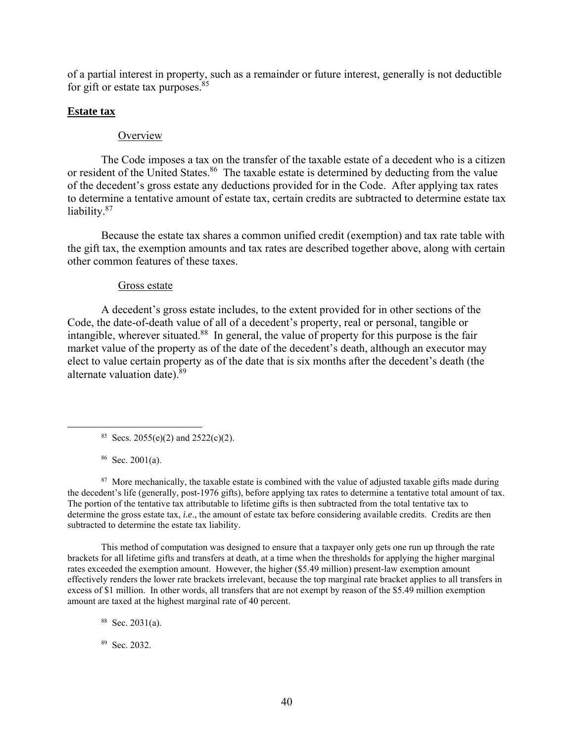of a partial interest in property, such as a remainder or future interest, generally is not deductible for gift or estate tax purposes.[85]

## Estate tax

### Overview

The Code imposes a tax on the transfer of the taxable estate of a decedent who is a citizen or resident of the United States.[86] The taxable estate is determined by deducting from the value of the decedent's gross estate any deductions provided for in the Code. After applying tax rates to determine a tentative amount of estate tax, certain credits are subtracted to determine estate tax liability.[87]

Because the estate tax shares a common unified credit (exemption) and tax rate table with the gift tax, the exemption amounts and tax rates are described together above, along with certain other common features of these taxes.

### Gross estate

A decedent's gross estate includes, to the extent provided for in other sections of the Code, the date-of-death value of all of a decedent's property, real or personal, tangible or intangible, wherever situated.[88] In general, the value of property for this purpose is the fair market value of the property as of the date of the decedent's death, although an executor may elect to value certain property as of the date that is six months after the decedent's death (the alternate valuation date).[89]

---

[85] Secs. 2055(e)(2) and 2522(c)(2).

[86] Sec. 2001(a).

[87] More mechanically, the taxable estate is combined with the value of adjusted taxable gifts made during the decedent's life (generally, post-1976 gifts), before applying tax rates to determine a tentative total amount of tax. The portion of the tentative tax attributable to lifetime gifts is then subtracted from the total tentative tax to determine the gross estate tax, *i.e*., the amount of estate tax before considering available credits. Credits are then subtracted to determine the estate tax liability.

This method of computation was designed to ensure that a taxpayer only gets one run up through the rate brackets for all lifetime gifts and transfers at death, at a time when the thresholds for applying the higher marginal rates exceeded the exemption amount. However, the higher ($5.49 million) present-law exemption amount effectively renders the lower rate brackets irrelevant, because the top marginal rate bracket applies to all transfers in excess of $1 million. In other words, all transfers that are not exempt by reason of the $5.49 million exemption amount are taxed at the highest marginal rate of 40 percent.

[88] Sec. 2031(a).

[89] Sec. 2032.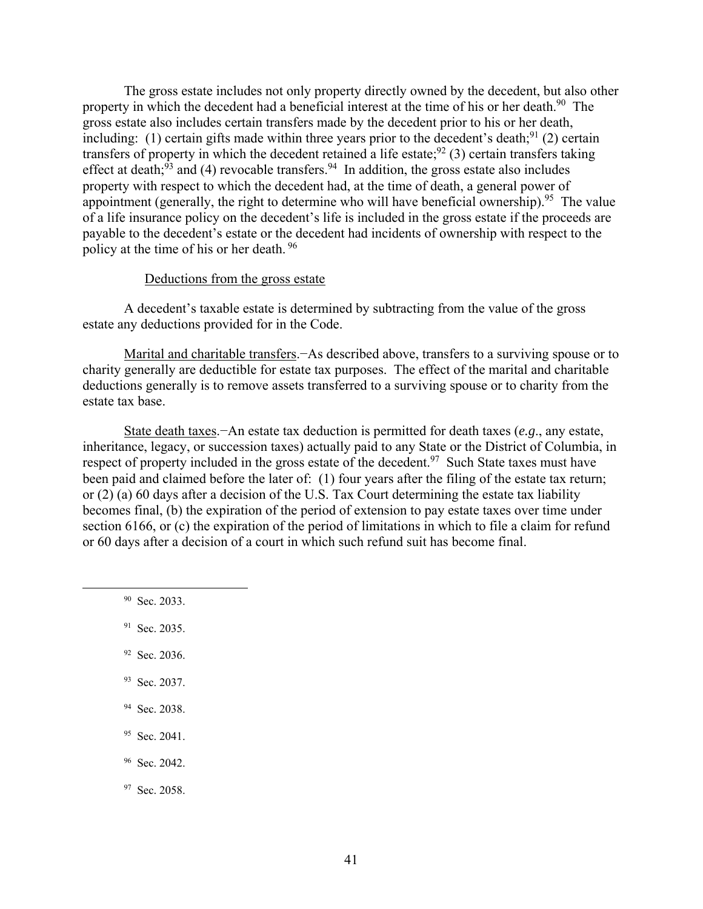The gross estate includes not only property directly owned by the decedent, but also other property in which the decedent had a beneficial interest at the time of his or her death.[90] The gross estate also includes certain transfers made by the decedent prior to his or her death, including: (1) certain gifts made within three years prior to the decedent's death;[91] (2) certain transfers of property in which the decedent retained a life estate;[92] (3) certain transfers taking effect at death;[93] and (4) revocable transfers.[94] In addition, the gross estate also includes property with respect to which the decedent had, at the time of death, a general power of appointment (generally, the right to determine who will have beneficial ownership).[95] The value of a life insurance policy on the decedent's life is included in the gross estate if the proceeds are payable to the decedent's estate or the decedent had incidents of ownership with respect to the policy at the time of his or her death.[96]

Deductions from the gross estate

A decedent's taxable estate is determined by subtracting from the value of the gross estate any deductions provided for in the Code.

Marital and charitable transfers.−As described above, transfers to a surviving spouse or to charity generally are deductible for estate tax purposes. The effect of the marital and charitable deductions generally is to remove assets transferred to a surviving spouse or to charity from the estate tax base.

State death taxes.−An estate tax deduction is permitted for death taxes (*e.g.*, any estate, inheritance, legacy, or succession taxes) actually paid to any State or the District of Columbia, in respect of property included in the gross estate of the decedent.[97] Such State taxes must have been paid and claimed before the later of: (1) four years after the filing of the estate tax return; or (2) (a) 60 days after a decision of the U.S. Tax Court determining the estate tax liability becomes final, (b) the expiration of the period of extension to pay estate taxes over time under section 6166, or (c) the expiration of the period of limitations in which to file a claim for refund or 60 days after a decision of a court in which such refund suit has become final.

---

[90] Sec. 2033.

[91] Sec. 2035.

[92] Sec. 2036.

[93] Sec. 2037.

[94] Sec. 2038.

[95] Sec. 2041.

[96] Sec. 2042.

[97] Sec. 2058.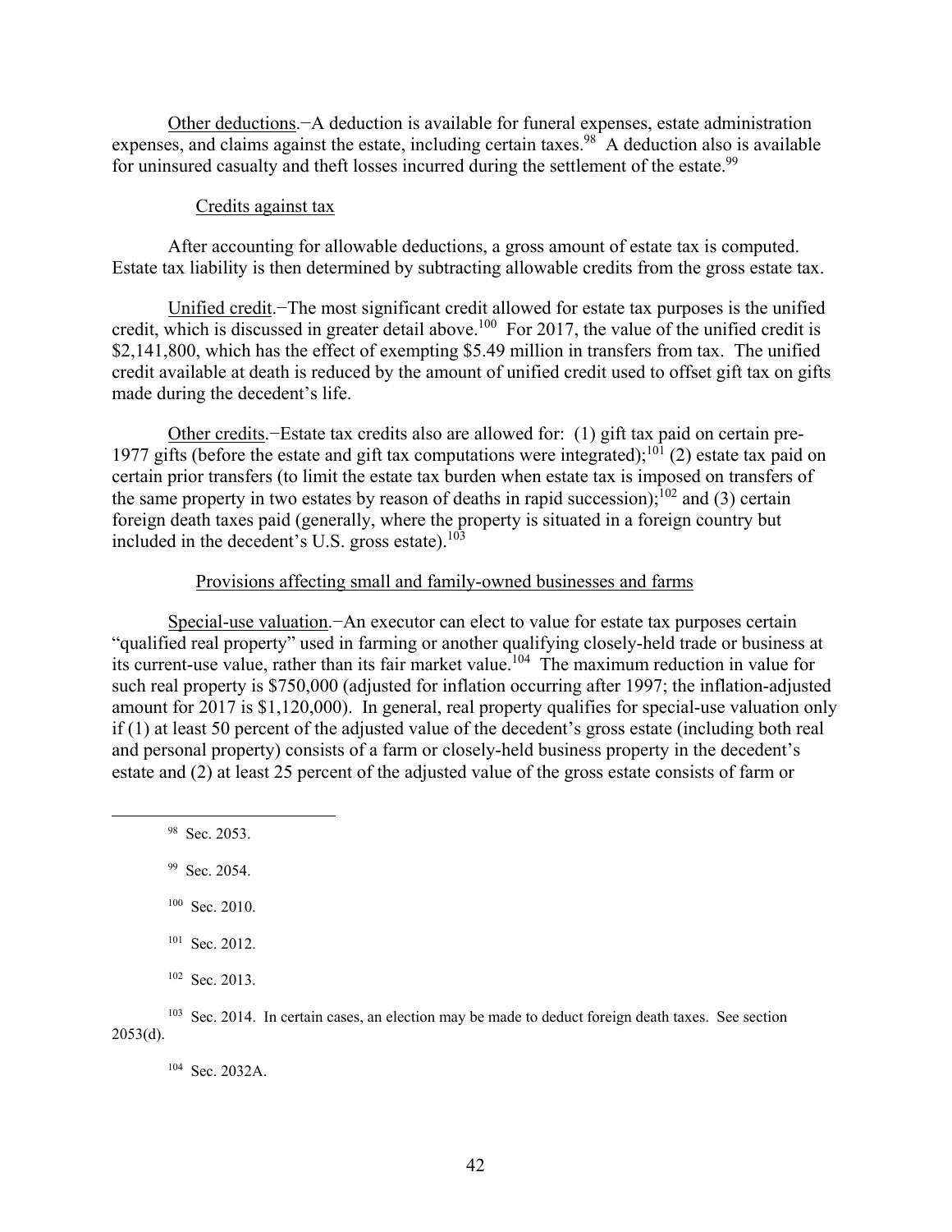Other deductions.−A deduction is available for funeral expenses, estate administration expenses, and claims against the estate, including certain taxes.[98] A deduction also is available for uninsured casualty and theft losses incurred during the settlement of the estate.[99]

### Credits against tax

After accounting for allowable deductions, a gross amount of estate tax is computed. Estate tax liability is then determined by subtracting allowable credits from the gross estate tax.

Unified credit.−The most significant credit allowed for estate tax purposes is the unified credit, which is discussed in greater detail above.[100] For 2017, the value of the unified credit is $2,141,800, which has the effect of exempting $5.49 million in transfers from tax. The unified credit available at death is reduced by the amount of unified credit used to offset gift tax on gifts made during the decedent's life.

Other credits.−Estate tax credits also are allowed for: (1) gift tax paid on certain pre-1977 gifts (before the estate and gift tax computations were integrated);[101] (2) estate tax paid on certain prior transfers (to limit the estate tax burden when estate tax is imposed on transfers of the same property in two estates by reason of deaths in rapid succession);[102] and (3) certain foreign death taxes paid (generally, where the property is situated in a foreign country but included in the decedent's U.S. gross estate).[103]

### Provisions affecting small and family-owned businesses and farms

Special-use valuation.−An executor can elect to value for estate tax purposes certain "qualified real property" used in farming or another qualifying closely-held trade or business at its current-use value, rather than its fair market value.[104] The maximum reduction in value for such real property is $750,000 (adjusted for inflation occurring after 1997; the inflation-adjusted amount for 2017 is $1,120,000). In general, real property qualifies for special-use valuation only if (1) at least 50 percent of the adjusted value of the decedent's gross estate (including both real and personal property) consists of a farm or closely-held business property in the decedent's estate and (2) at least 25 percent of the adjusted value of the gross estate consists of farm or

---

[98] Sec. 2053.

[99] Sec. 2054.

[100] Sec. 2010.

[101] Sec. 2012.

[102] Sec. 2013.

[103] Sec. 2014. In certain cases, an election may be made to deduct foreign death taxes. See section 2053(d).

[104] Sec. 2032A.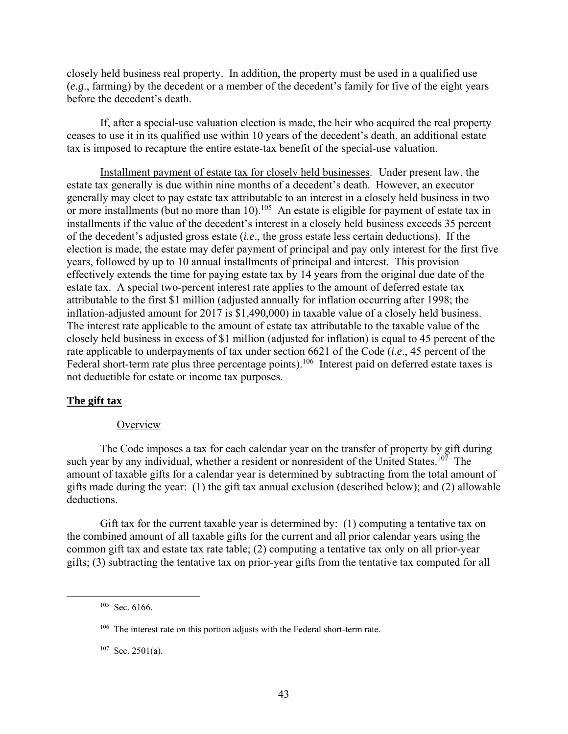closely held business real property. In addition, the property must be used in a qualified use (*e.g.*, farming) by the decedent or a member of the decedent's family for five of the eight years before the decedent's death.

If, after a special-use valuation election is made, the heir who acquired the real property ceases to use it in its qualified use within 10 years of the decedent's death, an additional estate tax is imposed to recapture the entire estate-tax benefit of the special-use valuation.

Installment payment of estate tax for closely held businesses.−Under present law, the estate tax generally is due within nine months of a decedent's death. However, an executor generally may elect to pay estate tax attributable to an interest in a closely held business in two or more installments (but no more than 10).[105] An estate is eligible for payment of estate tax in installments if the value of the decedent's interest in a closely held business exceeds 35 percent of the decedent's adjusted gross estate (*i.e.*, the gross estate less certain deductions). If the election is made, the estate may defer payment of principal and pay only interest for the first five years, followed by up to 10 annual installments of principal and interest. This provision effectively extends the time for paying estate tax by 14 years from the original due date of the estate tax. A special two-percent interest rate applies to the amount of deferred estate tax attributable to the first $1 million (adjusted annually for inflation occurring after 1998; the inflation-adjusted amount for 2017 is $1,490,000) in taxable value of a closely held business. The interest rate applicable to the amount of estate tax attributable to the taxable value of the closely held business in excess of $1 million (adjusted for inflation) is equal to 45 percent of the rate applicable to underpayments of tax under section 6621 of the Code (*i.e.*, 45 percent of the Federal short-term rate plus three percentage points).[106] Interest paid on deferred estate taxes is not deductible for estate or income tax purposes.

## The gift tax

### Overview

The Code imposes a tax for each calendar year on the transfer of property by gift during such year by any individual, whether a resident or nonresident of the United States.[107] The amount of taxable gifts for a calendar year is determined by subtracting from the total amount of gifts made during the year: (1) the gift tax annual exclusion (described below); and (2) allowable deductions.

Gift tax for the current taxable year is determined by: (1) computing a tentative tax on the combined amount of all taxable gifts for the current and all prior calendar years using the common gift tax and estate tax rate table; (2) computing a tentative tax only on all prior-year gifts; (3) subtracting the tentative tax on prior-year gifts from the tentative tax computed for all

---

[105] Sec. 6166.

[106] The interest rate on this portion adjusts with the Federal short-term rate.

[107] Sec. 2501(a).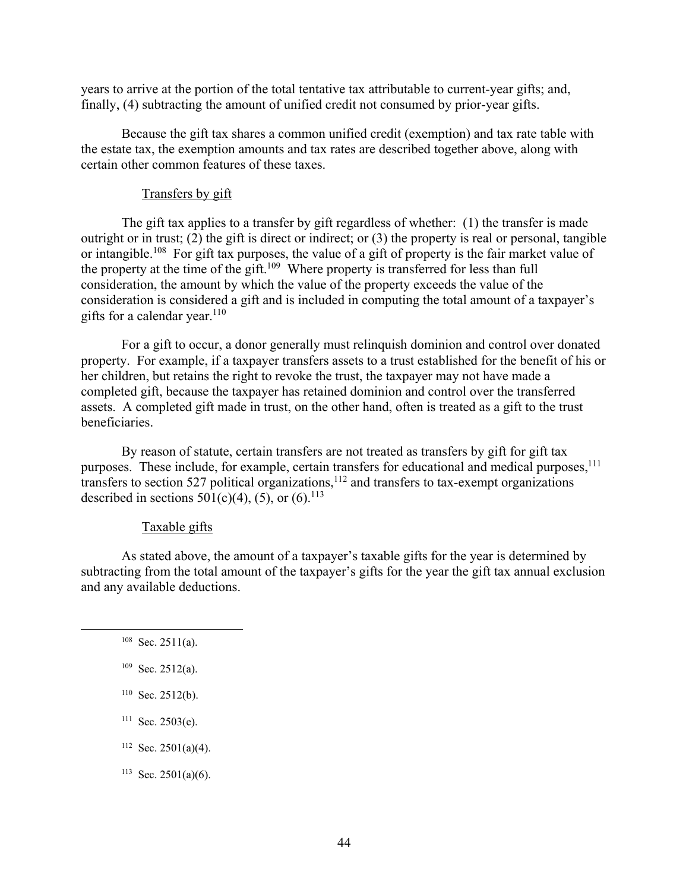years to arrive at the portion of the total tentative tax attributable to current-year gifts; and, finally, (4) subtracting the amount of unified credit not consumed by prior-year gifts.

Because the gift tax shares a common unified credit (exemption) and tax rate table with the estate tax, the exemption amounts and tax rates are described together above, along with certain other common features of these taxes.

#### Transfers by gift

The gift tax applies to a transfer by gift regardless of whether: (1) the transfer is made outright or in trust; (2) the gift is direct or indirect; or (3) the property is real or personal, tangible or intangible.[108] For gift tax purposes, the value of a gift of property is the fair market value of the property at the time of the gift.[109] Where property is transferred for less than full consideration, the amount by which the value of the property exceeds the value of the consideration is considered a gift and is included in computing the total amount of a taxpayer's gifts for a calendar year.[110]

For a gift to occur, a donor generally must relinquish dominion and control over donated property. For example, if a taxpayer transfers assets to a trust established for the benefit of his or her children, but retains the right to revoke the trust, the taxpayer may not have made a completed gift, because the taxpayer has retained dominion and control over the transferred assets. A completed gift made in trust, on the other hand, often is treated as a gift to the trust beneficiaries.

By reason of statute, certain transfers are not treated as transfers by gift for gift tax purposes. These include, for example, certain transfers for educational and medical purposes,[111] transfers to section 527 political organizations,[112] and transfers to tax-exempt organizations described in sections 501(c)(4), (5), or (6).[113]

#### Taxable gifts

As stated above, the amount of a taxpayer's taxable gifts for the year is determined by subtracting from the total amount of the taxpayer's gifts for the year the gift tax annual exclusion and any available deductions.

---

[108] Sec. 2511(a).

[109] Sec. 2512(a).

[110] Sec. 2512(b).

[111] Sec. 2503(e).

[112] Sec. 2501(a)(4).

[113] Sec. 2501(a)(6).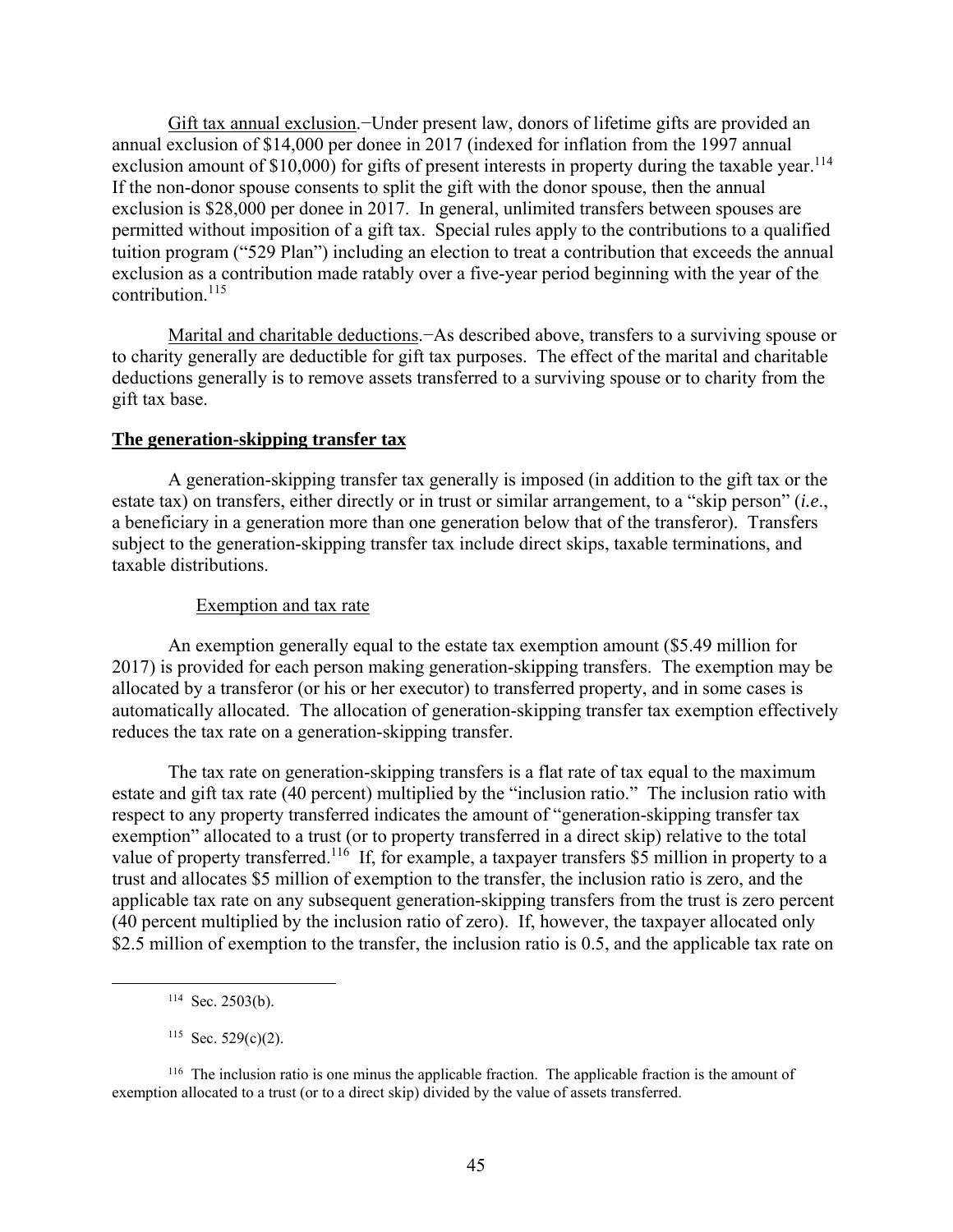Gift tax annual exclusion.−Under present law, donors of lifetime gifts are provided an annual exclusion of $14,000 per donee in 2017 (indexed for inflation from the 1997 annual exclusion amount of $10,000) for gifts of present interests in property during the taxable year.[114] If the non-donor spouse consents to split the gift with the donor spouse, then the annual exclusion is $28,000 per donee in 2017. In general, unlimited transfers between spouses are permitted without imposition of a gift tax. Special rules apply to the contributions to a qualified tuition program ("529 Plan") including an election to treat a contribution that exceeds the annual exclusion as a contribution made ratably over a five-year period beginning with the year of the contribution.[115]

Marital and charitable deductions.−As described above, transfers to a surviving spouse or to charity generally are deductible for gift tax purposes. The effect of the marital and charitable deductions generally is to remove assets transferred to a surviving spouse or to charity from the gift tax base.

## The generation-skipping transfer tax

A generation-skipping transfer tax generally is imposed (in addition to the gift tax or the estate tax) on transfers, either directly or in trust or similar arrangement, to a "skip person" (*i.e.*, a beneficiary in a generation more than one generation below that of the transferor). Transfers subject to the generation-skipping transfer tax include direct skips, taxable terminations, and taxable distributions.

### Exemption and tax rate

An exemption generally equal to the estate tax exemption amount ($5.49 million for 2017) is provided for each person making generation-skipping transfers. The exemption may be allocated by a transferor (or his or her executor) to transferred property, and in some cases is automatically allocated. The allocation of generation-skipping transfer tax exemption effectively reduces the tax rate on a generation-skipping transfer.

The tax rate on generation-skipping transfers is a flat rate of tax equal to the maximum estate and gift tax rate (40 percent) multiplied by the "inclusion ratio." The inclusion ratio with respect to any property transferred indicates the amount of "generation-skipping transfer tax exemption" allocated to a trust (or to property transferred in a direct skip) relative to the total value of property transferred.[116] If, for example, a taxpayer transfers $5 million in property to a trust and allocates $5 million of exemption to the transfer, the inclusion ratio is zero, and the applicable tax rate on any subsequent generation-skipping transfers from the trust is zero percent (40 percent multiplied by the inclusion ratio of zero). If, however, the taxpayer allocated only $2.5 million of exemption to the transfer, the inclusion ratio is 0.5, and the applicable tax rate on

---

[114] Sec. 2503(b).

[115] Sec. 529(c)(2).

[116] The inclusion ratio is one minus the applicable fraction. The applicable fraction is the amount of exemption allocated to a trust (or to a direct skip) divided by the value of assets transferred.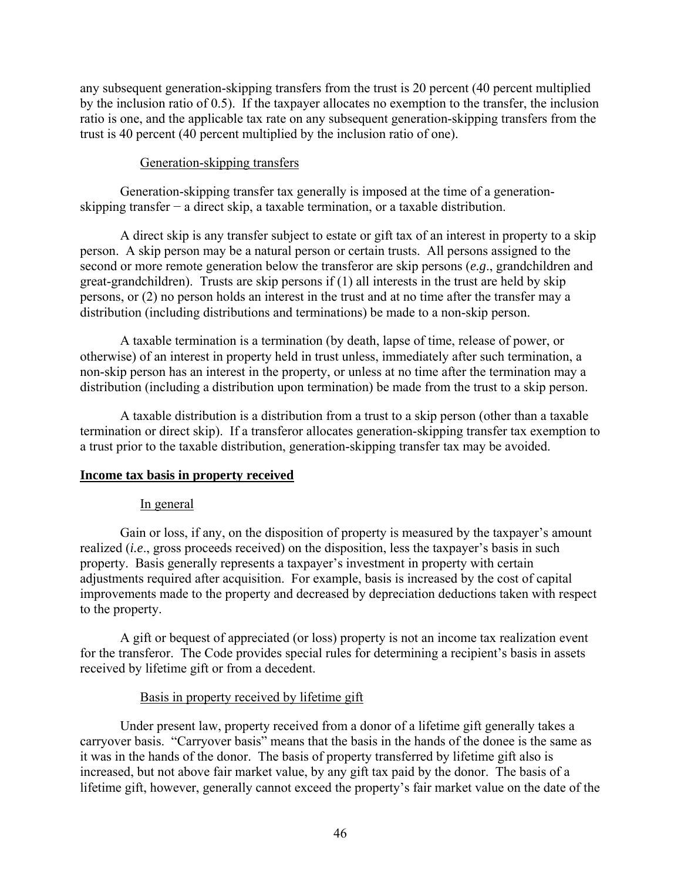any subsequent generation-skipping transfers from the trust is 20 percent (40 percent multiplied by the inclusion ratio of 0.5). If the taxpayer allocates no exemption to the transfer, the inclusion ratio is one, and the applicable tax rate on any subsequent generation-skipping transfers from the trust is 40 percent (40 percent multiplied by the inclusion ratio of one).

#### Generation-skipping transfers

Generation-skipping transfer tax generally is imposed at the time of a generation-skipping transfer − a direct skip, a taxable termination, or a taxable distribution.

A direct skip is any transfer subject to estate or gift tax of an interest in property to a skip person. A skip person may be a natural person or certain trusts. All persons assigned to the second or more remote generation below the transferor are skip persons (*e.g*., grandchildren and great-grandchildren). Trusts are skip persons if (1) all interests in the trust are held by skip persons, or (2) no person holds an interest in the trust and at no time after the transfer may a distribution (including distributions and terminations) be made to a non-skip person.

A taxable termination is a termination (by death, lapse of time, release of power, or otherwise) of an interest in property held in trust unless, immediately after such termination, a non-skip person has an interest in the property, or unless at no time after the termination may a distribution (including a distribution upon termination) be made from the trust to a skip person.

A taxable distribution is a distribution from a trust to a skip person (other than a taxable termination or direct skip). If a transferor allocates generation-skipping transfer tax exemption to a trust prior to the taxable distribution, generation-skipping transfer tax may be avoided.

### Income tax basis in property received

#### In general

Gain or loss, if any, on the disposition of property is measured by the taxpayer's amount realized (*i.e*., gross proceeds received) on the disposition, less the taxpayer's basis in such property. Basis generally represents a taxpayer's investment in property with certain adjustments required after acquisition. For example, basis is increased by the cost of capital improvements made to the property and decreased by depreciation deductions taken with respect to the property.

A gift or bequest of appreciated (or loss) property is not an income tax realization event for the transferor. The Code provides special rules for determining a recipient's basis in assets received by lifetime gift or from a decedent.

#### Basis in property received by lifetime gift

Under present law, property received from a donor of a lifetime gift generally takes a carryover basis. "Carryover basis" means that the basis in the hands of the donee is the same as it was in the hands of the donor. The basis of property transferred by lifetime gift also is increased, but not above fair market value, by any gift tax paid by the donor. The basis of a lifetime gift, however, generally cannot exceed the property's fair market value on the date of the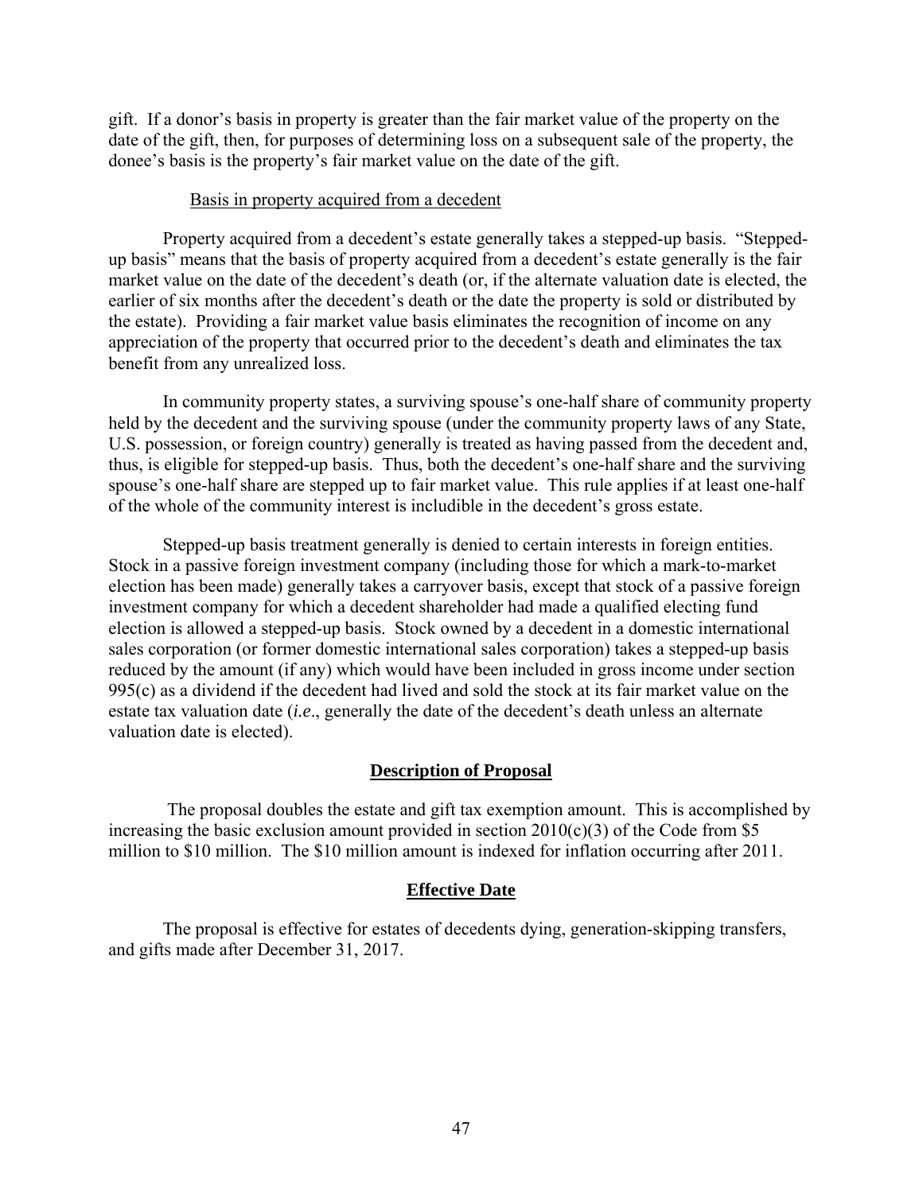gift. If a donor's basis in property is greater than the fair market value of the property on the date of the gift, then, for purposes of determining loss on a subsequent sale of the property, the donee's basis is the property's fair market value on the date of the gift.

Basis in property acquired from a decedent

Property acquired from a decedent's estate generally takes a stepped-up basis. "Stepped-up basis" means that the basis of property acquired from a decedent's estate generally is the fair market value on the date of the decedent's death (or, if the alternate valuation date is elected, the earlier of six months after the decedent's death or the date the property is sold or distributed by the estate). Providing a fair market value basis eliminates the recognition of income on any appreciation of the property that occurred prior to the decedent's death and eliminates the tax benefit from any unrealized loss.

In community property states, a surviving spouse's one-half share of community property held by the decedent and the surviving spouse (under the community property laws of any State, U.S. possession, or foreign country) generally is treated as having passed from the decedent and, thus, is eligible for stepped-up basis. Thus, both the decedent's one-half share and the surviving spouse's one-half share are stepped up to fair market value. This rule applies if at least one-half of the whole of the community interest is includible in the decedent's gross estate.

Stepped-up basis treatment generally is denied to certain interests in foreign entities. Stock in a passive foreign investment company (including those for which a mark-to-market election has been made) generally takes a carryover basis, except that stock of a passive foreign investment company for which a decedent shareholder had made a qualified electing fund election is allowed a stepped-up basis. Stock owned by a decedent in a domestic international sales corporation (or former domestic international sales corporation) takes a stepped-up basis reduced by the amount (if any) which would have been included in gross income under section 995(c) as a dividend if the decedent had lived and sold the stock at its fair market value on the estate tax valuation date (*i.e*., generally the date of the decedent's death unless an alternate valuation date is elected).

## Description of Proposal

The proposal doubles the estate and gift tax exemption amount. This is accomplished by increasing the basic exclusion amount provided in section 2010(c)(3) of the Code from $5 million to $10 million. The $10 million amount is indexed for inflation occurring after 2011.

## Effective Date

The proposal is effective for estates of decedents dying, generation-skipping transfers, and gifts made after December 31, 2017.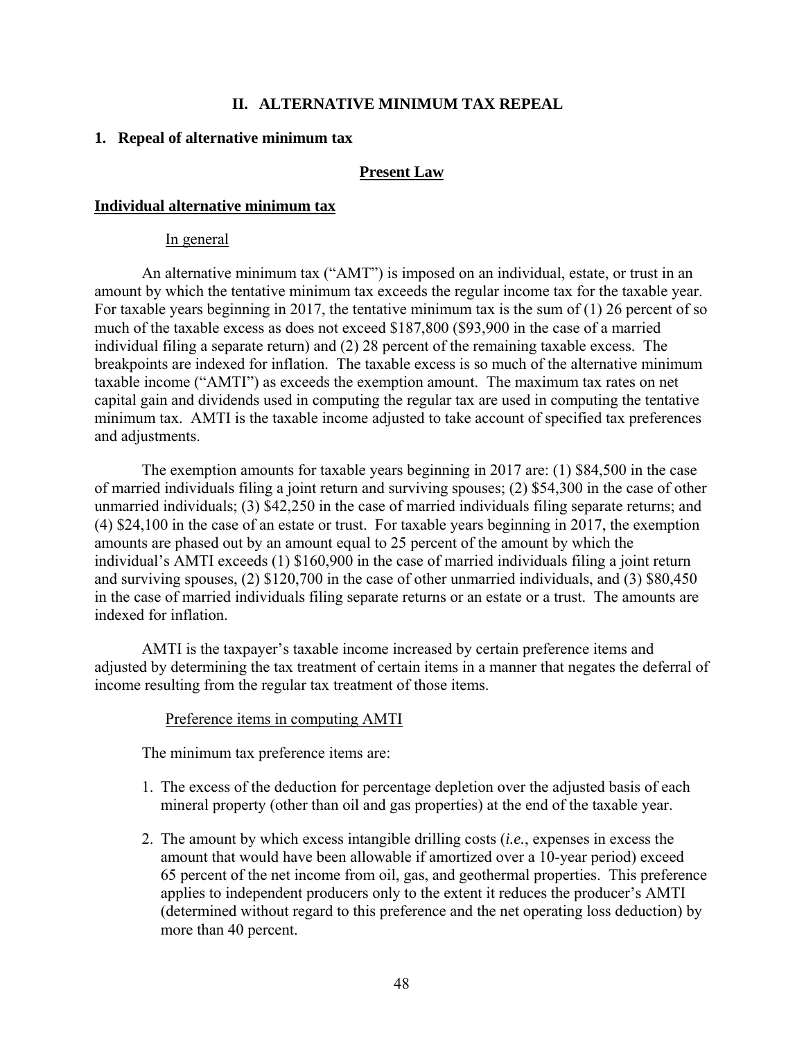## II. ALTERNATIVE MINIMUM TAX REPEAL

### 1. Repeal of alternative minimum tax

#### Present Law

#### Individual alternative minimum tax

In general

An alternative minimum tax ("AMT") is imposed on an individual, estate, or trust in an amount by which the tentative minimum tax exceeds the regular income tax for the taxable year. For taxable years beginning in 2017, the tentative minimum tax is the sum of (1) 26 percent of so much of the taxable excess as does not exceed $187,800 ($93,900 in the case of a married individual filing a separate return) and (2) 28 percent of the remaining taxable excess. The breakpoints are indexed for inflation. The taxable excess is so much of the alternative minimum taxable income ("AMTI") as exceeds the exemption amount. The maximum tax rates on net capital gain and dividends used in computing the regular tax are used in computing the tentative minimum tax. AMTI is the taxable income adjusted to take account of specified tax preferences and adjustments.

The exemption amounts for taxable years beginning in 2017 are: (1) $84,500 in the case of married individuals filing a joint return and surviving spouses; (2) $54,300 in the case of other unmarried individuals; (3) $42,250 in the case of married individuals filing separate returns; and (4) $24,100 in the case of an estate or trust. For taxable years beginning in 2017, the exemption amounts are phased out by an amount equal to 25 percent of the amount by which the individual's AMTI exceeds (1) $160,900 in the case of married individuals filing a joint return and surviving spouses, (2) $120,700 in the case of other unmarried individuals, and (3) $80,450 in the case of married individuals filing separate returns or an estate or a trust. The amounts are indexed for inflation.

AMTI is the taxpayer's taxable income increased by certain preference items and adjusted by determining the tax treatment of certain items in a manner that negates the deferral of income resulting from the regular tax treatment of those items.

Preference items in computing AMTI

The minimum tax preference items are:

1. The excess of the deduction for percentage depletion over the adjusted basis of each mineral property (other than oil and gas properties) at the end of the taxable year.

2. The amount by which excess intangible drilling costs (*i.e.*, expenses in excess the amount that would have been allowable if amortized over a 10-year period) exceed 65 percent of the net income from oil, gas, and geothermal properties. This preference applies to independent producers only to the extent it reduces the producer's AMTI (determined without regard to this preference and the net operating loss deduction) by more than 40 percent.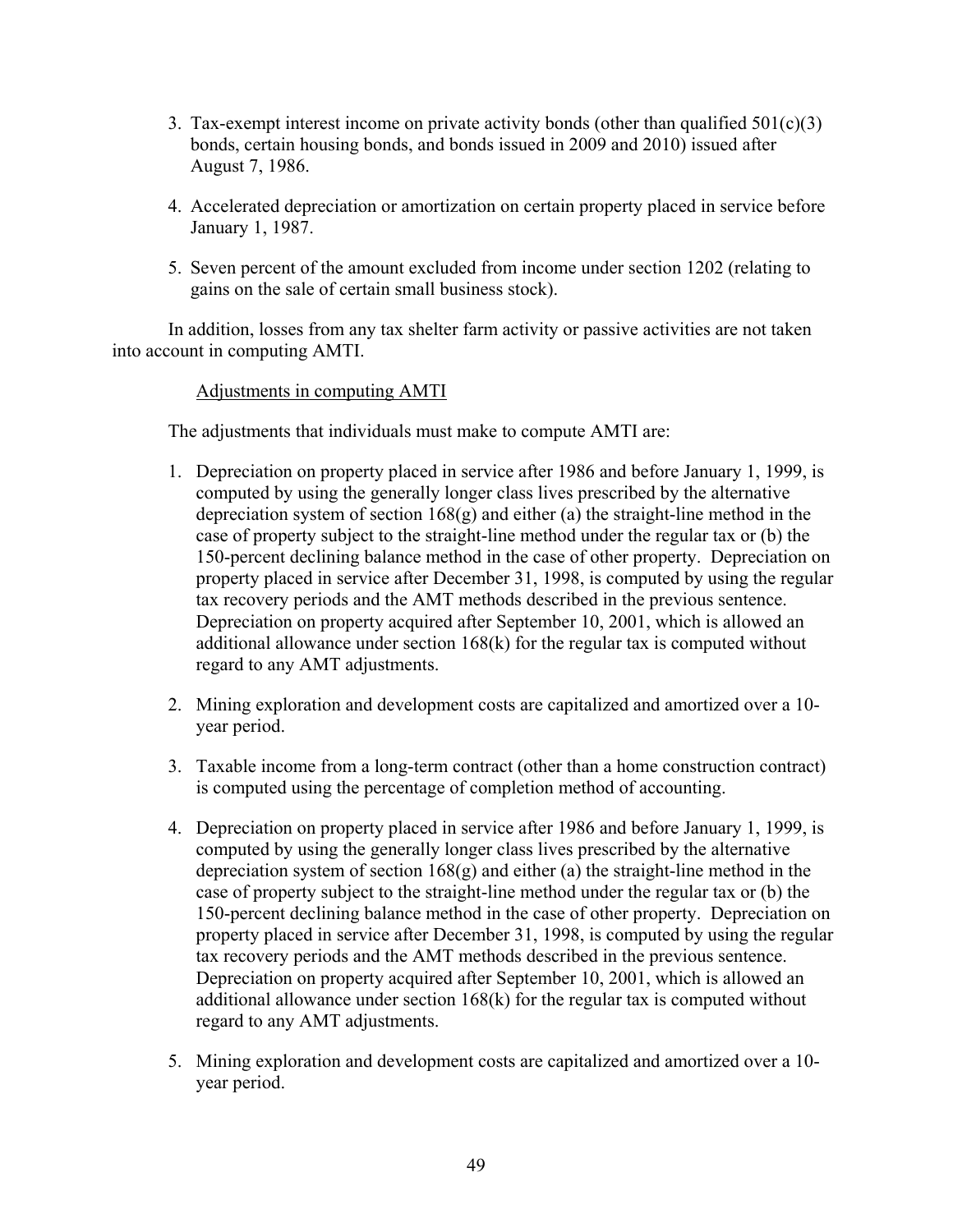3. Tax-exempt interest income on private activity bonds (other than qualified 501(c)(3) bonds, certain housing bonds, and bonds issued in 2009 and 2010) issued after August 7, 1986.

4. Accelerated depreciation or amortization on certain property placed in service before January 1, 1987.

5. Seven percent of the amount excluded from income under section 1202 (relating to gains on the sale of certain small business stock).

In addition, losses from any tax shelter farm activity or passive activities are not taken into account in computing AMTI.

Adjustments in computing AMTI

The adjustments that individuals must make to compute AMTI are:

1. Depreciation on property placed in service after 1986 and before January 1, 1999, is computed by using the generally longer class lives prescribed by the alternative depreciation system of section 168(g) and either (a) the straight-line method in the case of property subject to the straight-line method under the regular tax or (b) the 150-percent declining balance method in the case of other property. Depreciation on property placed in service after December 31, 1998, is computed by using the regular tax recovery periods and the AMT methods described in the previous sentence. Depreciation on property acquired after September 10, 2001, which is allowed an additional allowance under section 168(k) for the regular tax is computed without regard to any AMT adjustments.

2. Mining exploration and development costs are capitalized and amortized over a 10-year period.

3. Taxable income from a long-term contract (other than a home construction contract) is computed using the percentage of completion method of accounting.

4. Depreciation on property placed in service after 1986 and before January 1, 1999, is computed by using the generally longer class lives prescribed by the alternative depreciation system of section 168(g) and either (a) the straight-line method in the case of property subject to the straight-line method under the regular tax or (b) the 150-percent declining balance method in the case of other property. Depreciation on property placed in service after December 31, 1998, is computed by using the regular tax recovery periods and the AMT methods described in the previous sentence. Depreciation on property acquired after September 10, 2001, which is allowed an additional allowance under section 168(k) for the regular tax is computed without regard to any AMT adjustments.

5. Mining exploration and development costs are capitalized and amortized over a 10-year period.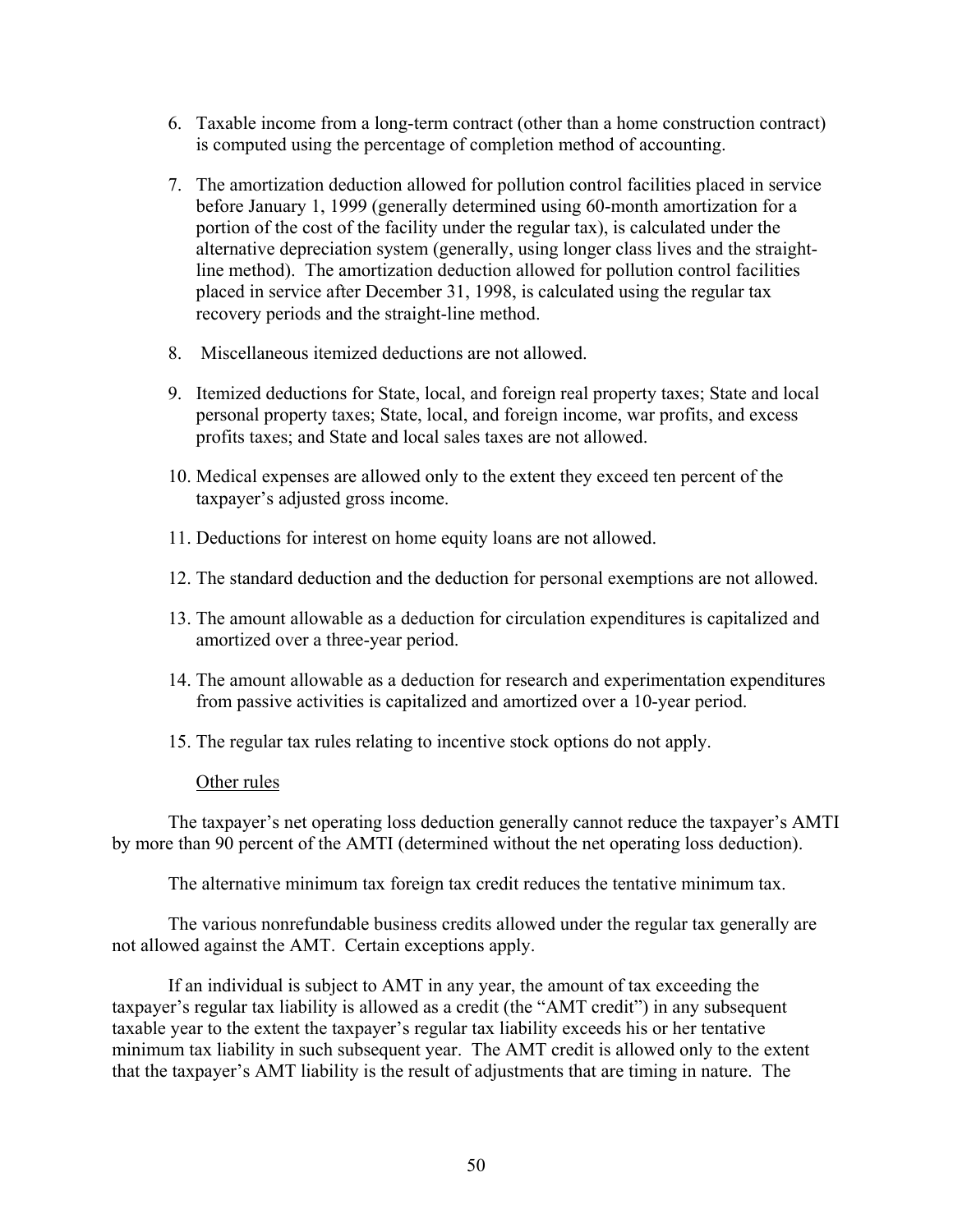6. Taxable income from a long-term contract (other than a home construction contract) is computed using the percentage of completion method of accounting.

7. The amortization deduction allowed for pollution control facilities placed in service before January 1, 1999 (generally determined using 60-month amortization for a portion of the cost of the facility under the regular tax), is calculated under the alternative depreciation system (generally, using longer class lives and the straight-line method). The amortization deduction allowed for pollution control facilities placed in service after December 31, 1998, is calculated using the regular tax recovery periods and the straight-line method.

8. Miscellaneous itemized deductions are not allowed.

9. Itemized deductions for State, local, and foreign real property taxes; State and local personal property taxes; State, local, and foreign income, war profits, and excess profits taxes; and State and local sales taxes are not allowed.

10. Medical expenses are allowed only to the extent they exceed ten percent of the taxpayer's adjusted gross income.

11. Deductions for interest on home equity loans are not allowed.

12. The standard deduction and the deduction for personal exemptions are not allowed.

13. The amount allowable as a deduction for circulation expenditures is capitalized and amortized over a three-year period.

14. The amount allowable as a deduction for research and experimentation expenditures from passive activities is capitalized and amortized over a 10-year period.

15. The regular tax rules relating to incentive stock options do not apply.

Other rules

The taxpayer's net operating loss deduction generally cannot reduce the taxpayer's AMTI by more than 90 percent of the AMTI (determined without the net operating loss deduction).

The alternative minimum tax foreign tax credit reduces the tentative minimum tax.

The various nonrefundable business credits allowed under the regular tax generally are not allowed against the AMT. Certain exceptions apply.

If an individual is subject to AMT in any year, the amount of tax exceeding the taxpayer's regular tax liability is allowed as a credit (the "AMT credit") in any subsequent taxable year to the extent the taxpayer's regular tax liability exceeds his or her tentative minimum tax liability in such subsequent year. The AMT credit is allowed only to the extent that the taxpayer's AMT liability is the result of adjustments that are timing in nature. The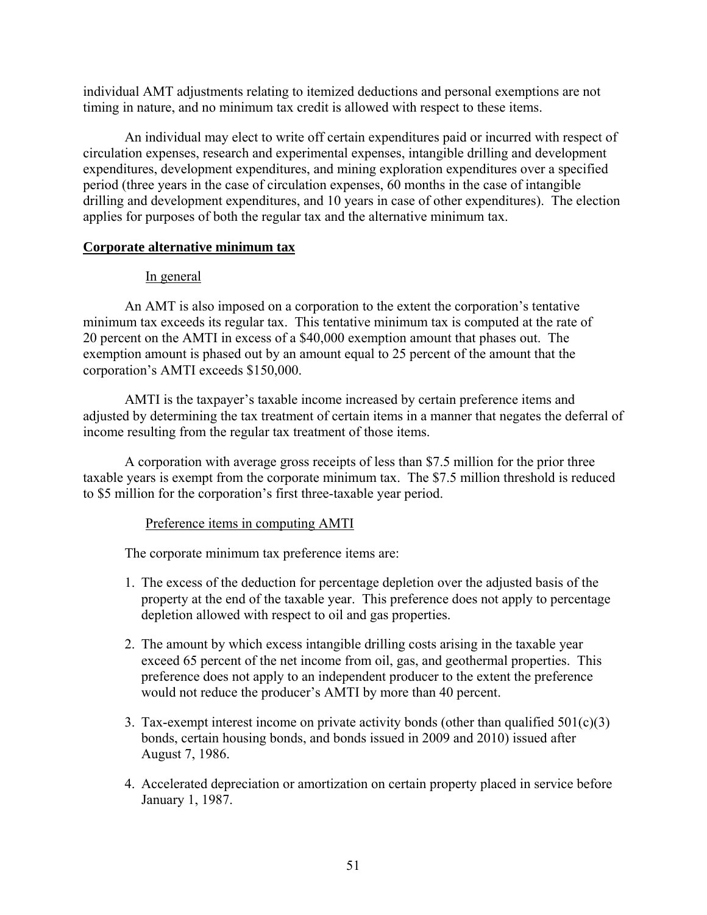individual AMT adjustments relating to itemized deductions and personal exemptions are not timing in nature, and no minimum tax credit is allowed with respect to these items.

An individual may elect to write off certain expenditures paid or incurred with respect of circulation expenses, research and experimental expenses, intangible drilling and development expenditures, development expenditures, and mining exploration expenditures over a specified period (three years in the case of circulation expenses, 60 months in the case of intangible drilling and development expenditures, and 10 years in case of other expenditures). The election applies for purposes of both the regular tax and the alternative minimum tax.

## Corporate alternative minimum tax

### In general

An AMT is also imposed on a corporation to the extent the corporation's tentative minimum tax exceeds its regular tax. This tentative minimum tax is computed at the rate of 20 percent on the AMTI in excess of a $40,000 exemption amount that phases out. The exemption amount is phased out by an amount equal to 25 percent of the amount that the corporation's AMTI exceeds $150,000.

AMTI is the taxpayer's taxable income increased by certain preference items and adjusted by determining the tax treatment of certain items in a manner that negates the deferral of income resulting from the regular tax treatment of those items.

A corporation with average gross receipts of less than $7.5 million for the prior three taxable years is exempt from the corporate minimum tax. The $7.5 million threshold is reduced to $5 million for the corporation's first three-taxable year period.

### Preference items in computing AMTI

The corporate minimum tax preference items are:

1. The excess of the deduction for percentage depletion over the adjusted basis of the property at the end of the taxable year. This preference does not apply to percentage depletion allowed with respect to oil and gas properties.

2. The amount by which excess intangible drilling costs arising in the taxable year exceed 65 percent of the net income from oil, gas, and geothermal properties. This preference does not apply to an independent producer to the extent the preference would not reduce the producer's AMTI by more than 40 percent.

3. Tax-exempt interest income on private activity bonds (other than qualified 501(c)(3) bonds, certain housing bonds, and bonds issued in 2009 and 2010) issued after August 7, 1986.

4. Accelerated depreciation or amortization on certain property placed in service before January 1, 1987.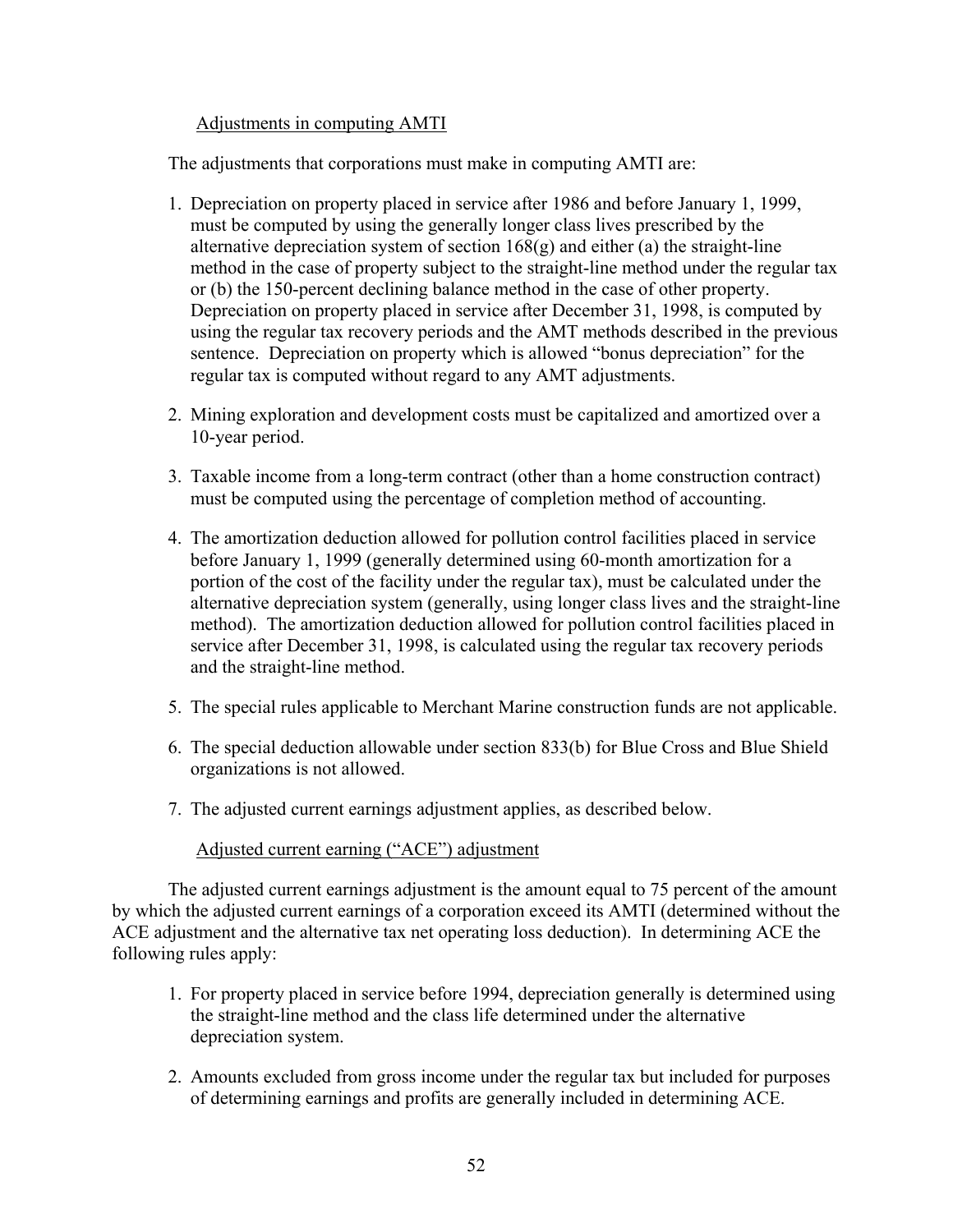### Adjustments in computing AMTI

The adjustments that corporations must make in computing AMTI are:

1. Depreciation on property placed in service after 1986 and before January 1, 1999, must be computed by using the generally longer class lives prescribed by the alternative depreciation system of section 168(g) and either (a) the straight-line method in the case of property subject to the straight-line method under the regular tax or (b) the 150-percent declining balance method in the case of other property. Depreciation on property placed in service after December 31, 1998, is computed by using the regular tax recovery periods and the AMT methods described in the previous sentence. Depreciation on property which is allowed "bonus depreciation" for the regular tax is computed without regard to any AMT adjustments.

2. Mining exploration and development costs must be capitalized and amortized over a 10-year period.

3. Taxable income from a long-term contract (other than a home construction contract) must be computed using the percentage of completion method of accounting.

4. The amortization deduction allowed for pollution control facilities placed in service before January 1, 1999 (generally determined using 60-month amortization for a portion of the cost of the facility under the regular tax), must be calculated under the alternative depreciation system (generally, using longer class lives and the straight-line method). The amortization deduction allowed for pollution control facilities placed in service after December 31, 1998, is calculated using the regular tax recovery periods and the straight-line method.

5. The special rules applicable to Merchant Marine construction funds are not applicable.

6. The special deduction allowable under section 833(b) for Blue Cross and Blue Shield organizations is not allowed.

7. The adjusted current earnings adjustment applies, as described below.

### Adjusted current earning ("ACE") adjustment

The adjusted current earnings adjustment is the amount equal to 75 percent of the amount by which the adjusted current earnings of a corporation exceed its AMTI (determined without the ACE adjustment and the alternative tax net operating loss deduction). In determining ACE the following rules apply:

1. For property placed in service before 1994, depreciation generally is determined using the straight-line method and the class life determined under the alternative depreciation system.

2. Amounts excluded from gross income under the regular tax but included for purposes of determining earnings and profits are generally included in determining ACE.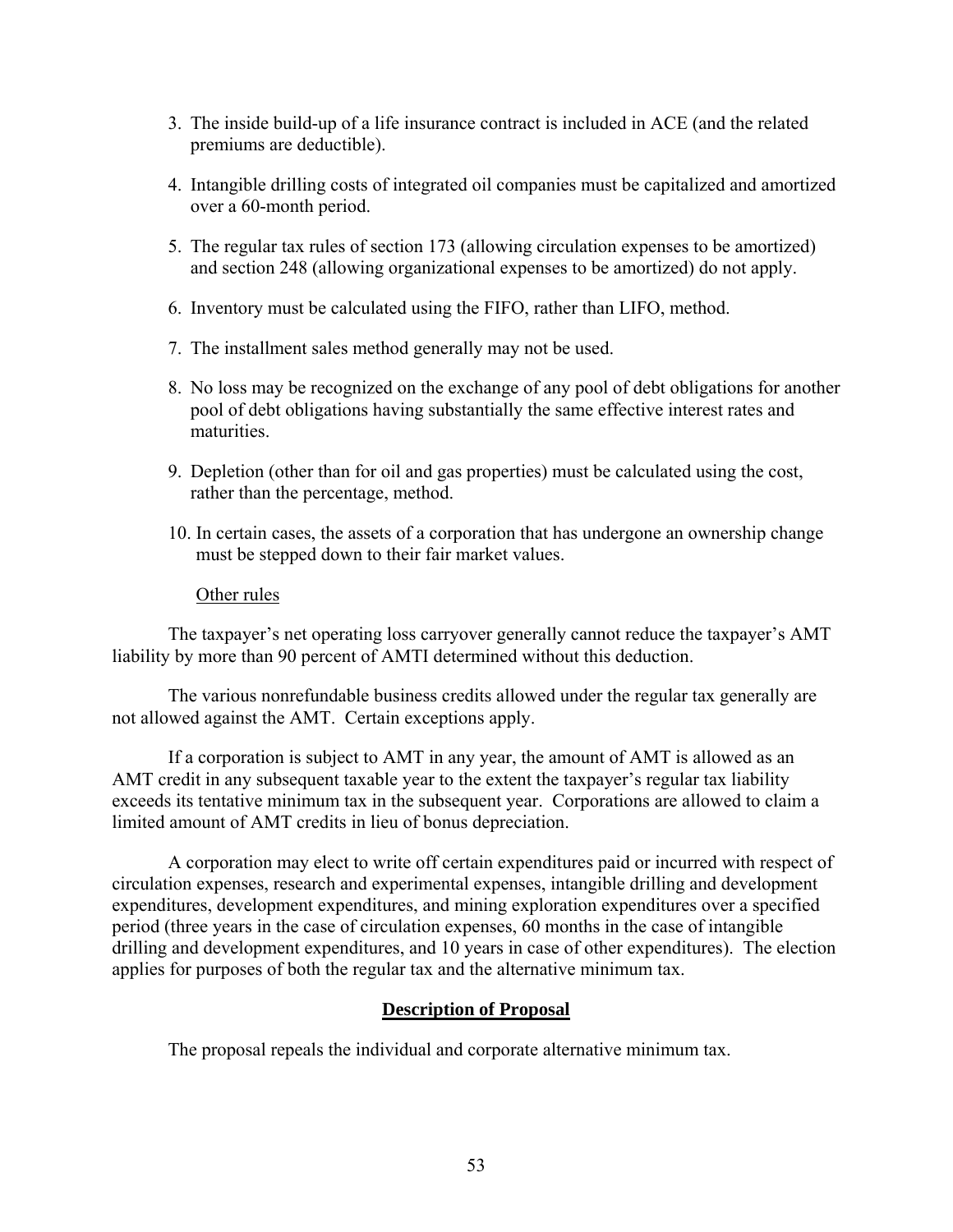3. The inside build-up of a life insurance contract is included in ACE (and the related premiums are deductible).

4. Intangible drilling costs of integrated oil companies must be capitalized and amortized over a 60-month period.

5. The regular tax rules of section 173 (allowing circulation expenses to be amortized) and section 248 (allowing organizational expenses to be amortized) do not apply.

6. Inventory must be calculated using the FIFO, rather than LIFO, method.

7. The installment sales method generally may not be used.

8. No loss may be recognized on the exchange of any pool of debt obligations for another pool of debt obligations having substantially the same effective interest rates and maturities.

9. Depletion (other than for oil and gas properties) must be calculated using the cost, rather than the percentage, method.

10. In certain cases, the assets of a corporation that has undergone an ownership change must be stepped down to their fair market values.

Other rules

The taxpayer's net operating loss carryover generally cannot reduce the taxpayer's AMT liability by more than 90 percent of AMTI determined without this deduction.

The various nonrefundable business credits allowed under the regular tax generally are not allowed against the AMT. Certain exceptions apply.

If a corporation is subject to AMT in any year, the amount of AMT is allowed as an AMT credit in any subsequent taxable year to the extent the taxpayer's regular tax liability exceeds its tentative minimum tax in the subsequent year. Corporations are allowed to claim a limited amount of AMT credits in lieu of bonus depreciation.

A corporation may elect to write off certain expenditures paid or incurred with respect of circulation expenses, research and experimental expenses, intangible drilling and development expenditures, development expenditures, and mining exploration expenditures over a specified period (three years in the case of circulation expenses, 60 months in the case of intangible drilling and development expenditures, and 10 years in case of other expenditures). The election applies for purposes of both the regular tax and the alternative minimum tax.

## Description of Proposal

The proposal repeals the individual and corporate alternative minimum tax.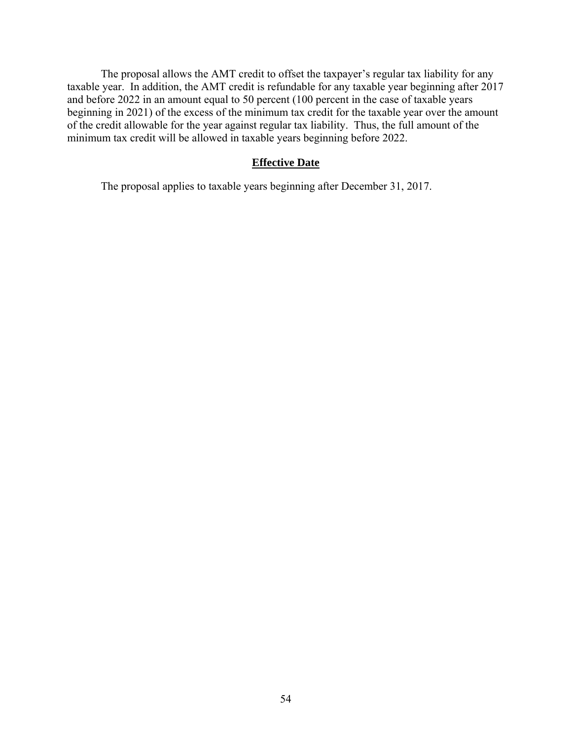The proposal allows the AMT credit to offset the taxpayer's regular tax liability for any taxable year. In addition, the AMT credit is refundable for any taxable year beginning after 2017 and before 2022 in an amount equal to 50 percent (100 percent in the case of taxable years beginning in 2021) of the excess of the minimum tax credit for the taxable year over the amount of the credit allowable for the year against regular tax liability. Thus, the full amount of the minimum tax credit will be allowed in taxable years beginning before 2022.

### Effective Date

The proposal applies to taxable years beginning after December 31, 2017.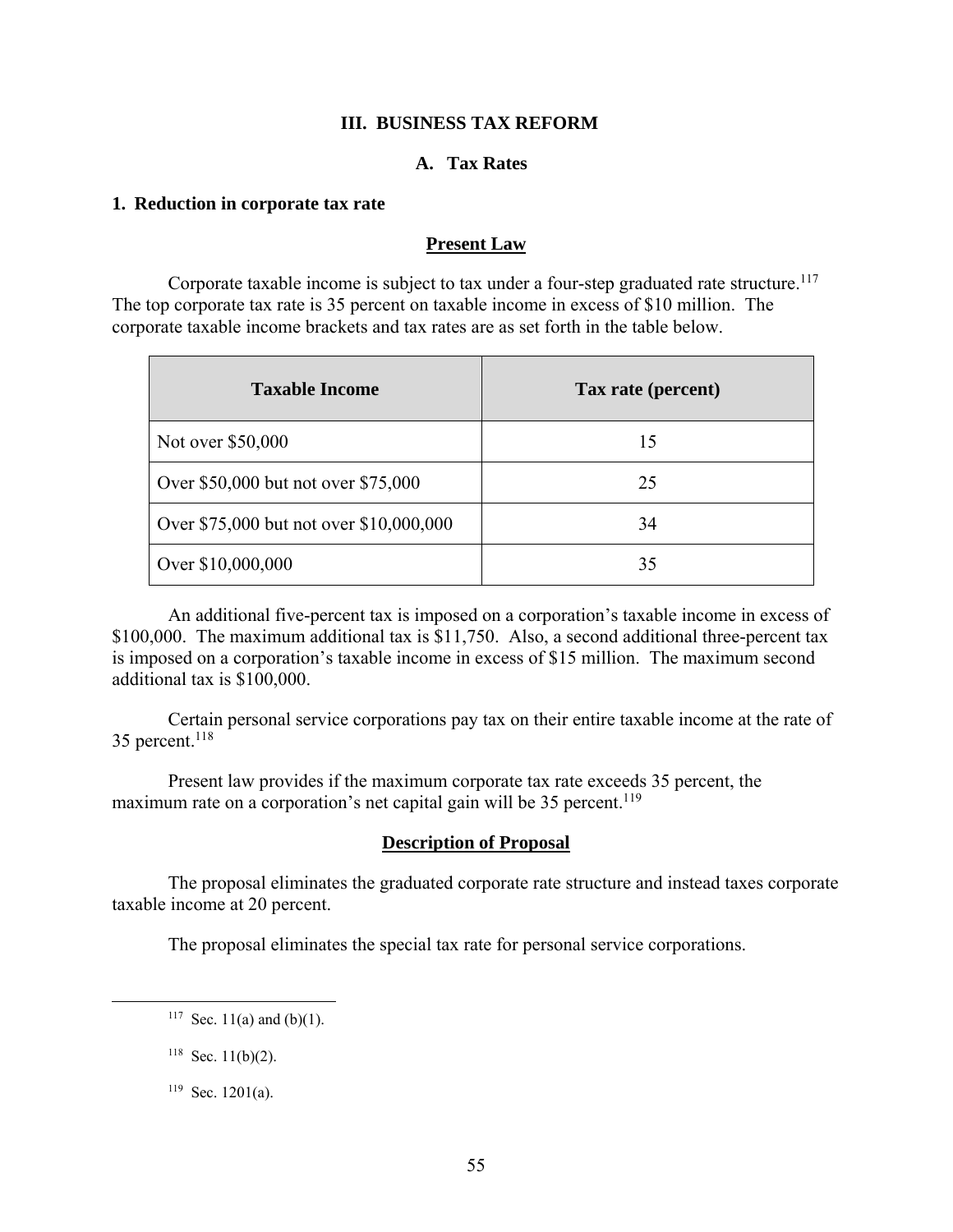# III. BUSINESS TAX REFORM

## A. Tax Rates

### 1. Reduction in corporate tax rate

#### Present Law

Corporate taxable income is subject to tax under a four-step graduated rate structure.[117] The top corporate tax rate is 35 percent on taxable income in excess of $10 million. The corporate taxable income brackets and tax rates are as set forth in the table below.

| Taxable Income | Tax rate (percent) |
| --- | --- |
| Not over $50,000 | 15 |
| Over $50,000 but not over $75,000 | 25 |
| Over $75,000 but not over $10,000,000 | 34 |
| Over $10,000,000 | 35 |

An additional five-percent tax is imposed on a corporation's taxable income in excess of $100,000. The maximum additional tax is $11,750. Also, a second additional three-percent tax is imposed on a corporation's taxable income in excess of $15 million. The maximum second additional tax is $100,000.

Certain personal service corporations pay tax on their entire taxable income at the rate of 35 percent.[118]

Present law provides if the maximum corporate tax rate exceeds 35 percent, the maximum rate on a corporation's net capital gain will be 35 percent.[119]

#### Description of Proposal

The proposal eliminates the graduated corporate rate structure and instead taxes corporate taxable income at 20 percent.

The proposal eliminates the special tax rate for personal service corporations.

---

[117] Sec. 11(a) and (b)(1).

[118] Sec. 11(b)(2).

[119] Sec. 1201(a).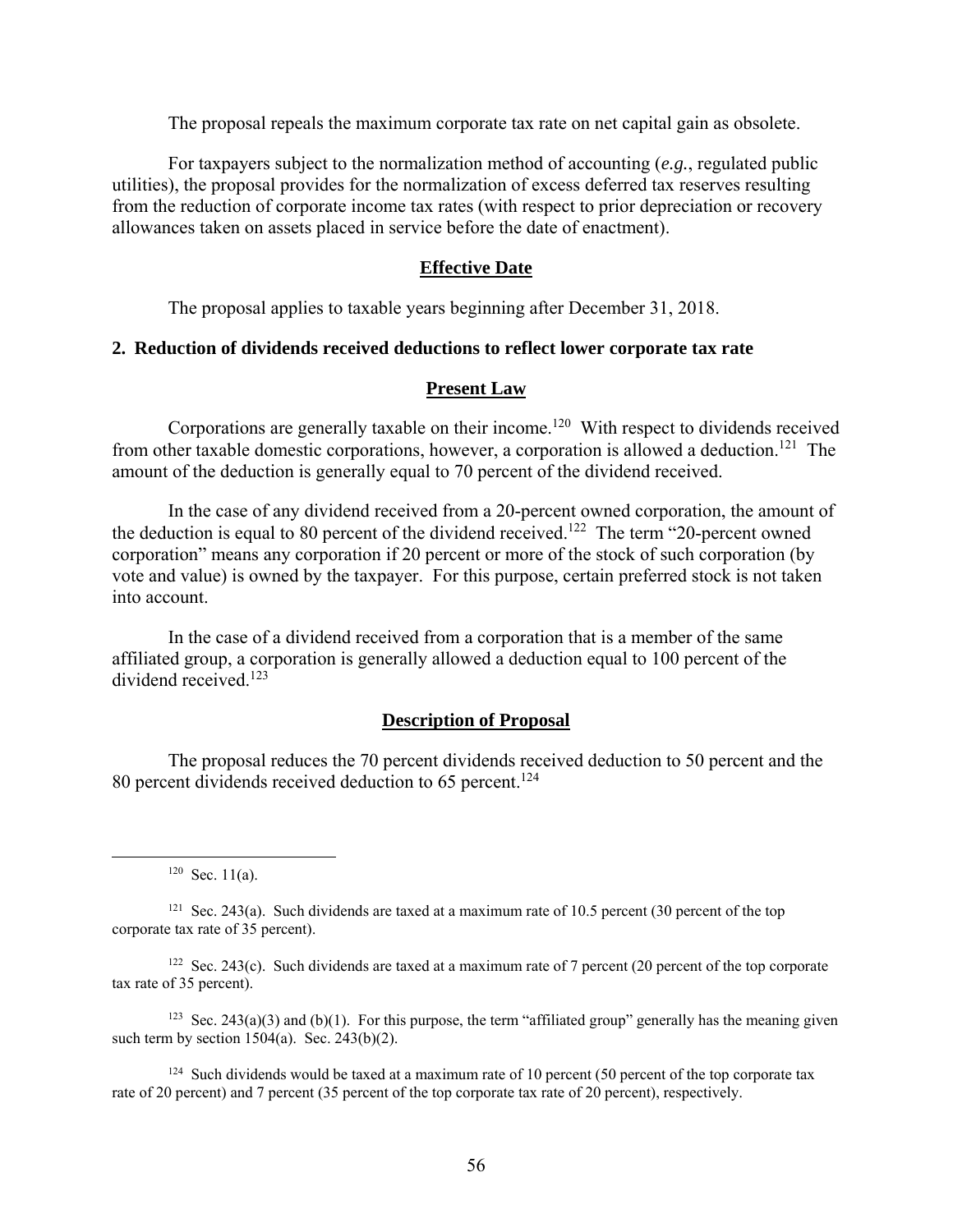The proposal repeals the maximum corporate tax rate on net capital gain as obsolete.

For taxpayers subject to the normalization method of accounting (*e.g.*, regulated public utilities), the proposal provides for the normalization of excess deferred tax reserves resulting from the reduction of corporate income tax rates (with respect to prior depreciation or recovery allowances taken on assets placed in service before the date of enactment).

### Effective Date

The proposal applies to taxable years beginning after December 31, 2018.

## 2. Reduction of dividends received deductions to reflect lower corporate tax rate

### Present Law

Corporations are generally taxable on their income.[120] With respect to dividends received from other taxable domestic corporations, however, a corporation is allowed a deduction.[121] The amount of the deduction is generally equal to 70 percent of the dividend received.

In the case of any dividend received from a 20-percent owned corporation, the amount of the deduction is equal to 80 percent of the dividend received.[122] The term "20-percent owned corporation" means any corporation if 20 percent or more of the stock of such corporation (by vote and value) is owned by the taxpayer. For this purpose, certain preferred stock is not taken into account.

In the case of a dividend received from a corporation that is a member of the same affiliated group, a corporation is generally allowed a deduction equal to 100 percent of the dividend received.[123]

### Description of Proposal

The proposal reduces the 70 percent dividends received deduction to 50 percent and the 80 percent dividends received deduction to 65 percent.[124]

---

[120] Sec. 11(a).

[121] Sec. 243(a). Such dividends are taxed at a maximum rate of 10.5 percent (30 percent of the top corporate tax rate of 35 percent).

[122] Sec. 243(c). Such dividends are taxed at a maximum rate of 7 percent (20 percent of the top corporate tax rate of 35 percent).

[123] Sec. 243(a)(3) and (b)(1). For this purpose, the term "affiliated group" generally has the meaning given such term by section 1504(a). Sec. 243(b)(2).

[124] Such dividends would be taxed at a maximum rate of 10 percent (50 percent of the top corporate tax rate of 20 percent) and 7 percent (35 percent of the top corporate tax rate of 20 percent), respectively.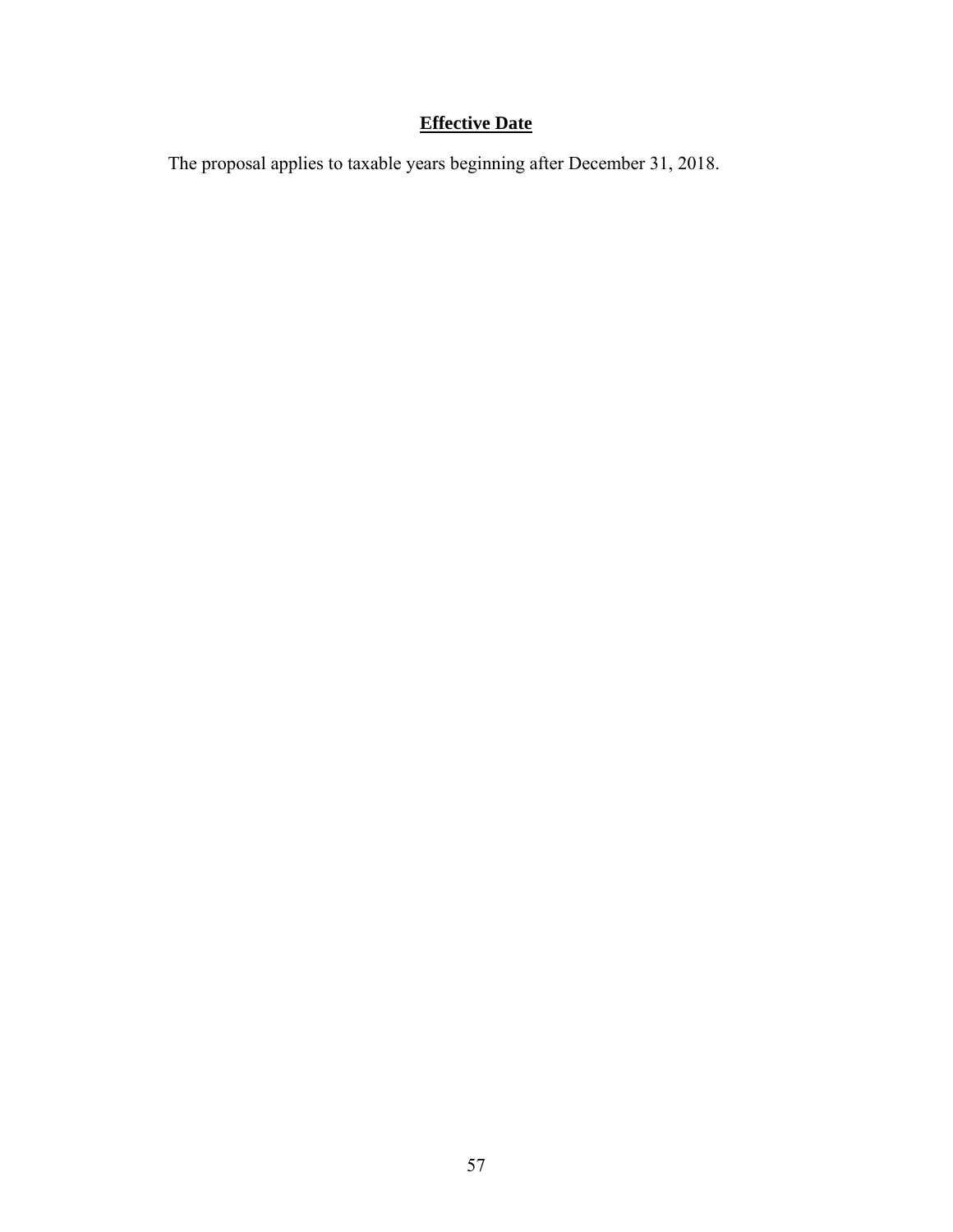#### **Effective Date**

The proposal applies to taxable years beginning after December 31, 2018.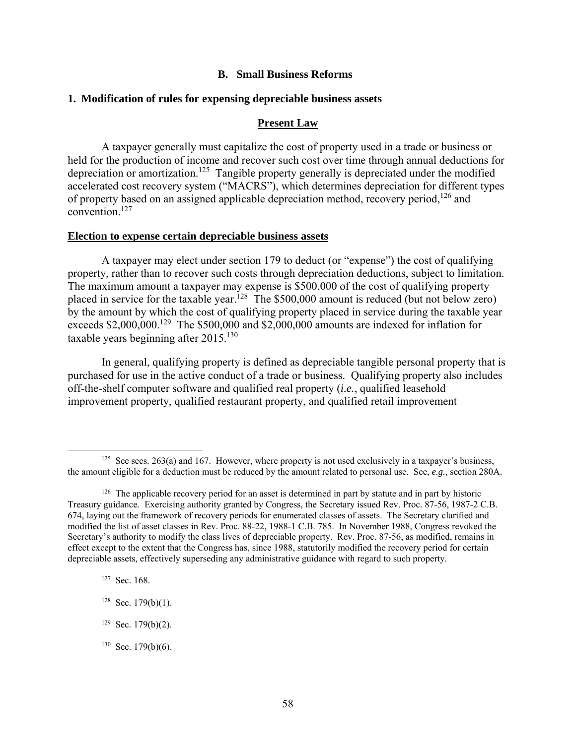## B. Small Business Reforms

### 1. Modification of rules for expensing depreciable business assets

#### Present Law

A taxpayer generally must capitalize the cost of property used in a trade or business or held for the production of income and recover such cost over time through annual deductions for depreciation or amortization.[125] Tangible property generally is depreciated under the modified accelerated cost recovery system ("MACRS"), which determines depreciation for different types of property based on an assigned applicable depreciation method, recovery period,[126] and convention.[127]

**Election to expense certain depreciable business assets**

A taxpayer may elect under section 179 to deduct (or "expense") the cost of qualifying property, rather than to recover such costs through depreciation deductions, subject to limitation. The maximum amount a taxpayer may expense is $500,000 of the cost of qualifying property placed in service for the taxable year.[128] The $500,000 amount is reduced (but not below zero) by the amount by which the cost of qualifying property placed in service during the taxable year exceeds $2,000,000.[129] The $500,000 and $2,000,000 amounts are indexed for inflation for taxable years beginning after 2015.[130]

In general, qualifying property is defined as depreciable tangible personal property that is purchased for use in the active conduct of a trade or business. Qualifying property also includes off-the-shelf computer software and qualified real property (*i.e.*, qualified leasehold improvement property, qualified restaurant property, and qualified retail improvement

---

[125] See secs. 263(a) and 167. However, where property is not used exclusively in a taxpayer's business, the amount eligible for a deduction must be reduced by the amount related to personal use. See, *e.g.*, section 280A.

[126] The applicable recovery period for an asset is determined in part by statute and in part by historic Treasury guidance. Exercising authority granted by Congress, the Secretary issued Rev. Proc. 87-56, 1987-2 C.B. 674, laying out the framework of recovery periods for enumerated classes of assets. The Secretary clarified and modified the list of asset classes in Rev. Proc. 88-22, 1988-1 C.B. 785. In November 1988, Congress revoked the Secretary's authority to modify the class lives of depreciable property. Rev. Proc. 87-56, as modified, remains in effect except to the extent that the Congress has, since 1988, statutorily modified the recovery period for certain depreciable assets, effectively superseding any administrative guidance with regard to such property.

[127] Sec. 168.

[128] Sec. 179(b)(1).

[129] Sec. 179(b)(2).

[130] Sec. 179(b)(6).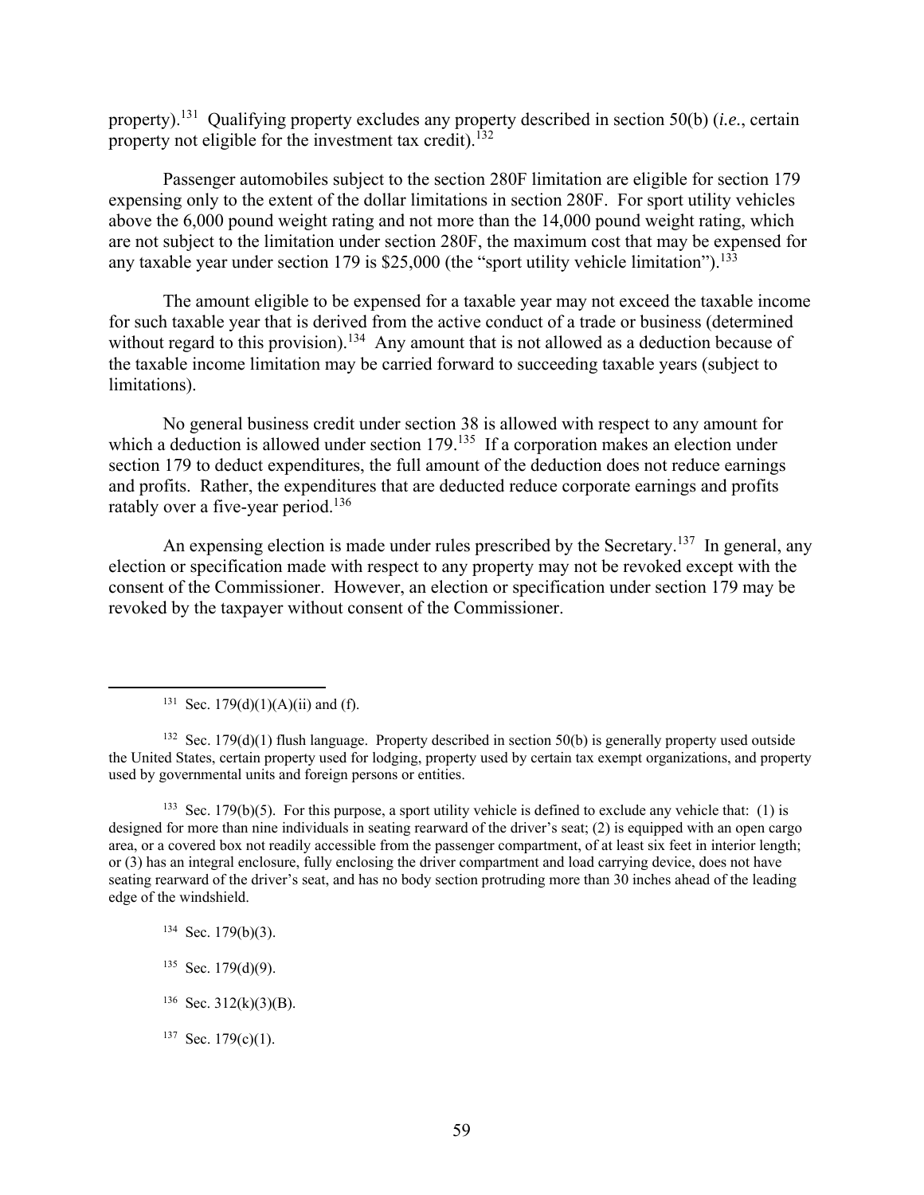property).[131] Qualifying property excludes any property described in section 50(b) (*i.e.*, certain property not eligible for the investment tax credit).[132]

Passenger automobiles subject to the section 280F limitation are eligible for section 179 expensing only to the extent of the dollar limitations in section 280F. For sport utility vehicles above the 6,000 pound weight rating and not more than the 14,000 pound weight rating, which are not subject to the limitation under section 280F, the maximum cost that may be expensed for any taxable year under section 179 is $25,000 (the "sport utility vehicle limitation").[133]

The amount eligible to be expensed for a taxable year may not exceed the taxable income for such taxable year that is derived from the active conduct of a trade or business (determined without regard to this provision).[134] Any amount that is not allowed as a deduction because of the taxable income limitation may be carried forward to succeeding taxable years (subject to limitations).

No general business credit under section 38 is allowed with respect to any amount for which a deduction is allowed under section 179.[135] If a corporation makes an election under section 179 to deduct expenditures, the full amount of the deduction does not reduce earnings and profits. Rather, the expenditures that are deducted reduce corporate earnings and profits ratably over a five-year period.[136]

An expensing election is made under rules prescribed by the Secretary.[137] In general, any election or specification made with respect to any property may not be revoked except with the consent of the Commissioner. However, an election or specification under section 179 may be revoked by the taxpayer without consent of the Commissioner.

---

[131] Sec. 179(d)(1)(A)(ii) and (f).

[132] Sec. 179(d)(1) flush language. Property described in section 50(b) is generally property used outside the United States, certain property used for lodging, property used by certain tax exempt organizations, and property used by governmental units and foreign persons or entities.

[133] Sec. 179(b)(5). For this purpose, a sport utility vehicle is defined to exclude any vehicle that: (1) is designed for more than nine individuals in seating rearward of the driver's seat; (2) is equipped with an open cargo area, or a covered box not readily accessible from the passenger compartment, of at least six feet in interior length; or (3) has an integral enclosure, fully enclosing the driver compartment and load carrying device, does not have seating rearward of the driver's seat, and has no body section protruding more than 30 inches ahead of the leading edge of the windshield.

[134] Sec. 179(b)(3).

[135] Sec. 179(d)(9).

[136] Sec. 312(k)(3)(B).

[137] Sec. 179(c)(1).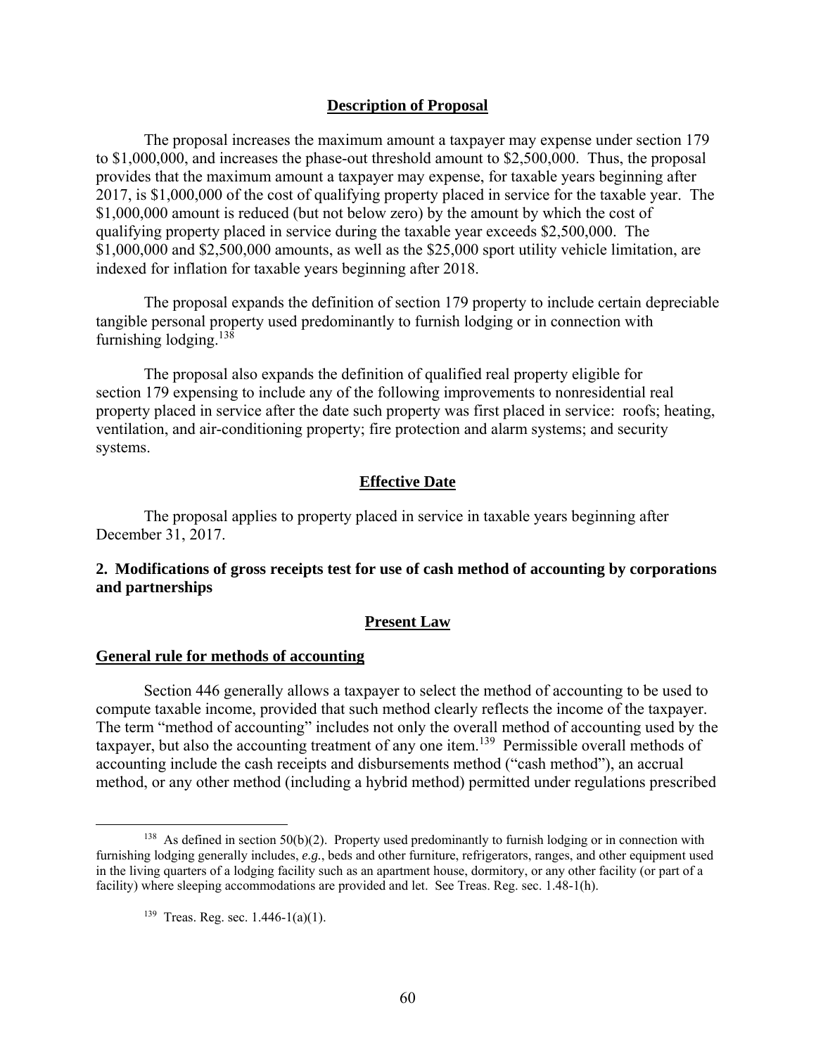### Description of Proposal

The proposal increases the maximum amount a taxpayer may expense under section 179 to $1,000,000, and increases the phase-out threshold amount to $2,500,000. Thus, the proposal provides that the maximum amount a taxpayer may expense, for taxable years beginning after 2017, is $1,000,000 of the cost of qualifying property placed in service for the taxable year. The $1,000,000 amount is reduced (but not below zero) by the amount by which the cost of qualifying property placed in service during the taxable year exceeds $2,500,000. The $1,000,000 and $2,500,000 amounts, as well as the $25,000 sport utility vehicle limitation, are indexed for inflation for taxable years beginning after 2018.

The proposal expands the definition of section 179 property to include certain depreciable tangible personal property used predominantly to furnish lodging or in connection with furnishing lodging.[138]

The proposal also expands the definition of qualified real property eligible for section 179 expensing to include any of the following improvements to nonresidential real property placed in service after the date such property was first placed in service: roofs; heating, ventilation, and air-conditioning property; fire protection and alarm systems; and security systems.

### Effective Date

The proposal applies to property placed in service in taxable years beginning after December 31, 2017.

## 2. Modifications of gross receipts test for use of cash method of accounting by corporations and partnerships

### Present Law

#### General rule for methods of accounting

Section 446 generally allows a taxpayer to select the method of accounting to be used to compute taxable income, provided that such method clearly reflects the income of the taxpayer. The term "method of accounting" includes not only the overall method of accounting used by the taxpayer, but also the accounting treatment of any one item.[139] Permissible overall methods of accounting include the cash receipts and disbursements method ("cash method"), an accrual method, or any other method (including a hybrid method) permitted under regulations prescribed

---

[138] As defined in section 50(b)(2). Property used predominantly to furnish lodging or in connection with furnishing lodging generally includes, *e.g.*, beds and other furniture, refrigerators, ranges, and other equipment used in the living quarters of a lodging facility such as an apartment house, dormitory, or any other facility (or part of a facility) where sleeping accommodations are provided and let. See Treas. Reg. sec. 1.48-1(h).

[139] Treas. Reg. sec. 1.446-1(a)(1).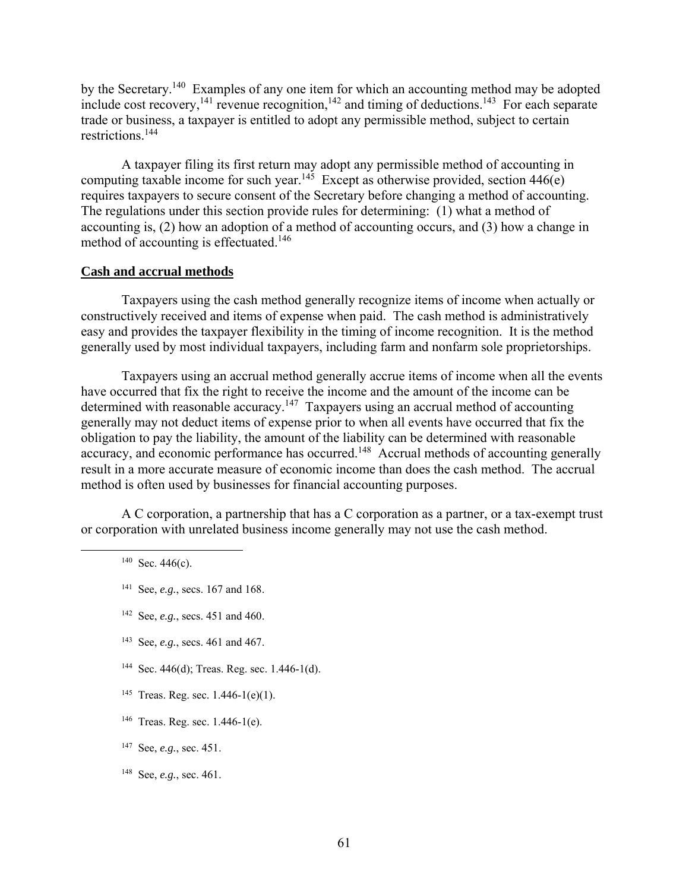by the Secretary.[140] Examples of any one item for which an accounting method may be adopted include cost recovery,[141] revenue recognition,[142] and timing of deductions.[143] For each separate trade or business, a taxpayer is entitled to adopt any permissible method, subject to certain restrictions.[144]

A taxpayer filing its first return may adopt any permissible method of accounting in computing taxable income for such year.[145] Except as otherwise provided, section 446(e) requires taxpayers to secure consent of the Secretary before changing a method of accounting. The regulations under this section provide rules for determining: (1) what a method of accounting is, (2) how an adoption of a method of accounting occurs, and (3) how a change in method of accounting is effectuated.[146]

**Cash and accrual methods**

Taxpayers using the cash method generally recognize items of income when actually or constructively received and items of expense when paid. The cash method is administratively easy and provides the taxpayer flexibility in the timing of income recognition. It is the method generally used by most individual taxpayers, including farm and nonfarm sole proprietorships.

Taxpayers using an accrual method generally accrue items of income when all the events have occurred that fix the right to receive the income and the amount of the income can be determined with reasonable accuracy.[147] Taxpayers using an accrual method of accounting generally may not deduct items of expense prior to when all events have occurred that fix the obligation to pay the liability, the amount of the liability can be determined with reasonable accuracy, and economic performance has occurred.[148] Accrual methods of accounting generally result in a more accurate measure of economic income than does the cash method. The accrual method is often used by businesses for financial accounting purposes.

A C corporation, a partnership that has a C corporation as a partner, or a tax-exempt trust or corporation with unrelated business income generally may not use the cash method.

---

[140] Sec. 446(c).

[141] See, *e.g.*, secs. 167 and 168.

[142] See, *e.g.*, secs. 451 and 460.

[143] See, *e.g.*, secs. 461 and 467.

[144] Sec. 446(d); Treas. Reg. sec. 1.446-1(d).

[145] Treas. Reg. sec. 1.446-1(e)(1).

[146] Treas. Reg. sec. 1.446-1(e).

[147] See, *e.g.*, sec. 451.

[148] See, *e.g.*, sec. 461.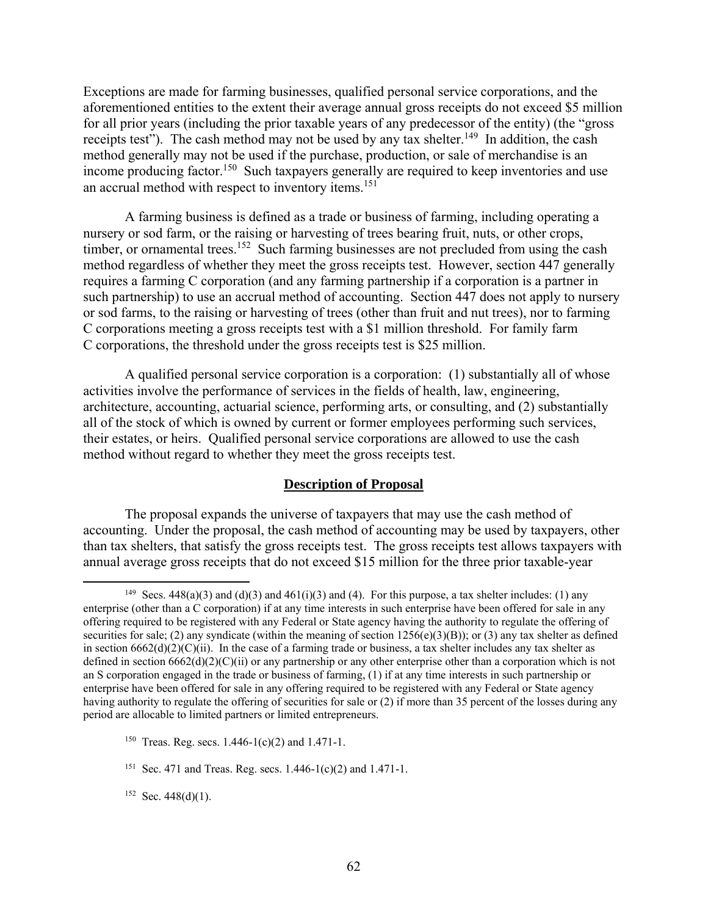Exceptions are made for farming businesses, qualified personal service corporations, and the aforementioned entities to the extent their average annual gross receipts do not exceed $5 million for all prior years (including the prior taxable years of any predecessor of the entity) (the "gross receipts test"). The cash method may not be used by any tax shelter.[149] In addition, the cash method generally may not be used if the purchase, production, or sale of merchandise is an income producing factor.[150] Such taxpayers generally are required to keep inventories and use an accrual method with respect to inventory items.[151]

A farming business is defined as a trade or business of farming, including operating a nursery or sod farm, or the raising or harvesting of trees bearing fruit, nuts, or other crops, timber, or ornamental trees.[152] Such farming businesses are not precluded from using the cash method regardless of whether they meet the gross receipts test. However, section 447 generally requires a farming C corporation (and any farming partnership if a corporation is a partner in such partnership) to use an accrual method of accounting. Section 447 does not apply to nursery or sod farms, to the raising or harvesting of trees (other than fruit and nut trees), nor to farming C corporations meeting a gross receipts test with a $1 million threshold. For family farm C corporations, the threshold under the gross receipts test is $25 million.

A qualified personal service corporation is a corporation: (1) substantially all of whose activities involve the performance of services in the fields of health, law, engineering, architecture, accounting, actuarial science, performing arts, or consulting, and (2) substantially all of the stock of which is owned by current or former employees performing such services, their estates, or heirs. Qualified personal service corporations are allowed to use the cash method without regard to whether they meet the gross receipts test.

**Description of Proposal**

The proposal expands the universe of taxpayers that may use the cash method of accounting. Under the proposal, the cash method of accounting may be used by taxpayers, other than tax shelters, that satisfy the gross receipts test. The gross receipts test allows taxpayers with annual average gross receipts that do not exceed $15 million for the three prior taxable-year

---

[149] Secs. 448(a)(3) and (d)(3) and 461(i)(3) and (4). For this purpose, a tax shelter includes: (1) any enterprise (other than a C corporation) if at any time interests in such enterprise have been offered for sale in any offering required to be registered with any Federal or State agency having the authority to regulate the offering of securities for sale; (2) any syndicate (within the meaning of section 1256(e)(3)(B)); or (3) any tax shelter as defined in section 6662(d)(2)(C)(ii). In the case of a farming trade or business, a tax shelter includes any tax shelter as defined in section 6662(d)(2)(C)(ii) or any partnership or any other enterprise other than a corporation which is not an S corporation engaged in the trade or business of farming, (1) if at any time interests in such partnership or enterprise have been offered for sale in any offering required to be registered with any Federal or State agency having authority to regulate the offering of securities for sale or (2) if more than 35 percent of the losses during any period are allocable to limited partners or limited entrepreneurs.

[150] Treas. Reg. secs. 1.446-1(c)(2) and 1.471-1.

[151] Sec. 471 and Treas. Reg. secs. 1.446-1(c)(2) and 1.471-1.

[152] Sec. 448(d)(1).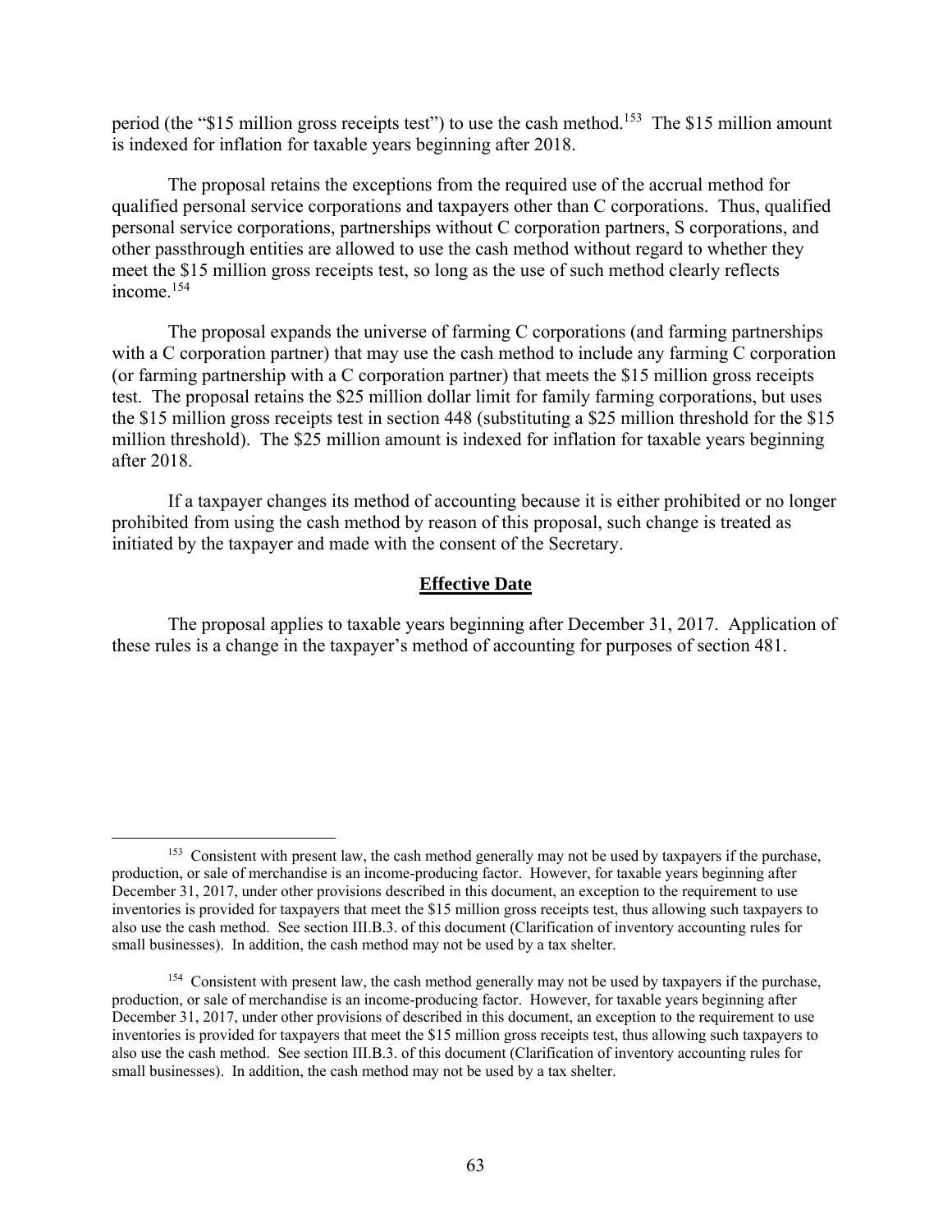period (the "$15 million gross receipts test") to use the cash method.[153] The $15 million amount is indexed for inflation for taxable years beginning after 2018.

The proposal retains the exceptions from the required use of the accrual method for qualified personal service corporations and taxpayers other than C corporations. Thus, qualified personal service corporations, partnerships without C corporation partners, S corporations, and other passthrough entities are allowed to use the cash method without regard to whether they meet the $15 million gross receipts test, so long as the use of such method clearly reflects income.[154]

The proposal expands the universe of farming C corporations (and farming partnerships with a C corporation partner) that may use the cash method to include any farming C corporation (or farming partnership with a C corporation partner) that meets the $15 million gross receipts test. The proposal retains the $25 million dollar limit for family farming corporations, but uses the $15 million gross receipts test in section 448 (substituting a $25 million threshold for the $15 million threshold). The $25 million amount is indexed for inflation for taxable years beginning after 2018.

If a taxpayer changes its method of accounting because it is either prohibited or no longer prohibited from using the cash method by reason of this proposal, such change is treated as initiated by the taxpayer and made with the consent of the Secretary.

## Effective Date

The proposal applies to taxable years beginning after December 31, 2017. Application of these rules is a change in the taxpayer's method of accounting for purposes of section 481.

---

[153] Consistent with present law, the cash method generally may not be used by taxpayers if the purchase, production, or sale of merchandise is an income-producing factor. However, for taxable years beginning after December 31, 2017, under other provisions described in this document, an exception to the requirement to use inventories is provided for taxpayers that meet the $15 million gross receipts test, thus allowing such taxpayers to also use the cash method. See section III.B.3. of this document (Clarification of inventory accounting rules for small businesses). In addition, the cash method may not be used by a tax shelter.

[154] Consistent with present law, the cash method generally may not be used by taxpayers if the purchase, production, or sale of merchandise is an income-producing factor. However, for taxable years beginning after December 31, 2017, under other provisions of described in this document, an exception to the requirement to use inventories is provided for taxpayers that meet the $15 million gross receipts test, thus allowing such taxpayers to also use the cash method. See section III.B.3. of this document (Clarification of inventory accounting rules for small businesses). In addition, the cash method may not be used by a tax shelter.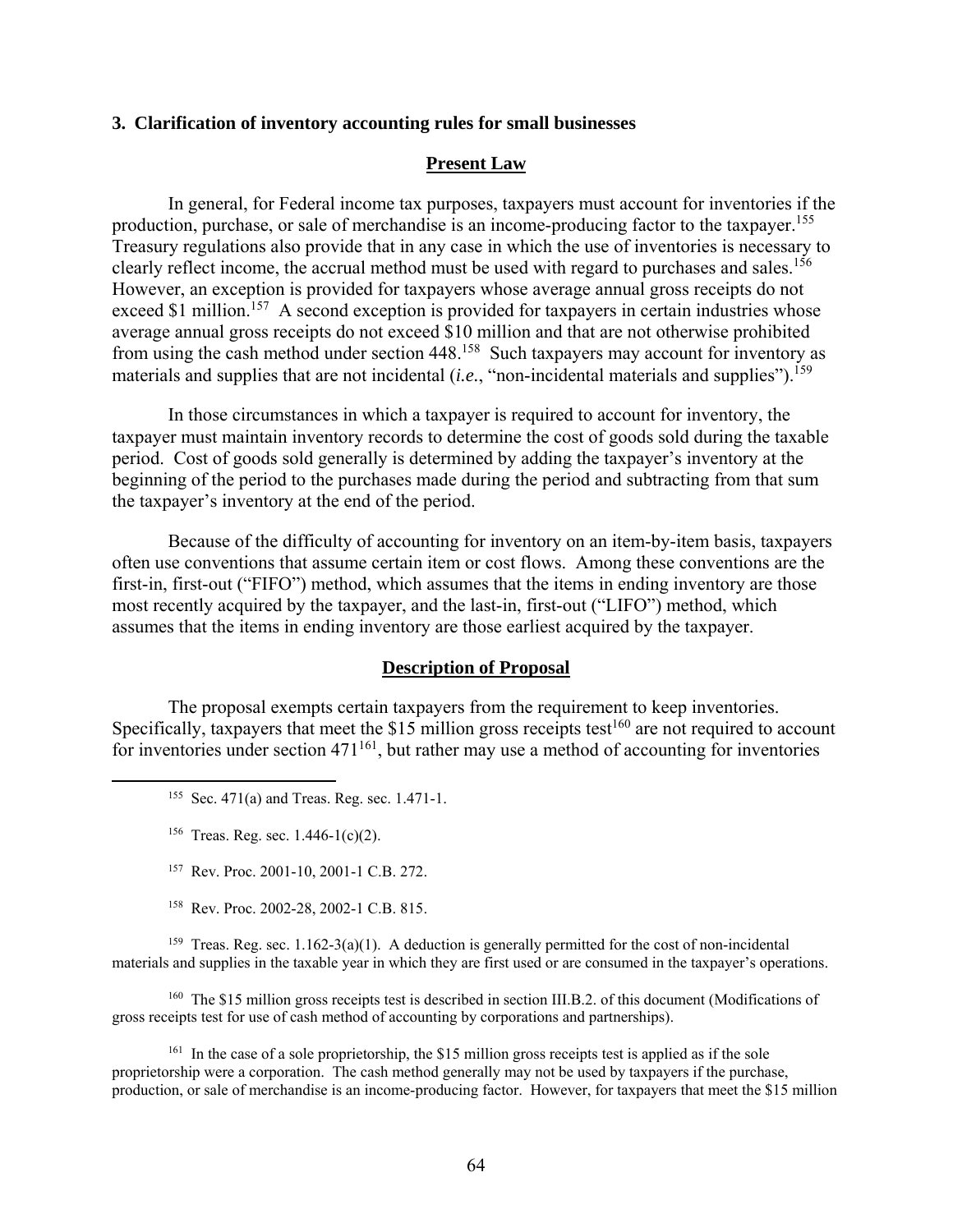### 3. Clarification of inventory accounting rules for small businesses

#### Present Law

In general, for Federal income tax purposes, taxpayers must account for inventories if the production, purchase, or sale of merchandise is an income-producing factor to the taxpayer.[155] Treasury regulations also provide that in any case in which the use of inventories is necessary to clearly reflect income, the accrual method must be used with regard to purchases and sales.[156] However, an exception is provided for taxpayers whose average annual gross receipts do not exceed $1 million.[157] A second exception is provided for taxpayers in certain industries whose average annual gross receipts do not exceed $10 million and that are not otherwise prohibited from using the cash method under section 448.[158] Such taxpayers may account for inventory as materials and supplies that are not incidental (*i.e.*, "non-incidental materials and supplies").[159]

In those circumstances in which a taxpayer is required to account for inventory, the taxpayer must maintain inventory records to determine the cost of goods sold during the taxable period. Cost of goods sold generally is determined by adding the taxpayer's inventory at the beginning of the period to the purchases made during the period and subtracting from that sum the taxpayer's inventory at the end of the period.

Because of the difficulty of accounting for inventory on an item-by-item basis, taxpayers often use conventions that assume certain item or cost flows. Among these conventions are the first-in, first-out ("FIFO") method, which assumes that the items in ending inventory are those most recently acquired by the taxpayer, and the last-in, first-out ("LIFO") method, which assumes that the items in ending inventory are those earliest acquired by the taxpayer.

#### Description of Proposal

The proposal exempts certain taxpayers from the requirement to keep inventories. Specifically, taxpayers that meet the $15 million gross receipts test[160] are not required to account for inventories under section 471[161], but rather may use a method of accounting for inventories

---

[155] Sec. 471(a) and Treas. Reg. sec. 1.471-1.

[156] Treas. Reg. sec. 1.446-1(c)(2).

[157] Rev. Proc. 2001-10, 2001-1 C.B. 272.

[158] Rev. Proc. 2002-28, 2002-1 C.B. 815.

[159] Treas. Reg. sec. 1.162-3(a)(1). A deduction is generally permitted for the cost of non-incidental materials and supplies in the taxable year in which they are first used or are consumed in the taxpayer's operations.

[160] The $15 million gross receipts test is described in section III.B.2. of this document (Modifications of gross receipts test for use of cash method of accounting by corporations and partnerships).

[161] In the case of a sole proprietorship, the $15 million gross receipts test is applied as if the sole proprietorship were a corporation. The cash method generally may not be used by taxpayers if the purchase, production, or sale of merchandise is an income-producing factor. However, for taxpayers that meet the $15 million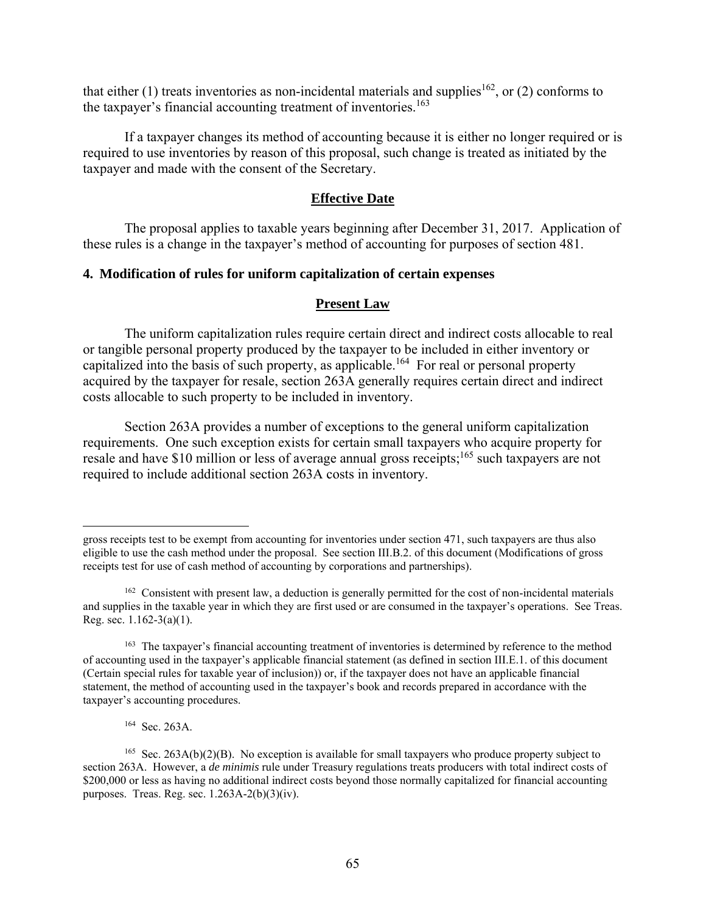that either (1) treats inventories as non-incidental materials and supplies[162], or (2) conforms to the taxpayer's financial accounting treatment of inventories.[163]

If a taxpayer changes its method of accounting because it is either no longer required or is required to use inventories by reason of this proposal, such change is treated as initiated by the taxpayer and made with the consent of the Secretary.

### Effective Date

The proposal applies to taxable years beginning after December 31, 2017. Application of these rules is a change in the taxpayer's method of accounting for purposes of section 481.

#### 4. Modification of rules for uniform capitalization of certain expenses

### Present Law

The uniform capitalization rules require certain direct and indirect costs allocable to real or tangible personal property produced by the taxpayer to be included in either inventory or capitalized into the basis of such property, as applicable.[164] For real or personal property acquired by the taxpayer for resale, section 263A generally requires certain direct and indirect costs allocable to such property to be included in inventory.

Section 263A provides a number of exceptions to the general uniform capitalization requirements. One such exception exists for certain small taxpayers who acquire property for resale and have $10 million or less of average annual gross receipts;[165] such taxpayers are not required to include additional section 263A costs in inventory.

---

gross receipts test to be exempt from accounting for inventories under section 471, such taxpayers are thus also eligible to use the cash method under the proposal. See section III.B.2. of this document (Modifications of gross receipts test for use of cash method of accounting by corporations and partnerships).

[162] Consistent with present law, a deduction is generally permitted for the cost of non-incidental materials and supplies in the taxable year in which they are first used or are consumed in the taxpayer's operations. See Treas. Reg. sec. 1.162-3(a)(1).

[163] The taxpayer's financial accounting treatment of inventories is determined by reference to the method of accounting used in the taxpayer's applicable financial statement (as defined in section III.E.1. of this document (Certain special rules for taxable year of inclusion)) or, if the taxpayer does not have an applicable financial statement, the method of accounting used in the taxpayer's book and records prepared in accordance with the taxpayer's accounting procedures.

[164] Sec. 263A.

[165] Sec. 263A(b)(2)(B). No exception is available for small taxpayers who produce property subject to section 263A. However, a *de minimis* rule under Treasury regulations treats producers with total indirect costs of $200,000 or less as having no additional indirect costs beyond those normally capitalized for financial accounting purposes. Treas. Reg. sec. 1.263A-2(b)(3)(iv).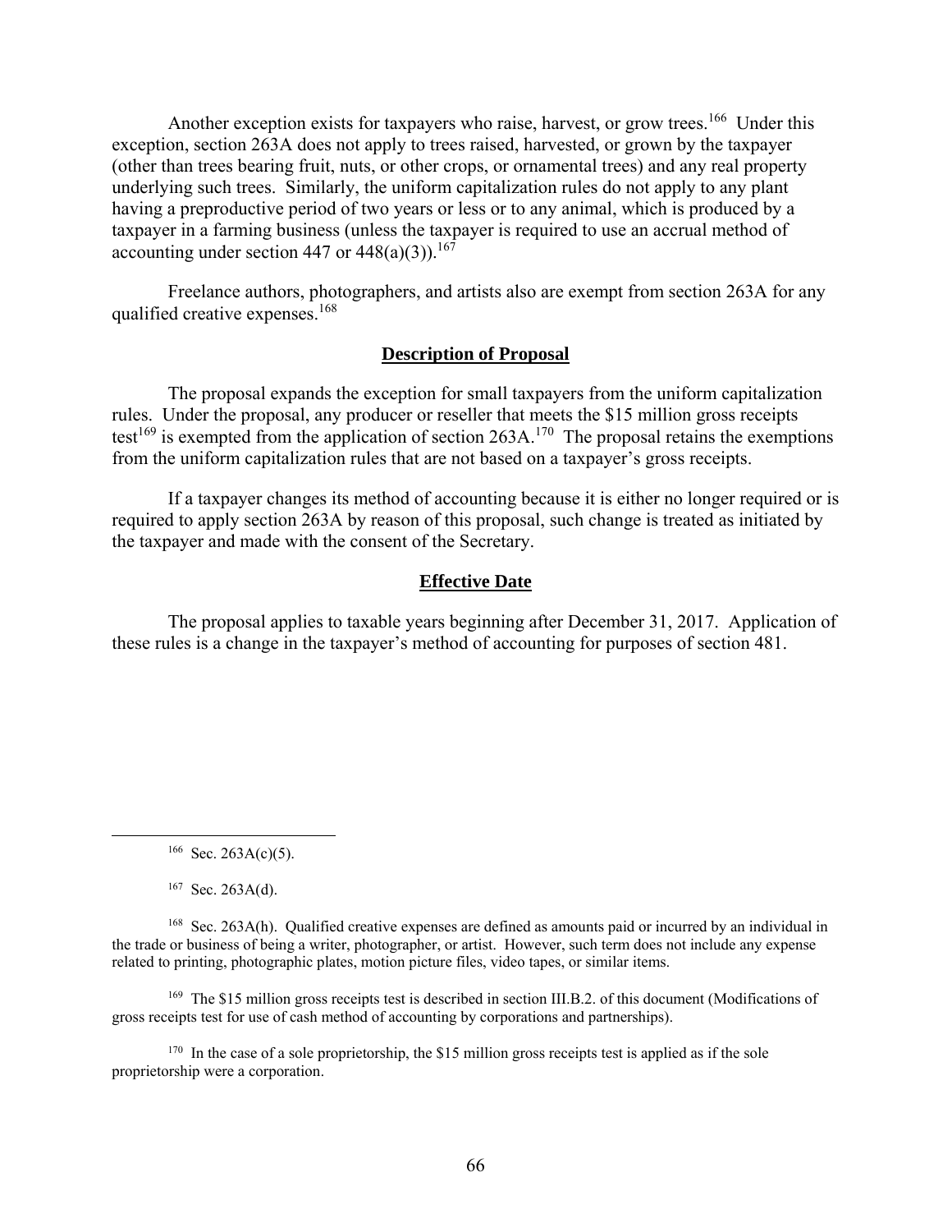Another exception exists for taxpayers who raise, harvest, or grow trees.[166] Under this exception, section 263A does not apply to trees raised, harvested, or grown by the taxpayer (other than trees bearing fruit, nuts, or other crops, or ornamental trees) and any real property underlying such trees. Similarly, the uniform capitalization rules do not apply to any plant having a preproductive period of two years or less or to any animal, which is produced by a taxpayer in a farming business (unless the taxpayer is required to use an accrual method of accounting under section 447 or 448(a)(3)).[167]

Freelance authors, photographers, and artists also are exempt from section 263A for any qualified creative expenses.[168]

## Description of Proposal

The proposal expands the exception for small taxpayers from the uniform capitalization rules. Under the proposal, any producer or reseller that meets the $15 million gross receipts test[169] is exempted from the application of section 263A.[170] The proposal retains the exemptions from the uniform capitalization rules that are not based on a taxpayer's gross receipts.

If a taxpayer changes its method of accounting because it is either no longer required or is required to apply section 263A by reason of this proposal, such change is treated as initiated by the taxpayer and made with the consent of the Secretary.

## Effective Date

The proposal applies to taxable years beginning after December 31, 2017. Application of these rules is a change in the taxpayer's method of accounting for purposes of section 481.

---

[166] Sec. 263A(c)(5).

[167] Sec. 263A(d).

[168] Sec. 263A(h). Qualified creative expenses are defined as amounts paid or incurred by an individual in the trade or business of being a writer, photographer, or artist. However, such term does not include any expense related to printing, photographic plates, motion picture files, video tapes, or similar items.

[169] The $15 million gross receipts test is described in section III.B.2. of this document (Modifications of gross receipts test for use of cash method of accounting by corporations and partnerships).

[170] In the case of a sole proprietorship, the $15 million gross receipts test is applied as if the sole proprietorship were a corporation.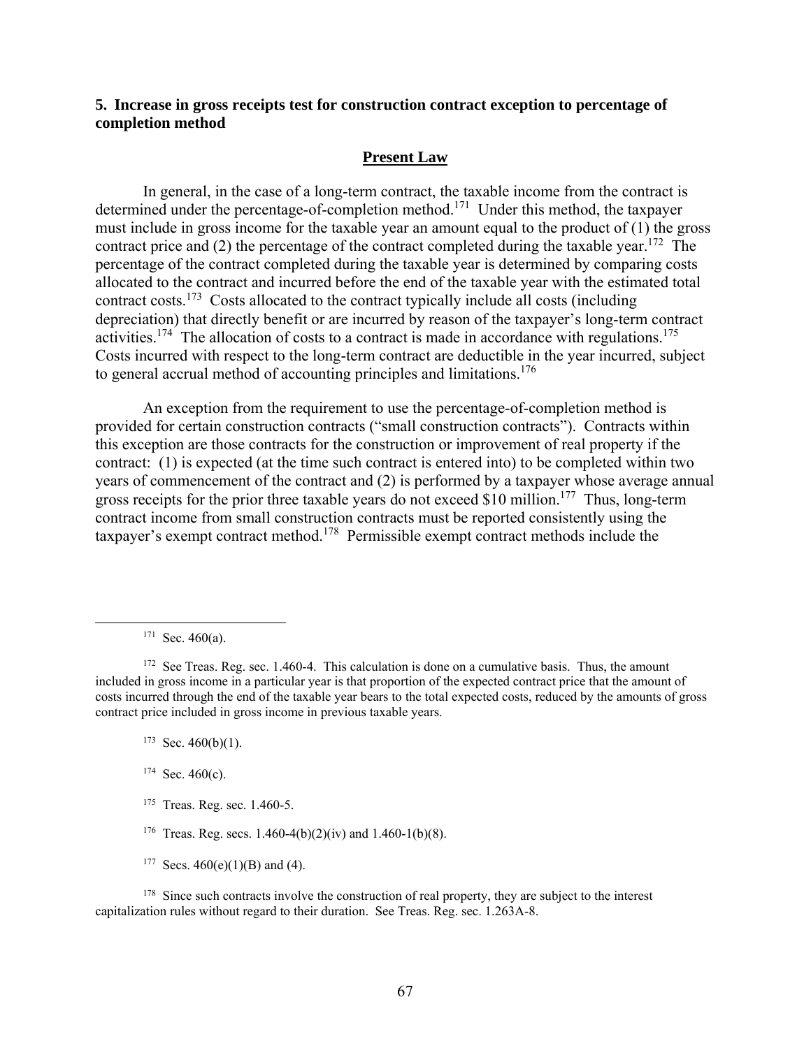### 5. Increase in gross receipts test for construction contract exception to percentage of completion method

#### Present Law

In general, in the case of a long-term contract, the taxable income from the contract is determined under the percentage-of-completion method.[171] Under this method, the taxpayer must include in gross income for the taxable year an amount equal to the product of (1) the gross contract price and (2) the percentage of the contract completed during the taxable year.[172] The percentage of the contract completed during the taxable year is determined by comparing costs allocated to the contract and incurred before the end of the taxable year with the estimated total contract costs.[173] Costs allocated to the contract typically include all costs (including depreciation) that directly benefit or are incurred by reason of the taxpayer's long-term contract activities.[174] The allocation of costs to a contract is made in accordance with regulations.[175] Costs incurred with respect to the long-term contract are deductible in the year incurred, subject to general accrual method of accounting principles and limitations.[176]

An exception from the requirement to use the percentage-of-completion method is provided for certain construction contracts ("small construction contracts"). Contracts within this exception are those contracts for the construction or improvement of real property if the contract: (1) is expected (at the time such contract is entered into) to be completed within two years of commencement of the contract and (2) is performed by a taxpayer whose average annual gross receipts for the prior three taxable years do not exceed $10 million.[177] Thus, long-term contract income from small construction contracts must be reported consistently using the taxpayer's exempt contract method.[178] Permissible exempt contract methods include the

---

[171] Sec. 460(a).

[172] See Treas. Reg. sec. 1.460-4. This calculation is done on a cumulative basis. Thus, the amount included in gross income in a particular year is that proportion of the expected contract price that the amount of costs incurred through the end of the taxable year bears to the total expected costs, reduced by the amounts of gross contract price included in gross income in previous taxable years.

[173] Sec. 460(b)(1).

[174] Sec. 460(c).

[175] Treas. Reg. sec. 1.460-5.

[176] Treas. Reg. secs. 1.460-4(b)(2)(iv) and 1.460-1(b)(8).

[177] Secs. 460(e)(1)(B) and (4).

[178] Since such contracts involve the construction of real property, they are subject to the interest capitalization rules without regard to their duration. See Treas. Reg. sec. 1.263A-8.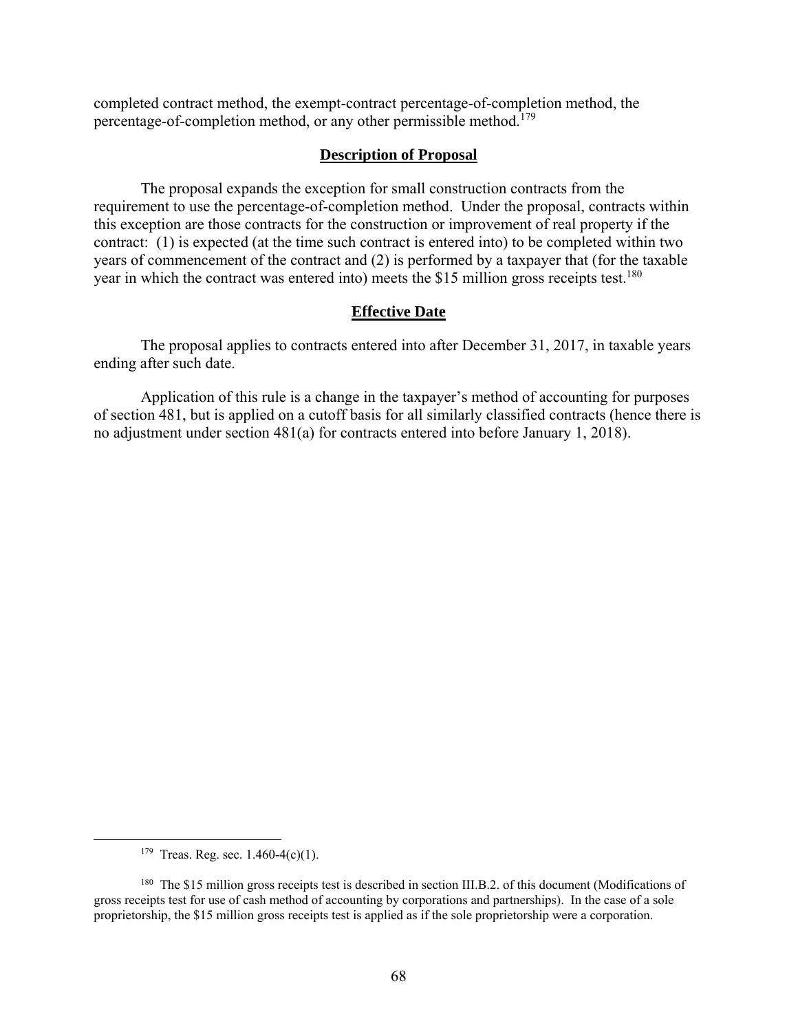completed contract method, the exempt-contract percentage-of-completion method, the percentage-of-completion method, or any other permissible method.[179]

## Description of Proposal

The proposal expands the exception for small construction contracts from the requirement to use the percentage-of-completion method. Under the proposal, contracts within this exception are those contracts for the construction or improvement of real property if the contract: (1) is expected (at the time such contract is entered into) to be completed within two years of commencement of the contract and (2) is performed by a taxpayer that (for the taxable year in which the contract was entered into) meets the $15 million gross receipts test.[180]

## Effective Date

The proposal applies to contracts entered into after December 31, 2017, in taxable years ending after such date.

Application of this rule is a change in the taxpayer's method of accounting for purposes of section 481, but is applied on a cutoff basis for all similarly classified contracts (hence there is no adjustment under section 481(a) for contracts entered into before January 1, 2018).

---

[179] Treas. Reg. sec. 1.460-4(c)(1).

[180] The $15 million gross receipts test is described in section III.B.2. of this document (Modifications of gross receipts test for use of cash method of accounting by corporations and partnerships). In the case of a sole proprietorship, the $15 million gross receipts test is applied as if the sole proprietorship were a corporation.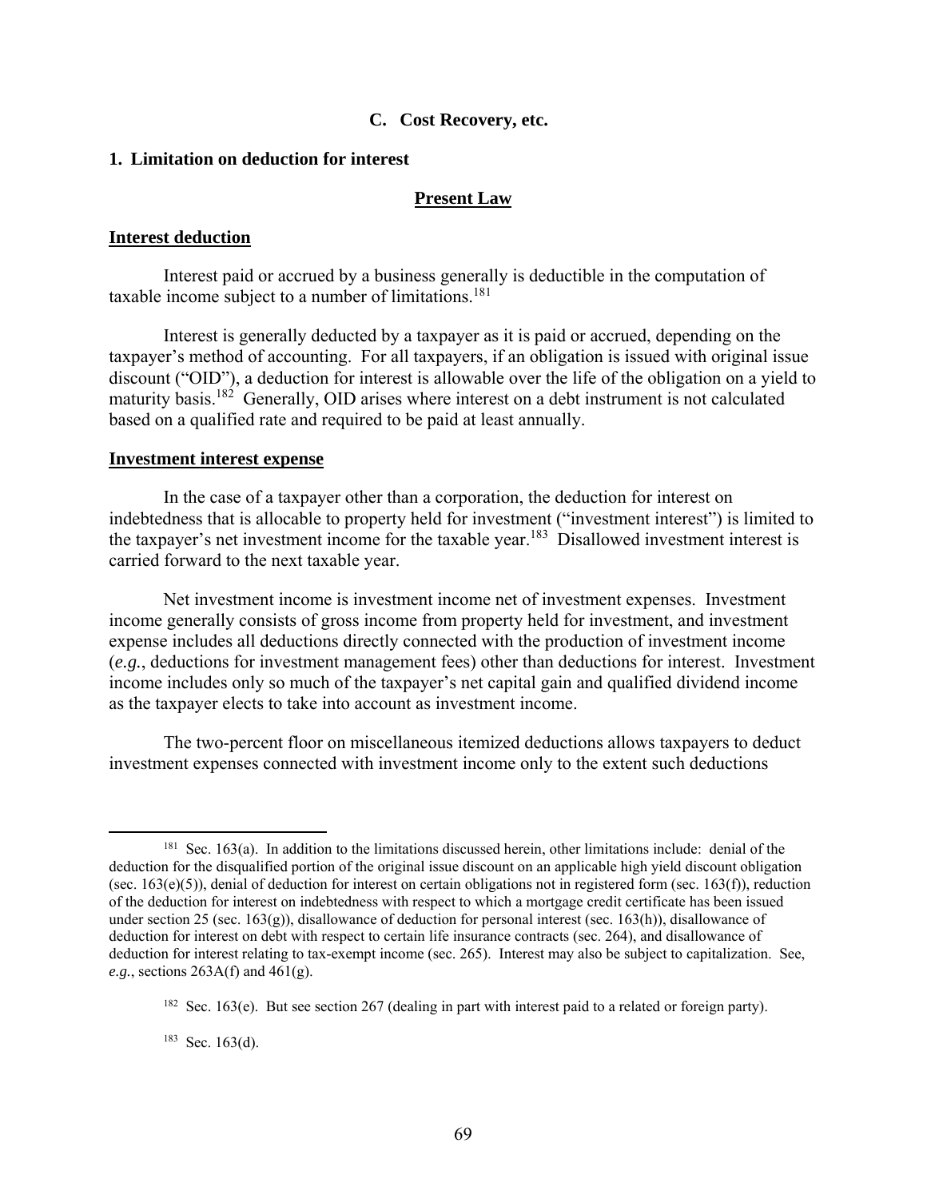### C. Cost Recovery, etc.

#### 1. Limitation on deduction for interest

**Present Law**

**Interest deduction**

Interest paid or accrued by a business generally is deductible in the computation of taxable income subject to a number of limitations.[181]

Interest is generally deducted by a taxpayer as it is paid or accrued, depending on the taxpayer's method of accounting. For all taxpayers, if an obligation is issued with original issue discount ("OID"), a deduction for interest is allowable over the life of the obligation on a yield to maturity basis.[182] Generally, OID arises where interest on a debt instrument is not calculated based on a qualified rate and required to be paid at least annually.

**Investment interest expense**

In the case of a taxpayer other than a corporation, the deduction for interest on indebtedness that is allocable to property held for investment ("investment interest") is limited to the taxpayer's net investment income for the taxable year.[183] Disallowed investment interest is carried forward to the next taxable year.

Net investment income is investment income net of investment expenses. Investment income generally consists of gross income from property held for investment, and investment expense includes all deductions directly connected with the production of investment income (*e.g.*, deductions for investment management fees) other than deductions for interest. Investment income includes only so much of the taxpayer's net capital gain and qualified dividend income as the taxpayer elects to take into account as investment income.

The two-percent floor on miscellaneous itemized deductions allows taxpayers to deduct investment expenses connected with investment income only to the extent such deductions

---

[181] Sec. 163(a). In addition to the limitations discussed herein, other limitations include: denial of the deduction for the disqualified portion of the original issue discount on an applicable high yield discount obligation (sec. 163(e)(5)), denial of deduction for interest on certain obligations not in registered form (sec. 163(f)), reduction of the deduction for interest on indebtedness with respect to which a mortgage credit certificate has been issued under section 25 (sec. 163(g)), disallowance of deduction for personal interest (sec. 163(h)), disallowance of deduction for interest on debt with respect to certain life insurance contracts (sec. 264), and disallowance of deduction for interest relating to tax-exempt income (sec. 265). Interest may also be subject to capitalization. See, *e.g.*, sections 263A(f) and 461(g).

[182] Sec. 163(e). But see section 267 (dealing in part with interest paid to a related or foreign party).

[183] Sec. 163(d).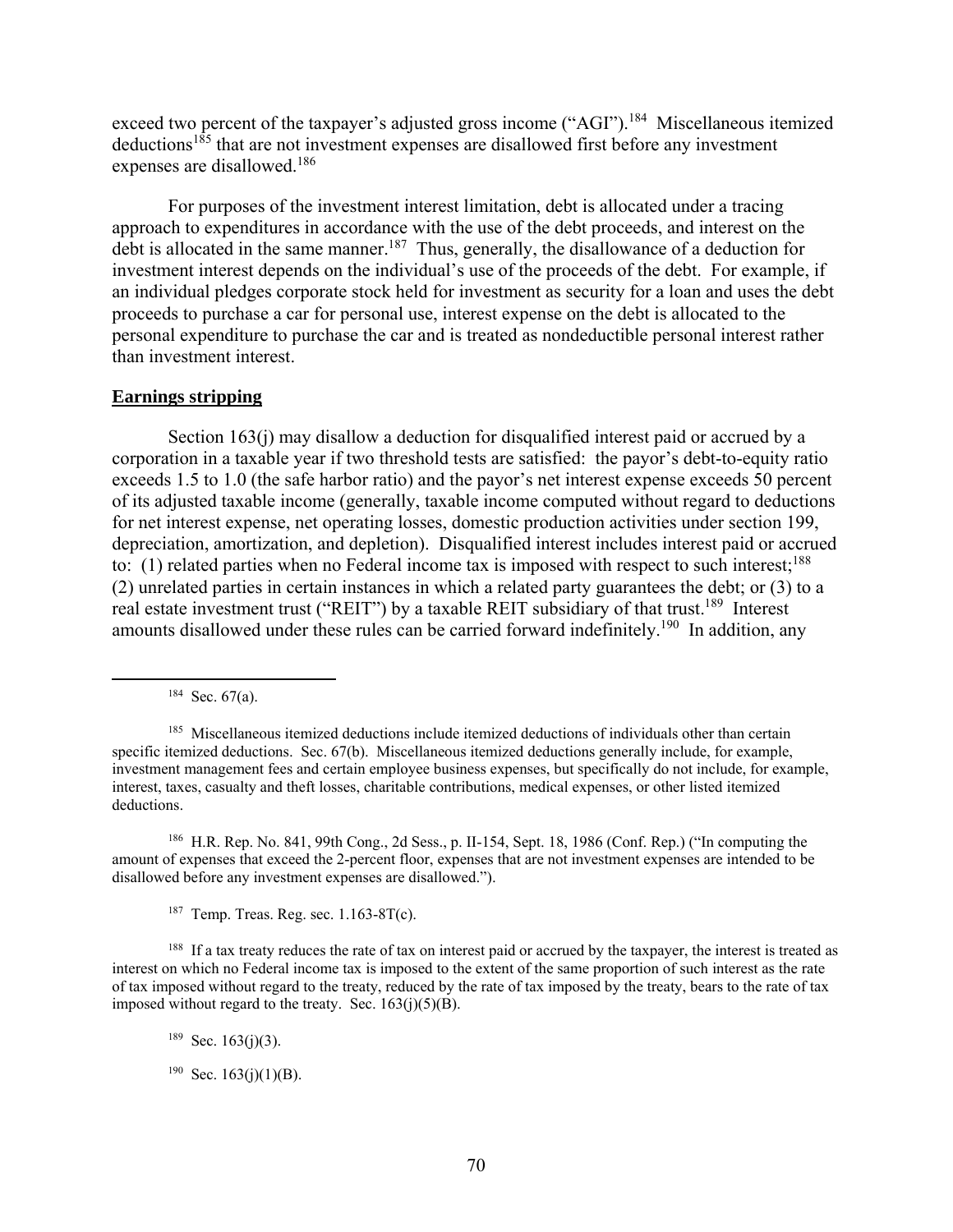exceed two percent of the taxpayer's adjusted gross income ("AGI").[184] Miscellaneous itemized deductions[185] that are not investment expenses are disallowed first before any investment expenses are disallowed.[186]

For purposes of the investment interest limitation, debt is allocated under a tracing approach to expenditures in accordance with the use of the debt proceeds, and interest on the debt is allocated in the same manner.[187] Thus, generally, the disallowance of a deduction for investment interest depends on the individual's use of the proceeds of the debt. For example, if an individual pledges corporate stock held for investment as security for a loan and uses the debt proceeds to purchase a car for personal use, interest expense on the debt is allocated to the personal expenditure to purchase the car and is treated as nondeductible personal interest rather than investment interest.

**Earnings stripping**

Section 163(j) may disallow a deduction for disqualified interest paid or accrued by a corporation in a taxable year if two threshold tests are satisfied: the payor's debt-to-equity ratio exceeds 1.5 to 1.0 (the safe harbor ratio) and the payor's net interest expense exceeds 50 percent of its adjusted taxable income (generally, taxable income computed without regard to deductions for net interest expense, net operating losses, domestic production activities under section 199, depreciation, amortization, and depletion). Disqualified interest includes interest paid or accrued to: (1) related parties when no Federal income tax is imposed with respect to such interest;[188] (2) unrelated parties in certain instances in which a related party guarantees the debt; or (3) to a real estate investment trust ("REIT") by a taxable REIT subsidiary of that trust.[189] Interest amounts disallowed under these rules can be carried forward indefinitely.[190] In addition, any

---

[184] Sec. 67(a).

[185] Miscellaneous itemized deductions include itemized deductions of individuals other than certain specific itemized deductions. Sec. 67(b). Miscellaneous itemized deductions generally include, for example, investment management fees and certain employee business expenses, but specifically do not include, for example, interest, taxes, casualty and theft losses, charitable contributions, medical expenses, or other listed itemized deductions.

[186] H.R. Rep. No. 841, 99th Cong., 2d Sess., p. II-154, Sept. 18, 1986 (Conf. Rep.) ("In computing the amount of expenses that exceed the 2-percent floor, expenses that are not investment expenses are intended to be disallowed before any investment expenses are disallowed.").

[187] Temp. Treas. Reg. sec. 1.163-8T(c).

[188] If a tax treaty reduces the rate of tax on interest paid or accrued by the taxpayer, the interest is treated as interest on which no Federal income tax is imposed to the extent of the same proportion of such interest as the rate of tax imposed without regard to the treaty, reduced by the rate of tax imposed by the treaty, bears to the rate of tax imposed without regard to the treaty. Sec. 163(j)(5)(B).

[189] Sec. 163(j)(3).

[190] Sec. 163(j)(1)(B).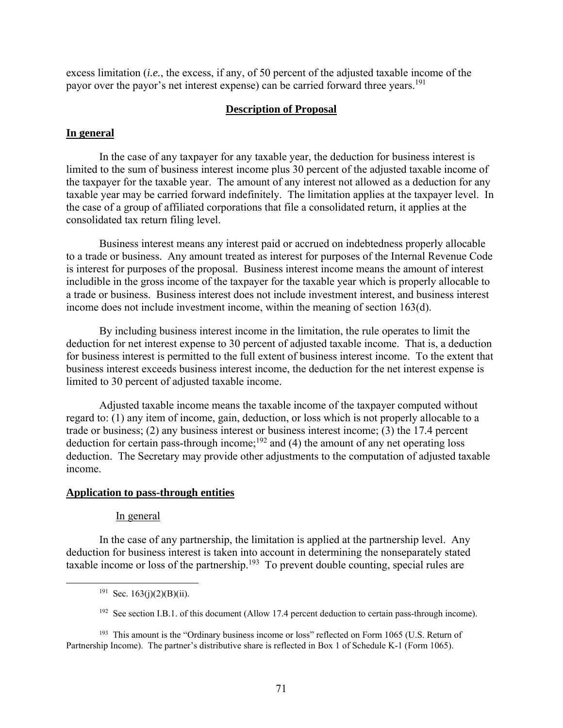excess limitation (*i.e.*, the excess, if any, of 50 percent of the adjusted taxable income of the payor over the payor's net interest expense) can be carried forward three years.[191]

## **Description of Proposal**

### **In general**

In the case of any taxpayer for any taxable year, the deduction for business interest is limited to the sum of business interest income plus 30 percent of the adjusted taxable income of the taxpayer for the taxable year. The amount of any interest not allowed as a deduction for any taxable year may be carried forward indefinitely. The limitation applies at the taxpayer level. In the case of a group of affiliated corporations that file a consolidated return, it applies at the consolidated tax return filing level.

Business interest means any interest paid or accrued on indebtedness properly allocable to a trade or business. Any amount treated as interest for purposes of the Internal Revenue Code is interest for purposes of the proposal. Business interest income means the amount of interest includible in the gross income of the taxpayer for the taxable year which is properly allocable to a trade or business. Business interest does not include investment interest, and business interest income does not include investment income, within the meaning of section 163(d).

By including business interest income in the limitation, the rule operates to limit the deduction for net interest expense to 30 percent of adjusted taxable income. That is, a deduction for business interest is permitted to the full extent of business interest income. To the extent that business interest exceeds business interest income, the deduction for the net interest expense is limited to 30 percent of adjusted taxable income.

Adjusted taxable income means the taxable income of the taxpayer computed without regard to: (1) any item of income, gain, deduction, or loss which is not properly allocable to a trade or business; (2) any business interest or business interest income; (3) the 17.4 percent deduction for certain pass-through income;[192] and (4) the amount of any net operating loss deduction. The Secretary may provide other adjustments to the computation of adjusted taxable income.

### **Application to pass-through entities**

#### In general

In the case of any partnership, the limitation is applied at the partnership level. Any deduction for business interest is taken into account in determining the nonseparately stated taxable income or loss of the partnership.[193] To prevent double counting, special rules are

---

[191] Sec. 163(j)(2)(B)(ii).

[192] See section I.B.1. of this document (Allow 17.4 percent deduction to certain pass-through income).

[193] This amount is the "Ordinary business income or loss" reflected on Form 1065 (U.S. Return of Partnership Income). The partner's distributive share is reflected in Box 1 of Schedule K-1 (Form 1065).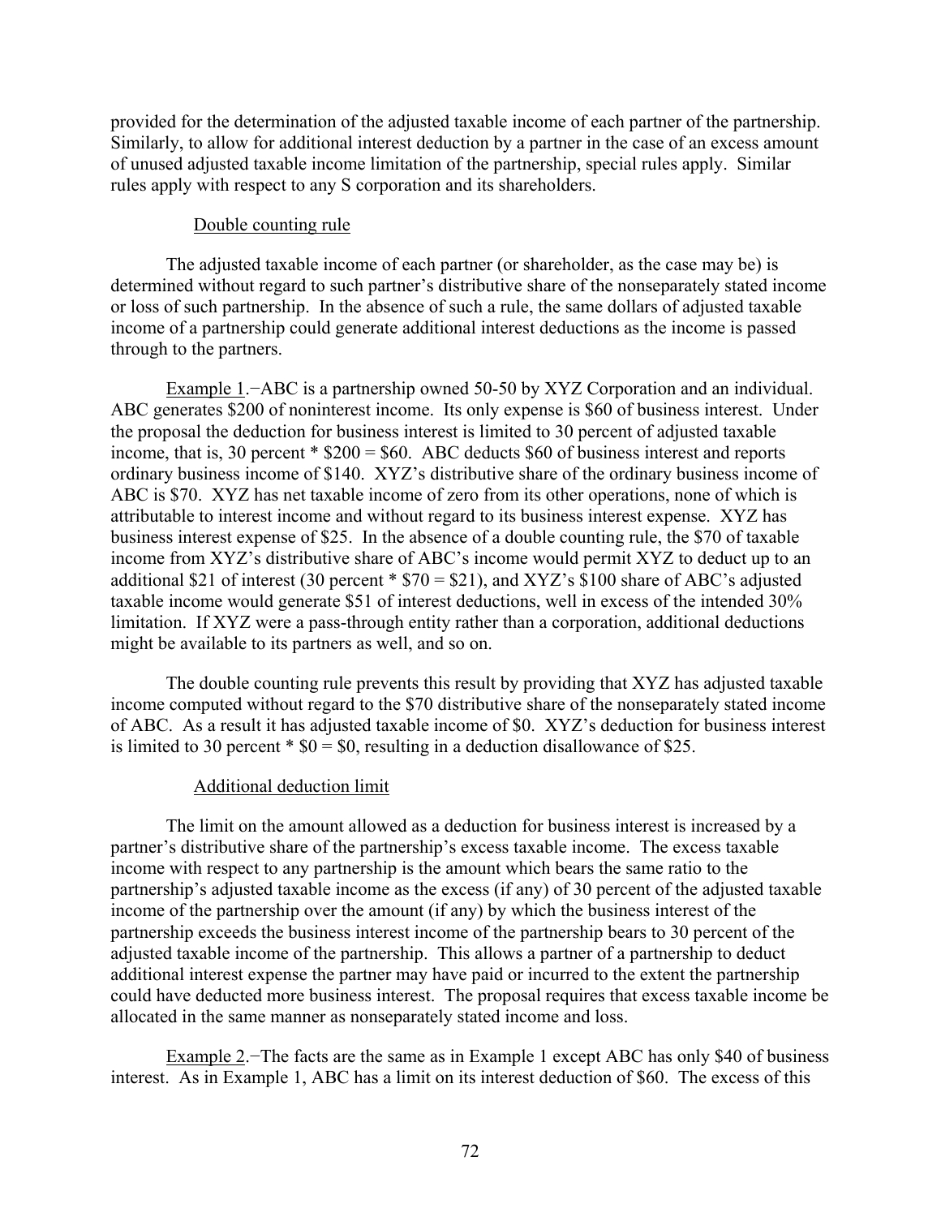provided for the determination of the adjusted taxable income of each partner of the partnership. Similarly, to allow for additional interest deduction by a partner in the case of an excess amount of unused adjusted taxable income limitation of the partnership, special rules apply. Similar rules apply with respect to any S corporation and its shareholders.

Double counting rule

The adjusted taxable income of each partner (or shareholder, as the case may be) is determined without regard to such partner's distributive share of the nonseparately stated income or loss of such partnership. In the absence of such a rule, the same dollars of adjusted taxable income of a partnership could generate additional interest deductions as the income is passed through to the partners.

Example 1.−ABC is a partnership owned 50-50 by XYZ Corporation and an individual. ABC generates $200 of noninterest income. Its only expense is $60 of business interest. Under the proposal the deduction for business interest is limited to 30 percent of adjusted taxable income, that is, 30 percent * $200 = $60. ABC deducts $60 of business interest and reports ordinary business income of $140. XYZ's distributive share of the ordinary business income of ABC is $70. XYZ has net taxable income of zero from its other operations, none of which is attributable to interest income and without regard to its business interest expense. XYZ has business interest expense of $25. In the absence of a double counting rule, the $70 of taxable income from XYZ's distributive share of ABC's income would permit XYZ to deduct up to an additional $21 of interest (30 percent * $70 = $21), and XYZ's $100 share of ABC's adjusted taxable income would generate $51 of interest deductions, well in excess of the intended 30% limitation. If XYZ were a pass-through entity rather than a corporation, additional deductions might be available to its partners as well, and so on.

The double counting rule prevents this result by providing that XYZ has adjusted taxable income computed without regard to the $70 distributive share of the nonseparately stated income of ABC. As a result it has adjusted taxable income of $0. XYZ's deduction for business interest is limited to 30 percent * $0 = $0, resulting in a deduction disallowance of $25.

Additional deduction limit

The limit on the amount allowed as a deduction for business interest is increased by a partner's distributive share of the partnership's excess taxable income. The excess taxable income with respect to any partnership is the amount which bears the same ratio to the partnership's adjusted taxable income as the excess (if any) of 30 percent of the adjusted taxable income of the partnership over the amount (if any) by which the business interest of the partnership exceeds the business interest income of the partnership bears to 30 percent of the adjusted taxable income of the partnership. This allows a partner of a partnership to deduct additional interest expense the partner may have paid or incurred to the extent the partnership could have deducted more business interest. The proposal requires that excess taxable income be allocated in the same manner as nonseparately stated income and loss.

Example 2.−The facts are the same as in Example 1 except ABC has only $40 of business interest. As in Example 1, ABC has a limit on its interest deduction of $60. The excess of this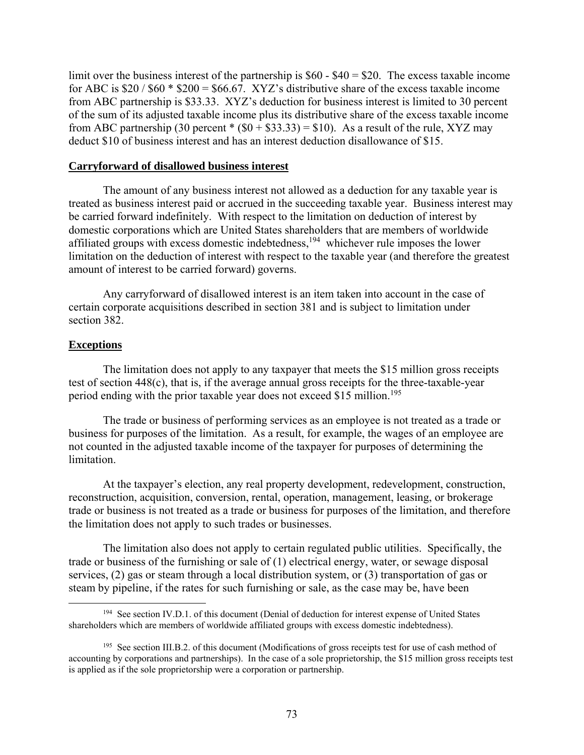limit over the business interest of the partnership is \$60 - \$40 = \$20. The excess taxable income for ABC is \$20 / \$60 * \$200 = \$66.67. XYZ's distributive share of the excess taxable income from ABC partnership is \$33.33. XYZ's deduction for business interest is limited to 30 percent of the sum of its adjusted taxable income plus its distributive share of the excess taxable income from ABC partnership (30 percent * (\$0 + \$33.33) = \$10). As a result of the rule, XYZ may deduct \$10 of business interest and has an interest deduction disallowance of \$15.

## Carryforward of disallowed business interest

The amount of any business interest not allowed as a deduction for any taxable year is treated as business interest paid or accrued in the succeeding taxable year. Business interest may be carried forward indefinitely. With respect to the limitation on deduction of interest by domestic corporations which are United States shareholders that are members of worldwide affiliated groups with excess domestic indebtedness,[194] whichever rule imposes the lower limitation on the deduction of interest with respect to the taxable year (and therefore the greatest amount of interest to be carried forward) governs.

Any carryforward of disallowed interest is an item taken into account in the case of certain corporate acquisitions described in section 381 and is subject to limitation under section 382.

## Exceptions

The limitation does not apply to any taxpayer that meets the \$15 million gross receipts test of section 448(c), that is, if the average annual gross receipts for the three-taxable-year period ending with the prior taxable year does not exceed \$15 million.[195]

The trade or business of performing services as an employee is not treated as a trade or business for purposes of the limitation. As a result, for example, the wages of an employee are not counted in the adjusted taxable income of the taxpayer for purposes of determining the limitation.

At the taxpayer's election, any real property development, redevelopment, construction, reconstruction, acquisition, conversion, rental, operation, management, leasing, or brokerage trade or business is not treated as a trade or business for purposes of the limitation, and therefore the limitation does not apply to such trades or businesses.

The limitation also does not apply to certain regulated public utilities. Specifically, the trade or business of the furnishing or sale of (1) electrical energy, water, or sewage disposal services, (2) gas or steam through a local distribution system, or (3) transportation of gas or steam by pipeline, if the rates for such furnishing or sale, as the case may be, have been

---

[194] See section IV.D.1. of this document (Denial of deduction for interest expense of United States shareholders which are members of worldwide affiliated groups with excess domestic indebtedness).

[195] See section III.B.2. of this document (Modifications of gross receipts test for use of cash method of accounting by corporations and partnerships). In the case of a sole proprietorship, the \$15 million gross receipts test is applied as if the sole proprietorship were a corporation or partnership.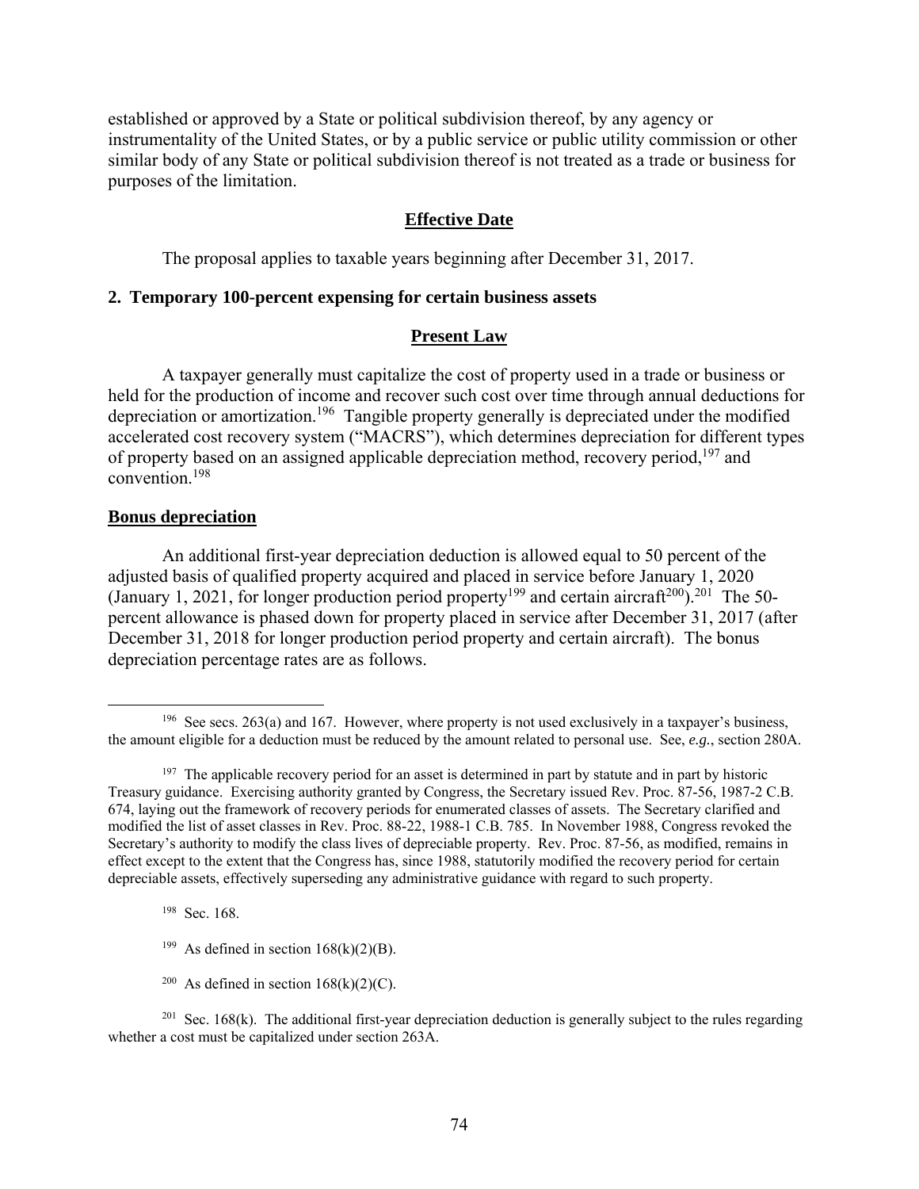established or approved by a State or political subdivision thereof, by any agency or instrumentality of the United States, or by a public service or public utility commission or other similar body of any State or political subdivision thereof is not treated as a trade or business for purposes of the limitation.

**Effective Date**

The proposal applies to taxable years beginning after December 31, 2017.

### 2. Temporary 100-percent expensing for certain business assets

**Present Law**

A taxpayer generally must capitalize the cost of property used in a trade or business or held for the production of income and recover such cost over time through annual deductions for depreciation or amortization.[196] Tangible property generally is depreciated under the modified accelerated cost recovery system ("MACRS"), which determines depreciation for different types of property based on an assigned applicable depreciation method, recovery period,[197] and convention.[198]

**Bonus depreciation**

An additional first-year depreciation deduction is allowed equal to 50 percent of the adjusted basis of qualified property acquired and placed in service before January 1, 2020 (January 1, 2021, for longer production period property[199] and certain aircraft[200]).[201] The 50-percent allowance is phased down for property placed in service after December 31, 2017 (after December 31, 2018 for longer production period property and certain aircraft). The bonus depreciation percentage rates are as follows.

---

[196] See secs. 263(a) and 167. However, where property is not used exclusively in a taxpayer's business, the amount eligible for a deduction must be reduced by the amount related to personal use. See, *e.g.*, section 280A.

[197] The applicable recovery period for an asset is determined in part by statute and in part by historic Treasury guidance. Exercising authority granted by Congress, the Secretary issued Rev. Proc. 87-56, 1987-2 C.B. 674, laying out the framework of recovery periods for enumerated classes of assets. The Secretary clarified and modified the list of asset classes in Rev. Proc. 88-22, 1988-1 C.B. 785. In November 1988, Congress revoked the Secretary's authority to modify the class lives of depreciable property. Rev. Proc. 87-56, as modified, remains in effect except to the extent that the Congress has, since 1988, statutorily modified the recovery period for certain depreciable assets, effectively superseding any administrative guidance with regard to such property.

[198] Sec. 168.

[199] As defined in section 168(k)(2)(B).

[200] As defined in section 168(k)(2)(C).

[201] Sec. 168(k). The additional first-year depreciation deduction is generally subject to the rules regarding whether a cost must be capitalized under section 263A.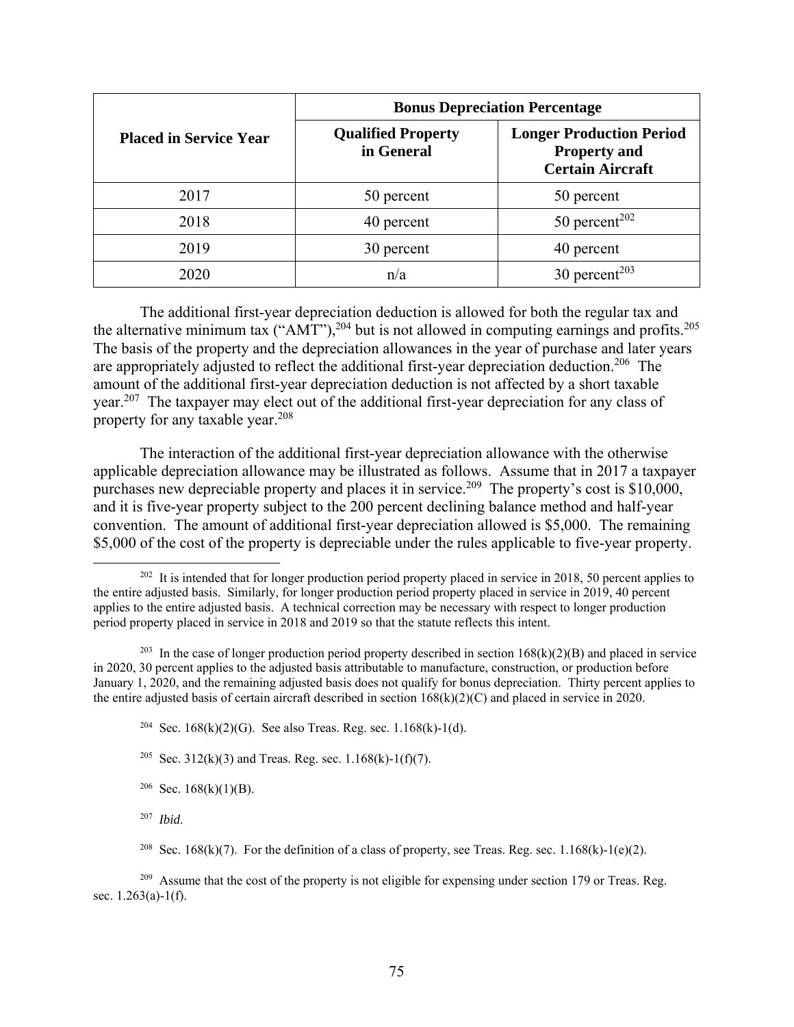| Placed in Service Year | Bonus Depreciation Percentage | |
|---|---|---|
| | **Qualified Property in General** | **Longer Production Period Property and Certain Aircraft** |
| 2017 | 50 percent | 50 percent |
| 2018 | 40 percent | 50 percent[202] |
| 2019 | 30 percent | 40 percent |
| 2020 | n/a | 30 percent[203] |

The additional first-year depreciation deduction is allowed for both the regular tax and the alternative minimum tax ("AMT"),[204] but is not allowed in computing earnings and profits.[205] The basis of the property and the depreciation allowances in the year of purchase and later years are appropriately adjusted to reflect the additional first-year depreciation deduction.[206] The amount of the additional first-year depreciation deduction is not affected by a short taxable year.[207] The taxpayer may elect out of the additional first-year depreciation for any class of property for any taxable year.[208]

The interaction of the additional first-year depreciation allowance with the otherwise applicable depreciation allowance may be illustrated as follows. Assume that in 2017 a taxpayer purchases new depreciable property and places it in service.[209] The property's cost is $10,000, and it is five-year property subject to the 200 percent declining balance method and half-year convention. The amount of additional first-year depreciation allowed is $5,000. The remaining $5,000 of the cost of the property is depreciable under the rules applicable to five-year property.

---

[202] It is intended that for longer production period property placed in service in 2018, 50 percent applies to the entire adjusted basis. Similarly, for longer production period property placed in service in 2019, 40 percent applies to the entire adjusted basis. A technical correction may be necessary with respect to longer production period property placed in service in 2018 and 2019 so that the statute reflects this intent.

[203] In the case of longer production period property described in section 168(k)(2)(B) and placed in service in 2020, 30 percent applies to the adjusted basis attributable to manufacture, construction, or production before January 1, 2020, and the remaining adjusted basis does not qualify for bonus depreciation. Thirty percent applies to the entire adjusted basis of certain aircraft described in section 168(k)(2)(C) and placed in service in 2020.

[204] Sec. 168(k)(2)(G). See also Treas. Reg. sec. 1.168(k)-1(d).

[205] Sec. 312(k)(3) and Treas. Reg. sec. 1.168(k)-1(f)(7).

[206] Sec. 168(k)(1)(B).

[207] *Ibid.*

[208] Sec. 168(k)(7). For the definition of a class of property, see Treas. Reg. sec. 1.168(k)-1(e)(2).

[209] Assume that the cost of the property is not eligible for expensing under section 179 or Treas. Reg. sec. 1.263(a)-1(f).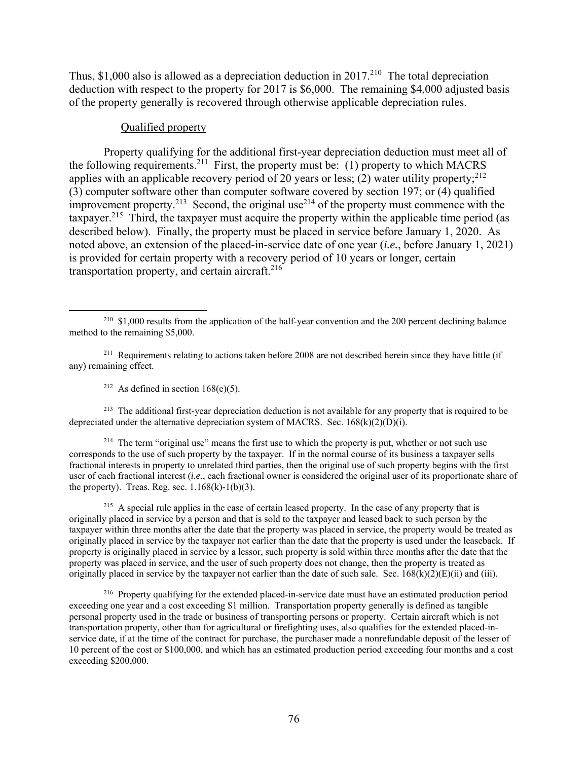Thus, $1,000 also is allowed as a depreciation deduction in 2017.[210] The total depreciation deduction with respect to the property for 2017 is $6,000. The remaining $4,000 adjusted basis of the property generally is recovered through otherwise applicable depreciation rules.

Qualified property

Property qualifying for the additional first-year depreciation deduction must meet all of the following requirements.[211] First, the property must be: (1) property to which MACRS applies with an applicable recovery period of 20 years or less; (2) water utility property;[212] (3) computer software other than computer software covered by section 197; or (4) qualified improvement property.[213] Second, the original use[214] of the property must commence with the taxpayer.[215] Third, the taxpayer must acquire the property within the applicable time period (as described below). Finally, the property must be placed in service before January 1, 2020. As noted above, an extension of the placed-in-service date of one year (*i.e.*, before January 1, 2021) is provided for certain property with a recovery period of 10 years or longer, certain transportation property, and certain aircraft.[216]

---

[210] $1,000 results from the application of the half-year convention and the 200 percent declining balance method to the remaining $5,000.

[211] Requirements relating to actions taken before 2008 are not described herein since they have little (if any) remaining effect.

[212] As defined in section 168(e)(5).

[213] The additional first-year depreciation deduction is not available for any property that is required to be depreciated under the alternative depreciation system of MACRS. Sec. 168(k)(2)(D)(i).

[214] The term "original use" means the first use to which the property is put, whether or not such use corresponds to the use of such property by the taxpayer. If in the normal course of its business a taxpayer sells fractional interests in property to unrelated third parties, then the original use of such property begins with the first user of each fractional interest (*i.e.*, each fractional owner is considered the original user of its proportionate share of the property). Treas. Reg. sec. 1.168(k)-1(b)(3).

[215] A special rule applies in the case of certain leased property. In the case of any property that is originally placed in service by a person and that is sold to the taxpayer and leased back to such person by the taxpayer within three months after the date that the property was placed in service, the property would be treated as originally placed in service by the taxpayer not earlier than the date that the property is used under the leaseback. If property is originally placed in service by a lessor, such property is sold within three months after the date that the property was placed in service, and the user of such property does not change, then the property is treated as originally placed in service by the taxpayer not earlier than the date of such sale. Sec. 168(k)(2)(E)(ii) and (iii).

[216] Property qualifying for the extended placed-in-service date must have an estimated production period exceeding one year and a cost exceeding $1 million. Transportation property generally is defined as tangible personal property used in the trade or business of transporting persons or property. Certain aircraft which is not transportation property, other than for agricultural or firefighting uses, also qualifies for the extended placed-in-service date, if at the time of the contract for purchase, the purchaser made a nonrefundable deposit of the lesser of 10 percent of the cost or $100,000, and which has an estimated production period exceeding four months and a cost exceeding $200,000.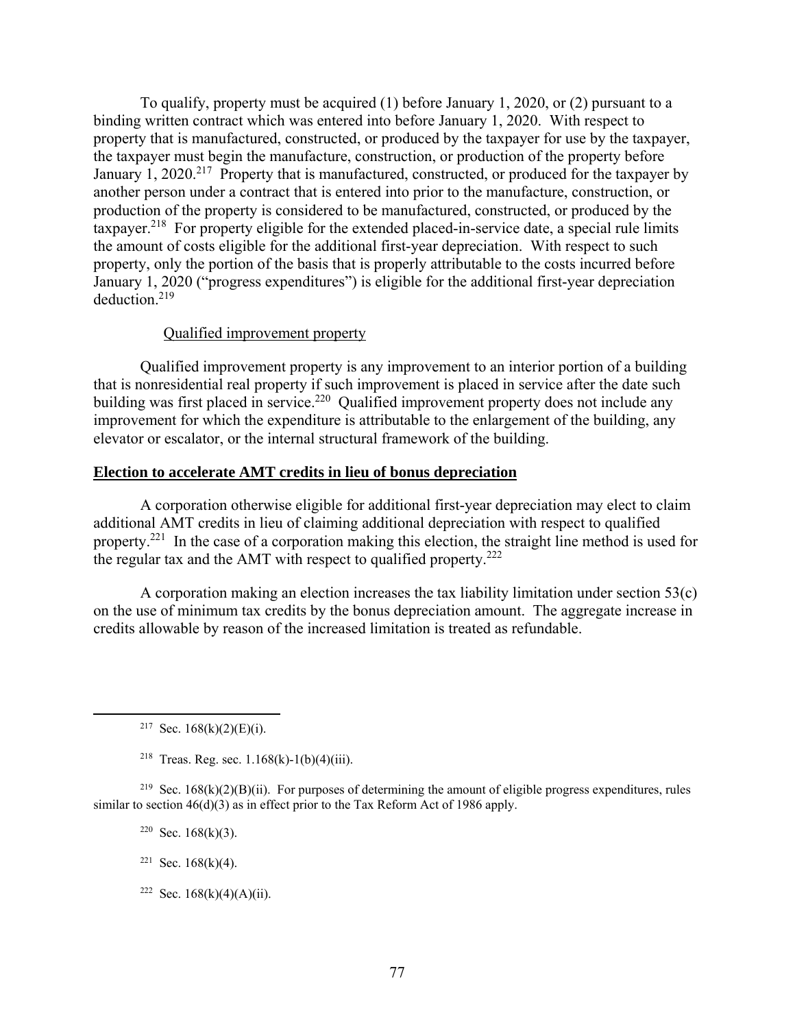To qualify, property must be acquired (1) before January 1, 2020, or (2) pursuant to a binding written contract which was entered into before January 1, 2020. With respect to property that is manufactured, constructed, or produced by the taxpayer for use by the taxpayer, the taxpayer must begin the manufacture, construction, or production of the property before January 1, 2020.[217] Property that is manufactured, constructed, or produced for the taxpayer by another person under a contract that is entered into prior to the manufacture, construction, or production of the property is considered to be manufactured, constructed, or produced by the taxpayer.[218] For property eligible for the extended placed-in-service date, a special rule limits the amount of costs eligible for the additional first-year depreciation. With respect to such property, only the portion of the basis that is properly attributable to the costs incurred before January 1, 2020 ("progress expenditures") is eligible for the additional first-year depreciation deduction.[219]

Qualified improvement property

Qualified improvement property is any improvement to an interior portion of a building that is nonresidential real property if such improvement is placed in service after the date such building was first placed in service.[220] Qualified improvement property does not include any improvement for which the expenditure is attributable to the enlargement of the building, any elevator or escalator, or the internal structural framework of the building.

**Election to accelerate AMT credits in lieu of bonus depreciation**

A corporation otherwise eligible for additional first-year depreciation may elect to claim additional AMT credits in lieu of claiming additional depreciation with respect to qualified property.[221] In the case of a corporation making this election, the straight line method is used for the regular tax and the AMT with respect to qualified property.[222]

A corporation making an election increases the tax liability limitation under section 53(c) on the use of minimum tax credits by the bonus depreciation amount. The aggregate increase in credits allowable by reason of the increased limitation is treated as refundable.

---

[217] Sec. 168(k)(2)(E)(i).

[218] Treas. Reg. sec. 1.168(k)-1(b)(4)(iii).

[219] Sec. 168(k)(2)(B)(ii). For purposes of determining the amount of eligible progress expenditures, rules similar to section 46(d)(3) as in effect prior to the Tax Reform Act of 1986 apply.

[220] Sec. 168(k)(3).

[221] Sec. 168(k)(4).

[222] Sec. 168(k)(4)(A)(ii).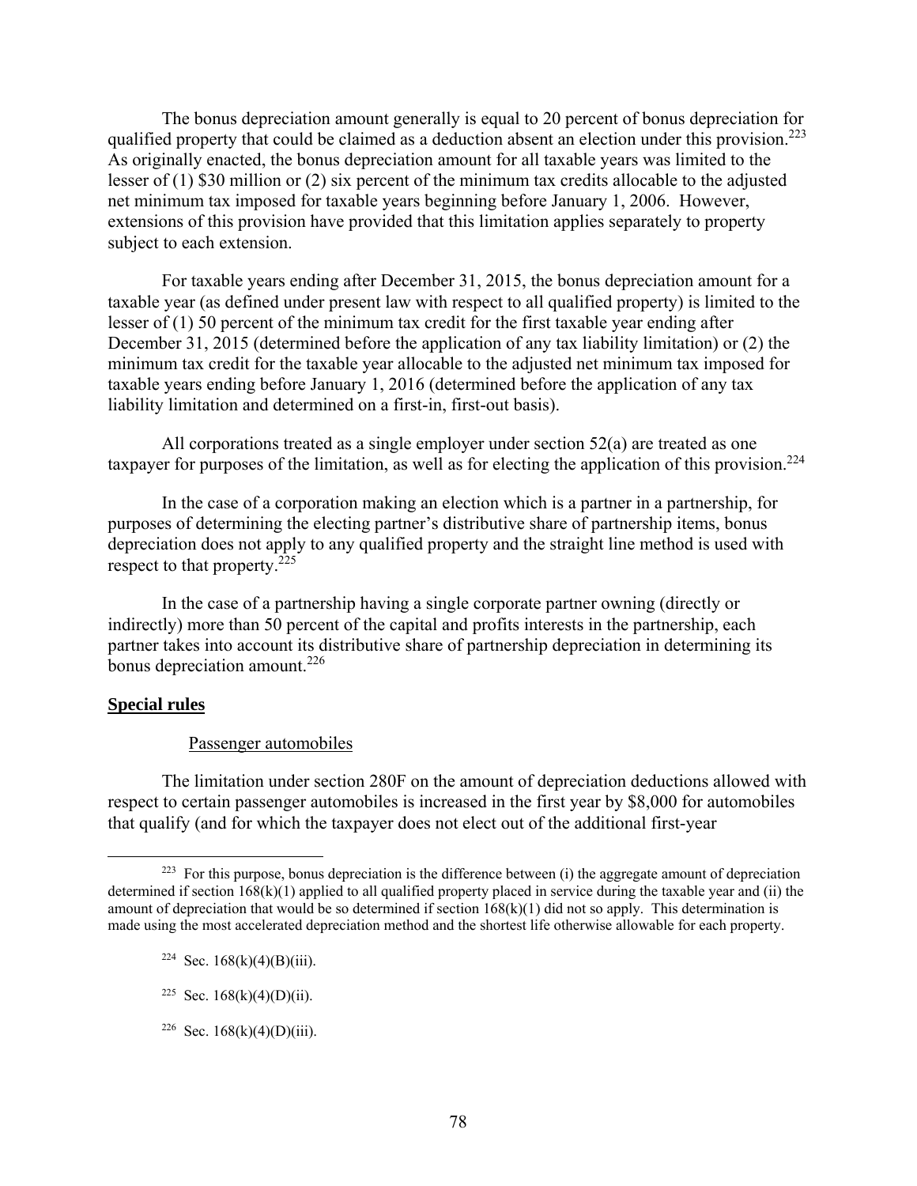The bonus depreciation amount generally is equal to 20 percent of bonus depreciation for qualified property that could be claimed as a deduction absent an election under this provision.[223] As originally enacted, the bonus depreciation amount for all taxable years was limited to the lesser of (1) $30 million or (2) six percent of the minimum tax credits allocable to the adjusted net minimum tax imposed for taxable years beginning before January 1, 2006. However, extensions of this provision have provided that this limitation applies separately to property subject to each extension.

For taxable years ending after December 31, 2015, the bonus depreciation amount for a taxable year (as defined under present law with respect to all qualified property) is limited to the lesser of (1) 50 percent of the minimum tax credit for the first taxable year ending after December 31, 2015 (determined before the application of any tax liability limitation) or (2) the minimum tax credit for the taxable year allocable to the adjusted net minimum tax imposed for taxable years ending before January 1, 2016 (determined before the application of any tax liability limitation and determined on a first-in, first-out basis).

All corporations treated as a single employer under section 52(a) are treated as one taxpayer for purposes of the limitation, as well as for electing the application of this provision.[224]

In the case of a corporation making an election which is a partner in a partnership, for purposes of determining the electing partner's distributive share of partnership items, bonus depreciation does not apply to any qualified property and the straight line method is used with respect to that property.[225]

In the case of a partnership having a single corporate partner owning (directly or indirectly) more than 50 percent of the capital and profits interests in the partnership, each partner takes into account its distributive share of partnership depreciation in determining its bonus depreciation amount.[226]

**Special rules**

Passenger automobiles

The limitation under section 280F on the amount of depreciation deductions allowed with respect to certain passenger automobiles is increased in the first year by $8,000 for automobiles that qualify (and for which the taxpayer does not elect out of the additional first-year

---

[223] For this purpose, bonus depreciation is the difference between (i) the aggregate amount of depreciation determined if section 168(k)(1) applied to all qualified property placed in service during the taxable year and (ii) the amount of depreciation that would be so determined if section 168(k)(1) did not so apply. This determination is made using the most accelerated depreciation method and the shortest life otherwise allowable for each property.

[224] Sec. 168(k)(4)(B)(iii).

[225] Sec. 168(k)(4)(D)(ii).

[226] Sec. 168(k)(4)(D)(iii).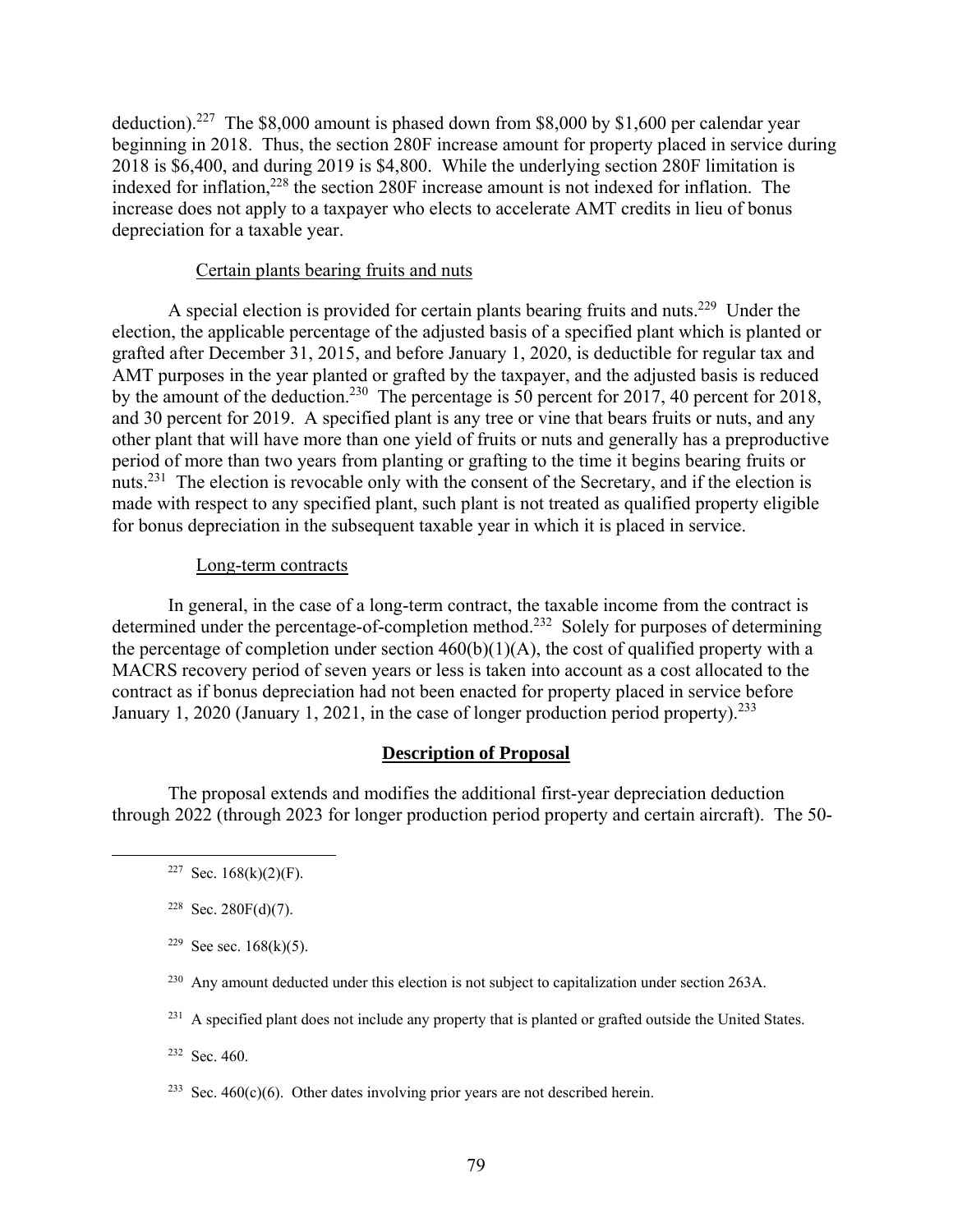deduction).[227] The $8,000 amount is phased down from $8,000 by $1,600 per calendar year beginning in 2018. Thus, the section 280F increase amount for property placed in service during 2018 is $6,400, and during 2019 is $4,800. While the underlying section 280F limitation is indexed for inflation,[228] the section 280F increase amount is not indexed for inflation. The increase does not apply to a taxpayer who elects to accelerate AMT credits in lieu of bonus depreciation for a taxable year.

Certain plants bearing fruits and nuts

A special election is provided for certain plants bearing fruits and nuts.[229] Under the election, the applicable percentage of the adjusted basis of a specified plant which is planted or grafted after December 31, 2015, and before January 1, 2020, is deductible for regular tax and AMT purposes in the year planted or grafted by the taxpayer, and the adjusted basis is reduced by the amount of the deduction.[230] The percentage is 50 percent for 2017, 40 percent for 2018, and 30 percent for 2019. A specified plant is any tree or vine that bears fruits or nuts, and any other plant that will have more than one yield of fruits or nuts and generally has a preproductive period of more than two years from planting or grafting to the time it begins bearing fruits or nuts.[231] The election is revocable only with the consent of the Secretary, and if the election is made with respect to any specified plant, such plant is not treated as qualified property eligible for bonus depreciation in the subsequent taxable year in which it is placed in service.

Long-term contracts

In general, in the case of a long-term contract, the taxable income from the contract is determined under the percentage-of-completion method.[232] Solely for purposes of determining the percentage of completion under section 460(b)(1)(A), the cost of qualified property with a MACRS recovery period of seven years or less is taken into account as a cost allocated to the contract as if bonus depreciation had not been enacted for property placed in service before January 1, 2020 (January 1, 2021, in the case of longer production period property).[233]

## Description of Proposal

The proposal extends and modifies the additional first-year depreciation deduction through 2022 (through 2023 for longer production period property and certain aircraft). The 50-

[227] Sec. 168(k)(2)(F).

[228] Sec. 280F(d)(7).

[229] See sec. 168(k)(5).

[230] Any amount deducted under this election is not subject to capitalization under section 263A.

[231] A specified plant does not include any property that is planted or grafted outside the United States.

[232] Sec. 460.

[233] Sec. 460(c)(6). Other dates involving prior years are not described herein.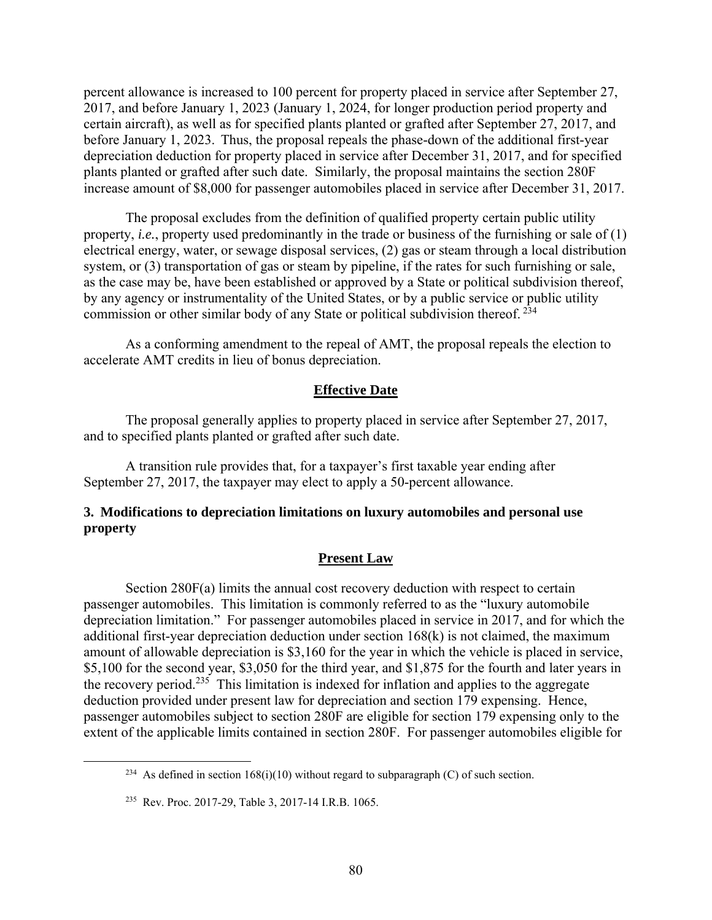percent allowance is increased to 100 percent for property placed in service after September 27, 2017, and before January 1, 2023 (January 1, 2024, for longer production period property and certain aircraft), as well as for specified plants planted or grafted after September 27, 2017, and before January 1, 2023. Thus, the proposal repeals the phase-down of the additional first-year depreciation deduction for property placed in service after December 31, 2017, and for specified plants planted or grafted after such date. Similarly, the proposal maintains the section 280F increase amount of $8,000 for passenger automobiles placed in service after December 31, 2017.

The proposal excludes from the definition of qualified property certain public utility property, *i.e.*, property used predominantly in the trade or business of the furnishing or sale of (1) electrical energy, water, or sewage disposal services, (2) gas or steam through a local distribution system, or (3) transportation of gas or steam by pipeline, if the rates for such furnishing or sale, as the case may be, have been established or approved by a State or political subdivision thereof, by any agency or instrumentality of the United States, or by a public service or public utility commission or other similar body of any State or political subdivision thereof. [234]

As a conforming amendment to the repeal of AMT, the proposal repeals the election to accelerate AMT credits in lieu of bonus depreciation.

## Effective Date

The proposal generally applies to property placed in service after September 27, 2017, and to specified plants planted or grafted after such date.

A transition rule provides that, for a taxpayer's first taxable year ending after September 27, 2017, the taxpayer may elect to apply a 50-percent allowance.

### 3. Modifications to depreciation limitations on luxury automobiles and personal use property

## Present Law

Section 280F(a) limits the annual cost recovery deduction with respect to certain passenger automobiles. This limitation is commonly referred to as the "luxury automobile depreciation limitation." For passenger automobiles placed in service in 2017, and for which the additional first-year depreciation deduction under section 168(k) is not claimed, the maximum amount of allowable depreciation is $3,160 for the year in which the vehicle is placed in service, $5,100 for the second year, $3,050 for the third year, and $1,875 for the fourth and later years in the recovery period.[235] This limitation is indexed for inflation and applies to the aggregate deduction provided under present law for depreciation and section 179 expensing. Hence, passenger automobiles subject to section 280F are eligible for section 179 expensing only to the extent of the applicable limits contained in section 280F. For passenger automobiles eligible for

---

[234] As defined in section 168(i)(10) without regard to subparagraph (C) of such section.

[235] Rev. Proc. 2017-29, Table 3, 2017-14 I.R.B. 1065.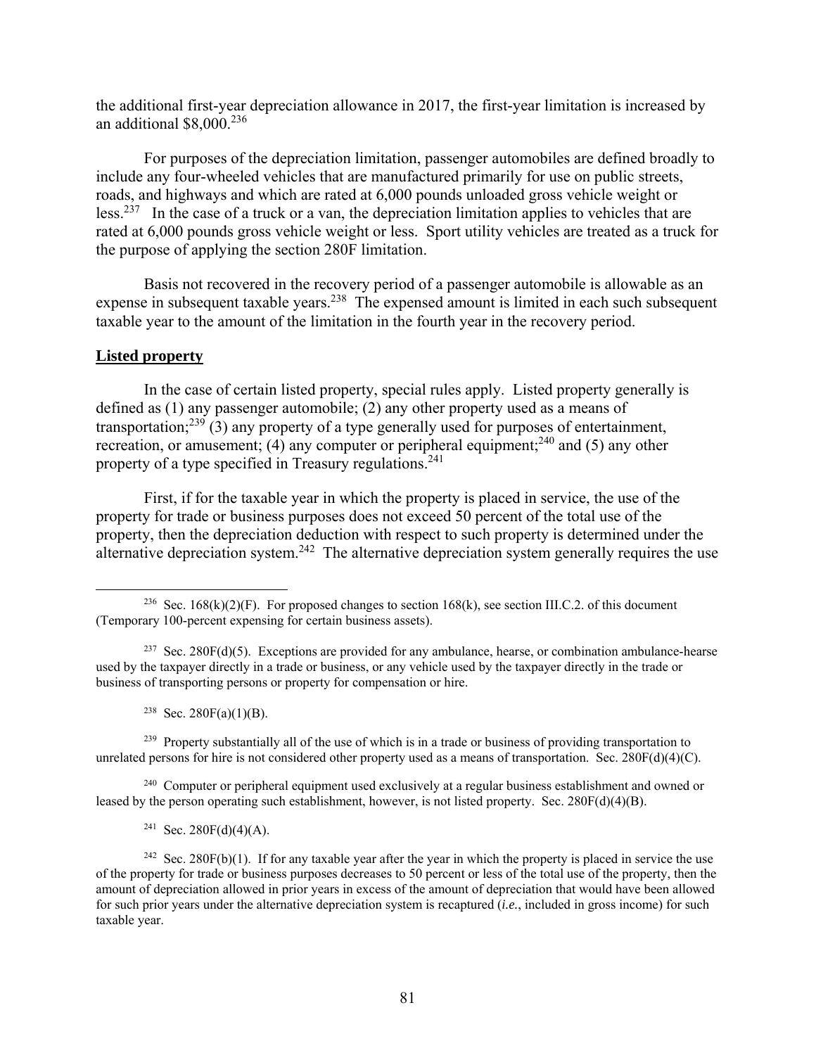the additional first-year depreciation allowance in 2017, the first-year limitation is increased by an additional $8,000.[236]

For purposes of the depreciation limitation, passenger automobiles are defined broadly to include any four-wheeled vehicles that are manufactured primarily for use on public streets, roads, and highways and which are rated at 6,000 pounds unloaded gross vehicle weight or less.[237] In the case of a truck or a van, the depreciation limitation applies to vehicles that are rated at 6,000 pounds gross vehicle weight or less. Sport utility vehicles are treated as a truck for the purpose of applying the section 280F limitation.

Basis not recovered in the recovery period of a passenger automobile is allowable as an expense in subsequent taxable years.[238] The expensed amount is limited in each such subsequent taxable year to the amount of the limitation in the fourth year in the recovery period.

**Listed property**

In the case of certain listed property, special rules apply. Listed property generally is defined as (1) any passenger automobile; (2) any other property used as a means of transportation;[239] (3) any property of a type generally used for purposes of entertainment, recreation, or amusement; (4) any computer or peripheral equipment;[240] and (5) any other property of a type specified in Treasury regulations.[241]

First, if for the taxable year in which the property is placed in service, the use of the property for trade or business purposes does not exceed 50 percent of the total use of the property, then the depreciation deduction with respect to such property is determined under the alternative depreciation system.[242] The alternative depreciation system generally requires the use

---

[236] Sec. 168(k)(2)(F). For proposed changes to section 168(k), see section III.C.2. of this document (Temporary 100-percent expensing for certain business assets).

[237] Sec. 280F(d)(5). Exceptions are provided for any ambulance, hearse, or combination ambulance-hearse used by the taxpayer directly in a trade or business, or any vehicle used by the taxpayer directly in the trade or business of transporting persons or property for compensation or hire.

[238] Sec. 280F(a)(1)(B).

[239] Property substantially all of the use of which is in a trade or business of providing transportation to unrelated persons for hire is not considered other property used as a means of transportation. Sec. 280F(d)(4)(C).

[240] Computer or peripheral equipment used exclusively at a regular business establishment and owned or leased by the person operating such establishment, however, is not listed property. Sec. 280F(d)(4)(B).

[241] Sec. 280F(d)(4)(A).

[242] Sec. 280F(b)(1). If for any taxable year after the year in which the property is placed in service the use of the property for trade or business purposes decreases to 50 percent or less of the total use of the property, then the amount of depreciation allowed in prior years in excess of the amount of depreciation that would have been allowed for such prior years under the alternative depreciation system is recaptured (*i.e.*, included in gross income) for such taxable year.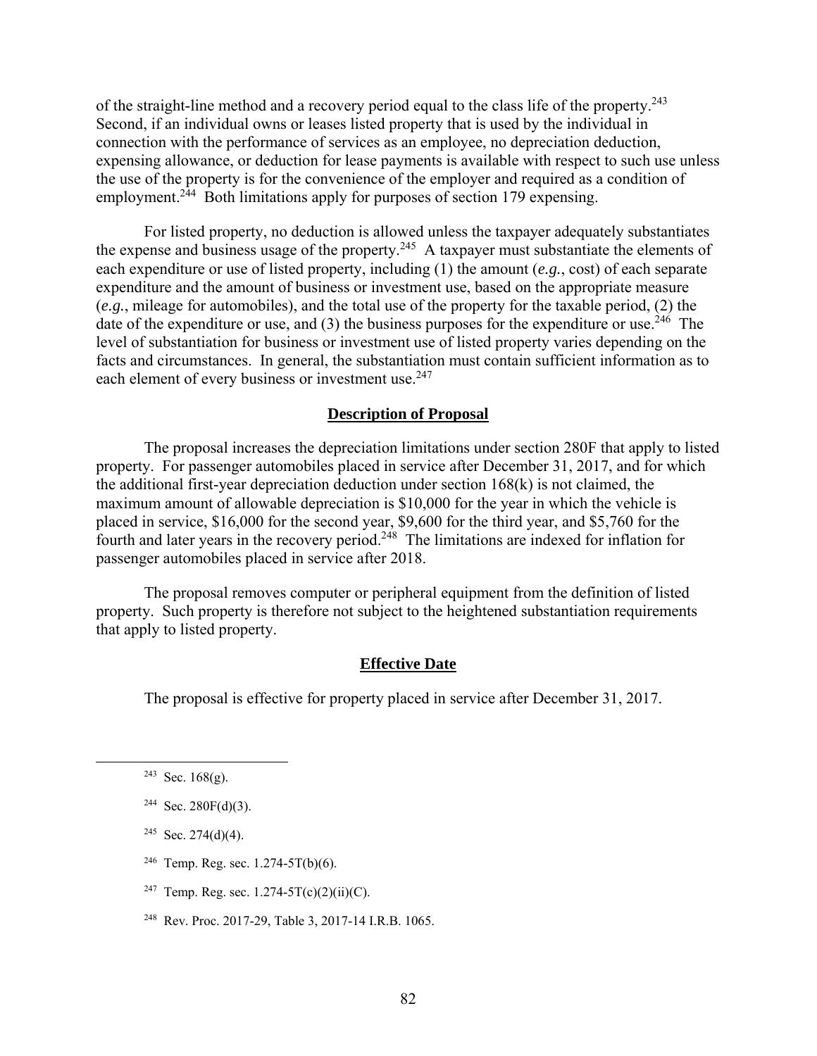of the straight-line method and a recovery period equal to the class life of the property.[243] Second, if an individual owns or leases listed property that is used by the individual in connection with the performance of services as an employee, no depreciation deduction, expensing allowance, or deduction for lease payments is available with respect to such use unless the use of the property is for the convenience of the employer and required as a condition of employment.[244] Both limitations apply for purposes of section 179 expensing.

For listed property, no deduction is allowed unless the taxpayer adequately substantiates the expense and business usage of the property.[245] A taxpayer must substantiate the elements of each expenditure or use of listed property, including (1) the amount (*e.g.*, cost) of each separate expenditure and the amount of business or investment use, based on the appropriate measure (*e.g.*, mileage for automobiles), and the total use of the property for the taxable period, (2) the date of the expenditure or use, and (3) the business purposes for the expenditure or use.[246] The level of substantiation for business or investment use of listed property varies depending on the facts and circumstances. In general, the substantiation must contain sufficient information as to each element of every business or investment use.[247]

## Description of Proposal

The proposal increases the depreciation limitations under section 280F that apply to listed property. For passenger automobiles placed in service after December 31, 2017, and for which the additional first-year depreciation deduction under section 168(k) is not claimed, the maximum amount of allowable depreciation is $10,000 for the year in which the vehicle is placed in service, $16,000 for the second year, $9,600 for the third year, and $5,760 for the fourth and later years in the recovery period.[248] The limitations are indexed for inflation for passenger automobiles placed in service after 2018.

The proposal removes computer or peripheral equipment from the definition of listed property. Such property is therefore not subject to the heightened substantiation requirements that apply to listed property.

## Effective Date

The proposal is effective for property placed in service after December 31, 2017.

---

[243] Sec. 168(g).

[244] Sec. 280F(d)(3).

[245] Sec. 274(d)(4).

[246] Temp. Reg. sec. 1.274-5T(b)(6).

[247] Temp. Reg. sec. 1.274-5T(c)(2)(ii)(C).

[248] Rev. Proc. 2017-29, Table 3, 2017-14 I.R.B. 1065.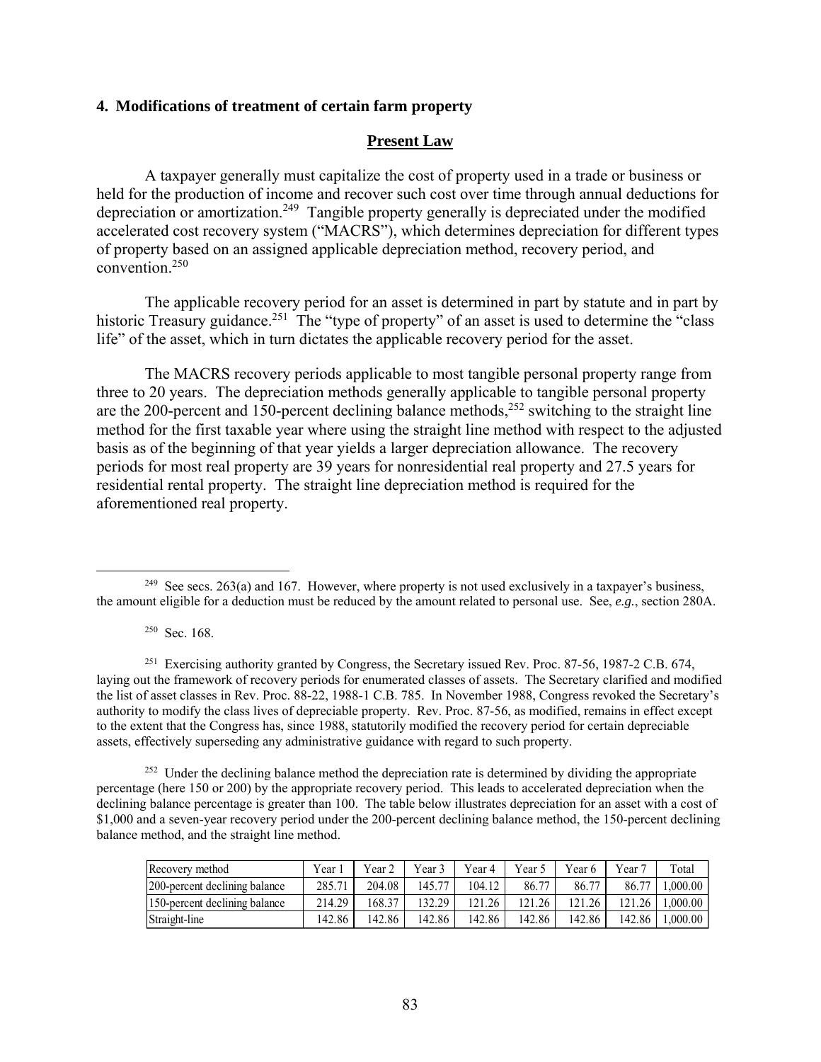### 4. Modifications of treatment of certain farm property

**Present Law**

A taxpayer generally must capitalize the cost of property used in a trade or business or held for the production of income and recover such cost over time through annual deductions for depreciation or amortization.[249] Tangible property generally is depreciated under the modified accelerated cost recovery system ("MACRS"), which determines depreciation for different types of property based on an assigned applicable depreciation method, recovery period, and convention.[250]

The applicable recovery period for an asset is determined in part by statute and in part by historic Treasury guidance.[251] The "type of property" of an asset is used to determine the "class life" of the asset, which in turn dictates the applicable recovery period for the asset.

The MACRS recovery periods applicable to most tangible personal property range from three to 20 years. The depreciation methods generally applicable to tangible personal property are the 200-percent and 150-percent declining balance methods,[252] switching to the straight line method for the first taxable year where using the straight line method with respect to the adjusted basis as of the beginning of that year yields a larger depreciation allowance. The recovery periods for most real property are 39 years for nonresidential real property and 27.5 years for residential rental property. The straight line depreciation method is required for the aforementioned real property.

---

[249] See secs. 263(a) and 167. However, where property is not used exclusively in a taxpayer's business, the amount eligible for a deduction must be reduced by the amount related to personal use. See, *e.g.*, section 280A.

[250] Sec. 168.

[251] Exercising authority granted by Congress, the Secretary issued Rev. Proc. 87-56, 1987-2 C.B. 674, laying out the framework of recovery periods for enumerated classes of assets. The Secretary clarified and modified the list of asset classes in Rev. Proc. 88-22, 1988-1 C.B. 785. In November 1988, Congress revoked the Secretary's authority to modify the class lives of depreciable property. Rev. Proc. 87-56, as modified, remains in effect except to the extent that the Congress has, since 1988, statutorily modified the recovery period for certain depreciable assets, effectively superseding any administrative guidance with regard to such property.

[252] Under the declining balance method the depreciation rate is determined by dividing the appropriate percentage (here 150 or 200) by the appropriate recovery period. This leads to accelerated depreciation when the declining balance percentage is greater than 100. The table below illustrates depreciation for an asset with a cost of $1,000 and a seven-year recovery period under the 200-percent declining balance method, the 150-percent declining balance method, and the straight line method.

| Recovery method | Year 1 | Year 2 | Year 3 | Year 4 | Year 5 | Year 6 | Year 7 | Total |
|---|---|---|---|---|---|---|---|---|
| 200-percent declining balance | 285.71 | 204.08 | 145.77 | 104.12 | 86.77 | 86.77 | 86.77 | 1,000.00 |
| 150-percent declining balance | 214.29 | 168.37 | 132.29 | 121.26 | 121.26 | 121.26 | 121.26 | 1,000.00 |
| Straight-line | 142.86 | 142.86 | 142.86 | 142.86 | 142.86 | 142.86 | 142.86 | 1,000.00 |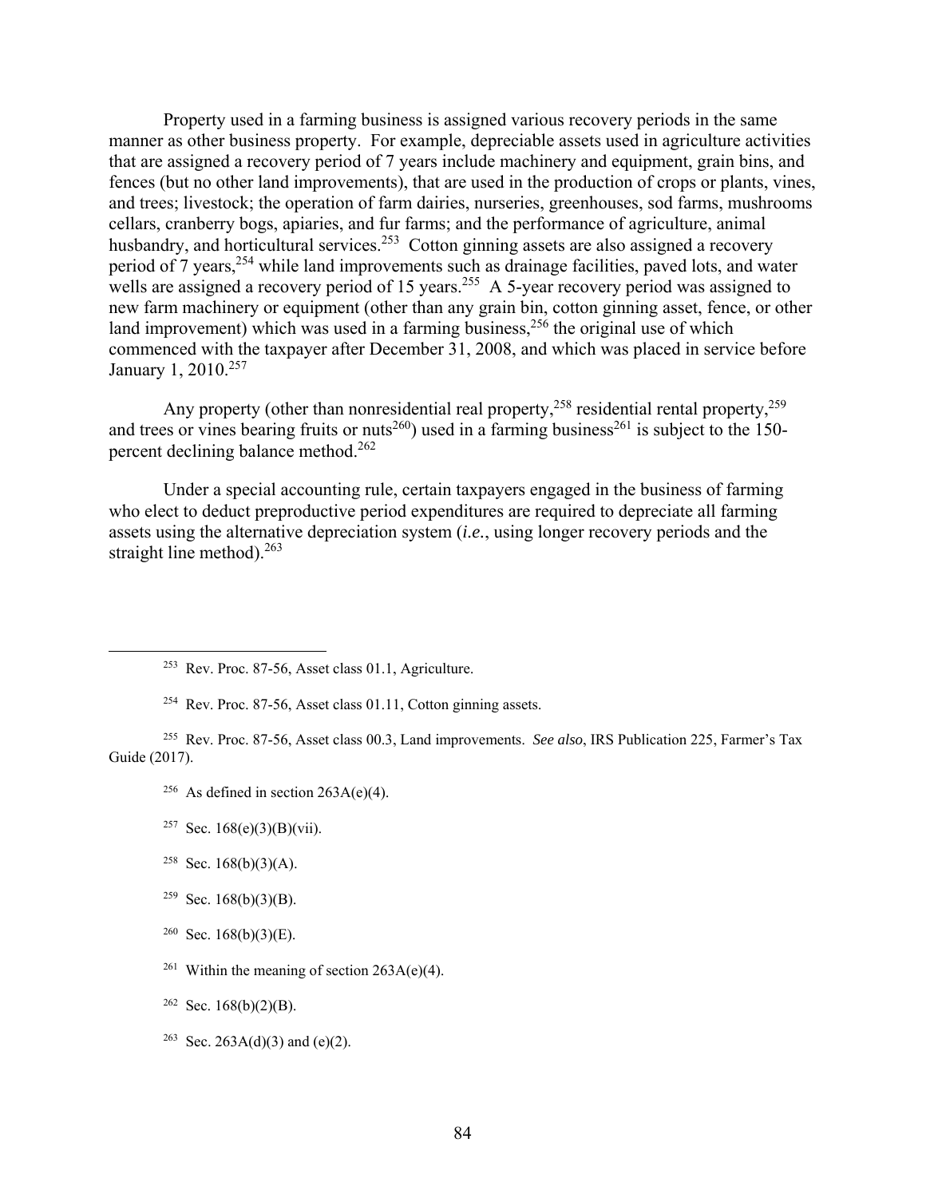Property used in a farming business is assigned various recovery periods in the same manner as other business property. For example, depreciable assets used in agriculture activities that are assigned a recovery period of 7 years include machinery and equipment, grain bins, and fences (but no other land improvements), that are used in the production of crops or plants, vines, and trees; livestock; the operation of farm dairies, nurseries, greenhouses, sod farms, mushrooms cellars, cranberry bogs, apiaries, and fur farms; and the performance of agriculture, animal husbandry, and horticultural services.[253] Cotton ginning assets are also assigned a recovery period of 7 years,[254] while land improvements such as drainage facilities, paved lots, and water wells are assigned a recovery period of 15 years.[255] A 5-year recovery period was assigned to new farm machinery or equipment (other than any grain bin, cotton ginning asset, fence, or other land improvement) which was used in a farming business,[256] the original use of which commenced with the taxpayer after December 31, 2008, and which was placed in service before January 1, 2010.[257]

Any property (other than nonresidential real property,[258] residential rental property,[259] and trees or vines bearing fruits or nuts[260]) used in a farming business[261] is subject to the 150-percent declining balance method.[262]

Under a special accounting rule, certain taxpayers engaged in the business of farming who elect to deduct preproductive period expenditures are required to depreciate all farming assets using the alternative depreciation system (*i.e.*, using longer recovery periods and the straight line method).[263]

---

[253] Rev. Proc. 87-56, Asset class 01.1, Agriculture.

[254] Rev. Proc. 87-56, Asset class 01.11, Cotton ginning assets.

[255] Rev. Proc. 87-56, Asset class 00.3, Land improvements. *See also*, IRS Publication 225, Farmer's Tax Guide (2017).

[256] As defined in section 263A(e)(4).

[257] Sec. 168(e)(3)(B)(vii).

[258] Sec. 168(b)(3)(A).

[259] Sec. 168(b)(3)(B).

[260] Sec. 168(b)(3)(E).

[261] Within the meaning of section 263A(e)(4).

[262] Sec. 168(b)(2)(B).

[263] Sec. 263A(d)(3) and (e)(2).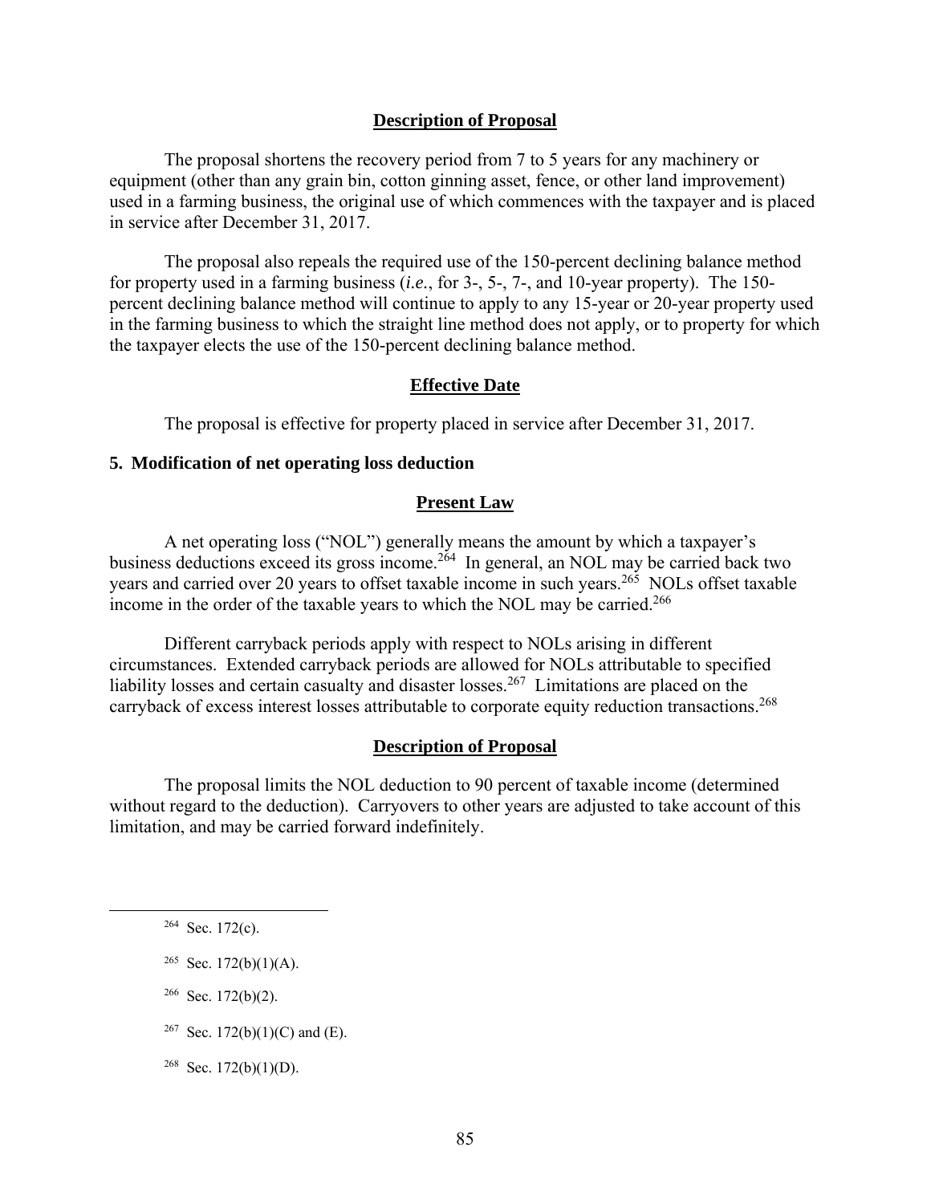**Description of Proposal**

The proposal shortens the recovery period from 7 to 5 years for any machinery or equipment (other than any grain bin, cotton ginning asset, fence, or other land improvement) used in a farming business, the original use of which commences with the taxpayer and is placed in service after December 31, 2017.

The proposal also repeals the required use of the 150-percent declining balance method for property used in a farming business (*i.e.*, for 3-, 5-, 7-, and 10-year property). The 150-percent declining balance method will continue to apply to any 15-year or 20-year property used in the farming business to which the straight line method does not apply, or to property for which the taxpayer elects the use of the 150-percent declining balance method.

**Effective Date**

The proposal is effective for property placed in service after December 31, 2017.

### 5. Modification of net operating loss deduction

**Present Law**

A net operating loss ("NOL") generally means the amount by which a taxpayer's business deductions exceed its gross income.[264] In general, an NOL may be carried back two years and carried over 20 years to offset taxable income in such years.[265] NOLs offset taxable income in the order of the taxable years to which the NOL may be carried.[266]

Different carryback periods apply with respect to NOLs arising in different circumstances. Extended carryback periods are allowed for NOLs attributable to specified liability losses and certain casualty and disaster losses.[267] Limitations are placed on the carryback of excess interest losses attributable to corporate equity reduction transactions.[268]

**Description of Proposal**

The proposal limits the NOL deduction to 90 percent of taxable income (determined without regard to the deduction). Carryovers to other years are adjusted to take account of this limitation, and may be carried forward indefinitely.

---

[264] Sec. 172(c).

[265] Sec. 172(b)(1)(A).

[266] Sec. 172(b)(2).

[267] Sec. 172(b)(1)(C) and (E).

[268] Sec. 172(b)(1)(D).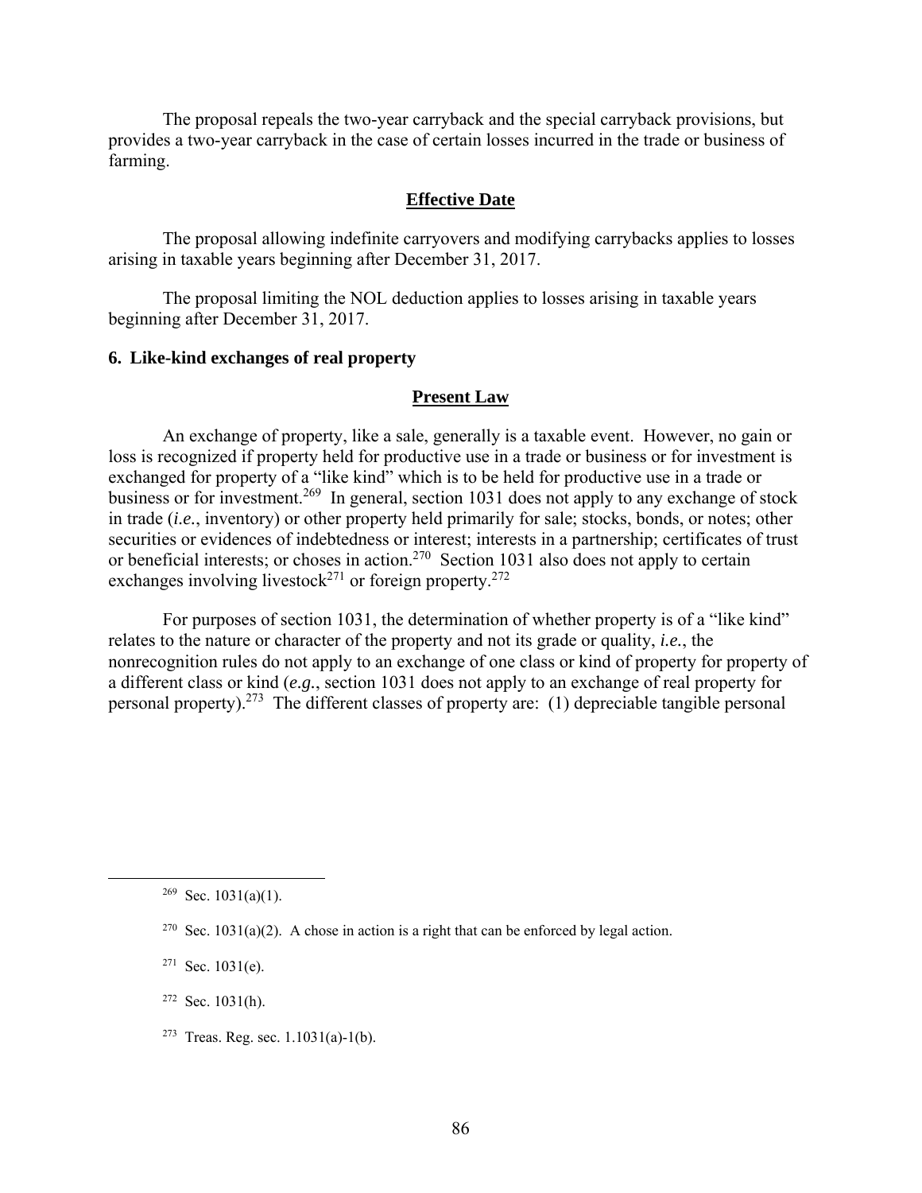The proposal repeals the two-year carryback and the special carryback provisions, but provides a two-year carryback in the case of certain losses incurred in the trade or business of farming.

#### Effective Date

The proposal allowing indefinite carryovers and modifying carrybacks applies to losses arising in taxable years beginning after December 31, 2017.

The proposal limiting the NOL deduction applies to losses arising in taxable years beginning after December 31, 2017.

### 6. Like-kind exchanges of real property

#### Present Law

An exchange of property, like a sale, generally is a taxable event. However, no gain or loss is recognized if property held for productive use in a trade or business or for investment is exchanged for property of a "like kind" which is to be held for productive use in a trade or business or for investment.[269] In general, section 1031 does not apply to any exchange of stock in trade (*i.e.*, inventory) or other property held primarily for sale; stocks, bonds, or notes; other securities or evidences of indebtedness or interest; interests in a partnership; certificates of trust or beneficial interests; or choses in action.[270] Section 1031 also does not apply to certain exchanges involving livestock[271] or foreign property.[272]

For purposes of section 1031, the determination of whether property is of a "like kind" relates to the nature or character of the property and not its grade or quality, *i.e.*, the nonrecognition rules do not apply to an exchange of one class or kind of property for property of a different class or kind (*e.g.*, section 1031 does not apply to an exchange of real property for personal property).[273] The different classes of property are: (1) depreciable tangible personal

---

[269] Sec. 1031(a)(1).

[270] Sec. 1031(a)(2). A chose in action is a right that can be enforced by legal action.

[271] Sec. 1031(e).

[272] Sec. 1031(h).

[273] Treas. Reg. sec. 1.1031(a)-1(b).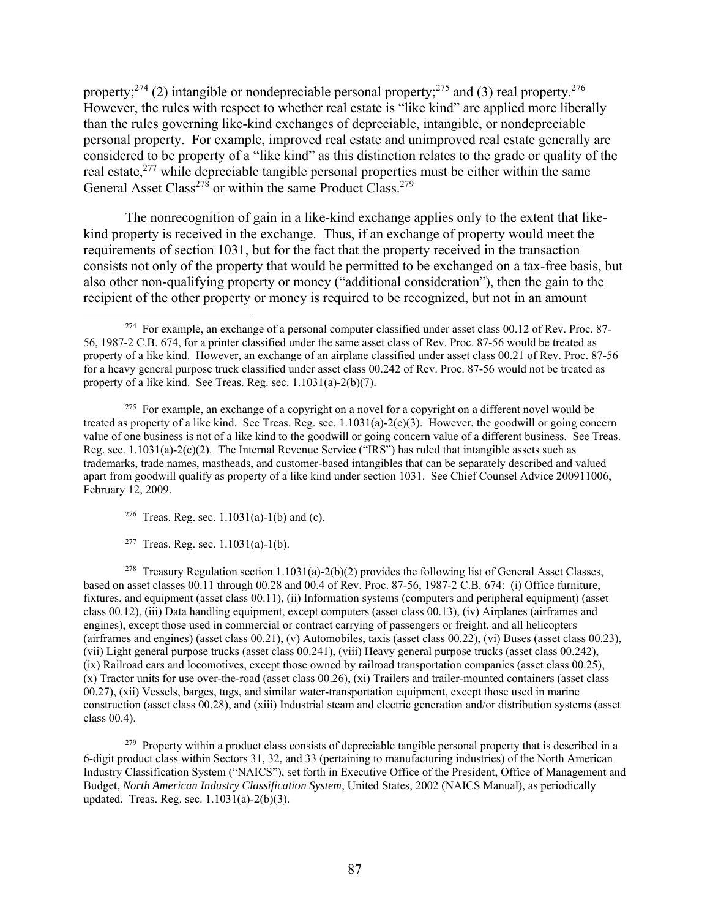property;[274] (2) intangible or nondepreciable personal property;[275] and (3) real property.[276] However, the rules with respect to whether real estate is "like kind" are applied more liberally than the rules governing like-kind exchanges of depreciable, intangible, or nondepreciable personal property. For example, improved real estate and unimproved real estate generally are considered to be property of a "like kind" as this distinction relates to the grade or quality of the real estate,[277] while depreciable tangible personal properties must be either within the same General Asset Class[278] or within the same Product Class.[279]

The nonrecognition of gain in a like-kind exchange applies only to the extent that like-kind property is received in the exchange. Thus, if an exchange of property would meet the requirements of section 1031, but for the fact that the property received in the transaction consists not only of the property that would be permitted to be exchanged on a tax-free basis, but also other non-qualifying property or money ("additional consideration"), then the gain to the recipient of the other property or money is required to be recognized, but not in an amount

---

[274] For example, an exchange of a personal computer classified under asset class 00.12 of Rev. Proc. 87-56, 1987-2 C.B. 674, for a printer classified under the same asset class of Rev. Proc. 87-56 would be treated as property of a like kind. However, an exchange of an airplane classified under asset class 00.21 of Rev. Proc. 87-56 for a heavy general purpose truck classified under asset class 00.242 of Rev. Proc. 87-56 would not be treated as property of a like kind. See Treas. Reg. sec. 1.1031(a)-2(b)(7).

[275] For example, an exchange of a copyright on a novel for a copyright on a different novel would be treated as property of a like kind. See Treas. Reg. sec. 1.1031(a)-2(c)(3). However, the goodwill or going concern value of one business is not of a like kind to the goodwill or going concern value of a different business. See Treas. Reg. sec. 1.1031(a)-2(c)(2). The Internal Revenue Service ("IRS") has ruled that intangible assets such as trademarks, trade names, mastheads, and customer-based intangibles that can be separately described and valued apart from goodwill qualify as property of a like kind under section 1031. See Chief Counsel Advice 200911006, February 12, 2009.

[276] Treas. Reg. sec. 1.1031(a)-1(b) and (c).

[277] Treas. Reg. sec. 1.1031(a)-1(b).

[278] Treasury Regulation section 1.1031(a)-2(b)(2) provides the following list of General Asset Classes, based on asset classes 00.11 through 00.28 and 00.4 of Rev. Proc. 87-56, 1987-2 C.B. 674: (i) Office furniture, fixtures, and equipment (asset class 00.11), (ii) Information systems (computers and peripheral equipment) (asset class 00.12), (iii) Data handling equipment, except computers (asset class 00.13), (iv) Airplanes (airframes and engines), except those used in commercial or contract carrying of passengers or freight, and all helicopters (airframes and engines) (asset class 00.21), (v) Automobiles, taxis (asset class 00.22), (vi) Buses (asset class 00.23), (vii) Light general purpose trucks (asset class 00.241), (viii) Heavy general purpose trucks (asset class 00.242), (ix) Railroad cars and locomotives, except those owned by railroad transportation companies (asset class 00.25), (x) Tractor units for use over-the-road (asset class 00.26), (xi) Trailers and trailer-mounted containers (asset class 00.27), (xii) Vessels, barges, tugs, and similar water-transportation equipment, except those used in marine construction (asset class 00.28), and (xiii) Industrial steam and electric generation and/or distribution systems (asset class 00.4).

[279] Property within a product class consists of depreciable tangible personal property that is described in a 6-digit product class within Sectors 31, 32, and 33 (pertaining to manufacturing industries) of the North American Industry Classification System ("NAICS"), set forth in Executive Office of the President, Office of Management and Budget, *North American Industry Classification System*, United States, 2002 (NAICS Manual), as periodically updated. Treas. Reg. sec. 1.1031(a)-2(b)(3).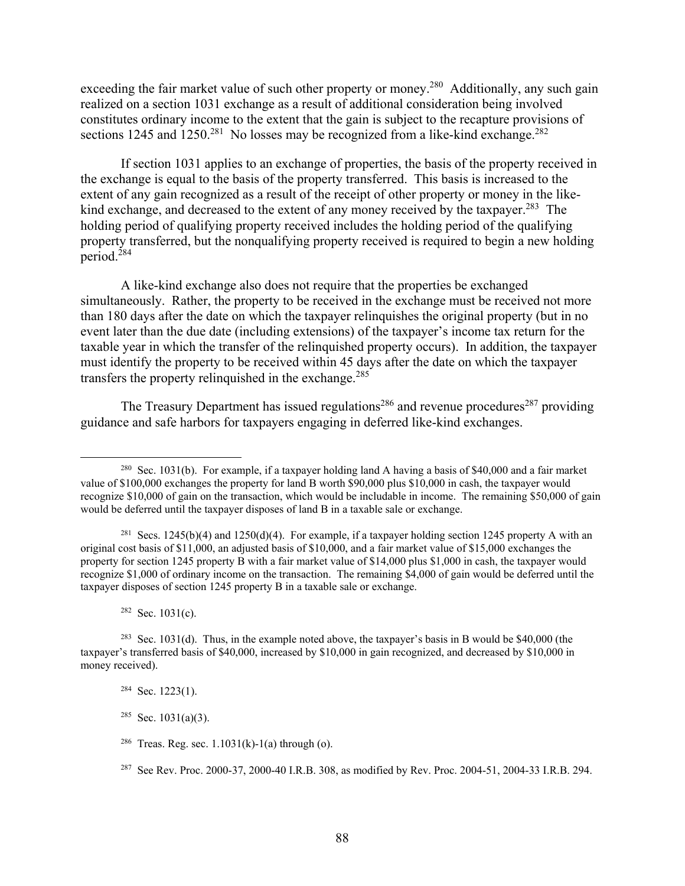exceeding the fair market value of such other property or money.[280] Additionally, any such gain realized on a section 1031 exchange as a result of additional consideration being involved constitutes ordinary income to the extent that the gain is subject to the recapture provisions of sections 1245 and 1250.[281] No losses may be recognized from a like-kind exchange.[282]

If section 1031 applies to an exchange of properties, the basis of the property received in the exchange is equal to the basis of the property transferred. This basis is increased to the extent of any gain recognized as a result of the receipt of other property or money in the like-kind exchange, and decreased to the extent of any money received by the taxpayer.[283] The holding period of qualifying property received includes the holding period of the qualifying property transferred, but the nonqualifying property received is required to begin a new holding period.[284]

A like-kind exchange also does not require that the properties be exchanged simultaneously. Rather, the property to be received in the exchange must be received not more than 180 days after the date on which the taxpayer relinquishes the original property (but in no event later than the due date (including extensions) of the taxpayer's income tax return for the taxable year in which the transfer of the relinquished property occurs). In addition, the taxpayer must identify the property to be received within 45 days after the date on which the taxpayer transfers the property relinquished in the exchange.[285]

The Treasury Department has issued regulations[286] and revenue procedures[287] providing guidance and safe harbors for taxpayers engaging in deferred like-kind exchanges.

---

[280] Sec. 1031(b). For example, if a taxpayer holding land A having a basis of $40,000 and a fair market value of $100,000 exchanges the property for land B worth $90,000 plus $10,000 in cash, the taxpayer would recognize $10,000 of gain on the transaction, which would be includable in income. The remaining $50,000 of gain would be deferred until the taxpayer disposes of land B in a taxable sale or exchange.

[281] Secs. 1245(b)(4) and 1250(d)(4). For example, if a taxpayer holding section 1245 property A with an original cost basis of $11,000, an adjusted basis of $10,000, and a fair market value of $15,000 exchanges the property for section 1245 property B with a fair market value of $14,000 plus $1,000 in cash, the taxpayer would recognize $1,000 of ordinary income on the transaction. The remaining $4,000 of gain would be deferred until the taxpayer disposes of section 1245 property B in a taxable sale or exchange.

[282] Sec. 1031(c).

[283] Sec. 1031(d). Thus, in the example noted above, the taxpayer's basis in B would be $40,000 (the taxpayer's transferred basis of $40,000, increased by $10,000 in gain recognized, and decreased by $10,000 in money received).

[284] Sec. 1223(1).

[285] Sec. 1031(a)(3).

[286] Treas. Reg. sec. 1.1031(k)-1(a) through (o).

[287] See Rev. Proc. 2000-37, 2000-40 I.R.B. 308, as modified by Rev. Proc. 2004-51, 2004-33 I.R.B. 294.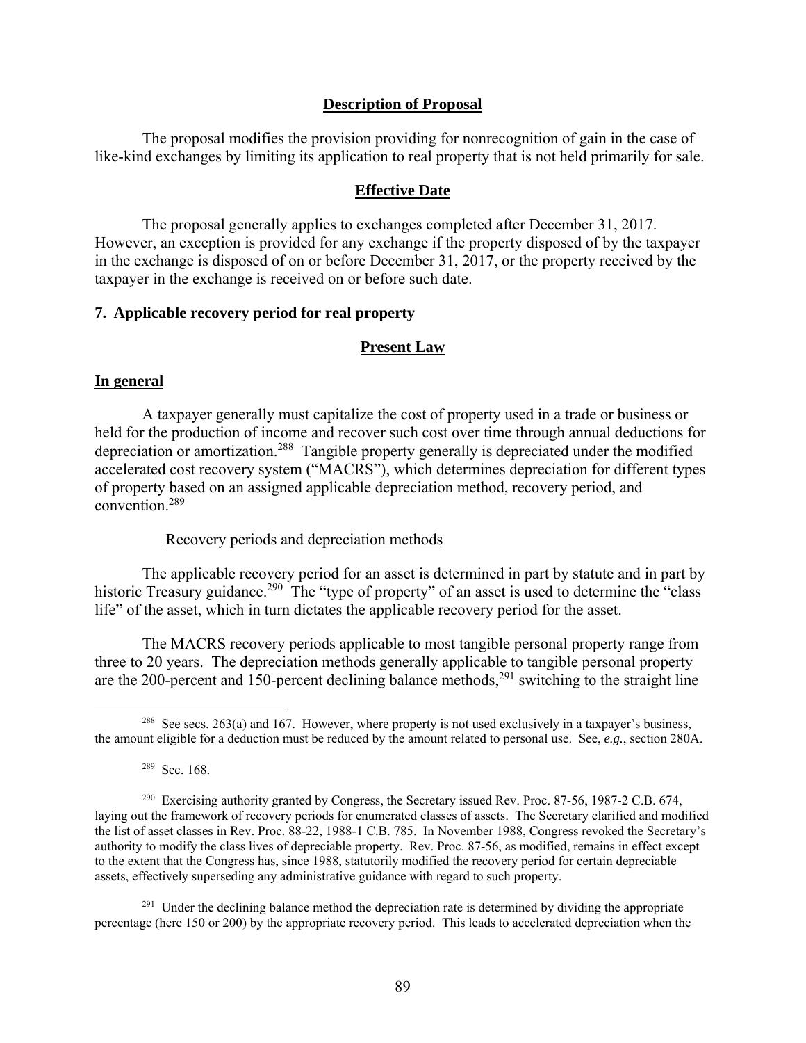#### Description of Proposal

The proposal modifies the provision providing for nonrecognition of gain in the case of like-kind exchanges by limiting its application to real property that is not held primarily for sale.

#### Effective Date

The proposal generally applies to exchanges completed after December 31, 2017. However, an exception is provided for any exchange if the property disposed of by the taxpayer in the exchange is disposed of on or before December 31, 2017, or the property received by the taxpayer in the exchange is received on or before such date.

### 7. Applicable recovery period for real property

#### Present Law

**In general**

A taxpayer generally must capitalize the cost of property used in a trade or business or held for the production of income and recover such cost over time through annual deductions for depreciation or amortization.[288] Tangible property generally is depreciated under the modified accelerated cost recovery system ("MACRS"), which determines depreciation for different types of property based on an assigned applicable depreciation method, recovery period, and convention.[289]

Recovery periods and depreciation methods

The applicable recovery period for an asset is determined in part by statute and in part by historic Treasury guidance.[290] The "type of property" of an asset is used to determine the "class life" of the asset, which in turn dictates the applicable recovery period for the asset.

The MACRS recovery periods applicable to most tangible personal property range from three to 20 years. The depreciation methods generally applicable to tangible personal property are the 200-percent and 150-percent declining balance methods,[291] switching to the straight line

---

[288] See secs. 263(a) and 167. However, where property is not used exclusively in a taxpayer's business, the amount eligible for a deduction must be reduced by the amount related to personal use. See, *e.g.*, section 280A.

[289] Sec. 168.

[290] Exercising authority granted by Congress, the Secretary issued Rev. Proc. 87-56, 1987-2 C.B. 674, laying out the framework of recovery periods for enumerated classes of assets. The Secretary clarified and modified the list of asset classes in Rev. Proc. 88-22, 1988-1 C.B. 785. In November 1988, Congress revoked the Secretary's authority to modify the class lives of depreciable property. Rev. Proc. 87-56, as modified, remains in effect except to the extent that the Congress has, since 1988, statutorily modified the recovery period for certain depreciable assets, effectively superseding any administrative guidance with regard to such property.

[291] Under the declining balance method the depreciation rate is determined by dividing the appropriate percentage (here 150 or 200) by the appropriate recovery period. This leads to accelerated depreciation when the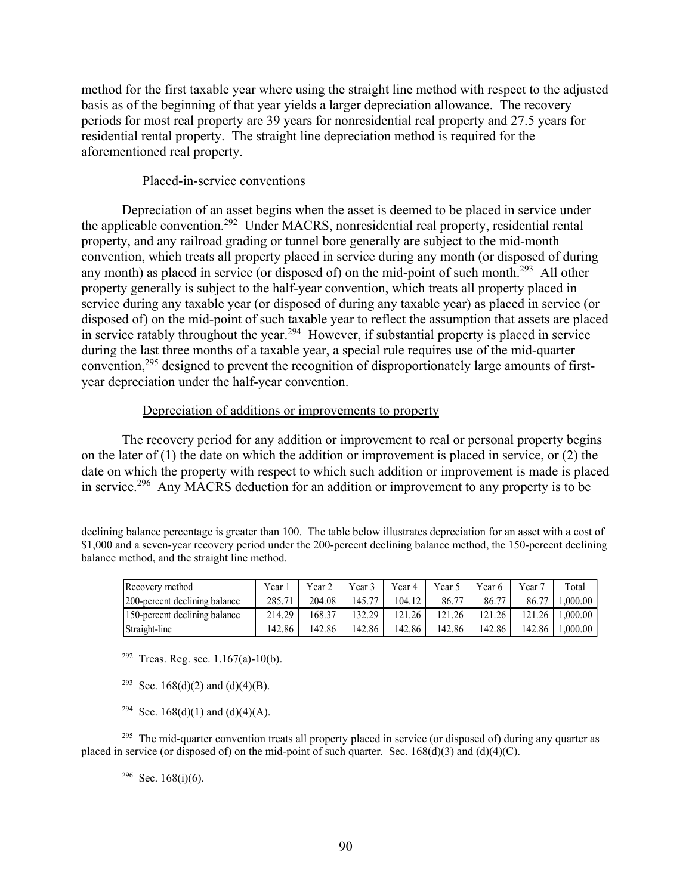method for the first taxable year where using the straight line method with respect to the adjusted basis as of the beginning of that year yields a larger depreciation allowance. The recovery periods for most real property are 39 years for nonresidential real property and 27.5 years for residential rental property. The straight line depreciation method is required for the aforementioned real property.

### Placed-in-service conventions

Depreciation of an asset begins when the asset is deemed to be placed in service under the applicable convention.[292] Under MACRS, nonresidential real property, residential rental property, and any railroad grading or tunnel bore generally are subject to the mid-month convention, which treats all property placed in service during any month (or disposed of during any month) as placed in service (or disposed of) on the mid-point of such month.[293] All other property generally is subject to the half-year convention, which treats all property placed in service during any taxable year (or disposed of during any taxable year) as placed in service (or disposed of) on the mid-point of such taxable year to reflect the assumption that assets are placed in service ratably throughout the year.[294] However, if substantial property is placed in service during the last three months of a taxable year, a special rule requires use of the mid-quarter convention,[295] designed to prevent the recognition of disproportionately large amounts of first-year depreciation under the half-year convention.

### Depreciation of additions or improvements to property

The recovery period for any addition or improvement to real or personal property begins on the later of (1) the date on which the addition or improvement is placed in service, or (2) the date on which the property with respect to which such addition or improvement is made is placed in service.[296] Any MACRS deduction for an addition or improvement to any property is to be

---

declining balance percentage is greater than 100. The table below illustrates depreciation for an asset with a cost of $1,000 and a seven-year recovery period under the 200-percent declining balance method, the 150-percent declining balance method, and the straight line method.

| Recovery method | Year 1 | Year 2 | Year 3 | Year 4 | Year 5 | Year 6 | Year 7 | Total |
|---|---|---|---|---|---|---|---|---|
| 200-percent declining balance | 285.71 | 204.08 | 145.77 | 104.12 | 86.77 | 86.77 | 86.77 | 1,000.00 |
| 150-percent declining balance | 214.29 | 168.37 | 132.29 | 121.26 | 121.26 | 121.26 | 121.26 | 1,000.00 |
| Straight-line | 142.86 | 142.86 | 142.86 | 142.86 | 142.86 | 142.86 | 142.86 | 1,000.00 |

[292] Treas. Reg. sec. 1.167(a)-10(b).

[293] Sec. 168(d)(2) and (d)(4)(B).

[294] Sec. 168(d)(1) and (d)(4)(A).

[295] The mid-quarter convention treats all property placed in service (or disposed of) during any quarter as placed in service (or disposed of) on the mid-point of such quarter. Sec. 168(d)(3) and (d)(4)(C).

[296] Sec. 168(i)(6).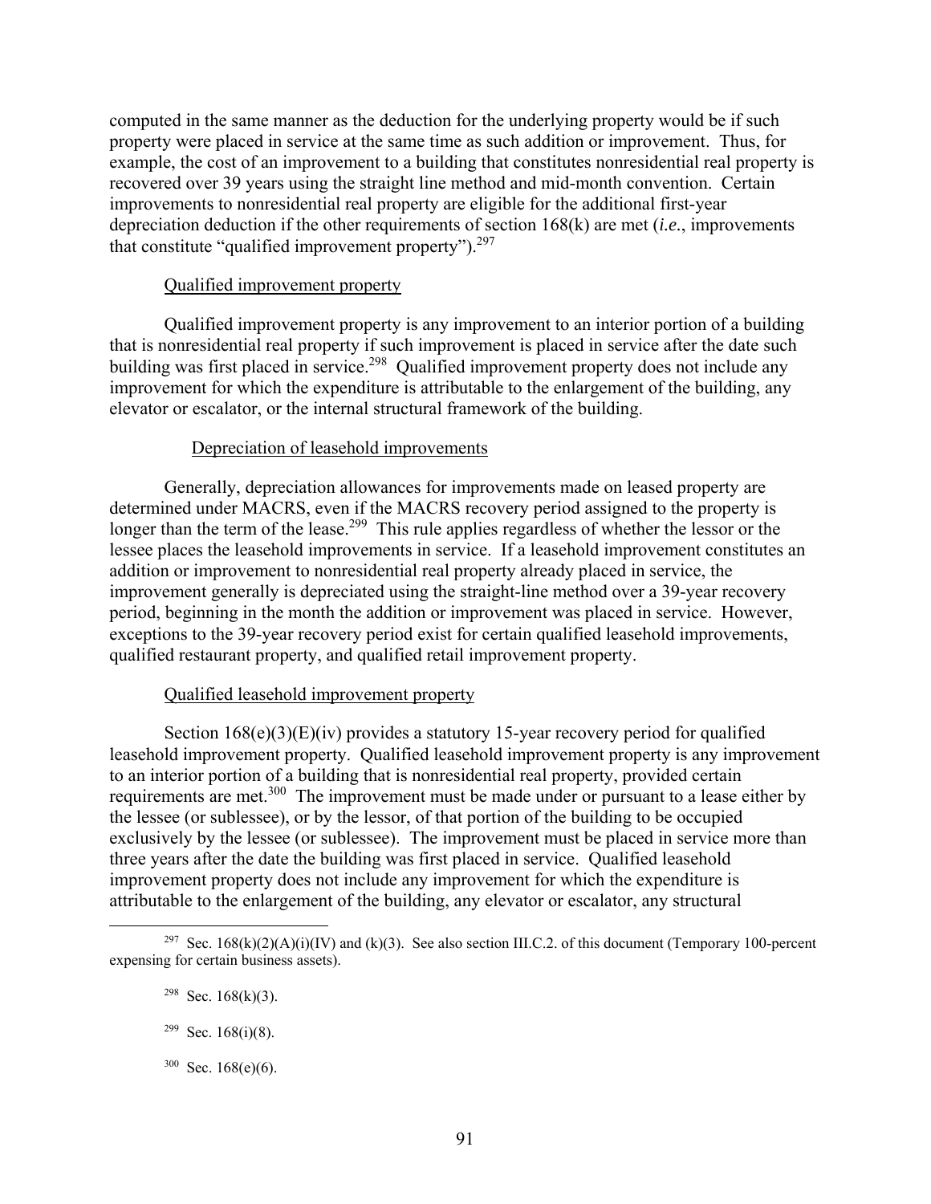computed in the same manner as the deduction for the underlying property would be if such property were placed in service at the same time as such addition or improvement. Thus, for example, the cost of an improvement to a building that constitutes nonresidential real property is recovered over 39 years using the straight line method and mid-month convention. Certain improvements to nonresidential real property are eligible for the additional first-year depreciation deduction if the other requirements of section 168(k) are met (*i.e.*, improvements that constitute "qualified improvement property").[297]

<u>Qualified improvement property</u>

Qualified improvement property is any improvement to an interior portion of a building that is nonresidential real property if such improvement is placed in service after the date such building was first placed in service.[298] Qualified improvement property does not include any improvement for which the expenditure is attributable to the enlargement of the building, any elevator or escalator, or the internal structural framework of the building.

<u>Depreciation of leasehold improvements</u>

Generally, depreciation allowances for improvements made on leased property are determined under MACRS, even if the MACRS recovery period assigned to the property is longer than the term of the lease.[299] This rule applies regardless of whether the lessor or the lessee places the leasehold improvements in service. If a leasehold improvement constitutes an addition or improvement to nonresidential real property already placed in service, the improvement generally is depreciated using the straight-line method over a 39-year recovery period, beginning in the month the addition or improvement was placed in service. However, exceptions to the 39-year recovery period exist for certain qualified leasehold improvements, qualified restaurant property, and qualified retail improvement property.

<u>Qualified leasehold improvement property</u>

Section 168(e)(3)(E)(iv) provides a statutory 15-year recovery period for qualified leasehold improvement property. Qualified leasehold improvement property is any improvement to an interior portion of a building that is nonresidential real property, provided certain requirements are met.[300] The improvement must be made under or pursuant to a lease either by the lessee (or sublessee), or by the lessor, of that portion of the building to be occupied exclusively by the lessee (or sublessee). The improvement must be placed in service more than three years after the date the building was first placed in service. Qualified leasehold improvement property does not include any improvement for which the expenditure is attributable to the enlargement of the building, any elevator or escalator, any structural

---

[297] Sec. 168(k)(2)(A)(i)(IV) and (k)(3). See also section III.C.2. of this document (Temporary 100-percent expensing for certain business assets).

[298] Sec. 168(k)(3).

[299] Sec. 168(i)(8).

[300] Sec. 168(e)(6).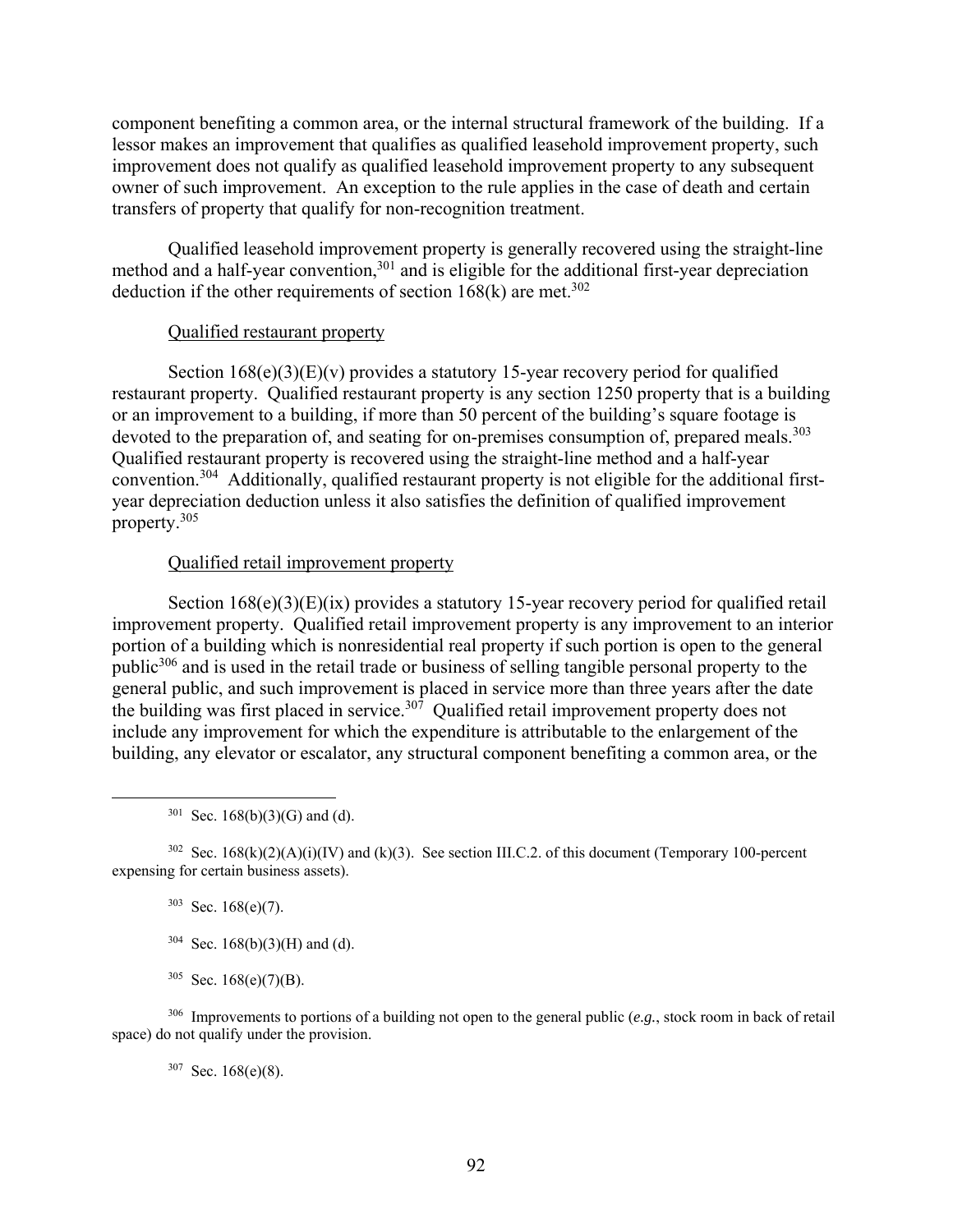component benefiting a common area, or the internal structural framework of the building. If a lessor makes an improvement that qualifies as qualified leasehold improvement property, such improvement does not qualify as qualified leasehold improvement property to any subsequent owner of such improvement. An exception to the rule applies in the case of death and certain transfers of property that qualify for non-recognition treatment.

Qualified leasehold improvement property is generally recovered using the straight-line method and a half-year convention,[301] and is eligible for the additional first-year depreciation deduction if the other requirements of section 168(k) are met.[302]

Qualified restaurant property

Section 168(e)(3)(E)(v) provides a statutory 15-year recovery period for qualified restaurant property. Qualified restaurant property is any section 1250 property that is a building or an improvement to a building, if more than 50 percent of the building's square footage is devoted to the preparation of, and seating for on-premises consumption of, prepared meals.[303] Qualified restaurant property is recovered using the straight-line method and a half-year convention.[304] Additionally, qualified restaurant property is not eligible for the additional first-year depreciation deduction unless it also satisfies the definition of qualified improvement property.[305]

Qualified retail improvement property

Section 168(e)(3)(E)(ix) provides a statutory 15-year recovery period for qualified retail improvement property. Qualified retail improvement property is any improvement to an interior portion of a building which is nonresidential real property if such portion is open to the general public[306] and is used in the retail trade or business of selling tangible personal property to the general public, and such improvement is placed in service more than three years after the date the building was first placed in service.[307] Qualified retail improvement property does not include any improvement for which the expenditure is attributable to the enlargement of the building, any elevator or escalator, any structural component benefiting a common area, or the

---

[301] Sec. 168(b)(3)(G) and (d).

[302] Sec. 168(k)(2)(A)(i)(IV) and (k)(3). See section III.C.2. of this document (Temporary 100-percent expensing for certain business assets).

[303] Sec. 168(e)(7).

[304] Sec. 168(b)(3)(H) and (d).

[305] Sec. 168(e)(7)(B).

[306] Improvements to portions of a building not open to the general public (*e.g.*, stock room in back of retail space) do not qualify under the provision.

[307] Sec. 168(e)(8).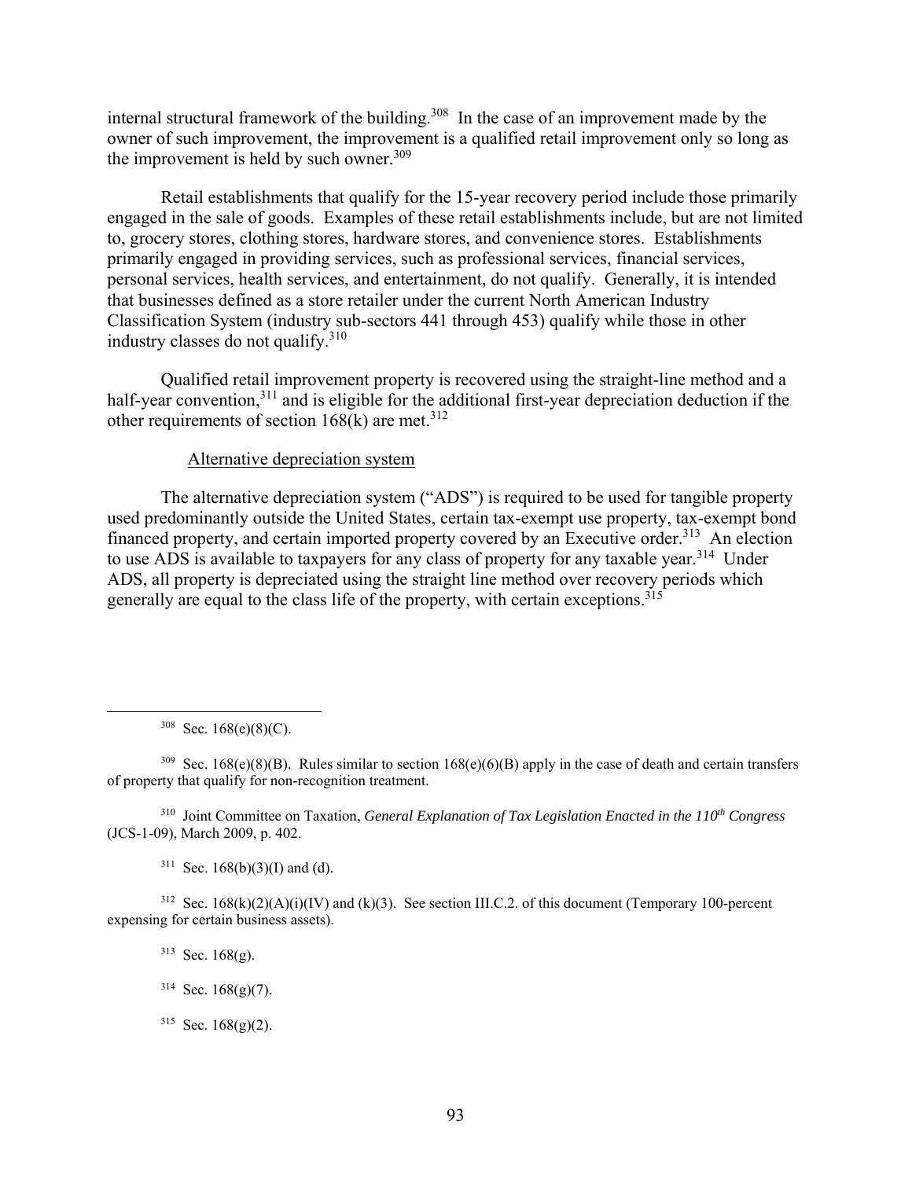internal structural framework of the building.[308] In the case of an improvement made by the owner of such improvement, the improvement is a qualified retail improvement only so long as the improvement is held by such owner.[309]

Retail establishments that qualify for the 15-year recovery period include those primarily engaged in the sale of goods. Examples of these retail establishments include, but are not limited to, grocery stores, clothing stores, hardware stores, and convenience stores. Establishments primarily engaged in providing services, such as professional services, financial services, personal services, health services, and entertainment, do not qualify. Generally, it is intended that businesses defined as a store retailer under the current North American Industry Classification System (industry sub-sectors 441 through 453) qualify while those in other industry classes do not qualify.[310]

Qualified retail improvement property is recovered using the straight-line method and a half-year convention,[311] and is eligible for the additional first-year depreciation deduction if the other requirements of section 168(k) are met.[312]

Alternative depreciation system

The alternative depreciation system ("ADS") is required to be used for tangible property used predominantly outside the United States, certain tax-exempt use property, tax-exempt bond financed property, and certain imported property covered by an Executive order.[313] An election to use ADS is available to taxpayers for any class of property for any taxable year.[314] Under ADS, all property is depreciated using the straight line method over recovery periods which generally are equal to the class life of the property, with certain exceptions.[315]

---

[308] Sec. 168(e)(8)(C).

[309] Sec. 168(e)(8)(B). Rules similar to section 168(e)(6)(B) apply in the case of death and certain transfers of property that qualify for non-recognition treatment.

[310] Joint Committee on Taxation, *General Explanation of Tax Legislation Enacted in the 110th Congress* (JCS-1-09), March 2009, p. 402.

[311] Sec. 168(b)(3)(I) and (d).

[312] Sec. 168(k)(2)(A)(i)(IV) and (k)(3). See section III.C.2. of this document (Temporary 100-percent expensing for certain business assets).

[313] Sec. 168(g).

[314] Sec. 168(g)(7).

[315] Sec. 168(g)(2).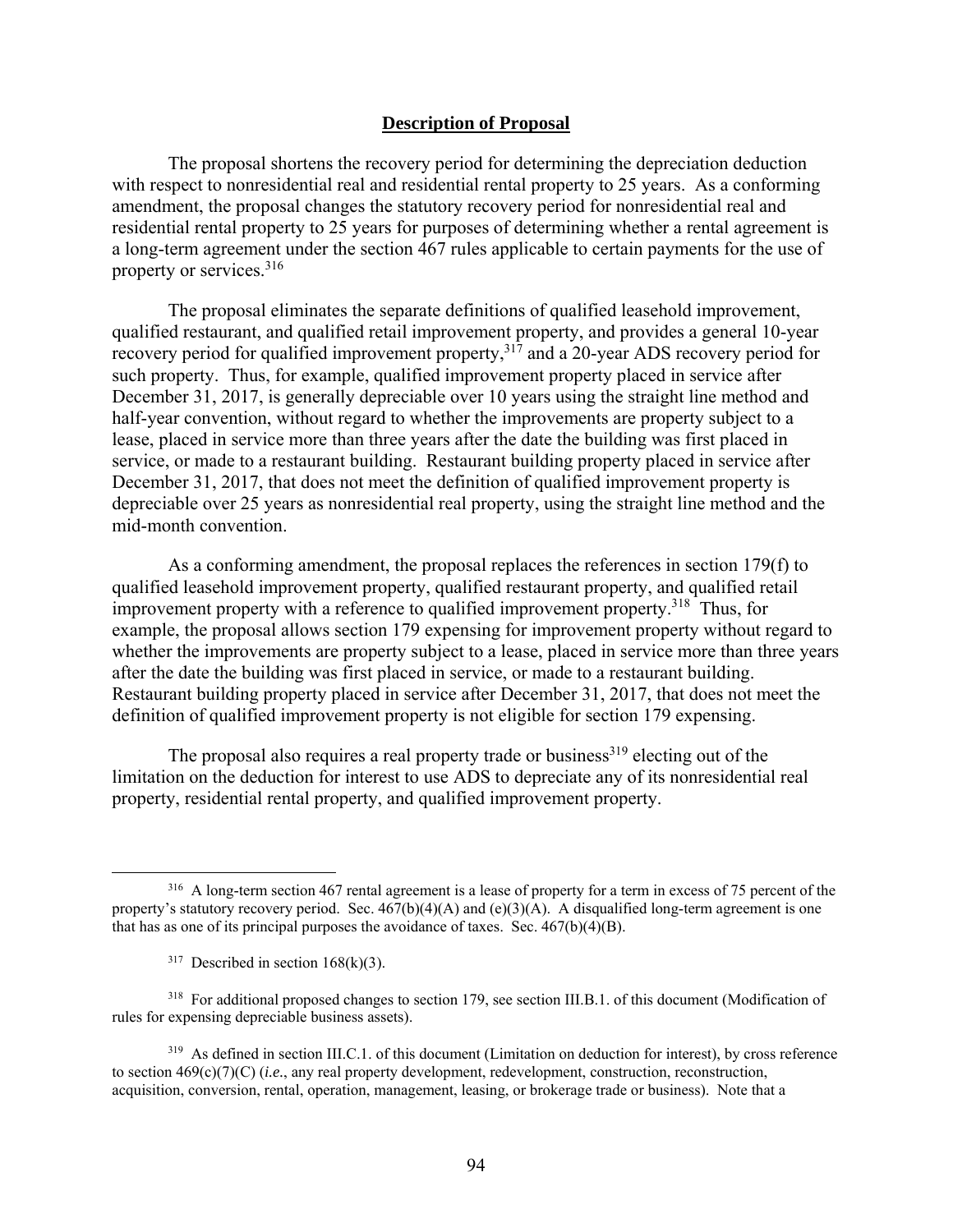## Description of Proposal

The proposal shortens the recovery period for determining the depreciation deduction with respect to nonresidential real and residential rental property to 25 years. As a conforming amendment, the proposal changes the statutory recovery period for nonresidential real and residential rental property to 25 years for purposes of determining whether a rental agreement is a long-term agreement under the section 467 rules applicable to certain payments for the use of property or services.[316]

The proposal eliminates the separate definitions of qualified leasehold improvement, qualified restaurant, and qualified retail improvement property, and provides a general 10-year recovery period for qualified improvement property,[317] and a 20-year ADS recovery period for such property. Thus, for example, qualified improvement property placed in service after December 31, 2017, is generally depreciable over 10 years using the straight line method and half-year convention, without regard to whether the improvements are property subject to a lease, placed in service more than three years after the date the building was first placed in service, or made to a restaurant building. Restaurant building property placed in service after December 31, 2017, that does not meet the definition of qualified improvement property is depreciable over 25 years as nonresidential real property, using the straight line method and the mid-month convention.

As a conforming amendment, the proposal replaces the references in section 179(f) to qualified leasehold improvement property, qualified restaurant property, and qualified retail improvement property with a reference to qualified improvement property.[318] Thus, for example, the proposal allows section 179 expensing for improvement property without regard to whether the improvements are property subject to a lease, placed in service more than three years after the date the building was first placed in service, or made to a restaurant building. Restaurant building property placed in service after December 31, 2017, that does not meet the definition of qualified improvement property is not eligible for section 179 expensing.

The proposal also requires a real property trade or business[319] electing out of the limitation on the deduction for interest to use ADS to depreciate any of its nonresidential real property, residential rental property, and qualified improvement property.

---

[316] A long-term section 467 rental agreement is a lease of property for a term in excess of 75 percent of the property's statutory recovery period. Sec. 467(b)(4)(A) and (e)(3)(A). A disqualified long-term agreement is one that has as one of its principal purposes the avoidance of taxes. Sec. 467(b)(4)(B).

[317] Described in section 168(k)(3).

[318] For additional proposed changes to section 179, see section III.B.1. of this document (Modification of rules for expensing depreciable business assets).

[319] As defined in section III.C.1. of this document (Limitation on deduction for interest), by cross reference to section 469(c)(7)(C) (*i.e.*, any real property development, redevelopment, construction, reconstruction, acquisition, conversion, rental, operation, management, leasing, or brokerage trade or business). Note that a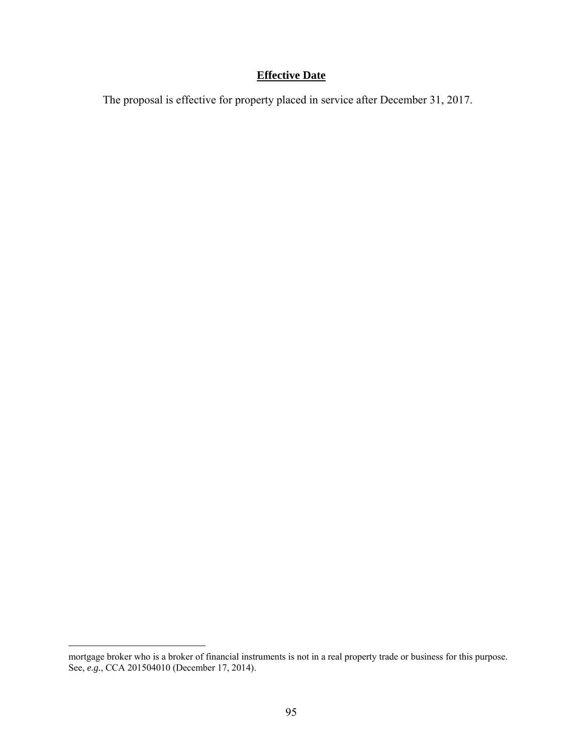**Effective Date**

The proposal is effective for property placed in service after December 31, 2017.

---

mortgage broker who is a broker of financial instruments is not in a real property trade or business for this purpose. See, *e.g.*, CCA 201504010 (December 17, 2014).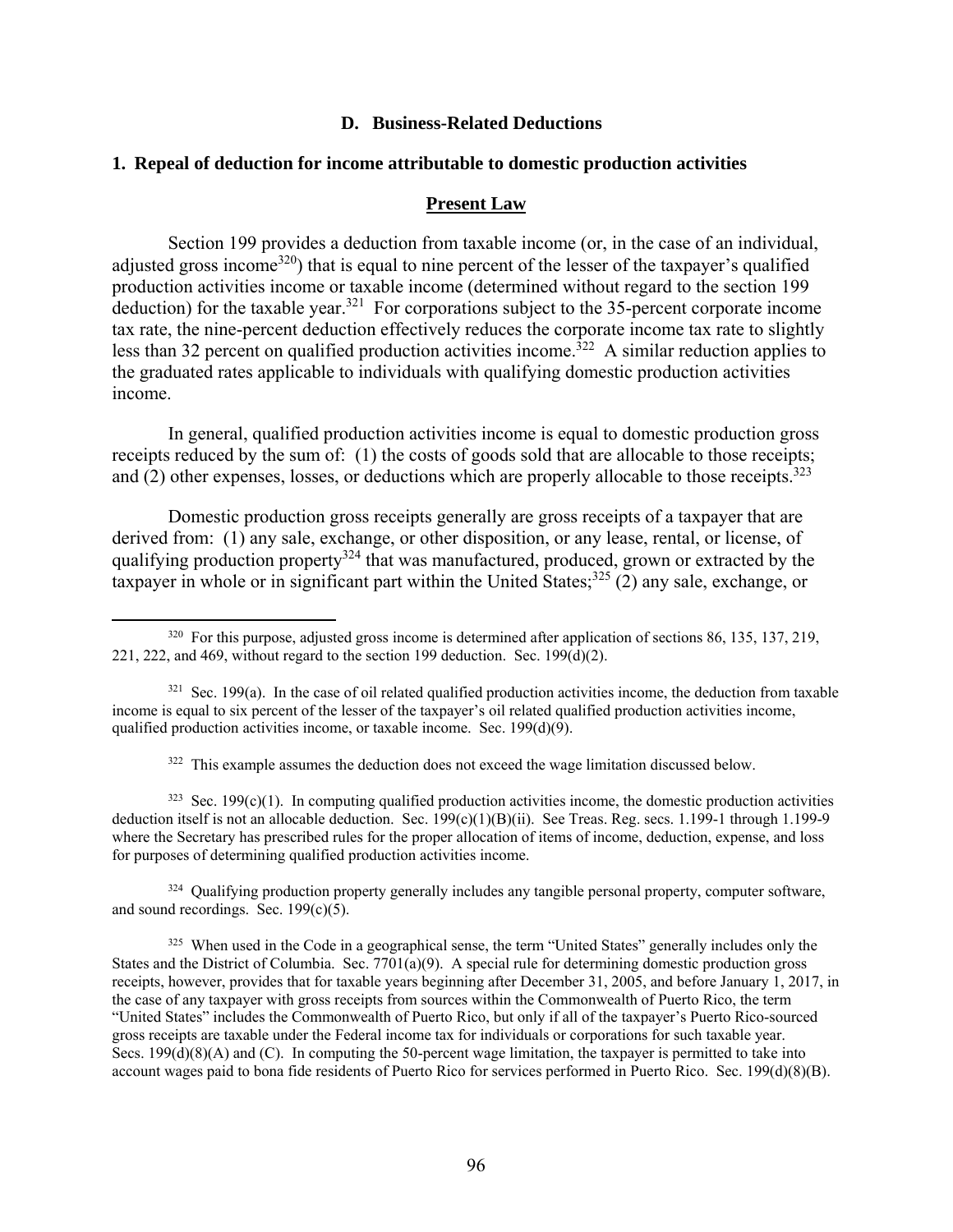## D. Business-Related Deductions

### 1. Repeal of deduction for income attributable to domestic production activities

#### Present Law

Section 199 provides a deduction from taxable income (or, in the case of an individual, adjusted gross income[320]) that is equal to nine percent of the lesser of the taxpayer's qualified production activities income or taxable income (determined without regard to the section 199 deduction) for the taxable year.[321] For corporations subject to the 35-percent corporate income tax rate, the nine-percent deduction effectively reduces the corporate income tax rate to slightly less than 32 percent on qualified production activities income.[322] A similar reduction applies to the graduated rates applicable to individuals with qualifying domestic production activities income.

In general, qualified production activities income is equal to domestic production gross receipts reduced by the sum of: (1) the costs of goods sold that are allocable to those receipts; and (2) other expenses, losses, or deductions which are properly allocable to those receipts.[323]

Domestic production gross receipts generally are gross receipts of a taxpayer that are derived from: (1) any sale, exchange, or other disposition, or any lease, rental, or license, of qualifying production property[324] that was manufactured, produced, grown or extracted by the taxpayer in whole or in significant part within the United States;[325] (2) any sale, exchange, or

---

[320] For this purpose, adjusted gross income is determined after application of sections 86, 135, 137, 219, 221, 222, and 469, without regard to the section 199 deduction. Sec. 199(d)(2).

[321] Sec. 199(a). In the case of oil related qualified production activities income, the deduction from taxable income is equal to six percent of the lesser of the taxpayer's oil related qualified production activities income, qualified production activities income, or taxable income. Sec. 199(d)(9).

[322] This example assumes the deduction does not exceed the wage limitation discussed below.

[323] Sec. 199(c)(1). In computing qualified production activities income, the domestic production activities deduction itself is not an allocable deduction. Sec. 199(c)(1)(B)(ii). See Treas. Reg. secs. 1.199-1 through 1.199-9 where the Secretary has prescribed rules for the proper allocation of items of income, deduction, expense, and loss for purposes of determining qualified production activities income.

[324] Qualifying production property generally includes any tangible personal property, computer software, and sound recordings. Sec. 199(c)(5).

[325] When used in the Code in a geographical sense, the term "United States" generally includes only the States and the District of Columbia. Sec. 7701(a)(9). A special rule for determining domestic production gross receipts, however, provides that for taxable years beginning after December 31, 2005, and before January 1, 2017, in the case of any taxpayer with gross receipts from sources within the Commonwealth of Puerto Rico, the term "United States" includes the Commonwealth of Puerto Rico, but only if all of the taxpayer's Puerto Rico-sourced gross receipts are taxable under the Federal income tax for individuals or corporations for such taxable year. Secs. 199(d)(8)(A) and (C). In computing the 50-percent wage limitation, the taxpayer is permitted to take into account wages paid to bona fide residents of Puerto Rico for services performed in Puerto Rico. Sec. 199(d)(8)(B).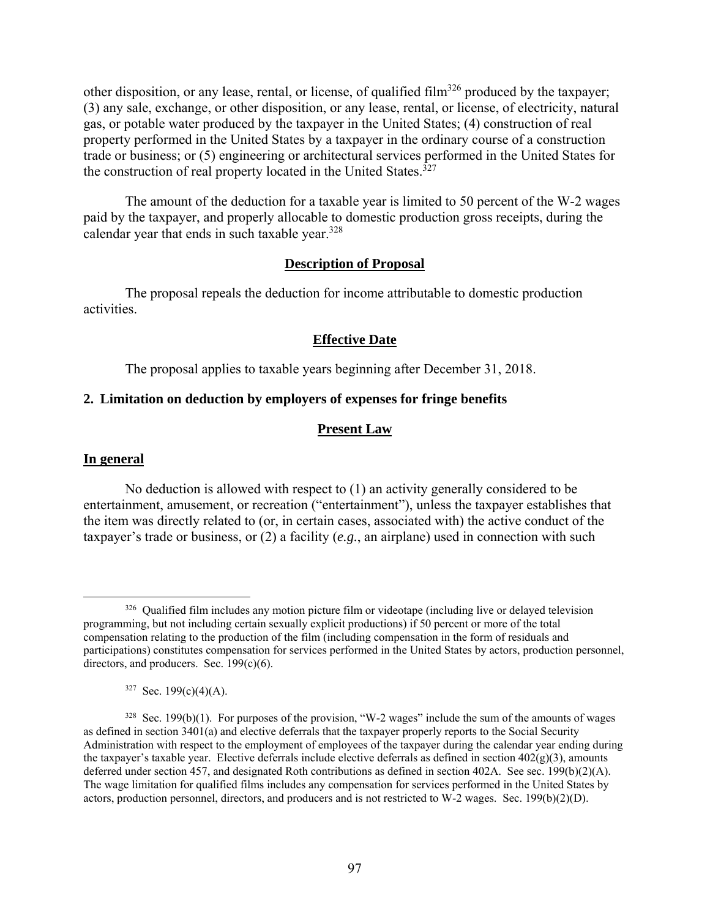other disposition, or any lease, rental, or license, of qualified film[326] produced by the taxpayer; (3) any sale, exchange, or other disposition, or any lease, rental, or license, of electricity, natural gas, or potable water produced by the taxpayer in the United States; (4) construction of real property performed in the United States by a taxpayer in the ordinary course of a construction trade or business; or (5) engineering or architectural services performed in the United States for the construction of real property located in the United States.[327]

The amount of the deduction for a taxable year is limited to 50 percent of the W-2 wages paid by the taxpayer, and properly allocable to domestic production gross receipts, during the calendar year that ends in such taxable year.[328]

**Description of Proposal**

The proposal repeals the deduction for income attributable to domestic production activities.

**Effective Date**

The proposal applies to taxable years beginning after December 31, 2018.

### 2. Limitation on deduction by employers of expenses for fringe benefits

**Present Law**

**In general**

No deduction is allowed with respect to (1) an activity generally considered to be entertainment, amusement, or recreation ("entertainment"), unless the taxpayer establishes that the item was directly related to (or, in certain cases, associated with) the active conduct of the taxpayer's trade or business, or (2) a facility (*e.g.*, an airplane) used in connection with such

---

[326] Qualified film includes any motion picture film or videotape (including live or delayed television programming, but not including certain sexually explicit productions) if 50 percent or more of the total compensation relating to the production of the film (including compensation in the form of residuals and participations) constitutes compensation for services performed in the United States by actors, production personnel, directors, and producers. Sec. 199(c)(6).

[327] Sec. 199(c)(4)(A).

[328] Sec. 199(b)(1). For purposes of the provision, "W-2 wages" include the sum of the amounts of wages as defined in section 3401(a) and elective deferrals that the taxpayer properly reports to the Social Security Administration with respect to the employment of employees of the taxpayer during the calendar year ending during the taxpayer's taxable year. Elective deferrals include elective deferrals as defined in section 402(g)(3), amounts deferred under section 457, and designated Roth contributions as defined in section 402A. See sec. 199(b)(2)(A). The wage limitation for qualified films includes any compensation for services performed in the United States by actors, production personnel, directors, and producers and is not restricted to W-2 wages. Sec. 199(b)(2)(D).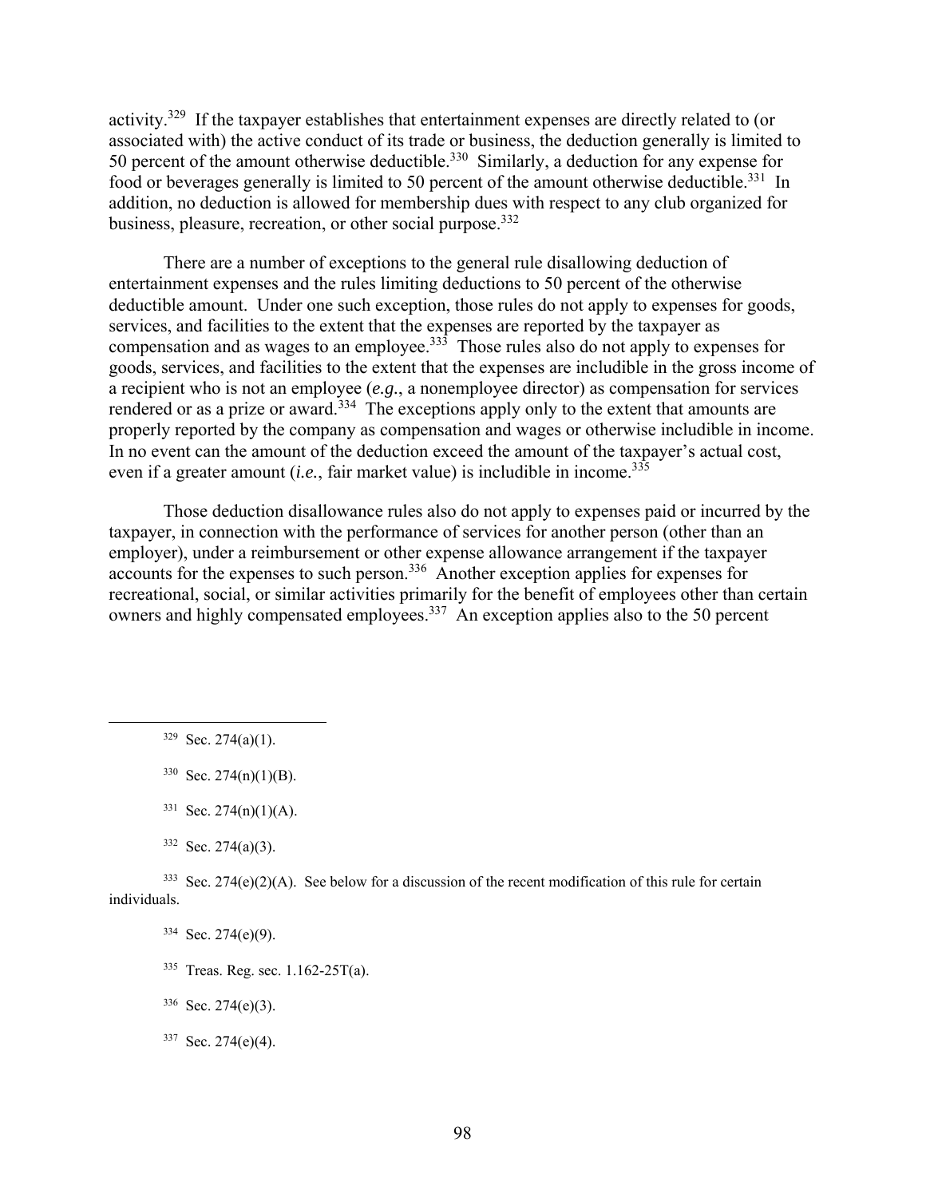activity.[329] If the taxpayer establishes that entertainment expenses are directly related to (or associated with) the active conduct of its trade or business, the deduction generally is limited to 50 percent of the amount otherwise deductible.[330] Similarly, a deduction for any expense for food or beverages generally is limited to 50 percent of the amount otherwise deductible.[331] In addition, no deduction is allowed for membership dues with respect to any club organized for business, pleasure, recreation, or other social purpose.[332]

There are a number of exceptions to the general rule disallowing deduction of entertainment expenses and the rules limiting deductions to 50 percent of the otherwise deductible amount. Under one such exception, those rules do not apply to expenses for goods, services, and facilities to the extent that the expenses are reported by the taxpayer as compensation and as wages to an employee.[333] Those rules also do not apply to expenses for goods, services, and facilities to the extent that the expenses are includible in the gross income of a recipient who is not an employee (*e.g.*, a nonemployee director) as compensation for services rendered or as a prize or award.[334] The exceptions apply only to the extent that amounts are properly reported by the company as compensation and wages or otherwise includible in income. In no event can the amount of the deduction exceed the amount of the taxpayer's actual cost, even if a greater amount (*i.e.*, fair market value) is includible in income.[335]

Those deduction disallowance rules also do not apply to expenses paid or incurred by the taxpayer, in connection with the performance of services for another person (other than an employer), under a reimbursement or other expense allowance arrangement if the taxpayer accounts for the expenses to such person.[336] Another exception applies for expenses for recreational, social, or similar activities primarily for the benefit of employees other than certain owners and highly compensated employees.[337] An exception applies also to the 50 percent

---

[329] Sec. 274(a)(1).

[330] Sec. 274(n)(1)(B).

[331] Sec. 274(n)(1)(A).

[332] Sec. 274(a)(3).

[333] Sec. 274(e)(2)(A). See below for a discussion of the recent modification of this rule for certain individuals.

[334] Sec. 274(e)(9).

[335] Treas. Reg. sec. 1.162-25T(a).

[336] Sec. 274(e)(3).

[337] Sec. 274(e)(4).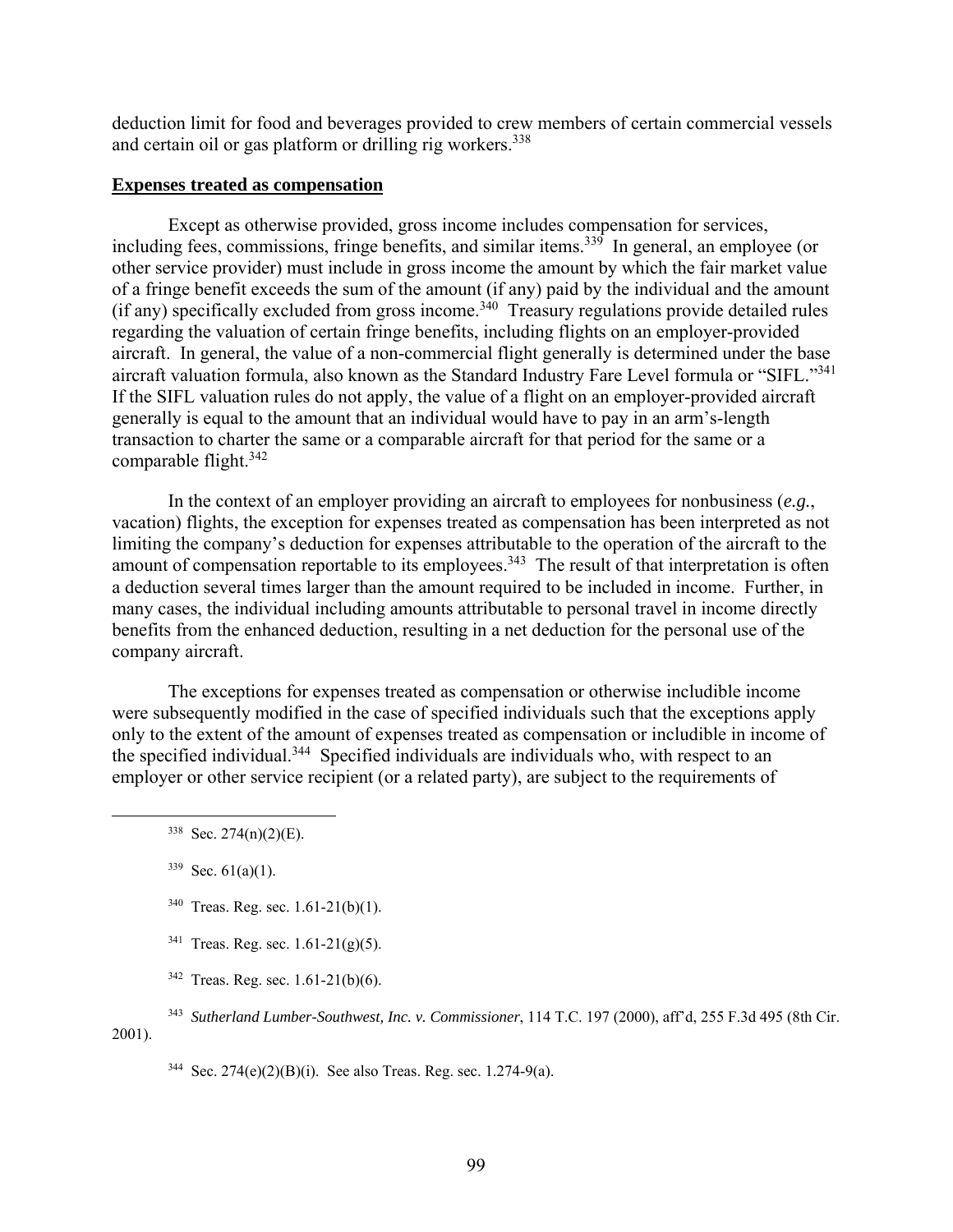deduction limit for food and beverages provided to crew members of certain commercial vessels and certain oil or gas platform or drilling rig workers.[338]

**Expenses treated as compensation**

Except as otherwise provided, gross income includes compensation for services, including fees, commissions, fringe benefits, and similar items.[339] In general, an employee (or other service provider) must include in gross income the amount by which the fair market value of a fringe benefit exceeds the sum of the amount (if any) paid by the individual and the amount (if any) specifically excluded from gross income.[340] Treasury regulations provide detailed rules regarding the valuation of certain fringe benefits, including flights on an employer-provided aircraft. In general, the value of a non-commercial flight generally is determined under the base aircraft valuation formula, also known as the Standard Industry Fare Level formula or "SIFL."[341] If the SIFL valuation rules do not apply, the value of a flight on an employer-provided aircraft generally is equal to the amount that an individual would have to pay in an arm's-length transaction to charter the same or a comparable aircraft for that period for the same or a comparable flight.[342]

In the context of an employer providing an aircraft to employees for nonbusiness (*e.g.*, vacation) flights, the exception for expenses treated as compensation has been interpreted as not limiting the company's deduction for expenses attributable to the operation of the aircraft to the amount of compensation reportable to its employees.[343] The result of that interpretation is often a deduction several times larger than the amount required to be included in income. Further, in many cases, the individual including amounts attributable to personal travel in income directly benefits from the enhanced deduction, resulting in a net deduction for the personal use of the company aircraft.

The exceptions for expenses treated as compensation or otherwise includible income were subsequently modified in the case of specified individuals such that the exceptions apply only to the extent of the amount of expenses treated as compensation or includible in income of the specified individual.[344] Specified individuals are individuals who, with respect to an employer or other service recipient (or a related party), are subject to the requirements of

---

[338] Sec. 274(n)(2)(E).

[339] Sec. 61(a)(1).

[340] Treas. Reg. sec. 1.61-21(b)(1).

[341] Treas. Reg. sec. 1.61-21(g)(5).

[342] Treas. Reg. sec. 1.61-21(b)(6).

[343] *Sutherland Lumber-Southwest, Inc. v. Commissioner*, 114 T.C. 197 (2000), aff'd, 255 F.3d 495 (8th Cir. 2001).

[344] Sec. 274(e)(2)(B)(i). See also Treas. Reg. sec. 1.274-9(a).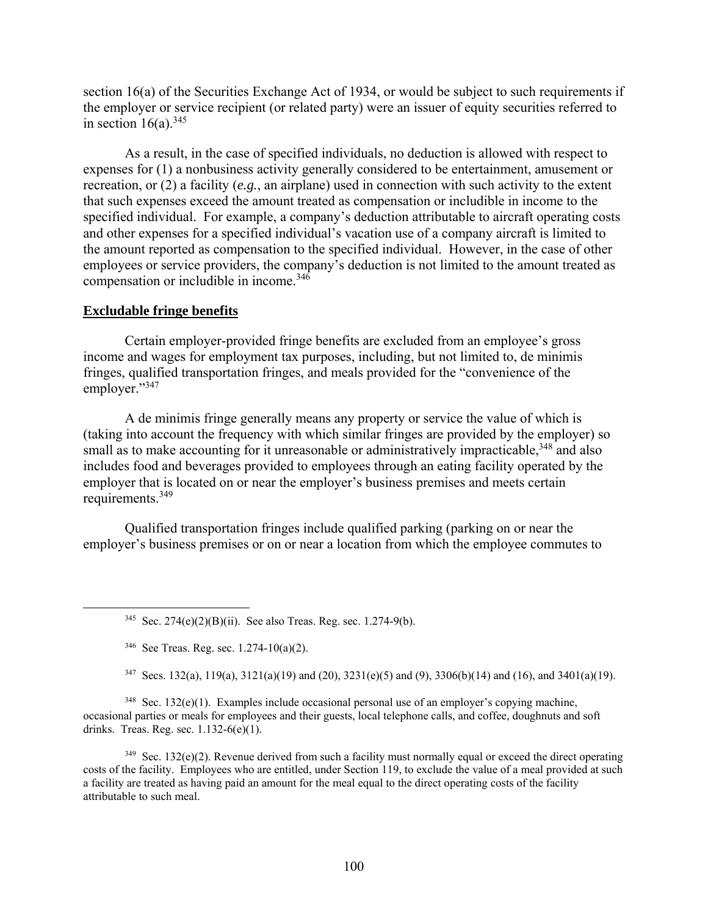section 16(a) of the Securities Exchange Act of 1934, or would be subject to such requirements if the employer or service recipient (or related party) were an issuer of equity securities referred to in section 16(a).[345]

As a result, in the case of specified individuals, no deduction is allowed with respect to expenses for (1) a nonbusiness activity generally considered to be entertainment, amusement or recreation, or (2) a facility (*e.g.*, an airplane) used in connection with such activity to the extent that such expenses exceed the amount treated as compensation or includible in income to the specified individual. For example, a company's deduction attributable to aircraft operating costs and other expenses for a specified individual's vacation use of a company aircraft is limited to the amount reported as compensation to the specified individual. However, in the case of other employees or service providers, the company's deduction is not limited to the amount treated as compensation or includible in income.[346]

**Excludable fringe benefits**

Certain employer-provided fringe benefits are excluded from an employee's gross income and wages for employment tax purposes, including, but not limited to, de minimis fringes, qualified transportation fringes, and meals provided for the "convenience of the employer."[347]

A de minimis fringe generally means any property or service the value of which is (taking into account the frequency with which similar fringes are provided by the employer) so small as to make accounting for it unreasonable or administratively impracticable,[348] and also includes food and beverages provided to employees through an eating facility operated by the employer that is located on or near the employer's business premises and meets certain requirements.[349]

Qualified transportation fringes include qualified parking (parking on or near the employer's business premises or on or near a location from which the employee commutes to

---

[345] Sec. 274(e)(2)(B)(ii). See also Treas. Reg. sec. 1.274-9(b).

[346] See Treas. Reg. sec. 1.274-10(a)(2).

[347] Secs. 132(a), 119(a), 3121(a)(19) and (20), 3231(e)(5) and (9), 3306(b)(14) and (16), and 3401(a)(19).

[348] Sec. 132(e)(1). Examples include occasional personal use of an employer's copying machine, occasional parties or meals for employees and their guests, local telephone calls, and coffee, doughnuts and soft drinks. Treas. Reg. sec. 1.132-6(e)(1).

[349] Sec. 132(e)(2). Revenue derived from such a facility must normally equal or exceed the direct operating costs of the facility. Employees who are entitled, under Section 119, to exclude the value of a meal provided at such a facility are treated as having paid an amount for the meal equal to the direct operating costs of the facility attributable to such meal.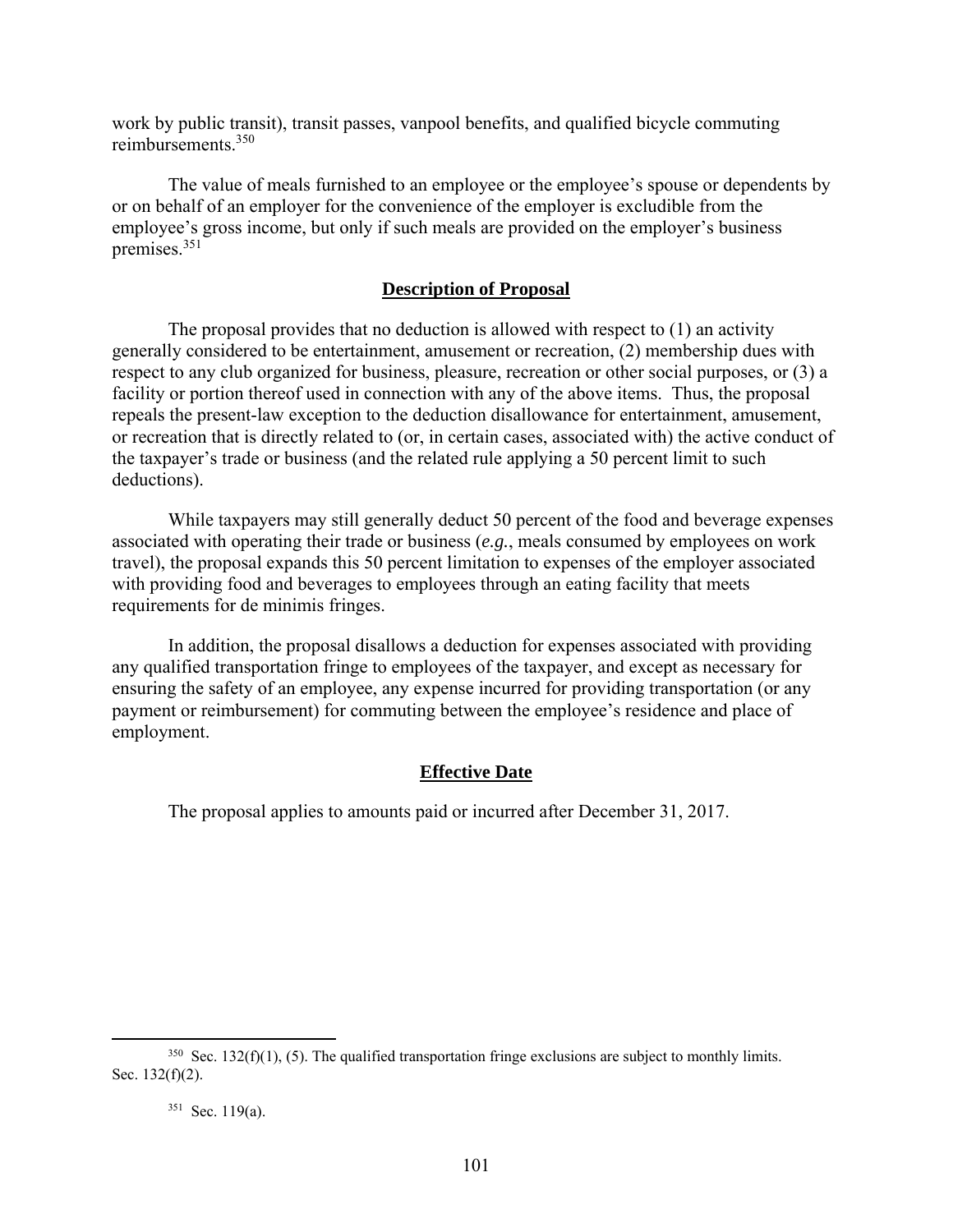work by public transit), transit passes, vanpool benefits, and qualified bicycle commuting reimbursements.[350]

The value of meals furnished to an employee or the employee's spouse or dependents by or on behalf of an employer for the convenience of the employer is excludible from the employee's gross income, but only if such meals are provided on the employer's business premises.[351]

## Description of Proposal

The proposal provides that no deduction is allowed with respect to (1) an activity generally considered to be entertainment, amusement or recreation, (2) membership dues with respect to any club organized for business, pleasure, recreation or other social purposes, or (3) a facility or portion thereof used in connection with any of the above items. Thus, the proposal repeals the present-law exception to the deduction disallowance for entertainment, amusement, or recreation that is directly related to (or, in certain cases, associated with) the active conduct of the taxpayer's trade or business (and the related rule applying a 50 percent limit to such deductions).

While taxpayers may still generally deduct 50 percent of the food and beverage expenses associated with operating their trade or business (*e.g.*, meals consumed by employees on work travel), the proposal expands this 50 percent limitation to expenses of the employer associated with providing food and beverages to employees through an eating facility that meets requirements for de minimis fringes.

In addition, the proposal disallows a deduction for expenses associated with providing any qualified transportation fringe to employees of the taxpayer, and except as necessary for ensuring the safety of an employee, any expense incurred for providing transportation (or any payment or reimbursement) for commuting between the employee's residence and place of employment.

## Effective Date

The proposal applies to amounts paid or incurred after December 31, 2017.

---

[350] Sec. 132(f)(1), (5). The qualified transportation fringe exclusions are subject to monthly limits. Sec. 132(f)(2).

[351] Sec. 119(a).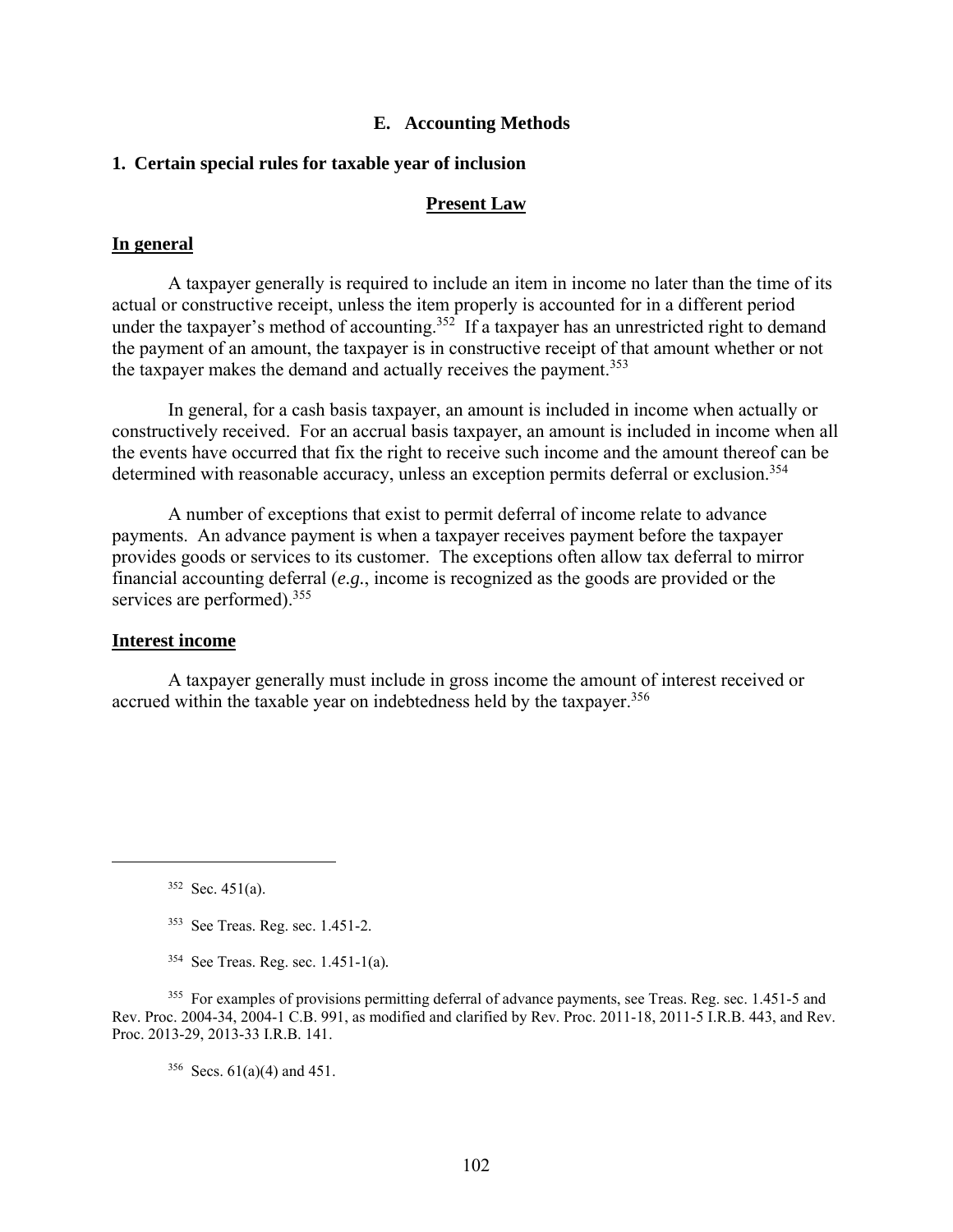## E. Accounting Methods

### 1. Certain special rules for taxable year of inclusion

#### Present Law

**In general**

A taxpayer generally is required to include an item in income no later than the time of its actual or constructive receipt, unless the item properly is accounted for in a different period under the taxpayer's method of accounting.[352] If a taxpayer has an unrestricted right to demand the payment of an amount, the taxpayer is in constructive receipt of that amount whether or not the taxpayer makes the demand and actually receives the payment.[353]

In general, for a cash basis taxpayer, an amount is included in income when actually or constructively received. For an accrual basis taxpayer, an amount is included in income when all the events have occurred that fix the right to receive such income and the amount thereof can be determined with reasonable accuracy, unless an exception permits deferral or exclusion.[354]

A number of exceptions that exist to permit deferral of income relate to advance payments. An advance payment is when a taxpayer receives payment before the taxpayer provides goods or services to its customer. The exceptions often allow tax deferral to mirror financial accounting deferral (*e.g.*, income is recognized as the goods are provided or the services are performed).[355]

**Interest income**

A taxpayer generally must include in gross income the amount of interest received or accrued within the taxable year on indebtedness held by the taxpayer.[356]

---

[352] Sec. 451(a).

[353] See Treas. Reg. sec. 1.451-2.

[354] See Treas. Reg. sec. 1.451-1(a).

[355] For examples of provisions permitting deferral of advance payments, see Treas. Reg. sec. 1.451-5 and Rev. Proc. 2004-34, 2004-1 C.B. 991, as modified and clarified by Rev. Proc. 2011-18, 2011-5 I.R.B. 443, and Rev. Proc. 2013-29, 2013-33 I.R.B. 141.

[356] Secs. 61(a)(4) and 451.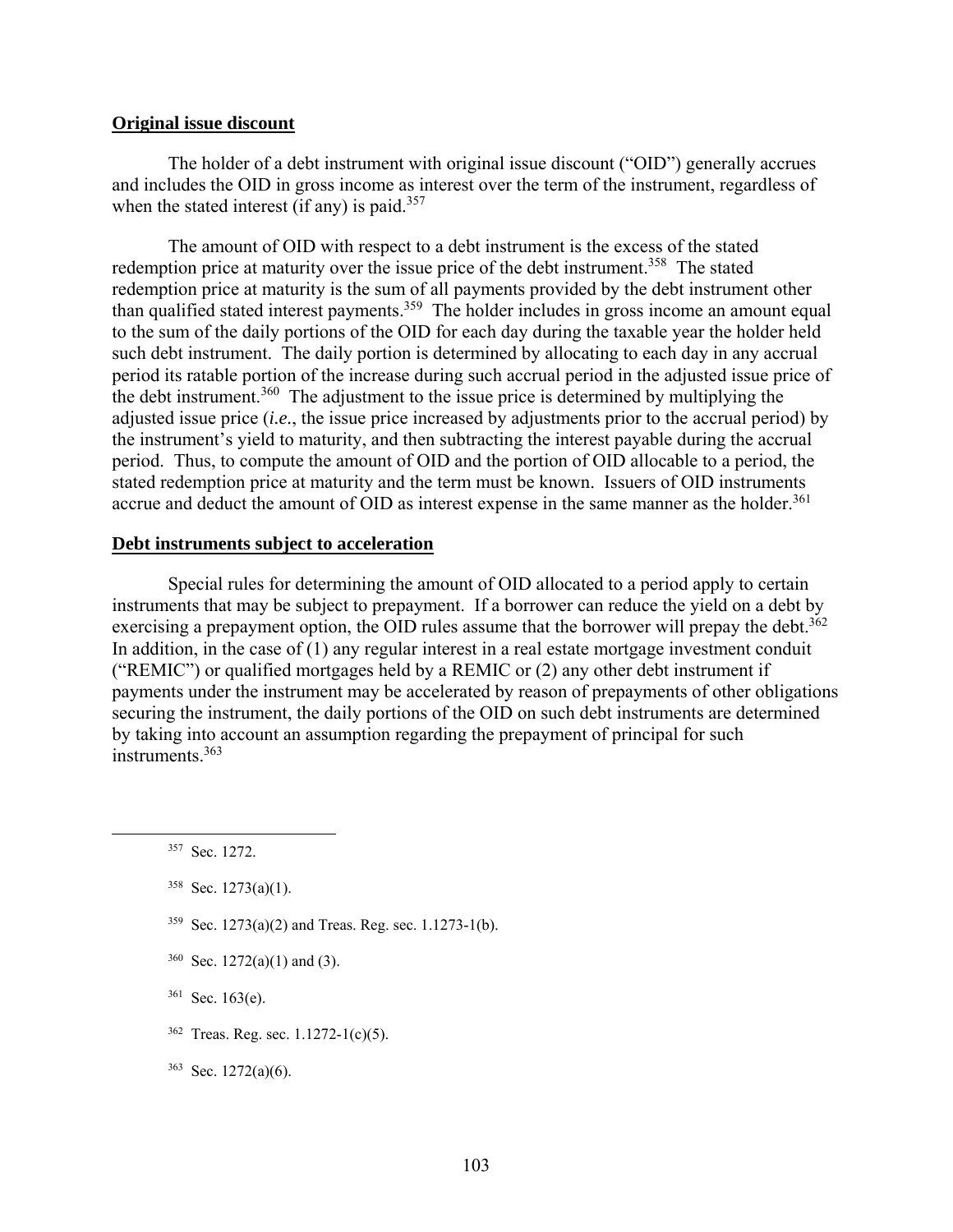**Original issue discount**

The holder of a debt instrument with original issue discount ("OID") generally accrues and includes the OID in gross income as interest over the term of the instrument, regardless of when the stated interest (if any) is paid.[357]

The amount of OID with respect to a debt instrument is the excess of the stated redemption price at maturity over the issue price of the debt instrument.[358] The stated redemption price at maturity is the sum of all payments provided by the debt instrument other than qualified stated interest payments.[359] The holder includes in gross income an amount equal to the sum of the daily portions of the OID for each day during the taxable year the holder held such debt instrument. The daily portion is determined by allocating to each day in any accrual period its ratable portion of the increase during such accrual period in the adjusted issue price of the debt instrument.[360] The adjustment to the issue price is determined by multiplying the adjusted issue price (*i.e.*, the issue price increased by adjustments prior to the accrual period) by the instrument's yield to maturity, and then subtracting the interest payable during the accrual period. Thus, to compute the amount of OID and the portion of OID allocable to a period, the stated redemption price at maturity and the term must be known. Issuers of OID instruments accrue and deduct the amount of OID as interest expense in the same manner as the holder.[361]

**Debt instruments subject to acceleration**

Special rules for determining the amount of OID allocated to a period apply to certain instruments that may be subject to prepayment. If a borrower can reduce the yield on a debt by exercising a prepayment option, the OID rules assume that the borrower will prepay the debt.[362] In addition, in the case of (1) any regular interest in a real estate mortgage investment conduit ("REMIC") or qualified mortgages held by a REMIC or (2) any other debt instrument if payments under the instrument may be accelerated by reason of prepayments of other obligations securing the instrument, the daily portions of the OID on such debt instruments are determined by taking into account an assumption regarding the prepayment of principal for such instruments.[363]

---

[357] Sec. 1272.

[358] Sec. 1273(a)(1).

[359] Sec. 1273(a)(2) and Treas. Reg. sec. 1.1273-1(b).

[360] Sec. 1272(a)(1) and (3).

[361] Sec. 163(e).

[362] Treas. Reg. sec. 1.1272-1(c)(5).

[363] Sec. 1272(a)(6).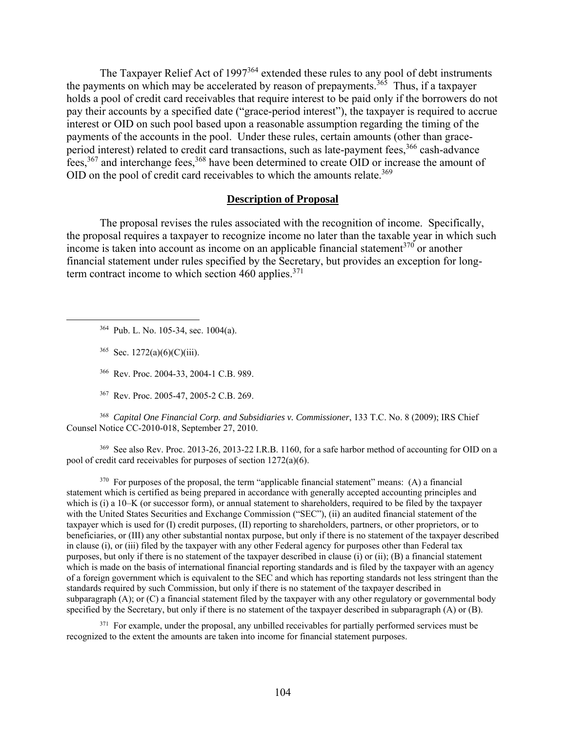The Taxpayer Relief Act of 1997[364] extended these rules to any pool of debt instruments the payments on which may be accelerated by reason of prepayments.[365] Thus, if a taxpayer holds a pool of credit card receivables that require interest to be paid only if the borrowers do not pay their accounts by a specified date ("grace-period interest"), the taxpayer is required to accrue interest or OID on such pool based upon a reasonable assumption regarding the timing of the payments of the accounts in the pool. Under these rules, certain amounts (other than grace-period interest) related to credit card transactions, such as late-payment fees,[366] cash-advance fees,[367] and interchange fees,[368] have been determined to create OID or increase the amount of OID on the pool of credit card receivables to which the amounts relate.[369]

**Description of Proposal**

The proposal revises the rules associated with the recognition of income. Specifically, the proposal requires a taxpayer to recognize income no later than the taxable year in which such income is taken into account as income on an applicable financial statement[370] or another financial statement under rules specified by the Secretary, but provides an exception for long-term contract income to which section 460 applies.[371]

---

[364] Pub. L. No. 105-34, sec. 1004(a).

[365] Sec. 1272(a)(6)(C)(iii).

[366] Rev. Proc. 2004-33, 2004-1 C.B. 989.

[367] Rev. Proc. 2005-47, 2005-2 C.B. 269.

[368] *Capital One Financial Corp. and Subsidiaries v. Commissioner*, 133 T.C. No. 8 (2009); IRS Chief Counsel Notice CC-2010-018, September 27, 2010.

[369] See also Rev. Proc. 2013-26, 2013-22 I.R.B. 1160, for a safe harbor method of accounting for OID on a pool of credit card receivables for purposes of section 1272(a)(6).

[370] For purposes of the proposal, the term "applicable financial statement" means: (A) a financial statement which is certified as being prepared in accordance with generally accepted accounting principles and which is (i) a 10–K (or successor form), or annual statement to shareholders, required to be filed by the taxpayer with the United States Securities and Exchange Commission ("SEC"), (ii) an audited financial statement of the taxpayer which is used for (I) credit purposes, (II) reporting to shareholders, partners, or other proprietors, or to beneficiaries, or (III) any other substantial nontax purpose, but only if there is no statement of the taxpayer described in clause (i), or (iii) filed by the taxpayer with any other Federal agency for purposes other than Federal tax purposes, but only if there is no statement of the taxpayer described in clause (i) or (ii); (B) a financial statement which is made on the basis of international financial reporting standards and is filed by the taxpayer with an agency of a foreign government which is equivalent to the SEC and which has reporting standards not less stringent than the standards required by such Commission, but only if there is no statement of the taxpayer described in subparagraph (A); or (C) a financial statement filed by the taxpayer with any other regulatory or governmental body specified by the Secretary, but only if there is no statement of the taxpayer described in subparagraph (A) or (B).

[371] For example, under the proposal, any unbilled receivables for partially performed services must be recognized to the extent the amounts are taken into income for financial statement purposes.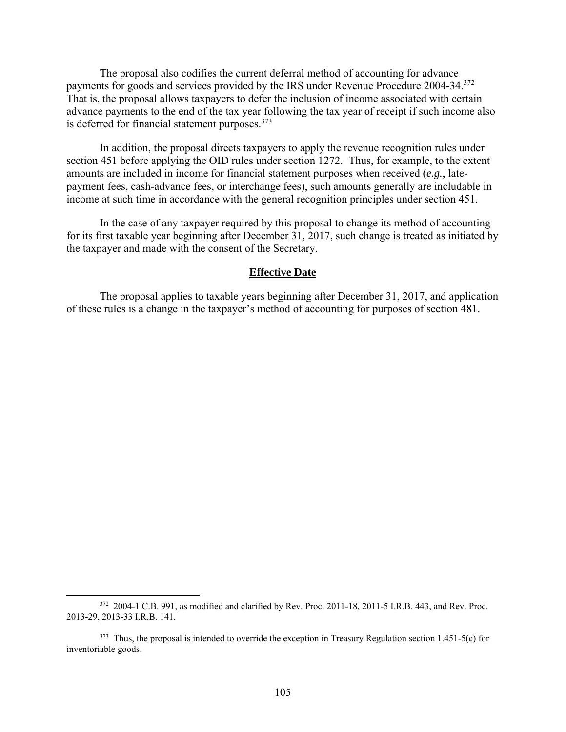The proposal also codifies the current deferral method of accounting for advance payments for goods and services provided by the IRS under Revenue Procedure 2004-34.[372] That is, the proposal allows taxpayers to defer the inclusion of income associated with certain advance payments to the end of the tax year following the tax year of receipt if such income also is deferred for financial statement purposes.[373]

In addition, the proposal directs taxpayers to apply the revenue recognition rules under section 451 before applying the OID rules under section 1272. Thus, for example, to the extent amounts are included in income for financial statement purposes when received (*e.g.*, late-payment fees, cash-advance fees, or interchange fees), such amounts generally are includable in income at such time in accordance with the general recognition principles under section 451.

In the case of any taxpayer required by this proposal to change its method of accounting for its first taxable year beginning after December 31, 2017, such change is treated as initiated by the taxpayer and made with the consent of the Secretary.

## Effective Date

The proposal applies to taxable years beginning after December 31, 2017, and application of these rules is a change in the taxpayer's method of accounting for purposes of section 481.

---

[372] 2004-1 C.B. 991, as modified and clarified by Rev. Proc. 2011-18, 2011-5 I.R.B. 443, and Rev. Proc. 2013-29, 2013-33 I.R.B. 141.

[373] Thus, the proposal is intended to override the exception in Treasury Regulation section 1.451-5(c) for inventoriable goods.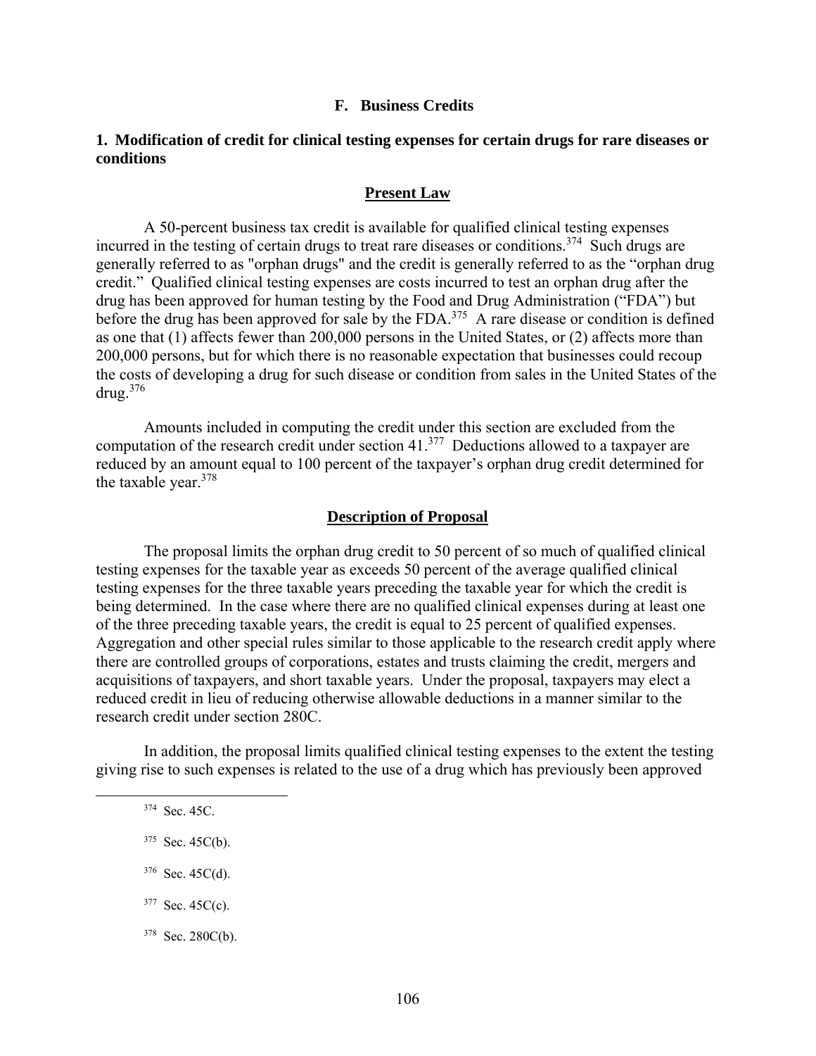## F. Business Credits

### 1. Modification of credit for clinical testing expenses for certain drugs for rare diseases or conditions

#### Present Law

A 50-percent business tax credit is available for qualified clinical testing expenses incurred in the testing of certain drugs to treat rare diseases or conditions.[374] Such drugs are generally referred to as "orphan drugs" and the credit is generally referred to as the "orphan drug credit." Qualified clinical testing expenses are costs incurred to test an orphan drug after the drug has been approved for human testing by the Food and Drug Administration ("FDA") but before the drug has been approved for sale by the FDA.[375] A rare disease or condition is defined as one that (1) affects fewer than 200,000 persons in the United States, or (2) affects more than 200,000 persons, but for which there is no reasonable expectation that businesses could recoup the costs of developing a drug for such disease or condition from sales in the United States of the drug.[376]

Amounts included in computing the credit under this section are excluded from the computation of the research credit under section 41.[377] Deductions allowed to a taxpayer are reduced by an amount equal to 100 percent of the taxpayer's orphan drug credit determined for the taxable year.[378]

#### Description of Proposal

The proposal limits the orphan drug credit to 50 percent of so much of qualified clinical testing expenses for the taxable year as exceeds 50 percent of the average qualified clinical testing expenses for the three taxable years preceding the taxable year for which the credit is being determined. In the case where there are no qualified clinical expenses during at least one of the three preceding taxable years, the credit is equal to 25 percent of qualified expenses. Aggregation and other special rules similar to those applicable to the research credit apply where there are controlled groups of corporations, estates and trusts claiming the credit, mergers and acquisitions of taxpayers, and short taxable years. Under the proposal, taxpayers may elect a reduced credit in lieu of reducing otherwise allowable deductions in a manner similar to the research credit under section 280C.

In addition, the proposal limits qualified clinical testing expenses to the extent the testing giving rise to such expenses is related to the use of a drug which has previously been approved

---

[374] Sec. 45C.

[375] Sec. 45C(b).

[376] Sec. 45C(d).

[377] Sec. 45C(c).

[378] Sec. 280C(b).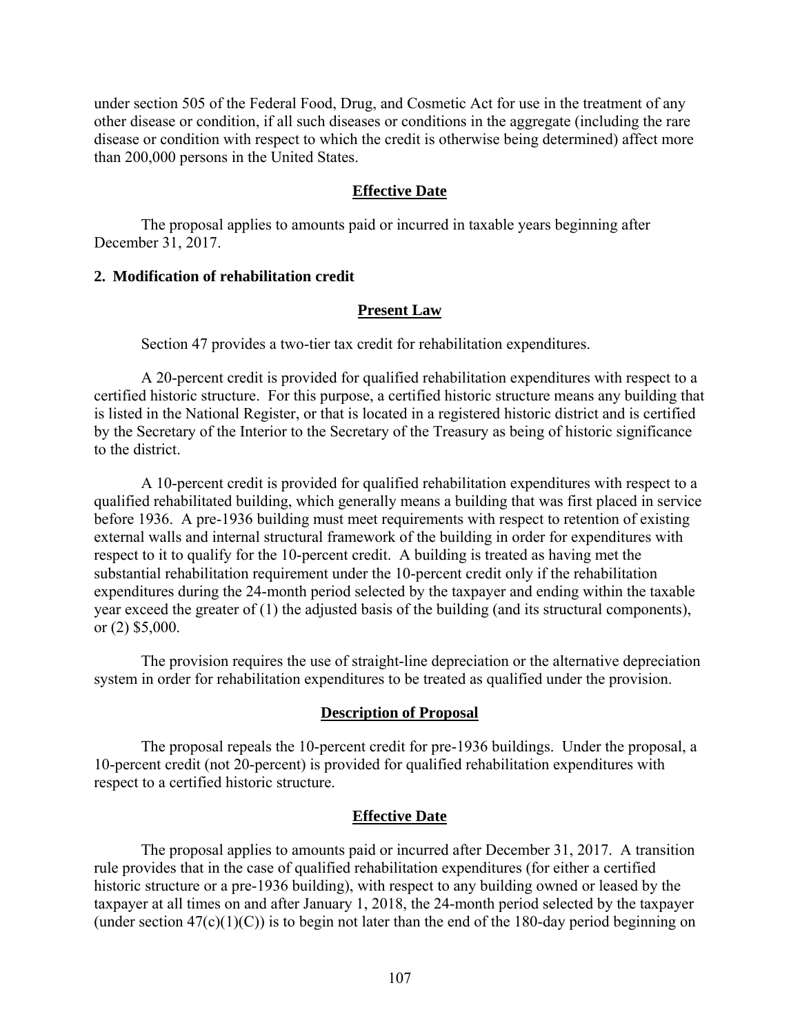under section 505 of the Federal Food, Drug, and Cosmetic Act for use in the treatment of any other disease or condition, if all such diseases or conditions in the aggregate (including the rare disease or condition with respect to which the credit is otherwise being determined) affect more than 200,000 persons in the United States.

#### Effective Date

The proposal applies to amounts paid or incurred in taxable years beginning after December 31, 2017.

### 2. Modification of rehabilitation credit

#### Present Law

Section 47 provides a two-tier tax credit for rehabilitation expenditures.

A 20-percent credit is provided for qualified rehabilitation expenditures with respect to a certified historic structure. For this purpose, a certified historic structure means any building that is listed in the National Register, or that is located in a registered historic district and is certified by the Secretary of the Interior to the Secretary of the Treasury as being of historic significance to the district.

A 10-percent credit is provided for qualified rehabilitation expenditures with respect to a qualified rehabilitated building, which generally means a building that was first placed in service before 1936. A pre-1936 building must meet requirements with respect to retention of existing external walls and internal structural framework of the building in order for expenditures with respect to it to qualify for the 10-percent credit. A building is treated as having met the substantial rehabilitation requirement under the 10-percent credit only if the rehabilitation expenditures during the 24-month period selected by the taxpayer and ending within the taxable year exceed the greater of (1) the adjusted basis of the building (and its structural components), or (2) $5,000.

The provision requires the use of straight-line depreciation or the alternative depreciation system in order for rehabilitation expenditures to be treated as qualified under the provision.

#### Description of Proposal

The proposal repeals the 10-percent credit for pre-1936 buildings. Under the proposal, a 10-percent credit (not 20-percent) is provided for qualified rehabilitation expenditures with respect to a certified historic structure.

#### Effective Date

The proposal applies to amounts paid or incurred after December 31, 2017. A transition rule provides that in the case of qualified rehabilitation expenditures (for either a certified historic structure or a pre-1936 building), with respect to any building owned or leased by the taxpayer at all times on and after January 1, 2018, the 24-month period selected by the taxpayer (under section 47(c)(1)(C)) is to begin not later than the end of the 180-day period beginning on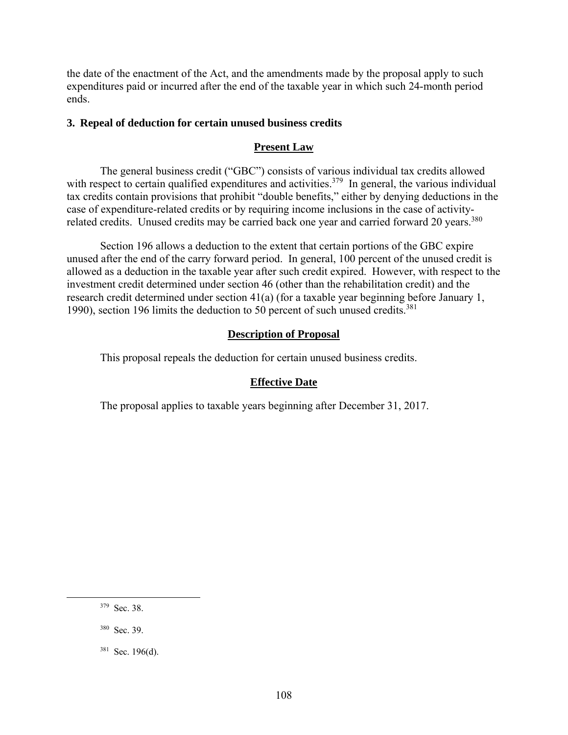the date of the enactment of the Act, and the amendments made by the proposal apply to such expenditures paid or incurred after the end of the taxable year in which such 24-month period ends.

### 3. Repeal of deduction for certain unused business credits

#### Present Law

The general business credit ("GBC") consists of various individual tax credits allowed with respect to certain qualified expenditures and activities.[379] In general, the various individual tax credits contain provisions that prohibit "double benefits," either by denying deductions in the case of expenditure-related credits or by requiring income inclusions in the case of activity-related credits. Unused credits may be carried back one year and carried forward 20 years.[380]

Section 196 allows a deduction to the extent that certain portions of the GBC expire unused after the end of the carry forward period. In general, 100 percent of the unused credit is allowed as a deduction in the taxable year after such credit expired. However, with respect to the investment credit determined under section 46 (other than the rehabilitation credit) and the research credit determined under section 41(a) (for a taxable year beginning before January 1, 1990), section 196 limits the deduction to 50 percent of such unused credits.[381]

#### Description of Proposal

This proposal repeals the deduction for certain unused business credits.

#### Effective Date

The proposal applies to taxable years beginning after December 31, 2017.

---

[379] Sec. 38.

[380] Sec. 39.

[381] Sec. 196(d).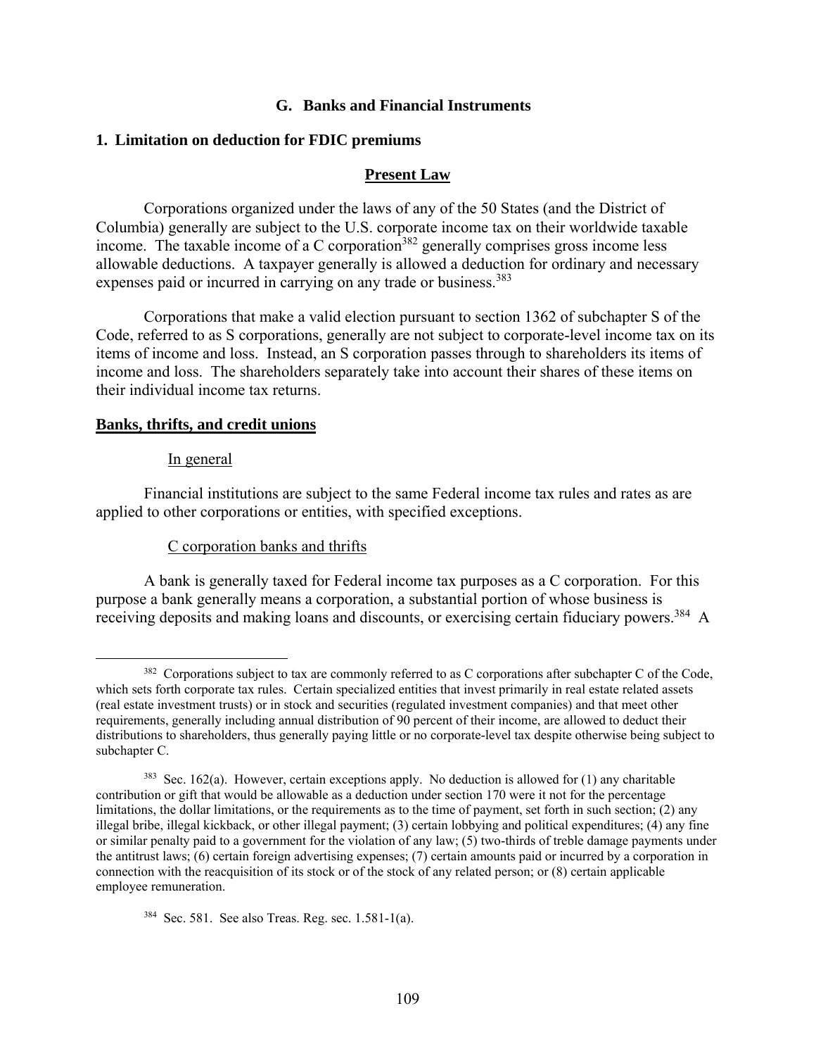### G. Banks and Financial Instruments

#### 1. Limitation on deduction for FDIC premiums

**Present Law**

Corporations organized under the laws of any of the 50 States (and the District of Columbia) generally are subject to the U.S. corporate income tax on their worldwide taxable income. The taxable income of a C corporation[382] generally comprises gross income less allowable deductions. A taxpayer generally is allowed a deduction for ordinary and necessary expenses paid or incurred in carrying on any trade or business.[383]

Corporations that make a valid election pursuant to section 1362 of subchapter S of the Code, referred to as S corporations, generally are not subject to corporate-level income tax on its items of income and loss. Instead, an S corporation passes through to shareholders its items of income and loss. The shareholders separately take into account their shares of these items on their individual income tax returns.

**Banks, thrifts, and credit unions**

In general

Financial institutions are subject to the same Federal income tax rules and rates as are applied to other corporations or entities, with specified exceptions.

C corporation banks and thrifts

A bank is generally taxed for Federal income tax purposes as a C corporation. For this purpose a bank generally means a corporation, a substantial portion of whose business is receiving deposits and making loans and discounts, or exercising certain fiduciary powers.[384] A

---

[382] Corporations subject to tax are commonly referred to as C corporations after subchapter C of the Code, which sets forth corporate tax rules. Certain specialized entities that invest primarily in real estate related assets (real estate investment trusts) or in stock and securities (regulated investment companies) and that meet other requirements, generally including annual distribution of 90 percent of their income, are allowed to deduct their distributions to shareholders, thus generally paying little or no corporate-level tax despite otherwise being subject to subchapter C.

[383] Sec. 162(a). However, certain exceptions apply. No deduction is allowed for (1) any charitable contribution or gift that would be allowable as a deduction under section 170 were it not for the percentage limitations, the dollar limitations, or the requirements as to the time of payment, set forth in such section; (2) any illegal bribe, illegal kickback, or other illegal payment; (3) certain lobbying and political expenditures; (4) any fine or similar penalty paid to a government for the violation of any law; (5) two-thirds of treble damage payments under the antitrust laws; (6) certain foreign advertising expenses; (7) certain amounts paid or incurred by a corporation in connection with the reacquisition of its stock or of the stock of any related person; or (8) certain applicable employee remuneration.

[384] Sec. 581. See also Treas. Reg. sec. 1.581-1(a).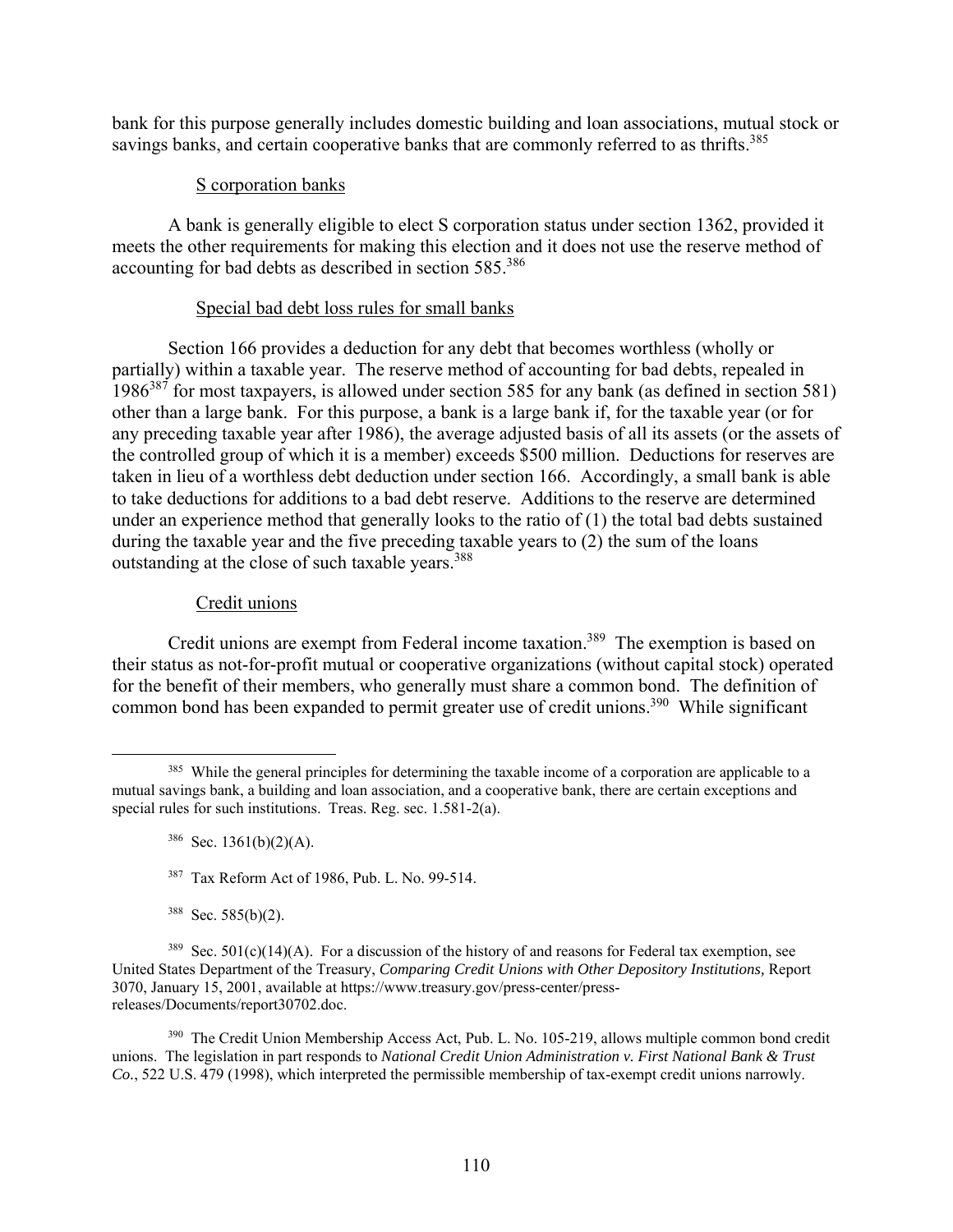bank for this purpose generally includes domestic building and loan associations, mutual stock or savings banks, and certain cooperative banks that are commonly referred to as thrifts.[385]

S corporation banks

A bank is generally eligible to elect S corporation status under section 1362, provided it meets the other requirements for making this election and it does not use the reserve method of accounting for bad debts as described in section 585.[386]

Special bad debt loss rules for small banks

Section 166 provides a deduction for any debt that becomes worthless (wholly or partially) within a taxable year. The reserve method of accounting for bad debts, repealed in 1986[387] for most taxpayers, is allowed under section 585 for any bank (as defined in section 581) other than a large bank. For this purpose, a bank is a large bank if, for the taxable year (or for any preceding taxable year after 1986), the average adjusted basis of all its assets (or the assets of the controlled group of which it is a member) exceeds \$500 million. Deductions for reserves are taken in lieu of a worthless debt deduction under section 166. Accordingly, a small bank is able to take deductions for additions to a bad debt reserve. Additions to the reserve are determined under an experience method that generally looks to the ratio of (1) the total bad debts sustained during the taxable year and the five preceding taxable years to (2) the sum of the loans outstanding at the close of such taxable years.[388]

Credit unions

Credit unions are exempt from Federal income taxation.[389] The exemption is based on their status as not-for-profit mutual or cooperative organizations (without capital stock) operated for the benefit of their members, who generally must share a common bond. The definition of common bond has been expanded to permit greater use of credit unions.[390] While significant

---

[385] While the general principles for determining the taxable income of a corporation are applicable to a mutual savings bank, a building and loan association, and a cooperative bank, there are certain exceptions and special rules for such institutions. Treas. Reg. sec. 1.581-2(a).

[386] Sec. 1361(b)(2)(A).

[387] Tax Reform Act of 1986, Pub. L. No. 99-514.

[388] Sec. 585(b)(2).

[389] Sec. 501(c)(14)(A). For a discussion of the history of and reasons for Federal tax exemption, see United States Department of the Treasury, *Comparing Credit Unions with Other Depository Institutions,* Report 3070, January 15, 2001, available at https://www.treasury.gov/press-center/press-releases/Documents/report30702.doc.

[390] The Credit Union Membership Access Act, Pub. L. No. 105-219, allows multiple common bond credit unions. The legislation in part responds to *National Credit Union Administration v. First National Bank & Trust Co.*, 522 U.S. 479 (1998), which interpreted the permissible membership of tax-exempt credit unions narrowly.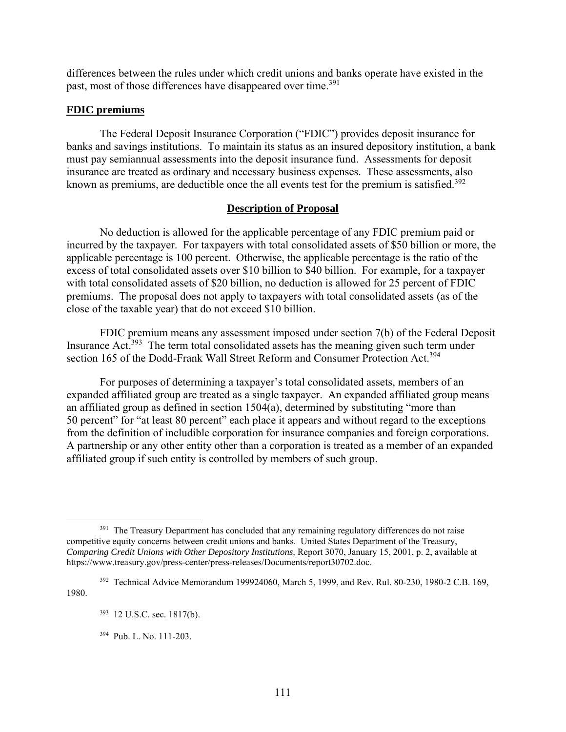differences between the rules under which credit unions and banks operate have existed in the past, most of those differences have disappeared over time.[391]

**FDIC premiums**

The Federal Deposit Insurance Corporation ("FDIC") provides deposit insurance for banks and savings institutions. To maintain its status as an insured depository institution, a bank must pay semiannual assessments into the deposit insurance fund. Assessments for deposit insurance are treated as ordinary and necessary business expenses. These assessments, also known as premiums, are deductible once the all events test for the premium is satisfied.[392]

## Description of Proposal

No deduction is allowed for the applicable percentage of any FDIC premium paid or incurred by the taxpayer. For taxpayers with total consolidated assets of $50 billion or more, the applicable percentage is 100 percent. Otherwise, the applicable percentage is the ratio of the excess of total consolidated assets over $10 billion to $40 billion. For example, for a taxpayer with total consolidated assets of $20 billion, no deduction is allowed for 25 percent of FDIC premiums. The proposal does not apply to taxpayers with total consolidated assets (as of the close of the taxable year) that do not exceed $10 billion.

FDIC premium means any assessment imposed under section 7(b) of the Federal Deposit Insurance Act.[393] The term total consolidated assets has the meaning given such term under section 165 of the Dodd-Frank Wall Street Reform and Consumer Protection Act.[394]

For purposes of determining a taxpayer's total consolidated assets, members of an expanded affiliated group are treated as a single taxpayer. An expanded affiliated group means an affiliated group as defined in section 1504(a), determined by substituting "more than 50 percent" for "at least 80 percent" each place it appears and without regard to the exceptions from the definition of includible corporation for insurance companies and foreign corporations. A partnership or any other entity other than a corporation is treated as a member of an expanded affiliated group if such entity is controlled by members of such group.

---

[391] The Treasury Department has concluded that any remaining regulatory differences do not raise competitive equity concerns between credit unions and banks. United States Department of the Treasury, *Comparing Credit Unions with Other Depository Institutions,* Report 3070, January 15, 2001, p. 2, available at https://www.treasury.gov/press-center/press-releases/Documents/report30702.doc.

[392] Technical Advice Memorandum 199924060, March 5, 1999, and Rev. Rul. 80-230, 1980-2 C.B. 169, 1980.

[393] 12 U.S.C. sec. 1817(b).

[394] Pub. L. No. 111-203.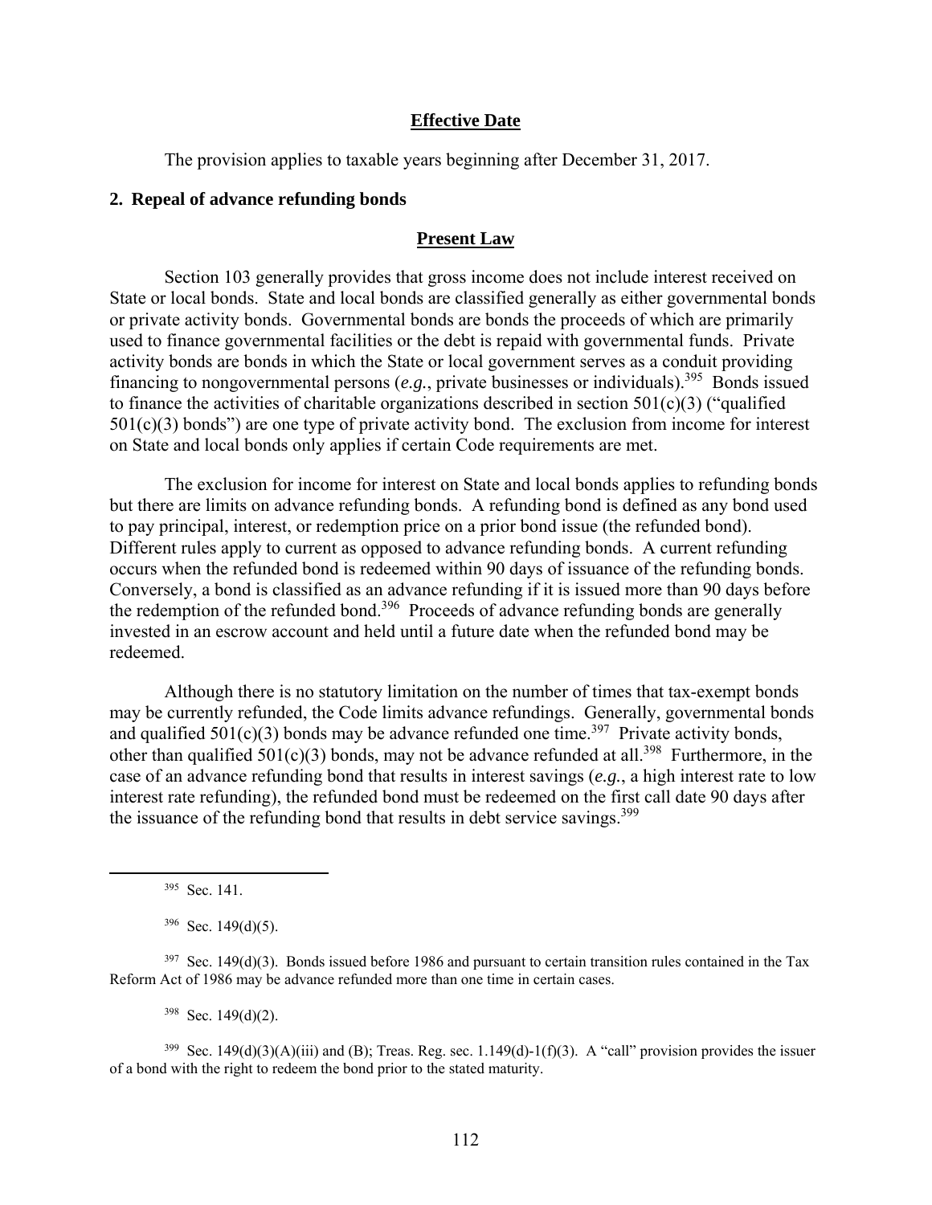### Effective Date

The provision applies to taxable years beginning after December 31, 2017.

## 2. Repeal of advance refunding bonds

### Present Law

Section 103 generally provides that gross income does not include interest received on State or local bonds. State and local bonds are classified generally as either governmental bonds or private activity bonds. Governmental bonds are bonds the proceeds of which are primarily used to finance governmental facilities or the debt is repaid with governmental funds. Private activity bonds are bonds in which the State or local government serves as a conduit providing financing to nongovernmental persons (*e.g.*, private businesses or individuals).[395] Bonds issued to finance the activities of charitable organizations described in section 501(c)(3) ("qualified 501(c)(3) bonds") are one type of private activity bond. The exclusion from income for interest on State and local bonds only applies if certain Code requirements are met.

The exclusion for income for interest on State and local bonds applies to refunding bonds but there are limits on advance refunding bonds. A refunding bond is defined as any bond used to pay principal, interest, or redemption price on a prior bond issue (the refunded bond). Different rules apply to current as opposed to advance refunding bonds. A current refunding occurs when the refunded bond is redeemed within 90 days of issuance of the refunding bonds. Conversely, a bond is classified as an advance refunding if it is issued more than 90 days before the redemption of the refunded bond.[396] Proceeds of advance refunding bonds are generally invested in an escrow account and held until a future date when the refunded bond may be redeemed.

Although there is no statutory limitation on the number of times that tax-exempt bonds may be currently refunded, the Code limits advance refundings. Generally, governmental bonds and qualified 501(c)(3) bonds may be advance refunded one time.[397] Private activity bonds, other than qualified 501(c)(3) bonds, may not be advance refunded at all.[398] Furthermore, in the case of an advance refunding bond that results in interest savings (*e.g.*, a high interest rate to low interest rate refunding), the refunded bond must be redeemed on the first call date 90 days after the issuance of the refunding bond that results in debt service savings.[399]

---

[395] Sec. 141.

[396] Sec. 149(d)(5).

[397] Sec. 149(d)(3). Bonds issued before 1986 and pursuant to certain transition rules contained in the Tax Reform Act of 1986 may be advance refunded more than one time in certain cases.

[398] Sec. 149(d)(2).

[399] Sec. 149(d)(3)(A)(iii) and (B); Treas. Reg. sec. 1.149(d)-1(f)(3). A "call" provision provides the issuer of a bond with the right to redeem the bond prior to the stated maturity.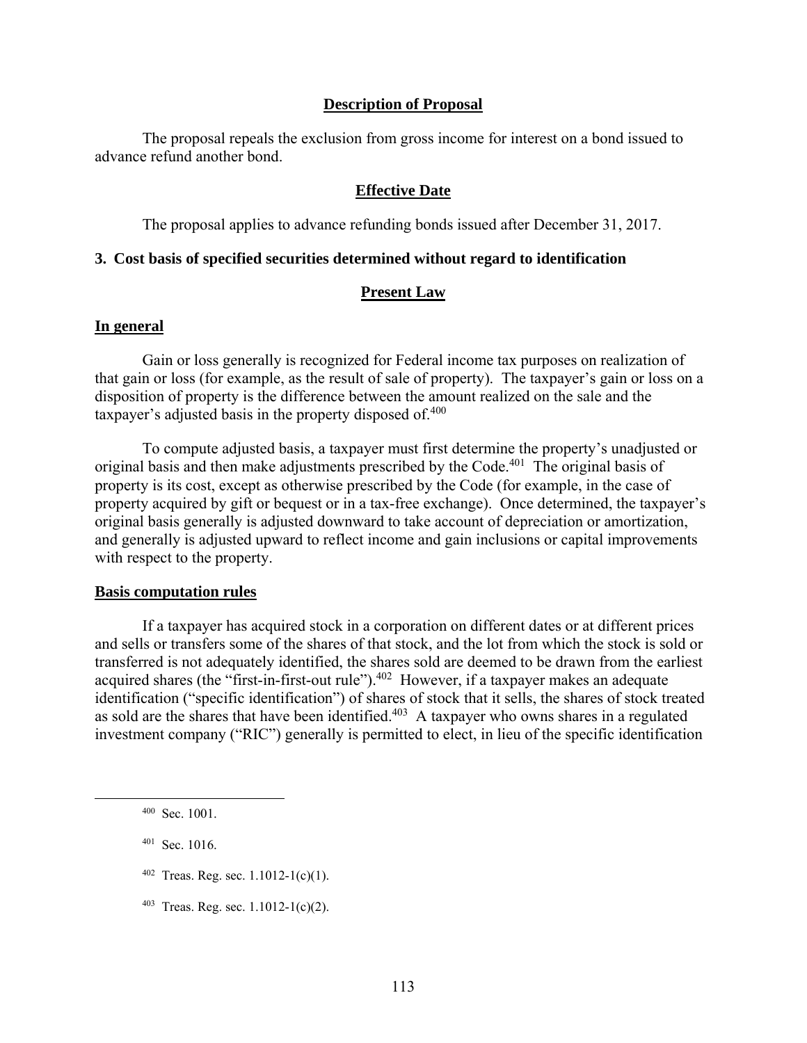## Description of Proposal

The proposal repeals the exclusion from gross income for interest on a bond issued to advance refund another bond.

## Effective Date

The proposal applies to advance refunding bonds issued after December 31, 2017.

### 3. Cost basis of specified securities determined without regard to identification

## Present Law

**In general**

Gain or loss generally is recognized for Federal income tax purposes on realization of that gain or loss (for example, as the result of sale of property). The taxpayer's gain or loss on a disposition of property is the difference between the amount realized on the sale and the taxpayer's adjusted basis in the property disposed of.[400]

To compute adjusted basis, a taxpayer must first determine the property's unadjusted or original basis and then make adjustments prescribed by the Code.[401] The original basis of property is its cost, except as otherwise prescribed by the Code (for example, in the case of property acquired by gift or bequest or in a tax-free exchange). Once determined, the taxpayer's original basis generally is adjusted downward to take account of depreciation or amortization, and generally is adjusted upward to reflect income and gain inclusions or capital improvements with respect to the property.

**Basis computation rules**

If a taxpayer has acquired stock in a corporation on different dates or at different prices and sells or transfers some of the shares of that stock, and the lot from which the stock is sold or transferred is not adequately identified, the shares sold are deemed to be drawn from the earliest acquired shares (the "first-in-first-out rule").[402] However, if a taxpayer makes an adequate identification ("specific identification") of shares of stock that it sells, the shares of stock treated as sold are the shares that have been identified.[403] A taxpayer who owns shares in a regulated investment company ("RIC") generally is permitted to elect, in lieu of the specific identification

---

[400] Sec. 1001.

[401] Sec. 1016.

[402] Treas. Reg. sec. 1.1012-1(c)(1).

[403] Treas. Reg. sec. 1.1012-1(c)(2).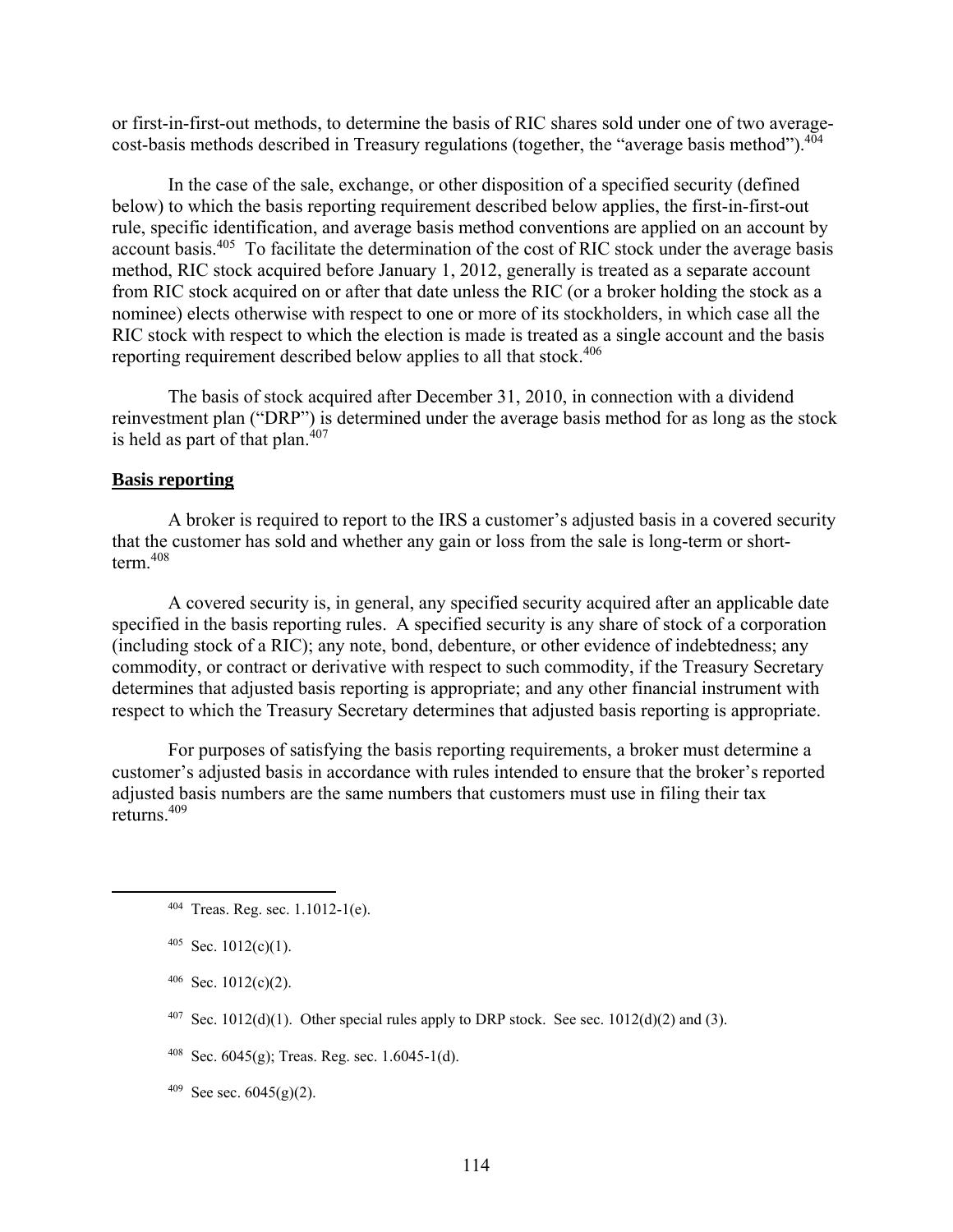or first-in-first-out methods, to determine the basis of RIC shares sold under one of two average-cost-basis methods described in Treasury regulations (together, the "average basis method").[404]

In the case of the sale, exchange, or other disposition of a specified security (defined below) to which the basis reporting requirement described below applies, the first-in-first-out rule, specific identification, and average basis method conventions are applied on an account by account basis.[405] To facilitate the determination of the cost of RIC stock under the average basis method, RIC stock acquired before January 1, 2012, generally is treated as a separate account from RIC stock acquired on or after that date unless the RIC (or a broker holding the stock as a nominee) elects otherwise with respect to one or more of its stockholders, in which case all the RIC stock with respect to which the election is made is treated as a single account and the basis reporting requirement described below applies to all that stock.[406]

The basis of stock acquired after December 31, 2010, in connection with a dividend reinvestment plan ("DRP") is determined under the average basis method for as long as the stock is held as part of that plan.[407]

**Basis reporting**

A broker is required to report to the IRS a customer's adjusted basis in a covered security that the customer has sold and whether any gain or loss from the sale is long-term or short-term.[408]

A covered security is, in general, any specified security acquired after an applicable date specified in the basis reporting rules. A specified security is any share of stock of a corporation (including stock of a RIC); any note, bond, debenture, or other evidence of indebtedness; any commodity, or contract or derivative with respect to such commodity, if the Treasury Secretary determines that adjusted basis reporting is appropriate; and any other financial instrument with respect to which the Treasury Secretary determines that adjusted basis reporting is appropriate.

For purposes of satisfying the basis reporting requirements, a broker must determine a customer's adjusted basis in accordance with rules intended to ensure that the broker's reported adjusted basis numbers are the same numbers that customers must use in filing their tax returns.[409]

---

[404] Treas. Reg. sec. 1.1012-1(e).

[405] Sec. 1012(c)(1).

[406] Sec. 1012(c)(2).

[407] Sec. 1012(d)(1). Other special rules apply to DRP stock. See sec. 1012(d)(2) and (3).

[408] Sec. 6045(g); Treas. Reg. sec. 1.6045-1(d).

[409] See sec. 6045(g)(2).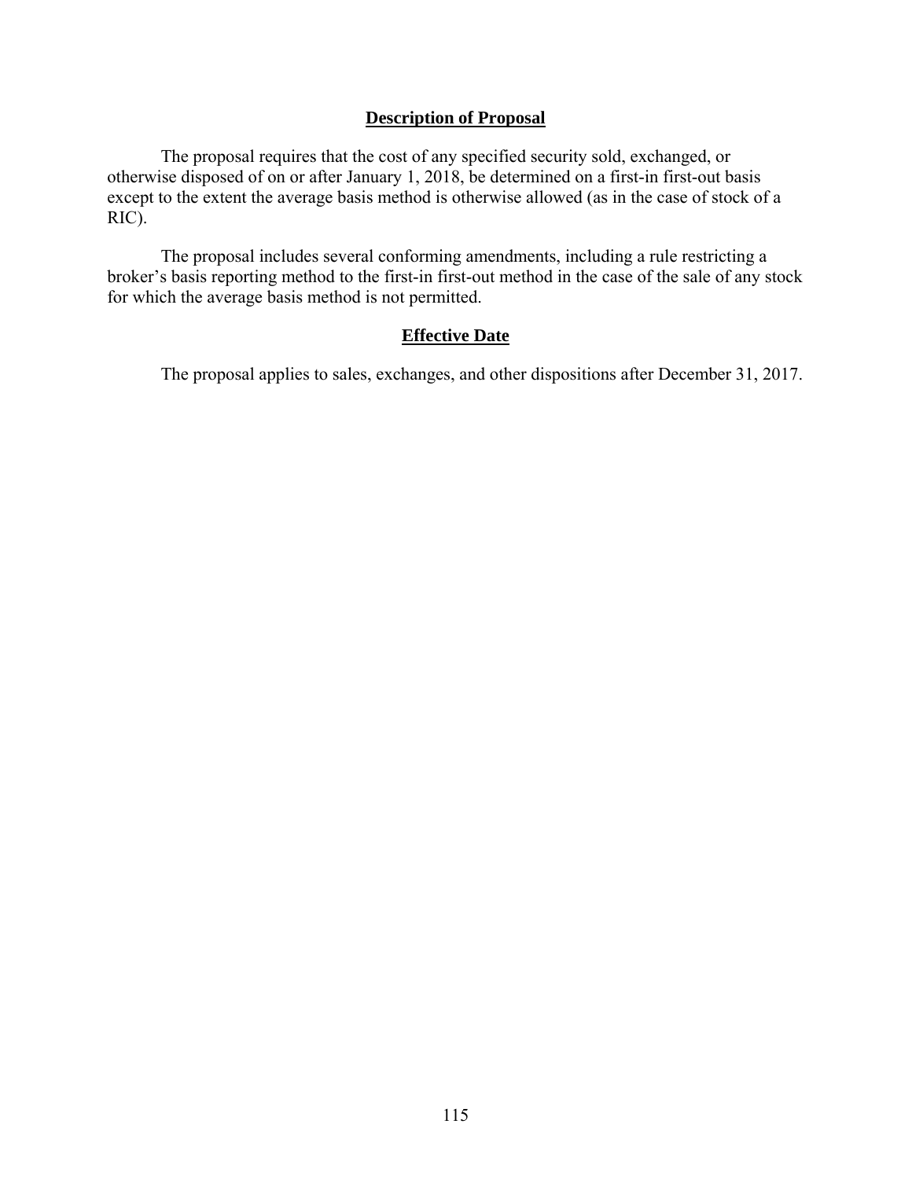## Description of Proposal

The proposal requires that the cost of any specified security sold, exchanged, or otherwise disposed of on or after January 1, 2018, be determined on a first-in first-out basis except to the extent the average basis method is otherwise allowed (as in the case of stock of a RIC).

The proposal includes several conforming amendments, including a rule restricting a broker's basis reporting method to the first-in first-out method in the case of the sale of any stock for which the average basis method is not permitted.

## Effective Date

The proposal applies to sales, exchanges, and other dispositions after December 31, 2017.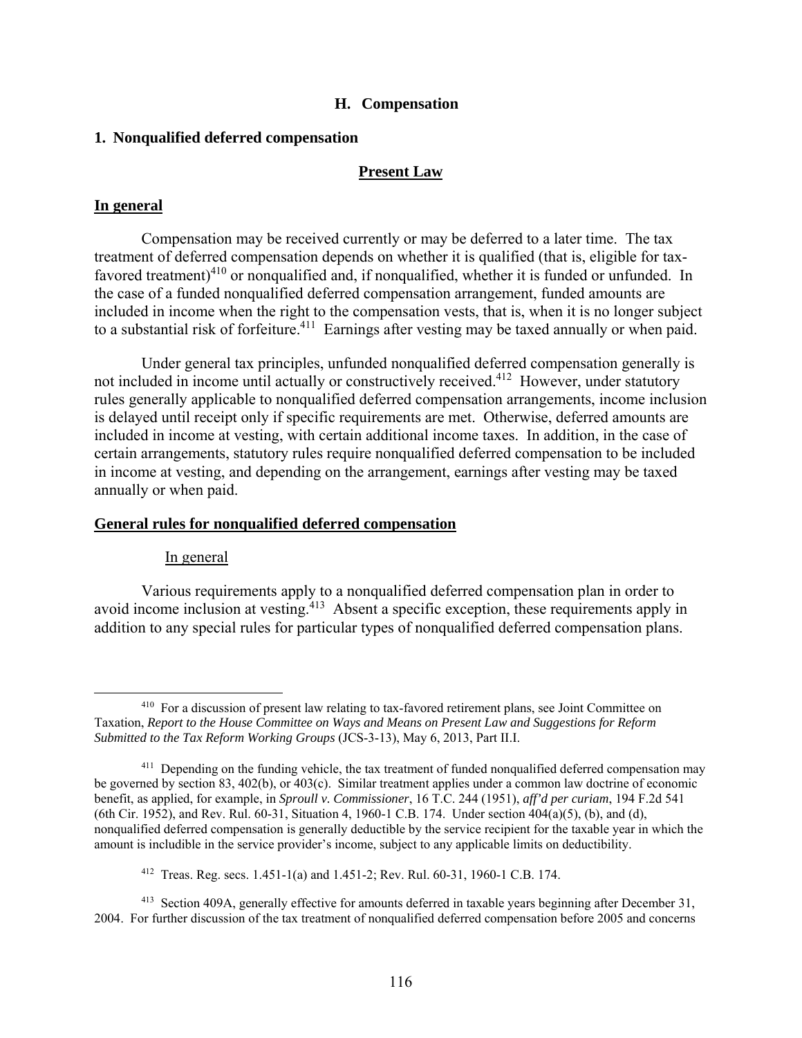## H. Compensation

### 1. Nonqualified deferred compensation

#### Present Law

#### In general

Compensation may be received currently or may be deferred to a later time. The tax treatment of deferred compensation depends on whether it is qualified (that is, eligible for tax-favored treatment)[410] or nonqualified and, if nonqualified, whether it is funded or unfunded. In the case of a funded nonqualified deferred compensation arrangement, funded amounts are included in income when the right to the compensation vests, that is, when it is no longer subject to a substantial risk of forfeiture.[411] Earnings after vesting may be taxed annually or when paid.

Under general tax principles, unfunded nonqualified deferred compensation generally is not included in income until actually or constructively received.[412] However, under statutory rules generally applicable to nonqualified deferred compensation arrangements, income inclusion is delayed until receipt only if specific requirements are met. Otherwise, deferred amounts are included in income at vesting, with certain additional income taxes. In addition, in the case of certain arrangements, statutory rules require nonqualified deferred compensation to be included in income at vesting, and depending on the arrangement, earnings after vesting may be taxed annually or when paid.

#### General rules for nonqualified deferred compensation

In general

Various requirements apply to a nonqualified deferred compensation plan in order to avoid income inclusion at vesting.[413] Absent a specific exception, these requirements apply in addition to any special rules for particular types of nonqualified deferred compensation plans.

---

[410] For a discussion of present law relating to tax-favored retirement plans, see Joint Committee on Taxation, *Report to the House Committee on Ways and Means on Present Law and Suggestions for Reform Submitted to the Tax Reform Working Groups* (JCS-3-13), May 6, 2013, Part II.I.

[411] Depending on the funding vehicle, the tax treatment of funded nonqualified deferred compensation may be governed by section 83, 402(b), or 403(c). Similar treatment applies under a common law doctrine of economic benefit, as applied, for example, in *Sproull v. Commissioner*, 16 T.C. 244 (1951), *aff'd per curiam*, 194 F.2d 541 (6th Cir. 1952), and Rev. Rul. 60-31, Situation 4, 1960-1 C.B. 174. Under section 404(a)(5), (b), and (d), nonqualified deferred compensation is generally deductible by the service recipient for the taxable year in which the amount is includible in the service provider's income, subject to any applicable limits on deductibility.

[412] Treas. Reg. secs. 1.451-1(a) and 1.451-2; Rev. Rul. 60-31, 1960-1 C.B. 174.

[413] Section 409A, generally effective for amounts deferred in taxable years beginning after December 31, 2004. For further discussion of the tax treatment of nonqualified deferred compensation before 2005 and concerns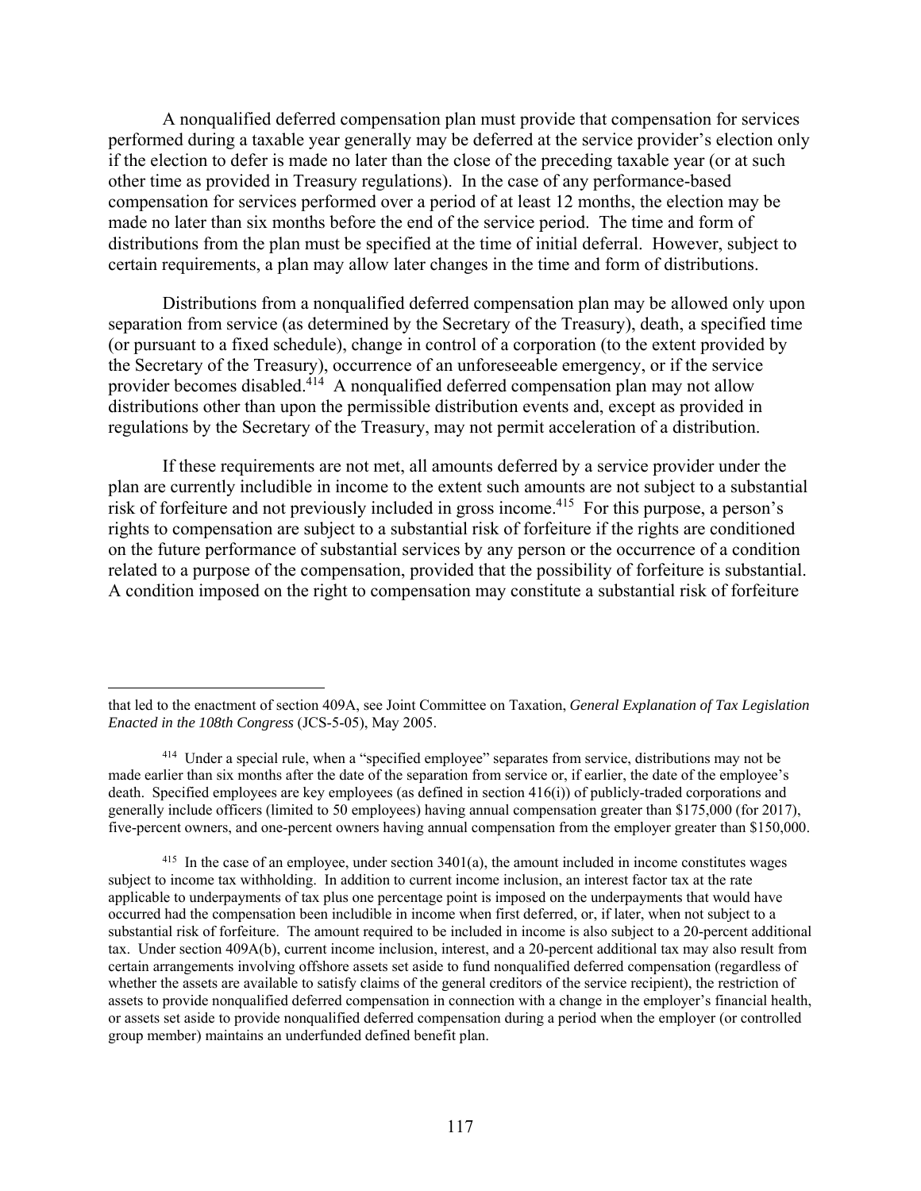A nonqualified deferred compensation plan must provide that compensation for services performed during a taxable year generally may be deferred at the service provider's election only if the election to defer is made no later than the close of the preceding taxable year (or at such other time as provided in Treasury regulations). In the case of any performance-based compensation for services performed over a period of at least 12 months, the election may be made no later than six months before the end of the service period. The time and form of distributions from the plan must be specified at the time of initial deferral. However, subject to certain requirements, a plan may allow later changes in the time and form of distributions.

Distributions from a nonqualified deferred compensation plan may be allowed only upon separation from service (as determined by the Secretary of the Treasury), death, a specified time (or pursuant to a fixed schedule), change in control of a corporation (to the extent provided by the Secretary of the Treasury), occurrence of an unforeseeable emergency, or if the service provider becomes disabled.[414] A nonqualified deferred compensation plan may not allow distributions other than upon the permissible distribution events and, except as provided in regulations by the Secretary of the Treasury, may not permit acceleration of a distribution.

If these requirements are not met, all amounts deferred by a service provider under the plan are currently includible in income to the extent such amounts are not subject to a substantial risk of forfeiture and not previously included in gross income.[415] For this purpose, a person's rights to compensation are subject to a substantial risk of forfeiture if the rights are conditioned on the future performance of substantial services by any person or the occurrence of a condition related to a purpose of the compensation, provided that the possibility of forfeiture is substantial. A condition imposed on the right to compensation may constitute a substantial risk of forfeiture

---

that led to the enactment of section 409A, see Joint Committee on Taxation, *General Explanation of Tax Legislation Enacted in the 108th Congress* (JCS-5-05), May 2005.

[414] Under a special rule, when a "specified employee" separates from service, distributions may not be made earlier than six months after the date of the separation from service or, if earlier, the date of the employee's death. Specified employees are key employees (as defined in section 416(i)) of publicly-traded corporations and generally include officers (limited to 50 employees) having annual compensation greater than $175,000 (for 2017), five-percent owners, and one-percent owners having annual compensation from the employer greater than $150,000.

[415] In the case of an employee, under section 3401(a), the amount included in income constitutes wages subject to income tax withholding. In addition to current income inclusion, an interest factor tax at the rate applicable to underpayments of tax plus one percentage point is imposed on the underpayments that would have occurred had the compensation been includible in income when first deferred, or, if later, when not subject to a substantial risk of forfeiture. The amount required to be included in income is also subject to a 20-percent additional tax. Under section 409A(b), current income inclusion, interest, and a 20-percent additional tax may also result from certain arrangements involving offshore assets set aside to fund nonqualified deferred compensation (regardless of whether the assets are available to satisfy claims of the general creditors of the service recipient), the restriction of assets to provide nonqualified deferred compensation in connection with a change in the employer's financial health, or assets set aside to provide nonqualified deferred compensation during a period when the employer (or controlled group member) maintains an underfunded defined benefit plan.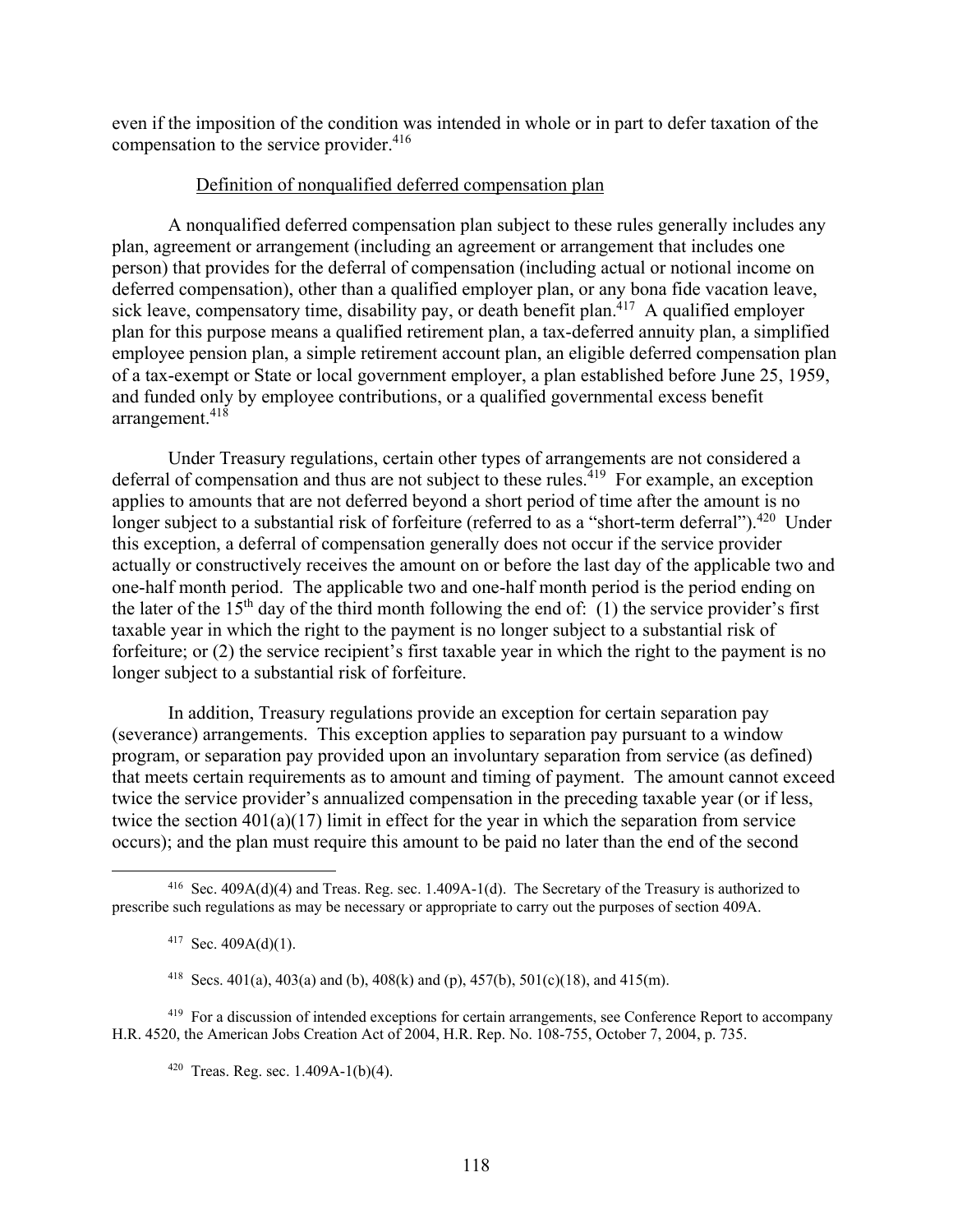even if the imposition of the condition was intended in whole or in part to defer taxation of the compensation to the service provider.[416]

Definition of nonqualified deferred compensation plan

A nonqualified deferred compensation plan subject to these rules generally includes any plan, agreement or arrangement (including an agreement or arrangement that includes one person) that provides for the deferral of compensation (including actual or notional income on deferred compensation), other than a qualified employer plan, or any bona fide vacation leave, sick leave, compensatory time, disability pay, or death benefit plan.[417] A qualified employer plan for this purpose means a qualified retirement plan, a tax-deferred annuity plan, a simplified employee pension plan, a simple retirement account plan, an eligible deferred compensation plan of a tax-exempt or State or local government employer, a plan established before June 25, 1959, and funded only by employee contributions, or a qualified governmental excess benefit arrangement.[418]

Under Treasury regulations, certain other types of arrangements are not considered a deferral of compensation and thus are not subject to these rules.[419] For example, an exception applies to amounts that are not deferred beyond a short period of time after the amount is no longer subject to a substantial risk of forfeiture (referred to as a "short-term deferral").[420] Under this exception, a deferral of compensation generally does not occur if the service provider actually or constructively receives the amount on or before the last day of the applicable two and one-half month period. The applicable two and one-half month period is the period ending on the later of the 15th day of the third month following the end of: (1) the service provider's first taxable year in which the right to the payment is no longer subject to a substantial risk of forfeiture; or (2) the service recipient's first taxable year in which the right to the payment is no longer subject to a substantial risk of forfeiture.

In addition, Treasury regulations provide an exception for certain separation pay (severance) arrangements. This exception applies to separation pay pursuant to a window program, or separation pay provided upon an involuntary separation from service (as defined) that meets certain requirements as to amount and timing of payment. The amount cannot exceed twice the service provider's annualized compensation in the preceding taxable year (or if less, twice the section 401(a)(17) limit in effect for the year in which the separation from service occurs); and the plan must require this amount to be paid no later than the end of the second

---

[416] Sec. 409A(d)(4) and Treas. Reg. sec. 1.409A-1(d). The Secretary of the Treasury is authorized to prescribe such regulations as may be necessary or appropriate to carry out the purposes of section 409A.

[417] Sec. 409A(d)(1).

[418] Secs. 401(a), 403(a) and (b), 408(k) and (p), 457(b), 501(c)(18), and 415(m).

[419] For a discussion of intended exceptions for certain arrangements, see Conference Report to accompany H.R. 4520, the American Jobs Creation Act of 2004, H.R. Rep. No. 108-755, October 7, 2004, p. 735.

[420] Treas. Reg. sec. 1.409A-1(b)(4).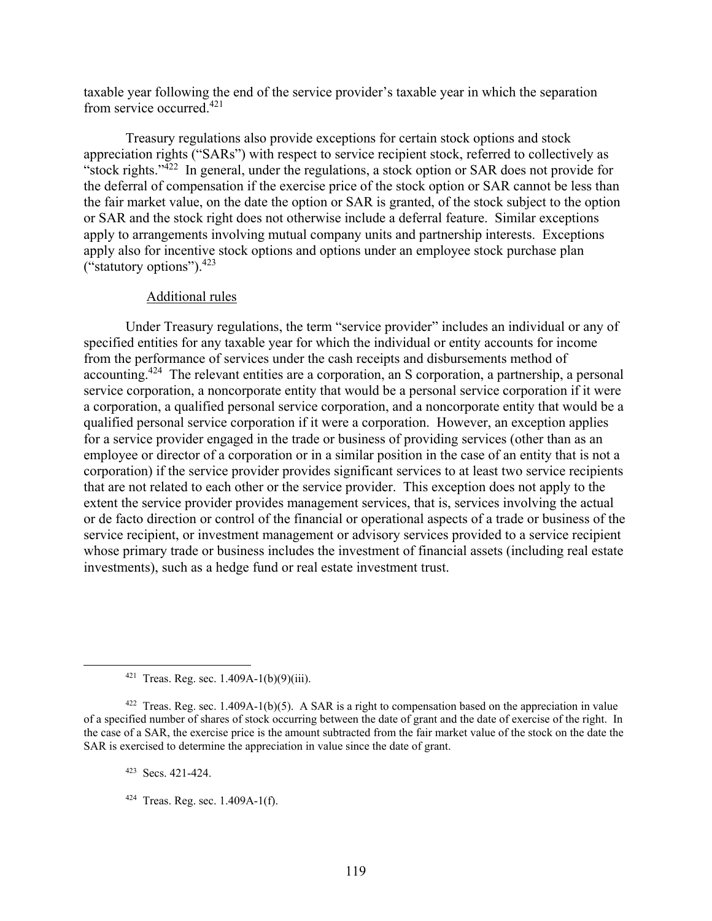taxable year following the end of the service provider's taxable year in which the separation from service occurred.[421]

Treasury regulations also provide exceptions for certain stock options and stock appreciation rights ("SARs") with respect to service recipient stock, referred to collectively as "stock rights."[422] In general, under the regulations, a stock option or SAR does not provide for the deferral of compensation if the exercise price of the stock option or SAR cannot be less than the fair market value, on the date the option or SAR is granted, of the stock subject to the option or SAR and the stock right does not otherwise include a deferral feature. Similar exceptions apply to arrangements involving mutual company units and partnership interests. Exceptions apply also for incentive stock options and options under an employee stock purchase plan ("statutory options").[423]

Additional rules

Under Treasury regulations, the term "service provider" includes an individual or any of specified entities for any taxable year for which the individual or entity accounts for income from the performance of services under the cash receipts and disbursements method of accounting.[424] The relevant entities are a corporation, an S corporation, a partnership, a personal service corporation, a noncorporate entity that would be a personal service corporation if it were a corporation, a qualified personal service corporation, and a noncorporate entity that would be a qualified personal service corporation if it were a corporation. However, an exception applies for a service provider engaged in the trade or business of providing services (other than as an employee or director of a corporation or in a similar position in the case of an entity that is not a corporation) if the service provider provides significant services to at least two service recipients that are not related to each other or the service provider. This exception does not apply to the extent the service provider provides management services, that is, services involving the actual or de facto direction or control of the financial or operational aspects of a trade or business of the service recipient, or investment management or advisory services provided to a service recipient whose primary trade or business includes the investment of financial assets (including real estate investments), such as a hedge fund or real estate investment trust.

---

[421] Treas. Reg. sec. 1.409A-1(b)(9)(iii).

[422] Treas. Reg. sec. 1.409A-1(b)(5). A SAR is a right to compensation based on the appreciation in value of a specified number of shares of stock occurring between the date of grant and the date of exercise of the right. In the case of a SAR, the exercise price is the amount subtracted from the fair market value of the stock on the date the SAR is exercised to determine the appreciation in value since the date of grant.

[423] Secs. 421-424.

[424] Treas. Reg. sec. 1.409A-1(f).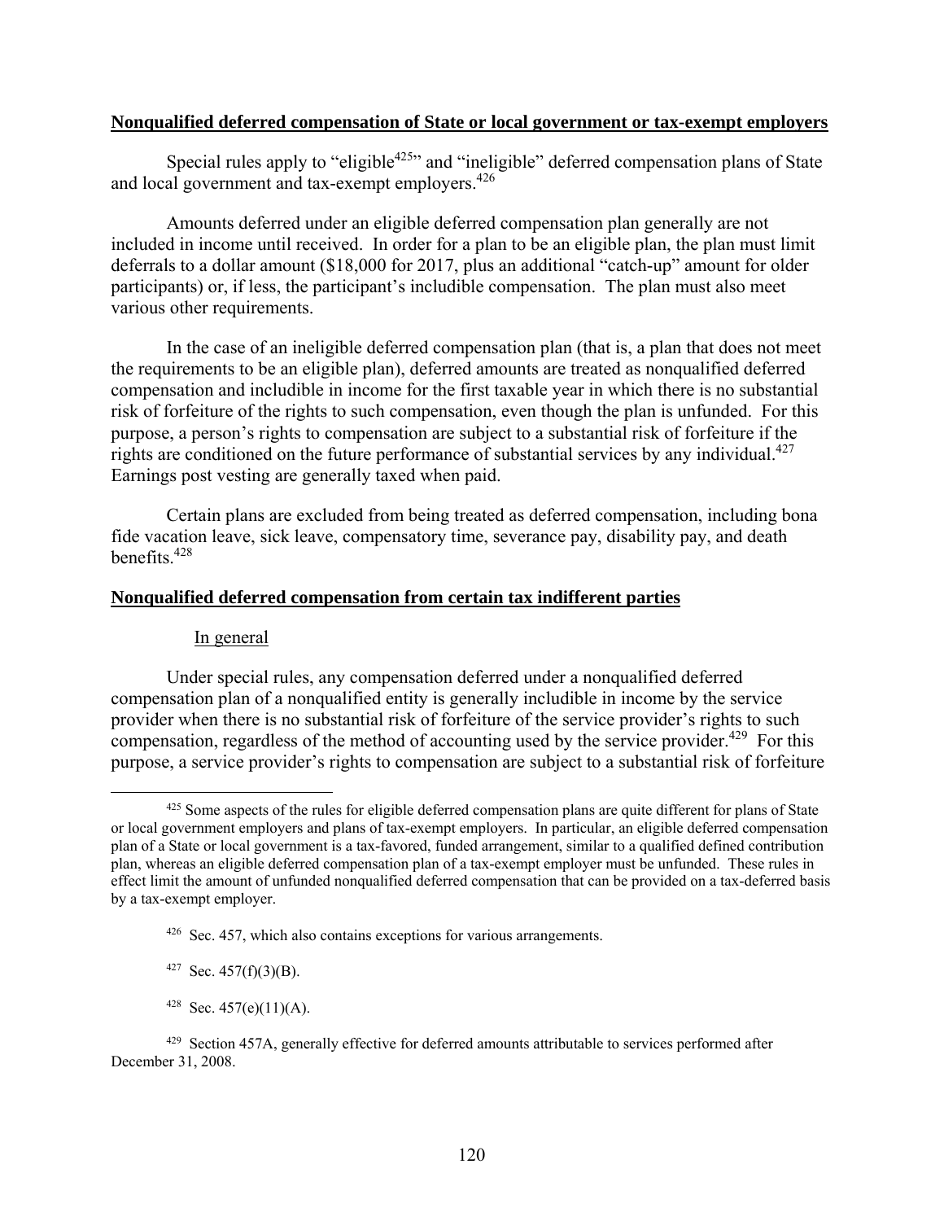**Nonqualified deferred compensation of State or local government or tax-exempt employers**

Special rules apply to "eligible[425]" and "ineligible" deferred compensation plans of State and local government and tax-exempt employers.[426]

Amounts deferred under an eligible deferred compensation plan generally are not included in income until received. In order for a plan to be an eligible plan, the plan must limit deferrals to a dollar amount ($18,000 for 2017, plus an additional "catch-up" amount for older participants) or, if less, the participant's includible compensation. The plan must also meet various other requirements.

In the case of an ineligible deferred compensation plan (that is, a plan that does not meet the requirements to be an eligible plan), deferred amounts are treated as nonqualified deferred compensation and includible in income for the first taxable year in which there is no substantial risk of forfeiture of the rights to such compensation, even though the plan is unfunded. For this purpose, a person's rights to compensation are subject to a substantial risk of forfeiture if the rights are conditioned on the future performance of substantial services by any individual.[427] Earnings post vesting are generally taxed when paid.

Certain plans are excluded from being treated as deferred compensation, including bona fide vacation leave, sick leave, compensatory time, severance pay, disability pay, and death benefits.[428]

**Nonqualified deferred compensation from certain tax indifferent parties**

In general

Under special rules, any compensation deferred under a nonqualified deferred compensation plan of a nonqualified entity is generally includible in income by the service provider when there is no substantial risk of forfeiture of the service provider's rights to such compensation, regardless of the method of accounting used by the service provider.[429] For this purpose, a service provider's rights to compensation are subject to a substantial risk of forfeiture

---

[425] Some aspects of the rules for eligible deferred compensation plans are quite different for plans of State or local government employers and plans of tax-exempt employers. In particular, an eligible deferred compensation plan of a State or local government is a tax-favored, funded arrangement, similar to a qualified defined contribution plan, whereas an eligible deferred compensation plan of a tax-exempt employer must be unfunded. These rules in effect limit the amount of unfunded nonqualified deferred compensation that can be provided on a tax-deferred basis by a tax-exempt employer.

[426] Sec. 457, which also contains exceptions for various arrangements.

[427] Sec. 457(f)(3)(B).

[428] Sec. 457(e)(11)(A).

[429] Section 457A, generally effective for deferred amounts attributable to services performed after December 31, 2008.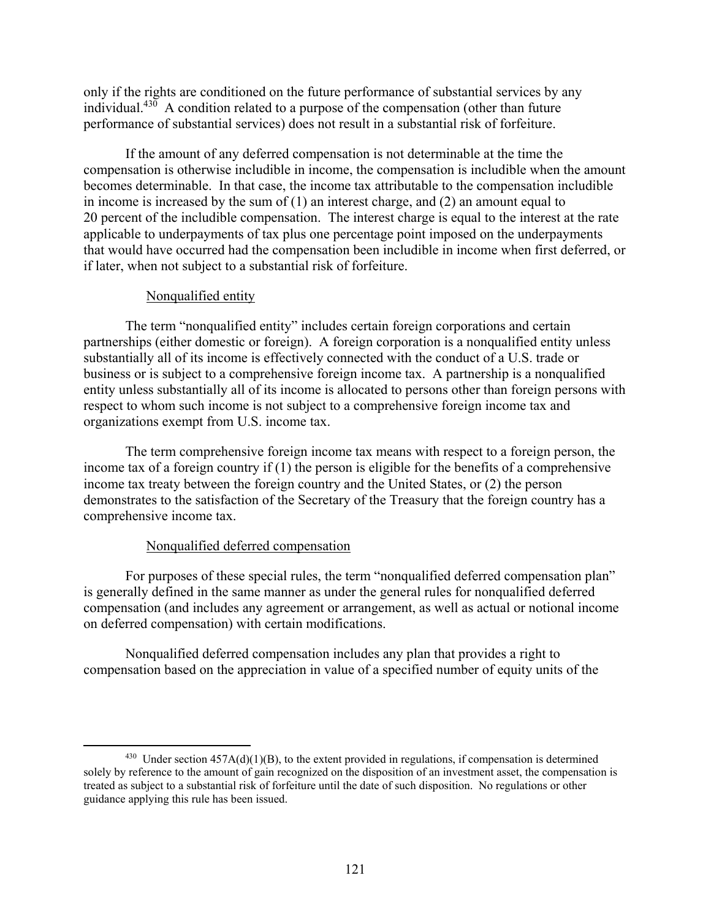only if the rights are conditioned on the future performance of substantial services by any individual.[430] A condition related to a purpose of the compensation (other than future performance of substantial services) does not result in a substantial risk of forfeiture.

If the amount of any deferred compensation is not determinable at the time the compensation is otherwise includible in income, the compensation is includible when the amount becomes determinable. In that case, the income tax attributable to the compensation includible in income is increased by the sum of (1) an interest charge, and (2) an amount equal to 20 percent of the includible compensation. The interest charge is equal to the interest at the rate applicable to underpayments of tax plus one percentage point imposed on the underpayments that would have occurred had the compensation been includible in income when first deferred, or if later, when not subject to a substantial risk of forfeiture.

#### Nonqualified entity

The term "nonqualified entity" includes certain foreign corporations and certain partnerships (either domestic or foreign). A foreign corporation is a nonqualified entity unless substantially all of its income is effectively connected with the conduct of a U.S. trade or business or is subject to a comprehensive foreign income tax. A partnership is a nonqualified entity unless substantially all of its income is allocated to persons other than foreign persons with respect to whom such income is not subject to a comprehensive foreign income tax and organizations exempt from U.S. income tax.

The term comprehensive foreign income tax means with respect to a foreign person, the income tax of a foreign country if (1) the person is eligible for the benefits of a comprehensive income tax treaty between the foreign country and the United States, or (2) the person demonstrates to the satisfaction of the Secretary of the Treasury that the foreign country has a comprehensive income tax.

#### Nonqualified deferred compensation

For purposes of these special rules, the term "nonqualified deferred compensation plan" is generally defined in the same manner as under the general rules for nonqualified deferred compensation (and includes any agreement or arrangement, as well as actual or notional income on deferred compensation) with certain modifications.

Nonqualified deferred compensation includes any plan that provides a right to compensation based on the appreciation in value of a specified number of equity units of the

---

[430] Under section 457A(d)(1)(B), to the extent provided in regulations, if compensation is determined solely by reference to the amount of gain recognized on the disposition of an investment asset, the compensation is treated as subject to a substantial risk of forfeiture until the date of such disposition. No regulations or other guidance applying this rule has been issued.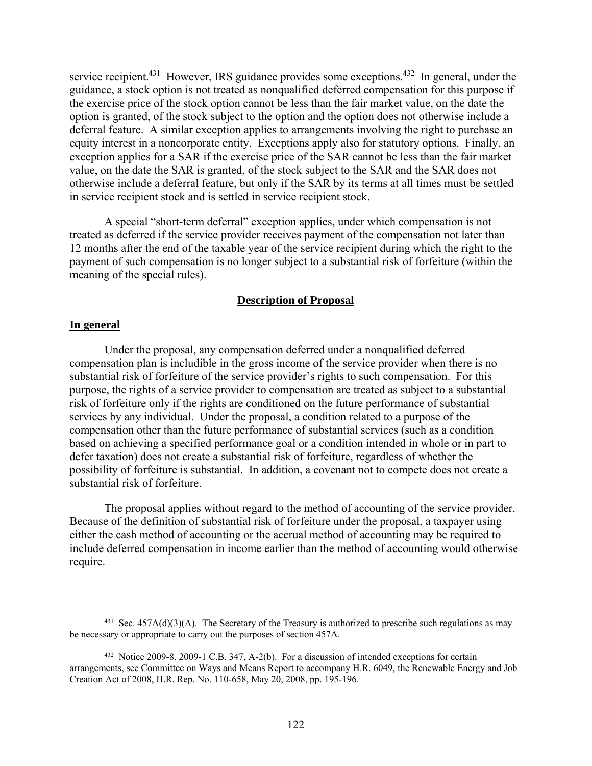service recipient.[431] However, IRS guidance provides some exceptions.[432] In general, under the guidance, a stock option is not treated as nonqualified deferred compensation for this purpose if the exercise price of the stock option cannot be less than the fair market value, on the date the option is granted, of the stock subject to the option and the option does not otherwise include a deferral feature. A similar exception applies to arrangements involving the right to purchase an equity interest in a noncorporate entity. Exceptions apply also for statutory options. Finally, an exception applies for a SAR if the exercise price of the SAR cannot be less than the fair market value, on the date the SAR is granted, of the stock subject to the SAR and the SAR does not otherwise include a deferral feature, but only if the SAR by its terms at all times must be settled in service recipient stock and is settled in service recipient stock.

A special "short-term deferral" exception applies, under which compensation is not treated as deferred if the service provider receives payment of the compensation not later than 12 months after the end of the taxable year of the service recipient during which the right to the payment of such compensation is no longer subject to a substantial risk of forfeiture (within the meaning of the special rules).

## Description of Proposal

### In general

Under the proposal, any compensation deferred under a nonqualified deferred compensation plan is includible in the gross income of the service provider when there is no substantial risk of forfeiture of the service provider's rights to such compensation. For this purpose, the rights of a service provider to compensation are treated as subject to a substantial risk of forfeiture only if the rights are conditioned on the future performance of substantial services by any individual. Under the proposal, a condition related to a purpose of the compensation other than the future performance of substantial services (such as a condition based on achieving a specified performance goal or a condition intended in whole or in part to defer taxation) does not create a substantial risk of forfeiture, regardless of whether the possibility of forfeiture is substantial. In addition, a covenant not to compete does not create a substantial risk of forfeiture.

The proposal applies without regard to the method of accounting of the service provider. Because of the definition of substantial risk of forfeiture under the proposal, a taxpayer using either the cash method of accounting or the accrual method of accounting may be required to include deferred compensation in income earlier than the method of accounting would otherwise require.

---

[431] Sec. 457A(d)(3)(A). The Secretary of the Treasury is authorized to prescribe such regulations as may be necessary or appropriate to carry out the purposes of section 457A.

[432] Notice 2009-8, 2009-1 C.B. 347, A-2(b). For a discussion of intended exceptions for certain arrangements, see Committee on Ways and Means Report to accompany H.R. 6049, the Renewable Energy and Job Creation Act of 2008, H.R. Rep. No. 110-658, May 20, 2008, pp. 195-196.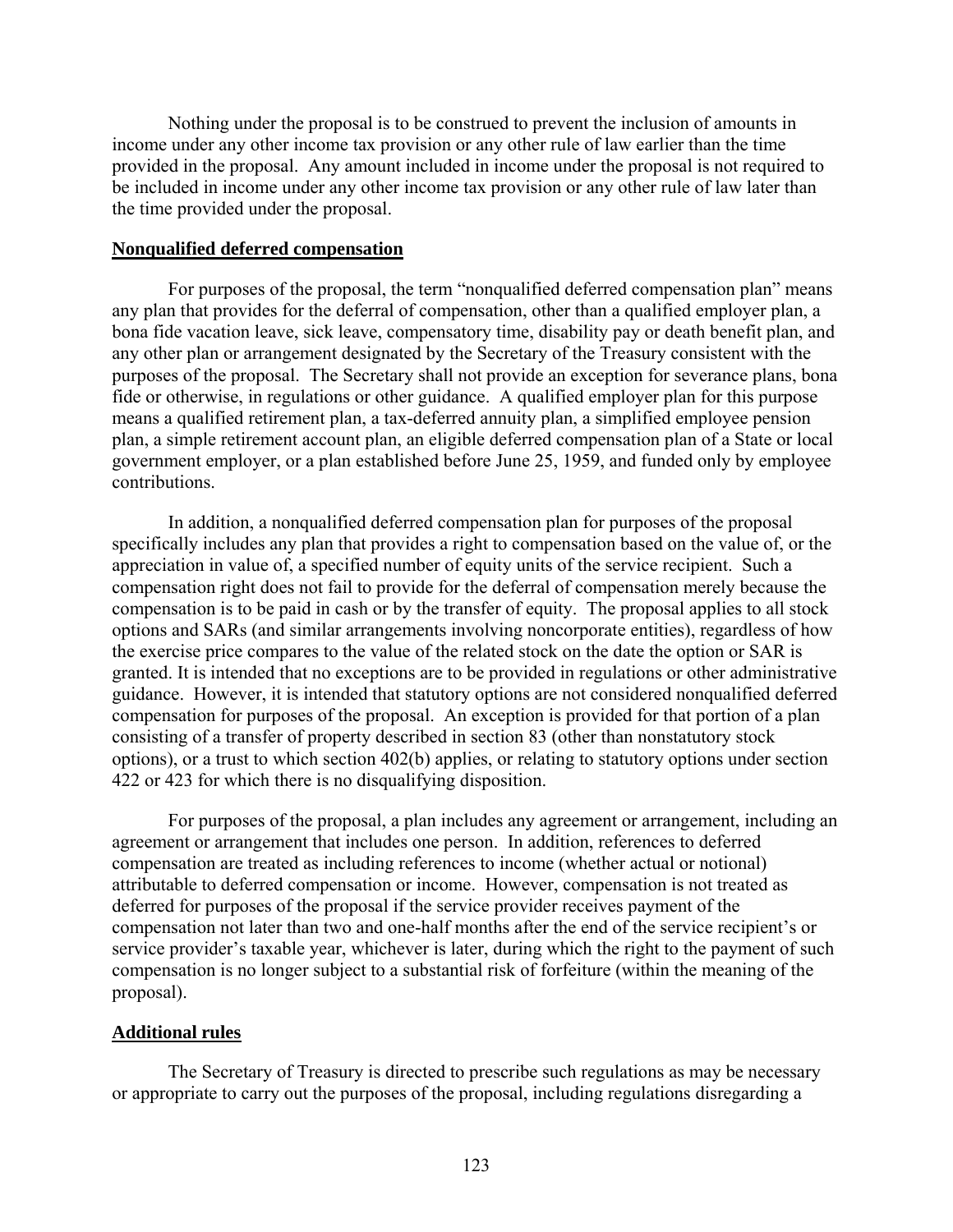Nothing under the proposal is to be construed to prevent the inclusion of amounts in income under any other income tax provision or any other rule of law earlier than the time provided in the proposal. Any amount included in income under the proposal is not required to be included in income under any other income tax provision or any other rule of law later than the time provided under the proposal.

**Nonqualified deferred compensation**

For purposes of the proposal, the term "nonqualified deferred compensation plan" means any plan that provides for the deferral of compensation, other than a qualified employer plan, a bona fide vacation leave, sick leave, compensatory time, disability pay or death benefit plan, and any other plan or arrangement designated by the Secretary of the Treasury consistent with the purposes of the proposal. The Secretary shall not provide an exception for severance plans, bona fide or otherwise, in regulations or other guidance. A qualified employer plan for this purpose means a qualified retirement plan, a tax-deferred annuity plan, a simplified employee pension plan, a simple retirement account plan, an eligible deferred compensation plan of a State or local government employer, or a plan established before June 25, 1959, and funded only by employee contributions.

In addition, a nonqualified deferred compensation plan for purposes of the proposal specifically includes any plan that provides a right to compensation based on the value of, or the appreciation in value of, a specified number of equity units of the service recipient. Such a compensation right does not fail to provide for the deferral of compensation merely because the compensation is to be paid in cash or by the transfer of equity. The proposal applies to all stock options and SARs (and similar arrangements involving noncorporate entities), regardless of how the exercise price compares to the value of the related stock on the date the option or SAR is granted. It is intended that no exceptions are to be provided in regulations or other administrative guidance. However, it is intended that statutory options are not considered nonqualified deferred compensation for purposes of the proposal. An exception is provided for that portion of a plan consisting of a transfer of property described in section 83 (other than nonstatutory stock options), or a trust to which section 402(b) applies, or relating to statutory options under section 422 or 423 for which there is no disqualifying disposition.

For purposes of the proposal, a plan includes any agreement or arrangement, including an agreement or arrangement that includes one person. In addition, references to deferred compensation are treated as including references to income (whether actual or notional) attributable to deferred compensation or income. However, compensation is not treated as deferred for purposes of the proposal if the service provider receives payment of the compensation not later than two and one-half months after the end of the service recipient's or service provider's taxable year, whichever is later, during which the right to the payment of such compensation is no longer subject to a substantial risk of forfeiture (within the meaning of the proposal).

**Additional rules**

The Secretary of Treasury is directed to prescribe such regulations as may be necessary or appropriate to carry out the purposes of the proposal, including regulations disregarding a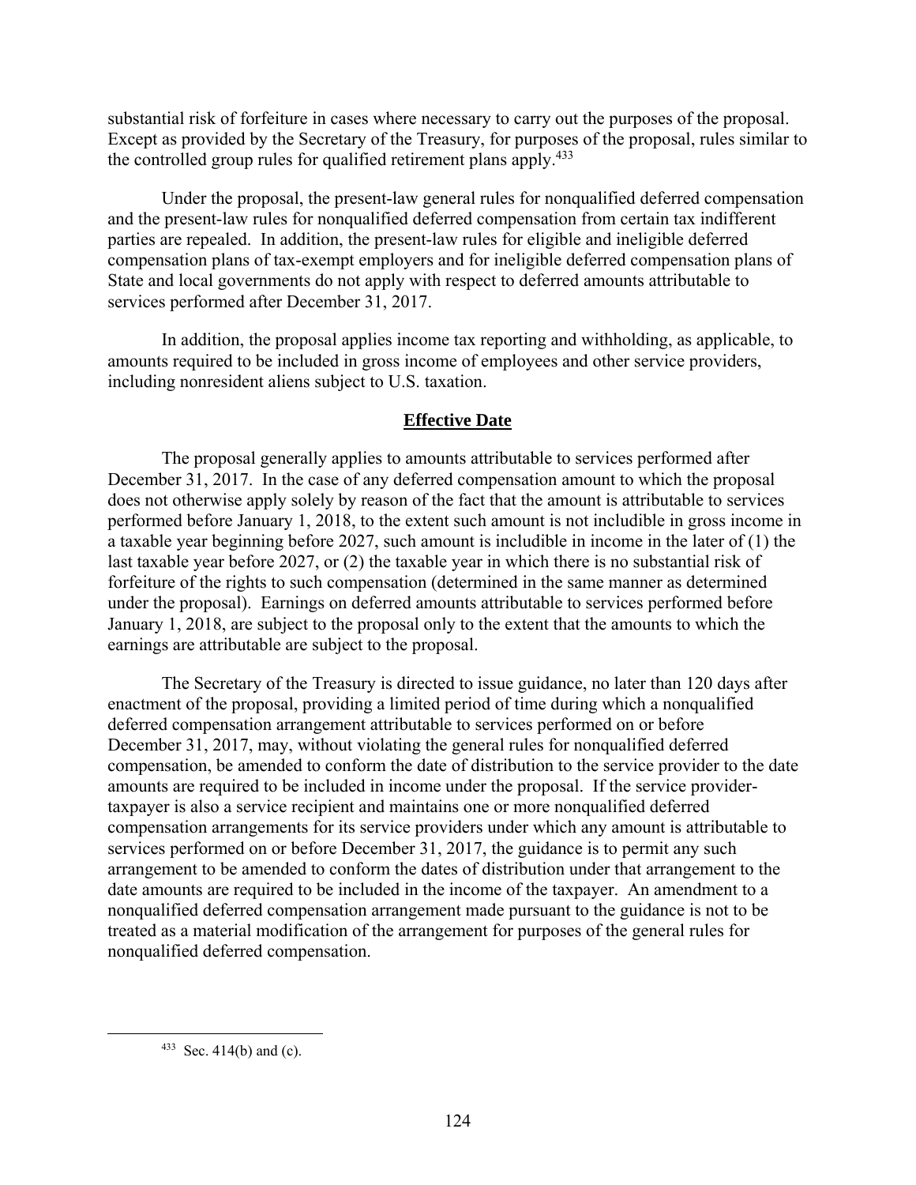substantial risk of forfeiture in cases where necessary to carry out the purposes of the proposal. Except as provided by the Secretary of the Treasury, for purposes of the proposal, rules similar to the controlled group rules for qualified retirement plans apply.[433]

Under the proposal, the present-law general rules for nonqualified deferred compensation and the present-law rules for nonqualified deferred compensation from certain tax indifferent parties are repealed. In addition, the present-law rules for eligible and ineligible deferred compensation plans of tax-exempt employers and for ineligible deferred compensation plans of State and local governments do not apply with respect to deferred amounts attributable to services performed after December 31, 2017.

In addition, the proposal applies income tax reporting and withholding, as applicable, to amounts required to be included in gross income of employees and other service providers, including nonresident aliens subject to U.S. taxation.

## Effective Date

The proposal generally applies to amounts attributable to services performed after December 31, 2017. In the case of any deferred compensation amount to which the proposal does not otherwise apply solely by reason of the fact that the amount is attributable to services performed before January 1, 2018, to the extent such amount is not includible in gross income in a taxable year beginning before 2027, such amount is includible in income in the later of (1) the last taxable year before 2027, or (2) the taxable year in which there is no substantial risk of forfeiture of the rights to such compensation (determined in the same manner as determined under the proposal). Earnings on deferred amounts attributable to services performed before January 1, 2018, are subject to the proposal only to the extent that the amounts to which the earnings are attributable are subject to the proposal.

The Secretary of the Treasury is directed to issue guidance, no later than 120 days after enactment of the proposal, providing a limited period of time during which a nonqualified deferred compensation arrangement attributable to services performed on or before December 31, 2017, may, without violating the general rules for nonqualified deferred compensation, be amended to conform the date of distribution to the service provider to the date amounts are required to be included in income under the proposal. If the service provider-taxpayer is also a service recipient and maintains one or more nonqualified deferred compensation arrangements for its service providers under which any amount is attributable to services performed on or before December 31, 2017, the guidance is to permit any such arrangement to be amended to conform the dates of distribution under that arrangement to the date amounts are required to be included in the income of the taxpayer. An amendment to a nonqualified deferred compensation arrangement made pursuant to the guidance is not to be treated as a material modification of the arrangement for purposes of the general rules for nonqualified deferred compensation.

[433] Sec. 414(b) and (c).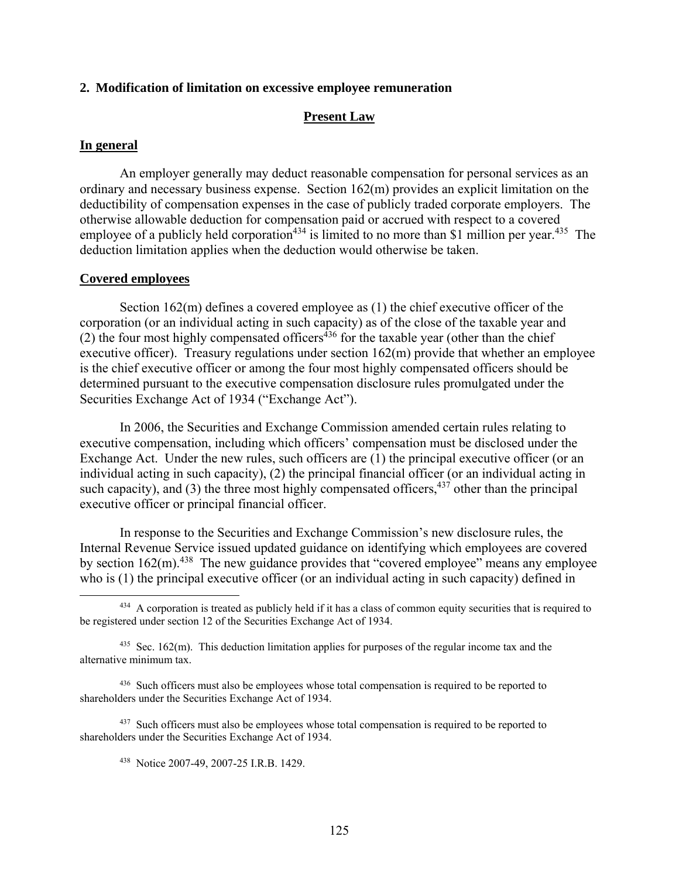### 2. Modification of limitation on excessive employee remuneration

#### Present Law

**In general**

An employer generally may deduct reasonable compensation for personal services as an ordinary and necessary business expense. Section 162(m) provides an explicit limitation on the deductibility of compensation expenses in the case of publicly traded corporate employers. The otherwise allowable deduction for compensation paid or accrued with respect to a covered employee of a publicly held corporation[434] is limited to no more than $1 million per year.[435] The deduction limitation applies when the deduction would otherwise be taken.

**Covered employees**

Section 162(m) defines a covered employee as (1) the chief executive officer of the corporation (or an individual acting in such capacity) as of the close of the taxable year and (2) the four most highly compensated officers[436] for the taxable year (other than the chief executive officer). Treasury regulations under section 162(m) provide that whether an employee is the chief executive officer or among the four most highly compensated officers should be determined pursuant to the executive compensation disclosure rules promulgated under the Securities Exchange Act of 1934 ("Exchange Act").

In 2006, the Securities and Exchange Commission amended certain rules relating to executive compensation, including which officers' compensation must be disclosed under the Exchange Act. Under the new rules, such officers are (1) the principal executive officer (or an individual acting in such capacity), (2) the principal financial officer (or an individual acting in such capacity), and (3) the three most highly compensated officers,[437] other than the principal executive officer or principal financial officer.

In response to the Securities and Exchange Commission's new disclosure rules, the Internal Revenue Service issued updated guidance on identifying which employees are covered by section 162(m).[438] The new guidance provides that "covered employee" means any employee who is (1) the principal executive officer (or an individual acting in such capacity) defined in

---

[434] A corporation is treated as publicly held if it has a class of common equity securities that is required to be registered under section 12 of the Securities Exchange Act of 1934.

[435] Sec. 162(m). This deduction limitation applies for purposes of the regular income tax and the alternative minimum tax.

[436] Such officers must also be employees whose total compensation is required to be reported to shareholders under the Securities Exchange Act of 1934.

[437] Such officers must also be employees whose total compensation is required to be reported to shareholders under the Securities Exchange Act of 1934.

[438] Notice 2007-49, 2007-25 I.R.B. 1429.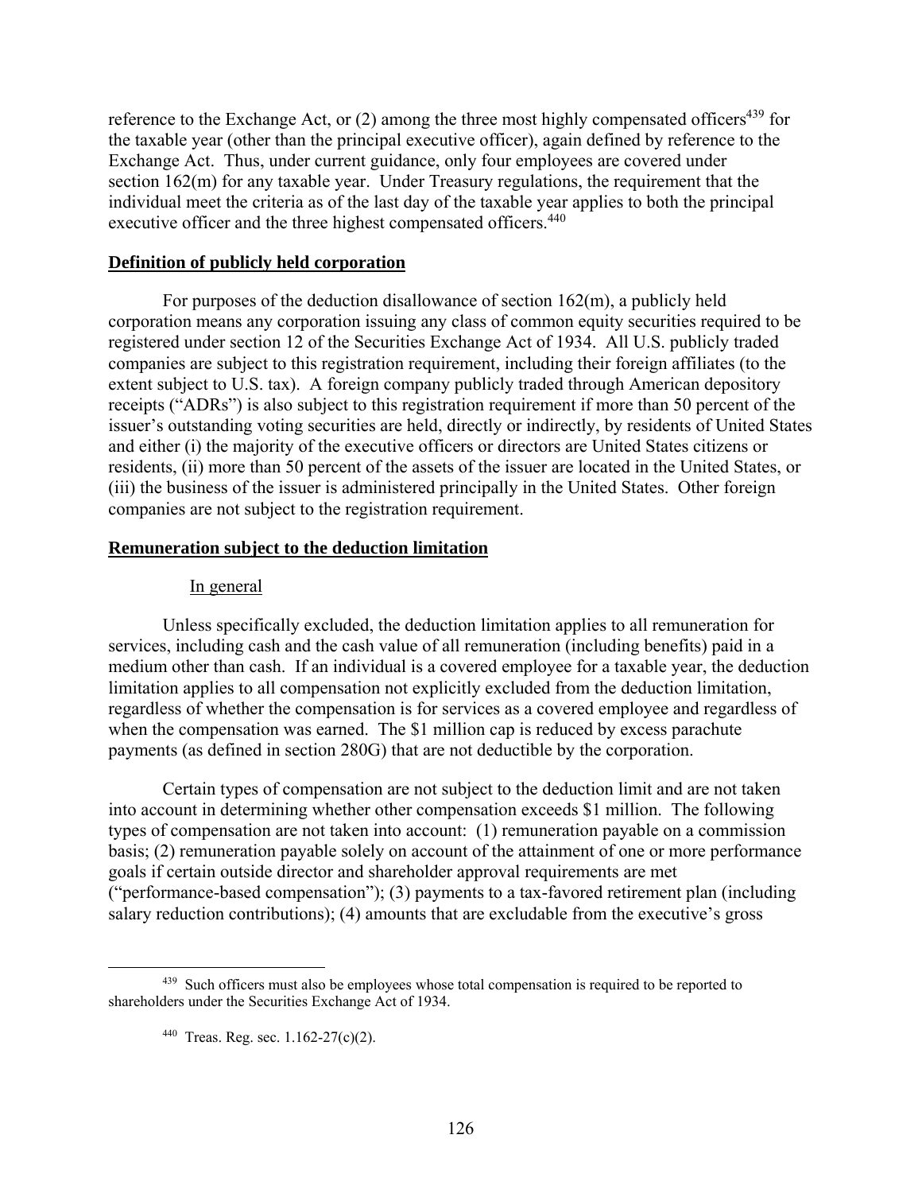reference to the Exchange Act, or (2) among the three most highly compensated officers[439] for the taxable year (other than the principal executive officer), again defined by reference to the Exchange Act. Thus, under current guidance, only four employees are covered under section 162(m) for any taxable year. Under Treasury regulations, the requirement that the individual meet the criteria as of the last day of the taxable year applies to both the principal executive officer and the three highest compensated officers.[440]

**Definition of publicly held corporation**

For purposes of the deduction disallowance of section 162(m), a publicly held corporation means any corporation issuing any class of common equity securities required to be registered under section 12 of the Securities Exchange Act of 1934. All U.S. publicly traded companies are subject to this registration requirement, including their foreign affiliates (to the extent subject to U.S. tax). A foreign company publicly traded through American depository receipts ("ADRs") is also subject to this registration requirement if more than 50 percent of the issuer's outstanding voting securities are held, directly or indirectly, by residents of United States and either (i) the majority of the executive officers or directors are United States citizens or residents, (ii) more than 50 percent of the assets of the issuer are located in the United States, or (iii) the business of the issuer is administered principally in the United States. Other foreign companies are not subject to the registration requirement.

**Remuneration subject to the deduction limitation**

In general

Unless specifically excluded, the deduction limitation applies to all remuneration for services, including cash and the cash value of all remuneration (including benefits) paid in a medium other than cash. If an individual is a covered employee for a taxable year, the deduction limitation applies to all compensation not explicitly excluded from the deduction limitation, regardless of whether the compensation is for services as a covered employee and regardless of when the compensation was earned. The $1 million cap is reduced by excess parachute payments (as defined in section 280G) that are not deductible by the corporation.

Certain types of compensation are not subject to the deduction limit and are not taken into account in determining whether other compensation exceeds $1 million. The following types of compensation are not taken into account: (1) remuneration payable on a commission basis; (2) remuneration payable solely on account of the attainment of one or more performance goals if certain outside director and shareholder approval requirements are met ("performance-based compensation"); (3) payments to a tax-favored retirement plan (including salary reduction contributions); (4) amounts that are excludable from the executive's gross

---

[439] Such officers must also be employees whose total compensation is required to be reported to shareholders under the Securities Exchange Act of 1934.

[440] Treas. Reg. sec. 1.162-27(c)(2).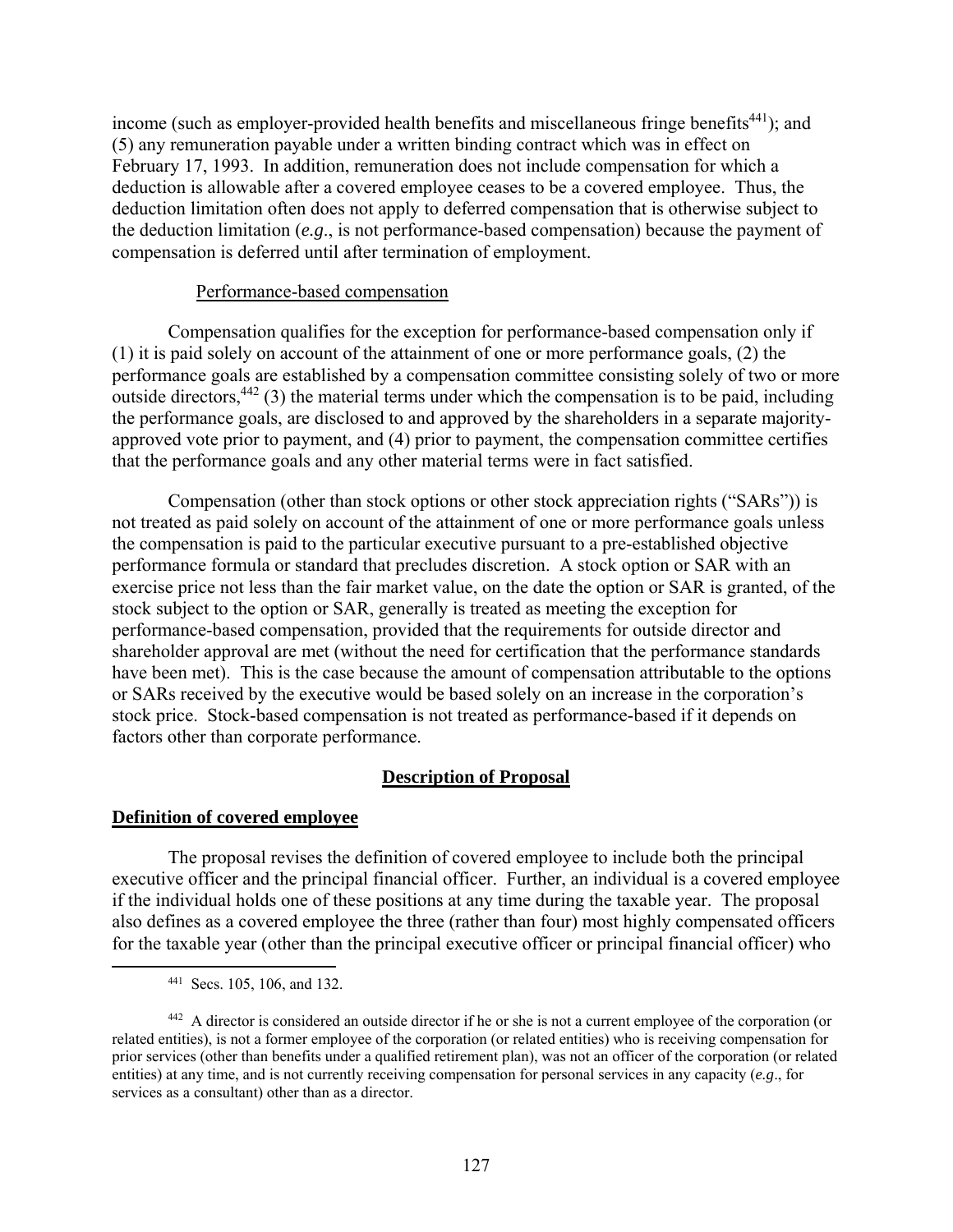income (such as employer-provided health benefits and miscellaneous fringe benefits[441]); and (5) any remuneration payable under a written binding contract which was in effect on February 17, 1993. In addition, remuneration does not include compensation for which a deduction is allowable after a covered employee ceases to be a covered employee. Thus, the deduction limitation often does not apply to deferred compensation that is otherwise subject to the deduction limitation (*e.g*., is not performance-based compensation) because the payment of compensation is deferred until after termination of employment.

Performance-based compensation

Compensation qualifies for the exception for performance-based compensation only if (1) it is paid solely on account of the attainment of one or more performance goals, (2) the performance goals are established by a compensation committee consisting solely of two or more outside directors,[442] (3) the material terms under which the compensation is to be paid, including the performance goals, are disclosed to and approved by the shareholders in a separate majority-approved vote prior to payment, and (4) prior to payment, the compensation committee certifies that the performance goals and any other material terms were in fact satisfied.

Compensation (other than stock options or other stock appreciation rights ("SARs")) is not treated as paid solely on account of the attainment of one or more performance goals unless the compensation is paid to the particular executive pursuant to a pre-established objective performance formula or standard that precludes discretion. A stock option or SAR with an exercise price not less than the fair market value, on the date the option or SAR is granted, of the stock subject to the option or SAR, generally is treated as meeting the exception for performance-based compensation, provided that the requirements for outside director and shareholder approval are met (without the need for certification that the performance standards have been met). This is the case because the amount of compensation attributable to the options or SARs received by the executive would be based solely on an increase in the corporation's stock price. Stock-based compensation is not treated as performance-based if it depends on factors other than corporate performance.

## Description of Proposal

**Definition of covered employee**

The proposal revises the definition of covered employee to include both the principal executive officer and the principal financial officer. Further, an individual is a covered employee if the individual holds one of these positions at any time during the taxable year. The proposal also defines as a covered employee the three (rather than four) most highly compensated officers for the taxable year (other than the principal executive officer or principal financial officer) who

---

[441] Secs. 105, 106, and 132.

[442] A director is considered an outside director if he or she is not a current employee of the corporation (or related entities), is not a former employee of the corporation (or related entities) who is receiving compensation for prior services (other than benefits under a qualified retirement plan), was not an officer of the corporation (or related entities) at any time, and is not currently receiving compensation for personal services in any capacity (*e.g*., for services as a consultant) other than as a director.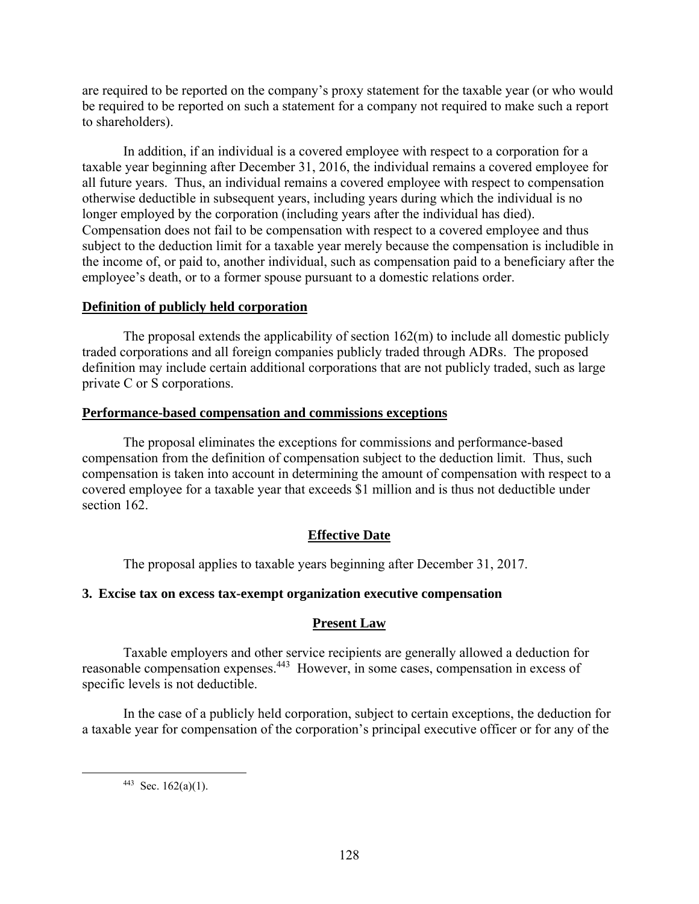are required to be reported on the company's proxy statement for the taxable year (or who would be required to be reported on such a statement for a company not required to make such a report to shareholders).

In addition, if an individual is a covered employee with respect to a corporation for a taxable year beginning after December 31, 2016, the individual remains a covered employee for all future years. Thus, an individual remains a covered employee with respect to compensation otherwise deductible in subsequent years, including years during which the individual is no longer employed by the corporation (including years after the individual has died). Compensation does not fail to be compensation with respect to a covered employee and thus subject to the deduction limit for a taxable year merely because the compensation is includible in the income of, or paid to, another individual, such as compensation paid to a beneficiary after the employee's death, or to a former spouse pursuant to a domestic relations order.

**Definition of publicly held corporation**

The proposal extends the applicability of section 162(m) to include all domestic publicly traded corporations and all foreign companies publicly traded through ADRs. The proposed definition may include certain additional corporations that are not publicly traded, such as large private C or S corporations.

**Performance-based compensation and commissions exceptions**

The proposal eliminates the exceptions for commissions and performance-based compensation from the definition of compensation subject to the deduction limit. Thus, such compensation is taken into account in determining the amount of compensation with respect to a covered employee for a taxable year that exceeds $1 million and is thus not deductible under section 162.

## Effective Date

The proposal applies to taxable years beginning after December 31, 2017.

### 3. Excise tax on excess tax-exempt organization executive compensation

## Present Law

Taxable employers and other service recipients are generally allowed a deduction for reasonable compensation expenses.[443] However, in some cases, compensation in excess of specific levels is not deductible.

In the case of a publicly held corporation, subject to certain exceptions, the deduction for a taxable year for compensation of the corporation's principal executive officer or for any of the

[443] Sec. 162(a)(1).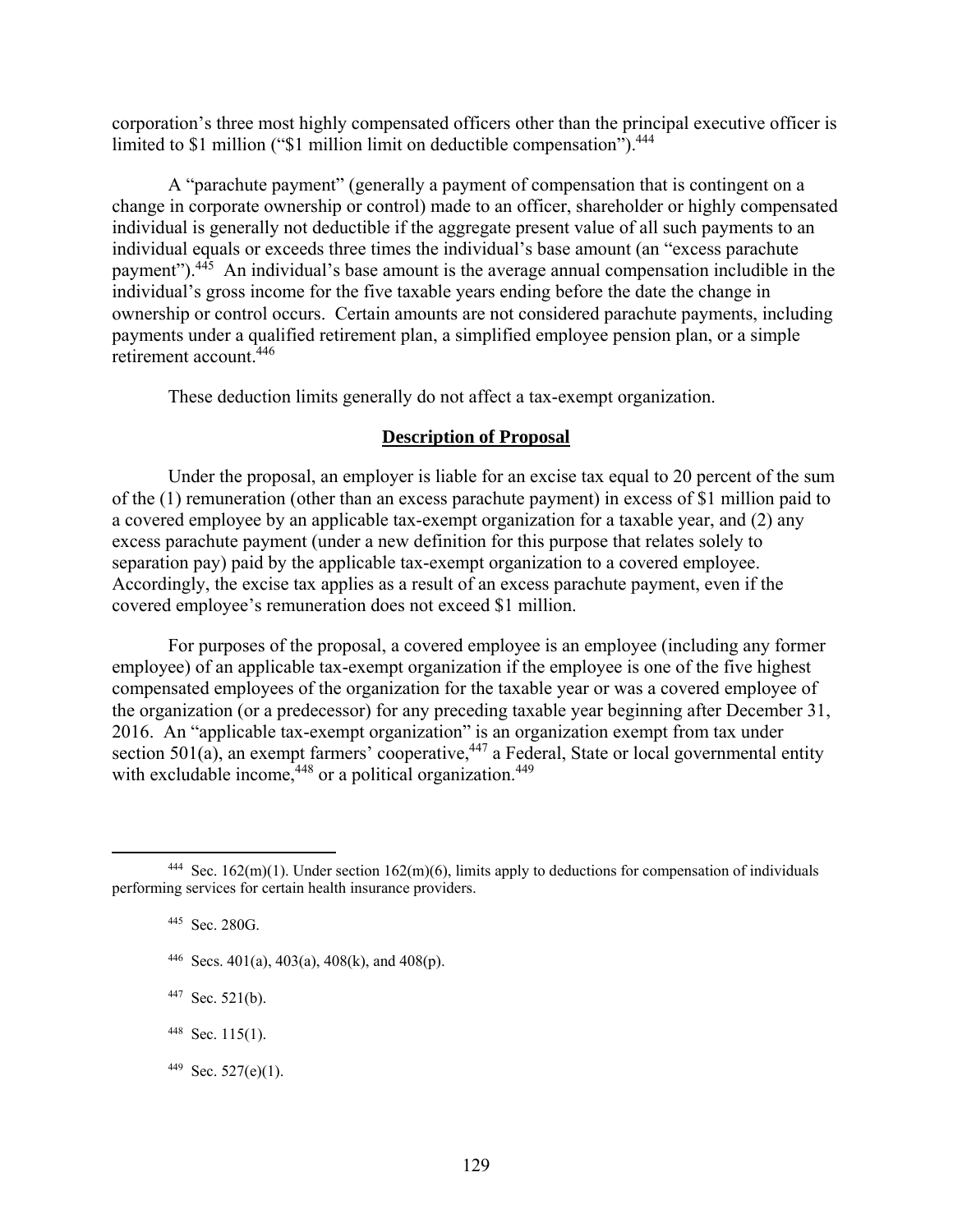corporation's three most highly compensated officers other than the principal executive officer is limited to $1 million ("$1 million limit on deductible compensation").[444]

A "parachute payment" (generally a payment of compensation that is contingent on a change in corporate ownership or control) made to an officer, shareholder or highly compensated individual is generally not deductible if the aggregate present value of all such payments to an individual equals or exceeds three times the individual's base amount (an "excess parachute payment").[445] An individual's base amount is the average annual compensation includible in the individual's gross income for the five taxable years ending before the date the change in ownership or control occurs. Certain amounts are not considered parachute payments, including payments under a qualified retirement plan, a simplified employee pension plan, or a simple retirement account.[446]

These deduction limits generally do not affect a tax-exempt organization.

## Description of Proposal

Under the proposal, an employer is liable for an excise tax equal to 20 percent of the sum of the (1) remuneration (other than an excess parachute payment) in excess of $1 million paid to a covered employee by an applicable tax-exempt organization for a taxable year, and (2) any excess parachute payment (under a new definition for this purpose that relates solely to separation pay) paid by the applicable tax-exempt organization to a covered employee. Accordingly, the excise tax applies as a result of an excess parachute payment, even if the covered employee's remuneration does not exceed $1 million.

For purposes of the proposal, a covered employee is an employee (including any former employee) of an applicable tax-exempt organization if the employee is one of the five highest compensated employees of the organization for the taxable year or was a covered employee of the organization (or a predecessor) for any preceding taxable year beginning after December 31, 2016. An "applicable tax-exempt organization" is an organization exempt from tax under section 501(a), an exempt farmers' cooperative,[447] a Federal, State or local governmental entity with excludable income,[448] or a political organization.[449]

---

[444] Sec. 162(m)(1). Under section 162(m)(6), limits apply to deductions for compensation of individuals performing services for certain health insurance providers.

[445] Sec. 280G.

[446] Secs. 401(a), 403(a), 408(k), and 408(p).

[447] Sec. 521(b).

[448] Sec. 115(1).

[449] Sec. 527(e)(1).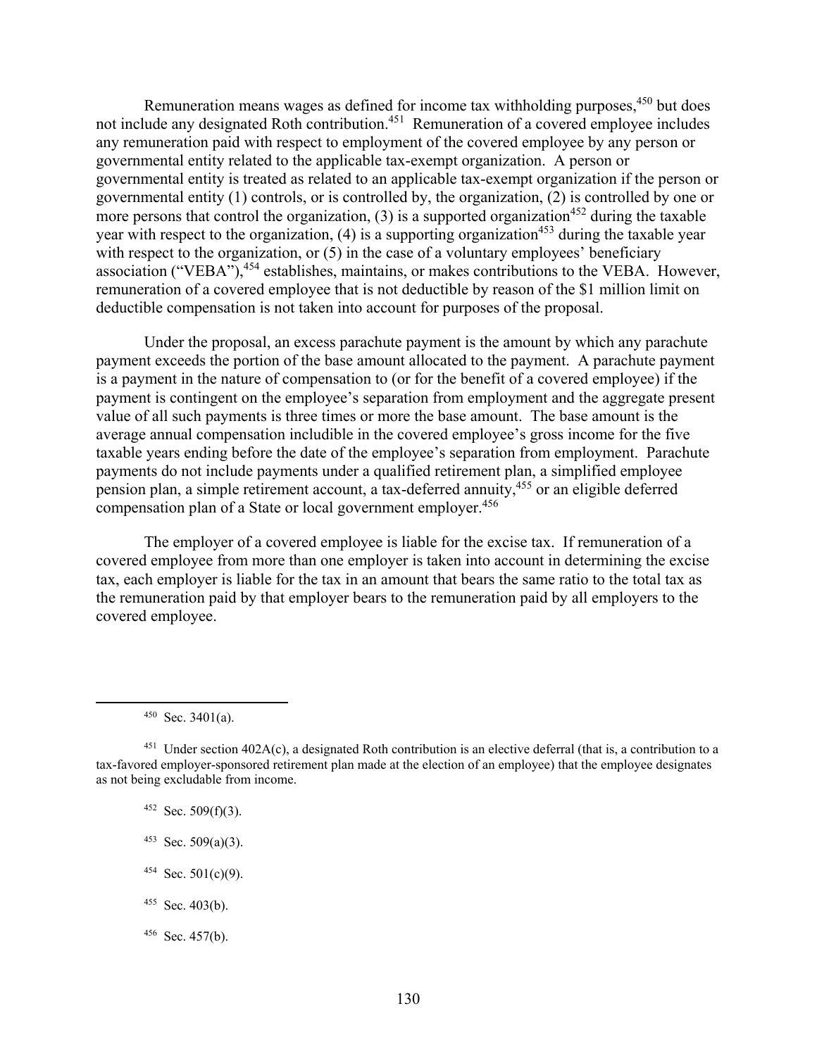Remuneration means wages as defined for income tax withholding purposes,[450] but does not include any designated Roth contribution.[451] Remuneration of a covered employee includes any remuneration paid with respect to employment of the covered employee by any person or governmental entity related to the applicable tax-exempt organization. A person or governmental entity is treated as related to an applicable tax-exempt organization if the person or governmental entity (1) controls, or is controlled by, the organization, (2) is controlled by one or more persons that control the organization, (3) is a supported organization[452] during the taxable year with respect to the organization, (4) is a supporting organization[453] during the taxable year with respect to the organization, or (5) in the case of a voluntary employees' beneficiary association ("VEBA"),[454] establishes, maintains, or makes contributions to the VEBA. However, remuneration of a covered employee that is not deductible by reason of the $1 million limit on deductible compensation is not taken into account for purposes of the proposal.

Under the proposal, an excess parachute payment is the amount by which any parachute payment exceeds the portion of the base amount allocated to the payment. A parachute payment is a payment in the nature of compensation to (or for the benefit of a covered employee) if the payment is contingent on the employee's separation from employment and the aggregate present value of all such payments is three times or more the base amount. The base amount is the average annual compensation includible in the covered employee's gross income for the five taxable years ending before the date of the employee's separation from employment. Parachute payments do not include payments under a qualified retirement plan, a simplified employee pension plan, a simple retirement account, a tax-deferred annuity,[455] or an eligible deferred compensation plan of a State or local government employer.[456]

The employer of a covered employee is liable for the excise tax. If remuneration of a covered employee from more than one employer is taken into account in determining the excise tax, each employer is liable for the tax in an amount that bears the same ratio to the total tax as the remuneration paid by that employer bears to the remuneration paid by all employers to the covered employee.

---

[450] Sec. 3401(a).

[451] Under section 402A(c), a designated Roth contribution is an elective deferral (that is, a contribution to a tax-favored employer-sponsored retirement plan made at the election of an employee) that the employee designates as not being excludable from income.

[452] Sec. 509(f)(3).

[453] Sec. 509(a)(3).

[454] Sec. 501(c)(9).

[455] Sec. 403(b).

[456] Sec. 457(b).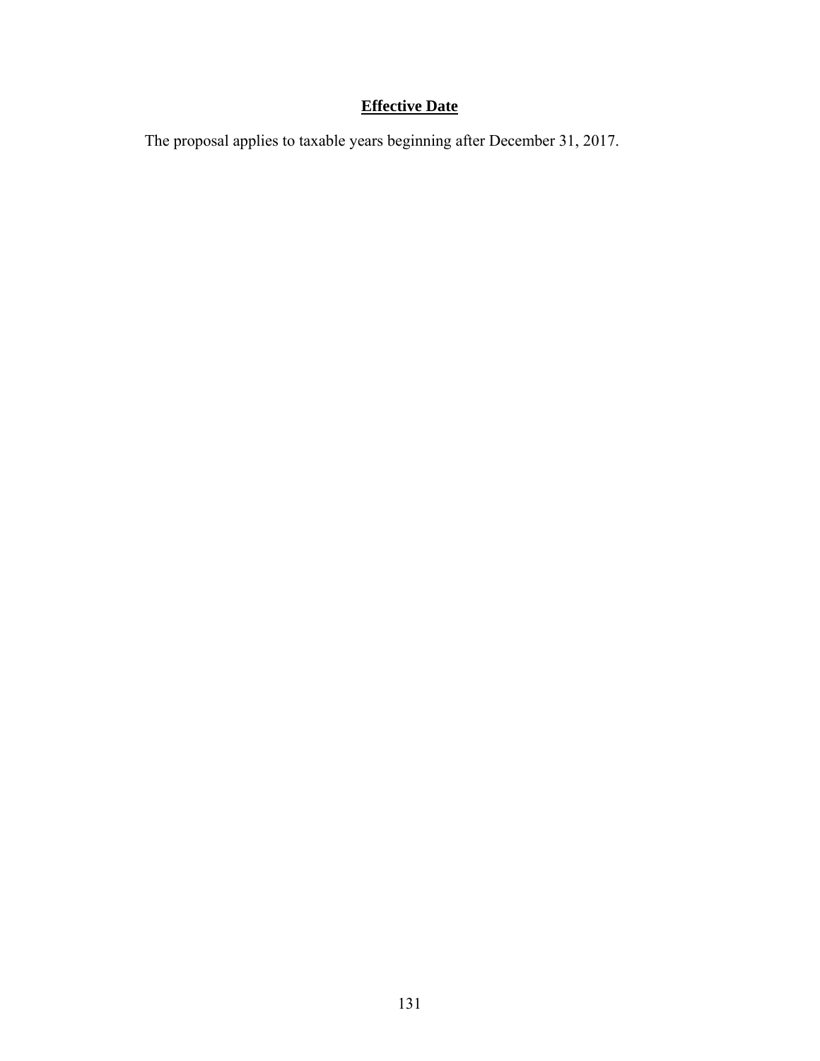## Effective Date

The proposal applies to taxable years beginning after December 31, 2017.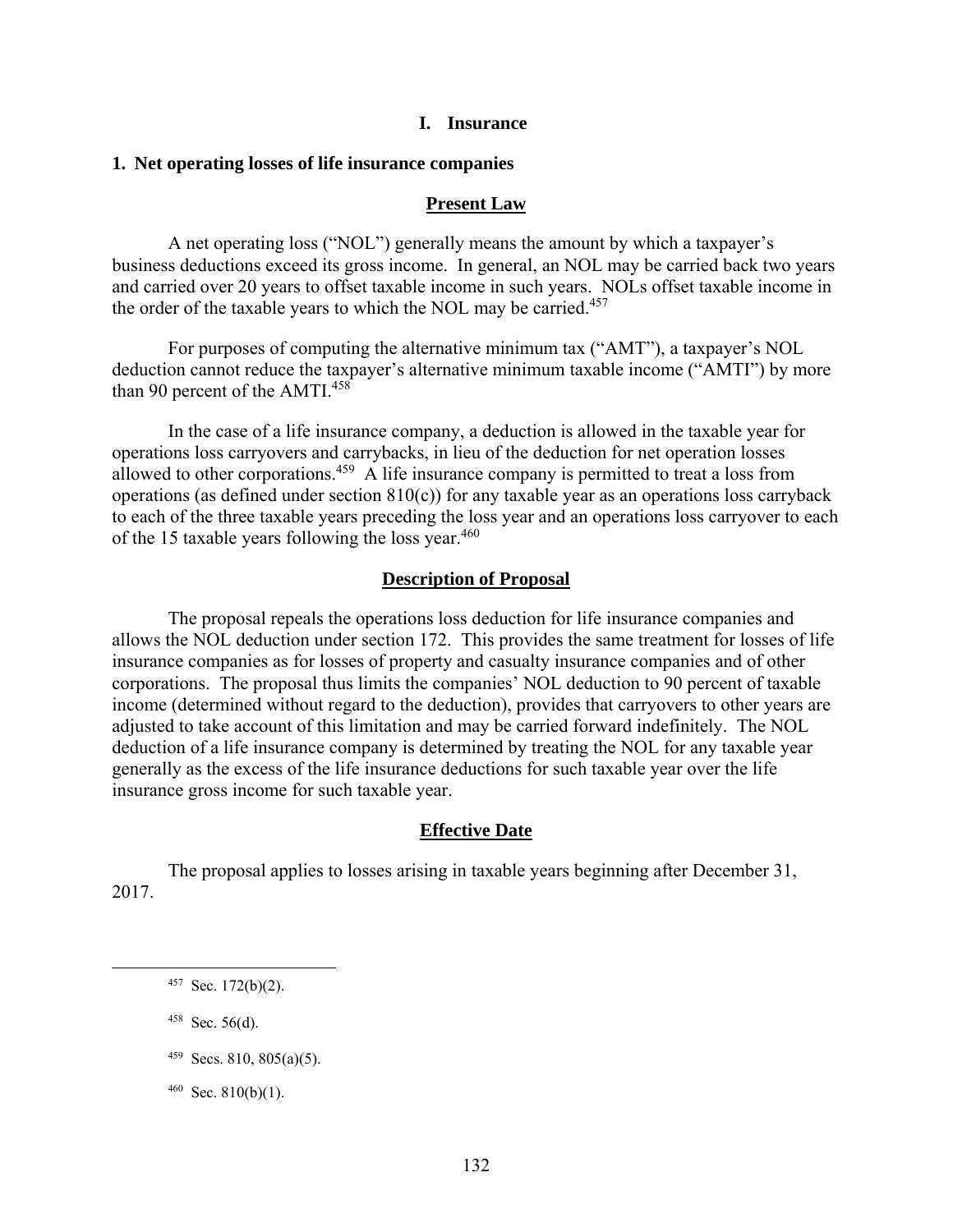## I. Insurance

### 1. Net operating losses of life insurance companies

#### Present Law

A net operating loss ("NOL") generally means the amount by which a taxpayer's business deductions exceed its gross income. In general, an NOL may be carried back two years and carried over 20 years to offset taxable income in such years. NOLs offset taxable income in the order of the taxable years to which the NOL may be carried.[457]

For purposes of computing the alternative minimum tax ("AMT"), a taxpayer's NOL deduction cannot reduce the taxpayer's alternative minimum taxable income ("AMTI") by more than 90 percent of the AMTI.[458]

In the case of a life insurance company, a deduction is allowed in the taxable year for operations loss carryovers and carrybacks, in lieu of the deduction for net operation losses allowed to other corporations.[459] A life insurance company is permitted to treat a loss from operations (as defined under section 810(c)) for any taxable year as an operations loss carryback to each of the three taxable years preceding the loss year and an operations loss carryover to each of the 15 taxable years following the loss year.[460]

#### Description of Proposal

The proposal repeals the operations loss deduction for life insurance companies and allows the NOL deduction under section 172. This provides the same treatment for losses of life insurance companies as for losses of property and casualty insurance companies and of other corporations. The proposal thus limits the companies' NOL deduction to 90 percent of taxable income (determined without regard to the deduction), provides that carryovers to other years are adjusted to take account of this limitation and may be carried forward indefinitely. The NOL deduction of a life insurance company is determined by treating the NOL for any taxable year generally as the excess of the life insurance deductions for such taxable year over the life insurance gross income for such taxable year.

#### Effective Date

The proposal applies to losses arising in taxable years beginning after December 31, 2017.

---

[457] Sec. 172(b)(2).

[458] Sec. 56(d).

[459] Secs. 810, 805(a)(5).

[460] Sec. 810(b)(1).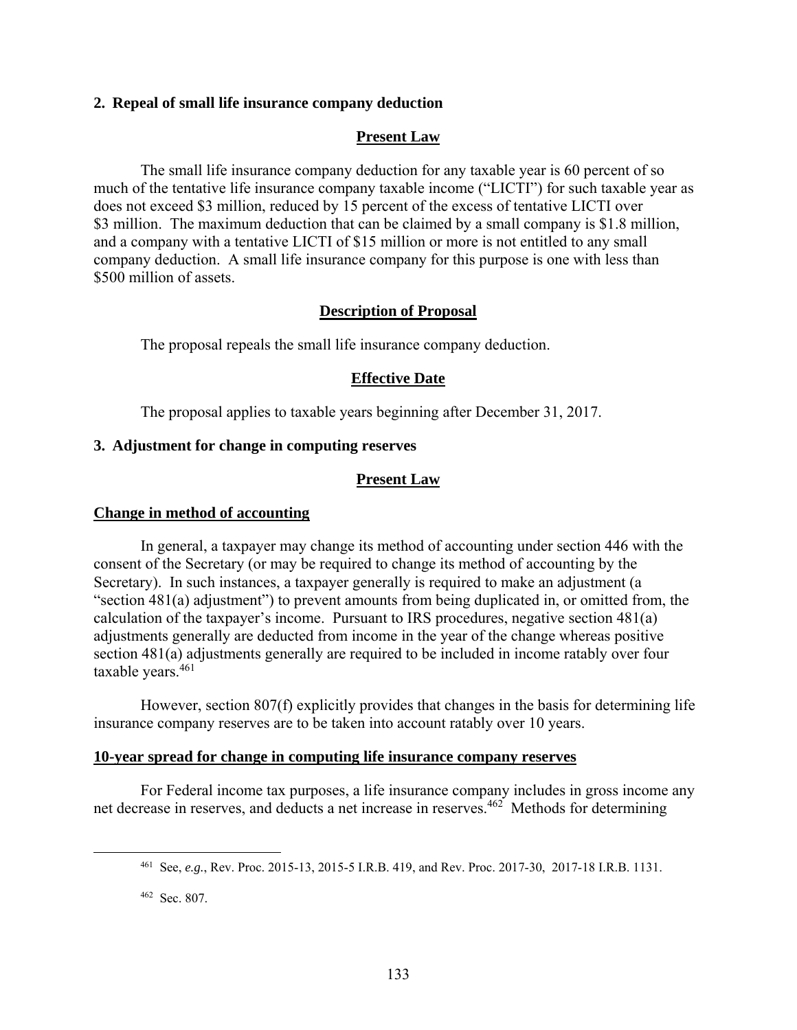### 2. Repeal of small life insurance company deduction

#### Present Law

The small life insurance company deduction for any taxable year is 60 percent of so much of the tentative life insurance company taxable income ("LICTI") for such taxable year as does not exceed $3 million, reduced by 15 percent of the excess of tentative LICTI over $3 million. The maximum deduction that can be claimed by a small company is $1.8 million, and a company with a tentative LICTI of $15 million or more is not entitled to any small company deduction. A small life insurance company for this purpose is one with less than $500 million of assets.

#### Description of Proposal

The proposal repeals the small life insurance company deduction.

#### Effective Date

The proposal applies to taxable years beginning after December 31, 2017.

### 3. Adjustment for change in computing reserves

#### Present Law

**Change in method of accounting**

In general, a taxpayer may change its method of accounting under section 446 with the consent of the Secretary (or may be required to change its method of accounting by the Secretary). In such instances, a taxpayer generally is required to make an adjustment (a "section 481(a) adjustment") to prevent amounts from being duplicated in, or omitted from, the calculation of the taxpayer's income. Pursuant to IRS procedures, negative section 481(a) adjustments generally are deducted from income in the year of the change whereas positive section 481(a) adjustments generally are required to be included in income ratably over four taxable years.[461]

However, section 807(f) explicitly provides that changes in the basis for determining life insurance company reserves are to be taken into account ratably over 10 years.

**10-year spread for change in computing life insurance company reserves**

For Federal income tax purposes, a life insurance company includes in gross income any net decrease in reserves, and deducts a net increase in reserves.[462] Methods for determining

---

[461] See, *e.g.*, Rev. Proc. 2015-13, 2015-5 I.R.B. 419, and Rev. Proc. 2017-30, 2017-18 I.R.B. 1131.

[462] Sec. 807.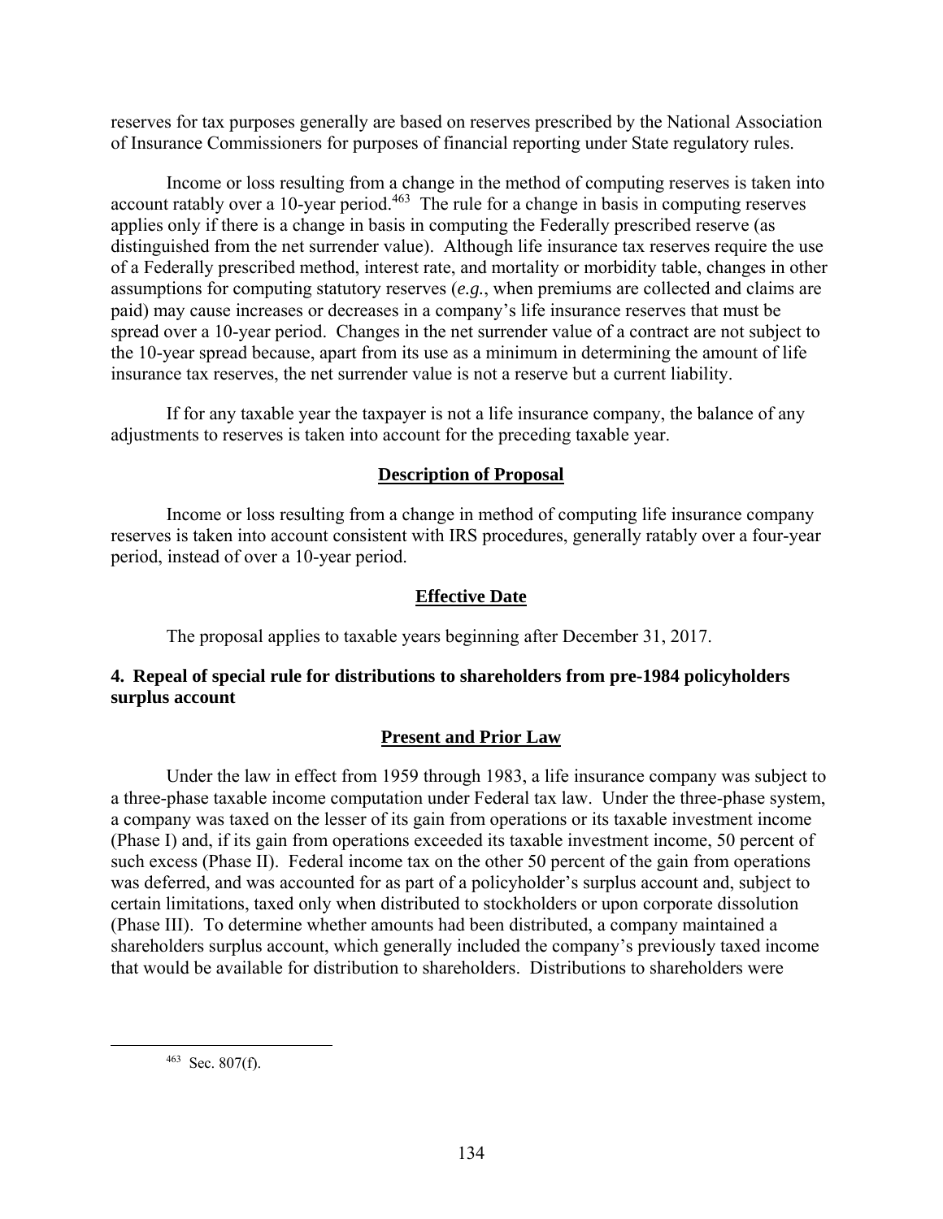reserves for tax purposes generally are based on reserves prescribed by the National Association of Insurance Commissioners for purposes of financial reporting under State regulatory rules.

Income or loss resulting from a change in the method of computing reserves is taken into account ratably over a 10-year period.[463] The rule for a change in basis in computing reserves applies only if there is a change in basis in computing the Federally prescribed reserve (as distinguished from the net surrender value). Although life insurance tax reserves require the use of a Federally prescribed method, interest rate, and mortality or morbidity table, changes in other assumptions for computing statutory reserves (*e.g.*, when premiums are collected and claims are paid) may cause increases or decreases in a company's life insurance reserves that must be spread over a 10-year period. Changes in the net surrender value of a contract are not subject to the 10-year spread because, apart from its use as a minimum in determining the amount of life insurance tax reserves, the net surrender value is not a reserve but a current liability.

If for any taxable year the taxpayer is not a life insurance company, the balance of any adjustments to reserves is taken into account for the preceding taxable year.

## Description of Proposal

Income or loss resulting from a change in method of computing life insurance company reserves is taken into account consistent with IRS procedures, generally ratably over a four-year period, instead of over a 10-year period.

## Effective Date

The proposal applies to taxable years beginning after December 31, 2017.

### 4. Repeal of special rule for distributions to shareholders from pre-1984 policyholders surplus account

## Present and Prior Law

Under the law in effect from 1959 through 1983, a life insurance company was subject to a three-phase taxable income computation under Federal tax law. Under the three-phase system, a company was taxed on the lesser of its gain from operations or its taxable investment income (Phase I) and, if its gain from operations exceeded its taxable investment income, 50 percent of such excess (Phase II). Federal income tax on the other 50 percent of the gain from operations was deferred, and was accounted for as part of a policyholder's surplus account and, subject to certain limitations, taxed only when distributed to stockholders or upon corporate dissolution (Phase III). To determine whether amounts had been distributed, a company maintained a shareholders surplus account, which generally included the company's previously taxed income that would be available for distribution to shareholders. Distributions to shareholders were

[463] Sec. 807(f).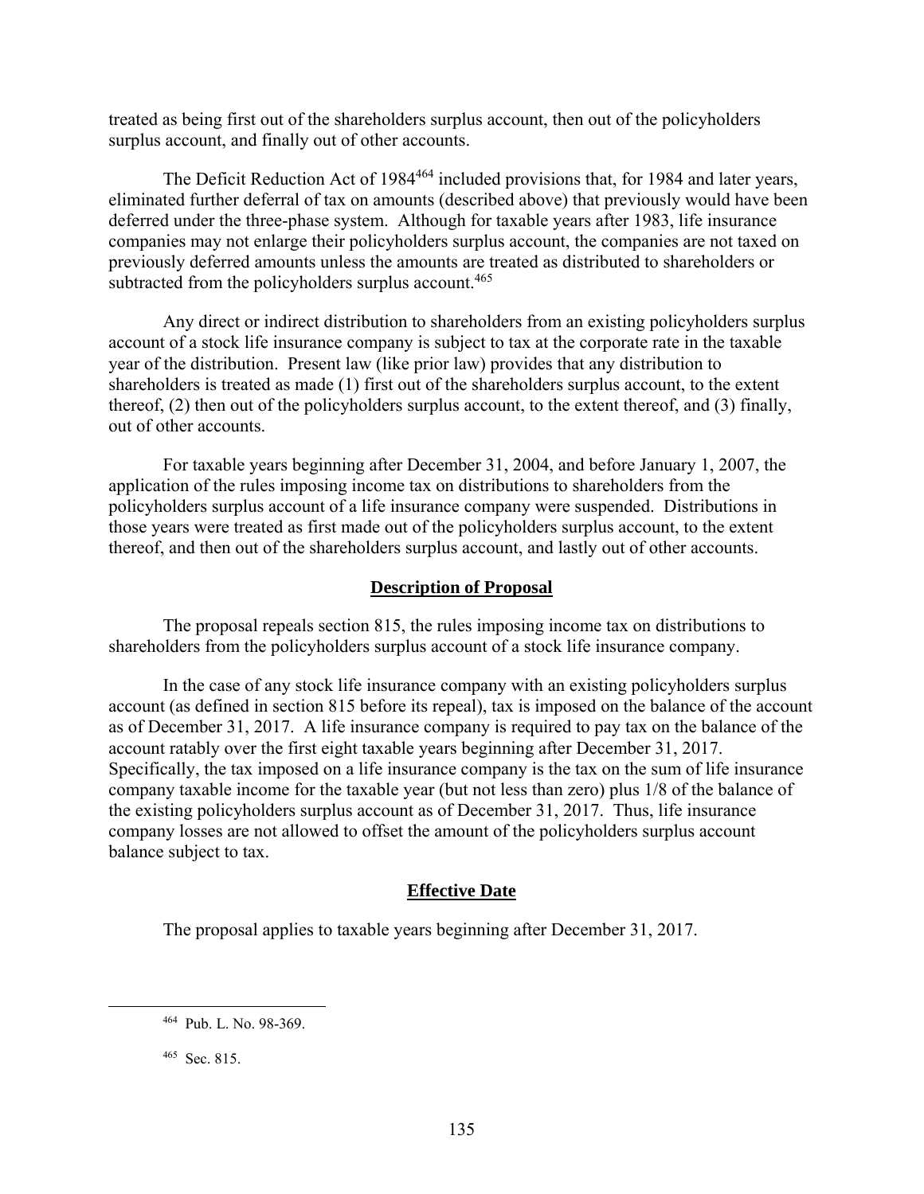treated as being first out of the shareholders surplus account, then out of the policyholders surplus account, and finally out of other accounts.

The Deficit Reduction Act of 1984[464] included provisions that, for 1984 and later years, eliminated further deferral of tax on amounts (described above) that previously would have been deferred under the three-phase system. Although for taxable years after 1983, life insurance companies may not enlarge their policyholders surplus account, the companies are not taxed on previously deferred amounts unless the amounts are treated as distributed to shareholders or subtracted from the policyholders surplus account.[465]

Any direct or indirect distribution to shareholders from an existing policyholders surplus account of a stock life insurance company is subject to tax at the corporate rate in the taxable year of the distribution. Present law (like prior law) provides that any distribution to shareholders is treated as made (1) first out of the shareholders surplus account, to the extent thereof, (2) then out of the policyholders surplus account, to the extent thereof, and (3) finally, out of other accounts.

For taxable years beginning after December 31, 2004, and before January 1, 2007, the application of the rules imposing income tax on distributions to shareholders from the policyholders surplus account of a life insurance company were suspended. Distributions in those years were treated as first made out of the policyholders surplus account, to the extent thereof, and then out of the shareholders surplus account, and lastly out of other accounts.

## Description of Proposal

The proposal repeals section 815, the rules imposing income tax on distributions to shareholders from the policyholders surplus account of a stock life insurance company.

In the case of any stock life insurance company with an existing policyholders surplus account (as defined in section 815 before its repeal), tax is imposed on the balance of the account as of December 31, 2017. A life insurance company is required to pay tax on the balance of the account ratably over the first eight taxable years beginning after December 31, 2017. Specifically, the tax imposed on a life insurance company is the tax on the sum of life insurance company taxable income for the taxable year (but not less than zero) plus 1/8 of the balance of the existing policyholders surplus account as of December 31, 2017. Thus, life insurance company losses are not allowed to offset the amount of the policyholders surplus account balance subject to tax.

## Effective Date

The proposal applies to taxable years beginning after December 31, 2017.

---

[464] Pub. L. No. 98-369.

[465] Sec. 815.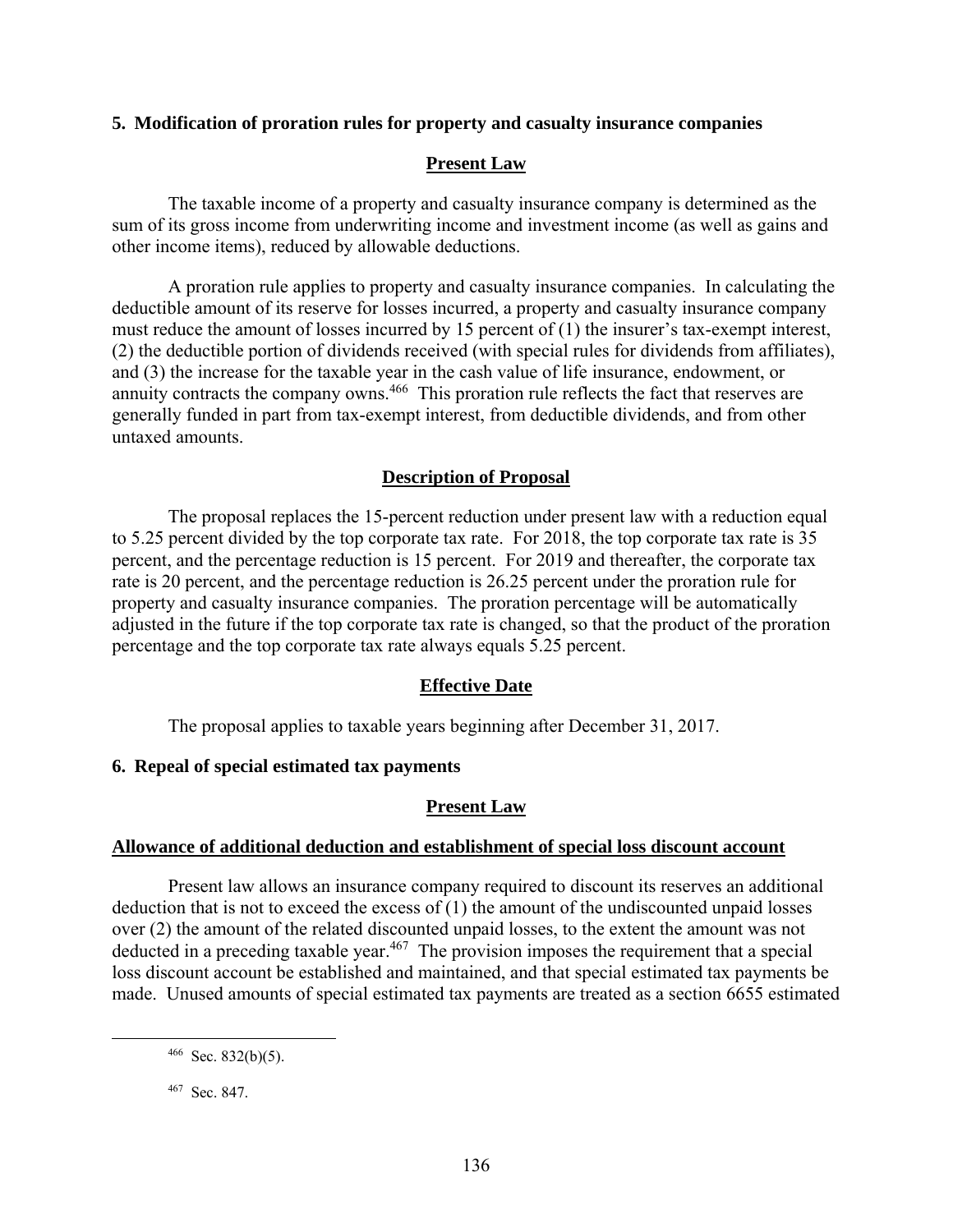### 5. Modification of proration rules for property and casualty insurance companies

#### Present Law

The taxable income of a property and casualty insurance company is determined as the sum of its gross income from underwriting income and investment income (as well as gains and other income items), reduced by allowable deductions.

A proration rule applies to property and casualty insurance companies. In calculating the deductible amount of its reserve for losses incurred, a property and casualty insurance company must reduce the amount of losses incurred by 15 percent of (1) the insurer's tax-exempt interest, (2) the deductible portion of dividends received (with special rules for dividends from affiliates), and (3) the increase for the taxable year in the cash value of life insurance, endowment, or annuity contracts the company owns.[466] This proration rule reflects the fact that reserves are generally funded in part from tax-exempt interest, from deductible dividends, and from other untaxed amounts.

#### Description of Proposal

The proposal replaces the 15-percent reduction under present law with a reduction equal to 5.25 percent divided by the top corporate tax rate. For 2018, the top corporate tax rate is 35 percent, and the percentage reduction is 15 percent. For 2019 and thereafter, the corporate tax rate is 20 percent, and the percentage reduction is 26.25 percent under the proration rule for property and casualty insurance companies. The proration percentage will be automatically adjusted in the future if the top corporate tax rate is changed, so that the product of the proration percentage and the top corporate tax rate always equals 5.25 percent.

#### Effective Date

The proposal applies to taxable years beginning after December 31, 2017.

### 6. Repeal of special estimated tax payments

#### Present Law

**Allowance of additional deduction and establishment of special loss discount account**

Present law allows an insurance company required to discount its reserves an additional deduction that is not to exceed the excess of (1) the amount of the undiscounted unpaid losses over (2) the amount of the related discounted unpaid losses, to the extent the amount was not deducted in a preceding taxable year.[467] The provision imposes the requirement that a special loss discount account be established and maintained, and that special estimated tax payments be made. Unused amounts of special estimated tax payments are treated as a section 6655 estimated

---

[466] Sec. 832(b)(5).

[467] Sec. 847.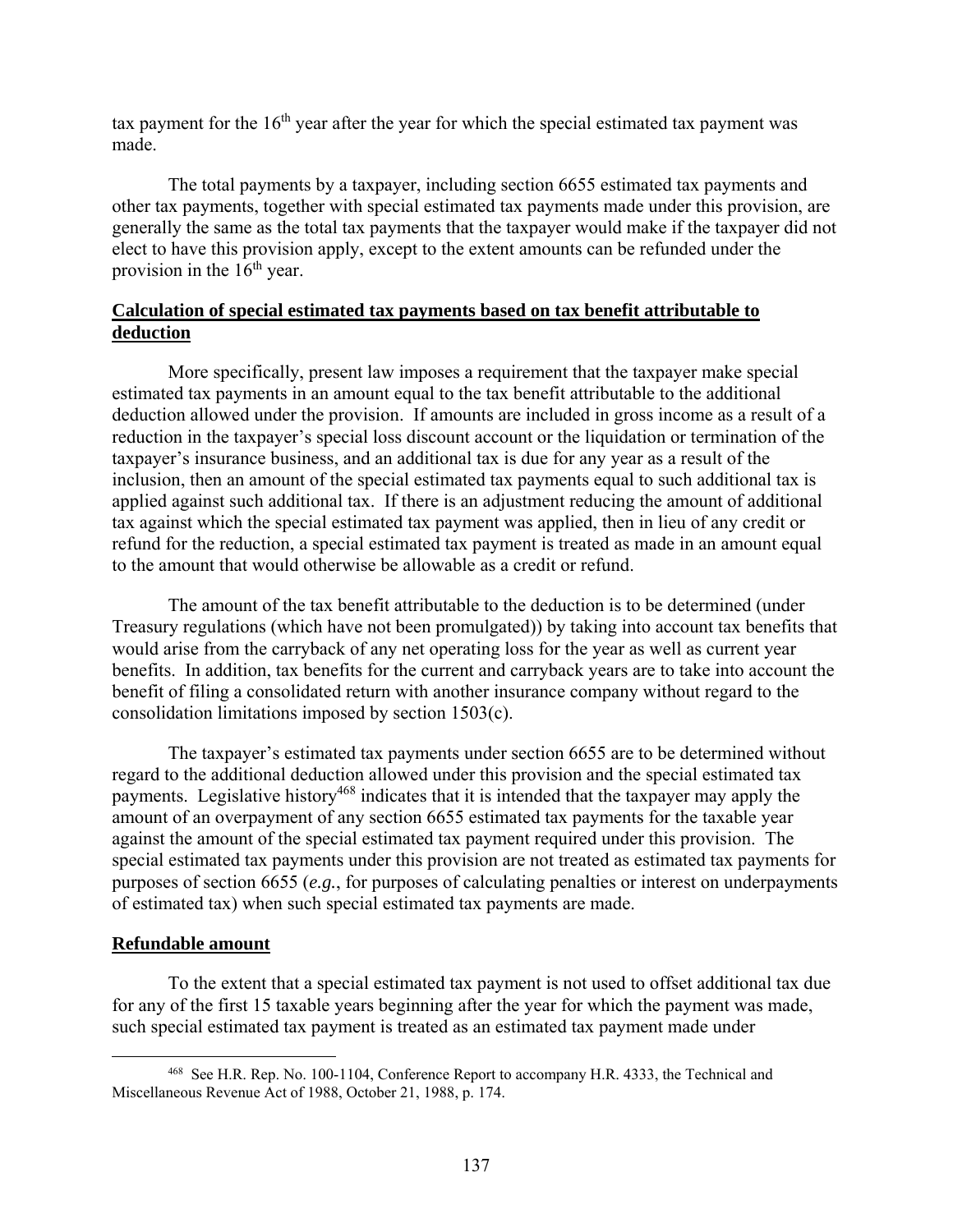tax payment for the 16th year after the year for which the special estimated tax payment was made.

The total payments by a taxpayer, including section 6655 estimated tax payments and other tax payments, together with special estimated tax payments made under this provision, are generally the same as the total tax payments that the taxpayer would make if the taxpayer did not elect to have this provision apply, except to the extent amounts can be refunded under the provision in the 16th year.

**Calculation of special estimated tax payments based on tax benefit attributable to deduction**

More specifically, present law imposes a requirement that the taxpayer make special estimated tax payments in an amount equal to the tax benefit attributable to the additional deduction allowed under the provision. If amounts are included in gross income as a result of a reduction in the taxpayer's special loss discount account or the liquidation or termination of the taxpayer's insurance business, and an additional tax is due for any year as a result of the inclusion, then an amount of the special estimated tax payments equal to such additional tax is applied against such additional tax. If there is an adjustment reducing the amount of additional tax against which the special estimated tax payment was applied, then in lieu of any credit or refund for the reduction, a special estimated tax payment is treated as made in an amount equal to the amount that would otherwise be allowable as a credit or refund.

The amount of the tax benefit attributable to the deduction is to be determined (under Treasury regulations (which have not been promulgated)) by taking into account tax benefits that would arise from the carryback of any net operating loss for the year as well as current year benefits. In addition, tax benefits for the current and carryback years are to take into account the benefit of filing a consolidated return with another insurance company without regard to the consolidation limitations imposed by section 1503(c).

The taxpayer's estimated tax payments under section 6655 are to be determined without regard to the additional deduction allowed under this provision and the special estimated tax payments. Legislative history[468] indicates that it is intended that the taxpayer may apply the amount of an overpayment of any section 6655 estimated tax payments for the taxable year against the amount of the special estimated tax payment required under this provision. The special estimated tax payments under this provision are not treated as estimated tax payments for purposes of section 6655 (*e.g.*, for purposes of calculating penalties or interest on underpayments of estimated tax) when such special estimated tax payments are made.

**Refundable amount**

To the extent that a special estimated tax payment is not used to offset additional tax due for any of the first 15 taxable years beginning after the year for which the payment was made, such special estimated tax payment is treated as an estimated tax payment made under

[468] See H.R. Rep. No. 100-1104, Conference Report to accompany H.R. 4333, the Technical and Miscellaneous Revenue Act of 1988, October 21, 1988, p. 174.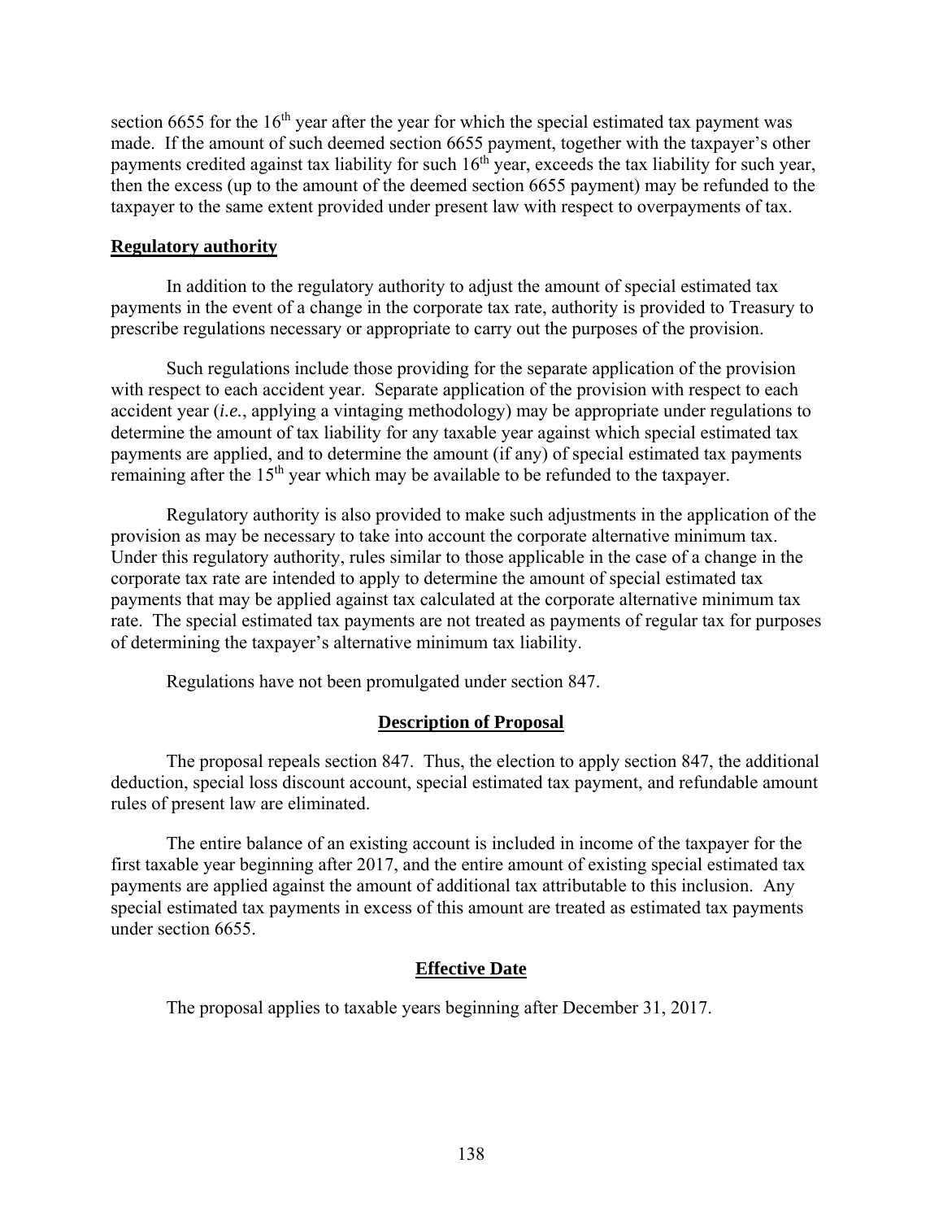section 6655 for the 16th year after the year for which the special estimated tax payment was made. If the amount of such deemed section 6655 payment, together with the taxpayer's other payments credited against tax liability for such 16th year, exceeds the tax liability for such year, then the excess (up to the amount of the deemed section 6655 payment) may be refunded to the taxpayer to the same extent provided under present law with respect to overpayments of tax.

**Regulatory authority**

In addition to the regulatory authority to adjust the amount of special estimated tax payments in the event of a change in the corporate tax rate, authority is provided to Treasury to prescribe regulations necessary or appropriate to carry out the purposes of the provision.

Such regulations include those providing for the separate application of the provision with respect to each accident year. Separate application of the provision with respect to each accident year (*i.e.*, applying a vintaging methodology) may be appropriate under regulations to determine the amount of tax liability for any taxable year against which special estimated tax payments are applied, and to determine the amount (if any) of special estimated tax payments remaining after the 15th year which may be available to be refunded to the taxpayer.

Regulatory authority is also provided to make such adjustments in the application of the provision as may be necessary to take into account the corporate alternative minimum tax. Under this regulatory authority, rules similar to those applicable in the case of a change in the corporate tax rate are intended to apply to determine the amount of special estimated tax payments that may be applied against tax calculated at the corporate alternative minimum tax rate. The special estimated tax payments are not treated as payments of regular tax for purposes of determining the taxpayer's alternative minimum tax liability.

Regulations have not been promulgated under section 847.

## Description of Proposal

The proposal repeals section 847. Thus, the election to apply section 847, the additional deduction, special loss discount account, special estimated tax payment, and refundable amount rules of present law are eliminated.

The entire balance of an existing account is included in income of the taxpayer for the first taxable year beginning after 2017, and the entire amount of existing special estimated tax payments are applied against the amount of additional tax attributable to this inclusion. Any special estimated tax payments in excess of this amount are treated as estimated tax payments under section 6655.

## Effective Date

The proposal applies to taxable years beginning after December 31, 2017.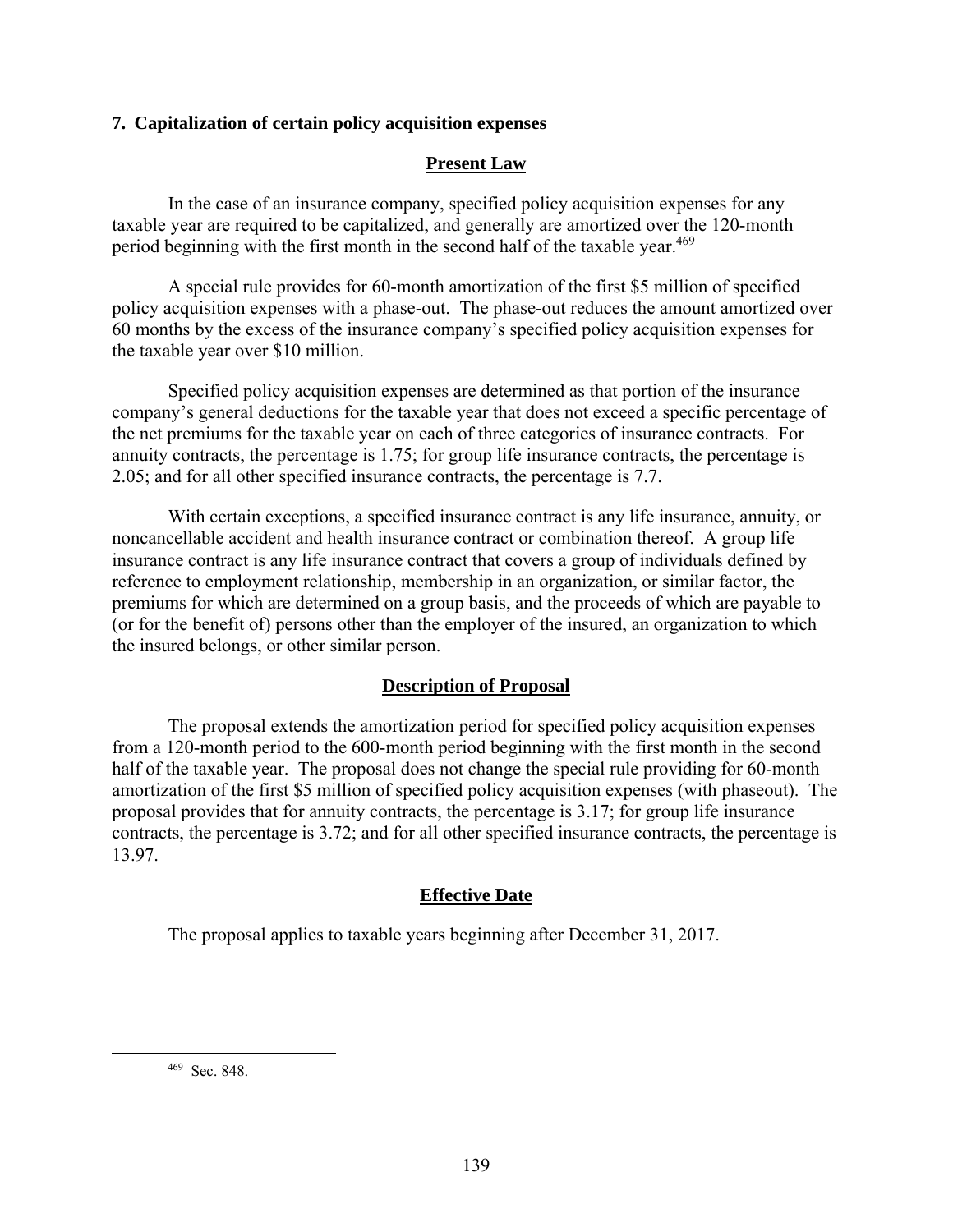### 7. Capitalization of certain policy acquisition expenses

**Present Law**

In the case of an insurance company, specified policy acquisition expenses for any taxable year are required to be capitalized, and generally are amortized over the 120-month period beginning with the first month in the second half of the taxable year.[469]

A special rule provides for 60-month amortization of the first $5 million of specified policy acquisition expenses with a phase-out. The phase-out reduces the amount amortized over 60 months by the excess of the insurance company's specified policy acquisition expenses for the taxable year over $10 million.

Specified policy acquisition expenses are determined as that portion of the insurance company's general deductions for the taxable year that does not exceed a specific percentage of the net premiums for the taxable year on each of three categories of insurance contracts. For annuity contracts, the percentage is 1.75; for group life insurance contracts, the percentage is 2.05; and for all other specified insurance contracts, the percentage is 7.7.

With certain exceptions, a specified insurance contract is any life insurance, annuity, or noncancellable accident and health insurance contract or combination thereof. A group life insurance contract is any life insurance contract that covers a group of individuals defined by reference to employment relationship, membership in an organization, or similar factor, the premiums for which are determined on a group basis, and the proceeds of which are payable to (or for the benefit of) persons other than the employer of the insured, an organization to which the insured belongs, or other similar person.

**Description of Proposal**

The proposal extends the amortization period for specified policy acquisition expenses from a 120-month period to the 600-month period beginning with the first month in the second half of the taxable year. The proposal does not change the special rule providing for 60-month amortization of the first $5 million of specified policy acquisition expenses (with phaseout). The proposal provides that for annuity contracts, the percentage is 3.17; for group life insurance contracts, the percentage is 3.72; and for all other specified insurance contracts, the percentage is 13.97.

**Effective Date**

The proposal applies to taxable years beginning after December 31, 2017.

---

[469] Sec. 848.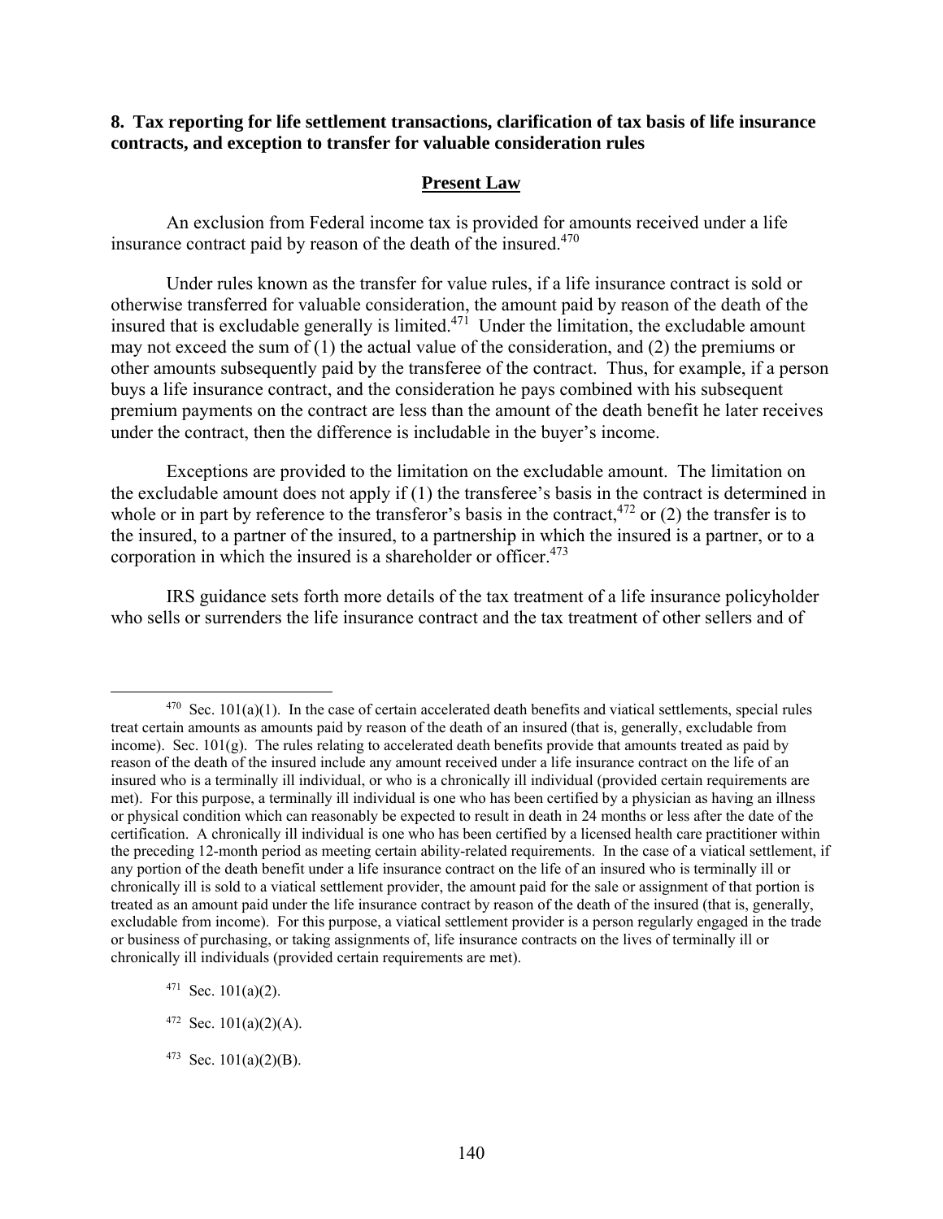**8. Tax reporting for life settlement transactions, clarification of tax basis of life insurance contracts, and exception to transfer for valuable consideration rules**

## Present Law

An exclusion from Federal income tax is provided for amounts received under a life insurance contract paid by reason of the death of the insured.[470]

Under rules known as the transfer for value rules, if a life insurance contract is sold or otherwise transferred for valuable consideration, the amount paid by reason of the death of the insured that is excludable generally is limited.[471] Under the limitation, the excludable amount may not exceed the sum of (1) the actual value of the consideration, and (2) the premiums or other amounts subsequently paid by the transferee of the contract. Thus, for example, if a person buys a life insurance contract, and the consideration he pays combined with his subsequent premium payments on the contract are less than the amount of the death benefit he later receives under the contract, then the difference is includable in the buyer's income.

Exceptions are provided to the limitation on the excludable amount. The limitation on the excludable amount does not apply if (1) the transferee's basis in the contract is determined in whole or in part by reference to the transferor's basis in the contract,[472] or (2) the transfer is to the insured, to a partner of the insured, to a partnership in which the insured is a partner, or to a corporation in which the insured is a shareholder or officer.[473]

IRS guidance sets forth more details of the tax treatment of a life insurance policyholder who sells or surrenders the life insurance contract and the tax treatment of other sellers and of

---

[470] Sec. 101(a)(1). In the case of certain accelerated death benefits and viatical settlements, special rules treat certain amounts as amounts paid by reason of the death of an insured (that is, generally, excludable from income). Sec. 101(g). The rules relating to accelerated death benefits provide that amounts treated as paid by reason of the death of the insured include any amount received under a life insurance contract on the life of an insured who is a terminally ill individual, or who is a chronically ill individual (provided certain requirements are met). For this purpose, a terminally ill individual is one who has been certified by a physician as having an illness or physical condition which can reasonably be expected to result in death in 24 months or less after the date of the certification. A chronically ill individual is one who has been certified by a licensed health care practitioner within the preceding 12-month period as meeting certain ability-related requirements. In the case of a viatical settlement, if any portion of the death benefit under a life insurance contract on the life of an insured who is terminally ill or chronically ill is sold to a viatical settlement provider, the amount paid for the sale or assignment of that portion is treated as an amount paid under the life insurance contract by reason of the death of the insured (that is, generally, excludable from income). For this purpose, a viatical settlement provider is a person regularly engaged in the trade or business of purchasing, or taking assignments of, life insurance contracts on the lives of terminally ill or chronically ill individuals (provided certain requirements are met).

[471] Sec. 101(a)(2).

[472] Sec. 101(a)(2)(A).

[473] Sec. 101(a)(2)(B).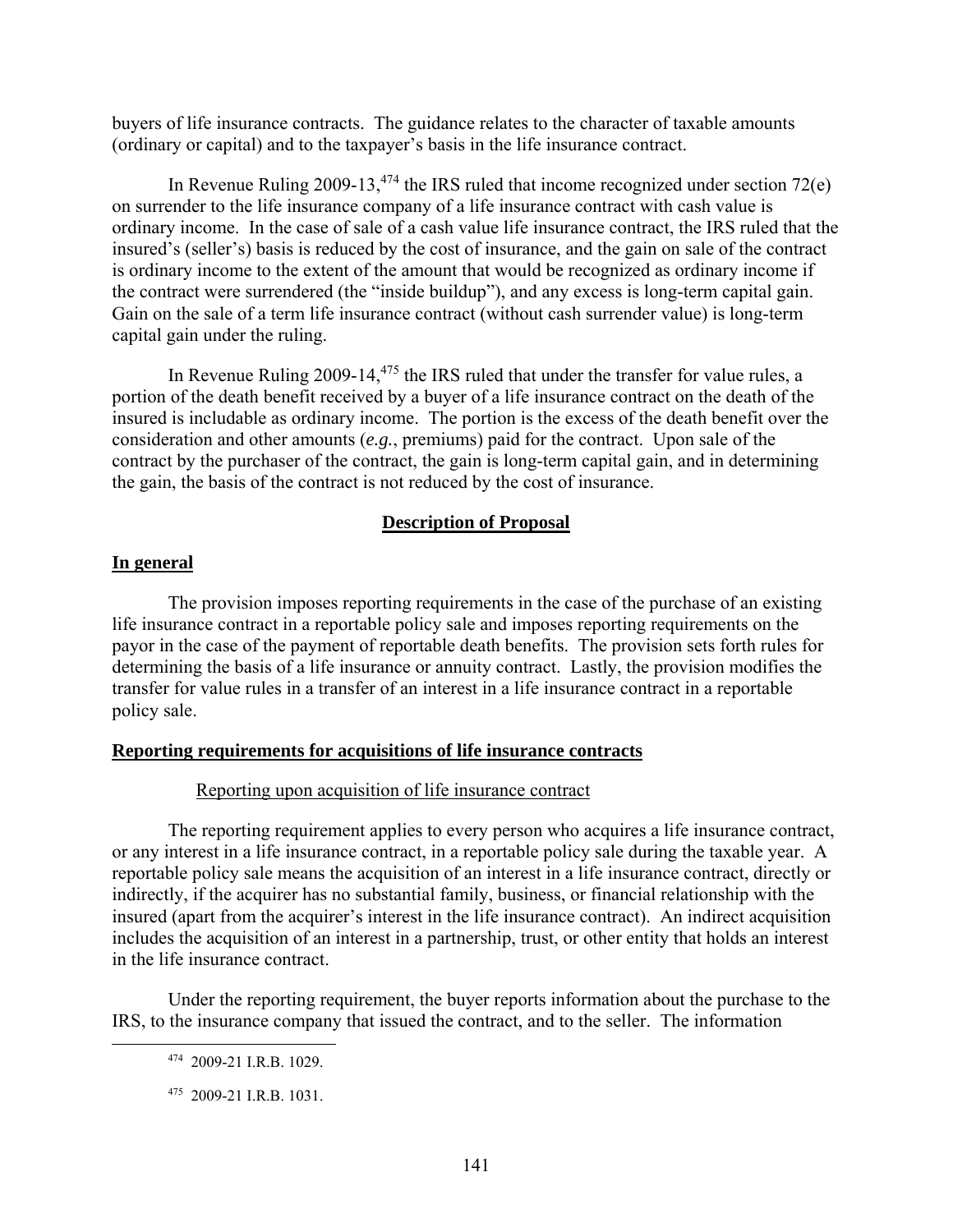buyers of life insurance contracts. The guidance relates to the character of taxable amounts (ordinary or capital) and to the taxpayer's basis in the life insurance contract.

In Revenue Ruling 2009-13,[474] the IRS ruled that income recognized under section 72(e) on surrender to the life insurance company of a life insurance contract with cash value is ordinary income. In the case of sale of a cash value life insurance contract, the IRS ruled that the insured's (seller's) basis is reduced by the cost of insurance, and the gain on sale of the contract is ordinary income to the extent of the amount that would be recognized as ordinary income if the contract were surrendered (the "inside buildup"), and any excess is long-term capital gain. Gain on the sale of a term life insurance contract (without cash surrender value) is long-term capital gain under the ruling.

In Revenue Ruling 2009-14,[475] the IRS ruled that under the transfer for value rules, a portion of the death benefit received by a buyer of a life insurance contract on the death of the insured is includable as ordinary income. The portion is the excess of the death benefit over the consideration and other amounts (*e.g.*, premiums) paid for the contract. Upon sale of the contract by the purchaser of the contract, the gain is long-term capital gain, and in determining the gain, the basis of the contract is not reduced by the cost of insurance.

## Description of Proposal

### In general

The provision imposes reporting requirements in the case of the purchase of an existing life insurance contract in a reportable policy sale and imposes reporting requirements on the payor in the case of the payment of reportable death benefits. The provision sets forth rules for determining the basis of a life insurance or annuity contract. Lastly, the provision modifies the transfer for value rules in a transfer of an interest in a life insurance contract in a reportable policy sale.

### Reporting requirements for acquisitions of life insurance contracts

#### Reporting upon acquisition of life insurance contract

The reporting requirement applies to every person who acquires a life insurance contract, or any interest in a life insurance contract, in a reportable policy sale during the taxable year. A reportable policy sale means the acquisition of an interest in a life insurance contract, directly or indirectly, if the acquirer has no substantial family, business, or financial relationship with the insured (apart from the acquirer's interest in the life insurance contract). An indirect acquisition includes the acquisition of an interest in a partnership, trust, or other entity that holds an interest in the life insurance contract.

Under the reporting requirement, the buyer reports information about the purchase to the IRS, to the insurance company that issued the contract, and to the seller. The information

[474] 2009-21 I.R.B. 1029.

[475] 2009-21 I.R.B. 1031.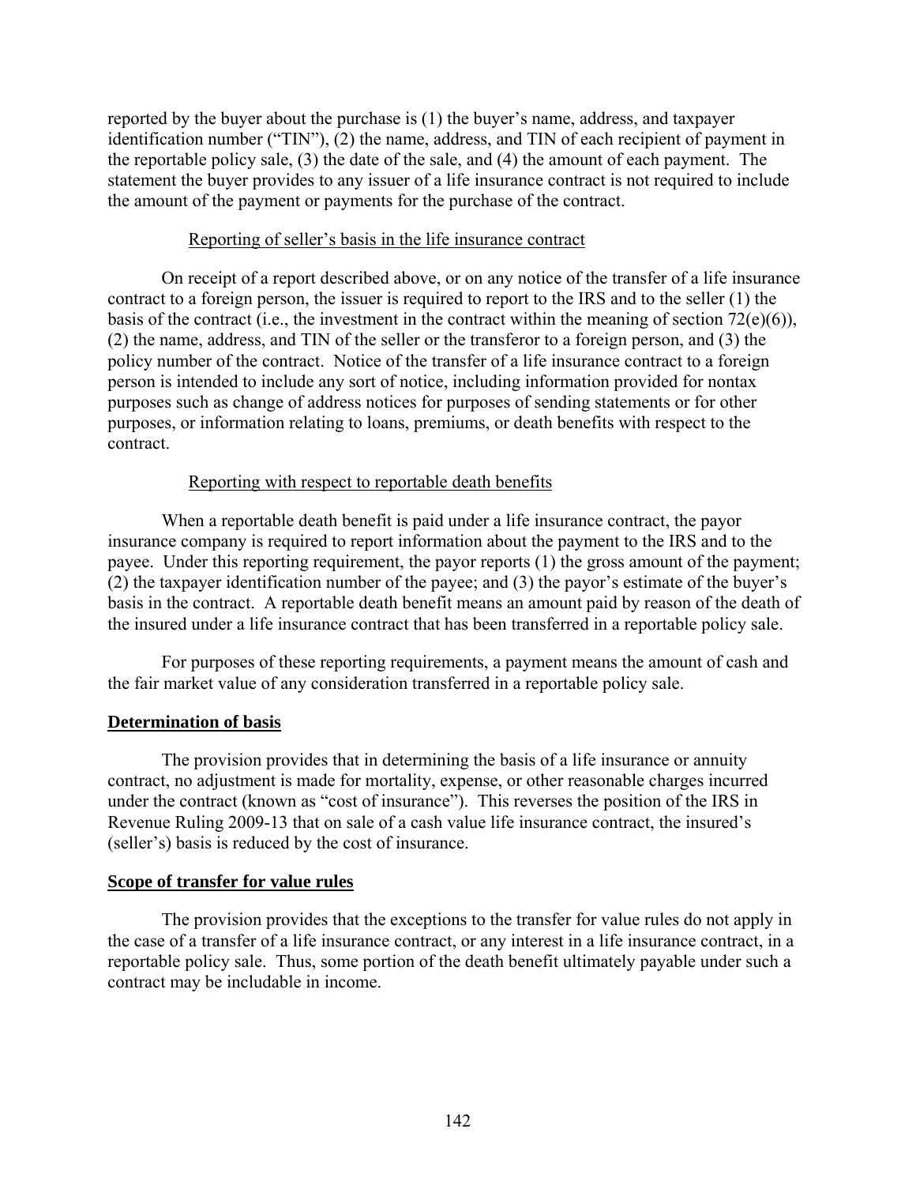reported by the buyer about the purchase is (1) the buyer's name, address, and taxpayer identification number ("TIN"), (2) the name, address, and TIN of each recipient of payment in the reportable policy sale, (3) the date of the sale, and (4) the amount of each payment. The statement the buyer provides to any issuer of a life insurance contract is not required to include the amount of the payment or payments for the purchase of the contract.

Reporting of seller's basis in the life insurance contract

On receipt of a report described above, or on any notice of the transfer of a life insurance contract to a foreign person, the issuer is required to report to the IRS and to the seller (1) the basis of the contract (i.e., the investment in the contract within the meaning of section 72(e)(6)), (2) the name, address, and TIN of the seller or the transferor to a foreign person, and (3) the policy number of the contract. Notice of the transfer of a life insurance contract to a foreign person is intended to include any sort of notice, including information provided for nontax purposes such as change of address notices for purposes of sending statements or for other purposes, or information relating to loans, premiums, or death benefits with respect to the contract.

Reporting with respect to reportable death benefits

When a reportable death benefit is paid under a life insurance contract, the payor insurance company is required to report information about the payment to the IRS and to the payee. Under this reporting requirement, the payor reports (1) the gross amount of the payment; (2) the taxpayer identification number of the payee; and (3) the payor's estimate of the buyer's basis in the contract. A reportable death benefit means an amount paid by reason of the death of the insured under a life insurance contract that has been transferred in a reportable policy sale.

For purposes of these reporting requirements, a payment means the amount of cash and the fair market value of any consideration transferred in a reportable policy sale.

**Determination of basis**

The provision provides that in determining the basis of a life insurance or annuity contract, no adjustment is made for mortality, expense, or other reasonable charges incurred under the contract (known as "cost of insurance"). This reverses the position of the IRS in Revenue Ruling 2009-13 that on sale of a cash value life insurance contract, the insured's (seller's) basis is reduced by the cost of insurance.

**Scope of transfer for value rules**

The provision provides that the exceptions to the transfer for value rules do not apply in the case of a transfer of a life insurance contract, or any interest in a life insurance contract, in a reportable policy sale. Thus, some portion of the death benefit ultimately payable under such a contract may be includable in income.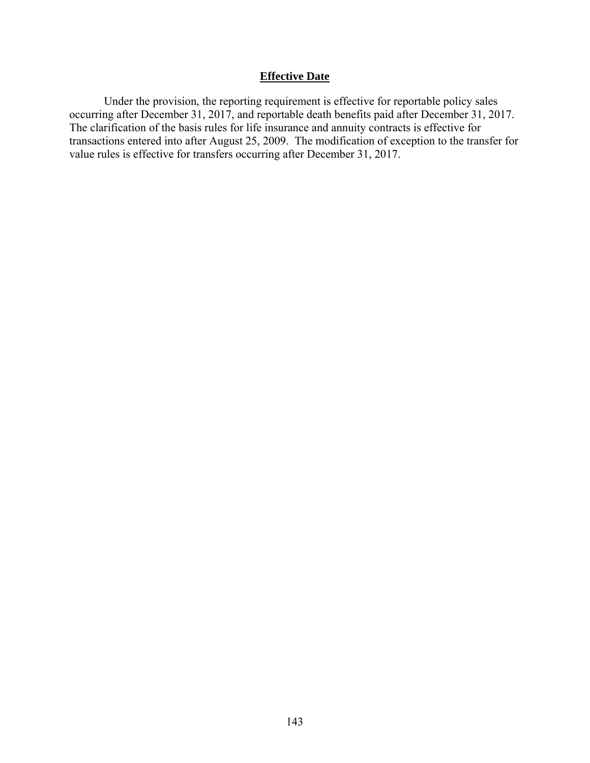**Effective Date**

Under the provision, the reporting requirement is effective for reportable policy sales occurring after December 31, 2017, and reportable death benefits paid after December 31, 2017. The clarification of the basis rules for life insurance and annuity contracts is effective for transactions entered into after August 25, 2009. The modification of exception to the transfer for value rules is effective for transfers occurring after December 31, 2017.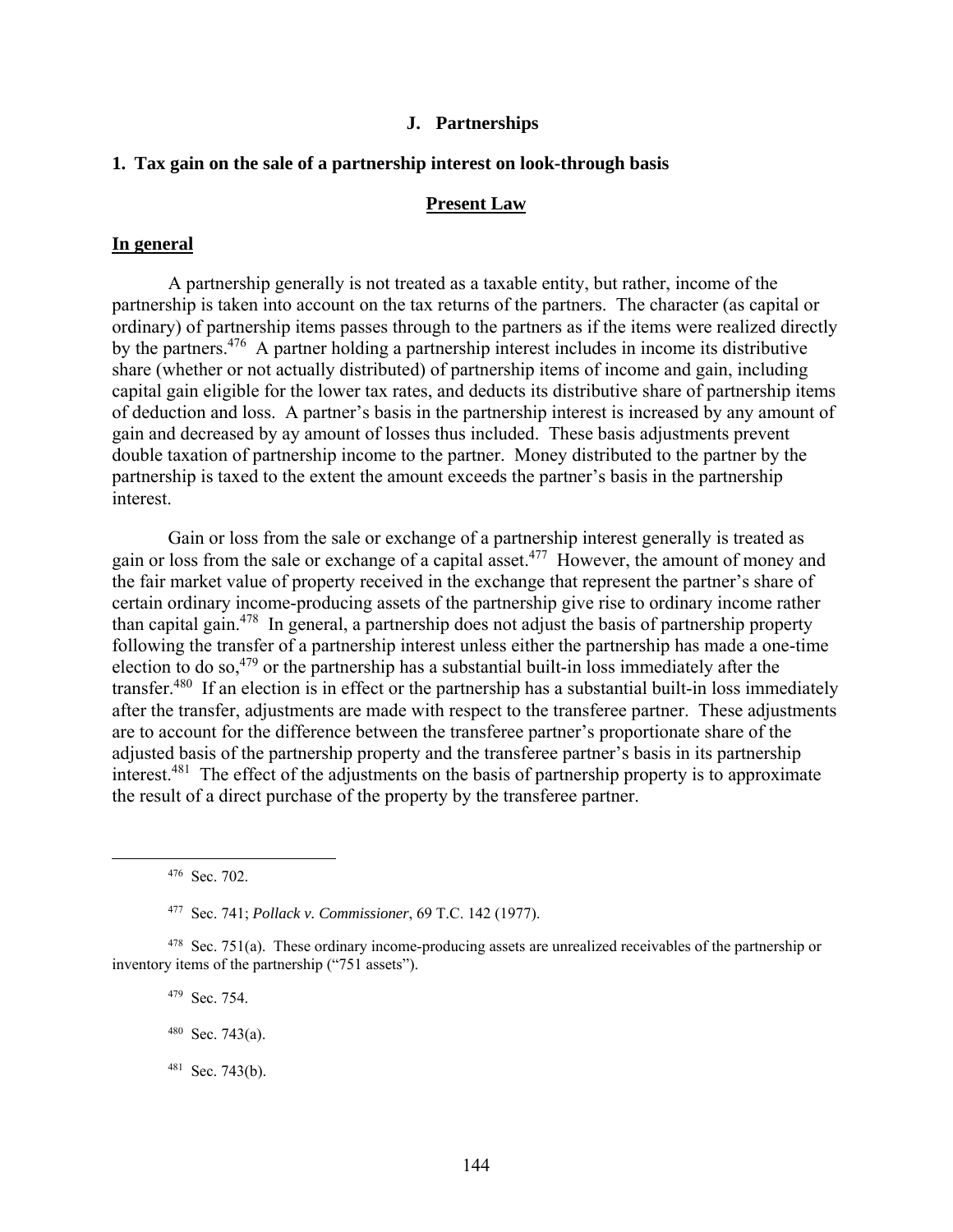## J. Partnerships

### 1. Tax gain on the sale of a partnership interest on look-through basis

#### Present Law

**In general**

A partnership generally is not treated as a taxable entity, but rather, income of the partnership is taken into account on the tax returns of the partners. The character (as capital or ordinary) of partnership items passes through to the partners as if the items were realized directly by the partners.[476] A partner holding a partnership interest includes in income its distributive share (whether or not actually distributed) of partnership items of income and gain, including capital gain eligible for the lower tax rates, and deducts its distributive share of partnership items of deduction and loss. A partner's basis in the partnership interest is increased by any amount of gain and decreased by ay amount of losses thus included. These basis adjustments prevent double taxation of partnership income to the partner. Money distributed to the partner by the partnership is taxed to the extent the amount exceeds the partner's basis in the partnership interest.

Gain or loss from the sale or exchange of a partnership interest generally is treated as gain or loss from the sale or exchange of a capital asset.[477] However, the amount of money and the fair market value of property received in the exchange that represent the partner's share of certain ordinary income-producing assets of the partnership give rise to ordinary income rather than capital gain.[478] In general, a partnership does not adjust the basis of partnership property following the transfer of a partnership interest unless either the partnership has made a one-time election to do so,[479] or the partnership has a substantial built-in loss immediately after the transfer.[480] If an election is in effect or the partnership has a substantial built-in loss immediately after the transfer, adjustments are made with respect to the transferee partner. These adjustments are to account for the difference between the transferee partner's proportionate share of the adjusted basis of the partnership property and the transferee partner's basis in its partnership interest.[481] The effect of the adjustments on the basis of partnership property is to approximate the result of a direct purchase of the property by the transferee partner.

---

[476] Sec. 702.

[477] Sec. 741; *Pollack v. Commissioner*, 69 T.C. 142 (1977).

[478] Sec. 751(a). These ordinary income-producing assets are unrealized receivables of the partnership or inventory items of the partnership ("751 assets").

[479] Sec. 754.

[480] Sec. 743(a).

[481] Sec. 743(b).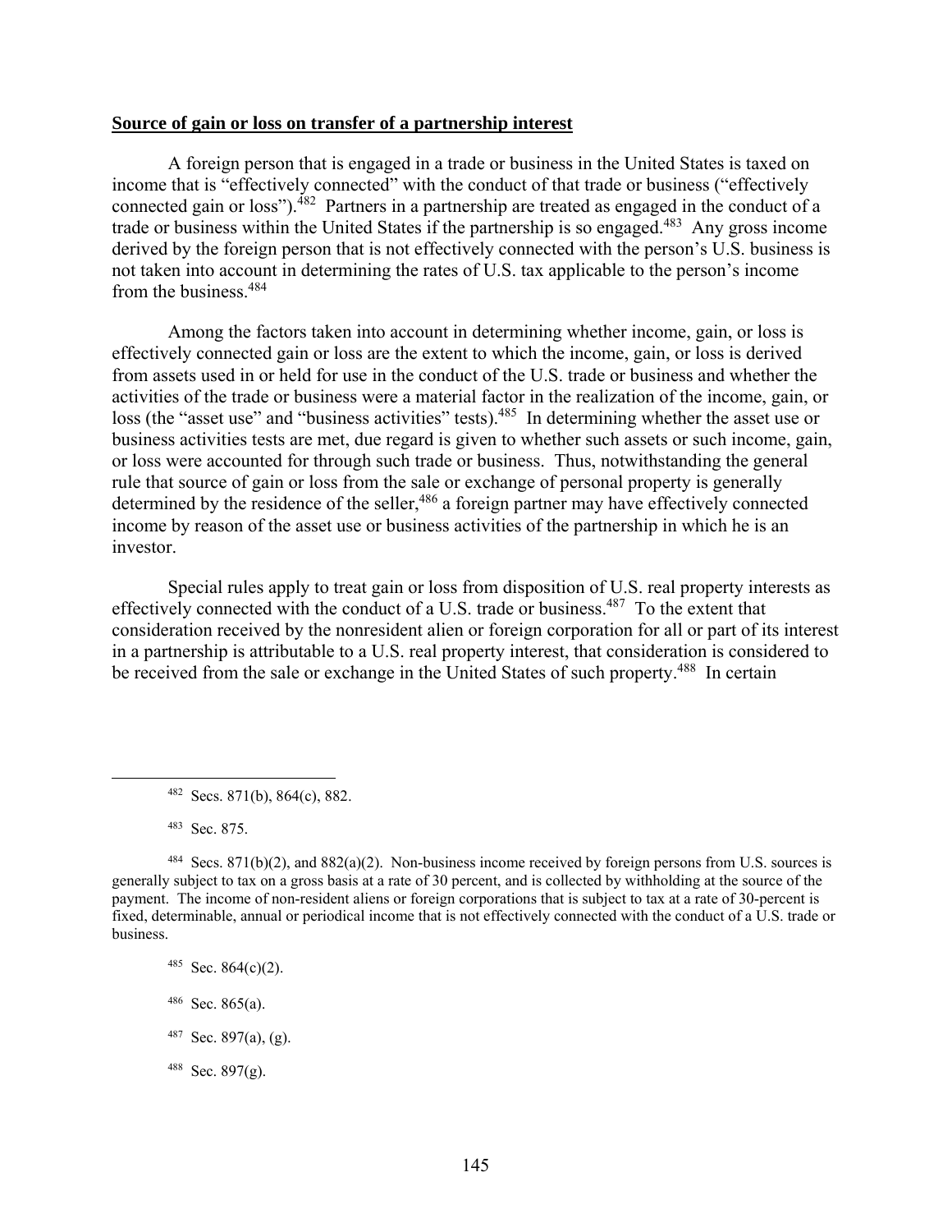**Source of gain or loss on transfer of a partnership interest**

A foreign person that is engaged in a trade or business in the United States is taxed on income that is "effectively connected" with the conduct of that trade or business ("effectively connected gain or loss").[482] Partners in a partnership are treated as engaged in the conduct of a trade or business within the United States if the partnership is so engaged.[483] Any gross income derived by the foreign person that is not effectively connected with the person's U.S. business is not taken into account in determining the rates of U.S. tax applicable to the person's income from the business.[484]

Among the factors taken into account in determining whether income, gain, or loss is effectively connected gain or loss are the extent to which the income, gain, or loss is derived from assets used in or held for use in the conduct of the U.S. trade or business and whether the activities of the trade or business were a material factor in the realization of the income, gain, or loss (the "asset use" and "business activities" tests).[485] In determining whether the asset use or business activities tests are met, due regard is given to whether such assets or such income, gain, or loss were accounted for through such trade or business. Thus, notwithstanding the general rule that source of gain or loss from the sale or exchange of personal property is generally determined by the residence of the seller,[486] a foreign partner may have effectively connected income by reason of the asset use or business activities of the partnership in which he is an investor.

Special rules apply to treat gain or loss from disposition of U.S. real property interests as effectively connected with the conduct of a U.S. trade or business.[487] To the extent that consideration received by the nonresident alien or foreign corporation for all or part of its interest in a partnership is attributable to a U.S. real property interest, that consideration is considered to be received from the sale or exchange in the United States of such property.[488] In certain

---

[482] Secs. 871(b), 864(c), 882.

[483] Sec. 875.

[484] Secs. 871(b)(2), and 882(a)(2). Non-business income received by foreign persons from U.S. sources is generally subject to tax on a gross basis at a rate of 30 percent, and is collected by withholding at the source of the payment. The income of non-resident aliens or foreign corporations that is subject to tax at a rate of 30-percent is fixed, determinable, annual or periodical income that is not effectively connected with the conduct of a U.S. trade or business.

[485] Sec. 864(c)(2).

[486] Sec. 865(a).

[487] Sec. 897(a), (g).

[488] Sec. 897(g).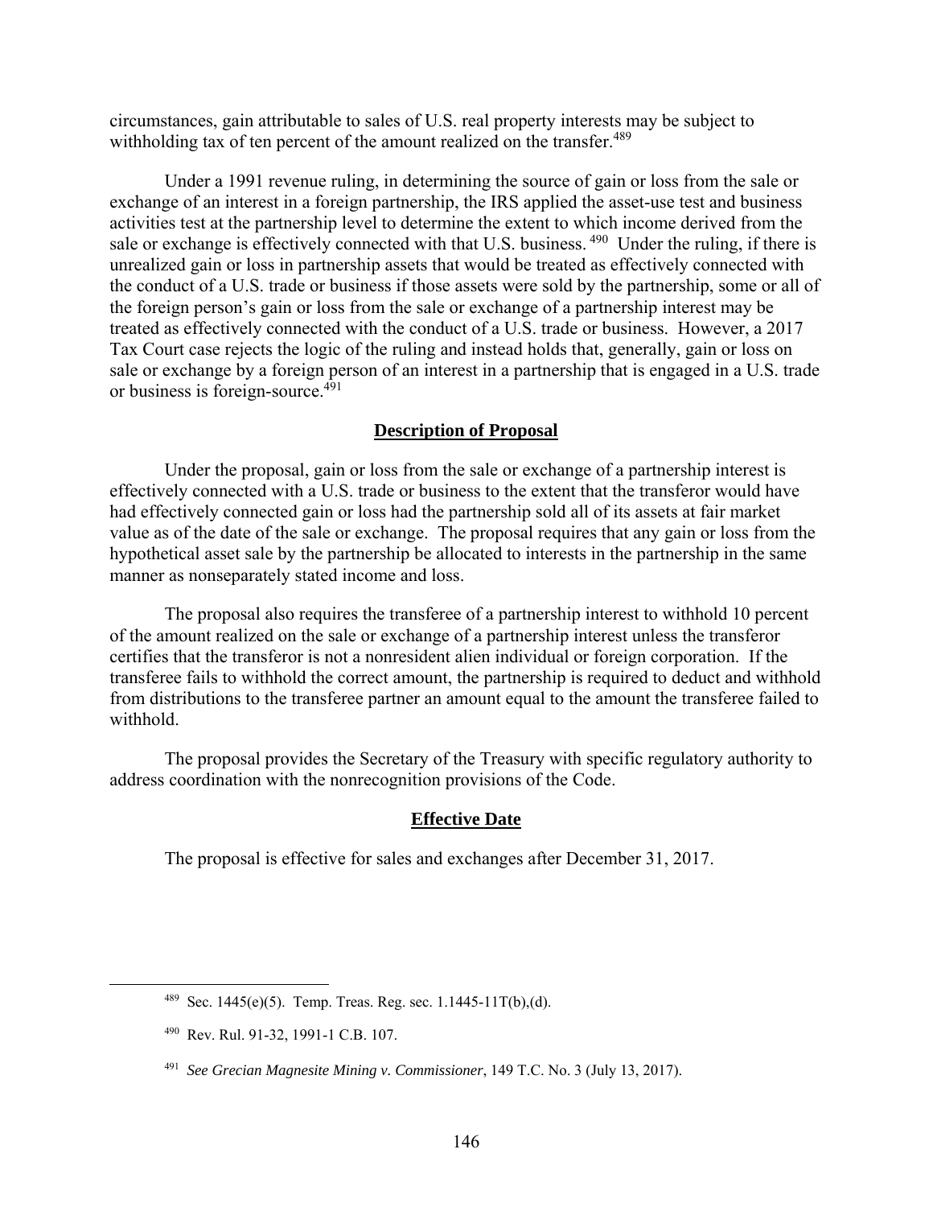circumstances, gain attributable to sales of U.S. real property interests may be subject to withholding tax of ten percent of the amount realized on the transfer.[489]

Under a 1991 revenue ruling, in determining the source of gain or loss from the sale or exchange of an interest in a foreign partnership, the IRS applied the asset-use test and business activities test at the partnership level to determine the extent to which income derived from the sale or exchange is effectively connected with that U.S. business.[490] Under the ruling, if there is unrealized gain or loss in partnership assets that would be treated as effectively connected with the conduct of a U.S. trade or business if those assets were sold by the partnership, some or all of the foreign person's gain or loss from the sale or exchange of a partnership interest may be treated as effectively connected with the conduct of a U.S. trade or business. However, a 2017 Tax Court case rejects the logic of the ruling and instead holds that, generally, gain or loss on sale or exchange by a foreign person of an interest in a partnership that is engaged in a U.S. trade or business is foreign-source.[491]

## Description of Proposal

Under the proposal, gain or loss from the sale or exchange of a partnership interest is effectively connected with a U.S. trade or business to the extent that the transferor would have had effectively connected gain or loss had the partnership sold all of its assets at fair market value as of the date of the sale or exchange. The proposal requires that any gain or loss from the hypothetical asset sale by the partnership be allocated to interests in the partnership in the same manner as nonseparately stated income and loss.

The proposal also requires the transferee of a partnership interest to withhold 10 percent of the amount realized on the sale or exchange of a partnership interest unless the transferor certifies that the transferor is not a nonresident alien individual or foreign corporation. If the transferee fails to withhold the correct amount, the partnership is required to deduct and withhold from distributions to the transferee partner an amount equal to the amount the transferee failed to withhold.

The proposal provides the Secretary of the Treasury with specific regulatory authority to address coordination with the nonrecognition provisions of the Code.

## Effective Date

The proposal is effective for sales and exchanges after December 31, 2017.

---

[489] Sec. 1445(e)(5). Temp. Treas. Reg. sec. 1.1445-11T(b),(d).

[490] Rev. Rul. 91-32, 1991-1 C.B. 107.

[491] *See Grecian Magnesite Mining v. Commissioner*, 149 T.C. No. 3 (July 13, 2017).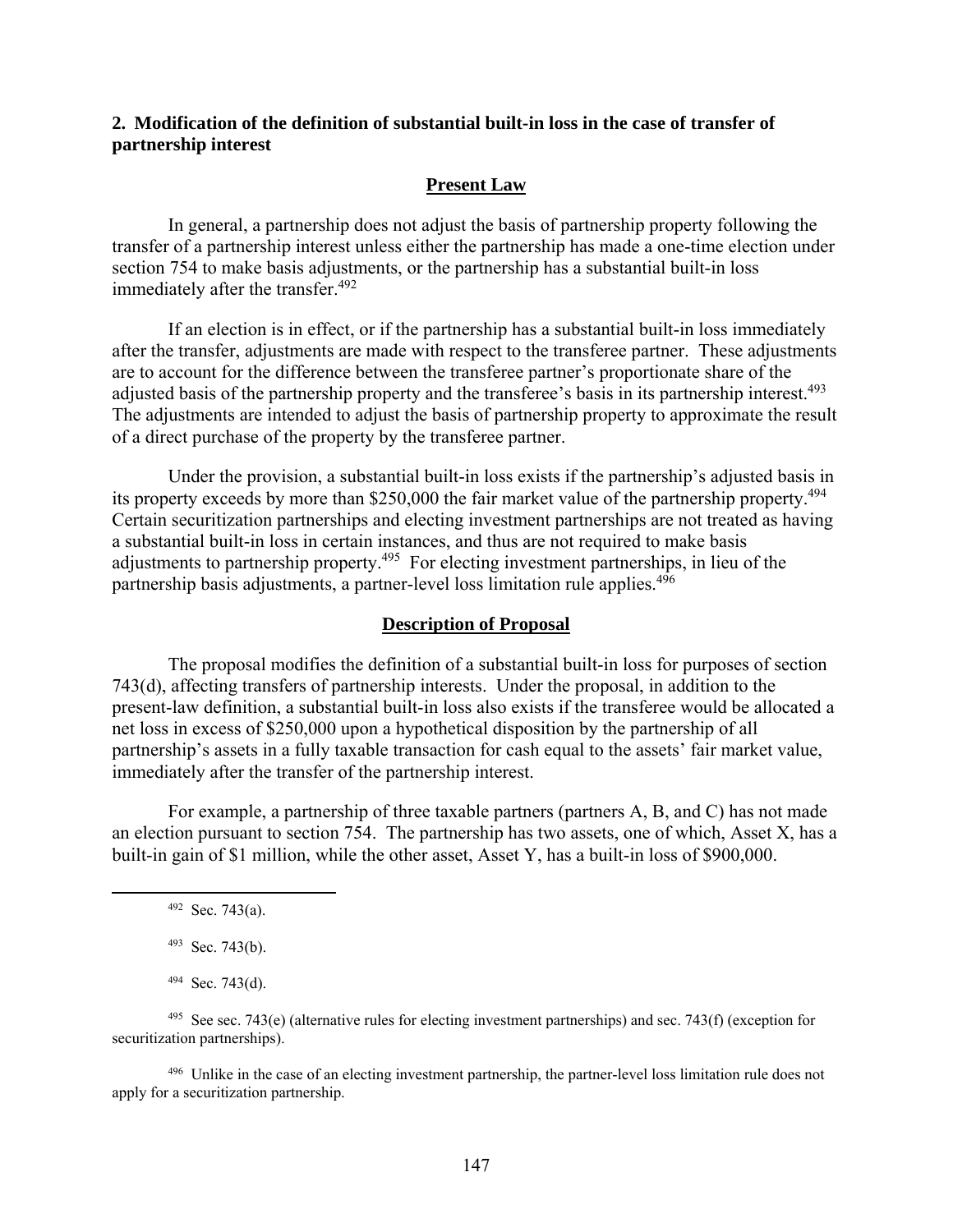## 2. Modification of the definition of substantial built-in loss in the case of transfer of partnership interest

### Present Law

In general, a partnership does not adjust the basis of partnership property following the transfer of a partnership interest unless either the partnership has made a one-time election under section 754 to make basis adjustments, or the partnership has a substantial built-in loss immediately after the transfer.[492]

If an election is in effect, or if the partnership has a substantial built-in loss immediately after the transfer, adjustments are made with respect to the transferee partner. These adjustments are to account for the difference between the transferee partner's proportionate share of the adjusted basis of the partnership property and the transferee's basis in its partnership interest.[493] The adjustments are intended to adjust the basis of partnership property to approximate the result of a direct purchase of the property by the transferee partner.

Under the provision, a substantial built-in loss exists if the partnership's adjusted basis in its property exceeds by more than $250,000 the fair market value of the partnership property.[494] Certain securitization partnerships and electing investment partnerships are not treated as having a substantial built-in loss in certain instances, and thus are not required to make basis adjustments to partnership property.[495] For electing investment partnerships, in lieu of the partnership basis adjustments, a partner-level loss limitation rule applies.[496]

### Description of Proposal

The proposal modifies the definition of a substantial built-in loss for purposes of section 743(d), affecting transfers of partnership interests. Under the proposal, in addition to the present-law definition, a substantial built-in loss also exists if the transferee would be allocated a net loss in excess of $250,000 upon a hypothetical disposition by the partnership of all partnership's assets in a fully taxable transaction for cash equal to the assets' fair market value, immediately after the transfer of the partnership interest.

For example, a partnership of three taxable partners (partners A, B, and C) has not made an election pursuant to section 754. The partnership has two assets, one of which, Asset X, has a built-in gain of $1 million, while the other asset, Asset Y, has a built-in loss of $900,000.

---

[492] Sec. 743(a).

[493] Sec. 743(b).

[494] Sec. 743(d).

[495] See sec. 743(e) (alternative rules for electing investment partnerships) and sec. 743(f) (exception for securitization partnerships).

[496] Unlike in the case of an electing investment partnership, the partner-level loss limitation rule does not apply for a securitization partnership.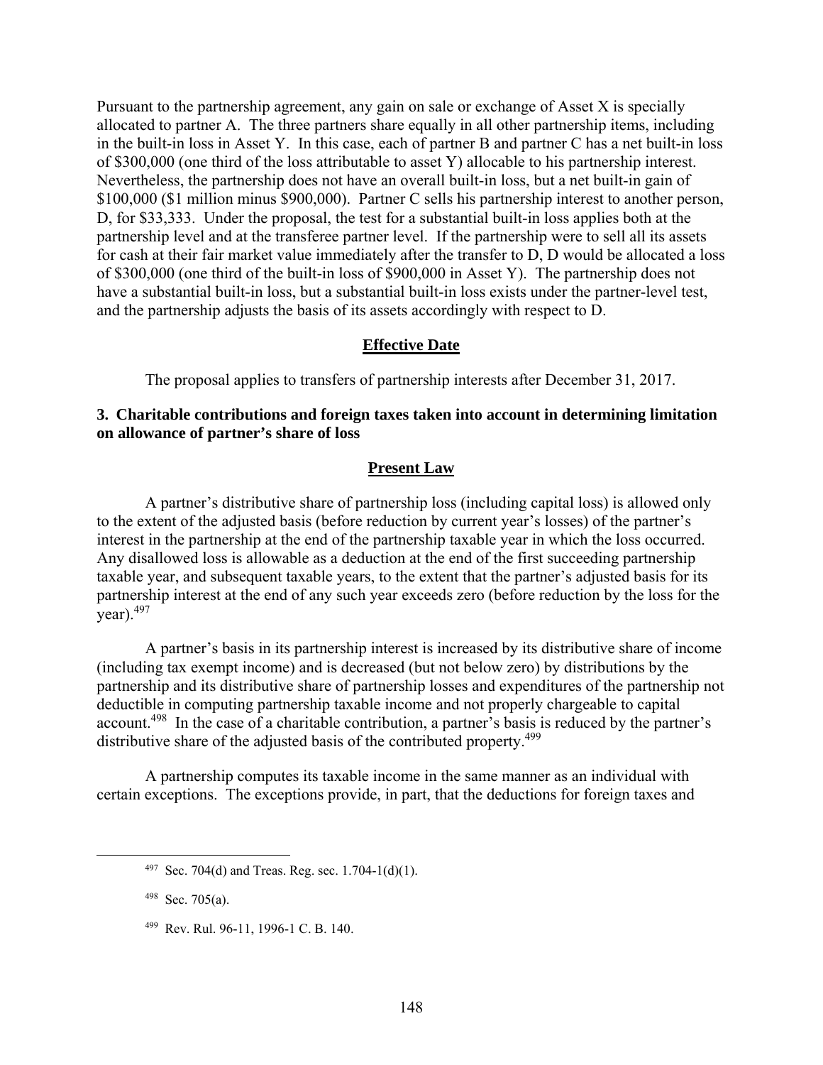Pursuant to the partnership agreement, any gain on sale or exchange of Asset X is specially allocated to partner A. The three partners share equally in all other partnership items, including in the built-in loss in Asset Y. In this case, each of partner B and partner C has a net built-in loss of $300,000 (one third of the loss attributable to asset Y) allocable to his partnership interest. Nevertheless, the partnership does not have an overall built-in loss, but a net built-in gain of $100,000 ($1 million minus $900,000). Partner C sells his partnership interest to another person, D, for $33,333. Under the proposal, the test for a substantial built-in loss applies both at the partnership level and at the transferee partner level. If the partnership were to sell all its assets for cash at their fair market value immediately after the transfer to D, D would be allocated a loss of $300,000 (one third of the built-in loss of $900,000 in Asset Y). The partnership does not have a substantial built-in loss, but a substantial built-in loss exists under the partner-level test, and the partnership adjusts the basis of its assets accordingly with respect to D.

## Effective Date

The proposal applies to transfers of partnership interests after December 31, 2017.

### 3. Charitable contributions and foreign taxes taken into account in determining limitation on allowance of partner's share of loss

## Present Law

A partner's distributive share of partnership loss (including capital loss) is allowed only to the extent of the adjusted basis (before reduction by current year's losses) of the partner's interest in the partnership at the end of the partnership taxable year in which the loss occurred. Any disallowed loss is allowable as a deduction at the end of the first succeeding partnership taxable year, and subsequent taxable years, to the extent that the partner's adjusted basis for its partnership interest at the end of any such year exceeds zero (before reduction by the loss for the year).[497]

A partner's basis in its partnership interest is increased by its distributive share of income (including tax exempt income) and is decreased (but not below zero) by distributions by the partnership and its distributive share of partnership losses and expenditures of the partnership not deductible in computing partnership taxable income and not properly chargeable to capital account.[498] In the case of a charitable contribution, a partner's basis is reduced by the partner's distributive share of the adjusted basis of the contributed property.[499]

A partnership computes its taxable income in the same manner as an individual with certain exceptions. The exceptions provide, in part, that the deductions for foreign taxes and

---

[497] Sec. 704(d) and Treas. Reg. sec. 1.704-1(d)(1).

[498] Sec. 705(a).

[499] Rev. Rul. 96-11, 1996-1 C. B. 140.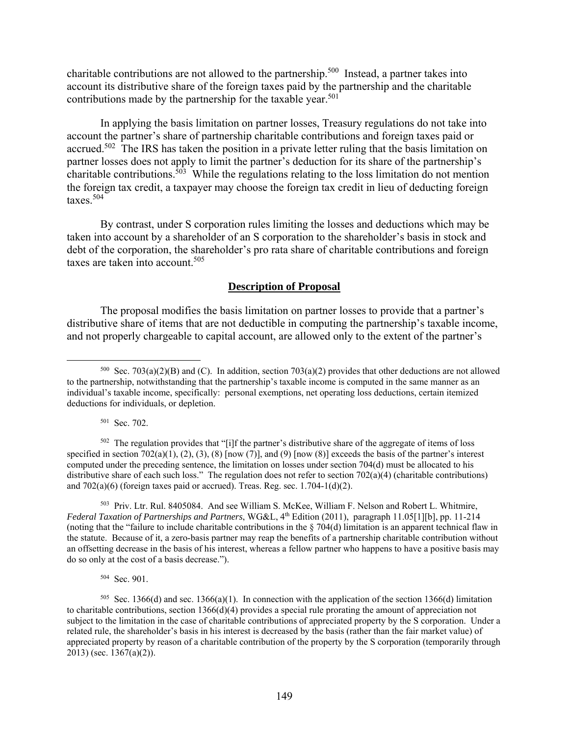charitable contributions are not allowed to the partnership.[500] Instead, a partner takes into account its distributive share of the foreign taxes paid by the partnership and the charitable contributions made by the partnership for the taxable year.[501]

In applying the basis limitation on partner losses, Treasury regulations do not take into account the partner's share of partnership charitable contributions and foreign taxes paid or accrued.[502] The IRS has taken the position in a private letter ruling that the basis limitation on partner losses does not apply to limit the partner's deduction for its share of the partnership's charitable contributions.[503] While the regulations relating to the loss limitation do not mention the foreign tax credit, a taxpayer may choose the foreign tax credit in lieu of deducting foreign taxes.[504]

By contrast, under S corporation rules limiting the losses and deductions which may be taken into account by a shareholder of an S corporation to the shareholder's basis in stock and debt of the corporation, the shareholder's pro rata share of charitable contributions and foreign taxes are taken into account.[505]

**Description of Proposal**

The proposal modifies the basis limitation on partner losses to provide that a partner's distributive share of items that are not deductible in computing the partnership's taxable income, and not properly chargeable to capital account, are allowed only to the extent of the partner's

---

[500] Sec. 703(a)(2)(B) and (C). In addition, section 703(a)(2) provides that other deductions are not allowed to the partnership, notwithstanding that the partnership's taxable income is computed in the same manner as an individual's taxable income, specifically: personal exemptions, net operating loss deductions, certain itemized deductions for individuals, or depletion.

[501] Sec. 702.

[502] The regulation provides that "[i]f the partner's distributive share of the aggregate of items of loss specified in section 702(a)(1), (2), (3), (8) [now (7)], and (9) [now (8)] exceeds the basis of the partner's interest computed under the preceding sentence, the limitation on losses under section 704(d) must be allocated to his distributive share of each such loss." The regulation does not refer to section 702(a)(4) (charitable contributions) and 702(a)(6) (foreign taxes paid or accrued). Treas. Reg. sec. 1.704-1(d)(2).

[503] Priv. Ltr. Rul. 8405084. And see William S. McKee, William F. Nelson and Robert L. Whitmire, *Federal Taxation of Partnerships and Partners*, WG&L, 4th Edition (2011), paragraph 11.05[1][b], pp. 11-214 (noting that the "failure to include charitable contributions in the § 704(d) limitation is an apparent technical flaw in the statute. Because of it, a zero-basis partner may reap the benefits of a partnership charitable contribution without an offsetting decrease in the basis of his interest, whereas a fellow partner who happens to have a positive basis may do so only at the cost of a basis decrease.").

[504] Sec. 901.

[505] Sec. 1366(d) and sec. 1366(a)(1). In connection with the application of the section 1366(d) limitation to charitable contributions, section 1366(d)(4) provides a special rule prorating the amount of appreciation not subject to the limitation in the case of charitable contributions of appreciated property by the S corporation. Under a related rule, the shareholder's basis in his interest is decreased by the basis (rather than the fair market value) of appreciated property by reason of a charitable contribution of the property by the S corporation (temporarily through 2013) (sec. 1367(a)(2)).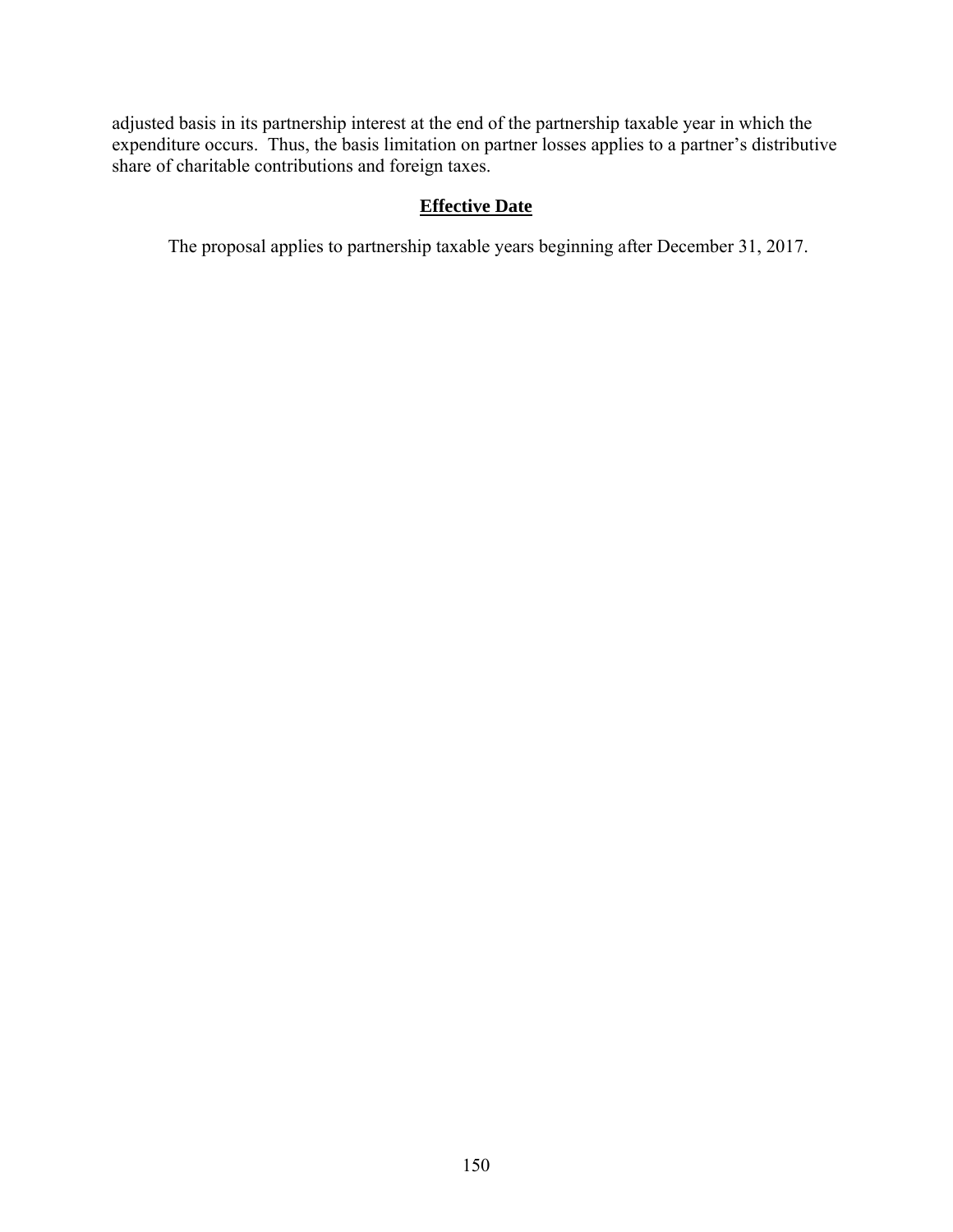adjusted basis in its partnership interest at the end of the partnership taxable year in which the expenditure occurs. Thus, the basis limitation on partner losses applies to a partner's distributive share of charitable contributions and foreign taxes.

## Effective Date

The proposal applies to partnership taxable years beginning after December 31, 2017.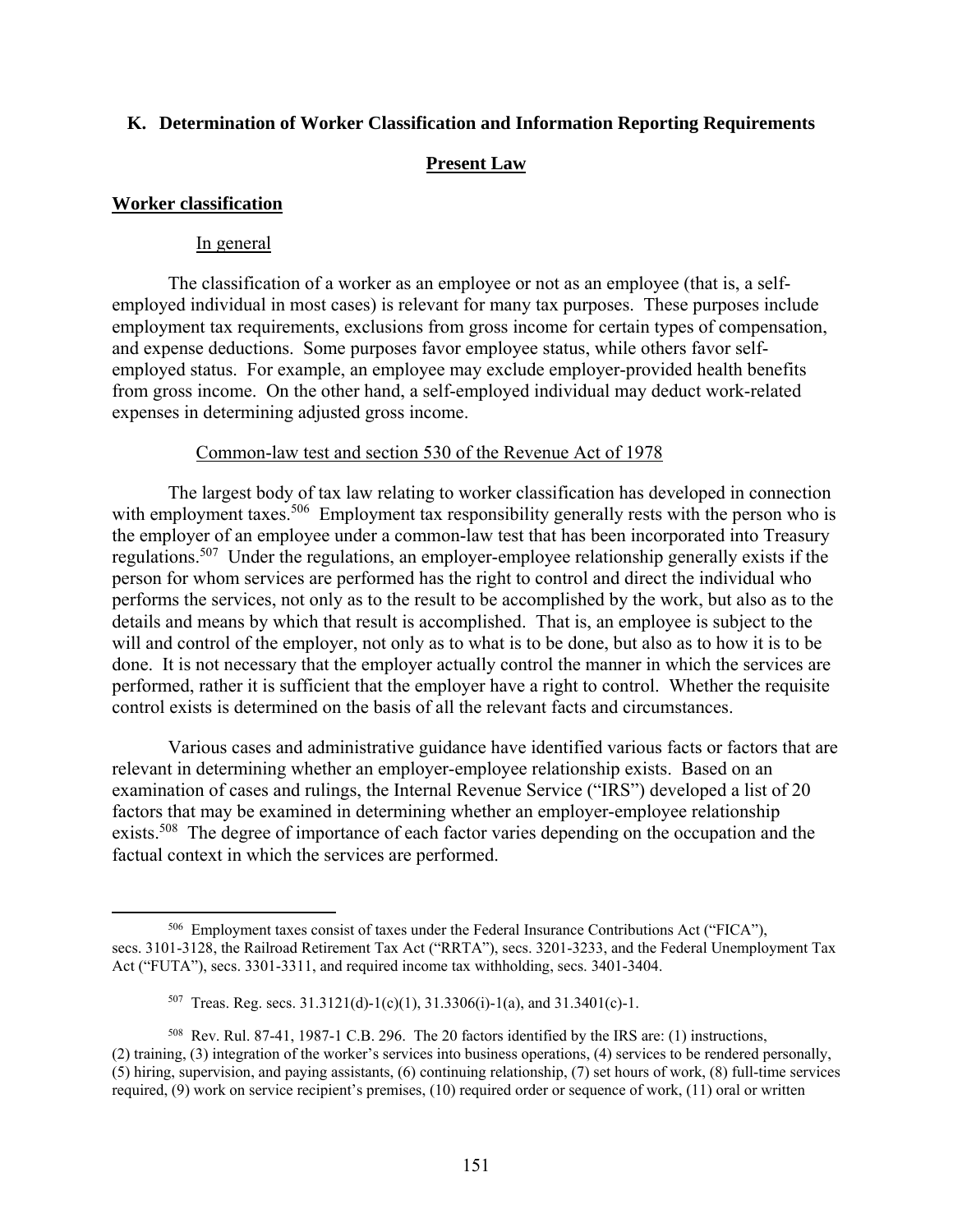## K. Determination of Worker Classification and Information Reporting Requirements

### Present Law

#### Worker classification

In general

The classification of a worker as an employee or not as an employee (that is, a self-employed individual in most cases) is relevant for many tax purposes. These purposes include employment tax requirements, exclusions from gross income for certain types of compensation, and expense deductions. Some purposes favor employee status, while others favor self-employed status. For example, an employee may exclude employer-provided health benefits from gross income. On the other hand, a self-employed individual may deduct work-related expenses in determining adjusted gross income.

Common-law test and section 530 of the Revenue Act of 1978

The largest body of tax law relating to worker classification has developed in connection with employment taxes.[506] Employment tax responsibility generally rests with the person who is the employer of an employee under a common-law test that has been incorporated into Treasury regulations.[507] Under the regulations, an employer-employee relationship generally exists if the person for whom services are performed has the right to control and direct the individual who performs the services, not only as to the result to be accomplished by the work, but also as to the details and means by which that result is accomplished. That is, an employee is subject to the will and control of the employer, not only as to what is to be done, but also as to how it is to be done. It is not necessary that the employer actually control the manner in which the services are performed, rather it is sufficient that the employer have a right to control. Whether the requisite control exists is determined on the basis of all the relevant facts and circumstances.

Various cases and administrative guidance have identified various facts or factors that are relevant in determining whether an employer-employee relationship exists. Based on an examination of cases and rulings, the Internal Revenue Service ("IRS") developed a list of 20 factors that may be examined in determining whether an employer-employee relationship exists.[508] The degree of importance of each factor varies depending on the occupation and the factual context in which the services are performed.

---

[506] Employment taxes consist of taxes under the Federal Insurance Contributions Act ("FICA"), secs. 3101-3128, the Railroad Retirement Tax Act ("RRTA"), secs. 3201-3233, and the Federal Unemployment Tax Act ("FUTA"), secs. 3301-3311, and required income tax withholding, secs. 3401-3404.

[507] Treas. Reg. secs. 31.3121(d)-1(c)(1), 31.3306(i)-1(a), and 31.3401(c)-1.

[508] Rev. Rul. 87-41, 1987-1 C.B. 296. The 20 factors identified by the IRS are: (1) instructions, (2) training, (3) integration of the worker's services into business operations, (4) services to be rendered personally, (5) hiring, supervision, and paying assistants, (6) continuing relationship, (7) set hours of work, (8) full-time services required, (9) work on service recipient's premises, (10) required order or sequence of work, (11) oral or written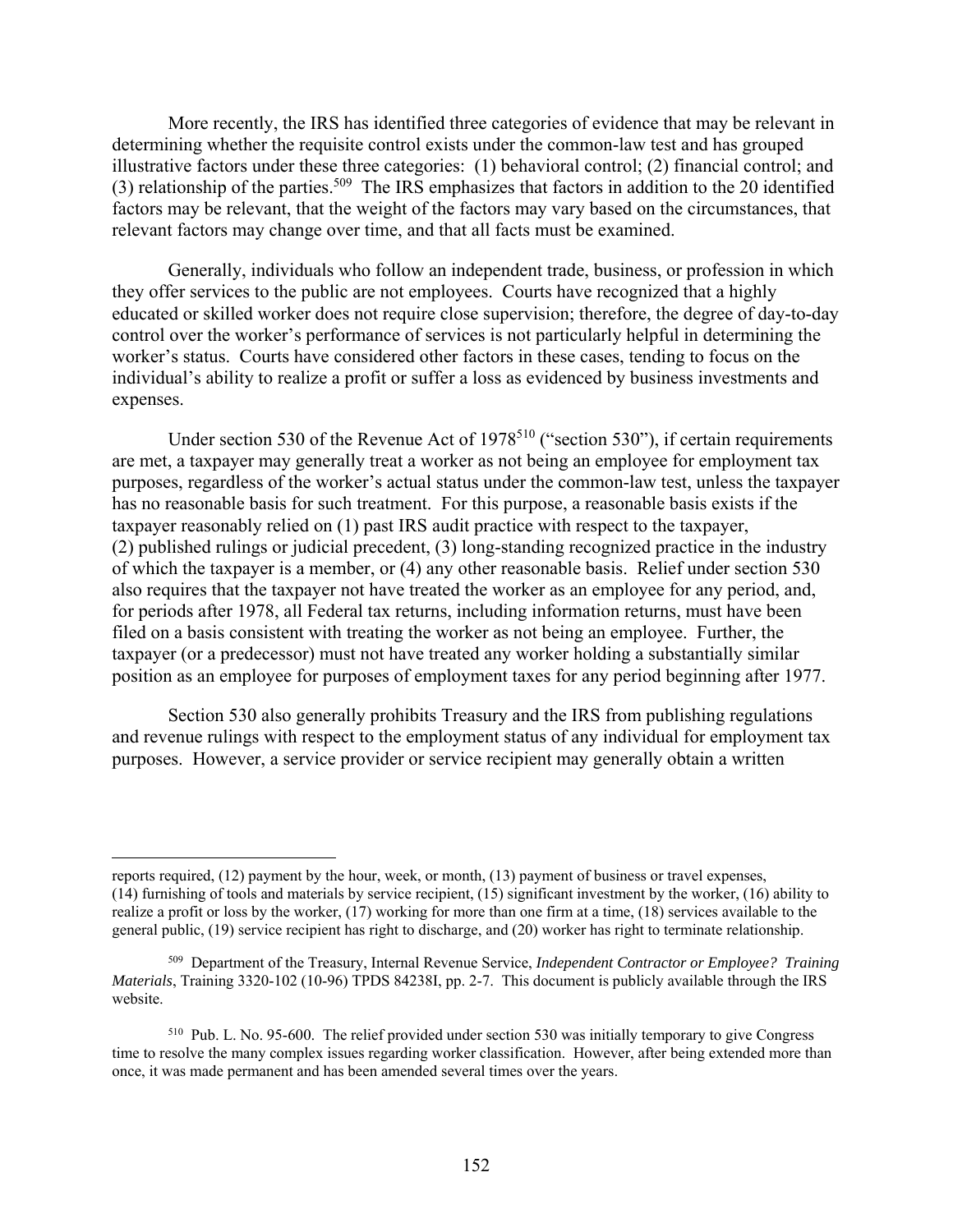More recently, the IRS has identified three categories of evidence that may be relevant in determining whether the requisite control exists under the common-law test and has grouped illustrative factors under these three categories: (1) behavioral control; (2) financial control; and (3) relationship of the parties.[509] The IRS emphasizes that factors in addition to the 20 identified factors may be relevant, that the weight of the factors may vary based on the circumstances, that relevant factors may change over time, and that all facts must be examined.

Generally, individuals who follow an independent trade, business, or profession in which they offer services to the public are not employees. Courts have recognized that a highly educated or skilled worker does not require close supervision; therefore, the degree of day-to-day control over the worker's performance of services is not particularly helpful in determining the worker's status. Courts have considered other factors in these cases, tending to focus on the individual's ability to realize a profit or suffer a loss as evidenced by business investments and expenses.

Under section 530 of the Revenue Act of 1978[510] ("section 530"), if certain requirements are met, a taxpayer may generally treat a worker as not being an employee for employment tax purposes, regardless of the worker's actual status under the common-law test, unless the taxpayer has no reasonable basis for such treatment. For this purpose, a reasonable basis exists if the taxpayer reasonably relied on (1) past IRS audit practice with respect to the taxpayer, (2) published rulings or judicial precedent, (3) long-standing recognized practice in the industry of which the taxpayer is a member, or (4) any other reasonable basis. Relief under section 530 also requires that the taxpayer not have treated the worker as an employee for any period, and, for periods after 1978, all Federal tax returns, including information returns, must have been filed on a basis consistent with treating the worker as not being an employee. Further, the taxpayer (or a predecessor) must not have treated any worker holding a substantially similar position as an employee for purposes of employment taxes for any period beginning after 1977.

Section 530 also generally prohibits Treasury and the IRS from publishing regulations and revenue rulings with respect to the employment status of any individual for employment tax purposes. However, a service provider or service recipient may generally obtain a written

---

reports required, (12) payment by the hour, week, or month, (13) payment of business or travel expenses, (14) furnishing of tools and materials by service recipient, (15) significant investment by the worker, (16) ability to realize a profit or loss by the worker, (17) working for more than one firm at a time, (18) services available to the general public, (19) service recipient has right to discharge, and (20) worker has right to terminate relationship.

[509] Department of the Treasury, Internal Revenue Service, *Independent Contractor or Employee? Training Materials*, Training 3320-102 (10-96) TPDS 84238I, pp. 2-7. This document is publicly available through the IRS website.

[510] Pub. L. No. 95-600. The relief provided under section 530 was initially temporary to give Congress time to resolve the many complex issues regarding worker classification. However, after being extended more than once, it was made permanent and has been amended several times over the years.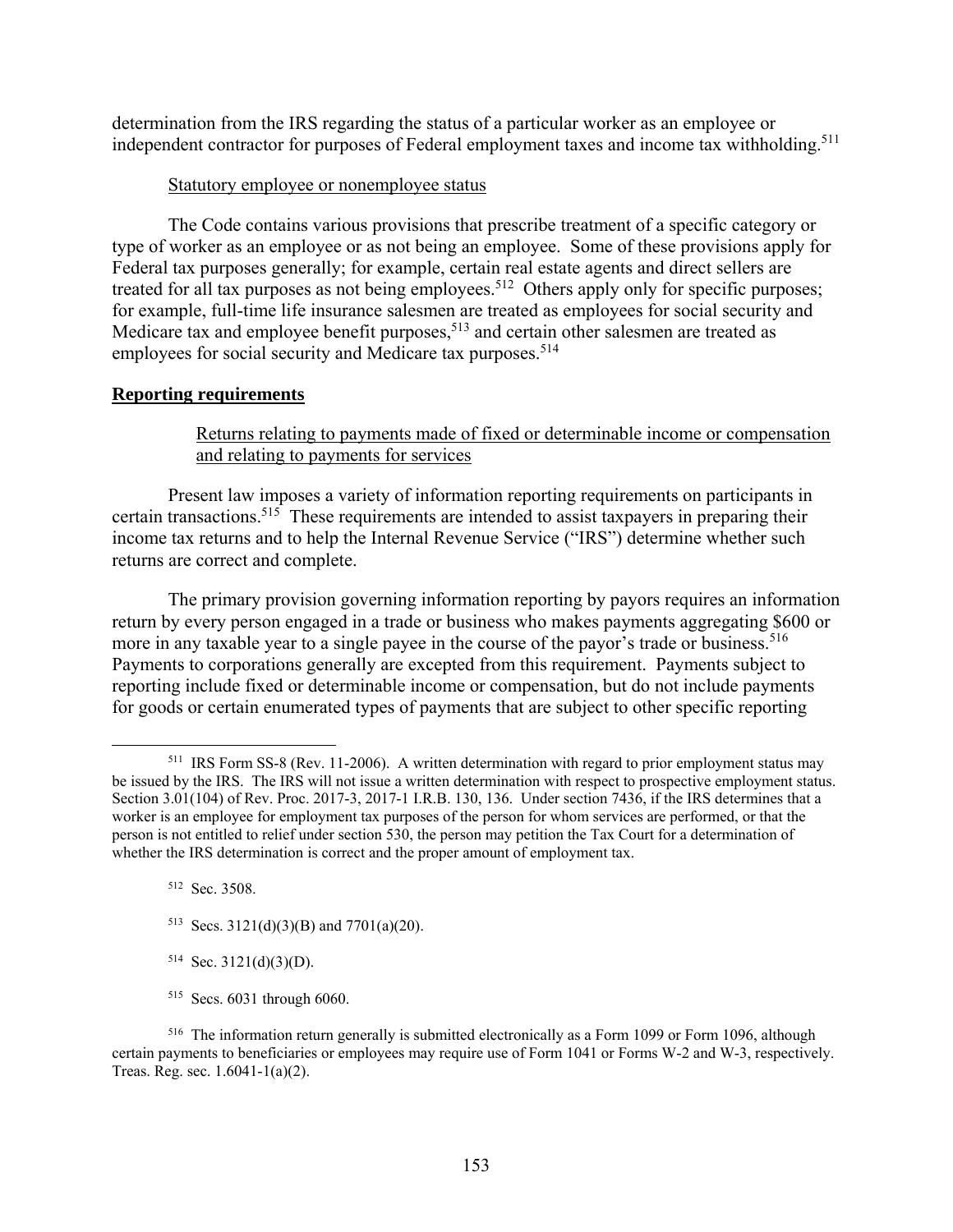determination from the IRS regarding the status of a particular worker as an employee or independent contractor for purposes of Federal employment taxes and income tax withholding.[511]

Statutory employee or nonemployee status

The Code contains various provisions that prescribe treatment of a specific category or type of worker as an employee or as not being an employee. Some of these provisions apply for Federal tax purposes generally; for example, certain real estate agents and direct sellers are treated for all tax purposes as not being employees.[512] Others apply only for specific purposes; for example, full-time life insurance salesmen are treated as employees for social security and Medicare tax and employee benefit purposes,[513] and certain other salesmen are treated as employees for social security and Medicare tax purposes.[514]

**Reporting requirements**

Returns relating to payments made of fixed or determinable income or compensation and relating to payments for services

Present law imposes a variety of information reporting requirements on participants in certain transactions.[515] These requirements are intended to assist taxpayers in preparing their income tax returns and to help the Internal Revenue Service ("IRS") determine whether such returns are correct and complete.

The primary provision governing information reporting by payors requires an information return by every person engaged in a trade or business who makes payments aggregating $600 or more in any taxable year to a single payee in the course of the payor's trade or business.[516] Payments to corporations generally are excepted from this requirement. Payments subject to reporting include fixed or determinable income or compensation, but do not include payments for goods or certain enumerated types of payments that are subject to other specific reporting

---

[511] IRS Form SS-8 (Rev. 11-2006). A written determination with regard to prior employment status may be issued by the IRS. The IRS will not issue a written determination with respect to prospective employment status. Section 3.01(104) of Rev. Proc. 2017-3, 2017-1 I.R.B. 130, 136. Under section 7436, if the IRS determines that a worker is an employee for employment tax purposes of the person for whom services are performed, or that the person is not entitled to relief under section 530, the person may petition the Tax Court for a determination of whether the IRS determination is correct and the proper amount of employment tax.

[512] Sec. 3508.

[513] Secs. 3121(d)(3)(B) and 7701(a)(20).

[514] Sec. 3121(d)(3)(D).

[515] Secs. 6031 through 6060.

[516] The information return generally is submitted electronically as a Form 1099 or Form 1096, although certain payments to beneficiaries or employees may require use of Form 1041 or Forms W-2 and W-3, respectively. Treas. Reg. sec. 1.6041-1(a)(2).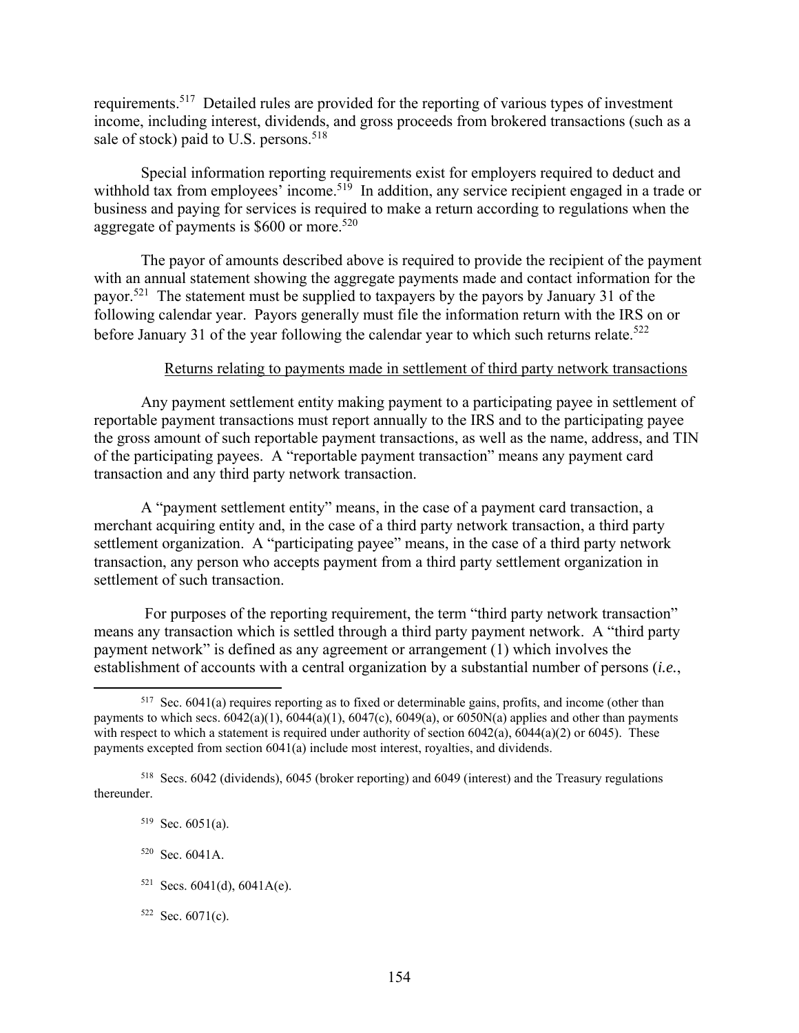requirements.[517] Detailed rules are provided for the reporting of various types of investment income, including interest, dividends, and gross proceeds from brokered transactions (such as a sale of stock) paid to U.S. persons.[518]

Special information reporting requirements exist for employers required to deduct and withhold tax from employees' income.[519] In addition, any service recipient engaged in a trade or business and paying for services is required to make a return according to regulations when the aggregate of payments is $600 or more.[520]

The payor of amounts described above is required to provide the recipient of the payment with an annual statement showing the aggregate payments made and contact information for the payor.[521] The statement must be supplied to taxpayers by the payors by January 31 of the following calendar year. Payors generally must file the information return with the IRS on or before January 31 of the year following the calendar year to which such returns relate.[522]

Returns relating to payments made in settlement of third party network transactions

Any payment settlement entity making payment to a participating payee in settlement of reportable payment transactions must report annually to the IRS and to the participating payee the gross amount of such reportable payment transactions, as well as the name, address, and TIN of the participating payees. A "reportable payment transaction" means any payment card transaction and any third party network transaction.

A "payment settlement entity" means, in the case of a payment card transaction, a merchant acquiring entity and, in the case of a third party network transaction, a third party settlement organization. A "participating payee" means, in the case of a third party network transaction, any person who accepts payment from a third party settlement organization in settlement of such transaction.

For purposes of the reporting requirement, the term "third party network transaction" means any transaction which is settled through a third party payment network. A "third party payment network" is defined as any agreement or arrangement (1) which involves the establishment of accounts with a central organization by a substantial number of persons (*i.e.*,

---

[517] Sec. 6041(a) requires reporting as to fixed or determinable gains, profits, and income (other than payments to which secs. 6042(a)(1), 6044(a)(1), 6047(c), 6049(a), or 6050N(a) applies and other than payments with respect to which a statement is required under authority of section 6042(a), 6044(a)(2) or 6045). These payments excepted from section 6041(a) include most interest, royalties, and dividends.

[518] Secs. 6042 (dividends), 6045 (broker reporting) and 6049 (interest) and the Treasury regulations thereunder.

[519] Sec. 6051(a).

[520] Sec. 6041A.

[521] Secs. 6041(d), 6041A(e).

[522] Sec. 6071(c).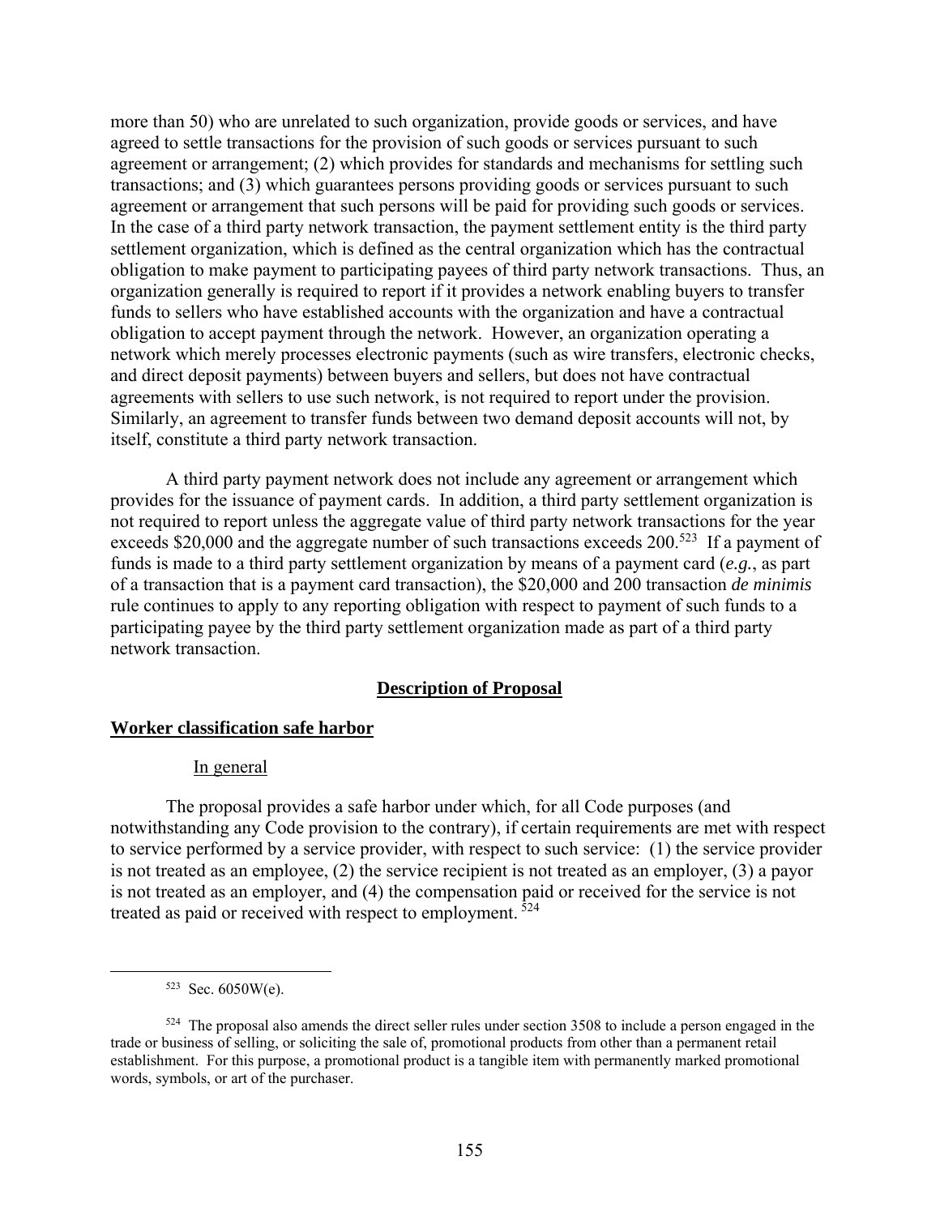more than 50) who are unrelated to such organization, provide goods or services, and have agreed to settle transactions for the provision of such goods or services pursuant to such agreement or arrangement; (2) which provides for standards and mechanisms for settling such transactions; and (3) which guarantees persons providing goods or services pursuant to such agreement or arrangement that such persons will be paid for providing such goods or services. In the case of a third party network transaction, the payment settlement entity is the third party settlement organization, which is defined as the central organization which has the contractual obligation to make payment to participating payees of third party network transactions. Thus, an organization generally is required to report if it provides a network enabling buyers to transfer funds to sellers who have established accounts with the organization and have a contractual obligation to accept payment through the network. However, an organization operating a network which merely processes electronic payments (such as wire transfers, electronic checks, and direct deposit payments) between buyers and sellers, but does not have contractual agreements with sellers to use such network, is not required to report under the provision. Similarly, an agreement to transfer funds between two demand deposit accounts will not, by itself, constitute a third party network transaction.

A third party payment network does not include any agreement or arrangement which provides for the issuance of payment cards. In addition, a third party settlement organization is not required to report unless the aggregate value of third party network transactions for the year exceeds $20,000 and the aggregate number of such transactions exceeds 200.[523] If a payment of funds is made to a third party settlement organization by means of a payment card (*e.g.*, as part of a transaction that is a payment card transaction), the $20,000 and 200 transaction *de minimis* rule continues to apply to any reporting obligation with respect to payment of such funds to a participating payee by the third party settlement organization made as part of a third party network transaction.

## Description of Proposal

### Worker classification safe harbor

#### In general

The proposal provides a safe harbor under which, for all Code purposes (and notwithstanding any Code provision to the contrary), if certain requirements are met with respect to service performed by a service provider, with respect to such service: (1) the service provider is not treated as an employee, (2) the service recipient is not treated as an employer, (3) a payor is not treated as an employer, and (4) the compensation paid or received for the service is not treated as paid or received with respect to employment.[524]

---

[523] Sec. 6050W(e).

[524] The proposal also amends the direct seller rules under section 3508 to include a person engaged in the trade or business of selling, or soliciting the sale of, promotional products from other than a permanent retail establishment. For this purpose, a promotional product is a tangible item with permanently marked promotional words, symbols, or art of the purchaser.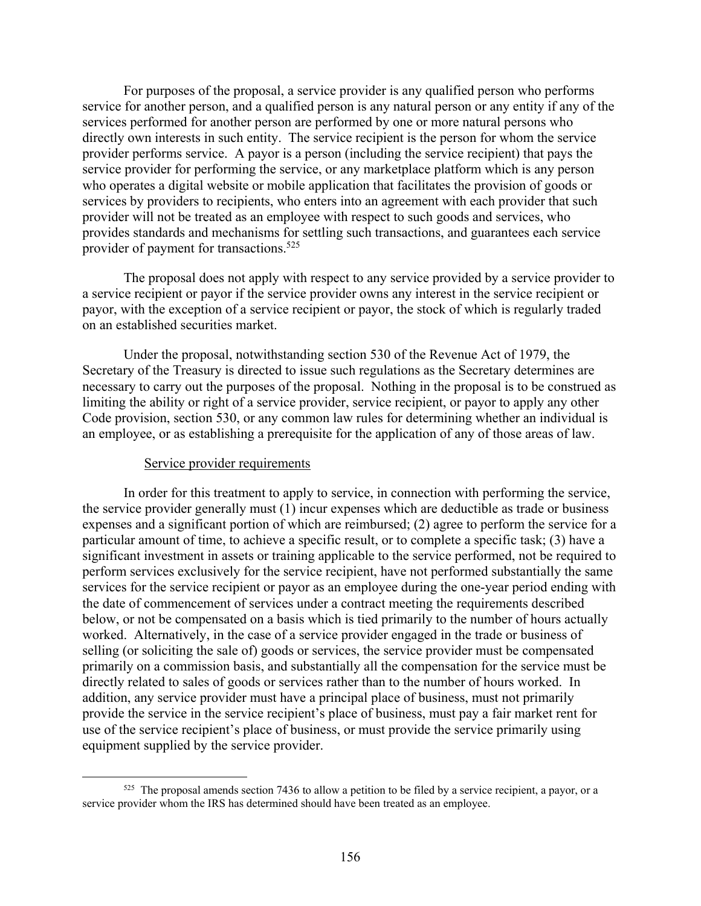For purposes of the proposal, a service provider is any qualified person who performs service for another person, and a qualified person is any natural person or any entity if any of the services performed for another person are performed by one or more natural persons who directly own interests in such entity. The service recipient is the person for whom the service provider performs service. A payor is a person (including the service recipient) that pays the service provider for performing the service, or any marketplace platform which is any person who operates a digital website or mobile application that facilitates the provision of goods or services by providers to recipients, who enters into an agreement with each provider that such provider will not be treated as an employee with respect to such goods and services, who provides standards and mechanisms for settling such transactions, and guarantees each service provider of payment for transactions.[525]

The proposal does not apply with respect to any service provided by a service provider to a service recipient or payor if the service provider owns any interest in the service recipient or payor, with the exception of a service recipient or payor, the stock of which is regularly traded on an established securities market.

Under the proposal, notwithstanding section 530 of the Revenue Act of 1979, the Secretary of the Treasury is directed to issue such regulations as the Secretary determines are necessary to carry out the purposes of the proposal. Nothing in the proposal is to be construed as limiting the ability or right of a service provider, service recipient, or payor to apply any other Code provision, section 530, or any common law rules for determining whether an individual is an employee, or as establishing a prerequisite for the application of any of those areas of law.

Service provider requirements

In order for this treatment to apply to service, in connection with performing the service, the service provider generally must (1) incur expenses which are deductible as trade or business expenses and a significant portion of which are reimbursed; (2) agree to perform the service for a particular amount of time, to achieve a specific result, or to complete a specific task; (3) have a significant investment in assets or training applicable to the service performed, not be required to perform services exclusively for the service recipient, have not performed substantially the same services for the service recipient or payor as an employee during the one-year period ending with the date of commencement of services under a contract meeting the requirements described below, or not be compensated on a basis which is tied primarily to the number of hours actually worked. Alternatively, in the case of a service provider engaged in the trade or business of selling (or soliciting the sale of) goods or services, the service provider must be compensated primarily on a commission basis, and substantially all the compensation for the service must be directly related to sales of goods or services rather than to the number of hours worked. In addition, any service provider must have a principal place of business, must not primarily provide the service in the service recipient's place of business, must pay a fair market rent for use of the service recipient's place of business, or must provide the service primarily using equipment supplied by the service provider.

---

[525] The proposal amends section 7436 to allow a petition to be filed by a service recipient, a payor, or a service provider whom the IRS has determined should have been treated as an employee.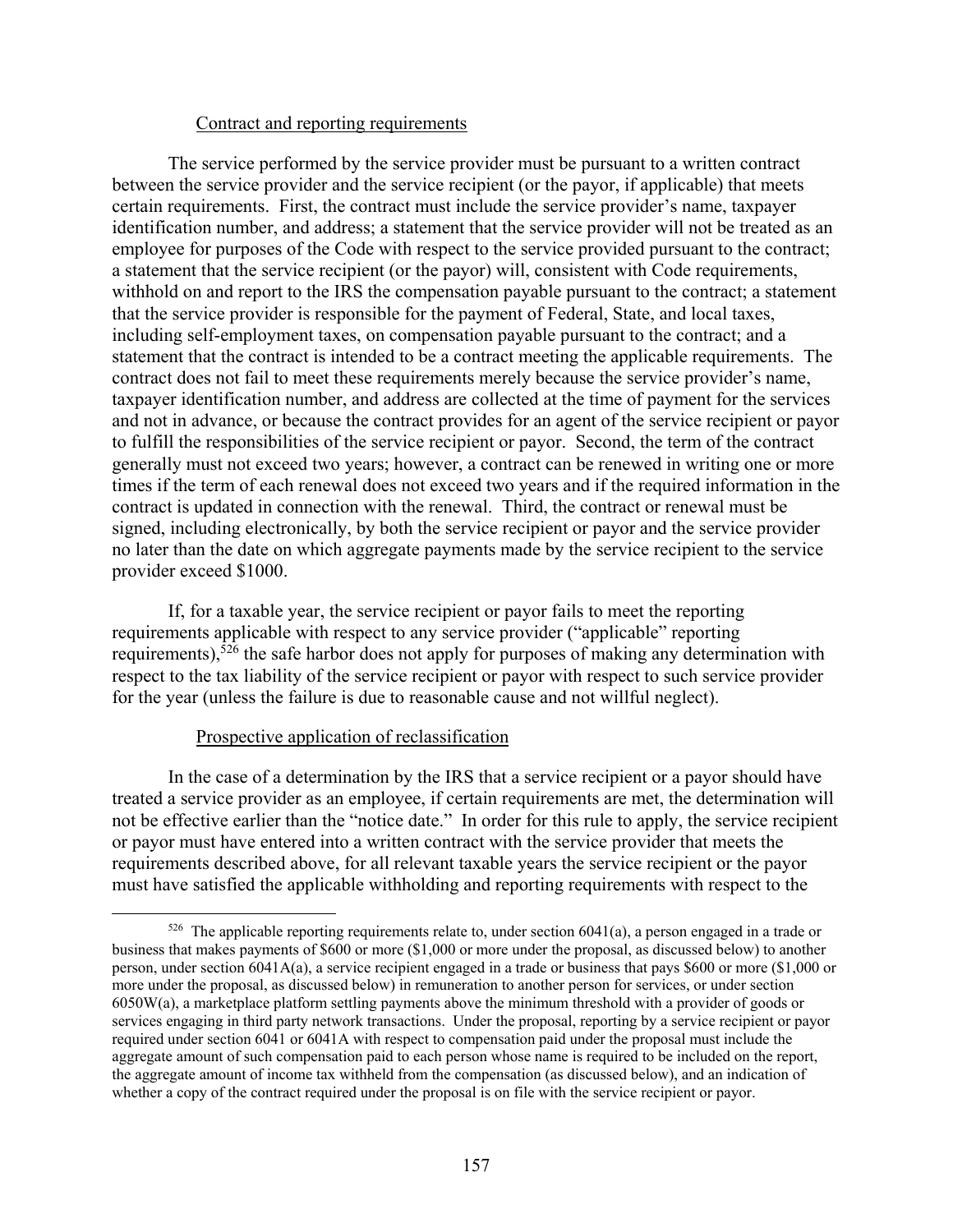Contract and reporting requirements

The service performed by the service provider must be pursuant to a written contract between the service provider and the service recipient (or the payor, if applicable) that meets certain requirements. First, the contract must include the service provider's name, taxpayer identification number, and address; a statement that the service provider will not be treated as an employee for purposes of the Code with respect to the service provided pursuant to the contract; a statement that the service recipient (or the payor) will, consistent with Code requirements, withhold on and report to the IRS the compensation payable pursuant to the contract; a statement that the service provider is responsible for the payment of Federal, State, and local taxes, including self-employment taxes, on compensation payable pursuant to the contract; and a statement that the contract is intended to be a contract meeting the applicable requirements. The contract does not fail to meet these requirements merely because the service provider's name, taxpayer identification number, and address are collected at the time of payment for the services and not in advance, or because the contract provides for an agent of the service recipient or payor to fulfill the responsibilities of the service recipient or payor. Second, the term of the contract generally must not exceed two years; however, a contract can be renewed in writing one or more times if the term of each renewal does not exceed two years and if the required information in the contract is updated in connection with the renewal. Third, the contract or renewal must be signed, including electronically, by both the service recipient or payor and the service provider no later than the date on which aggregate payments made by the service recipient to the service provider exceed $1000.

If, for a taxable year, the service recipient or payor fails to meet the reporting requirements applicable with respect to any service provider ("applicable" reporting requirements),[526] the safe harbor does not apply for purposes of making any determination with respect to the tax liability of the service recipient or payor with respect to such service provider for the year (unless the failure is due to reasonable cause and not willful neglect).

Prospective application of reclassification

In the case of a determination by the IRS that a service recipient or a payor should have treated a service provider as an employee, if certain requirements are met, the determination will not be effective earlier than the "notice date." In order for this rule to apply, the service recipient or payor must have entered into a written contract with the service provider that meets the requirements described above, for all relevant taxable years the service recipient or the payor must have satisfied the applicable withholding and reporting requirements with respect to the

[526] The applicable reporting requirements relate to, under section 6041(a), a person engaged in a trade or business that makes payments of $600 or more ($1,000 or more under the proposal, as discussed below) to another person, under section 6041A(a), a service recipient engaged in a trade or business that pays $600 or more ($1,000 or more under the proposal, as discussed below) in remuneration to another person for services, or under section 6050W(a), a marketplace platform settling payments above the minimum threshold with a provider of goods or services engaging in third party network transactions. Under the proposal, reporting by a service recipient or payor required under section 6041 or 6041A with respect to compensation paid under the proposal must include the aggregate amount of such compensation paid to each person whose name is required to be included on the report, the aggregate amount of income tax withheld from the compensation (as discussed below), and an indication of whether a copy of the contract required under the proposal is on file with the service recipient or payor.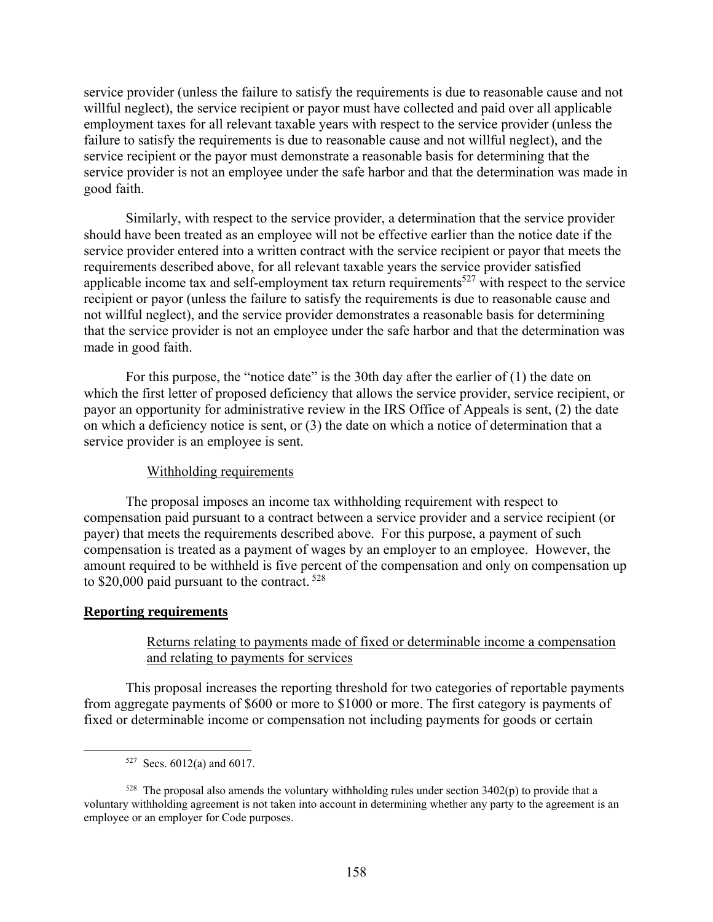service provider (unless the failure to satisfy the requirements is due to reasonable cause and not willful neglect), the service recipient or payor must have collected and paid over all applicable employment taxes for all relevant taxable years with respect to the service provider (unless the failure to satisfy the requirements is due to reasonable cause and not willful neglect), and the service recipient or the payor must demonstrate a reasonable basis for determining that the service provider is not an employee under the safe harbor and that the determination was made in good faith.

Similarly, with respect to the service provider, a determination that the service provider should have been treated as an employee will not be effective earlier than the notice date if the service provider entered into a written contract with the service recipient or payor that meets the requirements described above, for all relevant taxable years the service provider satisfied applicable income tax and self-employment tax return requirements[527] with respect to the service recipient or payor (unless the failure to satisfy the requirements is due to reasonable cause and not willful neglect), and the service provider demonstrates a reasonable basis for determining that the service provider is not an employee under the safe harbor and that the determination was made in good faith.

For this purpose, the "notice date" is the 30th day after the earlier of (1) the date on which the first letter of proposed deficiency that allows the service provider, service recipient, or payor an opportunity for administrative review in the IRS Office of Appeals is sent, (2) the date on which a deficiency notice is sent, or (3) the date on which a notice of determination that a service provider is an employee is sent.

Withholding requirements

The proposal imposes an income tax withholding requirement with respect to compensation paid pursuant to a contract between a service provider and a service recipient (or payer) that meets the requirements described above. For this purpose, a payment of such compensation is treated as a payment of wages by an employer to an employee. However, the amount required to be withheld is five percent of the compensation and only on compensation up to $20,000 paid pursuant to the contract. [528]

**Reporting requirements**

Returns relating to payments made of fixed or determinable income a compensation and relating to payments for services

This proposal increases the reporting threshold for two categories of reportable payments from aggregate payments of $600 or more to $1000 or more. The first category is payments of fixed or determinable income or compensation not including payments for goods or certain

[527] Secs. 6012(a) and 6017.

[528] The proposal also amends the voluntary withholding rules under section 3402(p) to provide that a voluntary withholding agreement is not taken into account in determining whether any party to the agreement is an employee or an employer for Code purposes.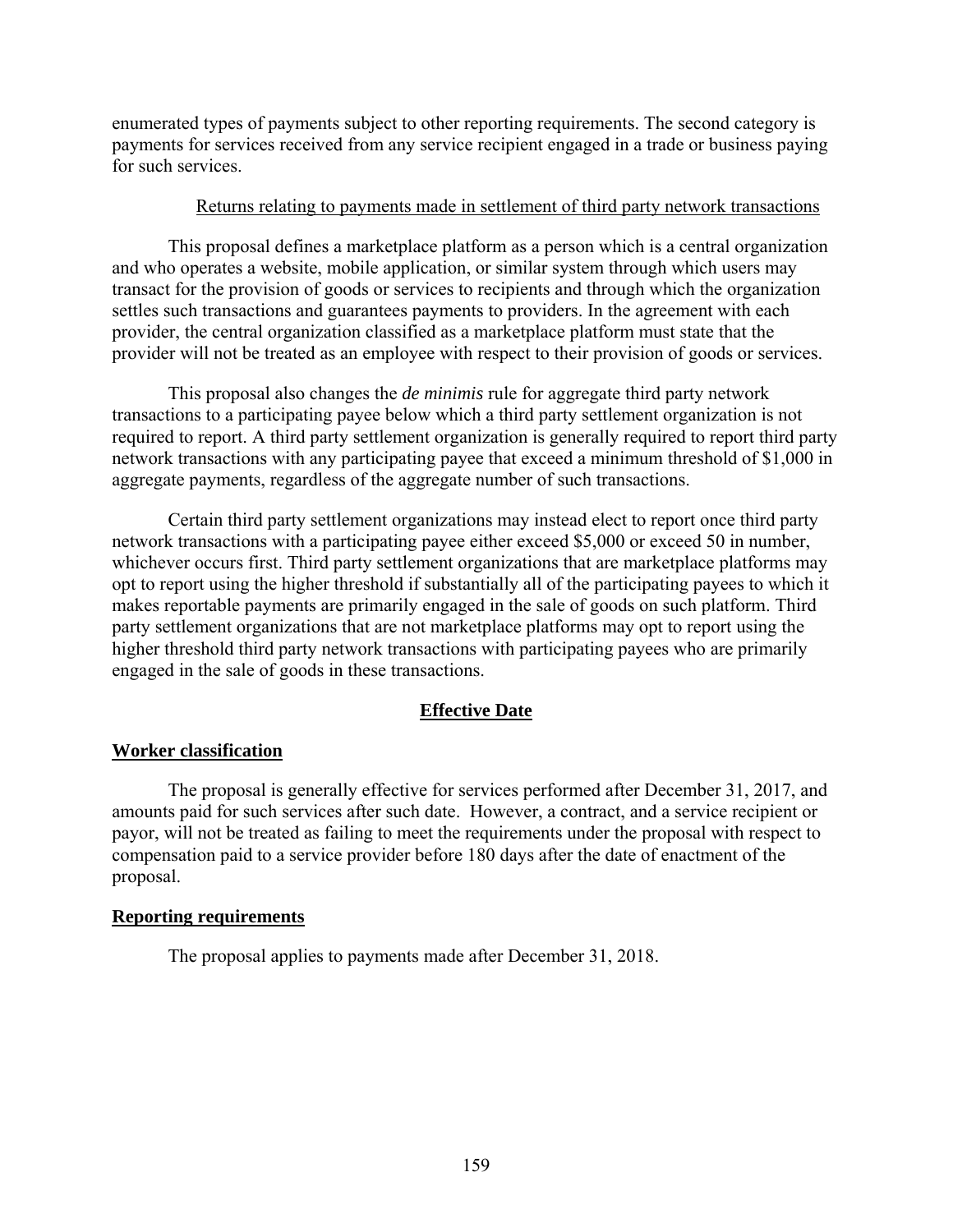enumerated types of payments subject to other reporting requirements. The second category is payments for services received from any service recipient engaged in a trade or business paying for such services.

Returns relating to payments made in settlement of third party network transactions

This proposal defines a marketplace platform as a person which is a central organization and who operates a website, mobile application, or similar system through which users may transact for the provision of goods or services to recipients and through which the organization settles such transactions and guarantees payments to providers. In the agreement with each provider, the central organization classified as a marketplace platform must state that the provider will not be treated as an employee with respect to their provision of goods or services.

This proposal also changes the *de minimis* rule for aggregate third party network transactions to a participating payee below which a third party settlement organization is not required to report. A third party settlement organization is generally required to report third party network transactions with any participating payee that exceed a minimum threshold of $1,000 in aggregate payments, regardless of the aggregate number of such transactions.

Certain third party settlement organizations may instead elect to report once third party network transactions with a participating payee either exceed $5,000 or exceed 50 in number, whichever occurs first. Third party settlement organizations that are marketplace platforms may opt to report using the higher threshold if substantially all of the participating payees to which it makes reportable payments are primarily engaged in the sale of goods on such platform. Third party settlement organizations that are not marketplace platforms may opt to report using the higher threshold third party network transactions with participating payees who are primarily engaged in the sale of goods in these transactions.

## Effective Date

### Worker classification

The proposal is generally effective for services performed after December 31, 2017, and amounts paid for such services after such date. However, a contract, and a service recipient or payor, will not be treated as failing to meet the requirements under the proposal with respect to compensation paid to a service provider before 180 days after the date of enactment of the proposal.

### Reporting requirements

The proposal applies to payments made after December 31, 2018.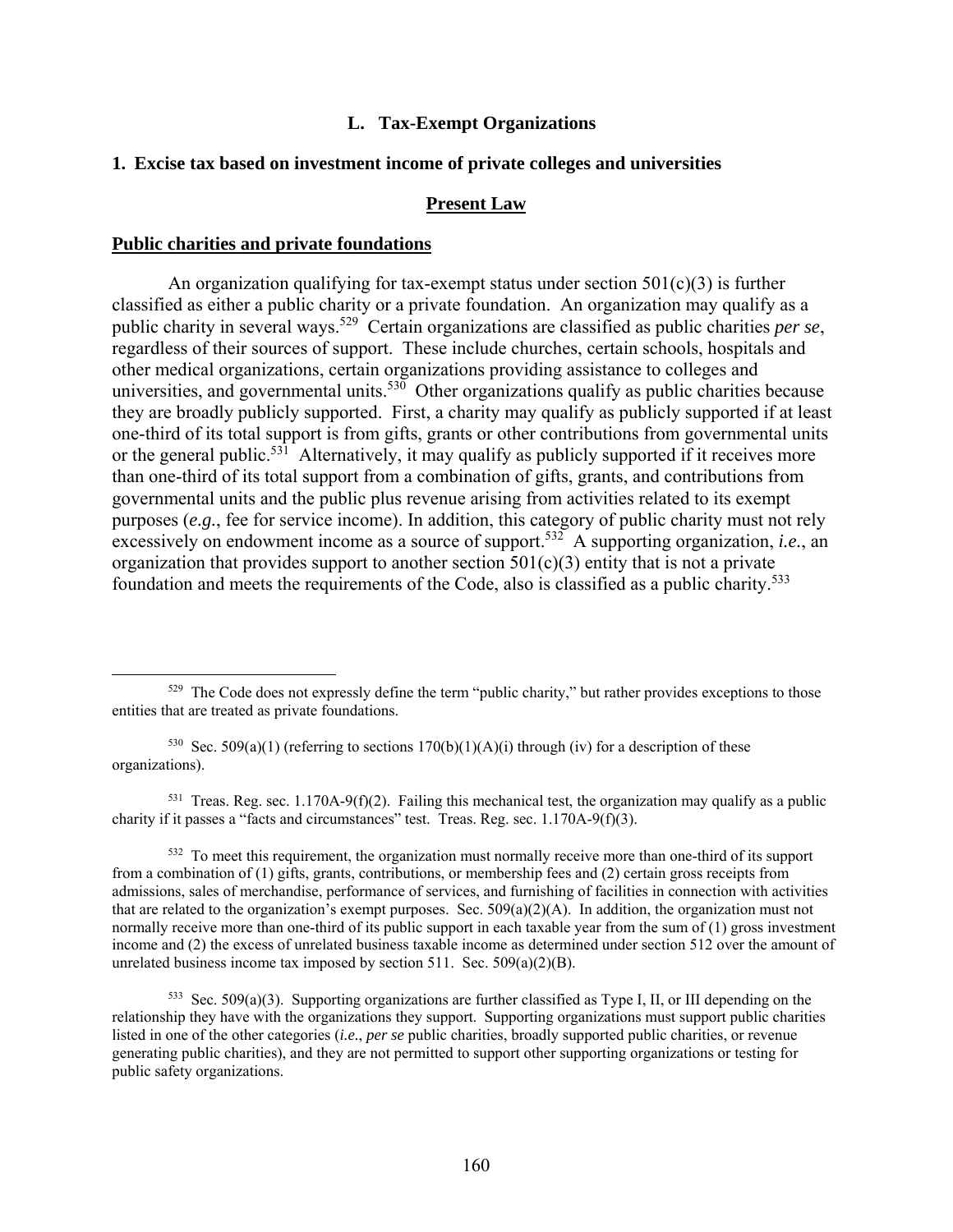## L. Tax-Exempt Organizations

### 1. Excise tax based on investment income of private colleges and universities

#### Present Law

**Public charities and private foundations**

An organization qualifying for tax-exempt status under section 501(c)(3) is further classified as either a public charity or a private foundation. An organization may qualify as a public charity in several ways.[529] Certain organizations are classified as public charities *per se*, regardless of their sources of support. These include churches, certain schools, hospitals and other medical organizations, certain organizations providing assistance to colleges and universities, and governmental units.[530] Other organizations qualify as public charities because they are broadly publicly supported. First, a charity may qualify as publicly supported if at least one-third of its total support is from gifts, grants or other contributions from governmental units or the general public.[531] Alternatively, it may qualify as publicly supported if it receives more than one-third of its total support from a combination of gifts, grants, and contributions from governmental units and the public plus revenue arising from activities related to its exempt purposes (*e.g.*, fee for service income). In addition, this category of public charity must not rely excessively on endowment income as a source of support.[532] A supporting organization, *i.e.*, an organization that provides support to another section 501(c)(3) entity that is not a private foundation and meets the requirements of the Code, also is classified as a public charity.[533]

---

[529] The Code does not expressly define the term "public charity," but rather provides exceptions to those entities that are treated as private foundations.

[530] Sec. 509(a)(1) (referring to sections 170(b)(1)(A)(i) through (iv) for a description of these organizations).

[531] Treas. Reg. sec. 1.170A-9(f)(2). Failing this mechanical test, the organization may qualify as a public charity if it passes a "facts and circumstances" test. Treas. Reg. sec. 1.170A-9(f)(3).

[532] To meet this requirement, the organization must normally receive more than one-third of its support from a combination of (1) gifts, grants, contributions, or membership fees and (2) certain gross receipts from admissions, sales of merchandise, performance of services, and furnishing of facilities in connection with activities that are related to the organization's exempt purposes. Sec. 509(a)(2)(A). In addition, the organization must not normally receive more than one-third of its public support in each taxable year from the sum of (1) gross investment income and (2) the excess of unrelated business taxable income as determined under section 512 over the amount of unrelated business income tax imposed by section 511. Sec. 509(a)(2)(B).

[533] Sec. 509(a)(3). Supporting organizations are further classified as Type I, II, or III depending on the relationship they have with the organizations they support. Supporting organizations must support public charities listed in one of the other categories (*i.e.*, *per se* public charities, broadly supported public charities, or revenue generating public charities), and they are not permitted to support other supporting organizations or testing for public safety organizations.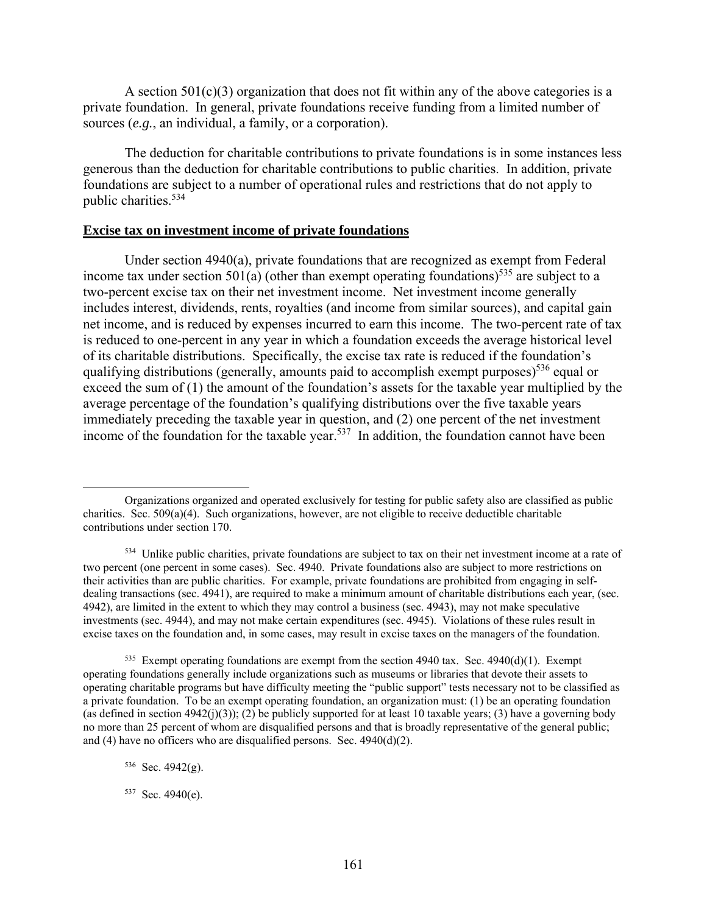A section 501(c)(3) organization that does not fit within any of the above categories is a private foundation. In general, private foundations receive funding from a limited number of sources (*e.g.*, an individual, a family, or a corporation).

The deduction for charitable contributions to private foundations is in some instances less generous than the deduction for charitable contributions to public charities. In addition, private foundations are subject to a number of operational rules and restrictions that do not apply to public charities.[534]

## Excise tax on investment income of private foundations

Under section 4940(a), private foundations that are recognized as exempt from Federal income tax under section 501(a) (other than exempt operating foundations)[535] are subject to a two-percent excise tax on their net investment income. Net investment income generally includes interest, dividends, rents, royalties (and income from similar sources), and capital gain net income, and is reduced by expenses incurred to earn this income. The two-percent rate of tax is reduced to one-percent in any year in which a foundation exceeds the average historical level of its charitable distributions. Specifically, the excise tax rate is reduced if the foundation's qualifying distributions (generally, amounts paid to accomplish exempt purposes)[536] equal or exceed the sum of (1) the amount of the foundation's assets for the taxable year multiplied by the average percentage of the foundation's qualifying distributions over the five taxable years immediately preceding the taxable year in question, and (2) one percent of the net investment income of the foundation for the taxable year.[537] In addition, the foundation cannot have been

---

Organizations organized and operated exclusively for testing for public safety also are classified as public charities. Sec. 509(a)(4). Such organizations, however, are not eligible to receive deductible charitable contributions under section 170.

[534] Unlike public charities, private foundations are subject to tax on their net investment income at a rate of two percent (one percent in some cases). Sec. 4940. Private foundations also are subject to more restrictions on their activities than are public charities. For example, private foundations are prohibited from engaging in self-dealing transactions (sec. 4941), are required to make a minimum amount of charitable distributions each year, (sec. 4942), are limited in the extent to which they may control a business (sec. 4943), may not make speculative investments (sec. 4944), and may not make certain expenditures (sec. 4945). Violations of these rules result in excise taxes on the foundation and, in some cases, may result in excise taxes on the managers of the foundation.

[535] Exempt operating foundations are exempt from the section 4940 tax. Sec. 4940(d)(1). Exempt operating foundations generally include organizations such as museums or libraries that devote their assets to operating charitable programs but have difficulty meeting the "public support" tests necessary not to be classified as a private foundation. To be an exempt operating foundation, an organization must: (1) be an operating foundation (as defined in section 4942(j)(3)); (2) be publicly supported for at least 10 taxable years; (3) have a governing body no more than 25 percent of whom are disqualified persons and that is broadly representative of the general public; and (4) have no officers who are disqualified persons. Sec. 4940(d)(2).

[536] Sec. 4942(g).

[537] Sec. 4940(e).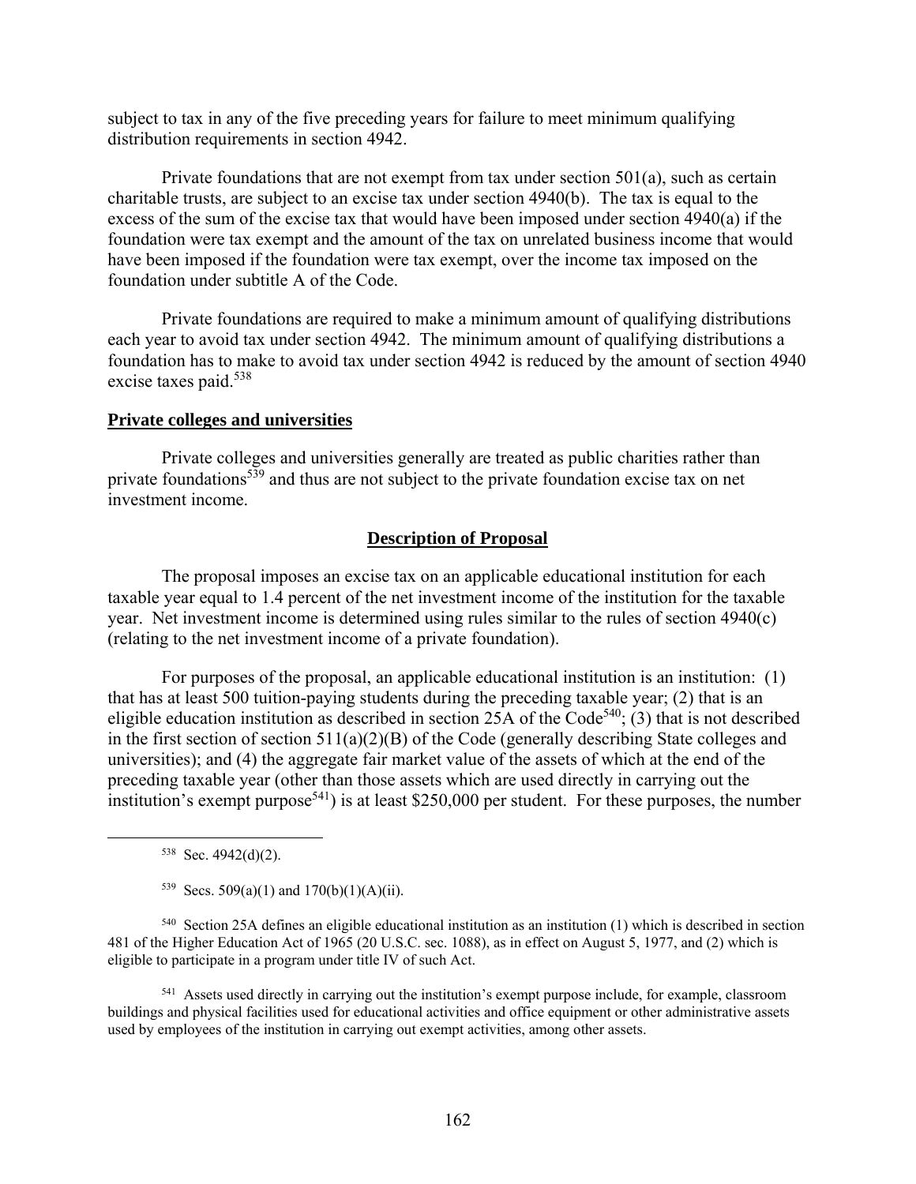subject to tax in any of the five preceding years for failure to meet minimum qualifying distribution requirements in section 4942.

Private foundations that are not exempt from tax under section 501(a), such as certain charitable trusts, are subject to an excise tax under section 4940(b). The tax is equal to the excess of the sum of the excise tax that would have been imposed under section 4940(a) if the foundation were tax exempt and the amount of the tax on unrelated business income that would have been imposed if the foundation were tax exempt, over the income tax imposed on the foundation under subtitle A of the Code.

Private foundations are required to make a minimum amount of qualifying distributions each year to avoid tax under section 4942. The minimum amount of qualifying distributions a foundation has to make to avoid tax under section 4942 is reduced by the amount of section 4940 excise taxes paid.[538]

**Private colleges and universities**

Private colleges and universities generally are treated as public charities rather than private foundations[539] and thus are not subject to the private foundation excise tax on net investment income.

## Description of Proposal

The proposal imposes an excise tax on an applicable educational institution for each taxable year equal to 1.4 percent of the net investment income of the institution for the taxable year. Net investment income is determined using rules similar to the rules of section 4940(c) (relating to the net investment income of a private foundation).

For purposes of the proposal, an applicable educational institution is an institution: (1) that has at least 500 tuition-paying students during the preceding taxable year; (2) that is an eligible education institution as described in section 25A of the Code[540]; (3) that is not described in the first section of section 511(a)(2)(B) of the Code (generally describing State colleges and universities); and (4) the aggregate fair market value of the assets of which at the end of the preceding taxable year (other than those assets which are used directly in carrying out the institution's exempt purpose[541]) is at least $250,000 per student. For these purposes, the number

---

[538] Sec. 4942(d)(2).

[539] Secs. 509(a)(1) and 170(b)(1)(A)(ii).

[540] Section 25A defines an eligible educational institution as an institution (1) which is described in section 481 of the Higher Education Act of 1965 (20 U.S.C. sec. 1088), as in effect on August 5, 1977, and (2) which is eligible to participate in a program under title IV of such Act.

[541] Assets used directly in carrying out the institution's exempt purpose include, for example, classroom buildings and physical facilities used for educational activities and office equipment or other administrative assets used by employees of the institution in carrying out exempt activities, among other assets.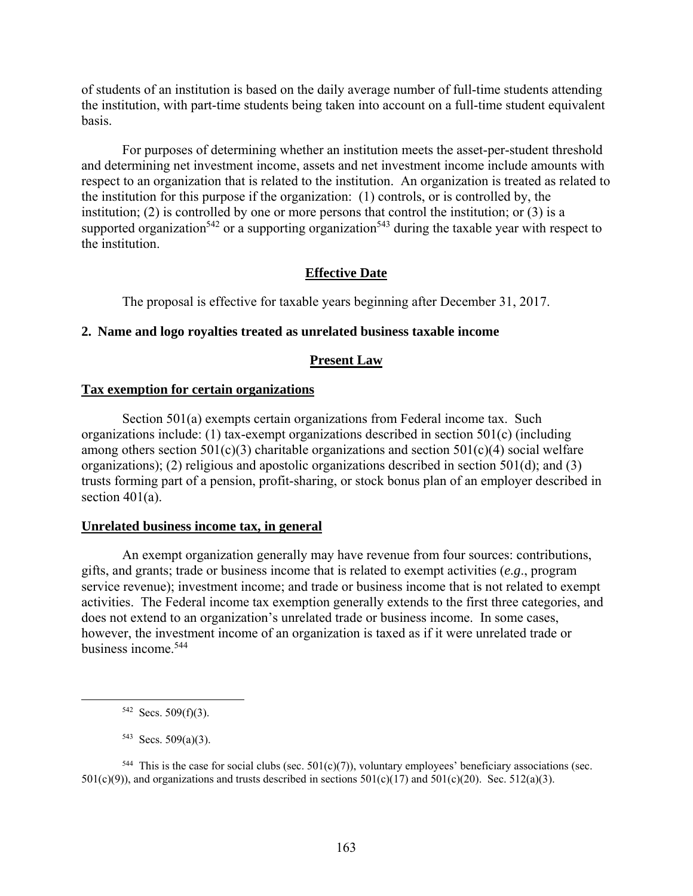of students of an institution is based on the daily average number of full-time students attending the institution, with part-time students being taken into account on a full-time student equivalent basis.

For purposes of determining whether an institution meets the asset-per-student threshold and determining net investment income, assets and net investment income include amounts with respect to an organization that is related to the institution. An organization is treated as related to the institution for this purpose if the organization: (1) controls, or is controlled by, the institution; (2) is controlled by one or more persons that control the institution; or (3) is a supported organization[542] or a supporting organization[543] during the taxable year with respect to the institution.

**Effective Date**

The proposal is effective for taxable years beginning after December 31, 2017.

### 2. Name and logo royalties treated as unrelated business taxable income

**Present Law**

**Tax exemption for certain organizations**

Section 501(a) exempts certain organizations from Federal income tax. Such organizations include: (1) tax-exempt organizations described in section 501(c) (including among others section 501(c)(3) charitable organizations and section 501(c)(4) social welfare organizations); (2) religious and apostolic organizations described in section 501(d); and (3) trusts forming part of a pension, profit-sharing, or stock bonus plan of an employer described in section 401(a).

**Unrelated business income tax, in general**

An exempt organization generally may have revenue from four sources: contributions, gifts, and grants; trade or business income that is related to exempt activities (*e.g.*, program service revenue); investment income; and trade or business income that is not related to exempt activities. The Federal income tax exemption generally extends to the first three categories, and does not extend to an organization's unrelated trade or business income. In some cases, however, the investment income of an organization is taxed as if it were unrelated trade or business income.[544]

---

[542] Secs. 509(f)(3).

[543] Secs. 509(a)(3).

[544] This is the case for social clubs (sec. 501(c)(7)), voluntary employees' beneficiary associations (sec. 501(c)(9)), and organizations and trusts described in sections 501(c)(17) and 501(c)(20). Sec. 512(a)(3).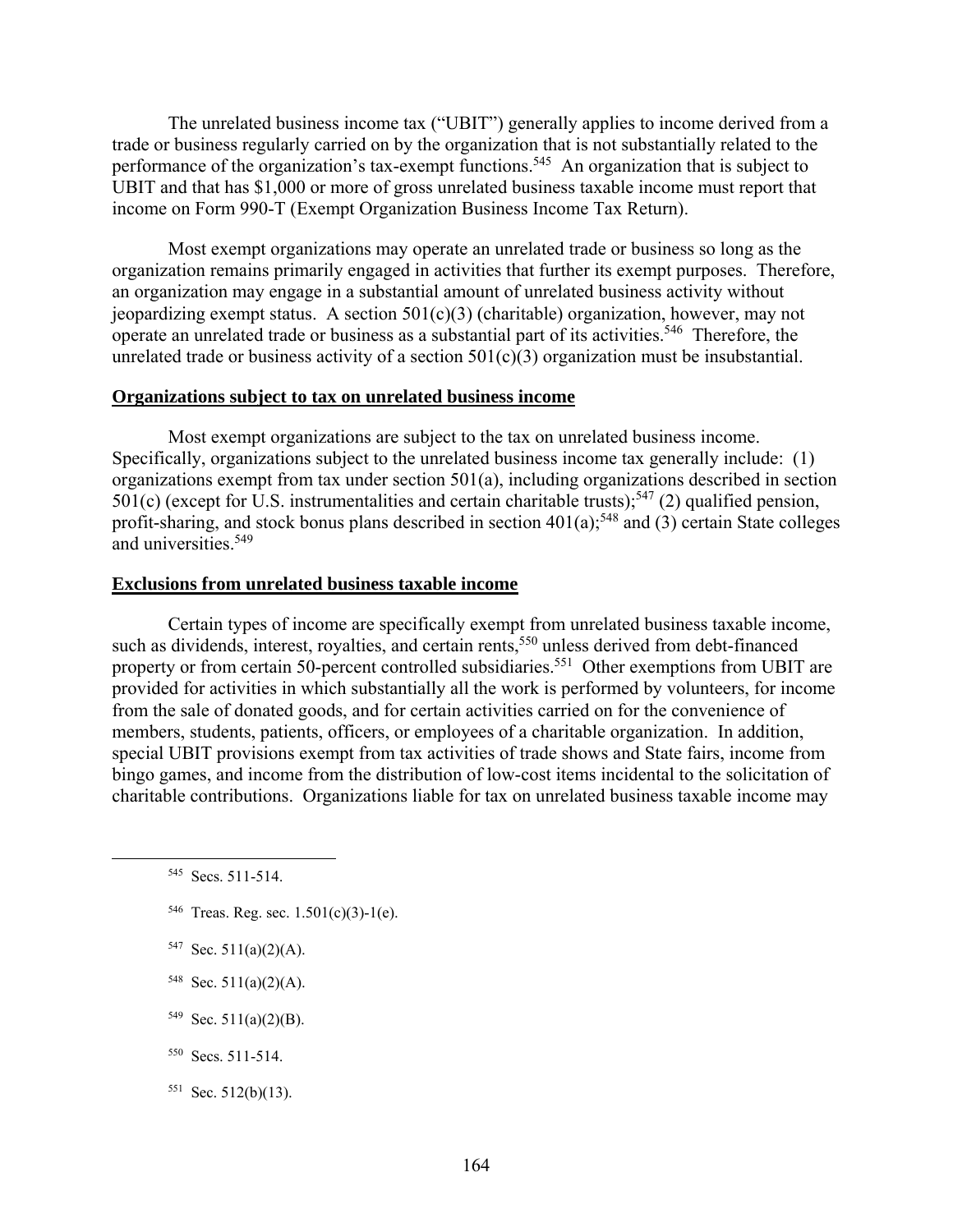The unrelated business income tax ("UBIT") generally applies to income derived from a trade or business regularly carried on by the organization that is not substantially related to the performance of the organization's tax-exempt functions.[545] An organization that is subject to UBIT and that has $1,000 or more of gross unrelated business taxable income must report that income on Form 990-T (Exempt Organization Business Income Tax Return).

Most exempt organizations may operate an unrelated trade or business so long as the organization remains primarily engaged in activities that further its exempt purposes. Therefore, an organization may engage in a substantial amount of unrelated business activity without jeopardizing exempt status. A section 501(c)(3) (charitable) organization, however, may not operate an unrelated trade or business as a substantial part of its activities.[546] Therefore, the unrelated trade or business activity of a section 501(c)(3) organization must be insubstantial.

**Organizations subject to tax on unrelated business income**

Most exempt organizations are subject to the tax on unrelated business income. Specifically, organizations subject to the unrelated business income tax generally include: (1) organizations exempt from tax under section 501(a), including organizations described in section 501(c) (except for U.S. instrumentalities and certain charitable trusts);[547] (2) qualified pension, profit-sharing, and stock bonus plans described in section 401(a);[548] and (3) certain State colleges and universities.[549]

**Exclusions from unrelated business taxable income**

Certain types of income are specifically exempt from unrelated business taxable income, such as dividends, interest, royalties, and certain rents,[550] unless derived from debt-financed property or from certain 50-percent controlled subsidiaries.[551] Other exemptions from UBIT are provided for activities in which substantially all the work is performed by volunteers, for income from the sale of donated goods, and for certain activities carried on for the convenience of members, students, patients, officers, or employees of a charitable organization. In addition, special UBIT provisions exempt from tax activities of trade shows and State fairs, income from bingo games, and income from the distribution of low-cost items incidental to the solicitation of charitable contributions. Organizations liable for tax on unrelated business taxable income may

---

[545] Secs. 511-514.

[546] Treas. Reg. sec. 1.501(c)(3)-1(e).

[547] Sec. 511(a)(2)(A).

[548] Sec. 511(a)(2)(A).

[549] Sec. 511(a)(2)(B).

[550] Secs. 511-514.

[551] Sec. 512(b)(13).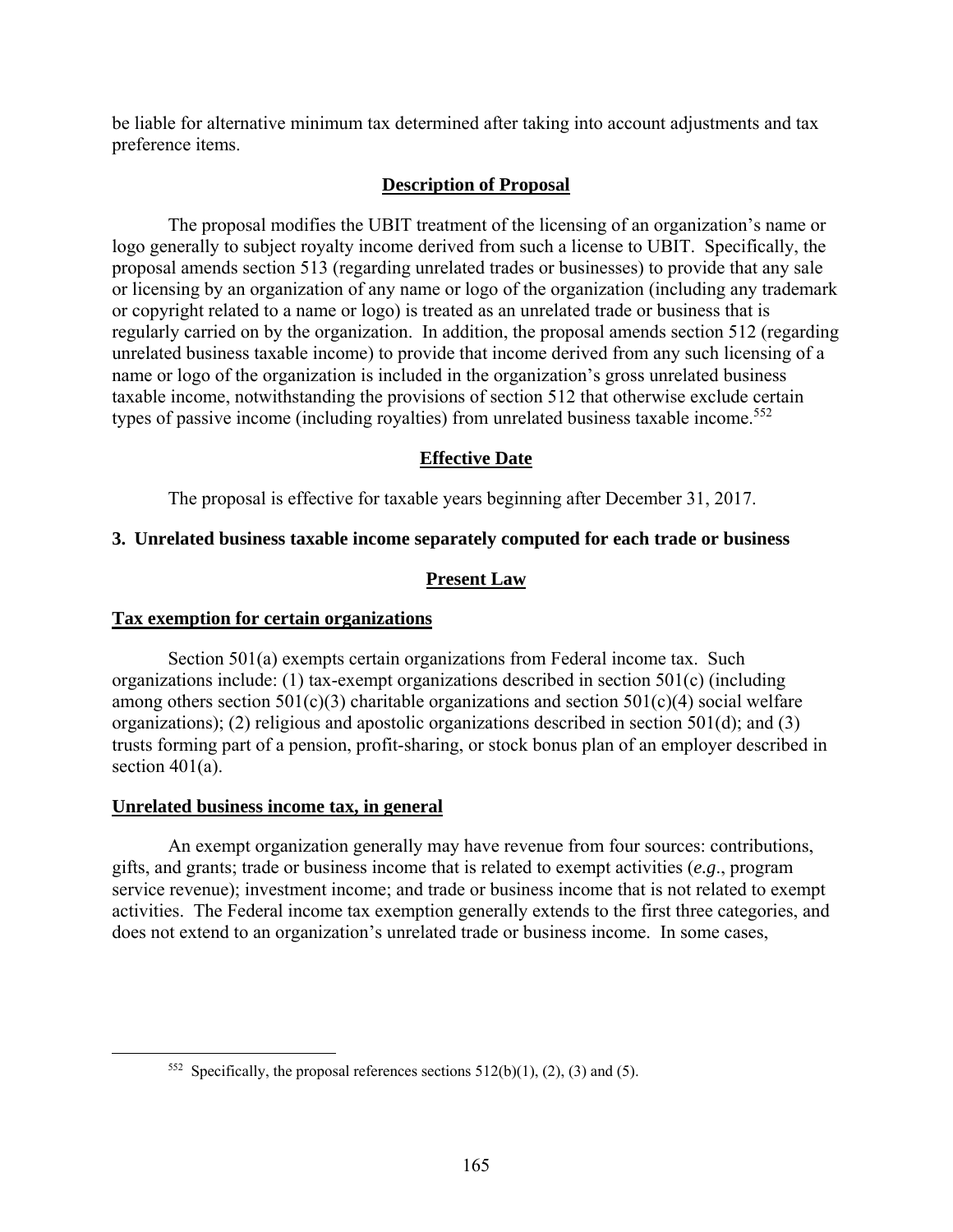be liable for alternative minimum tax determined after taking into account adjustments and tax preference items.

## Description of Proposal

The proposal modifies the UBIT treatment of the licensing of an organization's name or logo generally to subject royalty income derived from such a license to UBIT. Specifically, the proposal amends section 513 (regarding unrelated trades or businesses) to provide that any sale or licensing by an organization of any name or logo of the organization (including any trademark or copyright related to a name or logo) is treated as an unrelated trade or business that is regularly carried on by the organization. In addition, the proposal amends section 512 (regarding unrelated business taxable income) to provide that income derived from any such licensing of a name or logo of the organization is included in the organization's gross unrelated business taxable income, notwithstanding the provisions of section 512 that otherwise exclude certain types of passive income (including royalties) from unrelated business taxable income.[552]

## Effective Date

The proposal is effective for taxable years beginning after December 31, 2017.

### 3. Unrelated business taxable income separately computed for each trade or business

## Present Law

#### Tax exemption for certain organizations

Section 501(a) exempts certain organizations from Federal income tax. Such organizations include: (1) tax-exempt organizations described in section 501(c) (including among others section 501(c)(3) charitable organizations and section 501(c)(4) social welfare organizations); (2) religious and apostolic organizations described in section 501(d); and (3) trusts forming part of a pension, profit-sharing, or stock bonus plan of an employer described in section 401(a).

#### Unrelated business income tax, in general

An exempt organization generally may have revenue from four sources: contributions, gifts, and grants; trade or business income that is related to exempt activities (*e.g.*, program service revenue); investment income; and trade or business income that is not related to exempt activities. The Federal income tax exemption generally extends to the first three categories, and does not extend to an organization's unrelated trade or business income. In some cases,

---

[552] Specifically, the proposal references sections 512(b)(1), (2), (3) and (5).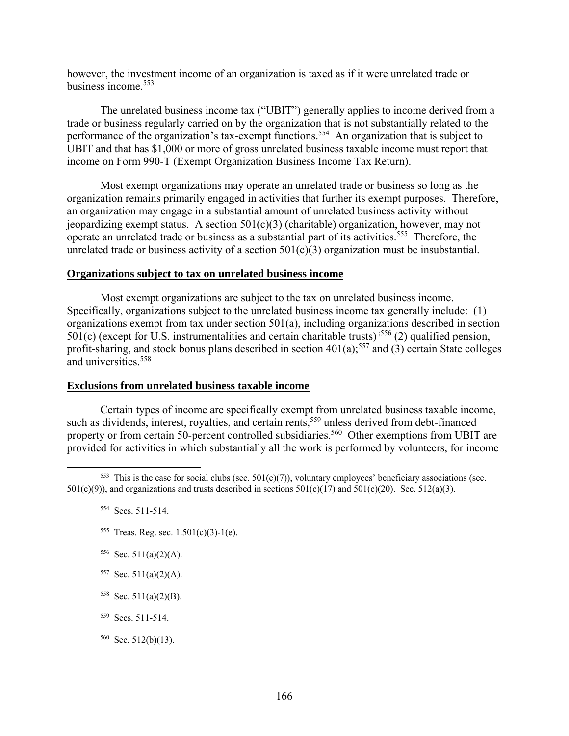however, the investment income of an organization is taxed as if it were unrelated trade or business income.[553]

The unrelated business income tax ("UBIT") generally applies to income derived from a trade or business regularly carried on by the organization that is not substantially related to the performance of the organization's tax-exempt functions.[554] An organization that is subject to UBIT and that has $1,000 or more of gross unrelated business taxable income must report that income on Form 990-T (Exempt Organization Business Income Tax Return).

Most exempt organizations may operate an unrelated trade or business so long as the organization remains primarily engaged in activities that further its exempt purposes. Therefore, an organization may engage in a substantial amount of unrelated business activity without jeopardizing exempt status. A section 501(c)(3) (charitable) organization, however, may not operate an unrelated trade or business as a substantial part of its activities.[555] Therefore, the unrelated trade or business activity of a section 501(c)(3) organization must be insubstantial.

**Organizations subject to tax on unrelated business income**

Most exempt organizations are subject to the tax on unrelated business income. Specifically, organizations subject to the unrelated business income tax generally include: (1) organizations exempt from tax under section 501(a), including organizations described in section 501(c) (except for U.S. instrumentalities and certain charitable trusts);[556] (2) qualified pension, profit-sharing, and stock bonus plans described in section 401(a);[557] and (3) certain State colleges and universities.[558]

**Exclusions from unrelated business taxable income**

Certain types of income are specifically exempt from unrelated business taxable income, such as dividends, interest, royalties, and certain rents,[559] unless derived from debt-financed property or from certain 50-percent controlled subsidiaries.[560] Other exemptions from UBIT are provided for activities in which substantially all the work is performed by volunteers, for income

---

[553] This is the case for social clubs (sec. 501(c)(7)), voluntary employees' beneficiary associations (sec. 501(c)(9)), and organizations and trusts described in sections 501(c)(17) and 501(c)(20). Sec. 512(a)(3).

[554] Secs. 511-514.

[555] Treas. Reg. sec. 1.501(c)(3)-1(e).

[556] Sec. 511(a)(2)(A).

[557] Sec. 511(a)(2)(A).

[558] Sec. 511(a)(2)(B).

[559] Secs. 511-514.

[560] Sec. 512(b)(13).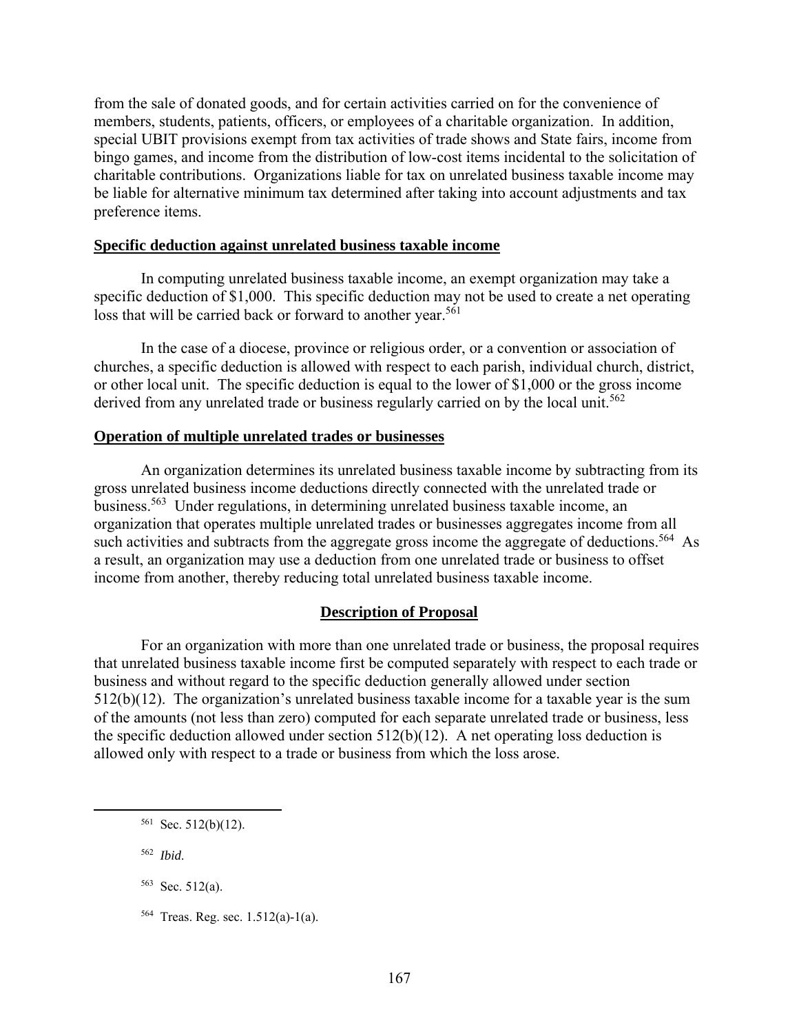from the sale of donated goods, and for certain activities carried on for the convenience of members, students, patients, officers, or employees of a charitable organization. In addition, special UBIT provisions exempt from tax activities of trade shows and State fairs, income from bingo games, and income from the distribution of low-cost items incidental to the solicitation of charitable contributions. Organizations liable for tax on unrelated business taxable income may be liable for alternative minimum tax determined after taking into account adjustments and tax preference items.

**Specific deduction against unrelated business taxable income**

In computing unrelated business taxable income, an exempt organization may take a specific deduction of $1,000. This specific deduction may not be used to create a net operating loss that will be carried back or forward to another year.[561]

In the case of a diocese, province or religious order, or a convention or association of churches, a specific deduction is allowed with respect to each parish, individual church, district, or other local unit. The specific deduction is equal to the lower of $1,000 or the gross income derived from any unrelated trade or business regularly carried on by the local unit.[562]

**Operation of multiple unrelated trades or businesses**

An organization determines its unrelated business taxable income by subtracting from its gross unrelated business income deductions directly connected with the unrelated trade or business.[563] Under regulations, in determining unrelated business taxable income, an organization that operates multiple unrelated trades or businesses aggregates income from all such activities and subtracts from the aggregate gross income the aggregate of deductions.[564] As a result, an organization may use a deduction from one unrelated trade or business to offset income from another, thereby reducing total unrelated business taxable income.

## Description of Proposal

For an organization with more than one unrelated trade or business, the proposal requires that unrelated business taxable income first be computed separately with respect to each trade or business and without regard to the specific deduction generally allowed under section 512(b)(12). The organization's unrelated business taxable income for a taxable year is the sum of the amounts (not less than zero) computed for each separate unrelated trade or business, less the specific deduction allowed under section 512(b)(12). A net operating loss deduction is allowed only with respect to a trade or business from which the loss arose.

---

[561] Sec. 512(b)(12).

[562] *Ibid.*

[563] Sec. 512(a).

[564] Treas. Reg. sec. 1.512(a)-1(a).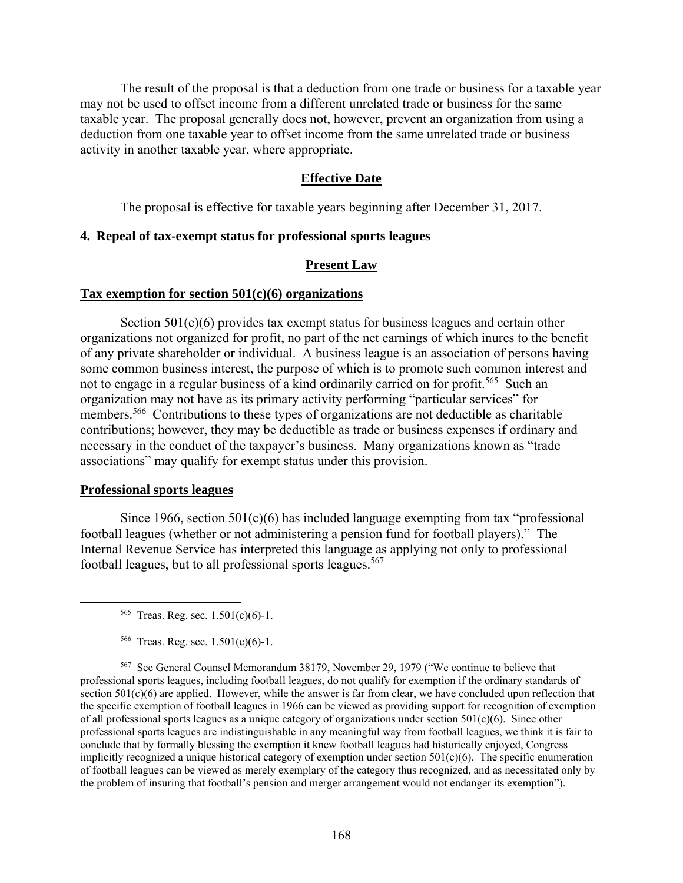The result of the proposal is that a deduction from one trade or business for a taxable year may not be used to offset income from a different unrelated trade or business for the same taxable year. The proposal generally does not, however, prevent an organization from using a deduction from one taxable year to offset income from the same unrelated trade or business activity in another taxable year, where appropriate.

**Effective Date**

The proposal is effective for taxable years beginning after December 31, 2017.

### 4. Repeal of tax-exempt status for professional sports leagues

**Present Law**

**Tax exemption for section 501(c)(6) organizations**

Section 501(c)(6) provides tax exempt status for business leagues and certain other organizations not organized for profit, no part of the net earnings of which inures to the benefit of any private shareholder or individual. A business league is an association of persons having some common business interest, the purpose of which is to promote such common interest and not to engage in a regular business of a kind ordinarily carried on for profit.[565] Such an organization may not have as its primary activity performing "particular services" for members.[566] Contributions to these types of organizations are not deductible as charitable contributions; however, they may be deductible as trade or business expenses if ordinary and necessary in the conduct of the taxpayer's business. Many organizations known as "trade associations" may qualify for exempt status under this provision.

**Professional sports leagues**

Since 1966, section 501(c)(6) has included language exempting from tax "professional football leagues (whether or not administering a pension fund for football players)." The Internal Revenue Service has interpreted this language as applying not only to professional football leagues, but to all professional sports leagues.[567]

---

[565] Treas. Reg. sec. 1.501(c)(6)-1.

[566] Treas. Reg. sec. 1.501(c)(6)-1.

[567] See General Counsel Memorandum 38179, November 29, 1979 ("We continue to believe that professional sports leagues, including football leagues, do not qualify for exemption if the ordinary standards of section 501(c)(6) are applied. However, while the answer is far from clear, we have concluded upon reflection that the specific exemption of football leagues in 1966 can be viewed as providing support for recognition of exemption of all professional sports leagues as a unique category of organizations under section 501(c)(6). Since other professional sports leagues are indistinguishable in any meaningful way from football leagues, we think it is fair to conclude that by formally blessing the exemption it knew football leagues had historically enjoyed, Congress implicitly recognized a unique historical category of exemption under section 501(c)(6). The specific enumeration of football leagues can be viewed as merely exemplary of the category thus recognized, and as necessitated only by the problem of insuring that football's pension and merger arrangement would not endanger its exemption").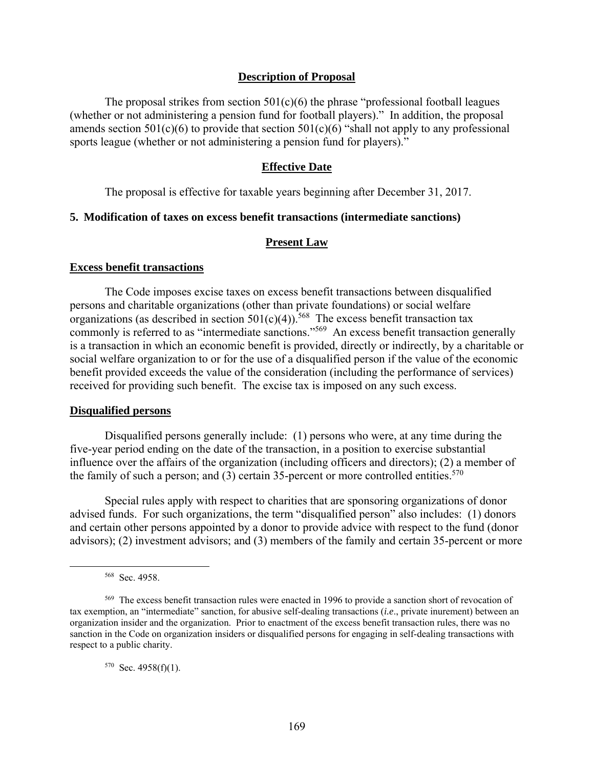## Description of Proposal

The proposal strikes from section 501(c)(6) the phrase "professional football leagues (whether or not administering a pension fund for football players)." In addition, the proposal amends section 501(c)(6) to provide that section 501(c)(6) "shall not apply to any professional sports league (whether or not administering a pension fund for players)."

## Effective Date

The proposal is effective for taxable years beginning after December 31, 2017.

### 5. Modification of taxes on excess benefit transactions (intermediate sanctions)

## Present Law

**Excess benefit transactions**

The Code imposes excise taxes on excess benefit transactions between disqualified persons and charitable organizations (other than private foundations) or social welfare organizations (as described in section 501(c)(4)).[568] The excess benefit transaction tax commonly is referred to as "intermediate sanctions."[569] An excess benefit transaction generally is a transaction in which an economic benefit is provided, directly or indirectly, by a charitable or social welfare organization to or for the use of a disqualified person if the value of the economic benefit provided exceeds the value of the consideration (including the performance of services) received for providing such benefit. The excise tax is imposed on any such excess.

**Disqualified persons**

Disqualified persons generally include: (1) persons who were, at any time during the five-year period ending on the date of the transaction, in a position to exercise substantial influence over the affairs of the organization (including officers and directors); (2) a member of the family of such a person; and (3) certain 35-percent or more controlled entities.[570]

Special rules apply with respect to charities that are sponsoring organizations of donor advised funds. For such organizations, the term "disqualified person" also includes: (1) donors and certain other persons appointed by a donor to provide advice with respect to the fund (donor advisors); (2) investment advisors; and (3) members of the family and certain 35-percent or more

---

[568] Sec. 4958.

[569] The excess benefit transaction rules were enacted in 1996 to provide a sanction short of revocation of tax exemption, an "intermediate" sanction, for abusive self-dealing transactions (*i.e*., private inurement) between an organization insider and the organization. Prior to enactment of the excess benefit transaction rules, there was no sanction in the Code on organization insiders or disqualified persons for engaging in self-dealing transactions with respect to a public charity.

[570] Sec. 4958(f)(1).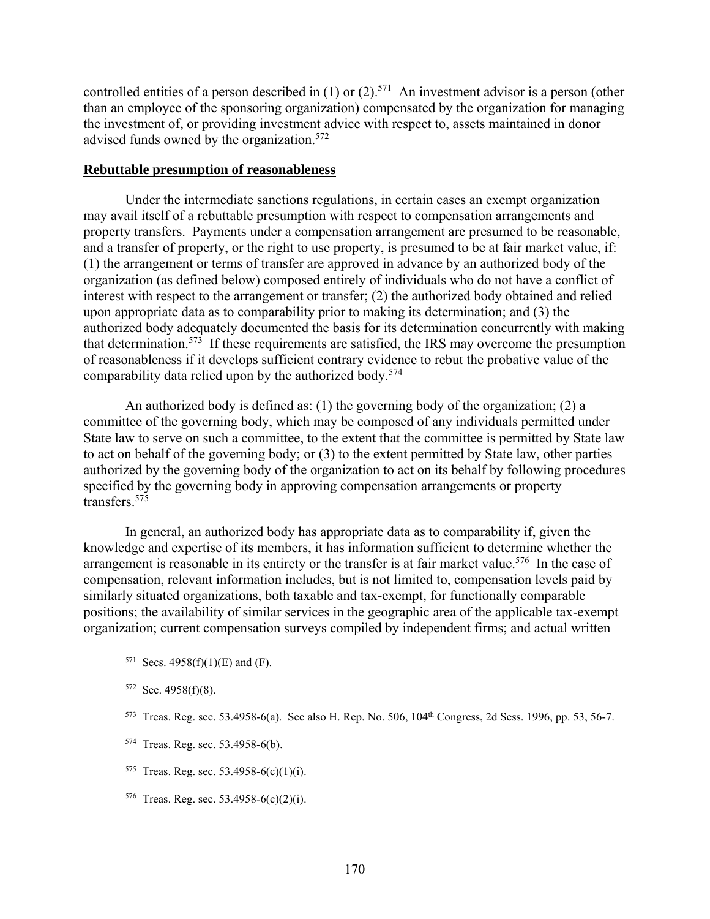controlled entities of a person described in (1) or (2).[571] An investment advisor is a person (other than an employee of the sponsoring organization) compensated by the organization for managing the investment of, or providing investment advice with respect to, assets maintained in donor advised funds owned by the organization.[572]

**Rebuttable presumption of reasonableness**

Under the intermediate sanctions regulations, in certain cases an exempt organization may avail itself of a rebuttable presumption with respect to compensation arrangements and property transfers. Payments under a compensation arrangement are presumed to be reasonable, and a transfer of property, or the right to use property, is presumed to be at fair market value, if: (1) the arrangement or terms of transfer are approved in advance by an authorized body of the organization (as defined below) composed entirely of individuals who do not have a conflict of interest with respect to the arrangement or transfer; (2) the authorized body obtained and relied upon appropriate data as to comparability prior to making its determination; and (3) the authorized body adequately documented the basis for its determination concurrently with making that determination.[573] If these requirements are satisfied, the IRS may overcome the presumption of reasonableness if it develops sufficient contrary evidence to rebut the probative value of the comparability data relied upon by the authorized body.[574]

An authorized body is defined as: (1) the governing body of the organization; (2) a committee of the governing body, which may be composed of any individuals permitted under State law to serve on such a committee, to the extent that the committee is permitted by State law to act on behalf of the governing body; or (3) to the extent permitted by State law, other parties authorized by the governing body of the organization to act on its behalf by following procedures specified by the governing body in approving compensation arrangements or property transfers.[575]

In general, an authorized body has appropriate data as to comparability if, given the knowledge and expertise of its members, it has information sufficient to determine whether the arrangement is reasonable in its entirety or the transfer is at fair market value.[576] In the case of compensation, relevant information includes, but is not limited to, compensation levels paid by similarly situated organizations, both taxable and tax-exempt, for functionally comparable positions; the availability of similar services in the geographic area of the applicable tax-exempt organization; current compensation surveys compiled by independent firms; and actual written

---

[571] Secs. 4958(f)(1)(E) and (F).

[572] Sec. 4958(f)(8).

[573] Treas. Reg. sec. 53.4958-6(a). See also H. Rep. No. 506, 104th Congress, 2d Sess. 1996, pp. 53, 56-7.

[574] Treas. Reg. sec. 53.4958-6(b).

[575] Treas. Reg. sec. 53.4958-6(c)(1)(i).

[576] Treas. Reg. sec. 53.4958-6(c)(2)(i).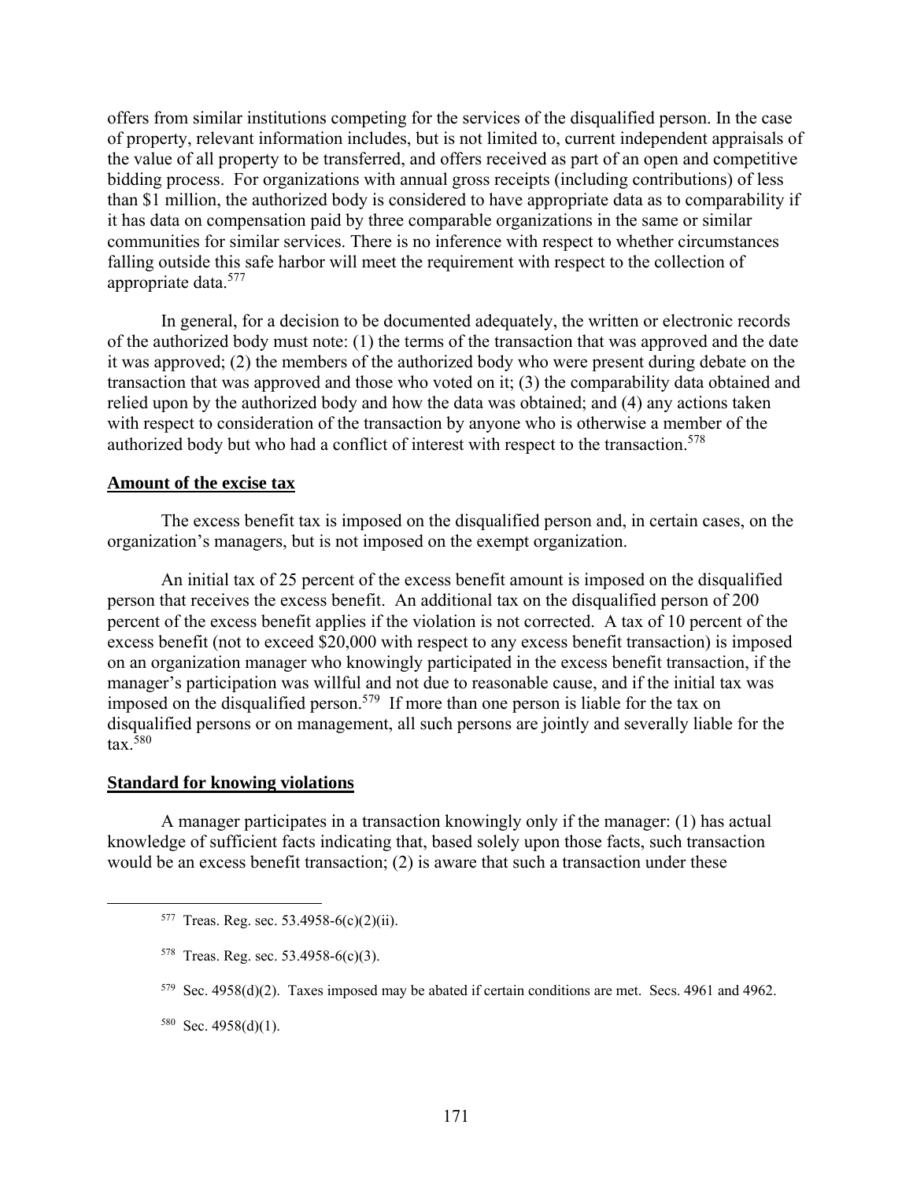offers from similar institutions competing for the services of the disqualified person. In the case of property, relevant information includes, but is not limited to, current independent appraisals of the value of all property to be transferred, and offers received as part of an open and competitive bidding process. For organizations with annual gross receipts (including contributions) of less than $1 million, the authorized body is considered to have appropriate data as to comparability if it has data on compensation paid by three comparable organizations in the same or similar communities for similar services. There is no inference with respect to whether circumstances falling outside this safe harbor will meet the requirement with respect to the collection of appropriate data.[577]

In general, for a decision to be documented adequately, the written or electronic records of the authorized body must note: (1) the terms of the transaction that was approved and the date it was approved; (2) the members of the authorized body who were present during debate on the transaction that was approved and those who voted on it; (3) the comparability data obtained and relied upon by the authorized body and how the data was obtained; and (4) any actions taken with respect to consideration of the transaction by anyone who is otherwise a member of the authorized body but who had a conflict of interest with respect to the transaction.[578]

**Amount of the excise tax**

The excess benefit tax is imposed on the disqualified person and, in certain cases, on the organization's managers, but is not imposed on the exempt organization.

An initial tax of 25 percent of the excess benefit amount is imposed on the disqualified person that receives the excess benefit. An additional tax on the disqualified person of 200 percent of the excess benefit applies if the violation is not corrected. A tax of 10 percent of the excess benefit (not to exceed $20,000 with respect to any excess benefit transaction) is imposed on an organization manager who knowingly participated in the excess benefit transaction, if the manager's participation was willful and not due to reasonable cause, and if the initial tax was imposed on the disqualified person.[579] If more than one person is liable for the tax on disqualified persons or on management, all such persons are jointly and severally liable for the tax.[580]

**Standard for knowing violations**

A manager participates in a transaction knowingly only if the manager: (1) has actual knowledge of sufficient facts indicating that, based solely upon those facts, such transaction would be an excess benefit transaction; (2) is aware that such a transaction under these

---

[577] Treas. Reg. sec. 53.4958-6(c)(2)(ii).

[578] Treas. Reg. sec. 53.4958-6(c)(3).

[579] Sec. 4958(d)(2). Taxes imposed may be abated if certain conditions are met. Secs. 4961 and 4962.

[580] Sec. 4958(d)(1).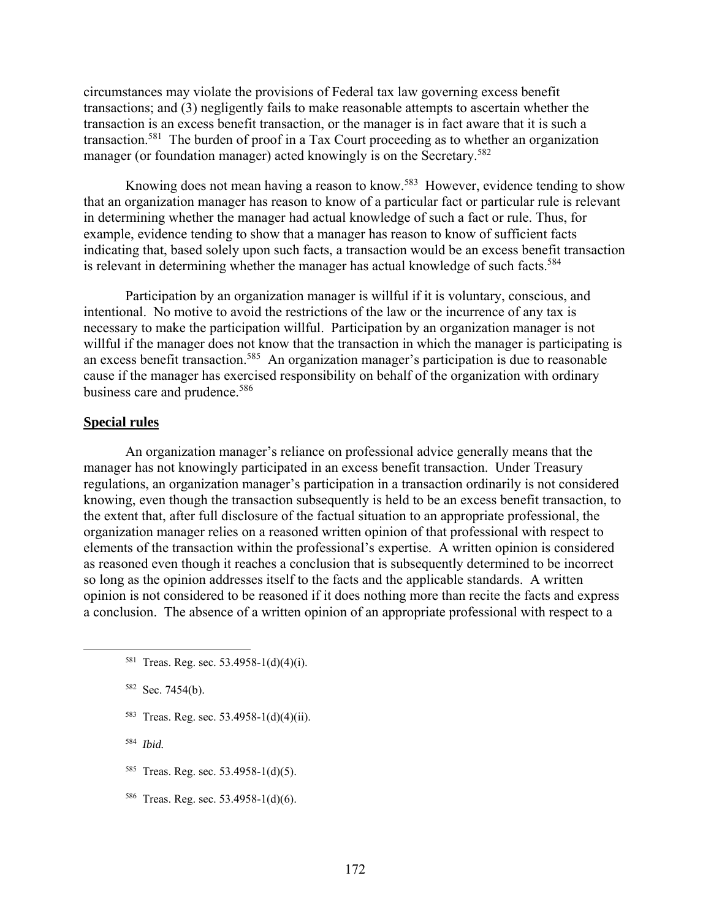circumstances may violate the provisions of Federal tax law governing excess benefit transactions; and (3) negligently fails to make reasonable attempts to ascertain whether the transaction is an excess benefit transaction, or the manager is in fact aware that it is such a transaction.[581] The burden of proof in a Tax Court proceeding as to whether an organization manager (or foundation manager) acted knowingly is on the Secretary.[582]

Knowing does not mean having a reason to know.[583] However, evidence tending to show that an organization manager has reason to know of a particular fact or particular rule is relevant in determining whether the manager had actual knowledge of such a fact or rule. Thus, for example, evidence tending to show that a manager has reason to know of sufficient facts indicating that, based solely upon such facts, a transaction would be an excess benefit transaction is relevant in determining whether the manager has actual knowledge of such facts.[584]

Participation by an organization manager is willful if it is voluntary, conscious, and intentional. No motive to avoid the restrictions of the law or the incurrence of any tax is necessary to make the participation willful. Participation by an organization manager is not willful if the manager does not know that the transaction in which the manager is participating is an excess benefit transaction.[585] An organization manager's participation is due to reasonable cause if the manager has exercised responsibility on behalf of the organization with ordinary business care and prudence.[586]

**Special rules**

An organization manager's reliance on professional advice generally means that the manager has not knowingly participated in an excess benefit transaction. Under Treasury regulations, an organization manager's participation in a transaction ordinarily is not considered knowing, even though the transaction subsequently is held to be an excess benefit transaction, to the extent that, after full disclosure of the factual situation to an appropriate professional, the organization manager relies on a reasoned written opinion of that professional with respect to elements of the transaction within the professional's expertise. A written opinion is considered as reasoned even though it reaches a conclusion that is subsequently determined to be incorrect so long as the opinion addresses itself to the facts and the applicable standards. A written opinion is not considered to be reasoned if it does nothing more than recite the facts and express a conclusion. The absence of a written opinion of an appropriate professional with respect to a

---

[581] Treas. Reg. sec. 53.4958-1(d)(4)(i).

[582] Sec. 7454(b).

[583] Treas. Reg. sec. 53.4958-1(d)(4)(ii).

[584] *Ibid.*

[585] Treas. Reg. sec. 53.4958-1(d)(5).

[586] Treas. Reg. sec. 53.4958-1(d)(6).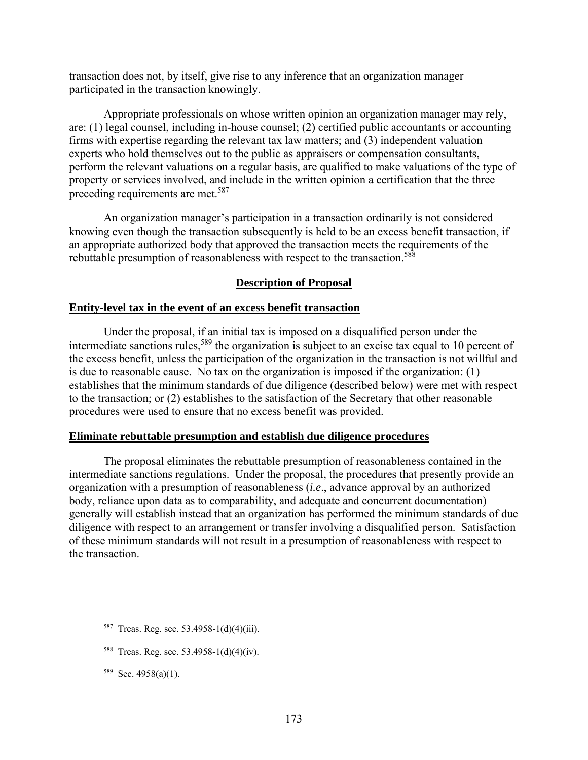transaction does not, by itself, give rise to any inference that an organization manager participated in the transaction knowingly.

Appropriate professionals on whose written opinion an organization manager may rely, are: (1) legal counsel, including in-house counsel; (2) certified public accountants or accounting firms with expertise regarding the relevant tax law matters; and (3) independent valuation experts who hold themselves out to the public as appraisers or compensation consultants, perform the relevant valuations on a regular basis, are qualified to make valuations of the type of property or services involved, and include in the written opinion a certification that the three preceding requirements are met.[587]

An organization manager's participation in a transaction ordinarily is not considered knowing even though the transaction subsequently is held to be an excess benefit transaction, if an appropriate authorized body that approved the transaction meets the requirements of the rebuttable presumption of reasonableness with respect to the transaction.[588]

## Description of Proposal

### Entity-level tax in the event of an excess benefit transaction

Under the proposal, if an initial tax is imposed on a disqualified person under the intermediate sanctions rules,[589] the organization is subject to an excise tax equal to 10 percent of the excess benefit, unless the participation of the organization in the transaction is not willful and is due to reasonable cause. No tax on the organization is imposed if the organization: (1) establishes that the minimum standards of due diligence (described below) were met with respect to the transaction; or (2) establishes to the satisfaction of the Secretary that other reasonable procedures were used to ensure that no excess benefit was provided.

### Eliminate rebuttable presumption and establish due diligence procedures

The proposal eliminates the rebuttable presumption of reasonableness contained in the intermediate sanctions regulations. Under the proposal, the procedures that presently provide an organization with a presumption of reasonableness (***i.e***., advance approval by an authorized body, reliance upon data as to comparability, and adequate and concurrent documentation) generally will establish instead that an organization has performed the minimum standards of due diligence with respect to an arrangement or transfer involving a disqualified person. Satisfaction of these minimum standards will not result in a presumption of reasonableness with respect to the transaction.

---

[587] Treas. Reg. sec. 53.4958-1(d)(4)(iii).

[588] Treas. Reg. sec. 53.4958-1(d)(4)(iv).

[589] Sec. 4958(a)(1).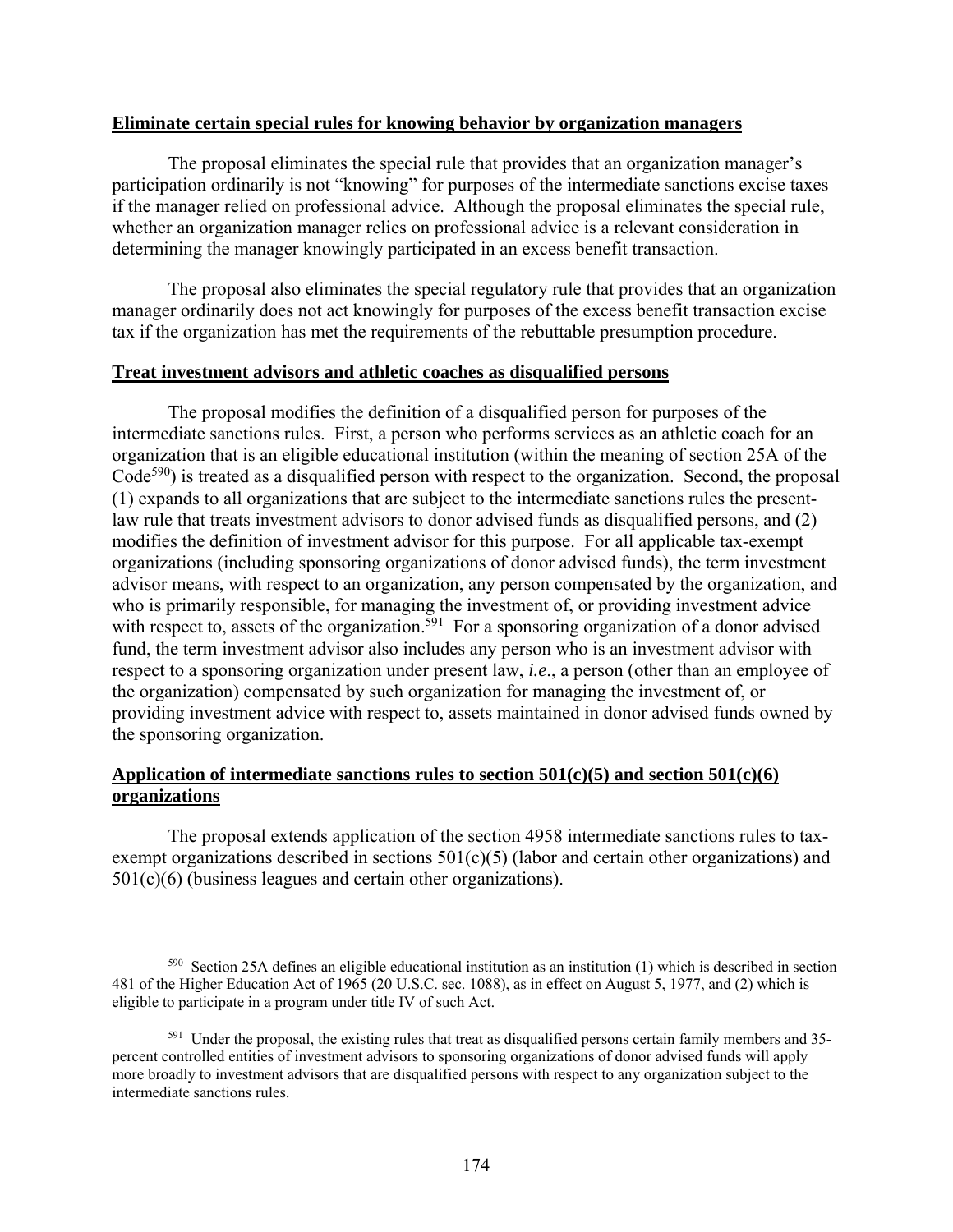**Eliminate certain special rules for knowing behavior by organization managers**

The proposal eliminates the special rule that provides that an organization manager's participation ordinarily is not "knowing" for purposes of the intermediate sanctions excise taxes if the manager relied on professional advice. Although the proposal eliminates the special rule, whether an organization manager relies on professional advice is a relevant consideration in determining the manager knowingly participated in an excess benefit transaction.

The proposal also eliminates the special regulatory rule that provides that an organization manager ordinarily does not act knowingly for purposes of the excess benefit transaction excise tax if the organization has met the requirements of the rebuttable presumption procedure.

**Treat investment advisors and athletic coaches as disqualified persons**

The proposal modifies the definition of a disqualified person for purposes of the intermediate sanctions rules. First, a person who performs services as an athletic coach for an organization that is an eligible educational institution (within the meaning of section 25A of the Code[590]) is treated as a disqualified person with respect to the organization. Second, the proposal (1) expands to all organizations that are subject to the intermediate sanctions rules the present-law rule that treats investment advisors to donor advised funds as disqualified persons, and (2) modifies the definition of investment advisor for this purpose. For all applicable tax-exempt organizations (including sponsoring organizations of donor advised funds), the term investment advisor means, with respect to an organization, any person compensated by the organization, and who is primarily responsible, for managing the investment of, or providing investment advice with respect to, assets of the organization.[591] For a sponsoring organization of a donor advised fund, the term investment advisor also includes any person who is an investment advisor with respect to a sponsoring organization under present law, *i.e*., a person (other than an employee of the organization) compensated by such organization for managing the investment of, or providing investment advice with respect to, assets maintained in donor advised funds owned by the sponsoring organization.

**Application of intermediate sanctions rules to section 501(c)(5) and section 501(c)(6) organizations**

The proposal extends application of the section 4958 intermediate sanctions rules to tax-exempt organizations described in sections 501(c)(5) (labor and certain other organizations) and 501(c)(6) (business leagues and certain other organizations).

---

[590] Section 25A defines an eligible educational institution as an institution (1) which is described in section 481 of the Higher Education Act of 1965 (20 U.S.C. sec. 1088), as in effect on August 5, 1977, and (2) which is eligible to participate in a program under title IV of such Act.

[591] Under the proposal, the existing rules that treat as disqualified persons certain family members and 35-percent controlled entities of investment advisors to sponsoring organizations of donor advised funds will apply more broadly to investment advisors that are disqualified persons with respect to any organization subject to the intermediate sanctions rules.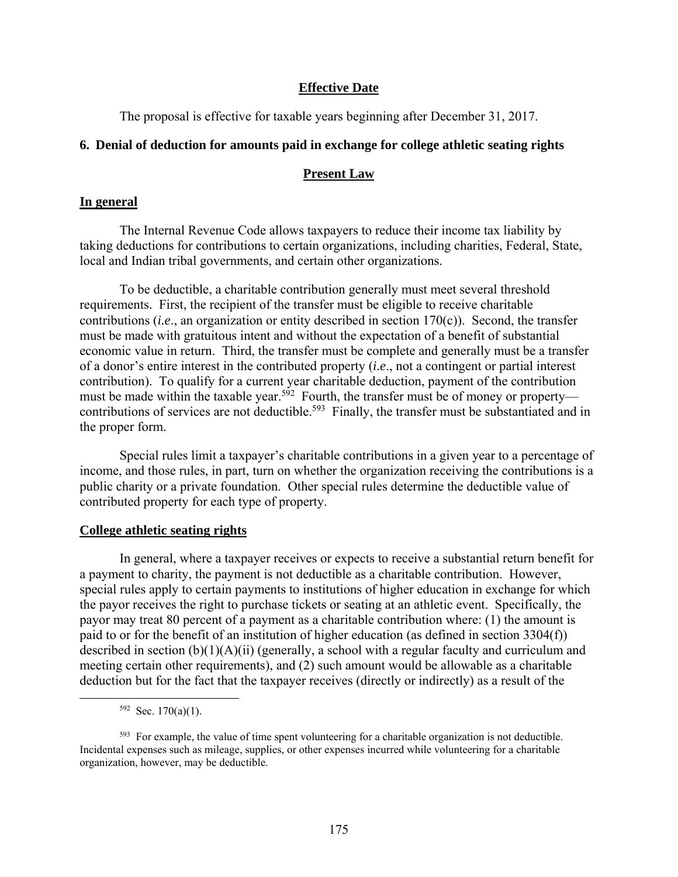## Effective Date

The proposal is effective for taxable years beginning after December 31, 2017.

### 6. Denial of deduction for amounts paid in exchange for college athletic seating rights

## Present Law

#### In general

The Internal Revenue Code allows taxpayers to reduce their income tax liability by taking deductions for contributions to certain organizations, including charities, Federal, State, local and Indian tribal governments, and certain other organizations.

To be deductible, a charitable contribution generally must meet several threshold requirements. First, the recipient of the transfer must be eligible to receive charitable contributions (*i.e*., an organization or entity described in section 170(c)). Second, the transfer must be made with gratuitous intent and without the expectation of a benefit of substantial economic value in return. Third, the transfer must be complete and generally must be a transfer of a donor's entire interest in the contributed property (*i.e*., not a contingent or partial interest contribution). To qualify for a current year charitable deduction, payment of the contribution must be made within the taxable year.[592] Fourth, the transfer must be of money or property—contributions of services are not deductible.[593] Finally, the transfer must be substantiated and in the proper form.

Special rules limit a taxpayer's charitable contributions in a given year to a percentage of income, and those rules, in part, turn on whether the organization receiving the contributions is a public charity or a private foundation. Other special rules determine the deductible value of contributed property for each type of property.

#### College athletic seating rights

In general, where a taxpayer receives or expects to receive a substantial return benefit for a payment to charity, the payment is not deductible as a charitable contribution. However, special rules apply to certain payments to institutions of higher education in exchange for which the payor receives the right to purchase tickets or seating at an athletic event. Specifically, the payor may treat 80 percent of a payment as a charitable contribution where: (1) the amount is paid to or for the benefit of an institution of higher education (as defined in section 3304(f)) described in section (b)(1)(A)(ii) (generally, a school with a regular faculty and curriculum and meeting certain other requirements), and (2) such amount would be allowable as a charitable deduction but for the fact that the taxpayer receives (directly or indirectly) as a result of the

---

[592] Sec. 170(a)(1).

[593] For example, the value of time spent volunteering for a charitable organization is not deductible. Incidental expenses such as mileage, supplies, or other expenses incurred while volunteering for a charitable organization, however, may be deductible.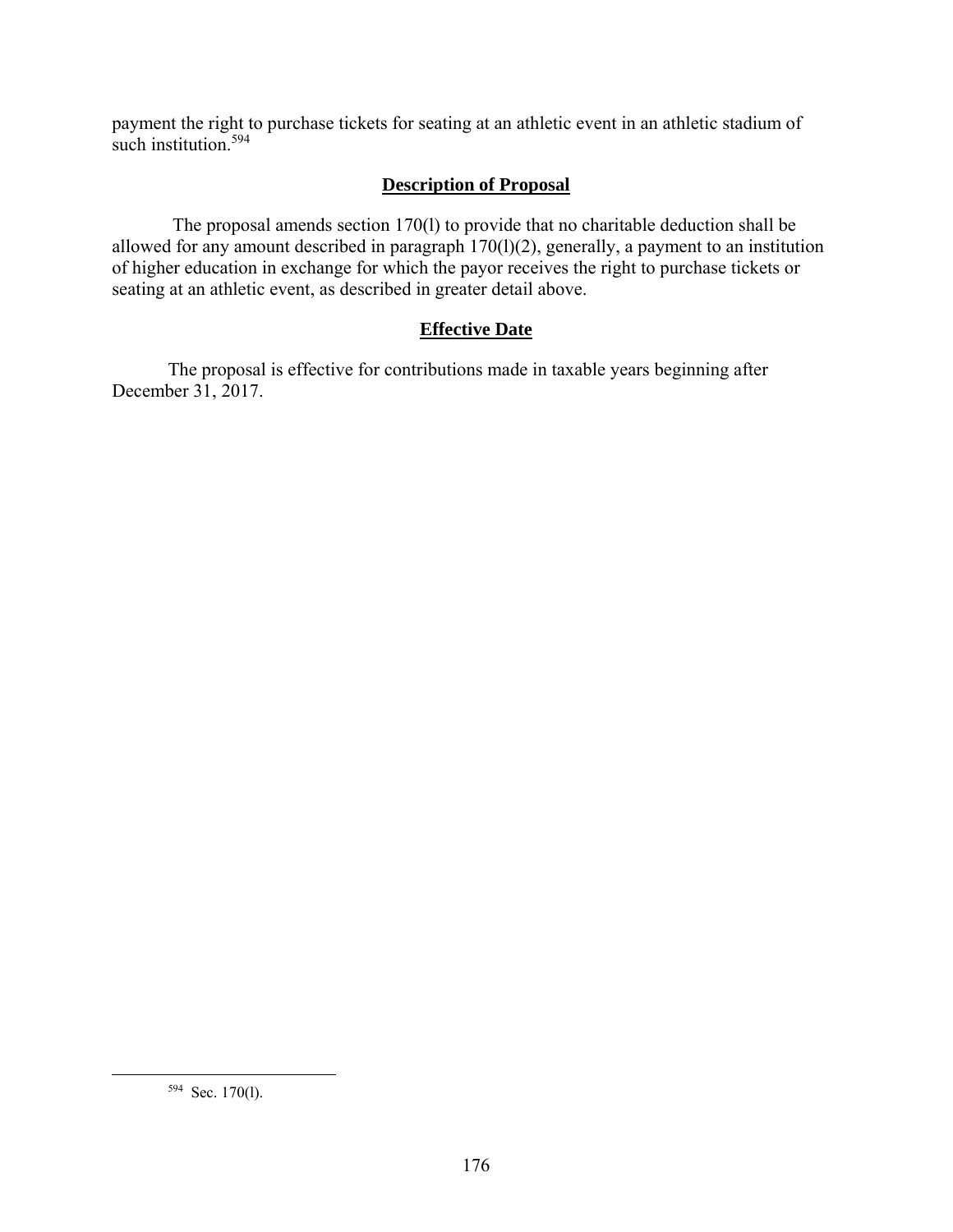payment the right to purchase tickets for seating at an athletic event in an athletic stadium of such institution.[594]

### Description of Proposal

The proposal amends section 170(l) to provide that no charitable deduction shall be allowed for any amount described in paragraph 170(l)(2), generally, a payment to an institution of higher education in exchange for which the payor receives the right to purchase tickets or seating at an athletic event, as described in greater detail above.

### Effective Date

The proposal is effective for contributions made in taxable years beginning after December 31, 2017.

---

[594] Sec. 170(l).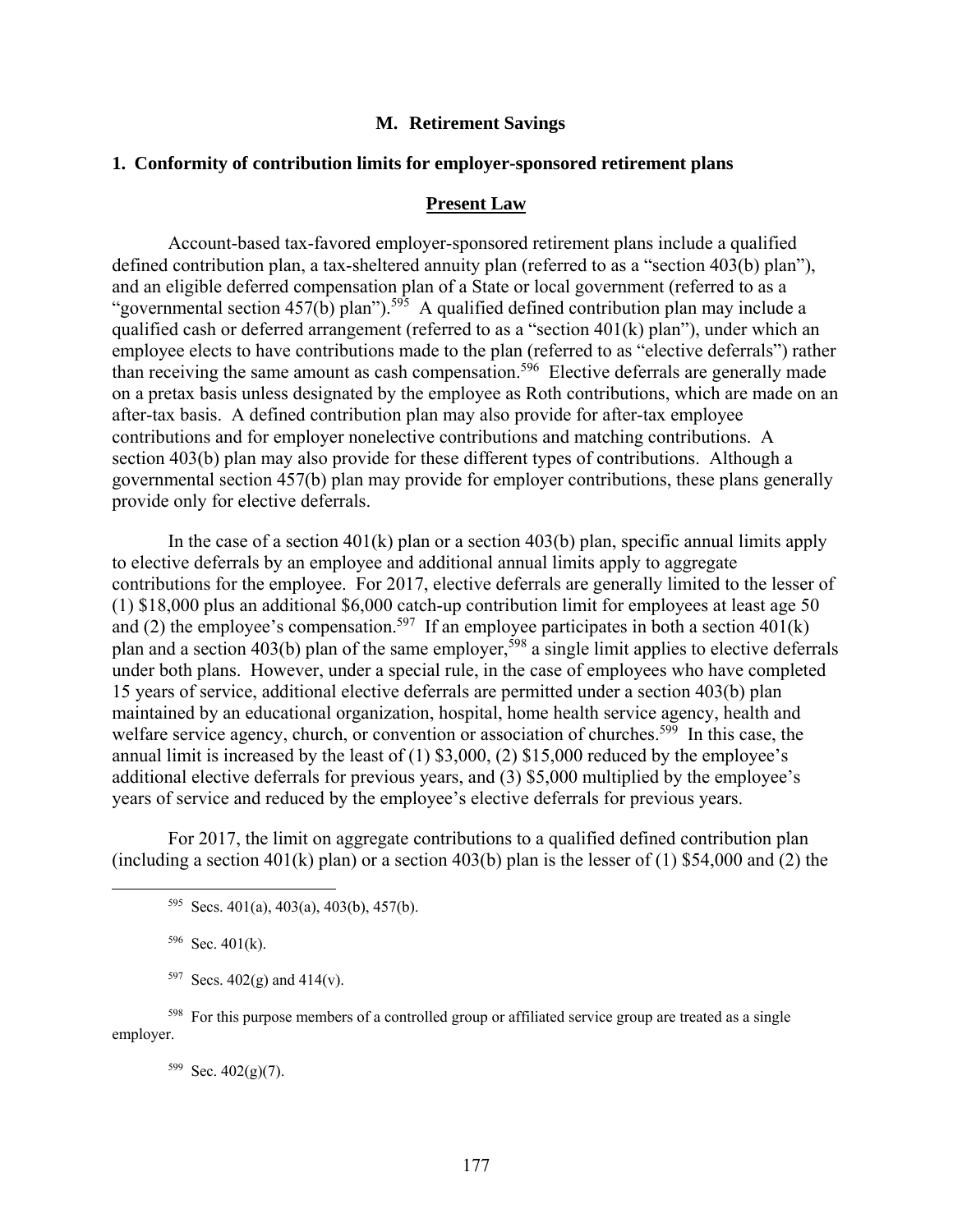## M. Retirement Savings

### 1. Conformity of contribution limits for employer-sponsored retirement plans

#### Present Law

Account-based tax-favored employer-sponsored retirement plans include a qualified defined contribution plan, a tax-sheltered annuity plan (referred to as a "section 403(b) plan"), and an eligible deferred compensation plan of a State or local government (referred to as a "governmental section 457(b) plan").[595] A qualified defined contribution plan may include a qualified cash or deferred arrangement (referred to as a "section 401(k) plan"), under which an employee elects to have contributions made to the plan (referred to as "elective deferrals") rather than receiving the same amount as cash compensation.[596] Elective deferrals are generally made on a pretax basis unless designated by the employee as Roth contributions, which are made on an after-tax basis. A defined contribution plan may also provide for after-tax employee contributions and for employer nonelective contributions and matching contributions. A section 403(b) plan may also provide for these different types of contributions. Although a governmental section 457(b) plan may provide for employer contributions, these plans generally provide only for elective deferrals.

In the case of a section 401(k) plan or a section 403(b) plan, specific annual limits apply to elective deferrals by an employee and additional annual limits apply to aggregate contributions for the employee. For 2017, elective deferrals are generally limited to the lesser of (1) $18,000 plus an additional $6,000 catch-up contribution limit for employees at least age 50 and (2) the employee's compensation.[597] If an employee participates in both a section 401(k) plan and a section 403(b) plan of the same employer,[598] a single limit applies to elective deferrals under both plans. However, under a special rule, in the case of employees who have completed 15 years of service, additional elective deferrals are permitted under a section 403(b) plan maintained by an educational organization, hospital, home health service agency, health and welfare service agency, church, or convention or association of churches.[599] In this case, the annual limit is increased by the least of (1) $3,000, (2) $15,000 reduced by the employee's additional elective deferrals for previous years, and (3) $5,000 multiplied by the employee's years of service and reduced by the employee's elective deferrals for previous years.

For 2017, the limit on aggregate contributions to a qualified defined contribution plan (including a section 401(k) plan) or a section 403(b) plan is the lesser of (1) $54,000 and (2) the

---

[595] Secs. 401(a), 403(a), 403(b), 457(b).

[596] Sec. 401(k).

[597] Secs. 402(g) and 414(v).

[598] For this purpose members of a controlled group or affiliated service group are treated as a single employer.

[599] Sec. 402(g)(7).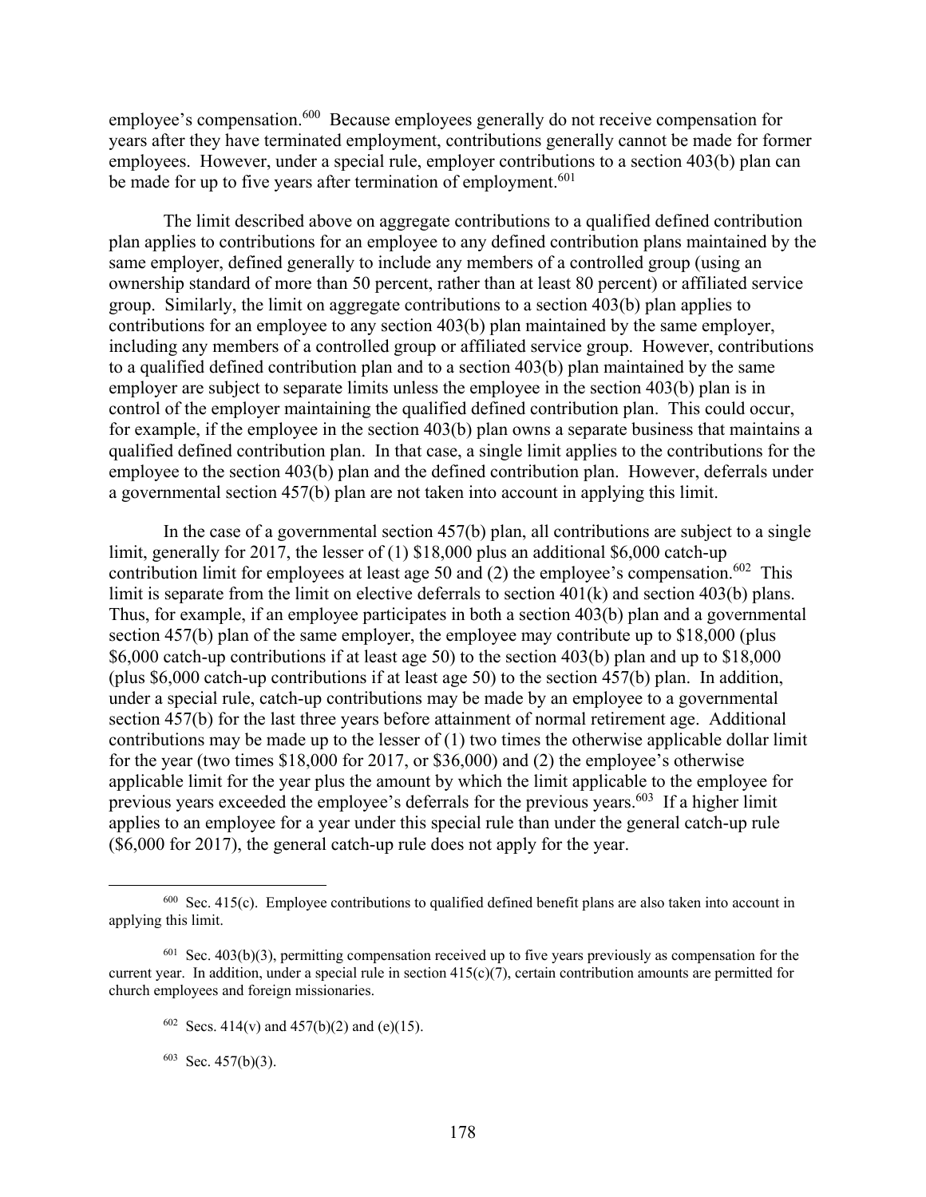employee's compensation.[600] Because employees generally do not receive compensation for years after they have terminated employment, contributions generally cannot be made for former employees. However, under a special rule, employer contributions to a section 403(b) plan can be made for up to five years after termination of employment.[601]

The limit described above on aggregate contributions to a qualified defined contribution plan applies to contributions for an employee to any defined contribution plans maintained by the same employer, defined generally to include any members of a controlled group (using an ownership standard of more than 50 percent, rather than at least 80 percent) or affiliated service group. Similarly, the limit on aggregate contributions to a section 403(b) plan applies to contributions for an employee to any section 403(b) plan maintained by the same employer, including any members of a controlled group or affiliated service group. However, contributions to a qualified defined contribution plan and to a section 403(b) plan maintained by the same employer are subject to separate limits unless the employee in the section 403(b) plan is in control of the employer maintaining the qualified defined contribution plan. This could occur, for example, if the employee in the section 403(b) plan owns a separate business that maintains a qualified defined contribution plan. In that case, a single limit applies to the contributions for the employee to the section 403(b) plan and the defined contribution plan. However, deferrals under a governmental section 457(b) plan are not taken into account in applying this limit.

In the case of a governmental section 457(b) plan, all contributions are subject to a single limit, generally for 2017, the lesser of (1) $18,000 plus an additional $6,000 catch-up contribution limit for employees at least age 50 and (2) the employee's compensation.[602] This limit is separate from the limit on elective deferrals to section 401(k) and section 403(b) plans. Thus, for example, if an employee participates in both a section 403(b) plan and a governmental section 457(b) plan of the same employer, the employee may contribute up to $18,000 (plus $6,000 catch-up contributions if at least age 50) to the section 403(b) plan and up to $18,000 (plus $6,000 catch-up contributions if at least age 50) to the section 457(b) plan. In addition, under a special rule, catch-up contributions may be made by an employee to a governmental section 457(b) for the last three years before attainment of normal retirement age. Additional contributions may be made up to the lesser of (1) two times the otherwise applicable dollar limit for the year (two times $18,000 for 2017, or $36,000) and (2) the employee's otherwise applicable limit for the year plus the amount by which the limit applicable to the employee for previous years exceeded the employee's deferrals for the previous years.[603] If a higher limit applies to an employee for a year under this special rule than under the general catch-up rule ($6,000 for 2017), the general catch-up rule does not apply for the year.

---

[600] Sec. 415(c). Employee contributions to qualified defined benefit plans are also taken into account in applying this limit.

[601] Sec. 403(b)(3), permitting compensation received up to five years previously as compensation for the current year. In addition, under a special rule in section 415(c)(7), certain contribution amounts are permitted for church employees and foreign missionaries.

[602] Secs. 414(v) and 457(b)(2) and (e)(15).

[603] Sec. 457(b)(3).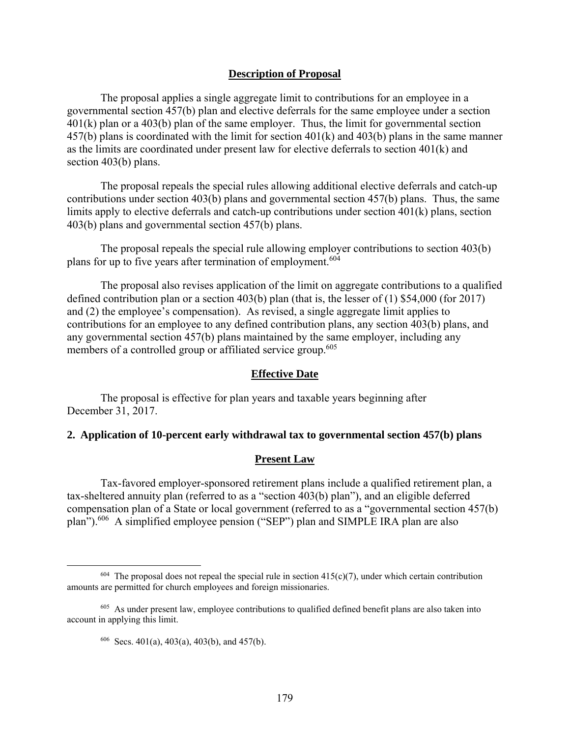#### Description of Proposal

The proposal applies a single aggregate limit to contributions for an employee in a governmental section 457(b) plan and elective deferrals for the same employee under a section 401(k) plan or a 403(b) plan of the same employer. Thus, the limit for governmental section 457(b) plans is coordinated with the limit for section 401(k) and 403(b) plans in the same manner as the limits are coordinated under present law for elective deferrals to section 401(k) and section 403(b) plans.

The proposal repeals the special rules allowing additional elective deferrals and catch-up contributions under section 403(b) plans and governmental section 457(b) plans. Thus, the same limits apply to elective deferrals and catch-up contributions under section 401(k) plans, section 403(b) plans and governmental section 457(b) plans.

The proposal repeals the special rule allowing employer contributions to section 403(b) plans for up to five years after termination of employment.[604]

The proposal also revises application of the limit on aggregate contributions to a qualified defined contribution plan or a section 403(b) plan (that is, the lesser of (1) $54,000 (for 2017) and (2) the employee's compensation). As revised, a single aggregate limit applies to contributions for an employee to any defined contribution plans, any section 403(b) plans, and any governmental section 457(b) plans maintained by the same employer, including any members of a controlled group or affiliated service group.[605]

#### Effective Date

The proposal is effective for plan years and taxable years beginning after December 31, 2017.

### 2. Application of 10-percent early withdrawal tax to governmental section 457(b) plans

#### Present Law

Tax-favored employer-sponsored retirement plans include a qualified retirement plan, a tax-sheltered annuity plan (referred to as a "section 403(b) plan"), and an eligible deferred compensation plan of a State or local government (referred to as a "governmental section 457(b) plan").[606] A simplified employee pension ("SEP") plan and SIMPLE IRA plan are also

---

[604] The proposal does not repeal the special rule in section 415(c)(7), under which certain contribution amounts are permitted for church employees and foreign missionaries.

[605] As under present law, employee contributions to qualified defined benefit plans are also taken into account in applying this limit.

[606] Secs. 401(a), 403(a), 403(b), and 457(b).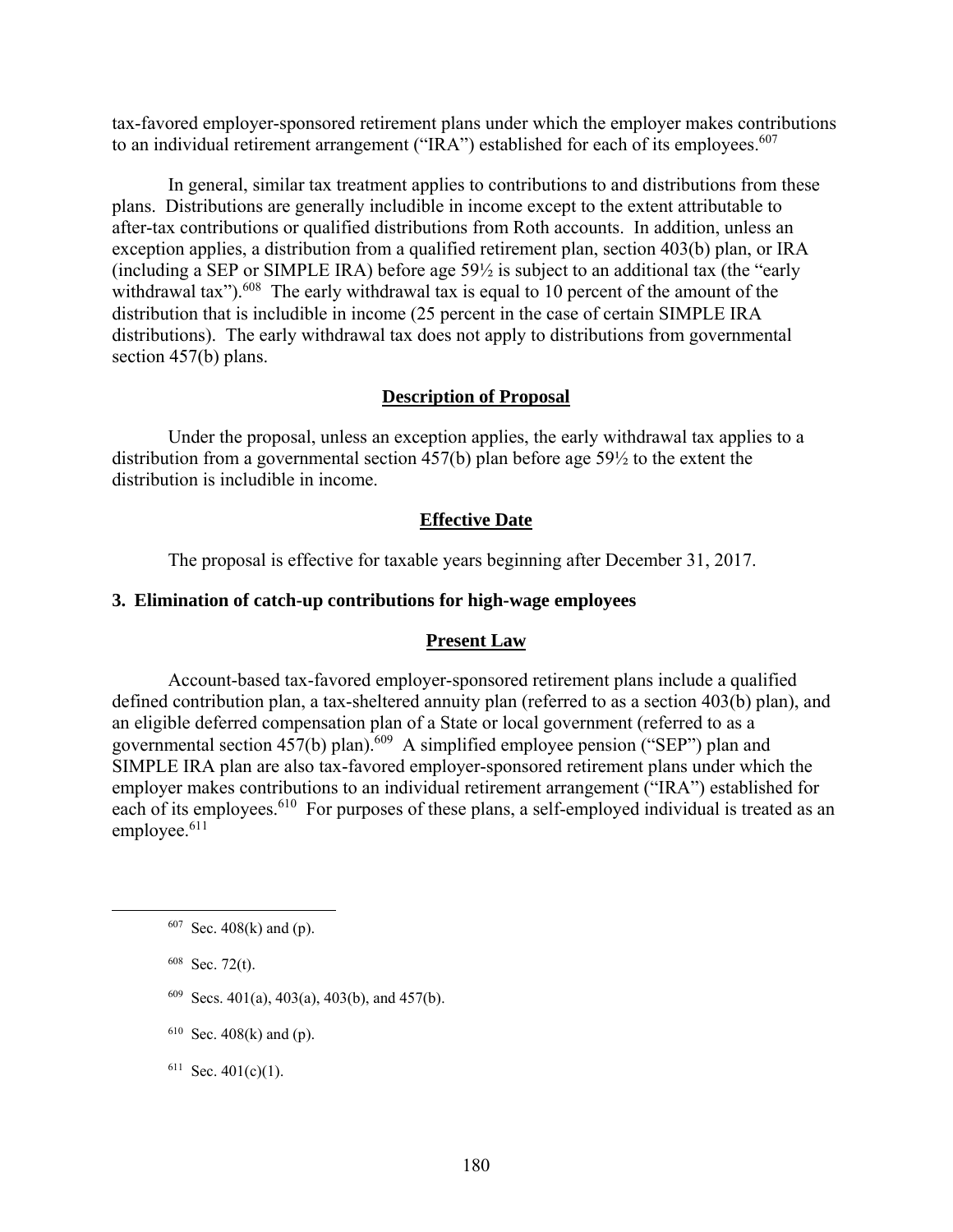tax-favored employer-sponsored retirement plans under which the employer makes contributions to an individual retirement arrangement ("IRA") established for each of its employees.[607]

In general, similar tax treatment applies to contributions to and distributions from these plans. Distributions are generally includible in income except to the extent attributable to after-tax contributions or qualified distributions from Roth accounts. In addition, unless an exception applies, a distribution from a qualified retirement plan, section 403(b) plan, or IRA (including a SEP or SIMPLE IRA) before age 59½ is subject to an additional tax (the "early withdrawal tax").[608] The early withdrawal tax is equal to 10 percent of the amount of the distribution that is includible in income (25 percent in the case of certain SIMPLE IRA distributions). The early withdrawal tax does not apply to distributions from governmental section 457(b) plans.

## Description of Proposal

Under the proposal, unless an exception applies, the early withdrawal tax applies to a distribution from a governmental section 457(b) plan before age 59½ to the extent the distribution is includible in income.

## Effective Date

The proposal is effective for taxable years beginning after December 31, 2017.

### 3. Elimination of catch-up contributions for high-wage employees

## Present Law

Account-based tax-favored employer-sponsored retirement plans include a qualified defined contribution plan, a tax-sheltered annuity plan (referred to as a section 403(b) plan), and an eligible deferred compensation plan of a State or local government (referred to as a governmental section 457(b) plan).[609] A simplified employee pension ("SEP") plan and SIMPLE IRA plan are also tax-favored employer-sponsored retirement plans under which the employer makes contributions to an individual retirement arrangement ("IRA") established for each of its employees.[610] For purposes of these plans, a self-employed individual is treated as an employee.[611]

---

[607] Sec. 408(k) and (p).

[608] Sec. 72(t).

[609] Secs. 401(a), 403(a), 403(b), and 457(b).

[610] Sec. 408(k) and (p).

[611] Sec. 401(c)(1).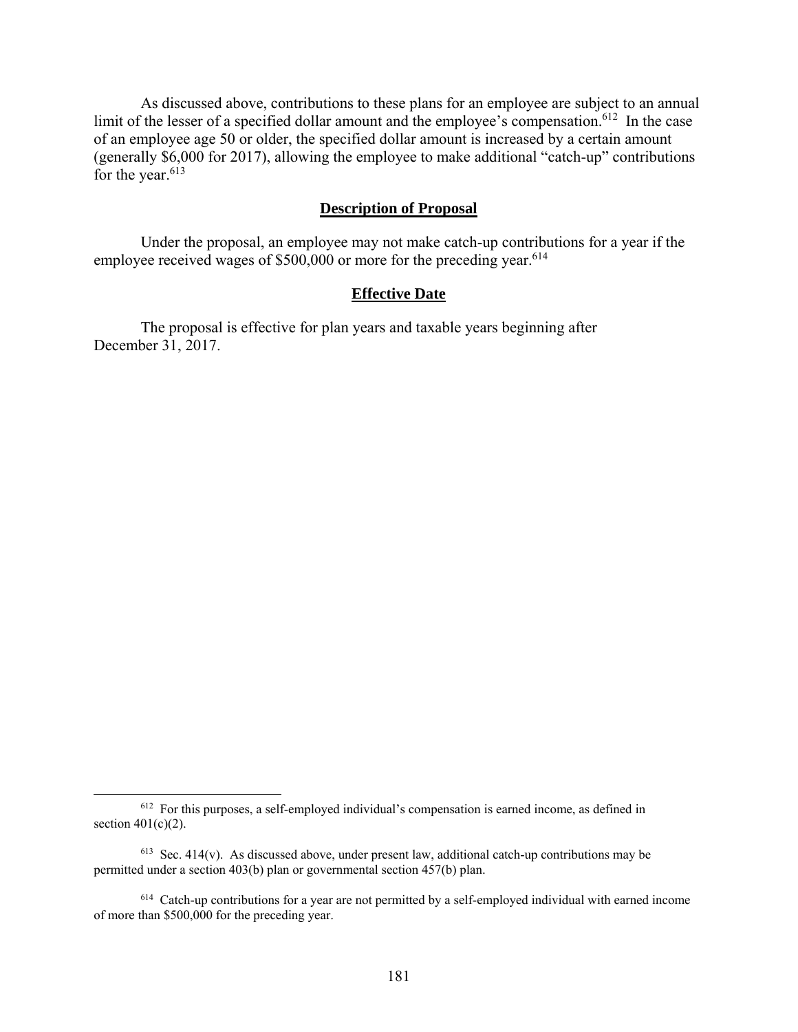As discussed above, contributions to these plans for an employee are subject to an annual limit of the lesser of a specified dollar amount and the employee's compensation.[612] In the case of an employee age 50 or older, the specified dollar amount is increased by a certain amount (generally $6,000 for 2017), allowing the employee to make additional "catch-up" contributions for the year.[613]

## Description of Proposal

Under the proposal, an employee may not make catch-up contributions for a year if the employee received wages of $500,000 or more for the preceding year.[614]

## Effective Date

The proposal is effective for plan years and taxable years beginning after December 31, 2017.

---

[612] For this purposes, a self-employed individual's compensation is earned income, as defined in section 401(c)(2).

[613] Sec. 414(v). As discussed above, under present law, additional catch-up contributions may be permitted under a section 403(b) plan or governmental section 457(b) plan.

[614] Catch-up contributions for a year are not permitted by a self-employed individual with earned income of more than $500,000 for the preceding year.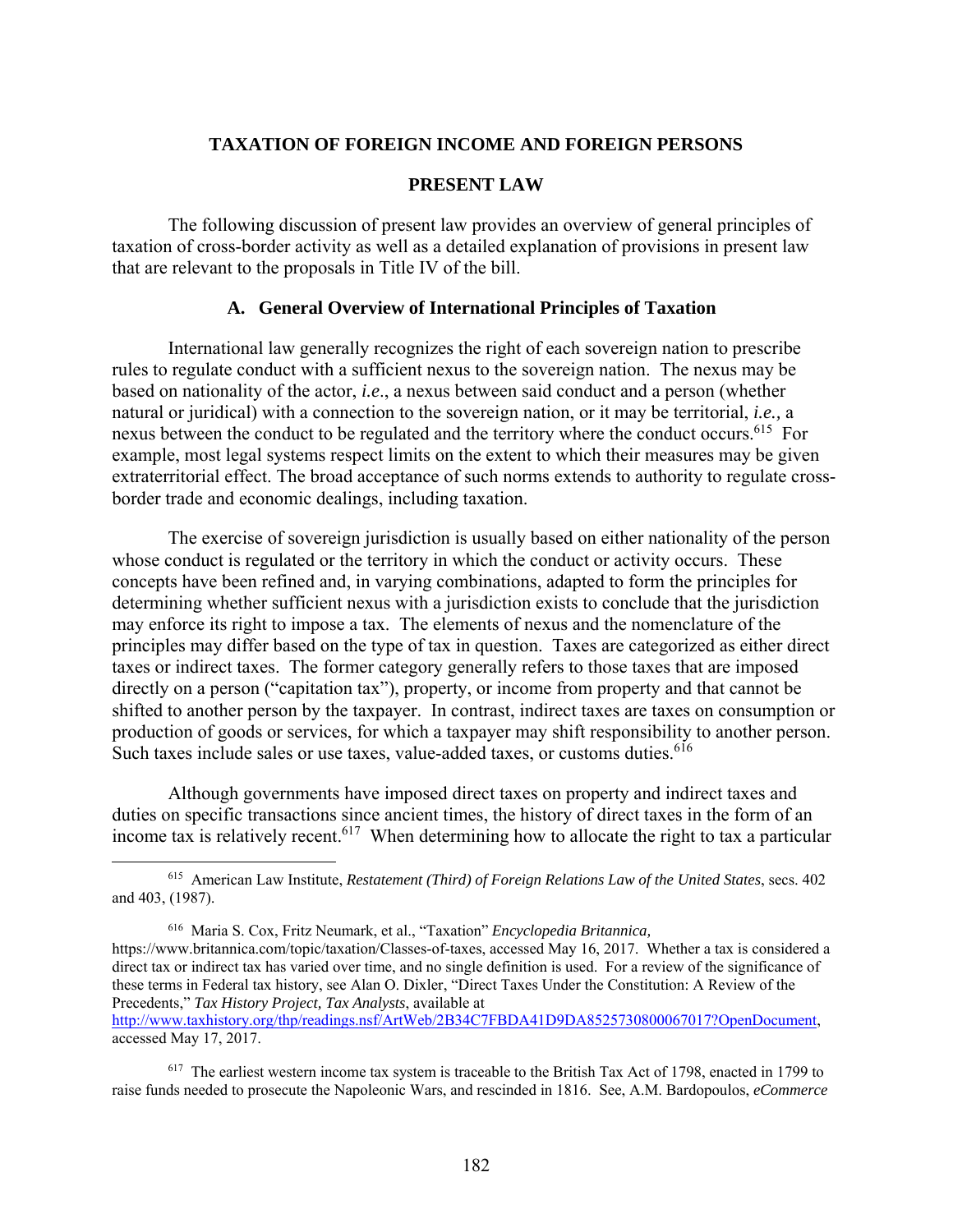# TAXATION OF FOREIGN INCOME AND FOREIGN PERSONS

## PRESENT LAW

The following discussion of present law provides an overview of general principles of taxation of cross-border activity as well as a detailed explanation of provisions in present law that are relevant to the proposals in Title IV of the bill.

### A. General Overview of International Principles of Taxation

International law generally recognizes the right of each sovereign nation to prescribe rules to regulate conduct with a sufficient nexus to the sovereign nation. The nexus may be based on nationality of the actor, *i.e*., a nexus between said conduct and a person (whether natural or juridical) with a connection to the sovereign nation, or it may be territorial, *i.e.,* a nexus between the conduct to be regulated and the territory where the conduct occurs.[615] For example, most legal systems respect limits on the extent to which their measures may be given extraterritorial effect. The broad acceptance of such norms extends to authority to regulate cross-border trade and economic dealings, including taxation.

The exercise of sovereign jurisdiction is usually based on either nationality of the person whose conduct is regulated or the territory in which the conduct or activity occurs. These concepts have been refined and, in varying combinations, adapted to form the principles for determining whether sufficient nexus with a jurisdiction exists to conclude that the jurisdiction may enforce its right to impose a tax. The elements of nexus and the nomenclature of the principles may differ based on the type of tax in question. Taxes are categorized as either direct taxes or indirect taxes. The former category generally refers to those taxes that are imposed directly on a person ("capitation tax"), property, or income from property and that cannot be shifted to another person by the taxpayer. In contrast, indirect taxes are taxes on consumption or production of goods or services, for which a taxpayer may shift responsibility to another person. Such taxes include sales or use taxes, value-added taxes, or customs duties.[616]

Although governments have imposed direct taxes on property and indirect taxes and duties on specific transactions since ancient times, the history of direct taxes in the form of an income tax is relatively recent.[617] When determining how to allocate the right to tax a particular

---

[615] American Law Institute, *Restatement (Third) of Foreign Relations Law of the United States*, secs. 402 and 403, (1987).

[616] Maria S. Cox, Fritz Neumark, et al., "Taxation" *Encyclopedia Britannica,* https://www.britannica.com/topic/taxation/Classes-of-taxes, accessed May 16, 2017. Whether a tax is considered a direct tax or indirect tax has varied over time, and no single definition is used. For a review of the significance of these terms in Federal tax history, see Alan O. Dixler, "Direct Taxes Under the Constitution: A Review of the Precedents," *Tax History Project, Tax Analysts*, available at http://www.taxhistory.org/thp/readings.nsf/ArtWeb/2B34C7FBDA41D9DA8525730800067017?OpenDocument, accessed May 17, 2017.

[617] The earliest western income tax system is traceable to the British Tax Act of 1798, enacted in 1799 to raise funds needed to prosecute the Napoleonic Wars, and rescinded in 1816. See, A.M. Bardopoulos, *eCommerce*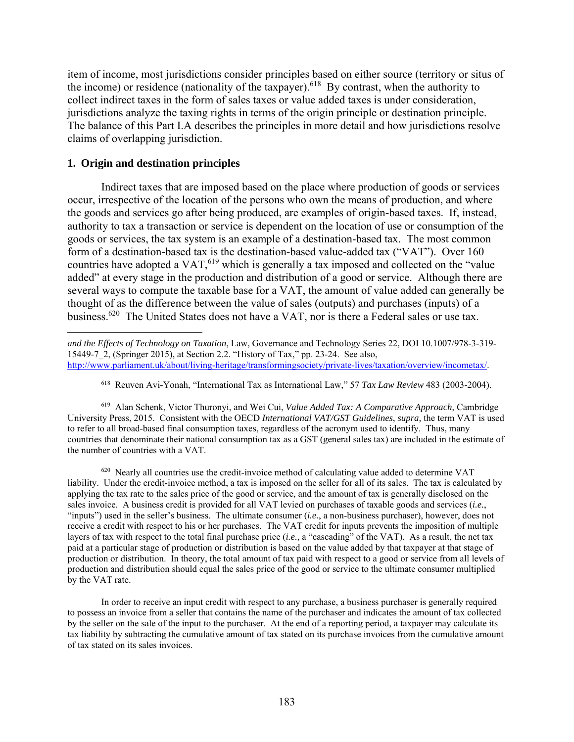item of income, most jurisdictions consider principles based on either source (territory or situs of the income) or residence (nationality of the taxpayer).[618] By contrast, when the authority to collect indirect taxes in the form of sales taxes or value added taxes is under consideration, jurisdictions analyze the taxing rights in terms of the origin principle or destination principle. The balance of this Part I.A describes the principles in more detail and how jurisdictions resolve claims of overlapping jurisdiction.

### 1. Origin and destination principles

Indirect taxes that are imposed based on the place where production of goods or services occur, irrespective of the location of the persons who own the means of production, and where the goods and services go after being produced, are examples of origin-based taxes. If, instead, authority to tax a transaction or service is dependent on the location of use or consumption of the goods or services, the tax system is an example of a destination-based tax. The most common form of a destination-based tax is the destination-based value-added tax ("VAT"). Over 160 countries have adopted a VAT,[619] which is generally a tax imposed and collected on the "value added" at every stage in the production and distribution of a good or service. Although there are several ways to compute the taxable base for a VAT, the amount of value added can generally be thought of as the difference between the value of sales (outputs) and purchases (inputs) of a business.[620] The United States does not have a VAT, nor is there a Federal sales or use tax.

---

*and the Effects of Technology on Taxation*, Law, Governance and Technology Series 22, DOI 10.1007/978-3-319-15449-7_2, (Springer 2015), at Section 2.2. "History of Tax," pp. 23-24. See also, http://www.parliament.uk/about/living-heritage/transformingsociety/private-lives/taxation/overview/incometax/.

[618] Reuven Avi-Yonah, "International Tax as International Law," 57 *Tax Law Review* 483 (2003-2004).

[619] Alan Schenk, Victor Thuronyi, and Wei Cui, *Value Added Tax: A Comparative Approach*, Cambridge University Press, 2015. Consistent with the OECD *International VAT/GST Guidelines*, *supra,* the term VAT is used to refer to all broad-based final consumption taxes, regardless of the acronym used to identify. Thus, many countries that denominate their national consumption tax as a GST (general sales tax) are included in the estimate of the number of countries with a VAT.

[620] Nearly all countries use the credit-invoice method of calculating value added to determine VAT liability. Under the credit-invoice method, a tax is imposed on the seller for all of its sales. The tax is calculated by applying the tax rate to the sales price of the good or service, and the amount of tax is generally disclosed on the sales invoice. A business credit is provided for all VAT levied on purchases of taxable goods and services (*i.e.*, "inputs") used in the seller's business. The ultimate consumer (*i.e.*, a non-business purchaser), however, does not receive a credit with respect to his or her purchases. The VAT credit for inputs prevents the imposition of multiple layers of tax with respect to the total final purchase price (*i.e.*, a "cascading" of the VAT). As a result, the net tax paid at a particular stage of production or distribution is based on the value added by that taxpayer at that stage of production or distribution. In theory, the total amount of tax paid with respect to a good or service from all levels of production and distribution should equal the sales price of the good or service to the ultimate consumer multiplied by the VAT rate.

In order to receive an input credit with respect to any purchase, a business purchaser is generally required to possess an invoice from a seller that contains the name of the purchaser and indicates the amount of tax collected by the seller on the sale of the input to the purchaser. At the end of a reporting period, a taxpayer may calculate its tax liability by subtracting the cumulative amount of tax stated on its purchase invoices from the cumulative amount of tax stated on its sales invoices.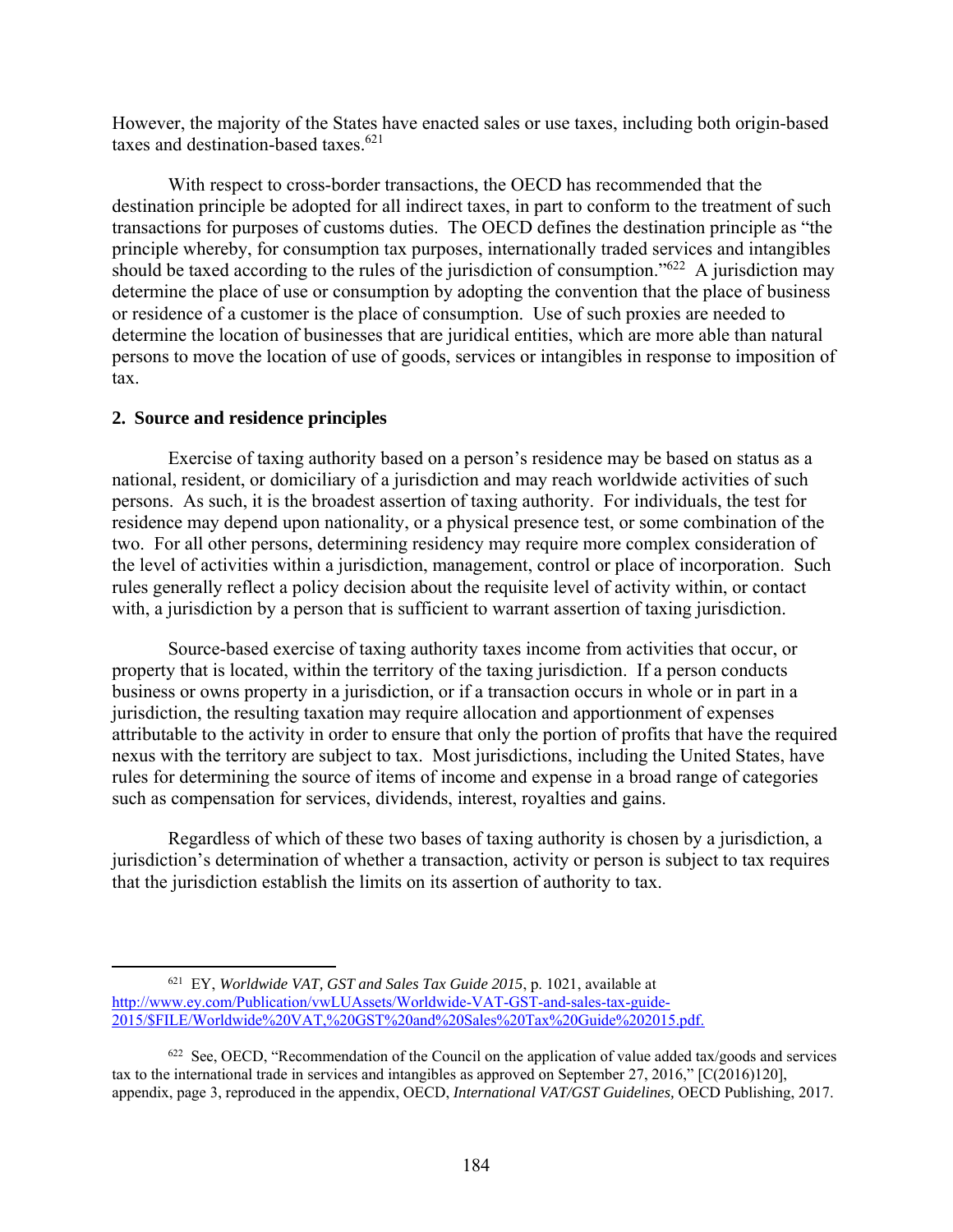However, the majority of the States have enacted sales or use taxes, including both origin-based taxes and destination-based taxes.[621]

With respect to cross-border transactions, the OECD has recommended that the destination principle be adopted for all indirect taxes, in part to conform to the treatment of such transactions for purposes of customs duties. The OECD defines the destination principle as "the principle whereby, for consumption tax purposes, internationally traded services and intangibles should be taxed according to the rules of the jurisdiction of consumption."[622] A jurisdiction may determine the place of use or consumption by adopting the convention that the place of business or residence of a customer is the place of consumption. Use of such proxies are needed to determine the location of businesses that are juridical entities, which are more able than natural persons to move the location of use of goods, services or intangibles in response to imposition of tax.

**2. Source and residence principles**

Exercise of taxing authority based on a person's residence may be based on status as a national, resident, or domiciliary of a jurisdiction and may reach worldwide activities of such persons. As such, it is the broadest assertion of taxing authority. For individuals, the test for residence may depend upon nationality, or a physical presence test, or some combination of the two. For all other persons, determining residency may require more complex consideration of the level of activities within a jurisdiction, management, control or place of incorporation. Such rules generally reflect a policy decision about the requisite level of activity within, or contact with, a jurisdiction by a person that is sufficient to warrant assertion of taxing jurisdiction.

Source-based exercise of taxing authority taxes income from activities that occur, or property that is located, within the territory of the taxing jurisdiction. If a person conducts business or owns property in a jurisdiction, or if a transaction occurs in whole or in part in a jurisdiction, the resulting taxation may require allocation and apportionment of expenses attributable to the activity in order to ensure that only the portion of profits that have the required nexus with the territory are subject to tax. Most jurisdictions, including the United States, have rules for determining the source of items of income and expense in a broad range of categories such as compensation for services, dividends, interest, royalties and gains.

Regardless of which of these two bases of taxing authority is chosen by a jurisdiction, a jurisdiction's determination of whether a transaction, activity or person is subject to tax requires that the jurisdiction establish the limits on its assertion of authority to tax.

---

[621] EY, *Worldwide VAT, GST and Sales Tax Guide 2015*, p. 1021, available at http://www.ey.com/Publication/vwLUAssets/Worldwide-VAT-GST-and-sales-tax-guide-2015/$FILE/Worldwide%20VAT,%20GST%20and%20Sales%20Tax%20Guide%202015.pdf.

[622] See, OECD, "Recommendation of the Council on the application of value added tax/goods and services tax to the international trade in services and intangibles as approved on September 27, 2016," [C(2016)120], appendix, page 3, reproduced in the appendix, OECD, *International VAT/GST Guidelines,* OECD Publishing, 2017.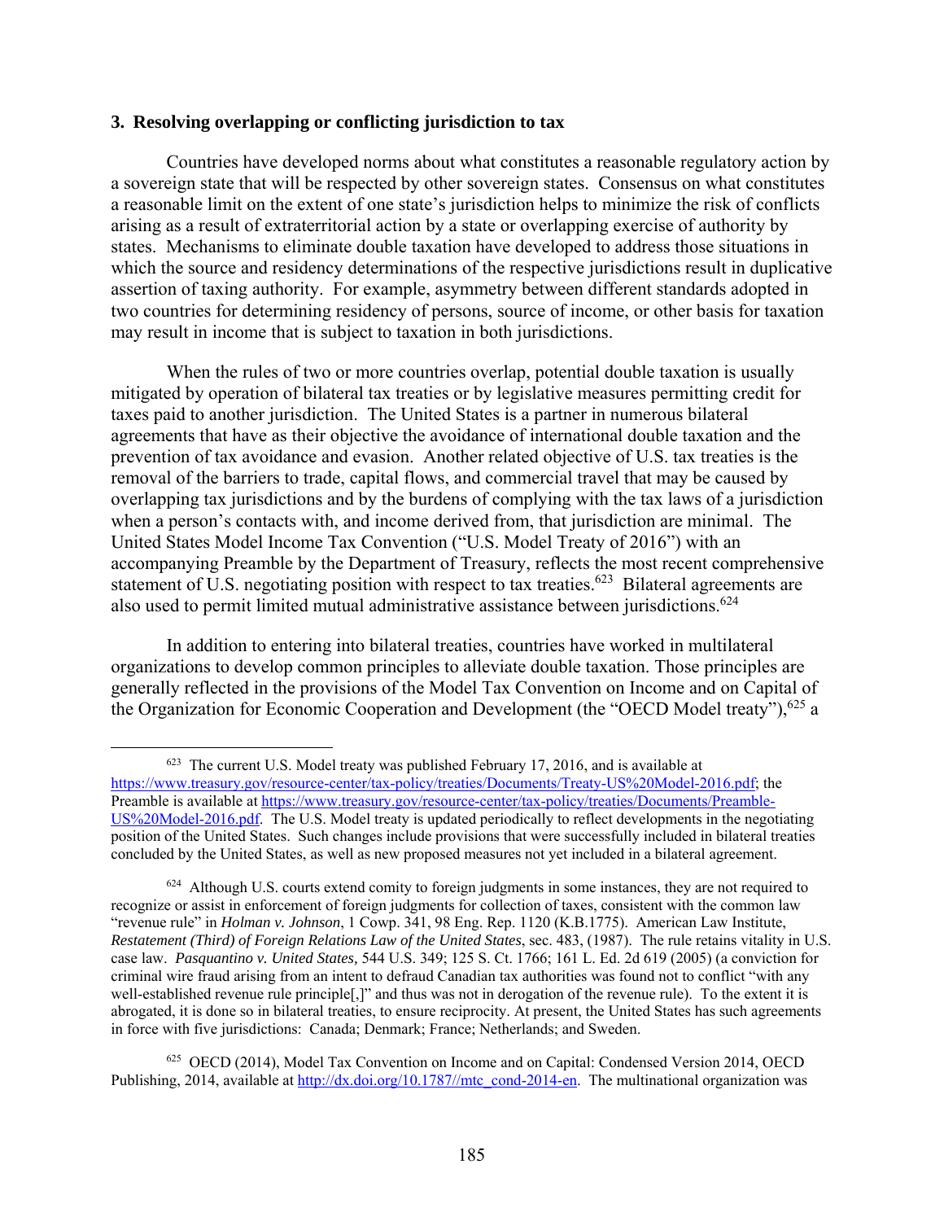### 3. Resolving overlapping or conflicting jurisdiction to tax

Countries have developed norms about what constitutes a reasonable regulatory action by a sovereign state that will be respected by other sovereign states. Consensus on what constitutes a reasonable limit on the extent of one state's jurisdiction helps to minimize the risk of conflicts arising as a result of extraterritorial action by a state or overlapping exercise of authority by states. Mechanisms to eliminate double taxation have developed to address those situations in which the source and residency determinations of the respective jurisdictions result in duplicative assertion of taxing authority. For example, asymmetry between different standards adopted in two countries for determining residency of persons, source of income, or other basis for taxation may result in income that is subject to taxation in both jurisdictions.

When the rules of two or more countries overlap, potential double taxation is usually mitigated by operation of bilateral tax treaties or by legislative measures permitting credit for taxes paid to another jurisdiction. The United States is a partner in numerous bilateral agreements that have as their objective the avoidance of international double taxation and the prevention of tax avoidance and evasion. Another related objective of U.S. tax treaties is the removal of the barriers to trade, capital flows, and commercial travel that may be caused by overlapping tax jurisdictions and by the burdens of complying with the tax laws of a jurisdiction when a person's contacts with, and income derived from, that jurisdiction are minimal. The United States Model Income Tax Convention ("U.S. Model Treaty of 2016") with an accompanying Preamble by the Department of Treasury, reflects the most recent comprehensive statement of U.S. negotiating position with respect to tax treaties.[623] Bilateral agreements are also used to permit limited mutual administrative assistance between jurisdictions.[624]

In addition to entering into bilateral treaties, countries have worked in multilateral organizations to develop common principles to alleviate double taxation. Those principles are generally reflected in the provisions of the Model Tax Convention on Income and on Capital of the Organization for Economic Cooperation and Development (the "OECD Model treaty"),[625] a

---

[623] The current U.S. Model treaty was published February 17, 2016, and is available at https://www.treasury.gov/resource-center/tax-policy/treaties/Documents/Treaty-US%20Model-2016.pdf; the Preamble is available at https://www.treasury.gov/resource-center/tax-policy/treaties/Documents/Preamble-US%20Model-2016.pdf. The U.S. Model treaty is updated periodically to reflect developments in the negotiating position of the United States. Such changes include provisions that were successfully included in bilateral treaties concluded by the United States, as well as new proposed measures not yet included in a bilateral agreement.

[624] Although U.S. courts extend comity to foreign judgments in some instances, they are not required to recognize or assist in enforcement of foreign judgments for collection of taxes, consistent with the common law "revenue rule" in *Holman v. Johnson*, 1 Cowp. 341, 98 Eng. Rep. 1120 (K.B.1775). American Law Institute, *Restatement (Third) of Foreign Relations Law of the United States*, sec. 483, (1987). The rule retains vitality in U.S. case law. *Pasquantino v. United States,* 544 U.S. 349; 125 S. Ct. 1766; 161 L. Ed. 2d 619 (2005) (a conviction for criminal wire fraud arising from an intent to defraud Canadian tax authorities was found not to conflict "with any well-established revenue rule principle[,]" and thus was not in derogation of the revenue rule). To the extent it is abrogated, it is done so in bilateral treaties, to ensure reciprocity. At present, the United States has such agreements in force with five jurisdictions: Canada; Denmark; France; Netherlands; and Sweden.

[625] OECD (2014), Model Tax Convention on Income and on Capital: Condensed Version 2014, OECD Publishing, 2014, available at http://dx.doi.org/10.1787//mtc_cond-2014-en. The multinational organization was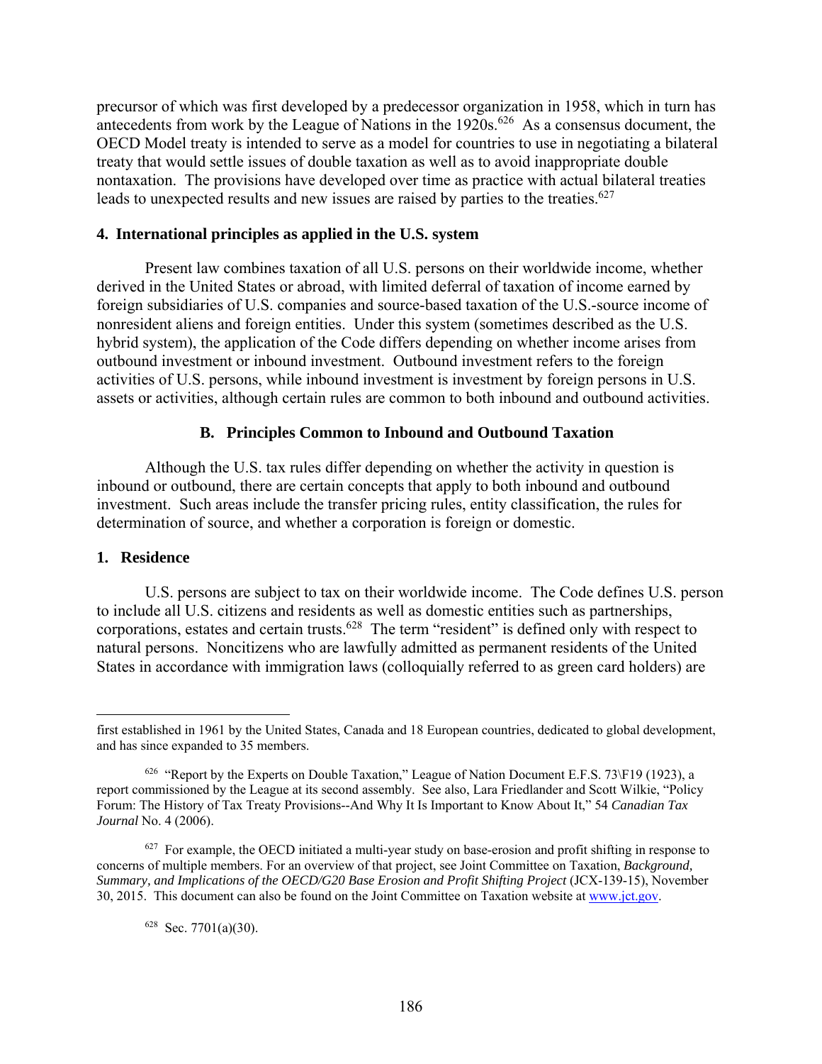precursor of which was first developed by a predecessor organization in 1958, which in turn has antecedents from work by the League of Nations in the 1920s.[626] As a consensus document, the OECD Model treaty is intended to serve as a model for countries to use in negotiating a bilateral treaty that would settle issues of double taxation as well as to avoid inappropriate double nontaxation. The provisions have developed over time as practice with actual bilateral treaties leads to unexpected results and new issues are raised by parties to the treaties.[627]

### 4. International principles as applied in the U.S. system

Present law combines taxation of all U.S. persons on their worldwide income, whether derived in the United States or abroad, with limited deferral of taxation of income earned by foreign subsidiaries of U.S. companies and source-based taxation of the U.S.-source income of nonresident aliens and foreign entities. Under this system (sometimes described as the U.S. hybrid system), the application of the Code differs depending on whether income arises from outbound investment or inbound investment. Outbound investment refers to the foreign activities of U.S. persons, while inbound investment is investment by foreign persons in U.S. assets or activities, although certain rules are common to both inbound and outbound activities.

## B. Principles Common to Inbound and Outbound Taxation

Although the U.S. tax rules differ depending on whether the activity in question is inbound or outbound, there are certain concepts that apply to both inbound and outbound investment. Such areas include the transfer pricing rules, entity classification, the rules for determination of source, and whether a corporation is foreign or domestic.

### 1. Residence

U.S. persons are subject to tax on their worldwide income. The Code defines U.S. person to include all U.S. citizens and residents as well as domestic entities such as partnerships, corporations, estates and certain trusts.[628] The term "resident" is defined only with respect to natural persons. Noncitizens who are lawfully admitted as permanent residents of the United States in accordance with immigration laws (colloquially referred to as green card holders) are

---

first established in 1961 by the United States, Canada and 18 European countries, dedicated to global development, and has since expanded to 35 members.

[626] "Report by the Experts on Double Taxation," League of Nation Document E.F.S. 73\F19 (1923), a report commissioned by the League at its second assembly. See also, Lara Friedlander and Scott Wilkie, "Policy Forum: The History of Tax Treaty Provisions--And Why It Is Important to Know About It," 54 *Canadian Tax Journal* No. 4 (2006).

[627] For example, the OECD initiated a multi-year study on base-erosion and profit shifting in response to concerns of multiple members. For an overview of that project, see Joint Committee on Taxation, *Background, Summary, and Implications of the OECD/G20 Base Erosion and Profit Shifting Project* (JCX-139-15), November 30, 2015. This document can also be found on the Joint Committee on Taxation website at www.jct.gov.

[628] Sec. 7701(a)(30).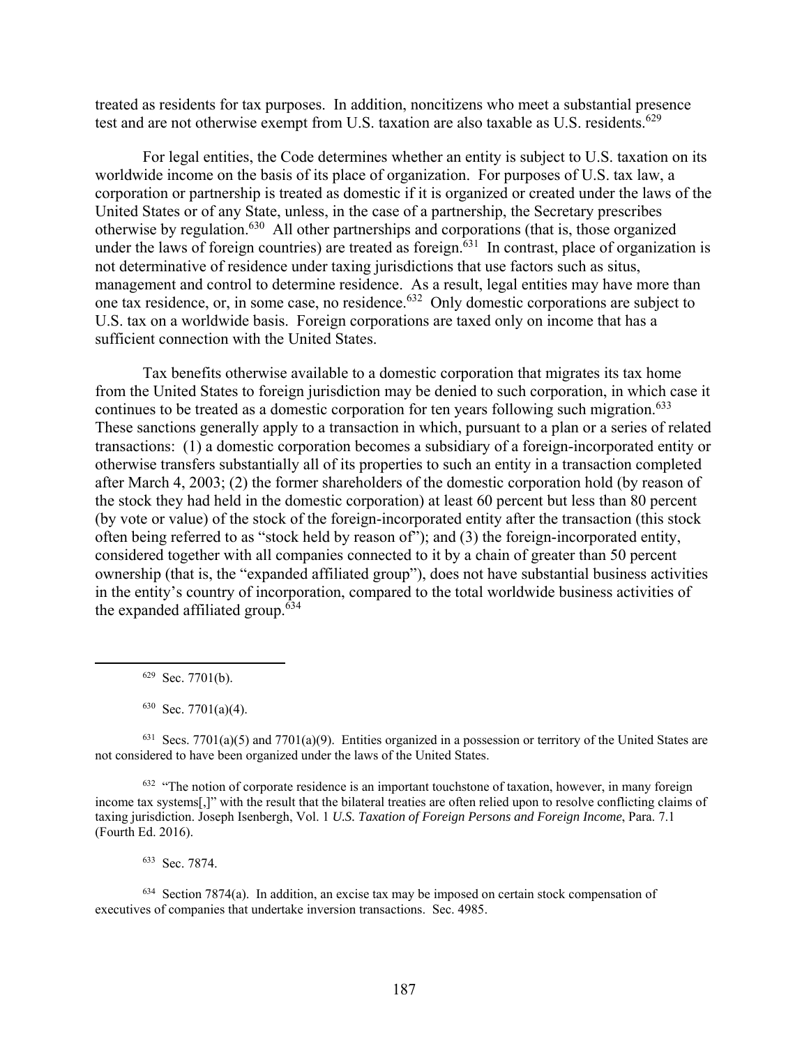treated as residents for tax purposes. In addition, noncitizens who meet a substantial presence test and are not otherwise exempt from U.S. taxation are also taxable as U.S. residents.[629]

For legal entities, the Code determines whether an entity is subject to U.S. taxation on its worldwide income on the basis of its place of organization. For purposes of U.S. tax law, a corporation or partnership is treated as domestic if it is organized or created under the laws of the United States or of any State, unless, in the case of a partnership, the Secretary prescribes otherwise by regulation.[630] All other partnerships and corporations (that is, those organized under the laws of foreign countries) are treated as foreign.[631] In contrast, place of organization is not determinative of residence under taxing jurisdictions that use factors such as situs, management and control to determine residence. As a result, legal entities may have more than one tax residence, or, in some case, no residence.[632] Only domestic corporations are subject to U.S. tax on a worldwide basis. Foreign corporations are taxed only on income that has a sufficient connection with the United States.

Tax benefits otherwise available to a domestic corporation that migrates its tax home from the United States to foreign jurisdiction may be denied to such corporation, in which case it continues to be treated as a domestic corporation for ten years following such migration.[633] These sanctions generally apply to a transaction in which, pursuant to a plan or a series of related transactions: (1) a domestic corporation becomes a subsidiary of a foreign-incorporated entity or otherwise transfers substantially all of its properties to such an entity in a transaction completed after March 4, 2003; (2) the former shareholders of the domestic corporation hold (by reason of the stock they had held in the domestic corporation) at least 60 percent but less than 80 percent (by vote or value) of the stock of the foreign-incorporated entity after the transaction (this stock often being referred to as "stock held by reason of"); and (3) the foreign-incorporated entity, considered together with all companies connected to it by a chain of greater than 50 percent ownership (that is, the "expanded affiliated group"), does not have substantial business activities in the entity's country of incorporation, compared to the total worldwide business activities of the expanded affiliated group.[634]

---

[629] Sec. 7701(b).

[630] Sec. 7701(a)(4).

[631] Secs. 7701(a)(5) and 7701(a)(9). Entities organized in a possession or territory of the United States are not considered to have been organized under the laws of the United States.

[632] "The notion of corporate residence is an important touchstone of taxation, however, in many foreign income tax systems[,]" with the result that the bilateral treaties are often relied upon to resolve conflicting claims of taxing jurisdiction. Joseph Isenbergh, Vol. 1 *U.S. Taxation of Foreign Persons and Foreign Income*, Para. 7.1 (Fourth Ed. 2016).

[633] Sec. 7874.

[634] Section 7874(a). In addition, an excise tax may be imposed on certain stock compensation of executives of companies that undertake inversion transactions. Sec. 4985.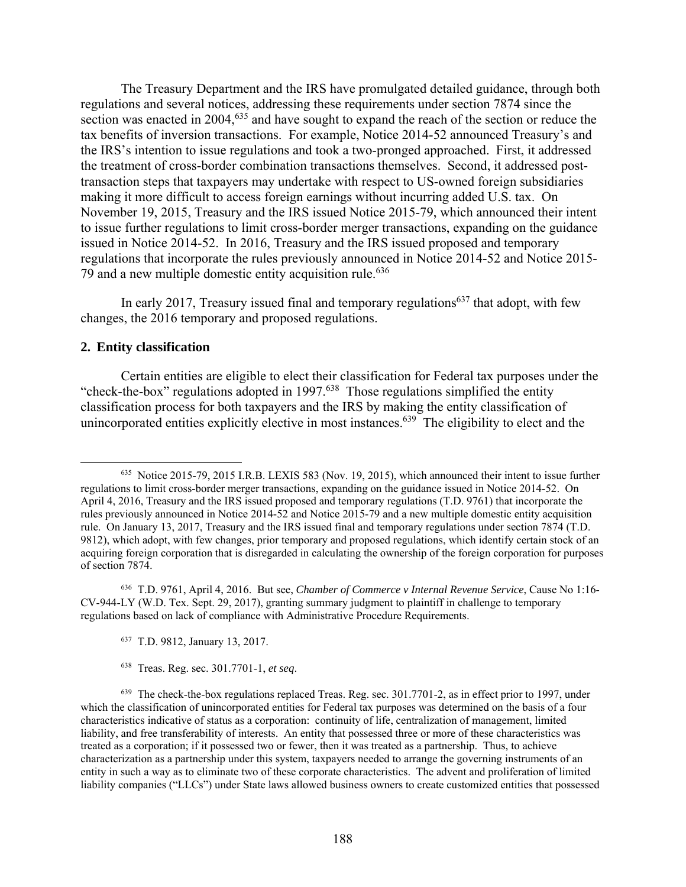The Treasury Department and the IRS have promulgated detailed guidance, through both regulations and several notices, addressing these requirements under section 7874 since the section was enacted in 2004,[635] and have sought to expand the reach of the section or reduce the tax benefits of inversion transactions. For example, Notice 2014-52 announced Treasury's and the IRS's intention to issue regulations and took a two-pronged approached. First, it addressed the treatment of cross-border combination transactions themselves. Second, it addressed post-transaction steps that taxpayers may undertake with respect to US-owned foreign subsidiaries making it more difficult to access foreign earnings without incurring added U.S. tax. On November 19, 2015, Treasury and the IRS issued Notice 2015-79, which announced their intent to issue further regulations to limit cross-border merger transactions, expanding on the guidance issued in Notice 2014-52. In 2016, Treasury and the IRS issued proposed and temporary regulations that incorporate the rules previously announced in Notice 2014-52 and Notice 2015-79 and a new multiple domestic entity acquisition rule.[636]

In early 2017, Treasury issued final and temporary regulations[637] that adopt, with few changes, the 2016 temporary and proposed regulations.

### 2. Entity classification

Certain entities are eligible to elect their classification for Federal tax purposes under the "check-the-box" regulations adopted in 1997.[638] Those regulations simplified the entity classification process for both taxpayers and the IRS by making the entity classification of unincorporated entities explicitly elective in most instances.[639] The eligibility to elect and the

---

[635] Notice 2015-79, 2015 I.R.B. LEXIS 583 (Nov. 19, 2015), which announced their intent to issue further regulations to limit cross-border merger transactions, expanding on the guidance issued in Notice 2014-52. On April 4, 2016, Treasury and the IRS issued proposed and temporary regulations (T.D. 9761) that incorporate the rules previously announced in Notice 2014-52 and Notice 2015-79 and a new multiple domestic entity acquisition rule. On January 13, 2017, Treasury and the IRS issued final and temporary regulations under section 7874 (T.D. 9812), which adopt, with few changes, prior temporary and proposed regulations, which identify certain stock of an acquiring foreign corporation that is disregarded in calculating the ownership of the foreign corporation for purposes of section 7874.

[636] T.D. 9761, April 4, 2016. But see, *Chamber of Commerce v Internal Revenue Service*, Cause No 1:16-CV-944-LY (W.D. Tex. Sept. 29, 2017), granting summary judgment to plaintiff in challenge to temporary regulations based on lack of compliance with Administrative Procedure Requirements.

[637] T.D. 9812, January 13, 2017.

[638] Treas. Reg. sec. 301.7701-1, *et seq*.

[639] The check-the-box regulations replaced Treas. Reg. sec. 301.7701-2, as in effect prior to 1997, under which the classification of unincorporated entities for Federal tax purposes was determined on the basis of a four characteristics indicative of status as a corporation: continuity of life, centralization of management, limited liability, and free transferability of interests. An entity that possessed three or more of these characteristics was treated as a corporation; if it possessed two or fewer, then it was treated as a partnership. Thus, to achieve characterization as a partnership under this system, taxpayers needed to arrange the governing instruments of an entity in such a way as to eliminate two of these corporate characteristics. The advent and proliferation of limited liability companies ("LLCs") under State laws allowed business owners to create customized entities that possessed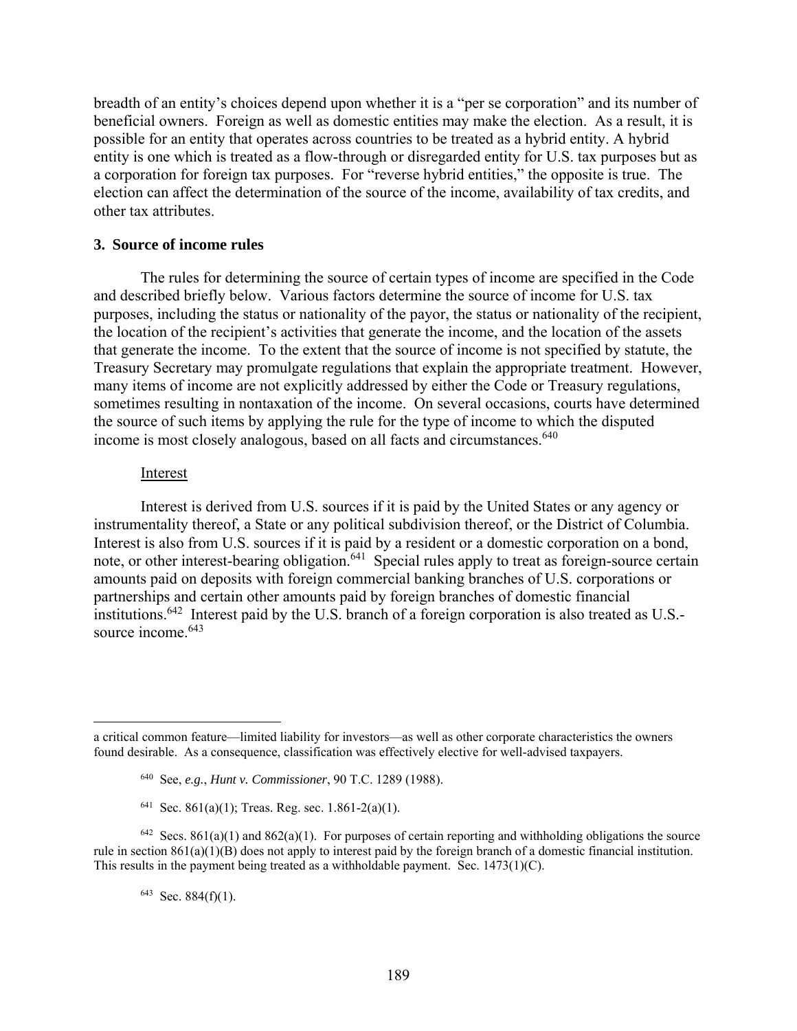breadth of an entity's choices depend upon whether it is a "per se corporation" and its number of beneficial owners. Foreign as well as domestic entities may make the election. As a result, it is possible for an entity that operates across countries to be treated as a hybrid entity. A hybrid entity is one which is treated as a flow-through or disregarded entity for U.S. tax purposes but as a corporation for foreign tax purposes. For "reverse hybrid entities," the opposite is true. The election can affect the determination of the source of the income, availability of tax credits, and other tax attributes.

### 3. Source of income rules

The rules for determining the source of certain types of income are specified in the Code and described briefly below. Various factors determine the source of income for U.S. tax purposes, including the status or nationality of the payor, the status or nationality of the recipient, the location of the recipient's activities that generate the income, and the location of the assets that generate the income. To the extent that the source of income is not specified by statute, the Treasury Secretary may promulgate regulations that explain the appropriate treatment. However, many items of income are not explicitly addressed by either the Code or Treasury regulations, sometimes resulting in nontaxation of the income. On several occasions, courts have determined the source of such items by applying the rule for the type of income to which the disputed income is most closely analogous, based on all facts and circumstances.[640]

Interest

Interest is derived from U.S. sources if it is paid by the United States or any agency or instrumentality thereof, a State or any political subdivision thereof, or the District of Columbia. Interest is also from U.S. sources if it is paid by a resident or a domestic corporation on a bond, note, or other interest-bearing obligation.[641] Special rules apply to treat as foreign-source certain amounts paid on deposits with foreign commercial banking branches of U.S. corporations or partnerships and certain other amounts paid by foreign branches of domestic financial institutions.[642] Interest paid by the U.S. branch of a foreign corporation is also treated as U.S.-source income.[643]

---

a critical common feature—limited liability for investors—as well as other corporate characteristics the owners found desirable. As a consequence, classification was effectively elective for well-advised taxpayers.

[640] See, *e.g.*, *Hunt v. Commissioner*, 90 T.C. 1289 (1988).

[641] Sec. 861(a)(1); Treas. Reg. sec. 1.861-2(a)(1).

[642] Secs. 861(a)(1) and 862(a)(1). For purposes of certain reporting and withholding obligations the source rule in section 861(a)(1)(B) does not apply to interest paid by the foreign branch of a domestic financial institution. This results in the payment being treated as a withholdable payment. Sec. 1473(1)(C).

[643] Sec. 884(f)(1).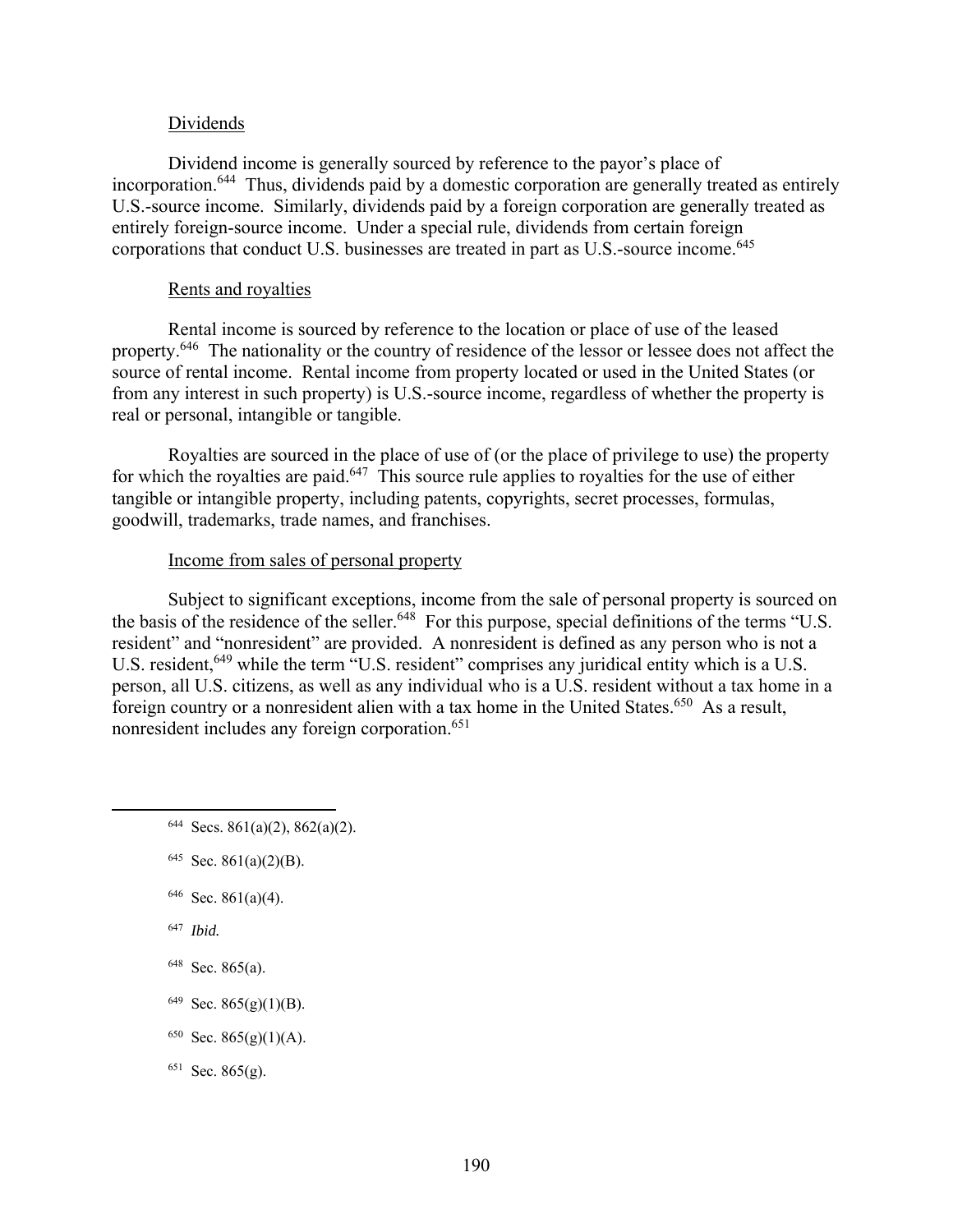Dividends

Dividend income is generally sourced by reference to the payor's place of incorporation.[644] Thus, dividends paid by a domestic corporation are generally treated as entirely U.S.-source income. Similarly, dividends paid by a foreign corporation are generally treated as entirely foreign-source income. Under a special rule, dividends from certain foreign corporations that conduct U.S. businesses are treated in part as U.S.-source income.[645]

Rents and royalties

Rental income is sourced by reference to the location or place of use of the leased property.[646] The nationality or the country of residence of the lessor or lessee does not affect the source of rental income. Rental income from property located or used in the United States (or from any interest in such property) is U.S.-source income, regardless of whether the property is real or personal, intangible or tangible.

Royalties are sourced in the place of use of (or the place of privilege to use) the property for which the royalties are paid.[647] This source rule applies to royalties for the use of either tangible or intangible property, including patents, copyrights, secret processes, formulas, goodwill, trademarks, trade names, and franchises.

Income from sales of personal property

Subject to significant exceptions, income from the sale of personal property is sourced on the basis of the residence of the seller.[648] For this purpose, special definitions of the terms "U.S. resident" and "nonresident" are provided. A nonresident is defined as any person who is not a U.S. resident,[649] while the term "U.S. resident" comprises any juridical entity which is a U.S. person, all U.S. citizens, as well as any individual who is a U.S. resident without a tax home in a foreign country or a nonresident alien with a tax home in the United States.[650] As a result, nonresident includes any foreign corporation.[651]

---

[644] Secs. 861(a)(2), 862(a)(2).

[645] Sec. 861(a)(2)(B).

[646] Sec. 861(a)(4).

[647] *Ibid.*

[648] Sec. 865(a).

[649] Sec. 865(g)(1)(B).

[650] Sec. 865(g)(1)(A).

[651] Sec. 865(g).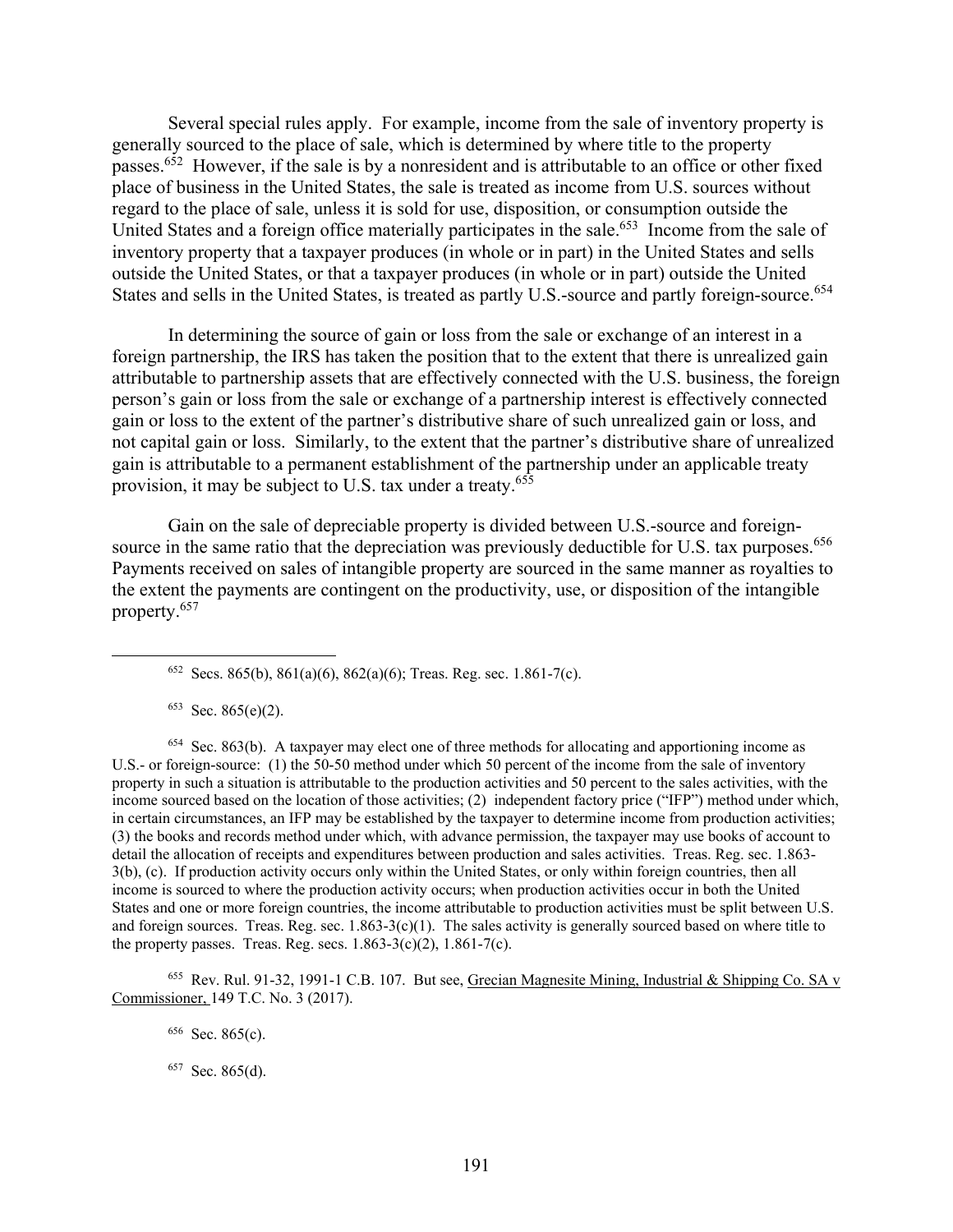Several special rules apply. For example, income from the sale of inventory property is generally sourced to the place of sale, which is determined by where title to the property passes.[652] However, if the sale is by a nonresident and is attributable to an office or other fixed place of business in the United States, the sale is treated as income from U.S. sources without regard to the place of sale, unless it is sold for use, disposition, or consumption outside the United States and a foreign office materially participates in the sale.[653] Income from the sale of inventory property that a taxpayer produces (in whole or in part) in the United States and sells outside the United States, or that a taxpayer produces (in whole or in part) outside the United States and sells in the United States, is treated as partly U.S.-source and partly foreign-source.[654]

In determining the source of gain or loss from the sale or exchange of an interest in a foreign partnership, the IRS has taken the position that to the extent that there is unrealized gain attributable to partnership assets that are effectively connected with the U.S. business, the foreign person's gain or loss from the sale or exchange of a partnership interest is effectively connected gain or loss to the extent of the partner's distributive share of such unrealized gain or loss, and not capital gain or loss. Similarly, to the extent that the partner's distributive share of unrealized gain is attributable to a permanent establishment of the partnership under an applicable treaty provision, it may be subject to U.S. tax under a treaty.[655]

Gain on the sale of depreciable property is divided between U.S.-source and foreign-source in the same ratio that the depreciation was previously deductible for U.S. tax purposes.[656] Payments received on sales of intangible property are sourced in the same manner as royalties to the extent the payments are contingent on the productivity, use, or disposition of the intangible property.[657]

---

[652] Secs. 865(b), 861(a)(6), 862(a)(6); Treas. Reg. sec. 1.861-7(c).

[653] Sec. 865(e)(2).

[654] Sec. 863(b). A taxpayer may elect one of three methods for allocating and apportioning income as U.S.- or foreign-source: (1) the 50-50 method under which 50 percent of the income from the sale of inventory property in such a situation is attributable to the production activities and 50 percent to the sales activities, with the income sourced based on the location of those activities; (2) independent factory price ("IFP") method under which, in certain circumstances, an IFP may be established by the taxpayer to determine income from production activities; (3) the books and records method under which, with advance permission, the taxpayer may use books of account to detail the allocation of receipts and expenditures between production and sales activities. Treas. Reg. sec. 1.863-3(b), (c). If production activity occurs only within the United States, or only within foreign countries, then all income is sourced to where the production activity occurs; when production activities occur in both the United States and one or more foreign countries, the income attributable to production activities must be split between U.S. and foreign sources. Treas. Reg. sec. 1.863-3(c)(1). The sales activity is generally sourced based on where title to the property passes. Treas. Reg. secs. 1.863-3(c)(2), 1.861-7(c).

[655] Rev. Rul. 91-32, 1991-1 C.B. 107. But see, Grecian Magnesite Mining, Industrial & Shipping Co. SA v Commissioner, 149 T.C. No. 3 (2017).

[656] Sec. 865(c).

[657] Sec. 865(d).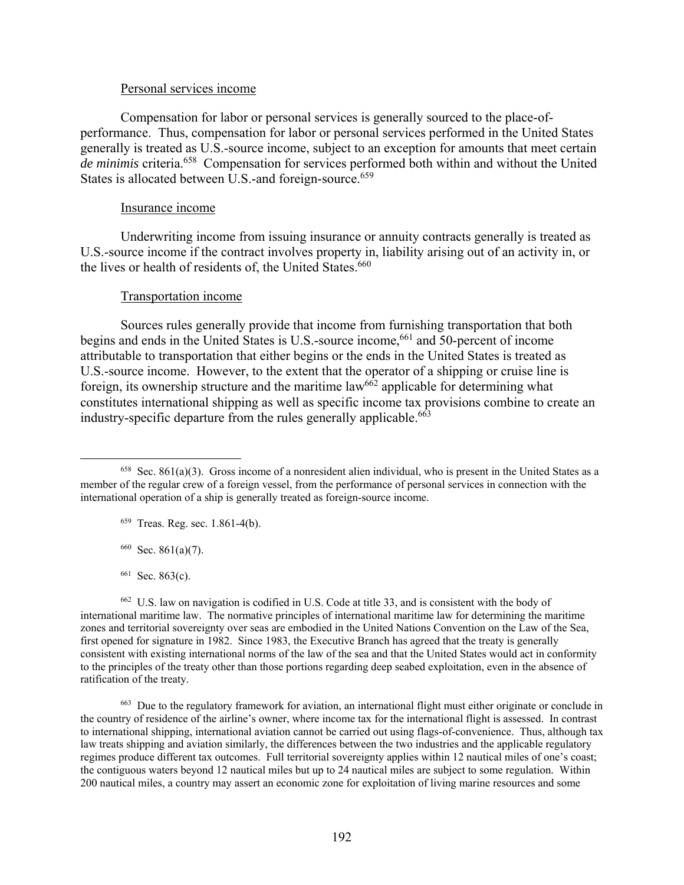Personal services income

Compensation for labor or personal services is generally sourced to the place-of-performance. Thus, compensation for labor or personal services performed in the United States generally is treated as U.S.-source income, subject to an exception for amounts that meet certain *de minimis* criteria.[658] Compensation for services performed both within and without the United States is allocated between U.S.-and foreign-source.[659]

Insurance income

Underwriting income from issuing insurance or annuity contracts generally is treated as U.S.-source income if the contract involves property in, liability arising out of an activity in, or the lives or health of residents of, the United States.[660]

Transportation income

Sources rules generally provide that income from furnishing transportation that both begins and ends in the United States is U.S.-source income,[661] and 50-percent of income attributable to transportation that either begins or the ends in the United States is treated as U.S.-source income. However, to the extent that the operator of a shipping or cruise line is foreign, its ownership structure and the maritime law[662] applicable for determining what constitutes international shipping as well as specific income tax provisions combine to create an industry-specific departure from the rules generally applicable.[663]

---

[658] Sec. 861(a)(3). Gross income of a nonresident alien individual, who is present in the United States as a member of the regular crew of a foreign vessel, from the performance of personal services in connection with the international operation of a ship is generally treated as foreign-source income.

[659] Treas. Reg. sec. 1.861-4(b).

[660] Sec. 861(a)(7).

[661] Sec. 863(c).

[662] U.S. law on navigation is codified in U.S. Code at title 33, and is consistent with the body of international maritime law. The normative principles of international maritime law for determining the maritime zones and territorial sovereignty over seas are embodied in the United Nations Convention on the Law of the Sea, first opened for signature in 1982. Since 1983, the Executive Branch has agreed that the treaty is generally consistent with existing international norms of the law of the sea and that the United States would act in conformity to the principles of the treaty other than those portions regarding deep seabed exploitation, even in the absence of ratification of the treaty.

[663] Due to the regulatory framework for aviation, an international flight must either originate or conclude in the country of residence of the airline's owner, where income tax for the international flight is assessed. In contrast to international shipping, international aviation cannot be carried out using flags-of-convenience. Thus, although tax law treats shipping and aviation similarly, the differences between the two industries and the applicable regulatory regimes produce different tax outcomes. Full territorial sovereignty applies within 12 nautical miles of one's coast; the contiguous waters beyond 12 nautical miles but up to 24 nautical miles are subject to some regulation. Within 200 nautical miles, a country may assert an economic zone for exploitation of living marine resources and some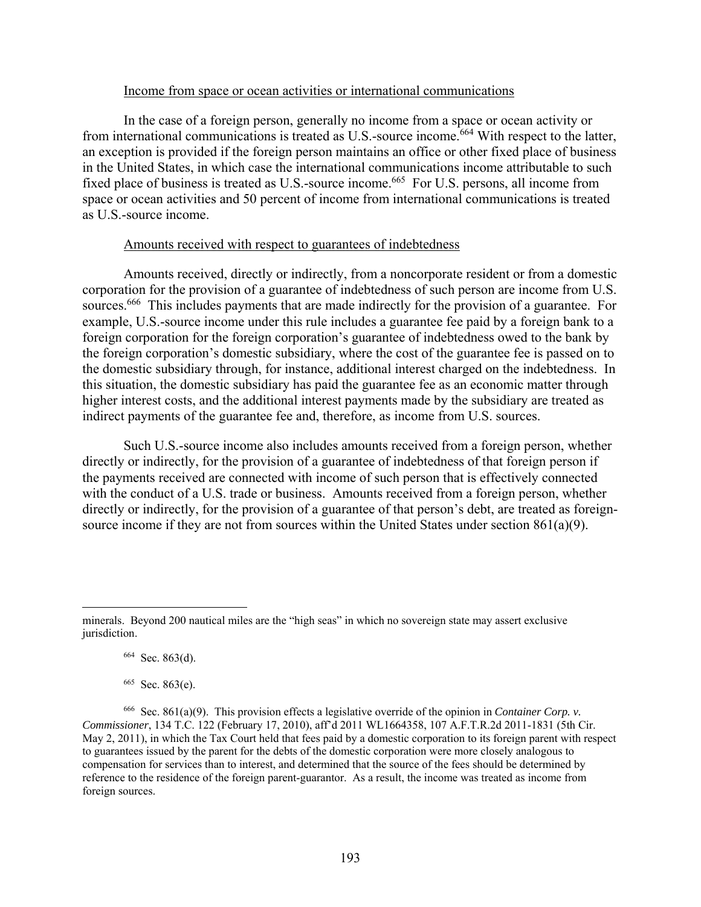Income from space or ocean activities or international communications

In the case of a foreign person, generally no income from a space or ocean activity or from international communications is treated as U.S.-source income.[664] With respect to the latter, an exception is provided if the foreign person maintains an office or other fixed place of business in the United States, in which case the international communications income attributable to such fixed place of business is treated as U.S.-source income.[665] For U.S. persons, all income from space or ocean activities and 50 percent of income from international communications is treated as U.S.-source income.

Amounts received with respect to guarantees of indebtedness

Amounts received, directly or indirectly, from a noncorporate resident or from a domestic corporation for the provision of a guarantee of indebtedness of such person are income from U.S. sources.[666] This includes payments that are made indirectly for the provision of a guarantee. For example, U.S.-source income under this rule includes a guarantee fee paid by a foreign bank to a foreign corporation for the foreign corporation's guarantee of indebtedness owed to the bank by the foreign corporation's domestic subsidiary, where the cost of the guarantee fee is passed on to the domestic subsidiary through, for instance, additional interest charged on the indebtedness. In this situation, the domestic subsidiary has paid the guarantee fee as an economic matter through higher interest costs, and the additional interest payments made by the subsidiary are treated as indirect payments of the guarantee fee and, therefore, as income from U.S. sources.

Such U.S.-source income also includes amounts received from a foreign person, whether directly or indirectly, for the provision of a guarantee of indebtedness of that foreign person if the payments received are connected with income of such person that is effectively connected with the conduct of a U.S. trade or business. Amounts received from a foreign person, whether directly or indirectly, for the provision of a guarantee of that person's debt, are treated as foreign-source income if they are not from sources within the United States under section 861(a)(9).

---

minerals. Beyond 200 nautical miles are the "high seas" in which no sovereign state may assert exclusive jurisdiction.

[664] Sec. 863(d).

[665] Sec. 863(e).

[666] Sec. 861(a)(9). This provision effects a legislative override of the opinion in *Container Corp. v. Commissioner*, 134 T.C. 122 (February 17, 2010), aff'd 2011 WL1664358, 107 A.F.T.R.2d 2011-1831 (5th Cir. May 2, 2011), in which the Tax Court held that fees paid by a domestic corporation to its foreign parent with respect to guarantees issued by the parent for the debts of the domestic corporation were more closely analogous to compensation for services than to interest, and determined that the source of the fees should be determined by reference to the residence of the foreign parent-guarantor. As a result, the income was treated as income from foreign sources.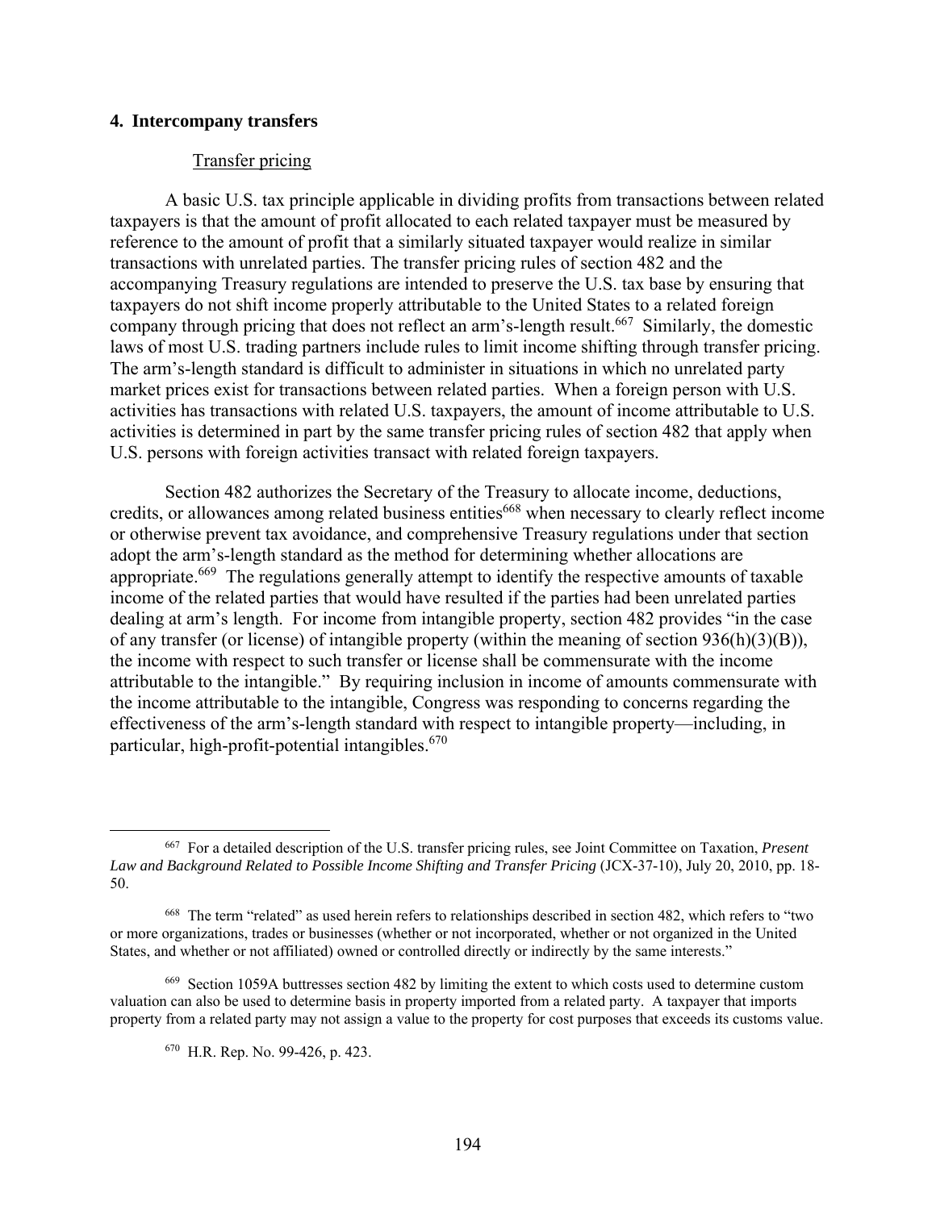### 4. Intercompany transfers

Transfer pricing

A basic U.S. tax principle applicable in dividing profits from transactions between related taxpayers is that the amount of profit allocated to each related taxpayer must be measured by reference to the amount of profit that a similarly situated taxpayer would realize in similar transactions with unrelated parties. The transfer pricing rules of section 482 and the accompanying Treasury regulations are intended to preserve the U.S. tax base by ensuring that taxpayers do not shift income properly attributable to the United States to a related foreign company through pricing that does not reflect an arm's-length result.[667] Similarly, the domestic laws of most U.S. trading partners include rules to limit income shifting through transfer pricing. The arm's-length standard is difficult to administer in situations in which no unrelated party market prices exist for transactions between related parties. When a foreign person with U.S. activities has transactions with related U.S. taxpayers, the amount of income attributable to U.S. activities is determined in part by the same transfer pricing rules of section 482 that apply when U.S. persons with foreign activities transact with related foreign taxpayers.

Section 482 authorizes the Secretary of the Treasury to allocate income, deductions, credits, or allowances among related business entities[668] when necessary to clearly reflect income or otherwise prevent tax avoidance, and comprehensive Treasury regulations under that section adopt the arm's-length standard as the method for determining whether allocations are appropriate.[669] The regulations generally attempt to identify the respective amounts of taxable income of the related parties that would have resulted if the parties had been unrelated parties dealing at arm's length. For income from intangible property, section 482 provides "in the case of any transfer (or license) of intangible property (within the meaning of section 936(h)(3)(B)), the income with respect to such transfer or license shall be commensurate with the income attributable to the intangible." By requiring inclusion in income of amounts commensurate with the income attributable to the intangible, Congress was responding to concerns regarding the effectiveness of the arm's-length standard with respect to intangible property—including, in particular, high-profit-potential intangibles.[670]

---

[667] For a detailed description of the U.S. transfer pricing rules, see Joint Committee on Taxation, *Present Law and Background Related to Possible Income Shifting and Transfer Pricing* (JCX-37-10), July 20, 2010, pp. 18-50.

[668] The term "related" as used herein refers to relationships described in section 482, which refers to "two or more organizations, trades or businesses (whether or not incorporated, whether or not organized in the United States, and whether or not affiliated) owned or controlled directly or indirectly by the same interests."

[669] Section 1059A buttresses section 482 by limiting the extent to which costs used to determine custom valuation can also be used to determine basis in property imported from a related party. A taxpayer that imports property from a related party may not assign a value to the property for cost purposes that exceeds its customs value.

[670] H.R. Rep. No. 99-426, p. 423.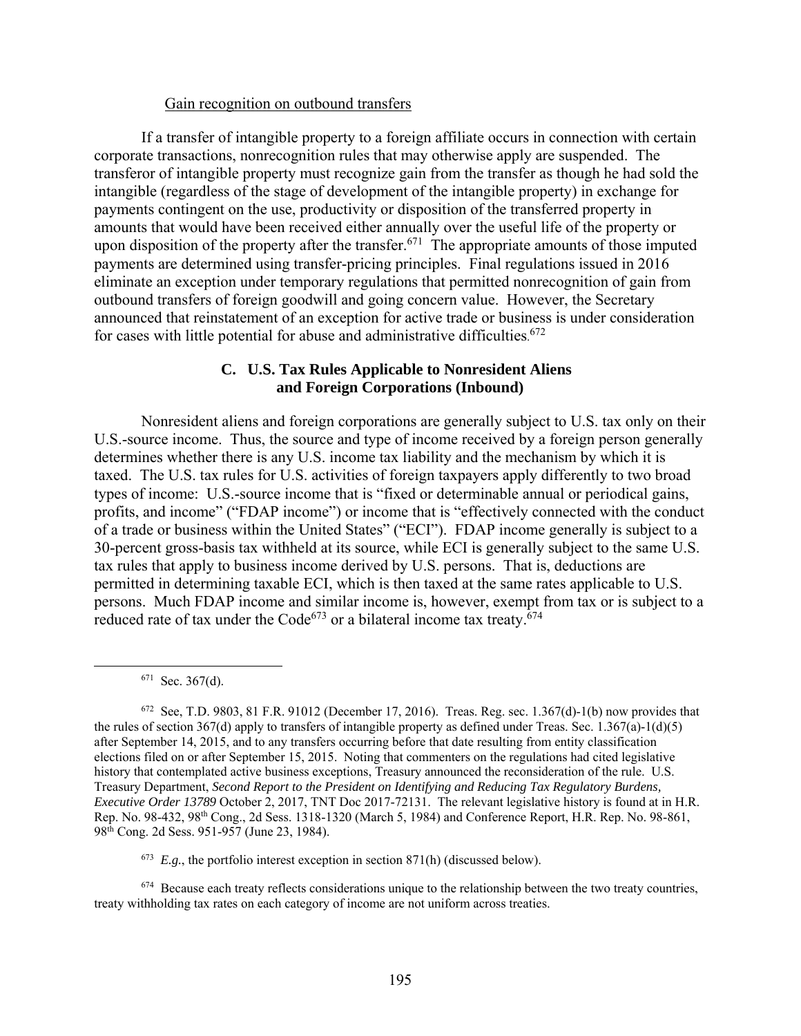Gain recognition on outbound transfers

If a transfer of intangible property to a foreign affiliate occurs in connection with certain corporate transactions, nonrecognition rules that may otherwise apply are suspended. The transferor of intangible property must recognize gain from the transfer as though he had sold the intangible (regardless of the stage of development of the intangible property) in exchange for payments contingent on the use, productivity or disposition of the transferred property in amounts that would have been received either annually over the useful life of the property or upon disposition of the property after the transfer.[671] The appropriate amounts of those imputed payments are determined using transfer-pricing principles. Final regulations issued in 2016 eliminate an exception under temporary regulations that permitted nonrecognition of gain from outbound transfers of foreign goodwill and going concern value. However, the Secretary announced that reinstatement of an exception for active trade or business is under consideration for cases with little potential for abuse and administrative difficulties.[672]

## C. U.S. Tax Rules Applicable to Nonresident Aliens and Foreign Corporations (Inbound)

Nonresident aliens and foreign corporations are generally subject to U.S. tax only on their U.S.-source income. Thus, the source and type of income received by a foreign person generally determines whether there is any U.S. income tax liability and the mechanism by which it is taxed. The U.S. tax rules for U.S. activities of foreign taxpayers apply differently to two broad types of income: U.S.-source income that is "fixed or determinable annual or periodical gains, profits, and income" ("FDAP income") or income that is "effectively connected with the conduct of a trade or business within the United States" ("ECI"). FDAP income generally is subject to a 30-percent gross-basis tax withheld at its source, while ECI is generally subject to the same U.S. tax rules that apply to business income derived by U.S. persons. That is, deductions are permitted in determining taxable ECI, which is then taxed at the same rates applicable to U.S. persons. Much FDAP income and similar income is, however, exempt from tax or is subject to a reduced rate of tax under the Code[673] or a bilateral income tax treaty.[674]

---

[671] Sec. 367(d).

[672] See, T.D. 9803, 81 F.R. 91012 (December 17, 2016). Treas. Reg. sec. 1.367(d)-1(b) now provides that the rules of section 367(d) apply to transfers of intangible property as defined under Treas. Sec. 1.367(a)-1(d)(5) after September 14, 2015, and to any transfers occurring before that date resulting from entity classification elections filed on or after September 15, 2015. Noting that commenters on the regulations had cited legislative history that contemplated active business exceptions, Treasury announced the reconsideration of the rule. U.S. Treasury Department, *Second Report to the President on Identifying and Reducing Tax Regulatory Burdens, Executive Order 13789* October 2, 2017, TNT Doc 2017-72131. The relevant legislative history is found at in H.R. Rep. No. 98-432, 98th Cong., 2d Sess. 1318-1320 (March 5, 1984) and Conference Report, H.R. Rep. No. 98-861, 98th Cong. 2d Sess. 951-957 (June 23, 1984).

[673] *E.g.*, the portfolio interest exception in section 871(h) (discussed below).

[674] Because each treaty reflects considerations unique to the relationship between the two treaty countries, treaty withholding tax rates on each category of income are not uniform across treaties.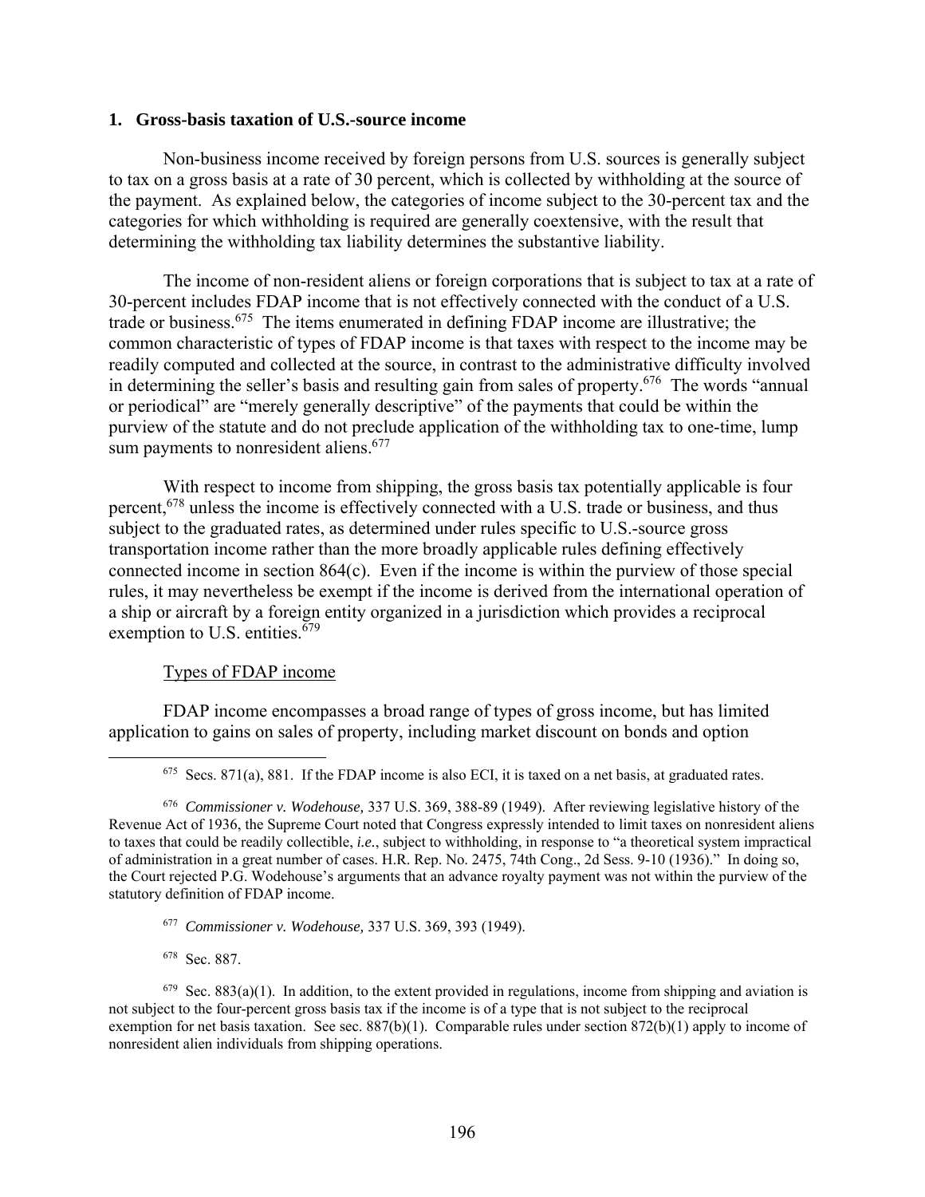### 1. Gross-basis taxation of U.S.-source income

Non-business income received by foreign persons from U.S. sources is generally subject to tax on a gross basis at a rate of 30 percent, which is collected by withholding at the source of the payment. As explained below, the categories of income subject to the 30-percent tax and the categories for which withholding is required are generally coextensive, with the result that determining the withholding tax liability determines the substantive liability.

The income of non-resident aliens or foreign corporations that is subject to tax at a rate of 30-percent includes FDAP income that is not effectively connected with the conduct of a U.S. trade or business.[675] The items enumerated in defining FDAP income are illustrative; the common characteristic of types of FDAP income is that taxes with respect to the income may be readily computed and collected at the source, in contrast to the administrative difficulty involved in determining the seller's basis and resulting gain from sales of property.[676] The words "annual or periodical" are "merely generally descriptive" of the payments that could be within the purview of the statute and do not preclude application of the withholding tax to one-time, lump sum payments to nonresident aliens.[677]

With respect to income from shipping, the gross basis tax potentially applicable is four percent,[678] unless the income is effectively connected with a U.S. trade or business, and thus subject to the graduated rates, as determined under rules specific to U.S.-source gross transportation income rather than the more broadly applicable rules defining effectively connected income in section 864(c). Even if the income is within the purview of those special rules, it may nevertheless be exempt if the income is derived from the international operation of a ship or aircraft by a foreign entity organized in a jurisdiction which provides a reciprocal exemption to U.S. entities.[679]

Types of FDAP income

FDAP income encompasses a broad range of types of gross income, but has limited application to gains on sales of property, including market discount on bonds and option

[675] Secs. 871(a), 881. If the FDAP income is also ECI, it is taxed on a net basis, at graduated rates.

[676] *Commissioner v. Wodehouse,* 337 U.S. 369, 388-89 (1949). After reviewing legislative history of the Revenue Act of 1936, the Supreme Court noted that Congress expressly intended to limit taxes on nonresident aliens to taxes that could be readily collectible, *i.e.*, subject to withholding, in response to "a theoretical system impractical of administration in a great number of cases. H.R. Rep. No. 2475, 74th Cong., 2d Sess. 9-10 (1936)." In doing so, the Court rejected P.G. Wodehouse's arguments that an advance royalty payment was not within the purview of the statutory definition of FDAP income.

[677] *Commissioner v. Wodehouse,* 337 U.S. 369, 393 (1949).

[678] Sec. 887.

[679] Sec. 883(a)(1). In addition, to the extent provided in regulations, income from shipping and aviation is not subject to the four-percent gross basis tax if the income is of a type that is not subject to the reciprocal exemption for net basis taxation. See sec. 887(b)(1). Comparable rules under section 872(b)(1) apply to income of nonresident alien individuals from shipping operations.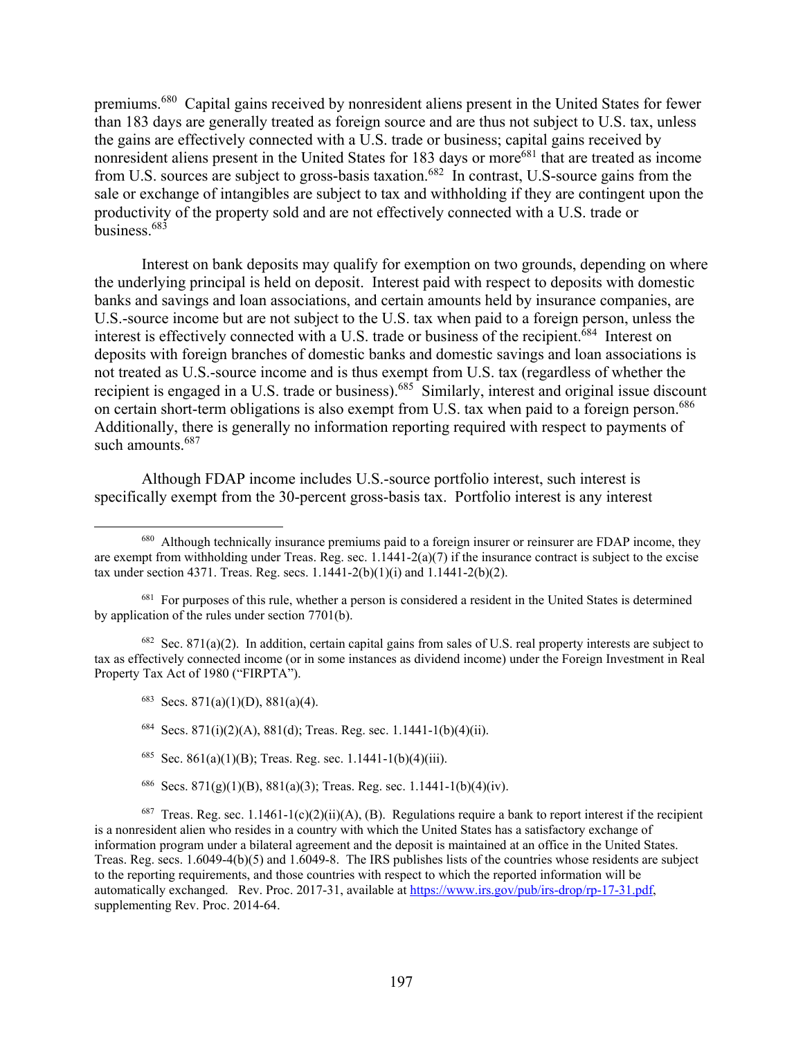premiums.[680] Capital gains received by nonresident aliens present in the United States for fewer than 183 days are generally treated as foreign source and are thus not subject to U.S. tax, unless the gains are effectively connected with a U.S. trade or business; capital gains received by nonresident aliens present in the United States for 183 days or more[681] that are treated as income from U.S. sources are subject to gross-basis taxation.[682] In contrast, U.S-source gains from the sale or exchange of intangibles are subject to tax and withholding if they are contingent upon the productivity of the property sold and are not effectively connected with a U.S. trade or business.[683]

Interest on bank deposits may qualify for exemption on two grounds, depending on where the underlying principal is held on deposit. Interest paid with respect to deposits with domestic banks and savings and loan associations, and certain amounts held by insurance companies, are U.S.-source income but are not subject to the U.S. tax when paid to a foreign person, unless the interest is effectively connected with a U.S. trade or business of the recipient.[684] Interest on deposits with foreign branches of domestic banks and domestic savings and loan associations is not treated as U.S.-source income and is thus exempt from U.S. tax (regardless of whether the recipient is engaged in a U.S. trade or business).[685] Similarly, interest and original issue discount on certain short-term obligations is also exempt from U.S. tax when paid to a foreign person.[686] Additionally, there is generally no information reporting required with respect to payments of such amounts.[687]

Although FDAP income includes U.S.-source portfolio interest, such interest is specifically exempt from the 30-percent gross-basis tax. Portfolio interest is any interest

---

[680] Although technically insurance premiums paid to a foreign insurer or reinsurer are FDAP income, they are exempt from withholding under Treas. Reg. sec. 1.1441-2(a)(7) if the insurance contract is subject to the excise tax under section 4371. Treas. Reg. secs. 1.1441-2(b)(1)(i) and 1.1441-2(b)(2).

[681] For purposes of this rule, whether a person is considered a resident in the United States is determined by application of the rules under section 7701(b).

[682] Sec. 871(a)(2). In addition, certain capital gains from sales of U.S. real property interests are subject to tax as effectively connected income (or in some instances as dividend income) under the Foreign Investment in Real Property Tax Act of 1980 ("FIRPTA").

[683] Secs. 871(a)(1)(D), 881(a)(4).

[684] Secs. 871(i)(2)(A), 881(d); Treas. Reg. sec. 1.1441-1(b)(4)(ii).

[685] Sec. 861(a)(1)(B); Treas. Reg. sec. 1.1441-1(b)(4)(iii).

[686] Secs. 871(g)(1)(B), 881(a)(3); Treas. Reg. sec. 1.1441-1(b)(4)(iv).

[687] Treas. Reg. sec. 1.1461-1(c)(2)(ii)(A), (B). Regulations require a bank to report interest if the recipient is a nonresident alien who resides in a country with which the United States has a satisfactory exchange of information program under a bilateral agreement and the deposit is maintained at an office in the United States. Treas. Reg. secs. 1.6049-4(b)(5) and 1.6049-8. The IRS publishes lists of the countries whose residents are subject to the reporting requirements, and those countries with respect to which the reported information will be automatically exchanged. Rev. Proc. 2017-31, available at https://www.irs.gov/pub/irs-drop/rp-17-31.pdf, supplementing Rev. Proc. 2014-64.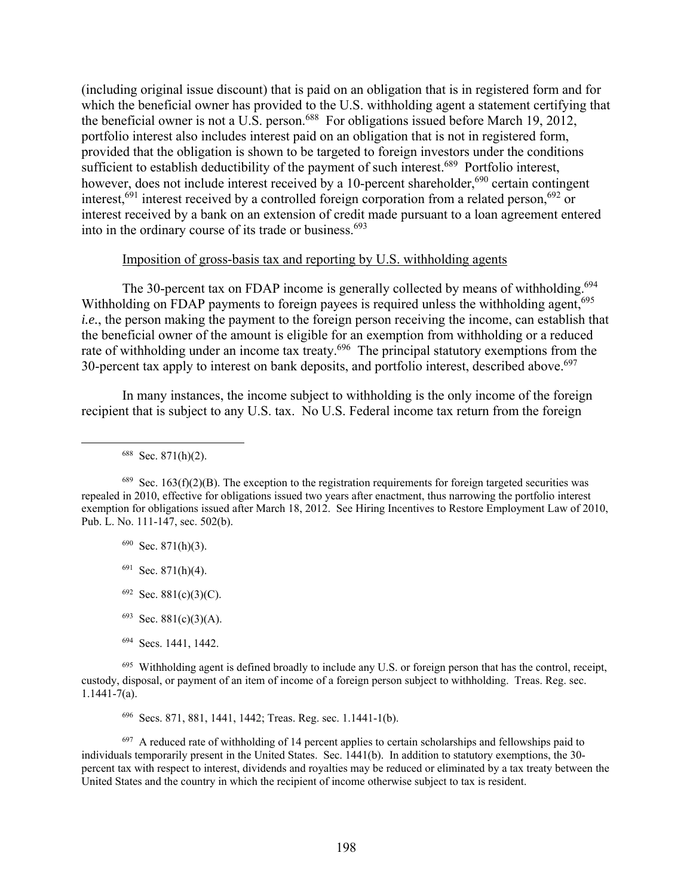(including original issue discount) that is paid on an obligation that is in registered form and for which the beneficial owner has provided to the U.S. withholding agent a statement certifying that the beneficial owner is not a U.S. person.[688] For obligations issued before March 19, 2012, portfolio interest also includes interest paid on an obligation that is not in registered form, provided that the obligation is shown to be targeted to foreign investors under the conditions sufficient to establish deductibility of the payment of such interest.[689] Portfolio interest, however, does not include interest received by a 10-percent shareholder,[690] certain contingent interest,[691] interest received by a controlled foreign corporation from a related person,[692] or interest received by a bank on an extension of credit made pursuant to a loan agreement entered into in the ordinary course of its trade or business.[693]

Imposition of gross-basis tax and reporting by U.S. withholding agents

The 30-percent tax on FDAP income is generally collected by means of withholding.[694] Withholding on FDAP payments to foreign payees is required unless the withholding agent,[695] *i.e.*, the person making the payment to the foreign person receiving the income, can establish that the beneficial owner of the amount is eligible for an exemption from withholding or a reduced rate of withholding under an income tax treaty.[696] The principal statutory exemptions from the 30-percent tax apply to interest on bank deposits, and portfolio interest, described above.[697]

In many instances, the income subject to withholding is the only income of the foreign recipient that is subject to any U.S. tax. No U.S. Federal income tax return from the foreign

---

[688] Sec. 871(h)(2).

[689] Sec. 163(f)(2)(B). The exception to the registration requirements for foreign targeted securities was repealed in 2010, effective for obligations issued two years after enactment, thus narrowing the portfolio interest exemption for obligations issued after March 18, 2012. See Hiring Incentives to Restore Employment Law of 2010, Pub. L. No. 111-147, sec. 502(b).

[690] Sec. 871(h)(3).

[691] Sec. 871(h)(4).

[692] Sec. 881(c)(3)(C).

[693] Sec. 881(c)(3)(A).

[694] Secs. 1441, 1442.

[695] Withholding agent is defined broadly to include any U.S. or foreign person that has the control, receipt, custody, disposal, or payment of an item of income of a foreign person subject to withholding. Treas. Reg. sec. 1.1441-7(a).

[696] Secs. 871, 881, 1441, 1442; Treas. Reg. sec. 1.1441-1(b).

[697] A reduced rate of withholding of 14 percent applies to certain scholarships and fellowships paid to individuals temporarily present in the United States. Sec. 1441(b). In addition to statutory exemptions, the 30-percent tax with respect to interest, dividends and royalties may be reduced or eliminated by a tax treaty between the United States and the country in which the recipient of income otherwise subject to tax is resident.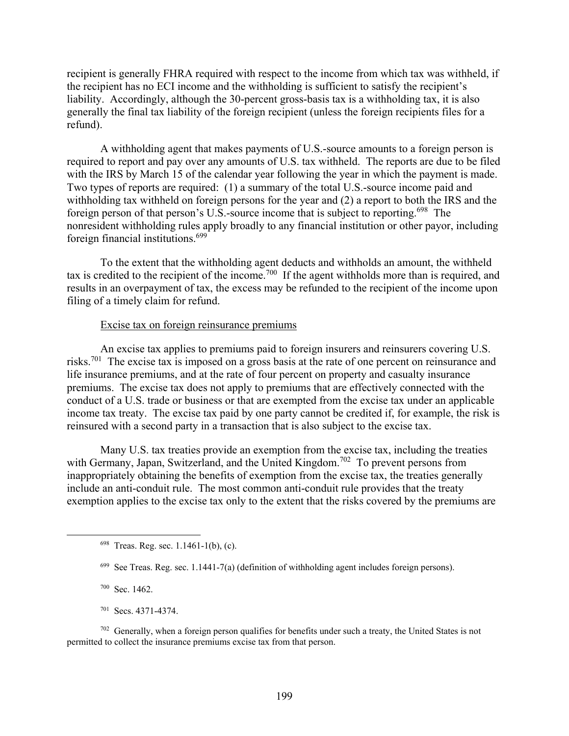recipient is generally FHRA required with respect to the income from which tax was withheld, if the recipient has no ECI income and the withholding is sufficient to satisfy the recipient's liability. Accordingly, although the 30-percent gross-basis tax is a withholding tax, it is also generally the final tax liability of the foreign recipient (unless the foreign recipients files for a refund).

A withholding agent that makes payments of U.S.-source amounts to a foreign person is required to report and pay over any amounts of U.S. tax withheld. The reports are due to be filed with the IRS by March 15 of the calendar year following the year in which the payment is made. Two types of reports are required: (1) a summary of the total U.S.-source income paid and withholding tax withheld on foreign persons for the year and (2) a report to both the IRS and the foreign person of that person's U.S.-source income that is subject to reporting.[698] The nonresident withholding rules apply broadly to any financial institution or other payor, including foreign financial institutions.[699]

To the extent that the withholding agent deducts and withholds an amount, the withheld tax is credited to the recipient of the income.[700] If the agent withholds more than is required, and results in an overpayment of tax, the excess may be refunded to the recipient of the income upon filing of a timely claim for refund.

Excise tax on foreign reinsurance premiums

An excise tax applies to premiums paid to foreign insurers and reinsurers covering U.S. risks.[701] The excise tax is imposed on a gross basis at the rate of one percent on reinsurance and life insurance premiums, and at the rate of four percent on property and casualty insurance premiums. The excise tax does not apply to premiums that are effectively connected with the conduct of a U.S. trade or business or that are exempted from the excise tax under an applicable income tax treaty. The excise tax paid by one party cannot be credited if, for example, the risk is reinsured with a second party in a transaction that is also subject to the excise tax.

Many U.S. tax treaties provide an exemption from the excise tax, including the treaties with Germany, Japan, Switzerland, and the United Kingdom.[702] To prevent persons from inappropriately obtaining the benefits of exemption from the excise tax, the treaties generally include an anti-conduit rule. The most common anti-conduit rule provides that the treaty exemption applies to the excise tax only to the extent that the risks covered by the premiums are

[698] Treas. Reg. sec. 1.1461-1(b), (c).

[699] See Treas. Reg. sec. 1.1441-7(a) (definition of withholding agent includes foreign persons).

[700] Sec. 1462.

[701] Secs. 4371-4374.

[702] Generally, when a foreign person qualifies for benefits under such a treaty, the United States is not permitted to collect the insurance premiums excise tax from that person.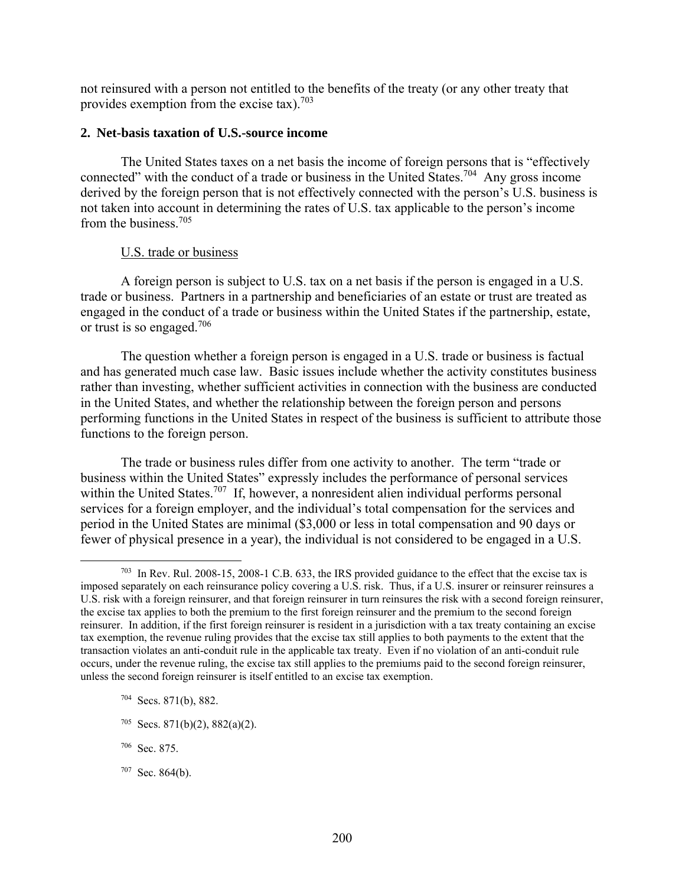not reinsured with a person not entitled to the benefits of the treaty (or any other treaty that provides exemption from the excise tax).[703]

## 2. Net-basis taxation of U.S.-source income

The United States taxes on a net basis the income of foreign persons that is "effectively connected" with the conduct of a trade or business in the United States.[704] Any gross income derived by the foreign person that is not effectively connected with the person's U.S. business is not taken into account in determining the rates of U.S. tax applicable to the person's income from the business.[705]

### U.S. trade or business

A foreign person is subject to U.S. tax on a net basis if the person is engaged in a U.S. trade or business. Partners in a partnership and beneficiaries of an estate or trust are treated as engaged in the conduct of a trade or business within the United States if the partnership, estate, or trust is so engaged.[706]

The question whether a foreign person is engaged in a U.S. trade or business is factual and has generated much case law. Basic issues include whether the activity constitutes business rather than investing, whether sufficient activities in connection with the business are conducted in the United States, and whether the relationship between the foreign person and persons performing functions in the United States in respect of the business is sufficient to attribute those functions to the foreign person.

The trade or business rules differ from one activity to another. The term "trade or business within the United States" expressly includes the performance of personal services within the United States.[707] If, however, a nonresident alien individual performs personal services for a foreign employer, and the individual's total compensation for the services and period in the United States are minimal ($3,000 or less in total compensation and 90 days or fewer of physical presence in a year), the individual is not considered to be engaged in a U.S.

---

[703] In Rev. Rul. 2008-15, 2008-1 C.B. 633, the IRS provided guidance to the effect that the excise tax is imposed separately on each reinsurance policy covering a U.S. risk. Thus, if a U.S. insurer or reinsurer reinsures a U.S. risk with a foreign reinsurer, and that foreign reinsurer in turn reinsures the risk with a second foreign reinsurer, the excise tax applies to both the premium to the first foreign reinsurer and the premium to the second foreign reinsurer. In addition, if the first foreign reinsurer is resident in a jurisdiction with a tax treaty containing an excise tax exemption, the revenue ruling provides that the excise tax still applies to both payments to the extent that the transaction violates an anti-conduit rule in the applicable tax treaty. Even if no violation of an anti-conduit rule occurs, under the revenue ruling, the excise tax still applies to the premiums paid to the second foreign reinsurer, unless the second foreign reinsurer is itself entitled to an excise tax exemption.

[704] Secs. 871(b), 882.

[705] Secs. 871(b)(2), 882(a)(2).

[706] Sec. 875.

[707] Sec. 864(b).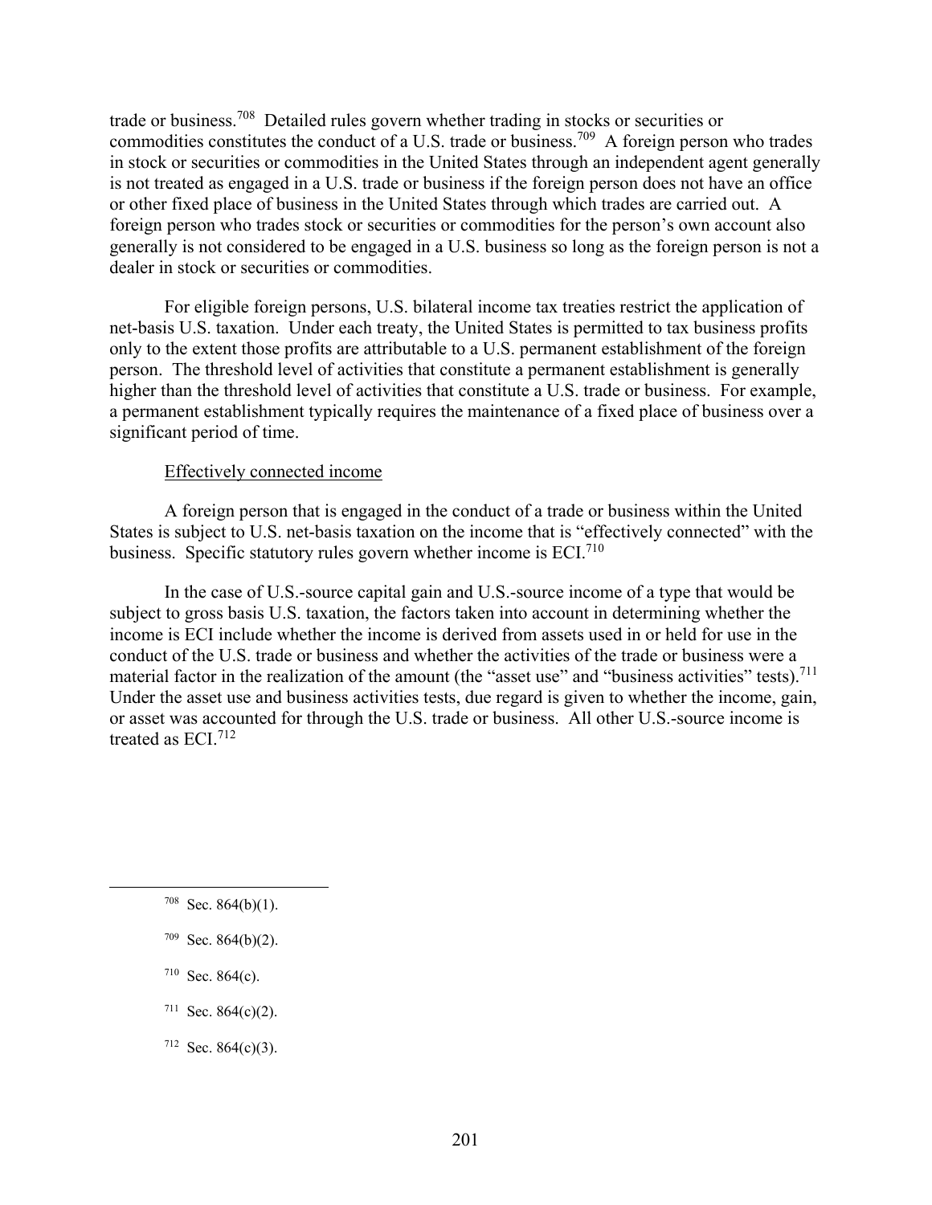trade or business.[708] Detailed rules govern whether trading in stocks or securities or commodities constitutes the conduct of a U.S. trade or business.[709] A foreign person who trades in stock or securities or commodities in the United States through an independent agent generally is not treated as engaged in a U.S. trade or business if the foreign person does not have an office or other fixed place of business in the United States through which trades are carried out. A foreign person who trades stock or securities or commodities for the person's own account also generally is not considered to be engaged in a U.S. business so long as the foreign person is not a dealer in stock or securities or commodities.

For eligible foreign persons, U.S. bilateral income tax treaties restrict the application of net-basis U.S. taxation. Under each treaty, the United States is permitted to tax business profits only to the extent those profits are attributable to a U.S. permanent establishment of the foreign person. The threshold level of activities that constitute a permanent establishment is generally higher than the threshold level of activities that constitute a U.S. trade or business. For example, a permanent establishment typically requires the maintenance of a fixed place of business over a significant period of time.

### Effectively connected income

A foreign person that is engaged in the conduct of a trade or business within the United States is subject to U.S. net-basis taxation on the income that is "effectively connected" with the business. Specific statutory rules govern whether income is ECI.[710]

In the case of U.S.-source capital gain and U.S.-source income of a type that would be subject to gross basis U.S. taxation, the factors taken into account in determining whether the income is ECI include whether the income is derived from assets used in or held for use in the conduct of the U.S. trade or business and whether the activities of the trade or business were a material factor in the realization of the amount (the "asset use" and "business activities" tests).[711] Under the asset use and business activities tests, due regard is given to whether the income, gain, or asset was accounted for through the U.S. trade or business. All other U.S.-source income is treated as ECI.[712]

---

[708] Sec. 864(b)(1).

[709] Sec. 864(b)(2).

[710] Sec. 864(c).

[711] Sec. 864(c)(2).

[712] Sec. 864(c)(3).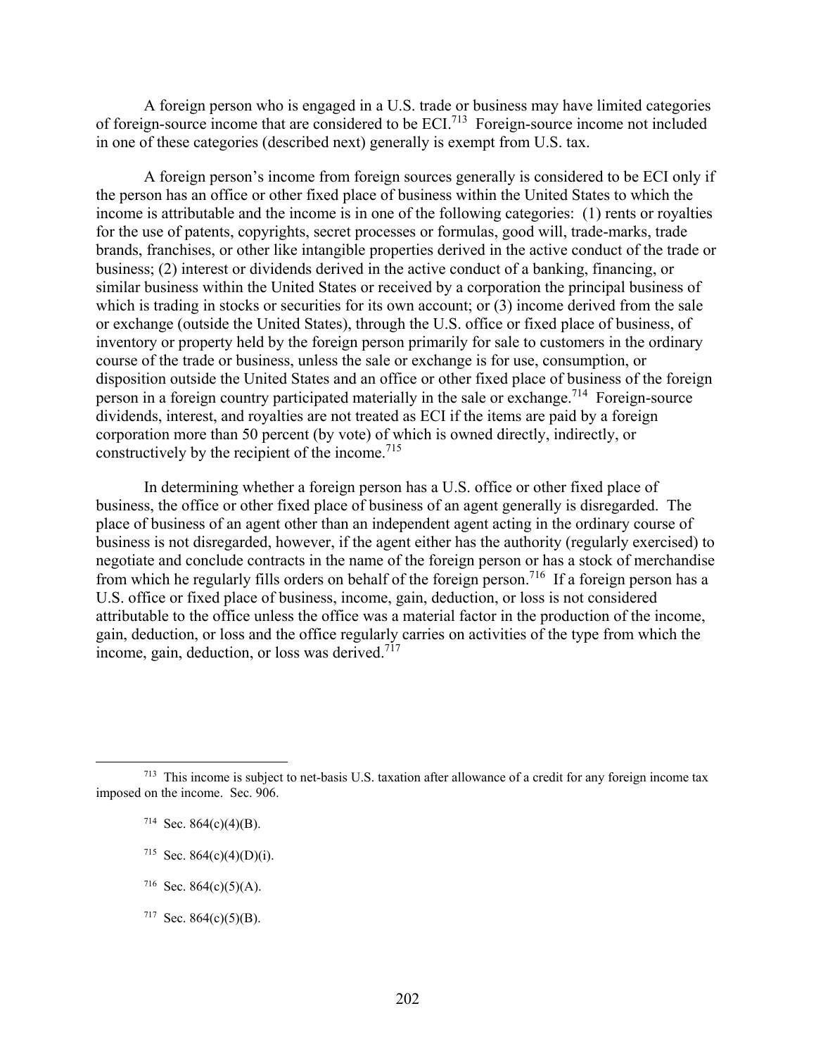A foreign person who is engaged in a U.S. trade or business may have limited categories of foreign-source income that are considered to be ECI.[713] Foreign-source income not included in one of these categories (described next) generally is exempt from U.S. tax.

A foreign person's income from foreign sources generally is considered to be ECI only if the person has an office or other fixed place of business within the United States to which the income is attributable and the income is in one of the following categories: (1) rents or royalties for the use of patents, copyrights, secret processes or formulas, good will, trade-marks, trade brands, franchises, or other like intangible properties derived in the active conduct of the trade or business; (2) interest or dividends derived in the active conduct of a banking, financing, or similar business within the United States or received by a corporation the principal business of which is trading in stocks or securities for its own account; or (3) income derived from the sale or exchange (outside the United States), through the U.S. office or fixed place of business, of inventory or property held by the foreign person primarily for sale to customers in the ordinary course of the trade or business, unless the sale or exchange is for use, consumption, or disposition outside the United States and an office or other fixed place of business of the foreign person in a foreign country participated materially in the sale or exchange.[714] Foreign-source dividends, interest, and royalties are not treated as ECI if the items are paid by a foreign corporation more than 50 percent (by vote) of which is owned directly, indirectly, or constructively by the recipient of the income.[715]

In determining whether a foreign person has a U.S. office or other fixed place of business, the office or other fixed place of business of an agent generally is disregarded. The place of business of an agent other than an independent agent acting in the ordinary course of business is not disregarded, however, if the agent either has the authority (regularly exercised) to negotiate and conclude contracts in the name of the foreign person or has a stock of merchandise from which he regularly fills orders on behalf of the foreign person.[716] If a foreign person has a U.S. office or fixed place of business, income, gain, deduction, or loss is not considered attributable to the office unless the office was a material factor in the production of the income, gain, deduction, or loss and the office regularly carries on activities of the type from which the income, gain, deduction, or loss was derived.[717]

---

[713] This income is subject to net-basis U.S. taxation after allowance of a credit for any foreign income tax imposed on the income. Sec. 906.

[714] Sec. 864(c)(4)(B).

[715] Sec. 864(c)(4)(D)(i).

[716] Sec. 864(c)(5)(A).

[717] Sec. 864(c)(5)(B).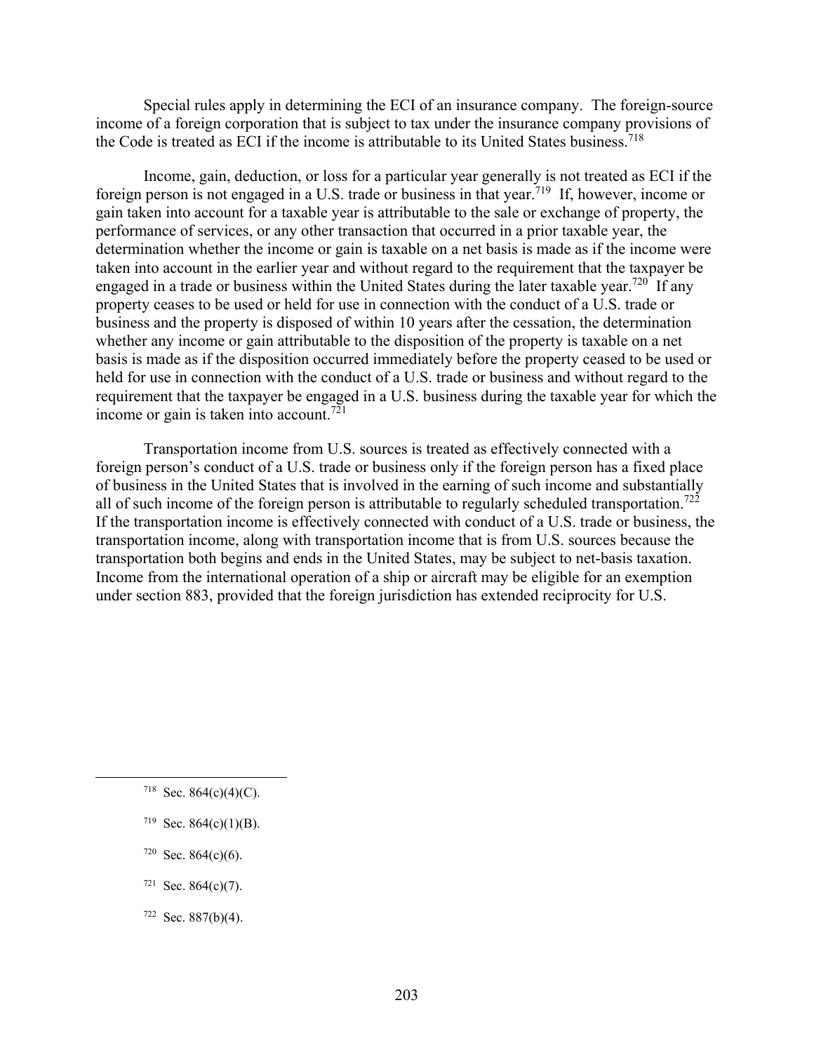Special rules apply in determining the ECI of an insurance company. The foreign-source income of a foreign corporation that is subject to tax under the insurance company provisions of the Code is treated as ECI if the income is attributable to its United States business.[718]

Income, gain, deduction, or loss for a particular year generally is not treated as ECI if the foreign person is not engaged in a U.S. trade or business in that year.[719] If, however, income or gain taken into account for a taxable year is attributable to the sale or exchange of property, the performance of services, or any other transaction that occurred in a prior taxable year, the determination whether the income or gain is taxable on a net basis is made as if the income were taken into account in the earlier year and without regard to the requirement that the taxpayer be engaged in a trade or business within the United States during the later taxable year.[720] If any property ceases to be used or held for use in connection with the conduct of a U.S. trade or business and the property is disposed of within 10 years after the cessation, the determination whether any income or gain attributable to the disposition of the property is taxable on a net basis is made as if the disposition occurred immediately before the property ceased to be used or held for use in connection with the conduct of a U.S. trade or business and without regard to the requirement that the taxpayer be engaged in a U.S. business during the taxable year for which the income or gain is taken into account.[721]

Transportation income from U.S. sources is treated as effectively connected with a foreign person's conduct of a U.S. trade or business only if the foreign person has a fixed place of business in the United States that is involved in the earning of such income and substantially all of such income of the foreign person is attributable to regularly scheduled transportation.[722] If the transportation income is effectively connected with conduct of a U.S. trade or business, the transportation income, along with transportation income that is from U.S. sources because the transportation both begins and ends in the United States, may be subject to net-basis taxation. Income from the international operation of a ship or aircraft may be eligible for an exemption under section 883, provided that the foreign jurisdiction has extended reciprocity for U.S.

---

[718] Sec. 864(c)(4)(C).

[719] Sec. 864(c)(1)(B).

[720] Sec. 864(c)(6).

[721] Sec. 864(c)(7).

[722] Sec. 887(b)(4).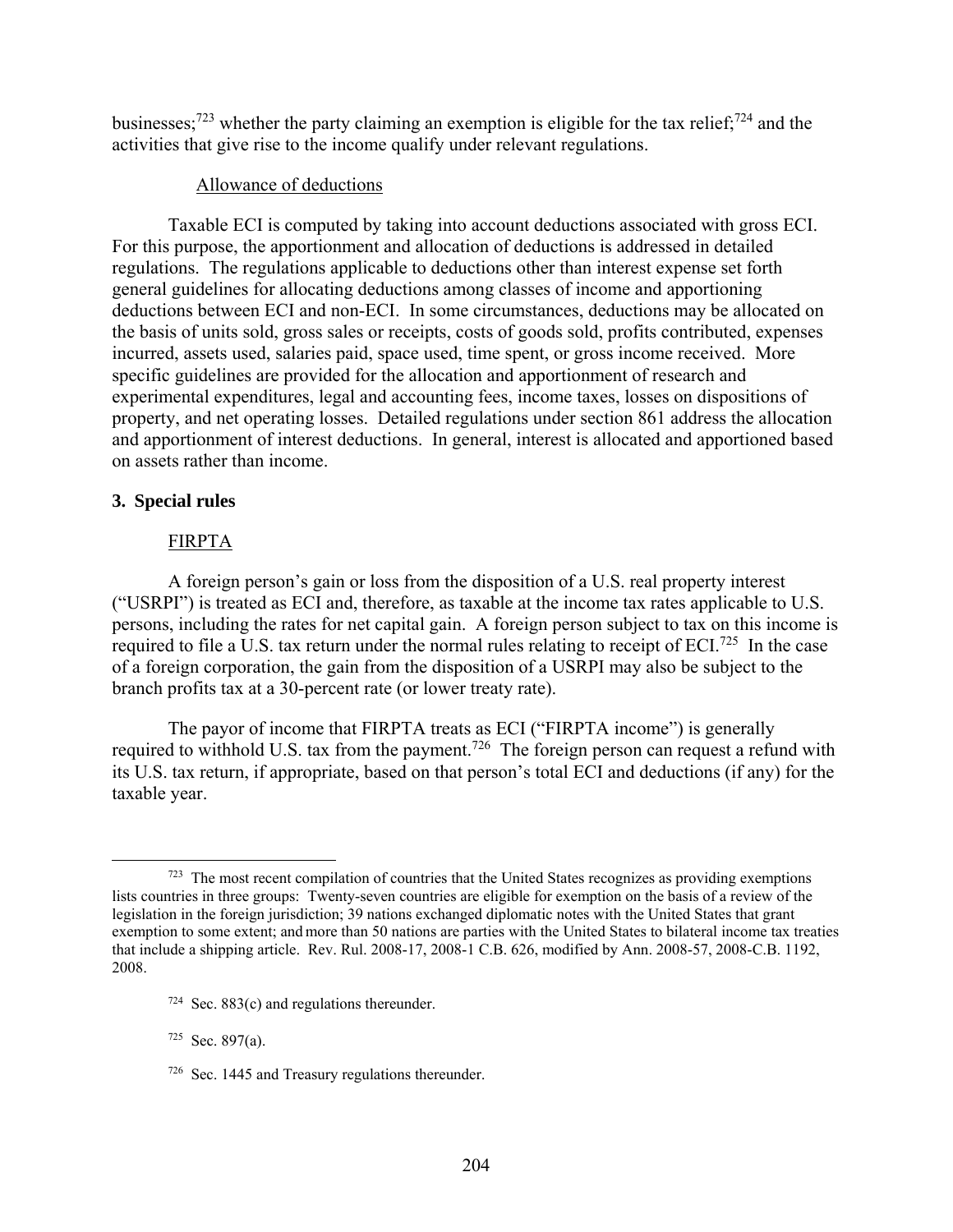businesses;[723] whether the party claiming an exemption is eligible for the tax relief;[724] and the activities that give rise to the income qualify under relevant regulations.

Allowance of deductions

Taxable ECI is computed by taking into account deductions associated with gross ECI. For this purpose, the apportionment and allocation of deductions is addressed in detailed regulations. The regulations applicable to deductions other than interest expense set forth general guidelines for allocating deductions among classes of income and apportioning deductions between ECI and non-ECI. In some circumstances, deductions may be allocated on the basis of units sold, gross sales or receipts, costs of goods sold, profits contributed, expenses incurred, assets used, salaries paid, space used, time spent, or gross income received. More specific guidelines are provided for the allocation and apportionment of research and experimental expenditures, legal and accounting fees, income taxes, losses on dispositions of property, and net operating losses. Detailed regulations under section 861 address the allocation and apportionment of interest deductions. In general, interest is allocated and apportioned based on assets rather than income.

### 3. Special rules

FIRPTA

A foreign person's gain or loss from the disposition of a U.S. real property interest ("USRPI") is treated as ECI and, therefore, as taxable at the income tax rates applicable to U.S. persons, including the rates for net capital gain. A foreign person subject to tax on this income is required to file a U.S. tax return under the normal rules relating to receipt of ECI.[725] In the case of a foreign corporation, the gain from the disposition of a USRPI may also be subject to the branch profits tax at a 30-percent rate (or lower treaty rate).

The payor of income that FIRPTA treats as ECI ("FIRPTA income") is generally required to withhold U.S. tax from the payment.[726] The foreign person can request a refund with its U.S. tax return, if appropriate, based on that person's total ECI and deductions (if any) for the taxable year.

---

[723] The most recent compilation of countries that the United States recognizes as providing exemptions lists countries in three groups: Twenty-seven countries are eligible for exemption on the basis of a review of the legislation in the foreign jurisdiction; 39 nations exchanged diplomatic notes with the United States that grant exemption to some extent; and more than 50 nations are parties with the United States to bilateral income tax treaties that include a shipping article. Rev. Rul. 2008-17, 2008-1 C.B. 626, modified by Ann. 2008-57, 2008-C.B. 1192, 2008.

[724] Sec. 883(c) and regulations thereunder.

[725] Sec. 897(a).

[726] Sec. 1445 and Treasury regulations thereunder.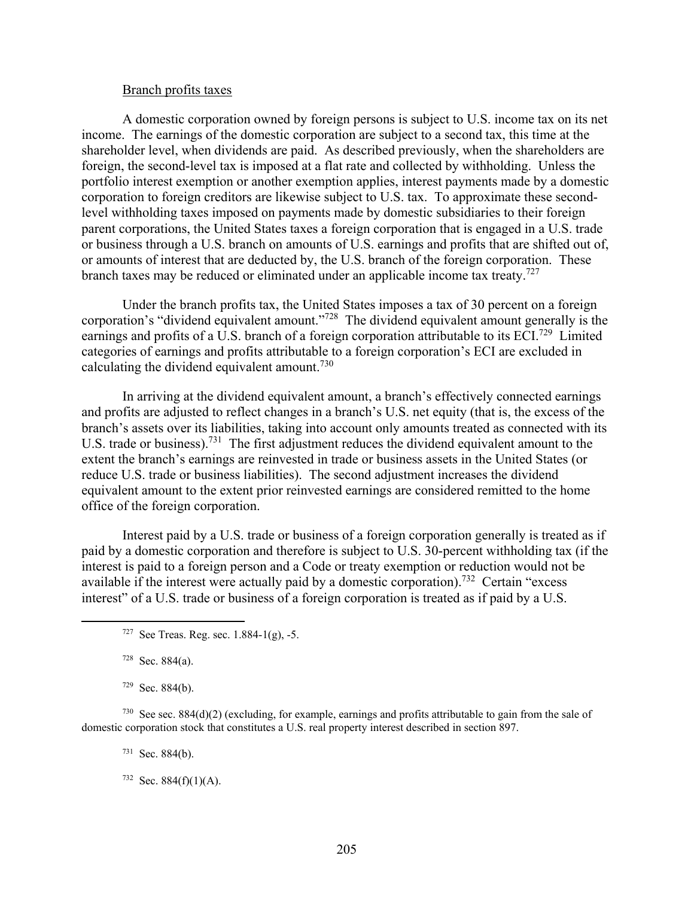Branch profits taxes

A domestic corporation owned by foreign persons is subject to U.S. income tax on its net income. The earnings of the domestic corporation are subject to a second tax, this time at the shareholder level, when dividends are paid. As described previously, when the shareholders are foreign, the second-level tax is imposed at a flat rate and collected by withholding. Unless the portfolio interest exemption or another exemption applies, interest payments made by a domestic corporation to foreign creditors are likewise subject to U.S. tax. To approximate these second-level withholding taxes imposed on payments made by domestic subsidiaries to their foreign parent corporations, the United States taxes a foreign corporation that is engaged in a U.S. trade or business through a U.S. branch on amounts of U.S. earnings and profits that are shifted out of, or amounts of interest that are deducted by, the U.S. branch of the foreign corporation. These branch taxes may be reduced or eliminated under an applicable income tax treaty.[727]

Under the branch profits tax, the United States imposes a tax of 30 percent on a foreign corporation's "dividend equivalent amount."[728] The dividend equivalent amount generally is the earnings and profits of a U.S. branch of a foreign corporation attributable to its ECI.[729] Limited categories of earnings and profits attributable to a foreign corporation's ECI are excluded in calculating the dividend equivalent amount.[730]

In arriving at the dividend equivalent amount, a branch's effectively connected earnings and profits are adjusted to reflect changes in a branch's U.S. net equity (that is, the excess of the branch's assets over its liabilities, taking into account only amounts treated as connected with its U.S. trade or business).[731] The first adjustment reduces the dividend equivalent amount to the extent the branch's earnings are reinvested in trade or business assets in the United States (or reduce U.S. trade or business liabilities). The second adjustment increases the dividend equivalent amount to the extent prior reinvested earnings are considered remitted to the home office of the foreign corporation.

Interest paid by a U.S. trade or business of a foreign corporation generally is treated as if paid by a domestic corporation and therefore is subject to U.S. 30-percent withholding tax (if the interest is paid to a foreign person and a Code or treaty exemption or reduction would not be available if the interest were actually paid by a domestic corporation).[732] Certain "excess interest" of a U.S. trade or business of a foreign corporation is treated as if paid by a U.S.

---

[727] See Treas. Reg. sec. 1.884-1(g), -5.

[728] Sec. 884(a).

[729] Sec. 884(b).

[730] See sec. 884(d)(2) (excluding, for example, earnings and profits attributable to gain from the sale of domestic corporation stock that constitutes a U.S. real property interest described in section 897.

[731] Sec. 884(b).

[732] Sec. 884(f)(1)(A).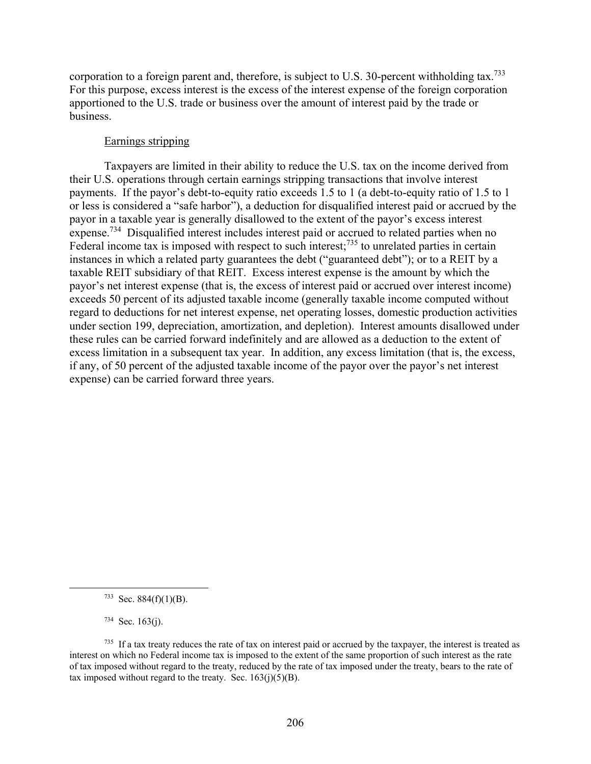corporation to a foreign parent and, therefore, is subject to U.S. 30-percent withholding tax.[733] For this purpose, excess interest is the excess of the interest expense of the foreign corporation apportioned to the U.S. trade or business over the amount of interest paid by the trade or business.

Earnings stripping

Taxpayers are limited in their ability to reduce the U.S. tax on the income derived from their U.S. operations through certain earnings stripping transactions that involve interest payments. If the payor's debt-to-equity ratio exceeds 1.5 to 1 (a debt-to-equity ratio of 1.5 to 1 or less is considered a "safe harbor"), a deduction for disqualified interest paid or accrued by the payor in a taxable year is generally disallowed to the extent of the payor's excess interest expense.[734] Disqualified interest includes interest paid or accrued to related parties when no Federal income tax is imposed with respect to such interest;[735] to unrelated parties in certain instances in which a related party guarantees the debt ("guaranteed debt"); or to a REIT by a taxable REIT subsidiary of that REIT. Excess interest expense is the amount by which the payor's net interest expense (that is, the excess of interest paid or accrued over interest income) exceeds 50 percent of its adjusted taxable income (generally taxable income computed without regard to deductions for net interest expense, net operating losses, domestic production activities under section 199, depreciation, amortization, and depletion). Interest amounts disallowed under these rules can be carried forward indefinitely and are allowed as a deduction to the extent of excess limitation in a subsequent tax year. In addition, any excess limitation (that is, the excess, if any, of 50 percent of the adjusted taxable income of the payor over the payor's net interest expense) can be carried forward three years.

---

[733] Sec. 884(f)(1)(B).

[734] Sec. 163(j).

[735] If a tax treaty reduces the rate of tax on interest paid or accrued by the taxpayer, the interest is treated as interest on which no Federal income tax is imposed to the extent of the same proportion of such interest as the rate of tax imposed without regard to the treaty, reduced by the rate of tax imposed under the treaty, bears to the rate of tax imposed without regard to the treaty. Sec. 163(j)(5)(B).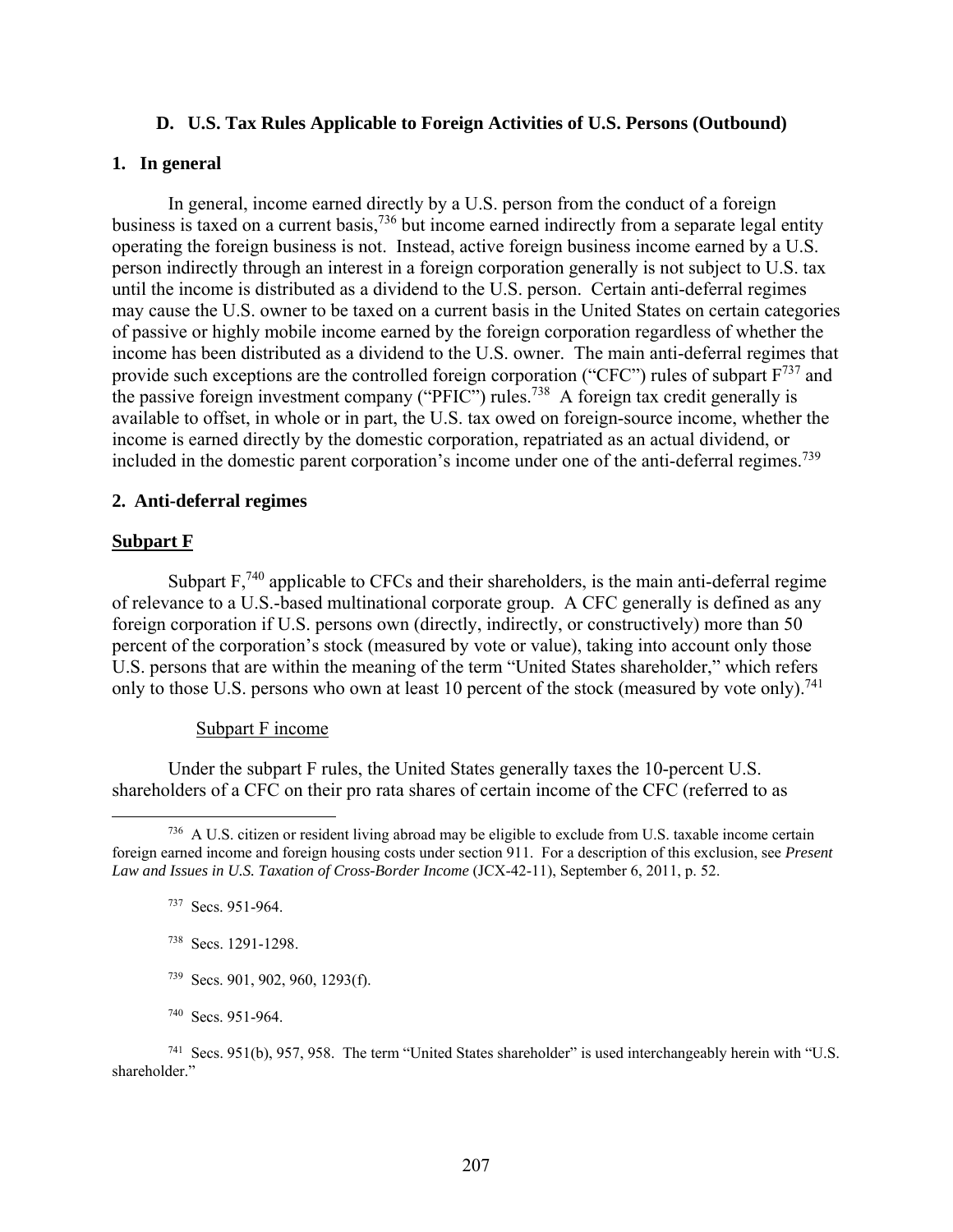## D. U.S. Tax Rules Applicable to Foreign Activities of U.S. Persons (Outbound)

### 1. In general

In general, income earned directly by a U.S. person from the conduct of a foreign business is taxed on a current basis,[736] but income earned indirectly from a separate legal entity operating the foreign business is not. Instead, active foreign business income earned by a U.S. person indirectly through an interest in a foreign corporation generally is not subject to U.S. tax until the income is distributed as a dividend to the U.S. person. Certain anti-deferral regimes may cause the U.S. owner to be taxed on a current basis in the United States on certain categories of passive or highly mobile income earned by the foreign corporation regardless of whether the income has been distributed as a dividend to the U.S. owner. The main anti-deferral regimes that provide such exceptions are the controlled foreign corporation ("CFC") rules of subpart F[737] and the passive foreign investment company ("PFIC") rules.[738] A foreign tax credit generally is available to offset, in whole or in part, the U.S. tax owed on foreign-source income, whether the income is earned directly by the domestic corporation, repatriated as an actual dividend, or included in the domestic parent corporation's income under one of the anti-deferral regimes.[739]

### 2. Anti-deferral regimes

**Subpart F**

Subpart F,[740] applicable to CFCs and their shareholders, is the main anti-deferral regime of relevance to a U.S.-based multinational corporate group. A CFC generally is defined as any foreign corporation if U.S. persons own (directly, indirectly, or constructively) more than 50 percent of the corporation's stock (measured by vote or value), taking into account only those U.S. persons that are within the meaning of the term "United States shareholder," which refers only to those U.S. persons who own at least 10 percent of the stock (measured by vote only).[741]

Subpart F income

Under the subpart F rules, the United States generally taxes the 10-percent U.S. shareholders of a CFC on their pro rata shares of certain income of the CFC (referred to as

---

[736] A U.S. citizen or resident living abroad may be eligible to exclude from U.S. taxable income certain foreign earned income and foreign housing costs under section 911. For a description of this exclusion, see *Present Law and Issues in U.S. Taxation of Cross-Border Income* (JCX-42-11), September 6, 2011, p. 52.

[737] Secs. 951-964.

[738] Secs. 1291-1298.

[739] Secs. 901, 902, 960, 1293(f).

[740] Secs. 951-964.

[741] Secs. 951(b), 957, 958. The term "United States shareholder" is used interchangeably herein with "U.S. shareholder."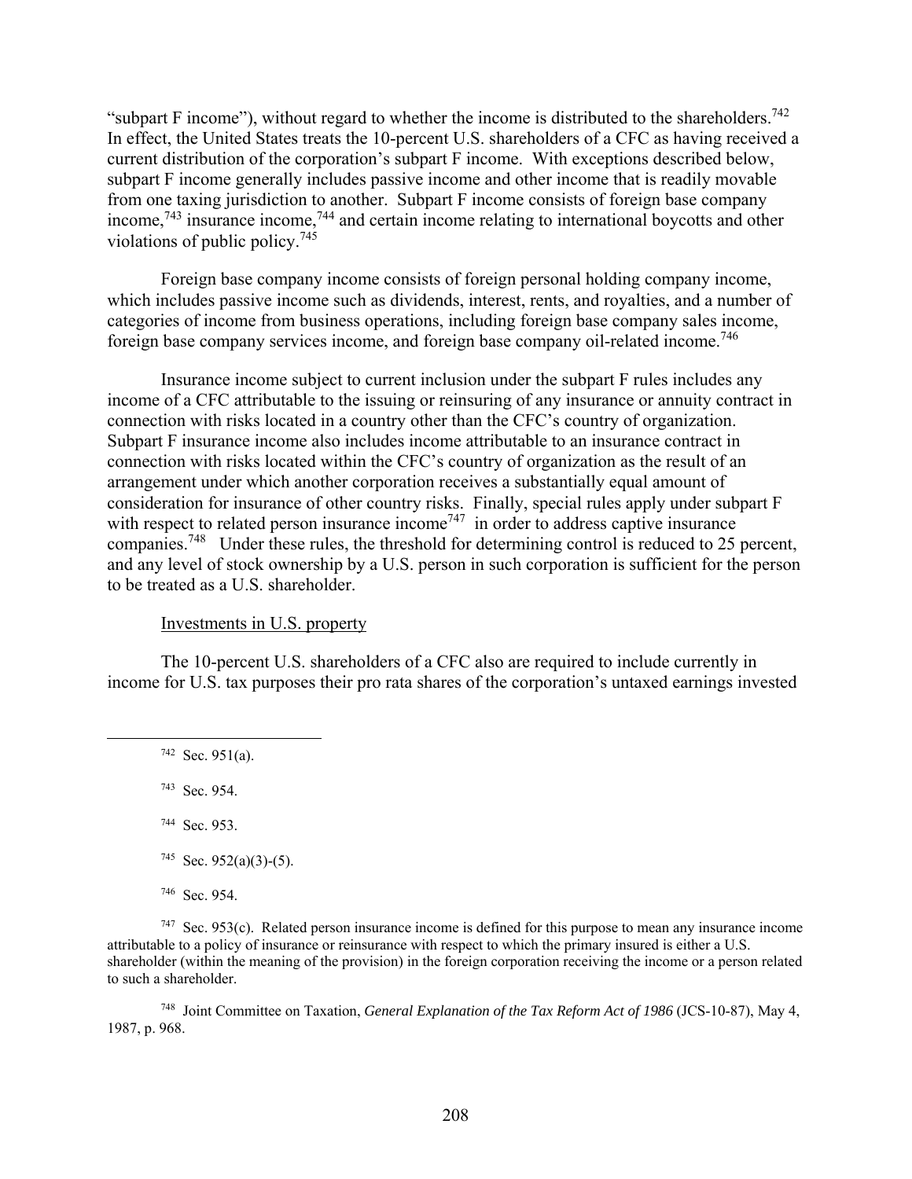"subpart F income"), without regard to whether the income is distributed to the shareholders.[742] In effect, the United States treats the 10-percent U.S. shareholders of a CFC as having received a current distribution of the corporation's subpart F income. With exceptions described below, subpart F income generally includes passive income and other income that is readily movable from one taxing jurisdiction to another. Subpart F income consists of foreign base company income,[743] insurance income,[744] and certain income relating to international boycotts and other violations of public policy.[745]

Foreign base company income consists of foreign personal holding company income, which includes passive income such as dividends, interest, rents, and royalties, and a number of categories of income from business operations, including foreign base company sales income, foreign base company services income, and foreign base company oil-related income.[746]

Insurance income subject to current inclusion under the subpart F rules includes any income of a CFC attributable to the issuing or reinsuring of any insurance or annuity contract in connection with risks located in a country other than the CFC's country of organization. Subpart F insurance income also includes income attributable to an insurance contract in connection with risks located within the CFC's country of organization as the result of an arrangement under which another corporation receives a substantially equal amount of consideration for insurance of other country risks. Finally, special rules apply under subpart F with respect to related person insurance income[747] in order to address captive insurance companies.[748] Under these rules, the threshold for determining control is reduced to 25 percent, and any level of stock ownership by a U.S. person in such corporation is sufficient for the person to be treated as a U.S. shareholder.

Investments in U.S. property

The 10-percent U.S. shareholders of a CFC also are required to include currently in income for U.S. tax purposes their pro rata shares of the corporation's untaxed earnings invested

---

[742] Sec. 951(a).

[743] Sec. 954.

[744] Sec. 953.

[745] Sec. 952(a)(3)-(5).

[746] Sec. 954.

[747] Sec. 953(c). Related person insurance income is defined for this purpose to mean any insurance income attributable to a policy of insurance or reinsurance with respect to which the primary insured is either a U.S. shareholder (within the meaning of the provision) in the foreign corporation receiving the income or a person related to such a shareholder.

[748] Joint Committee on Taxation, *General Explanation of the Tax Reform Act of 1986* (JCS-10-87), May 4, 1987, p. 968.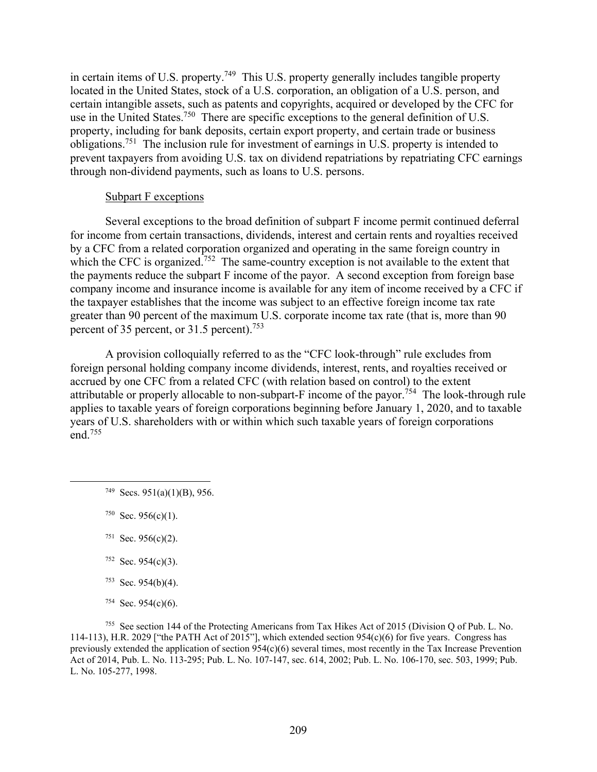in certain items of U.S. property.[749] This U.S. property generally includes tangible property located in the United States, stock of a U.S. corporation, an obligation of a U.S. person, and certain intangible assets, such as patents and copyrights, acquired or developed by the CFC for use in the United States.[750] There are specific exceptions to the general definition of U.S. property, including for bank deposits, certain export property, and certain trade or business obligations.[751] The inclusion rule for investment of earnings in U.S. property is intended to prevent taxpayers from avoiding U.S. tax on dividend repatriations by repatriating CFC earnings through non-dividend payments, such as loans to U.S. persons.

Subpart F exceptions

Several exceptions to the broad definition of subpart F income permit continued deferral for income from certain transactions, dividends, interest and certain rents and royalties received by a CFC from a related corporation organized and operating in the same foreign country in which the CFC is organized.[752] The same-country exception is not available to the extent that the payments reduce the subpart F income of the payor. A second exception from foreign base company income and insurance income is available for any item of income received by a CFC if the taxpayer establishes that the income was subject to an effective foreign income tax rate greater than 90 percent of the maximum U.S. corporate income tax rate (that is, more than 90 percent of 35 percent, or 31.5 percent).[753]

A provision colloquially referred to as the "CFC look-through" rule excludes from foreign personal holding company income dividends, interest, rents, and royalties received or accrued by one CFC from a related CFC (with relation based on control) to the extent attributable or properly allocable to non-subpart-F income of the payor.[754] The look-through rule applies to taxable years of foreign corporations beginning before January 1, 2020, and to taxable years of U.S. shareholders with or within which such taxable years of foreign corporations end.[755]

---

[749] Secs. 951(a)(1)(B), 956.

[750] Sec. 956(c)(1).

[751] Sec. 956(c)(2).

[752] Sec. 954(c)(3).

[753] Sec. 954(b)(4).

[754] Sec. 954(c)(6).

[755] See section 144 of the Protecting Americans from Tax Hikes Act of 2015 (Division Q of Pub. L. No. 114-113), H.R. 2029 ["the PATH Act of 2015"], which extended section 954(c)(6) for five years. Congress has previously extended the application of section 954(c)(6) several times, most recently in the Tax Increase Prevention Act of 2014, Pub. L. No. 113-295; Pub. L. No. 107-147, sec. 614, 2002; Pub. L. No. 106-170, sec. 503, 1999; Pub. L. No. 105-277, 1998.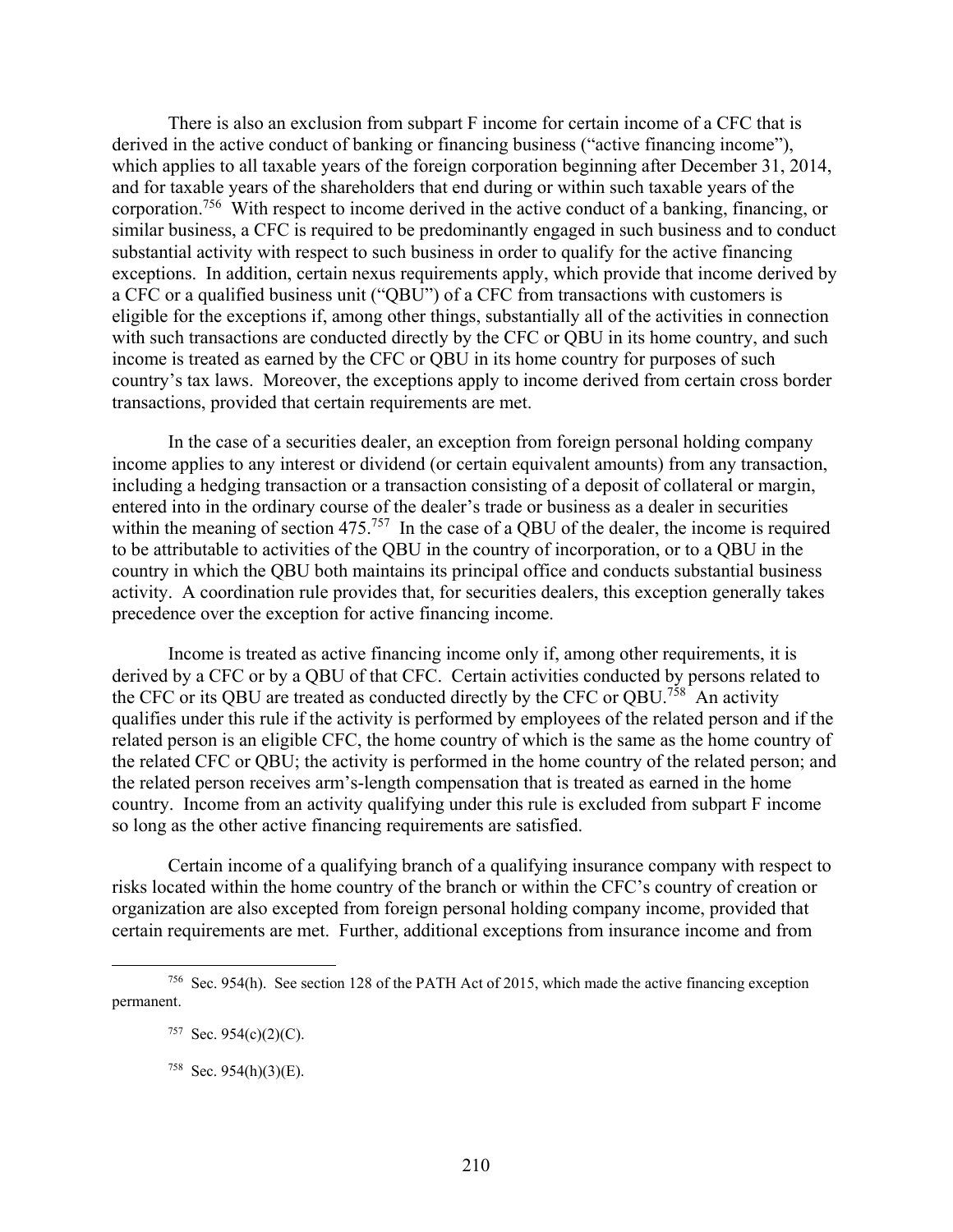There is also an exclusion from subpart F income for certain income of a CFC that is derived in the active conduct of banking or financing business ("active financing income"), which applies to all taxable years of the foreign corporation beginning after December 31, 2014, and for taxable years of the shareholders that end during or within such taxable years of the corporation.[756] With respect to income derived in the active conduct of a banking, financing, or similar business, a CFC is required to be predominantly engaged in such business and to conduct substantial activity with respect to such business in order to qualify for the active financing exceptions. In addition, certain nexus requirements apply, which provide that income derived by a CFC or a qualified business unit ("QBU") of a CFC from transactions with customers is eligible for the exceptions if, among other things, substantially all of the activities in connection with such transactions are conducted directly by the CFC or QBU in its home country, and such income is treated as earned by the CFC or QBU in its home country for purposes of such country's tax laws. Moreover, the exceptions apply to income derived from certain cross border transactions, provided that certain requirements are met.

In the case of a securities dealer, an exception from foreign personal holding company income applies to any interest or dividend (or certain equivalent amounts) from any transaction, including a hedging transaction or a transaction consisting of a deposit of collateral or margin, entered into in the ordinary course of the dealer's trade or business as a dealer in securities within the meaning of section 475.[757] In the case of a QBU of the dealer, the income is required to be attributable to activities of the QBU in the country of incorporation, or to a QBU in the country in which the QBU both maintains its principal office and conducts substantial business activity. A coordination rule provides that, for securities dealers, this exception generally takes precedence over the exception for active financing income.

Income is treated as active financing income only if, among other requirements, it is derived by a CFC or by a QBU of that CFC. Certain activities conducted by persons related to the CFC or its QBU are treated as conducted directly by the CFC or QBU.[758] An activity qualifies under this rule if the activity is performed by employees of the related person and if the related person is an eligible CFC, the home country of which is the same as the home country of the related CFC or QBU; the activity is performed in the home country of the related person; and the related person receives arm's-length compensation that is treated as earned in the home country. Income from an activity qualifying under this rule is excluded from subpart F income so long as the other active financing requirements are satisfied.

Certain income of a qualifying branch of a qualifying insurance company with respect to risks located within the home country of the branch or within the CFC's country of creation or organization are also excepted from foreign personal holding company income, provided that certain requirements are met. Further, additional exceptions from insurance income and from

---

[756] Sec. 954(h). See section 128 of the PATH Act of 2015, which made the active financing exception permanent.

[757] Sec. 954(c)(2)(C).

[758] Sec. 954(h)(3)(E).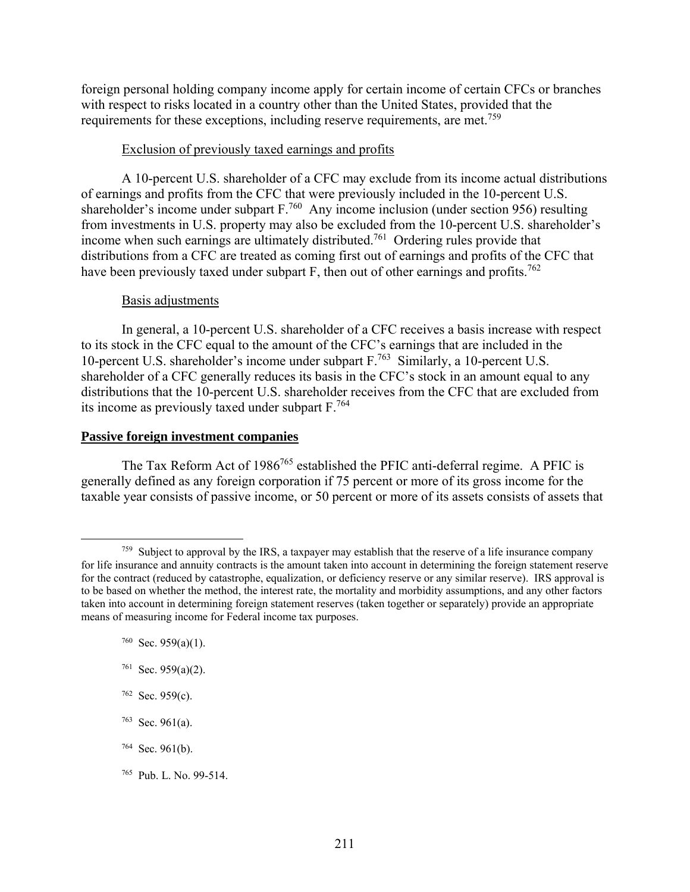foreign personal holding company income apply for certain income of certain CFCs or branches with respect to risks located in a country other than the United States, provided that the requirements for these exceptions, including reserve requirements, are met.[759]

Exclusion of previously taxed earnings and profits

A 10-percent U.S. shareholder of a CFC may exclude from its income actual distributions of earnings and profits from the CFC that were previously included in the 10-percent U.S. shareholder's income under subpart F.[760] Any income inclusion (under section 956) resulting from investments in U.S. property may also be excluded from the 10-percent U.S. shareholder's income when such earnings are ultimately distributed.[761] Ordering rules provide that distributions from a CFC are treated as coming first out of earnings and profits of the CFC that have been previously taxed under subpart F, then out of other earnings and profits.[762]

Basis adjustments

In general, a 10-percent U.S. shareholder of a CFC receives a basis increase with respect to its stock in the CFC equal to the amount of the CFC's earnings that are included in the 10-percent U.S. shareholder's income under subpart F.[763] Similarly, a 10-percent U.S. shareholder of a CFC generally reduces its basis in the CFC's stock in an amount equal to any distributions that the 10-percent U.S. shareholder receives from the CFC that are excluded from its income as previously taxed under subpart F.[764]

**Passive foreign investment companies**

The Tax Reform Act of 1986[765] established the PFIC anti-deferral regime. A PFIC is generally defined as any foreign corporation if 75 percent or more of its gross income for the taxable year consists of passive income, or 50 percent or more of its assets consists of assets that

---

[759] Subject to approval by the IRS, a taxpayer may establish that the reserve of a life insurance company for life insurance and annuity contracts is the amount taken into account in determining the foreign statement reserve for the contract (reduced by catastrophe, equalization, or deficiency reserve or any similar reserve). IRS approval is to be based on whether the method, the interest rate, the mortality and morbidity assumptions, and any other factors taken into account in determining foreign statement reserves (taken together or separately) provide an appropriate means of measuring income for Federal income tax purposes.

[760] Sec. 959(a)(1).

[761] Sec. 959(a)(2).

[762] Sec. 959(c).

[763] Sec. 961(a).

[764] Sec. 961(b).

[765] Pub. L. No. 99-514.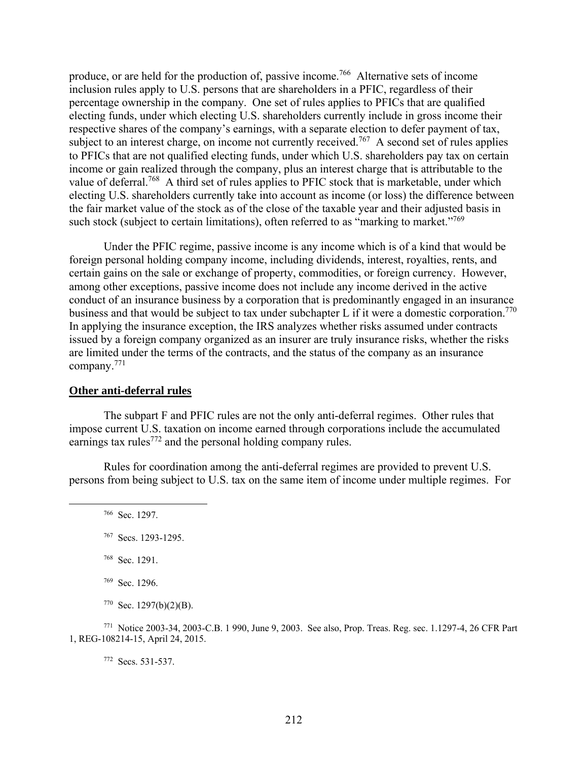produce, or are held for the production of, passive income.[766] Alternative sets of income inclusion rules apply to U.S. persons that are shareholders in a PFIC, regardless of their percentage ownership in the company. One set of rules applies to PFICs that are qualified electing funds, under which electing U.S. shareholders currently include in gross income their respective shares of the company's earnings, with a separate election to defer payment of tax, subject to an interest charge, on income not currently received.[767] A second set of rules applies to PFICs that are not qualified electing funds, under which U.S. shareholders pay tax on certain income or gain realized through the company, plus an interest charge that is attributable to the value of deferral.[768] A third set of rules applies to PFIC stock that is marketable, under which electing U.S. shareholders currently take into account as income (or loss) the difference between the fair market value of the stock as of the close of the taxable year and their adjusted basis in such stock (subject to certain limitations), often referred to as "marking to market."[769]

Under the PFIC regime, passive income is any income which is of a kind that would be foreign personal holding company income, including dividends, interest, royalties, rents, and certain gains on the sale or exchange of property, commodities, or foreign currency. However, among other exceptions, passive income does not include any income derived in the active conduct of an insurance business by a corporation that is predominantly engaged in an insurance business and that would be subject to tax under subchapter L if it were a domestic corporation.[770] In applying the insurance exception, the IRS analyzes whether risks assumed under contracts issued by a foreign company organized as an insurer are truly insurance risks, whether the risks are limited under the terms of the contracts, and the status of the company as an insurance company.[771]

**Other anti-deferral rules**

The subpart F and PFIC rules are not the only anti-deferral regimes. Other rules that impose current U.S. taxation on income earned through corporations include the accumulated earnings tax rules[772] and the personal holding company rules.

Rules for coordination among the anti-deferral regimes are provided to prevent U.S. persons from being subject to U.S. tax on the same item of income under multiple regimes. For

[766] Sec. 1297.

[767] Secs. 1293-1295.

[768] Sec. 1291.

[769] Sec. 1296.

[770] Sec. 1297(b)(2)(B).

[771] Notice 2003-34, 2003-C.B. 1 990, June 9, 2003. See also, Prop. Treas. Reg. sec. 1.1297-4, 26 CFR Part 1, REG-108214-15, April 24, 2015.

[772] Secs. 531-537.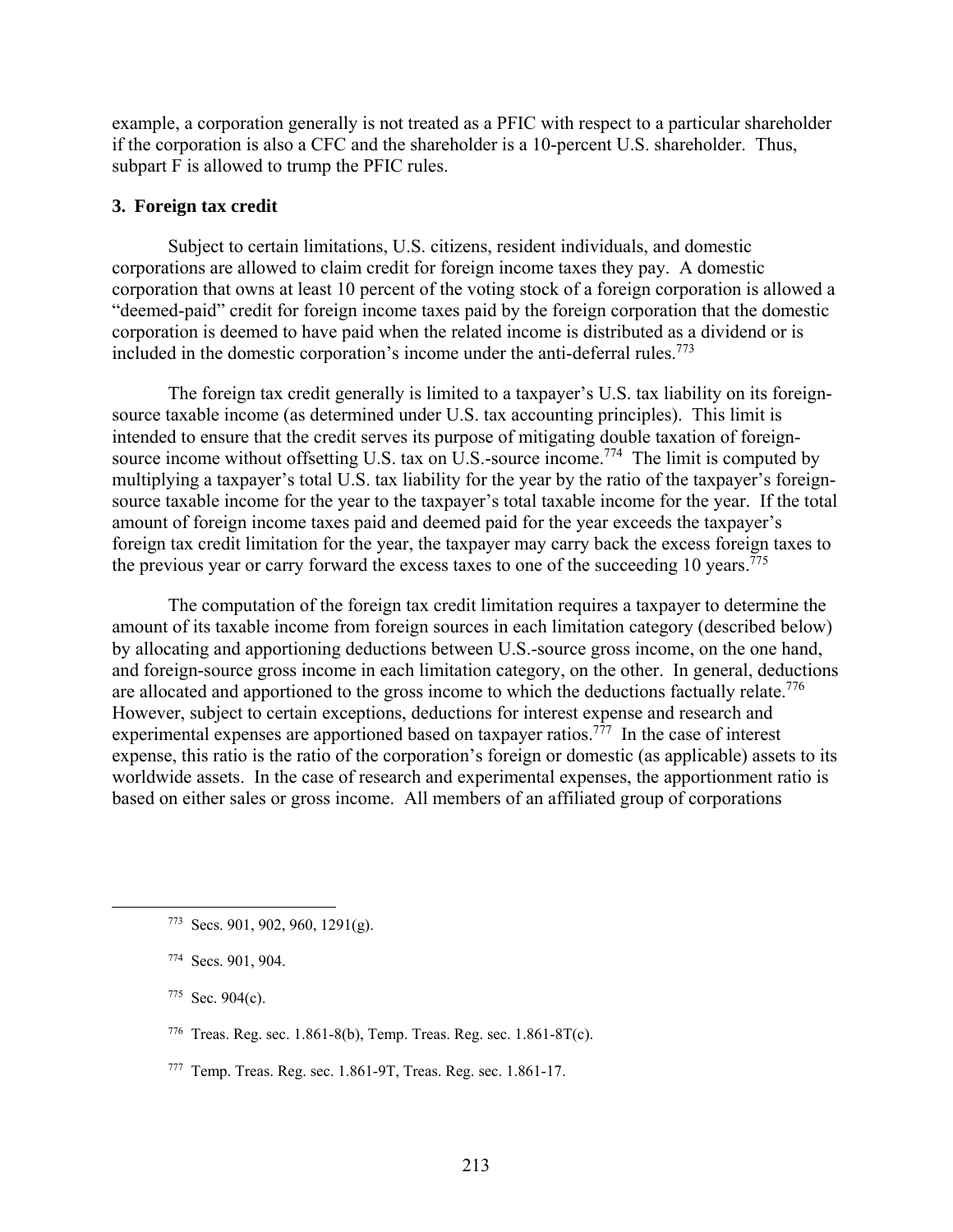example, a corporation generally is not treated as a PFIC with respect to a particular shareholder if the corporation is also a CFC and the shareholder is a 10-percent U.S. shareholder. Thus, subpart F is allowed to trump the PFIC rules.

### 3. Foreign tax credit

Subject to certain limitations, U.S. citizens, resident individuals, and domestic corporations are allowed to claim credit for foreign income taxes they pay. A domestic corporation that owns at least 10 percent of the voting stock of a foreign corporation is allowed a "deemed-paid" credit for foreign income taxes paid by the foreign corporation that the domestic corporation is deemed to have paid when the related income is distributed as a dividend or is included in the domestic corporation's income under the anti-deferral rules.[773]

The foreign tax credit generally is limited to a taxpayer's U.S. tax liability on its foreign-source taxable income (as determined under U.S. tax accounting principles). This limit is intended to ensure that the credit serves its purpose of mitigating double taxation of foreign-source income without offsetting U.S. tax on U.S.-source income.[774] The limit is computed by multiplying a taxpayer's total U.S. tax liability for the year by the ratio of the taxpayer's foreign-source taxable income for the year to the taxpayer's total taxable income for the year. If the total amount of foreign income taxes paid and deemed paid for the year exceeds the taxpayer's foreign tax credit limitation for the year, the taxpayer may carry back the excess foreign taxes to the previous year or carry forward the excess taxes to one of the succeeding 10 years.[775]

The computation of the foreign tax credit limitation requires a taxpayer to determine the amount of its taxable income from foreign sources in each limitation category (described below) by allocating and apportioning deductions between U.S.-source gross income, on the one hand, and foreign-source gross income in each limitation category, on the other. In general, deductions are allocated and apportioned to the gross income to which the deductions factually relate.[776] However, subject to certain exceptions, deductions for interest expense and research and experimental expenses are apportioned based on taxpayer ratios.[777] In the case of interest expense, this ratio is the ratio of the corporation's foreign or domestic (as applicable) assets to its worldwide assets. In the case of research and experimental expenses, the apportionment ratio is based on either sales or gross income. All members of an affiliated group of corporations

---

[773] Secs. 901, 902, 960, 1291(g).

[774] Secs. 901, 904.

[775] Sec. 904(c).

[776] Treas. Reg. sec. 1.861-8(b), Temp. Treas. Reg. sec. 1.861-8T(c).

[777] Temp. Treas. Reg. sec. 1.861-9T, Treas. Reg. sec. 1.861-17.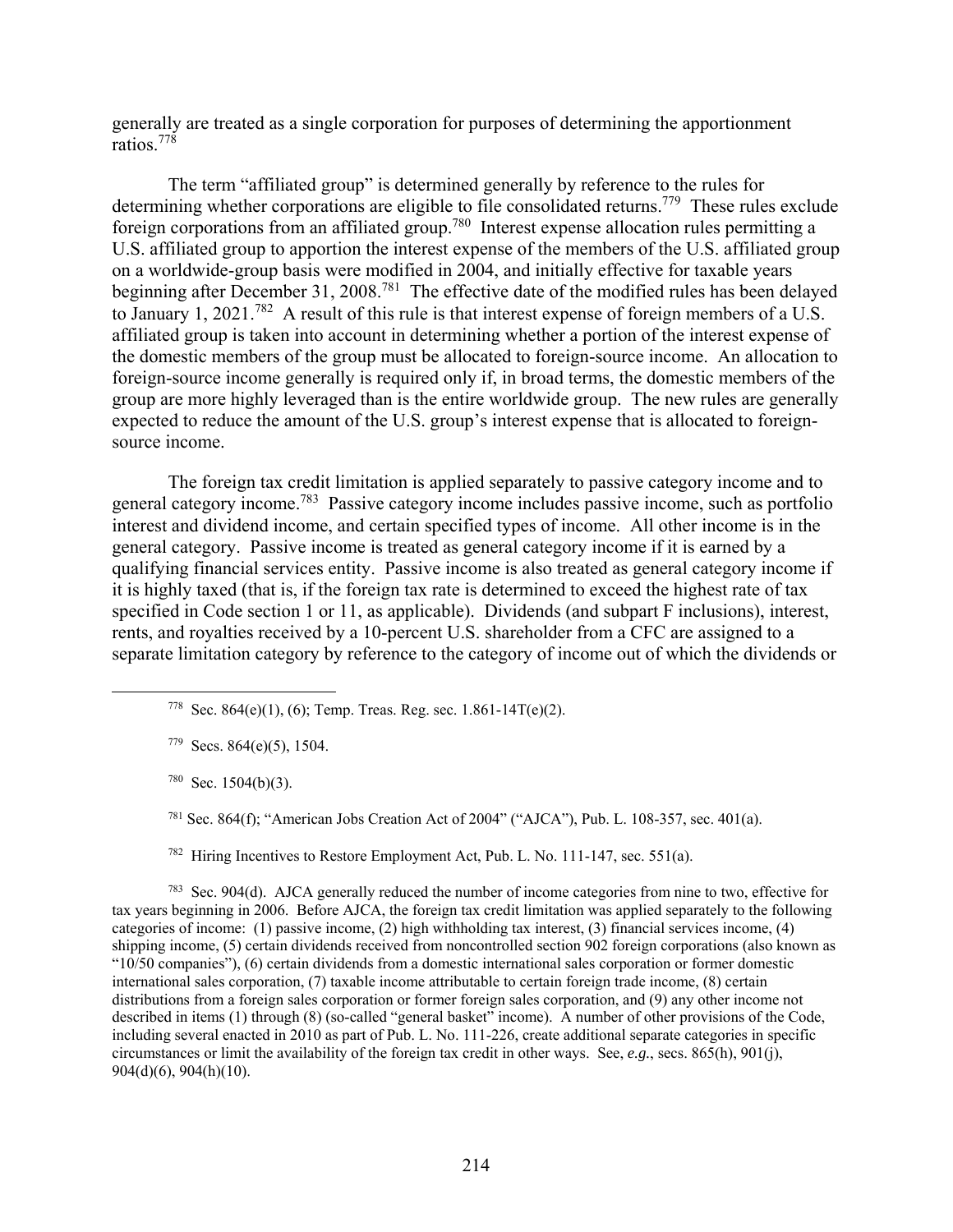generally are treated as a single corporation for purposes of determining the apportionment ratios.[778]

The term "affiliated group" is determined generally by reference to the rules for determining whether corporations are eligible to file consolidated returns.[779] These rules exclude foreign corporations from an affiliated group.[780] Interest expense allocation rules permitting a U.S. affiliated group to apportion the interest expense of the members of the U.S. affiliated group on a worldwide-group basis were modified in 2004, and initially effective for taxable years beginning after December 31, 2008.[781] The effective date of the modified rules has been delayed to January 1, 2021.[782] A result of this rule is that interest expense of foreign members of a U.S. affiliated group is taken into account in determining whether a portion of the interest expense of the domestic members of the group must be allocated to foreign-source income. An allocation to foreign-source income generally is required only if, in broad terms, the domestic members of the group are more highly leveraged than is the entire worldwide group. The new rules are generally expected to reduce the amount of the U.S. group's interest expense that is allocated to foreign-source income.

The foreign tax credit limitation is applied separately to passive category income and to general category income.[783] Passive category income includes passive income, such as portfolio interest and dividend income, and certain specified types of income. All other income is in the general category. Passive income is treated as general category income if it is earned by a qualifying financial services entity. Passive income is also treated as general category income if it is highly taxed (that is, if the foreign tax rate is determined to exceed the highest rate of tax specified in Code section 1 or 11, as applicable). Dividends (and subpart F inclusions), interest, rents, and royalties received by a 10-percent U.S. shareholder from a CFC are assigned to a separate limitation category by reference to the category of income out of which the dividends or

---

[778] Sec. 864(e)(1), (6); Temp. Treas. Reg. sec. 1.861-14T(e)(2).

[779] Secs. 864(e)(5), 1504.

[780] Sec. 1504(b)(3).

[781] Sec. 864(f); "American Jobs Creation Act of 2004" ("AJCA"), Pub. L. 108-357, sec. 401(a).

[782] Hiring Incentives to Restore Employment Act, Pub. L. No. 111-147, sec. 551(a).

[783] Sec. 904(d). AJCA generally reduced the number of income categories from nine to two, effective for tax years beginning in 2006. Before AJCA, the foreign tax credit limitation was applied separately to the following categories of income: (1) passive income, (2) high withholding tax interest, (3) financial services income, (4) shipping income, (5) certain dividends received from noncontrolled section 902 foreign corporations (also known as "10/50 companies"), (6) certain dividends from a domestic international sales corporation or former domestic international sales corporation, (7) taxable income attributable to certain foreign trade income, (8) certain distributions from a foreign sales corporation or former foreign sales corporation, and (9) any other income not described in items (1) through (8) (so-called "general basket" income). A number of other provisions of the Code, including several enacted in 2010 as part of Pub. L. No. 111-226, create additional separate categories in specific circumstances or limit the availability of the foreign tax credit in other ways. See, *e.g.*, secs. 865(h), 901(j), 904(d)(6), 904(h)(10).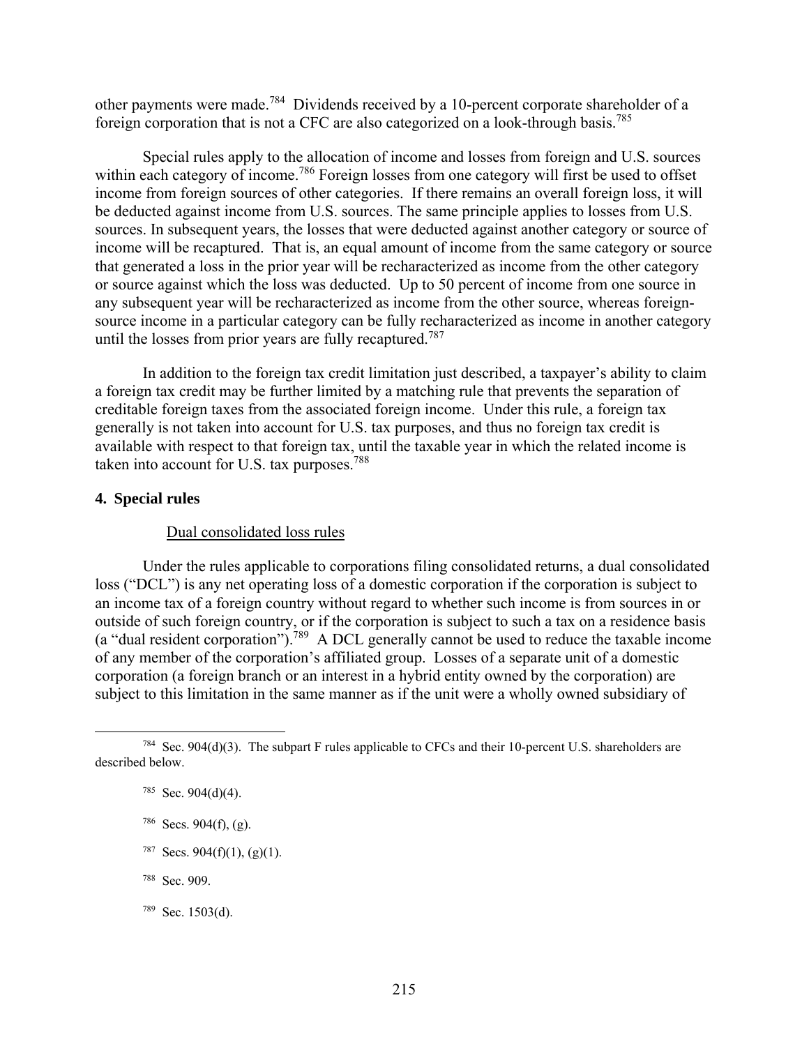other payments were made.[784] Dividends received by a 10-percent corporate shareholder of a foreign corporation that is not a CFC are also categorized on a look-through basis.[785]

Special rules apply to the allocation of income and losses from foreign and U.S. sources within each category of income.[786] Foreign losses from one category will first be used to offset income from foreign sources of other categories. If there remains an overall foreign loss, it will be deducted against income from U.S. sources. The same principle applies to losses from U.S. sources. In subsequent years, the losses that were deducted against another category or source of income will be recaptured. That is, an equal amount of income from the same category or source that generated a loss in the prior year will be recharacterized as income from the other category or source against which the loss was deducted. Up to 50 percent of income from one source in any subsequent year will be recharacterized as income from the other source, whereas foreign-source income in a particular category can be fully recharacterized as income in another category until the losses from prior years are fully recaptured.[787]

In addition to the foreign tax credit limitation just described, a taxpayer's ability to claim a foreign tax credit may be further limited by a matching rule that prevents the separation of creditable foreign taxes from the associated foreign income. Under this rule, a foreign tax generally is not taken into account for U.S. tax purposes, and thus no foreign tax credit is available with respect to that foreign tax, until the taxable year in which the related income is taken into account for U.S. tax purposes.[788]

### 4. Special rules

Dual consolidated loss rules

Under the rules applicable to corporations filing consolidated returns, a dual consolidated loss ("DCL") is any net operating loss of a domestic corporation if the corporation is subject to an income tax of a foreign country without regard to whether such income is from sources in or outside of such foreign country, or if the corporation is subject to such a tax on a residence basis (a "dual resident corporation").[789] A DCL generally cannot be used to reduce the taxable income of any member of the corporation's affiliated group. Losses of a separate unit of a domestic corporation (a foreign branch or an interest in a hybrid entity owned by the corporation) are subject to this limitation in the same manner as if the unit were a wholly owned subsidiary of

---

[784] Sec. 904(d)(3). The subpart F rules applicable to CFCs and their 10-percent U.S. shareholders are described below.

[785] Sec. 904(d)(4).

[786] Secs. 904(f), (g).

[787] Secs. 904(f)(1), (g)(1).

[788] Sec. 909.

[789] Sec. 1503(d).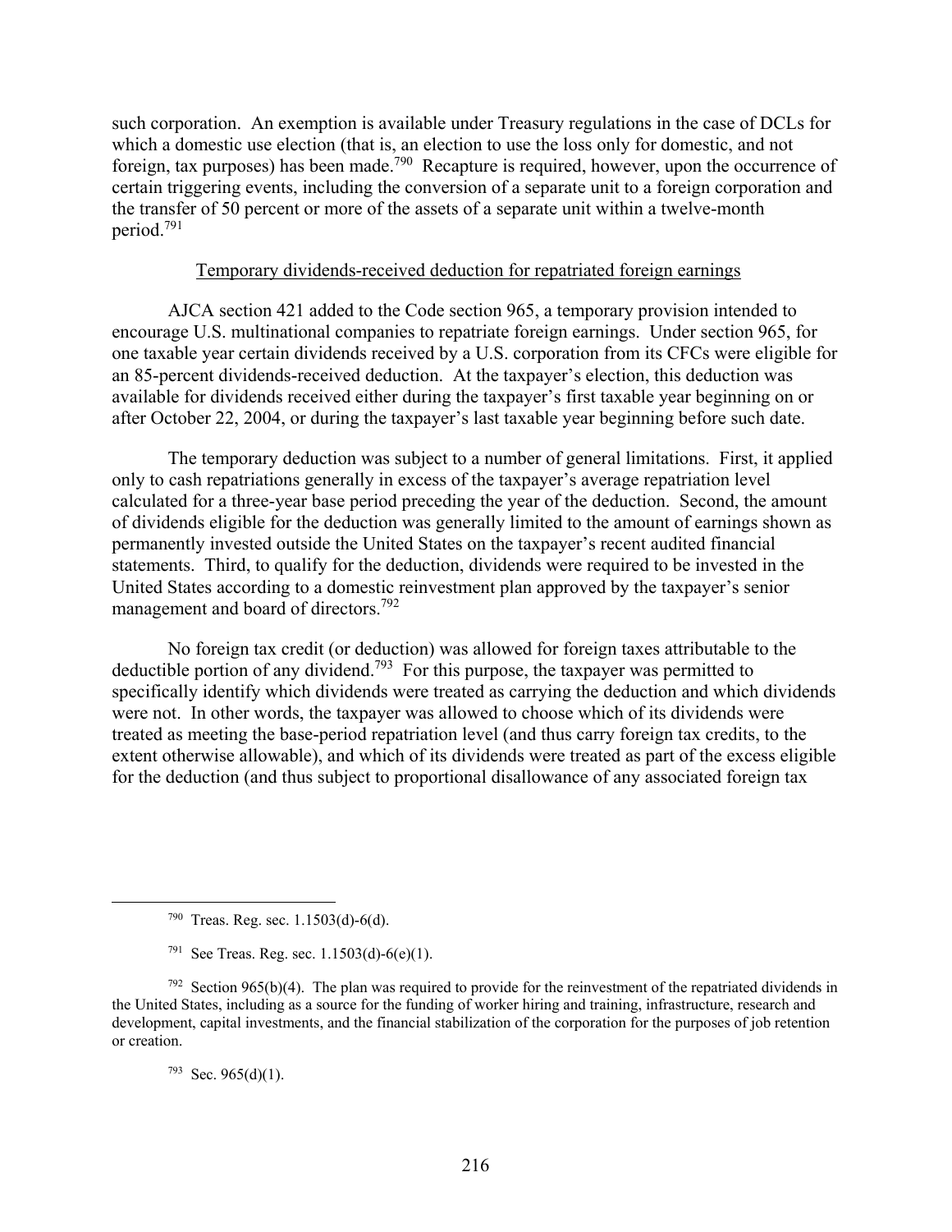such corporation. An exemption is available under Treasury regulations in the case of DCLs for which a domestic use election (that is, an election to use the loss only for domestic, and not foreign, tax purposes) has been made.[790] Recapture is required, however, upon the occurrence of certain triggering events, including the conversion of a separate unit to a foreign corporation and the transfer of 50 percent or more of the assets of a separate unit within a twelve-month period.[791]

<u>Temporary dividends-received deduction for repatriated foreign earnings</u>

AJCA section 421 added to the Code section 965, a temporary provision intended to encourage U.S. multinational companies to repatriate foreign earnings. Under section 965, for one taxable year certain dividends received by a U.S. corporation from its CFCs were eligible for an 85-percent dividends-received deduction. At the taxpayer's election, this deduction was available for dividends received either during the taxpayer's first taxable year beginning on or after October 22, 2004, or during the taxpayer's last taxable year beginning before such date.

The temporary deduction was subject to a number of general limitations. First, it applied only to cash repatriations generally in excess of the taxpayer's average repatriation level calculated for a three-year base period preceding the year of the deduction. Second, the amount of dividends eligible for the deduction was generally limited to the amount of earnings shown as permanently invested outside the United States on the taxpayer's recent audited financial statements. Third, to qualify for the deduction, dividends were required to be invested in the United States according to a domestic reinvestment plan approved by the taxpayer's senior management and board of directors.[792]

No foreign tax credit (or deduction) was allowed for foreign taxes attributable to the deductible portion of any dividend.[793] For this purpose, the taxpayer was permitted to specifically identify which dividends were treated as carrying the deduction and which dividends were not. In other words, the taxpayer was allowed to choose which of its dividends were treated as meeting the base-period repatriation level (and thus carry foreign tax credits, to the extent otherwise allowable), and which of its dividends were treated as part of the excess eligible for the deduction (and thus subject to proportional disallowance of any associated foreign tax

---

[790] Treas. Reg. sec. 1.1503(d)-6(d).

[791] See Treas. Reg. sec. 1.1503(d)-6(e)(1).

[792] Section 965(b)(4). The plan was required to provide for the reinvestment of the repatriated dividends in the United States, including as a source for the funding of worker hiring and training, infrastructure, research and development, capital investments, and the financial stabilization of the corporation for the purposes of job retention or creation.

[793] Sec. 965(d)(1).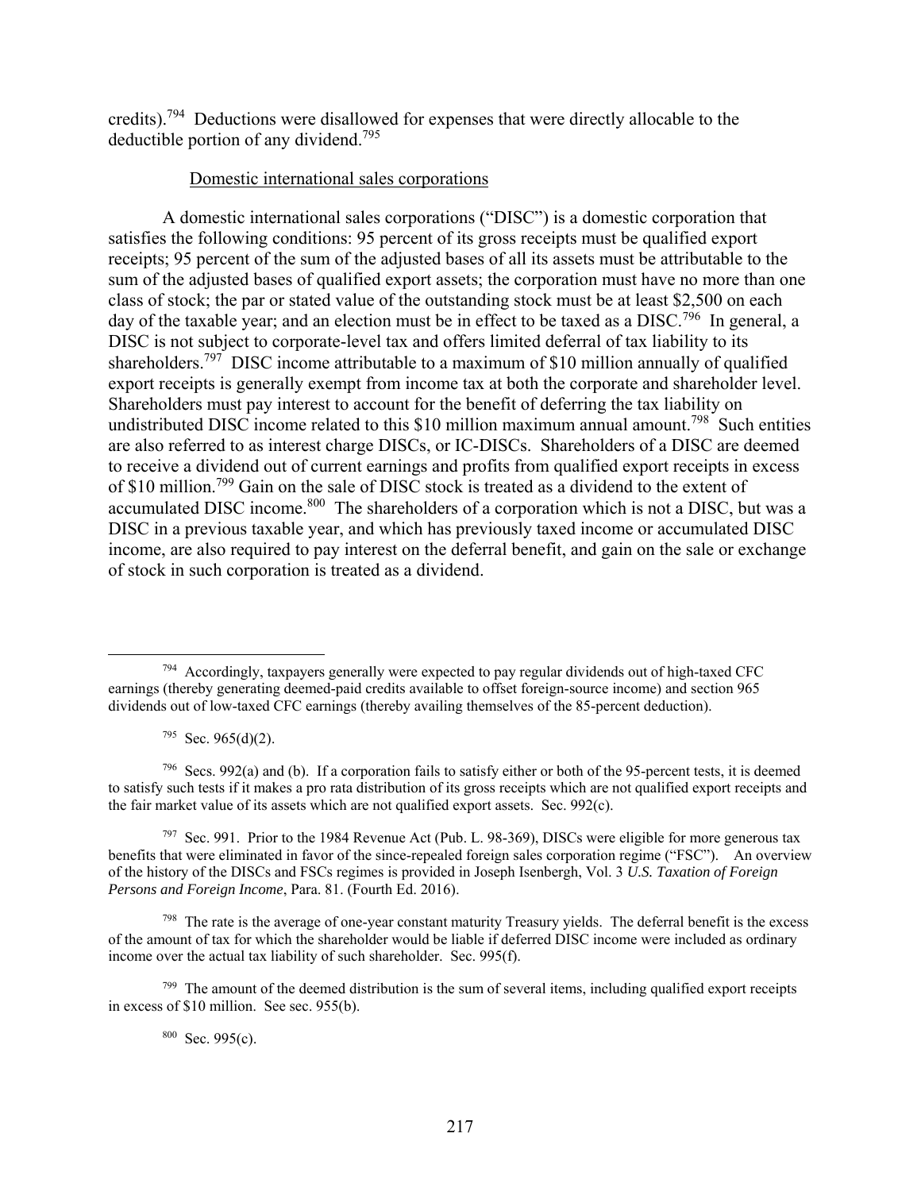credits).[794] Deductions were disallowed for expenses that were directly allocable to the deductible portion of any dividend.[795]

Domestic international sales corporations

A domestic international sales corporations ("DISC") is a domestic corporation that satisfies the following conditions: 95 percent of its gross receipts must be qualified export receipts; 95 percent of the sum of the adjusted bases of all its assets must be attributable to the sum of the adjusted bases of qualified export assets; the corporation must have no more than one class of stock; the par or stated value of the outstanding stock must be at least $2,500 on each day of the taxable year; and an election must be in effect to be taxed as a DISC.[796] In general, a DISC is not subject to corporate-level tax and offers limited deferral of tax liability to its shareholders.[797] DISC income attributable to a maximum of $10 million annually of qualified export receipts is generally exempt from income tax at both the corporate and shareholder level. Shareholders must pay interest to account for the benefit of deferring the tax liability on undistributed DISC income related to this $10 million maximum annual amount.[798] Such entities are also referred to as interest charge DISCs, or IC-DISCs. Shareholders of a DISC are deemed to receive a dividend out of current earnings and profits from qualified export receipts in excess of $10 million.[799] Gain on the sale of DISC stock is treated as a dividend to the extent of accumulated DISC income.[800] The shareholders of a corporation which is not a DISC, but was a DISC in a previous taxable year, and which has previously taxed income or accumulated DISC income, are also required to pay interest on the deferral benefit, and gain on the sale or exchange of stock in such corporation is treated as a dividend.

---

[794] Accordingly, taxpayers generally were expected to pay regular dividends out of high-taxed CFC earnings (thereby generating deemed-paid credits available to offset foreign-source income) and section 965 dividends out of low-taxed CFC earnings (thereby availing themselves of the 85-percent deduction).

[795] Sec. 965(d)(2).

[796] Secs. 992(a) and (b). If a corporation fails to satisfy either or both of the 95-percent tests, it is deemed to satisfy such tests if it makes a pro rata distribution of its gross receipts which are not qualified export receipts and the fair market value of its assets which are not qualified export assets. Sec. 992(c).

[797] Sec. 991. Prior to the 1984 Revenue Act (Pub. L. 98-369), DISCs were eligible for more generous tax benefits that were eliminated in favor of the since-repealed foreign sales corporation regime ("FSC"). An overview of the history of the DISCs and FSCs regimes is provided in Joseph Isenbergh, Vol. 3 *U.S. Taxation of Foreign Persons and Foreign Income*, Para. 81. (Fourth Ed. 2016).

[798] The rate is the average of one-year constant maturity Treasury yields. The deferral benefit is the excess of the amount of tax for which the shareholder would be liable if deferred DISC income were included as ordinary income over the actual tax liability of such shareholder. Sec. 995(f).

[799] The amount of the deemed distribution is the sum of several items, including qualified export receipts in excess of $10 million. See sec. 955(b).

[800] Sec. 995(c).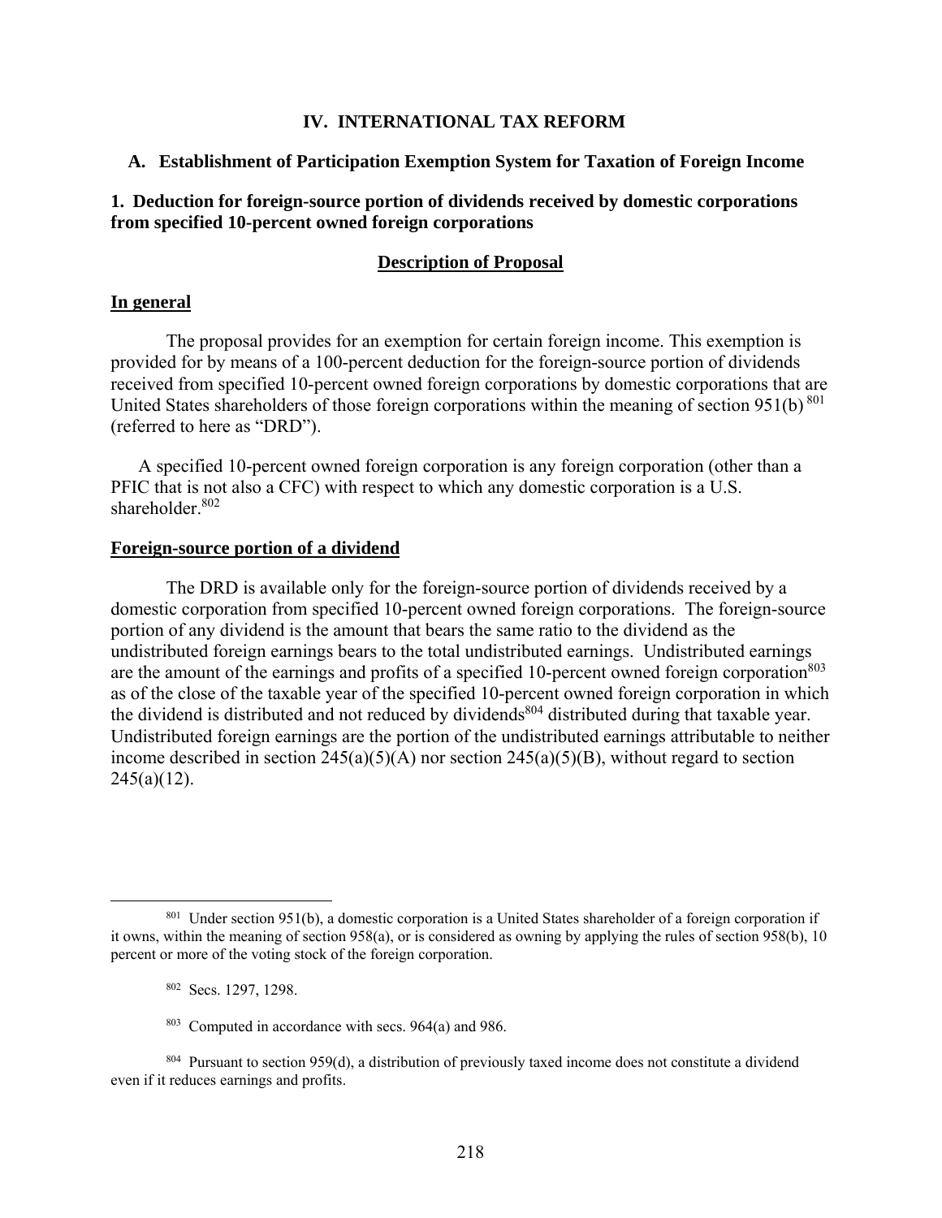# IV. INTERNATIONAL TAX REFORM

## A. Establishment of Participation Exemption System for Taxation of Foreign Income

### 1. Deduction for foreign-source portion of dividends received by domestic corporations from specified 10-percent owned foreign corporations

**Description of Proposal**

**In general**

The proposal provides for an exemption for certain foreign income. This exemption is provided for by means of a 100-percent deduction for the foreign-source portion of dividends received from specified 10-percent owned foreign corporations by domestic corporations that are United States shareholders of those foreign corporations within the meaning of section 951(b) [801] (referred to here as "DRD").

A specified 10-percent owned foreign corporation is any foreign corporation (other than a PFIC that is not also a CFC) with respect to which any domestic corporation is a U.S. shareholder.[802]

**Foreign-source portion of a dividend**

The DRD is available only for the foreign-source portion of dividends received by a domestic corporation from specified 10-percent owned foreign corporations. The foreign-source portion of any dividend is the amount that bears the same ratio to the dividend as the undistributed foreign earnings bears to the total undistributed earnings. Undistributed earnings are the amount of the earnings and profits of a specified 10-percent owned foreign corporation[803] as of the close of the taxable year of the specified 10-percent owned foreign corporation in which the dividend is distributed and not reduced by dividends[804] distributed during that taxable year. Undistributed foreign earnings are the portion of the undistributed earnings attributable to neither income described in section 245(a)(5)(A) nor section 245(a)(5)(B), without regard to section 245(a)(12).

---

[801] Under section 951(b), a domestic corporation is a United States shareholder of a foreign corporation if it owns, within the meaning of section 958(a), or is considered as owning by applying the rules of section 958(b), 10 percent or more of the voting stock of the foreign corporation.

[802] Secs. 1297, 1298.

[803] Computed in accordance with secs. 964(a) and 986.

[804] Pursuant to section 959(d), a distribution of previously taxed income does not constitute a dividend even if it reduces earnings and profits.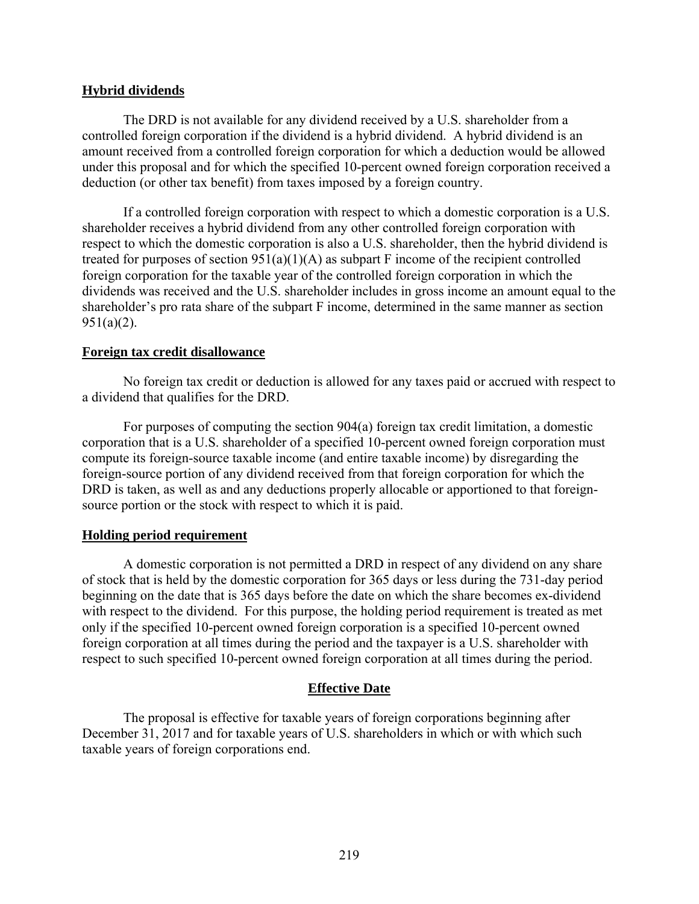**Hybrid dividends**

The DRD is not available for any dividend received by a U.S. shareholder from a controlled foreign corporation if the dividend is a hybrid dividend. A hybrid dividend is an amount received from a controlled foreign corporation for which a deduction would be allowed under this proposal and for which the specified 10-percent owned foreign corporation received a deduction (or other tax benefit) from taxes imposed by a foreign country.

If a controlled foreign corporation with respect to which a domestic corporation is a U.S. shareholder receives a hybrid dividend from any other controlled foreign corporation with respect to which the domestic corporation is also a U.S. shareholder, then the hybrid dividend is treated for purposes of section 951(a)(1)(A) as subpart F income of the recipient controlled foreign corporation for the taxable year of the controlled foreign corporation in which the dividends was received and the U.S. shareholder includes in gross income an amount equal to the shareholder's pro rata share of the subpart F income, determined in the same manner as section 951(a)(2).

**Foreign tax credit disallowance**

No foreign tax credit or deduction is allowed for any taxes paid or accrued with respect to a dividend that qualifies for the DRD.

For purposes of computing the section 904(a) foreign tax credit limitation, a domestic corporation that is a U.S. shareholder of a specified 10-percent owned foreign corporation must compute its foreign-source taxable income (and entire taxable income) by disregarding the foreign-source portion of any dividend received from that foreign corporation for which the DRD is taken, as well as and any deductions properly allocable or apportioned to that foreign-source portion or the stock with respect to which it is paid.

**Holding period requirement**

A domestic corporation is not permitted a DRD in respect of any dividend on any share of stock that is held by the domestic corporation for 365 days or less during the 731-day period beginning on the date that is 365 days before the date on which the share becomes ex-dividend with respect to the dividend. For this purpose, the holding period requirement is treated as met only if the specified 10-percent owned foreign corporation is a specified 10-percent owned foreign corporation at all times during the period and the taxpayer is a U.S. shareholder with respect to such specified 10-percent owned foreign corporation at all times during the period.

## Effective Date

The proposal is effective for taxable years of foreign corporations beginning after December 31, 2017 and for taxable years of U.S. shareholders in which or with which such taxable years of foreign corporations end.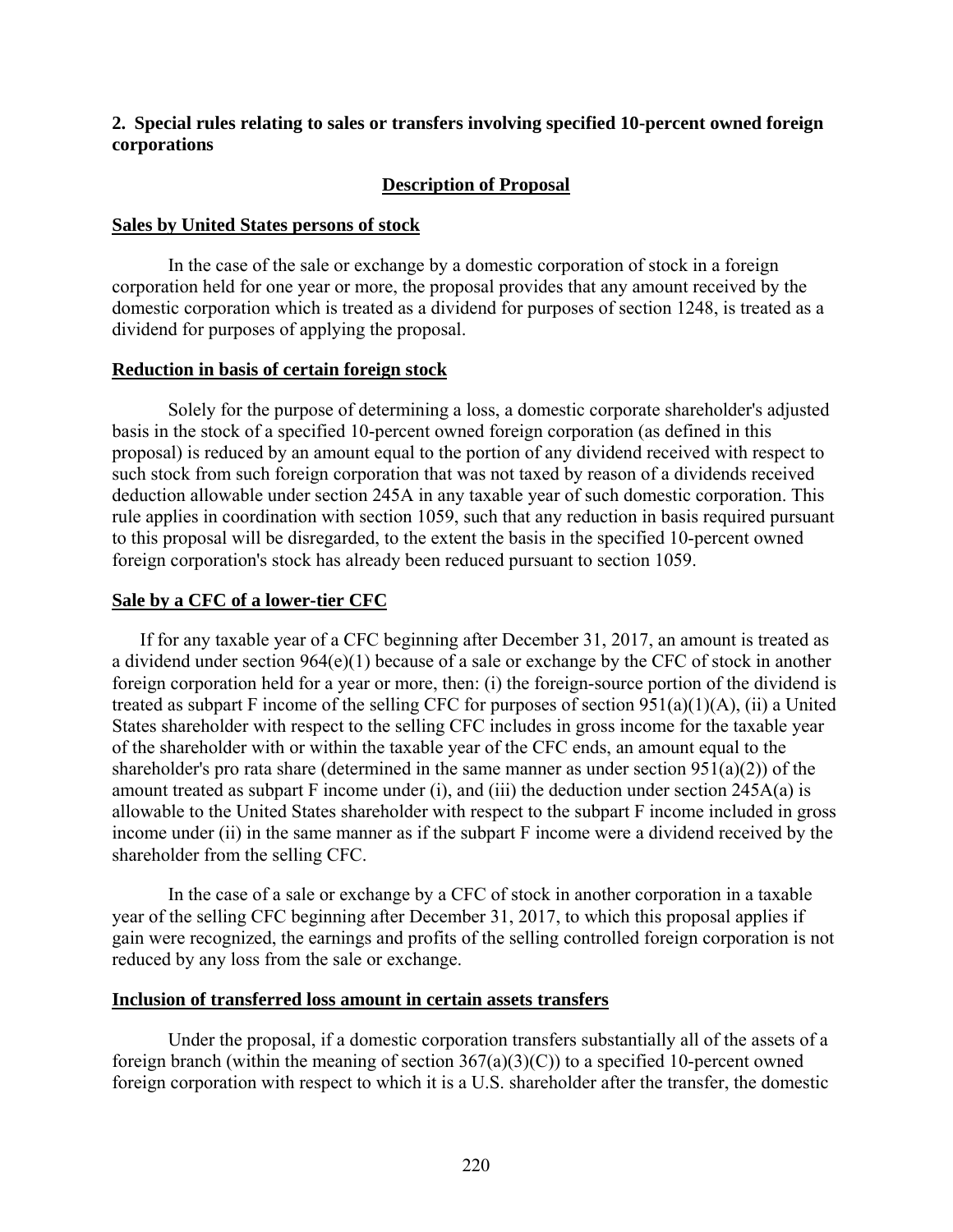**2. Special rules relating to sales or transfers involving specified 10-percent owned foreign corporations**

**Description of Proposal**

**Sales by United States persons of stock**

In the case of the sale or exchange by a domestic corporation of stock in a foreign corporation held for one year or more, the proposal provides that any amount received by the domestic corporation which is treated as a dividend for purposes of section 1248, is treated as a dividend for purposes of applying the proposal.

**Reduction in basis of certain foreign stock**

Solely for the purpose of determining a loss, a domestic corporate shareholder's adjusted basis in the stock of a specified 10-percent owned foreign corporation (as defined in this proposal) is reduced by an amount equal to the portion of any dividend received with respect to such stock from such foreign corporation that was not taxed by reason of a dividends received deduction allowable under section 245A in any taxable year of such domestic corporation. This rule applies in coordination with section 1059, such that any reduction in basis required pursuant to this proposal will be disregarded, to the extent the basis in the specified 10-percent owned foreign corporation's stock has already been reduced pursuant to section 1059.

**Sale by a CFC of a lower-tier CFC**

If for any taxable year of a CFC beginning after December 31, 2017, an amount is treated as a dividend under section 964(e)(1) because of a sale or exchange by the CFC of stock in another foreign corporation held for a year or more, then: (i) the foreign-source portion of the dividend is treated as subpart F income of the selling CFC for purposes of section 951(a)(1)(A), (ii) a United States shareholder with respect to the selling CFC includes in gross income for the taxable year of the shareholder with or within the taxable year of the CFC ends, an amount equal to the shareholder's pro rata share (determined in the same manner as under section 951(a)(2)) of the amount treated as subpart F income under (i), and (iii) the deduction under section 245A(a) is allowable to the United States shareholder with respect to the subpart F income included in gross income under (ii) in the same manner as if the subpart F income were a dividend received by the shareholder from the selling CFC.

In the case of a sale or exchange by a CFC of stock in another corporation in a taxable year of the selling CFC beginning after December 31, 2017, to which this proposal applies if gain were recognized, the earnings and profits of the selling controlled foreign corporation is not reduced by any loss from the sale or exchange.

**Inclusion of transferred loss amount in certain assets transfers**

Under the proposal, if a domestic corporation transfers substantially all of the assets of a foreign branch (within the meaning of section 367(a)(3)(C)) to a specified 10-percent owned foreign corporation with respect to which it is a U.S. shareholder after the transfer, the domestic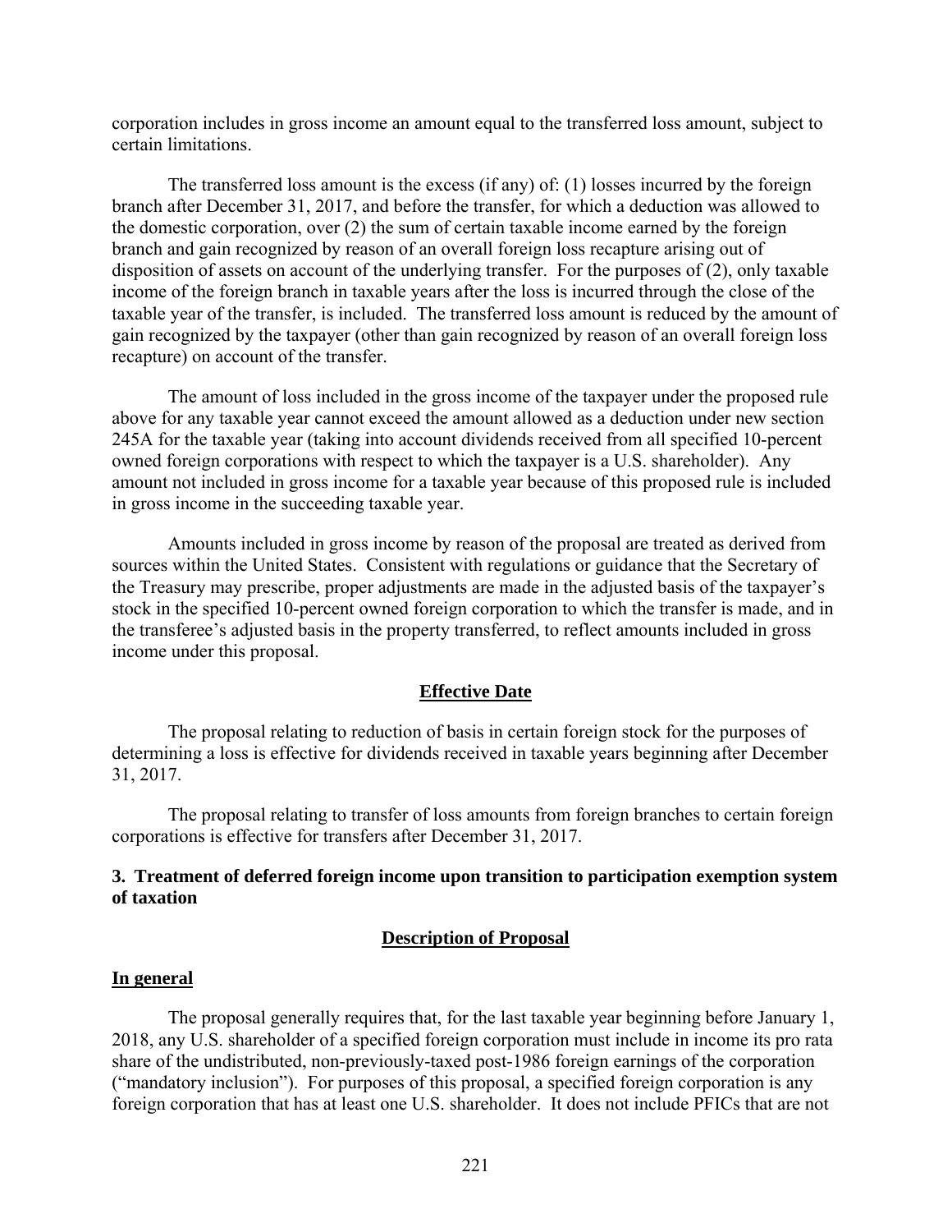corporation includes in gross income an amount equal to the transferred loss amount, subject to certain limitations.

The transferred loss amount is the excess (if any) of: (1) losses incurred by the foreign branch after December 31, 2017, and before the transfer, for which a deduction was allowed to the domestic corporation, over (2) the sum of certain taxable income earned by the foreign branch and gain recognized by reason of an overall foreign loss recapture arising out of disposition of assets on account of the underlying transfer. For the purposes of (2), only taxable income of the foreign branch in taxable years after the loss is incurred through the close of the taxable year of the transfer, is included. The transferred loss amount is reduced by the amount of gain recognized by the taxpayer (other than gain recognized by reason of an overall foreign loss recapture) on account of the transfer.

The amount of loss included in the gross income of the taxpayer under the proposed rule above for any taxable year cannot exceed the amount allowed as a deduction under new section 245A for the taxable year (taking into account dividends received from all specified 10-percent owned foreign corporations with respect to which the taxpayer is a U.S. shareholder). Any amount not included in gross income for a taxable year because of this proposed rule is included in gross income in the succeeding taxable year.

Amounts included in gross income by reason of the proposal are treated as derived from sources within the United States. Consistent with regulations or guidance that the Secretary of the Treasury may prescribe, proper adjustments are made in the adjusted basis of the taxpayer's stock in the specified 10-percent owned foreign corporation to which the transfer is made, and in the transferee's adjusted basis in the property transferred, to reflect amounts included in gross income under this proposal.

## Effective Date

The proposal relating to reduction of basis in certain foreign stock for the purposes of determining a loss is effective for dividends received in taxable years beginning after December 31, 2017.

The proposal relating to transfer of loss amounts from foreign branches to certain foreign corporations is effective for transfers after December 31, 2017.

### 3. Treatment of deferred foreign income upon transition to participation exemption system of taxation

## Description of Proposal

**In general**

The proposal generally requires that, for the last taxable year beginning before January 1, 2018, any U.S. shareholder of a specified foreign corporation must include in income its pro rata share of the undistributed, non-previously-taxed post-1986 foreign earnings of the corporation ("mandatory inclusion"). For purposes of this proposal, a specified foreign corporation is any foreign corporation that has at least one U.S. shareholder. It does not include PFICs that are not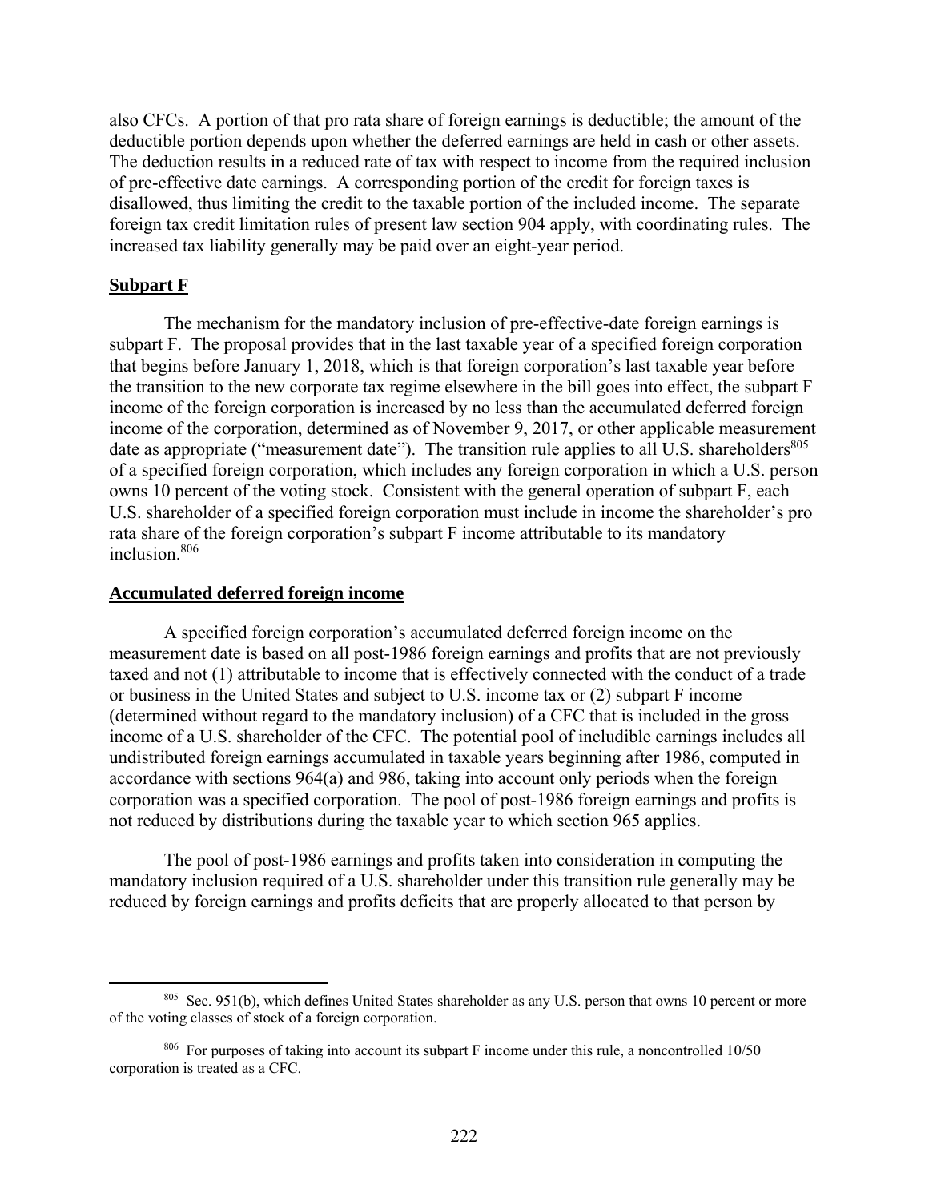also CFCs. A portion of that pro rata share of foreign earnings is deductible; the amount of the deductible portion depends upon whether the deferred earnings are held in cash or other assets. The deduction results in a reduced rate of tax with respect to income from the required inclusion of pre-effective date earnings. A corresponding portion of the credit for foreign taxes is disallowed, thus limiting the credit to the taxable portion of the included income. The separate foreign tax credit limitation rules of present law section 904 apply, with coordinating rules. The increased tax liability generally may be paid over an eight-year period.

**Subpart F**

The mechanism for the mandatory inclusion of pre-effective-date foreign earnings is subpart F. The proposal provides that in the last taxable year of a specified foreign corporation that begins before January 1, 2018, which is that foreign corporation's last taxable year before the transition to the new corporate tax regime elsewhere in the bill goes into effect, the subpart F income of the foreign corporation is increased by no less than the accumulated deferred foreign income of the corporation, determined as of November 9, 2017, or other applicable measurement date as appropriate ("measurement date"). The transition rule applies to all U.S. shareholders[805] of a specified foreign corporation, which includes any foreign corporation in which a U.S. person owns 10 percent of the voting stock. Consistent with the general operation of subpart F, each U.S. shareholder of a specified foreign corporation must include in income the shareholder's pro rata share of the foreign corporation's subpart F income attributable to its mandatory inclusion.[806]

**Accumulated deferred foreign income**

A specified foreign corporation's accumulated deferred foreign income on the measurement date is based on all post-1986 foreign earnings and profits that are not previously taxed and not (1) attributable to income that is effectively connected with the conduct of a trade or business in the United States and subject to U.S. income tax or (2) subpart F income (determined without regard to the mandatory inclusion) of a CFC that is included in the gross income of a U.S. shareholder of the CFC. The potential pool of includible earnings includes all undistributed foreign earnings accumulated in taxable years beginning after 1986, computed in accordance with sections 964(a) and 986, taking into account only periods when the foreign corporation was a specified corporation. The pool of post-1986 foreign earnings and profits is not reduced by distributions during the taxable year to which section 965 applies.

The pool of post-1986 earnings and profits taken into consideration in computing the mandatory inclusion required of a U.S. shareholder under this transition rule generally may be reduced by foreign earnings and profits deficits that are properly allocated to that person by

---

[805] Sec. 951(b), which defines United States shareholder as any U.S. person that owns 10 percent or more of the voting classes of stock of a foreign corporation.

[806] For purposes of taking into account its subpart F income under this rule, a noncontrolled 10/50 corporation is treated as a CFC.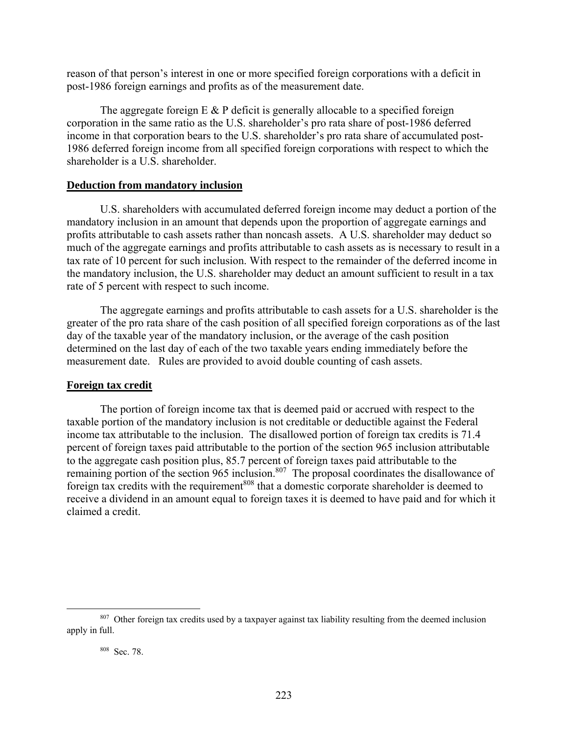reason of that person's interest in one or more specified foreign corporations with a deficit in post-1986 foreign earnings and profits as of the measurement date.

The aggregate foreign E & P deficit is generally allocable to a specified foreign corporation in the same ratio as the U.S. shareholder's pro rata share of post-1986 deferred income in that corporation bears to the U.S. shareholder's pro rata share of accumulated post-1986 deferred foreign income from all specified foreign corporations with respect to which the shareholder is a U.S. shareholder.

**Deduction from mandatory inclusion**

U.S. shareholders with accumulated deferred foreign income may deduct a portion of the mandatory inclusion in an amount that depends upon the proportion of aggregate earnings and profits attributable to cash assets rather than noncash assets. A U.S. shareholder may deduct so much of the aggregate earnings and profits attributable to cash assets as is necessary to result in a tax rate of 10 percent for such inclusion. With respect to the remainder of the deferred income in the mandatory inclusion, the U.S. shareholder may deduct an amount sufficient to result in a tax rate of 5 percent with respect to such income.

The aggregate earnings and profits attributable to cash assets for a U.S. shareholder is the greater of the pro rata share of the cash position of all specified foreign corporations as of the last day of the taxable year of the mandatory inclusion, or the average of the cash position determined on the last day of each of the two taxable years ending immediately before the measurement date. Rules are provided to avoid double counting of cash assets.

**Foreign tax credit**

The portion of foreign income tax that is deemed paid or accrued with respect to the taxable portion of the mandatory inclusion is not creditable or deductible against the Federal income tax attributable to the inclusion. The disallowed portion of foreign tax credits is 71.4 percent of foreign taxes paid attributable to the portion of the section 965 inclusion attributable to the aggregate cash position plus, 85.7 percent of foreign taxes paid attributable to the remaining portion of the section 965 inclusion.[807] The proposal coordinates the disallowance of foreign tax credits with the requirement[808] that a domestic corporate shareholder is deemed to receive a dividend in an amount equal to foreign taxes it is deemed to have paid and for which it claimed a credit.

---

[807] Other foreign tax credits used by a taxpayer against tax liability resulting from the deemed inclusion apply in full.

[808] Sec. 78.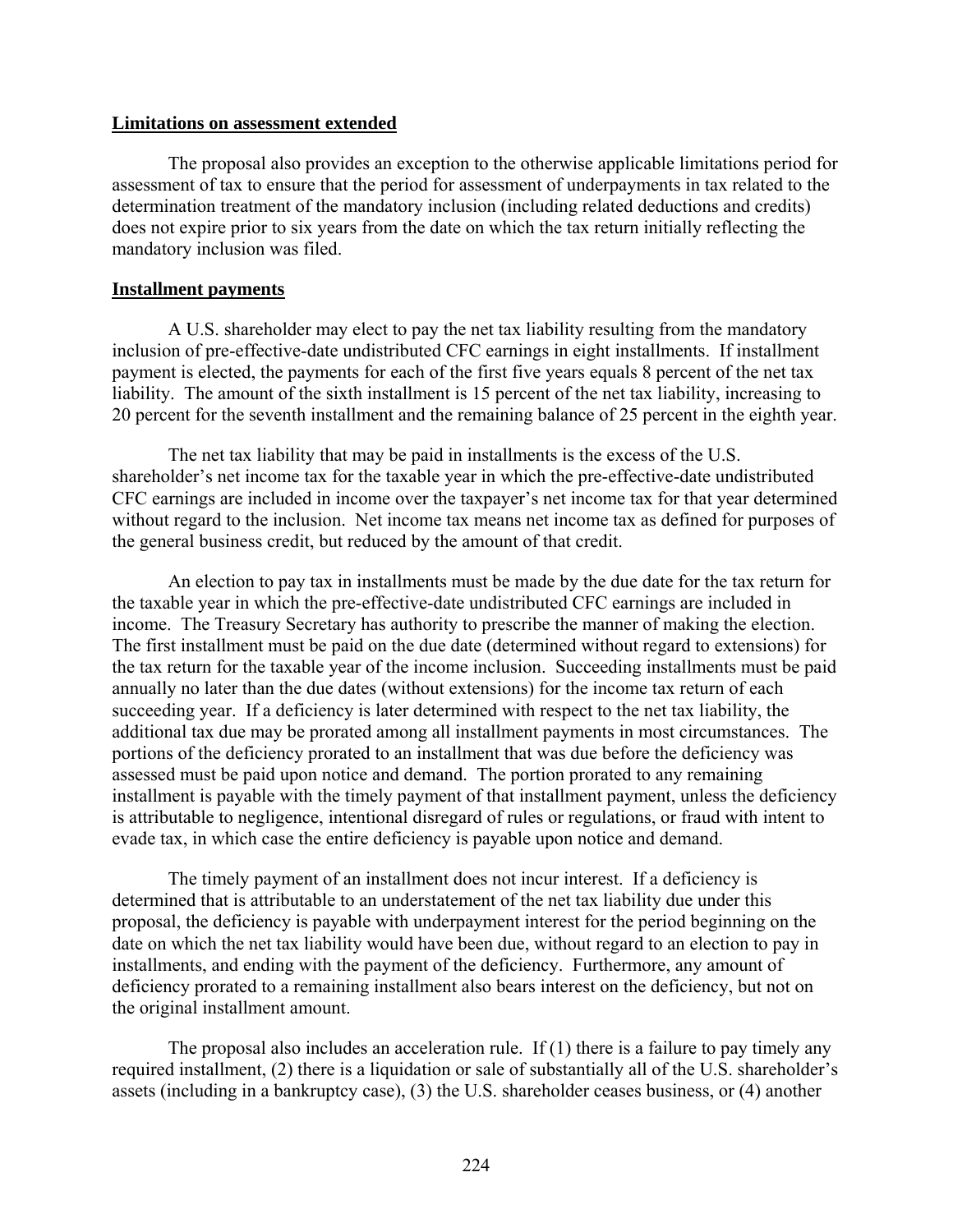**Limitations on assessment extended**

The proposal also provides an exception to the otherwise applicable limitations period for assessment of tax to ensure that the period for assessment of underpayments in tax related to the determination treatment of the mandatory inclusion (including related deductions and credits) does not expire prior to six years from the date on which the tax return initially reflecting the mandatory inclusion was filed.

**Installment payments**

A U.S. shareholder may elect to pay the net tax liability resulting from the mandatory inclusion of pre-effective-date undistributed CFC earnings in eight installments. If installment payment is elected, the payments for each of the first five years equals 8 percent of the net tax liability. The amount of the sixth installment is 15 percent of the net tax liability, increasing to 20 percent for the seventh installment and the remaining balance of 25 percent in the eighth year.

The net tax liability that may be paid in installments is the excess of the U.S. shareholder's net income tax for the taxable year in which the pre-effective-date undistributed CFC earnings are included in income over the taxpayer's net income tax for that year determined without regard to the inclusion. Net income tax means net income tax as defined for purposes of the general business credit, but reduced by the amount of that credit.

An election to pay tax in installments must be made by the due date for the tax return for the taxable year in which the pre-effective-date undistributed CFC earnings are included in income. The Treasury Secretary has authority to prescribe the manner of making the election. The first installment must be paid on the due date (determined without regard to extensions) for the tax return for the taxable year of the income inclusion. Succeeding installments must be paid annually no later than the due dates (without extensions) for the income tax return of each succeeding year. If a deficiency is later determined with respect to the net tax liability, the additional tax due may be prorated among all installment payments in most circumstances. The portions of the deficiency prorated to an installment that was due before the deficiency was assessed must be paid upon notice and demand. The portion prorated to any remaining installment is payable with the timely payment of that installment payment, unless the deficiency is attributable to negligence, intentional disregard of rules or regulations, or fraud with intent to evade tax, in which case the entire deficiency is payable upon notice and demand.

The timely payment of an installment does not incur interest. If a deficiency is determined that is attributable to an understatement of the net tax liability due under this proposal, the deficiency is payable with underpayment interest for the period beginning on the date on which the net tax liability would have been due, without regard to an election to pay in installments, and ending with the payment of the deficiency. Furthermore, any amount of deficiency prorated to a remaining installment also bears interest on the deficiency, but not on the original installment amount.

The proposal also includes an acceleration rule. If (1) there is a failure to pay timely any required installment, (2) there is a liquidation or sale of substantially all of the U.S. shareholder's assets (including in a bankruptcy case), (3) the U.S. shareholder ceases business, or (4) another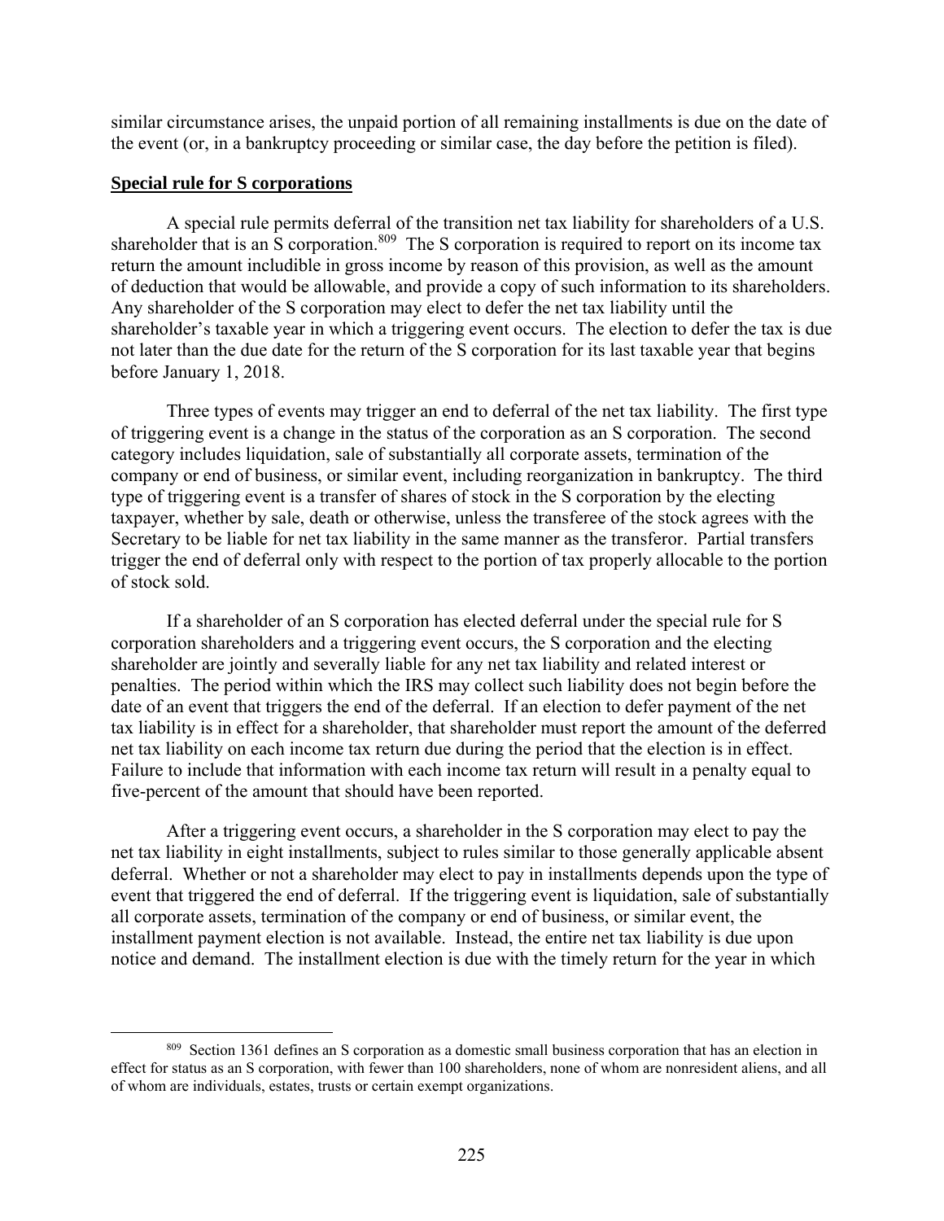similar circumstance arises, the unpaid portion of all remaining installments is due on the date of the event (or, in a bankruptcy proceeding or similar case, the day before the petition is filed).

**Special rule for S corporations**

A special rule permits deferral of the transition net tax liability for shareholders of a U.S. shareholder that is an S corporation.[809] The S corporation is required to report on its income tax return the amount includible in gross income by reason of this provision, as well as the amount of deduction that would be allowable, and provide a copy of such information to its shareholders. Any shareholder of the S corporation may elect to defer the net tax liability until the shareholder's taxable year in which a triggering event occurs. The election to defer the tax is due not later than the due date for the return of the S corporation for its last taxable year that begins before January 1, 2018.

Three types of events may trigger an end to deferral of the net tax liability. The first type of triggering event is a change in the status of the corporation as an S corporation. The second category includes liquidation, sale of substantially all corporate assets, termination of the company or end of business, or similar event, including reorganization in bankruptcy. The third type of triggering event is a transfer of shares of stock in the S corporation by the electing taxpayer, whether by sale, death or otherwise, unless the transferee of the stock agrees with the Secretary to be liable for net tax liability in the same manner as the transferor. Partial transfers trigger the end of deferral only with respect to the portion of tax properly allocable to the portion of stock sold.

If a shareholder of an S corporation has elected deferral under the special rule for S corporation shareholders and a triggering event occurs, the S corporation and the electing shareholder are jointly and severally liable for any net tax liability and related interest or penalties. The period within which the IRS may collect such liability does not begin before the date of an event that triggers the end of the deferral. If an election to defer payment of the net tax liability is in effect for a shareholder, that shareholder must report the amount of the deferred net tax liability on each income tax return due during the period that the election is in effect. Failure to include that information with each income tax return will result in a penalty equal to five-percent of the amount that should have been reported.

After a triggering event occurs, a shareholder in the S corporation may elect to pay the net tax liability in eight installments, subject to rules similar to those generally applicable absent deferral. Whether or not a shareholder may elect to pay in installments depends upon the type of event that triggered the end of deferral. If the triggering event is liquidation, sale of substantially all corporate assets, termination of the company or end of business, or similar event, the installment payment election is not available. Instead, the entire net tax liability is due upon notice and demand. The installment election is due with the timely return for the year in which

[809] Section 1361 defines an S corporation as a domestic small business corporation that has an election in effect for status as an S corporation, with fewer than 100 shareholders, none of whom are nonresident aliens, and all of whom are individuals, estates, trusts or certain exempt organizations.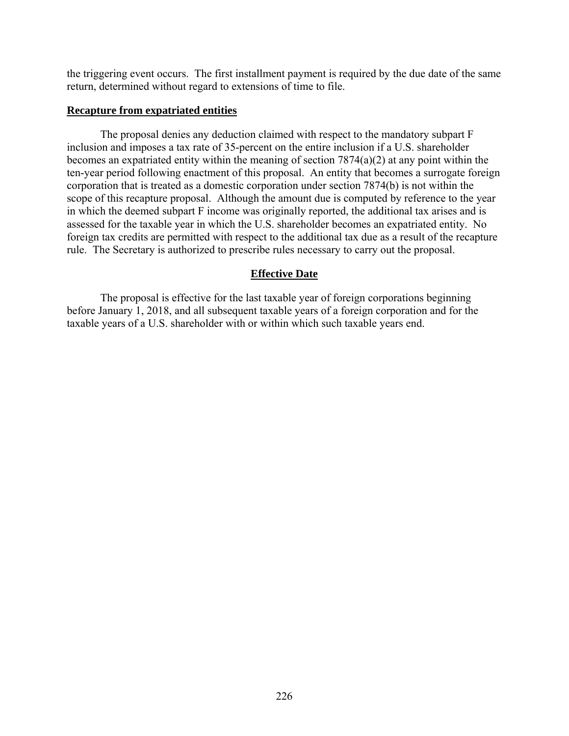the triggering event occurs. The first installment payment is required by the due date of the same return, determined without regard to extensions of time to file.

**Recapture from expatriated entities**

The proposal denies any deduction claimed with respect to the mandatory subpart F inclusion and imposes a tax rate of 35-percent on the entire inclusion if a U.S. shareholder becomes an expatriated entity within the meaning of section 7874(a)(2) at any point within the ten-year period following enactment of this proposal. An entity that becomes a surrogate foreign corporation that is treated as a domestic corporation under section 7874(b) is not within the scope of this recapture proposal. Although the amount due is computed by reference to the year in which the deemed subpart F income was originally reported, the additional tax arises and is assessed for the taxable year in which the U.S. shareholder becomes an expatriated entity. No foreign tax credits are permitted with respect to the additional tax due as a result of the recapture rule. The Secretary is authorized to prescribe rules necessary to carry out the proposal.

## Effective Date

The proposal is effective for the last taxable year of foreign corporations beginning before January 1, 2018, and all subsequent taxable years of a foreign corporation and for the taxable years of a U.S. shareholder with or within which such taxable years end.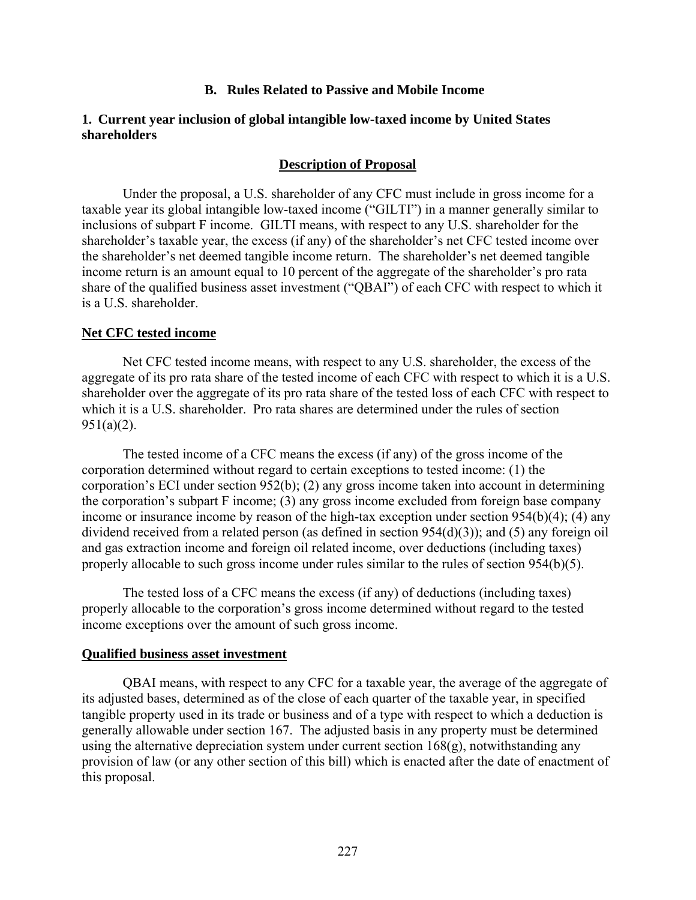## B. Rules Related to Passive and Mobile Income

### 1. Current year inclusion of global intangible low-taxed income by United States shareholders

#### Description of Proposal

Under the proposal, a U.S. shareholder of any CFC must include in gross income for a taxable year its global intangible low-taxed income ("GILTI") in a manner generally similar to inclusions of subpart F income. GILTI means, with respect to any U.S. shareholder for the shareholder's taxable year, the excess (if any) of the shareholder's net CFC tested income over the shareholder's net deemed tangible income return. The shareholder's net deemed tangible income return is an amount equal to 10 percent of the aggregate of the shareholder's pro rata share of the qualified business asset investment ("QBAI") of each CFC with respect to which it is a U.S. shareholder.

**Net CFC tested income**

Net CFC tested income means, with respect to any U.S. shareholder, the excess of the aggregate of its pro rata share of the tested income of each CFC with respect to which it is a U.S. shareholder over the aggregate of its pro rata share of the tested loss of each CFC with respect to which it is a U.S. shareholder. Pro rata shares are determined under the rules of section 951(a)(2).

The tested income of a CFC means the excess (if any) of the gross income of the corporation determined without regard to certain exceptions to tested income: (1) the corporation's ECI under section 952(b); (2) any gross income taken into account in determining the corporation's subpart F income; (3) any gross income excluded from foreign base company income or insurance income by reason of the high-tax exception under section 954(b)(4); (4) any dividend received from a related person (as defined in section 954(d)(3)); and (5) any foreign oil and gas extraction income and foreign oil related income, over deductions (including taxes) properly allocable to such gross income under rules similar to the rules of section 954(b)(5).

The tested loss of a CFC means the excess (if any) of deductions (including taxes) properly allocable to the corporation's gross income determined without regard to the tested income exceptions over the amount of such gross income.

**Qualified business asset investment**

QBAI means, with respect to any CFC for a taxable year, the average of the aggregate of its adjusted bases, determined as of the close of each quarter of the taxable year, in specified tangible property used in its trade or business and of a type with respect to which a deduction is generally allowable under section 167. The adjusted basis in any property must be determined using the alternative depreciation system under current section 168(g), notwithstanding any provision of law (or any other section of this bill) which is enacted after the date of enactment of this proposal.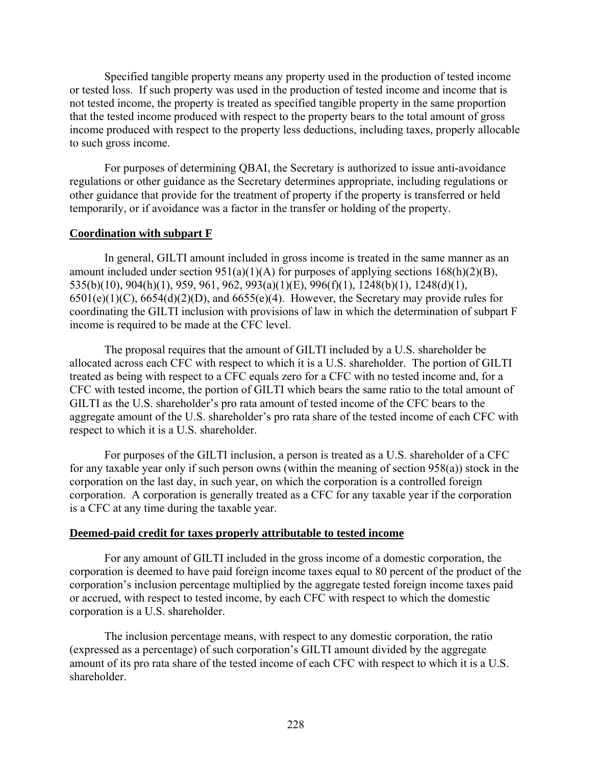Specified tangible property means any property used in the production of tested income or tested loss. If such property was used in the production of tested income and income that is not tested income, the property is treated as specified tangible property in the same proportion that the tested income produced with respect to the property bears to the total amount of gross income produced with respect to the property less deductions, including taxes, properly allocable to such gross income.

For purposes of determining QBAI, the Secretary is authorized to issue anti-avoidance regulations or other guidance as the Secretary determines appropriate, including regulations or other guidance that provide for the treatment of property if the property is transferred or held temporarily, or if avoidance was a factor in the transfer or holding of the property.

**Coordination with subpart F**

In general, GILTI amount included in gross income is treated in the same manner as an amount included under section 951(a)(1)(A) for purposes of applying sections 168(h)(2)(B), 535(b)(10), 904(h)(1), 959, 961, 962, 993(a)(1)(E), 996(f)(1), 1248(b)(1), 1248(d)(1), 6501(e)(1)(C), 6654(d)(2)(D), and 6655(e)(4). However, the Secretary may provide rules for coordinating the GILTI inclusion with provisions of law in which the determination of subpart F income is required to be made at the CFC level.

The proposal requires that the amount of GILTI included by a U.S. shareholder be allocated across each CFC with respect to which it is a U.S. shareholder. The portion of GILTI treated as being with respect to a CFC equals zero for a CFC with no tested income and, for a CFC with tested income, the portion of GILTI which bears the same ratio to the total amount of GILTI as the U.S. shareholder's pro rata amount of tested income of the CFC bears to the aggregate amount of the U.S. shareholder's pro rata share of the tested income of each CFC with respect to which it is a U.S. shareholder.

For purposes of the GILTI inclusion, a person is treated as a U.S. shareholder of a CFC for any taxable year only if such person owns (within the meaning of section 958(a)) stock in the corporation on the last day, in such year, on which the corporation is a controlled foreign corporation. A corporation is generally treated as a CFC for any taxable year if the corporation is a CFC at any time during the taxable year.

**Deemed-paid credit for taxes properly attributable to tested income**

For any amount of GILTI included in the gross income of a domestic corporation, the corporation is deemed to have paid foreign income taxes equal to 80 percent of the product of the corporation's inclusion percentage multiplied by the aggregate tested foreign income taxes paid or accrued, with respect to tested income, by each CFC with respect to which the domestic corporation is a U.S. shareholder.

The inclusion percentage means, with respect to any domestic corporation, the ratio (expressed as a percentage) of such corporation's GILTI amount divided by the aggregate amount of its pro rata share of the tested income of each CFC with respect to which it is a U.S. shareholder.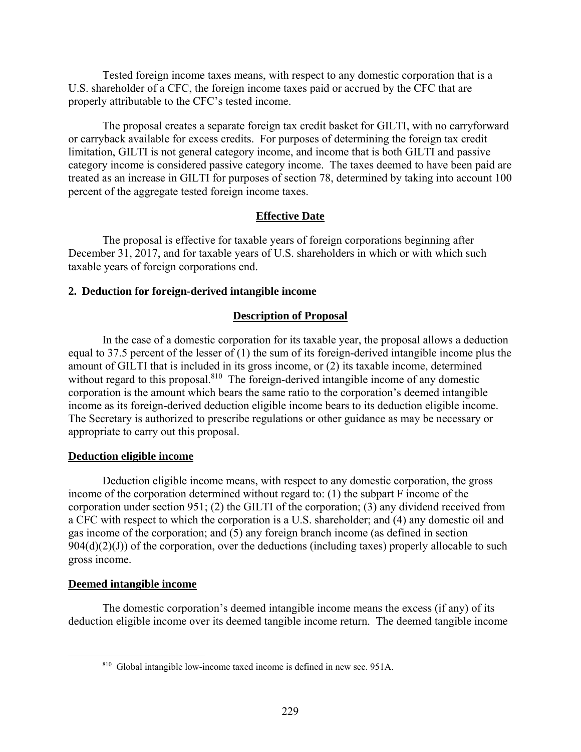Tested foreign income taxes means, with respect to any domestic corporation that is a U.S. shareholder of a CFC, the foreign income taxes paid or accrued by the CFC that are properly attributable to the CFC's tested income.

The proposal creates a separate foreign tax credit basket for GILTI, with no carryforward or carryback available for excess credits. For purposes of determining the foreign tax credit limitation, GILTI is not general category income, and income that is both GILTI and passive category income is considered passive category income. The taxes deemed to have been paid are treated as an increase in GILTI for purposes of section 78, determined by taking into account 100 percent of the aggregate tested foreign income taxes.

## Effective Date

The proposal is effective for taxable years of foreign corporations beginning after December 31, 2017, and for taxable years of U.S. shareholders in which or with which such taxable years of foreign corporations end.

### 2. Deduction for foreign-derived intangible income

## Description of Proposal

In the case of a domestic corporation for its taxable year, the proposal allows a deduction equal to 37.5 percent of the lesser of (1) the sum of its foreign-derived intangible income plus the amount of GILTI that is included in its gross income, or (2) its taxable income, determined without regard to this proposal.[810] The foreign-derived intangible income of any domestic corporation is the amount which bears the same ratio to the corporation's deemed intangible income as its foreign-derived deduction eligible income bears to its deduction eligible income. The Secretary is authorized to prescribe regulations or other guidance as may be necessary or appropriate to carry out this proposal.

**Deduction eligible income**

Deduction eligible income means, with respect to any domestic corporation, the gross income of the corporation determined without regard to: (1) the subpart F income of the corporation under section 951; (2) the GILTI of the corporation; (3) any dividend received from a CFC with respect to which the corporation is a U.S. shareholder; and (4) any domestic oil and gas income of the corporation; and (5) any foreign branch income (as defined in section 904(d)(2)(J)) of the corporation, over the deductions (including taxes) properly allocable to such gross income.

**Deemed intangible income**

The domestic corporation's deemed intangible income means the excess (if any) of its deduction eligible income over its deemed tangible income return. The deemed tangible income

---

[810] Global intangible low-income taxed income is defined in new sec. 951A.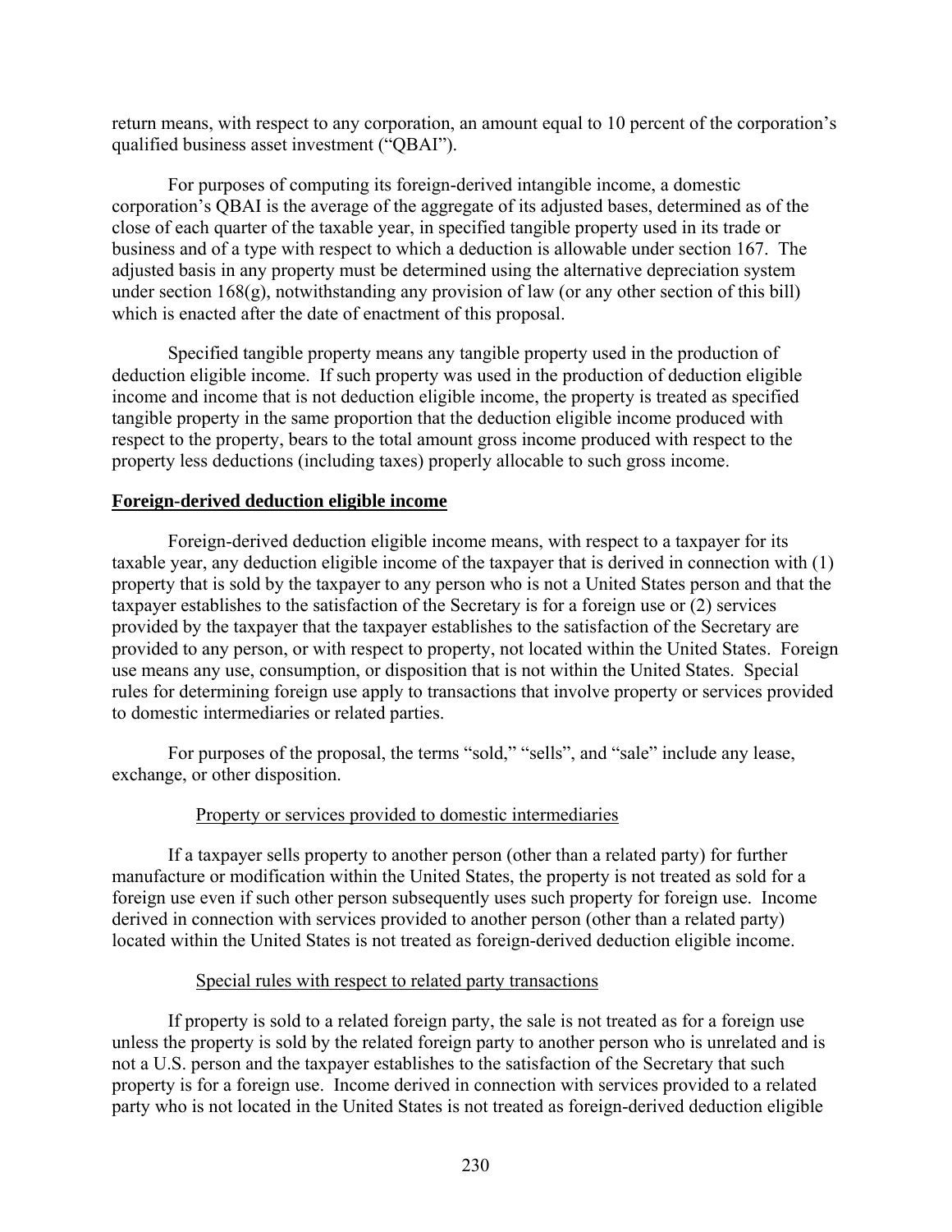return means, with respect to any corporation, an amount equal to 10 percent of the corporation's qualified business asset investment ("QBAI").

For purposes of computing its foreign-derived intangible income, a domestic corporation's QBAI is the average of the aggregate of its adjusted bases, determined as of the close of each quarter of the taxable year, in specified tangible property used in its trade or business and of a type with respect to which a deduction is allowable under section 167. The adjusted basis in any property must be determined using the alternative depreciation system under section 168(g), notwithstanding any provision of law (or any other section of this bill) which is enacted after the date of enactment of this proposal.

Specified tangible property means any tangible property used in the production of deduction eligible income. If such property was used in the production of deduction eligible income and income that is not deduction eligible income, the property is treated as specified tangible property in the same proportion that the deduction eligible income produced with respect to the property, bears to the total amount gross income produced with respect to the property less deductions (including taxes) properly allocable to such gross income.

## Foreign-derived deduction eligible income

Foreign-derived deduction eligible income means, with respect to a taxpayer for its taxable year, any deduction eligible income of the taxpayer that is derived in connection with (1) property that is sold by the taxpayer to any person who is not a United States person and that the taxpayer establishes to the satisfaction of the Secretary is for a foreign use or (2) services provided by the taxpayer that the taxpayer establishes to the satisfaction of the Secretary are provided to any person, or with respect to property, not located within the United States. Foreign use means any use, consumption, or disposition that is not within the United States. Special rules for determining foreign use apply to transactions that involve property or services provided to domestic intermediaries or related parties.

For purposes of the proposal, the terms "sold," "sells", and "sale" include any lease, exchange, or other disposition.

### Property or services provided to domestic intermediaries

If a taxpayer sells property to another person (other than a related party) for further manufacture or modification within the United States, the property is not treated as sold for a foreign use even if such other person subsequently uses such property for foreign use. Income derived in connection with services provided to another person (other than a related party) located within the United States is not treated as foreign-derived deduction eligible income.

### Special rules with respect to related party transactions

If property is sold to a related foreign party, the sale is not treated as for a foreign use unless the property is sold by the related foreign party to another person who is unrelated and is not a U.S. person and the taxpayer establishes to the satisfaction of the Secretary that such property is for a foreign use. Income derived in connection with services provided to a related party who is not located in the United States is not treated as foreign-derived deduction eligible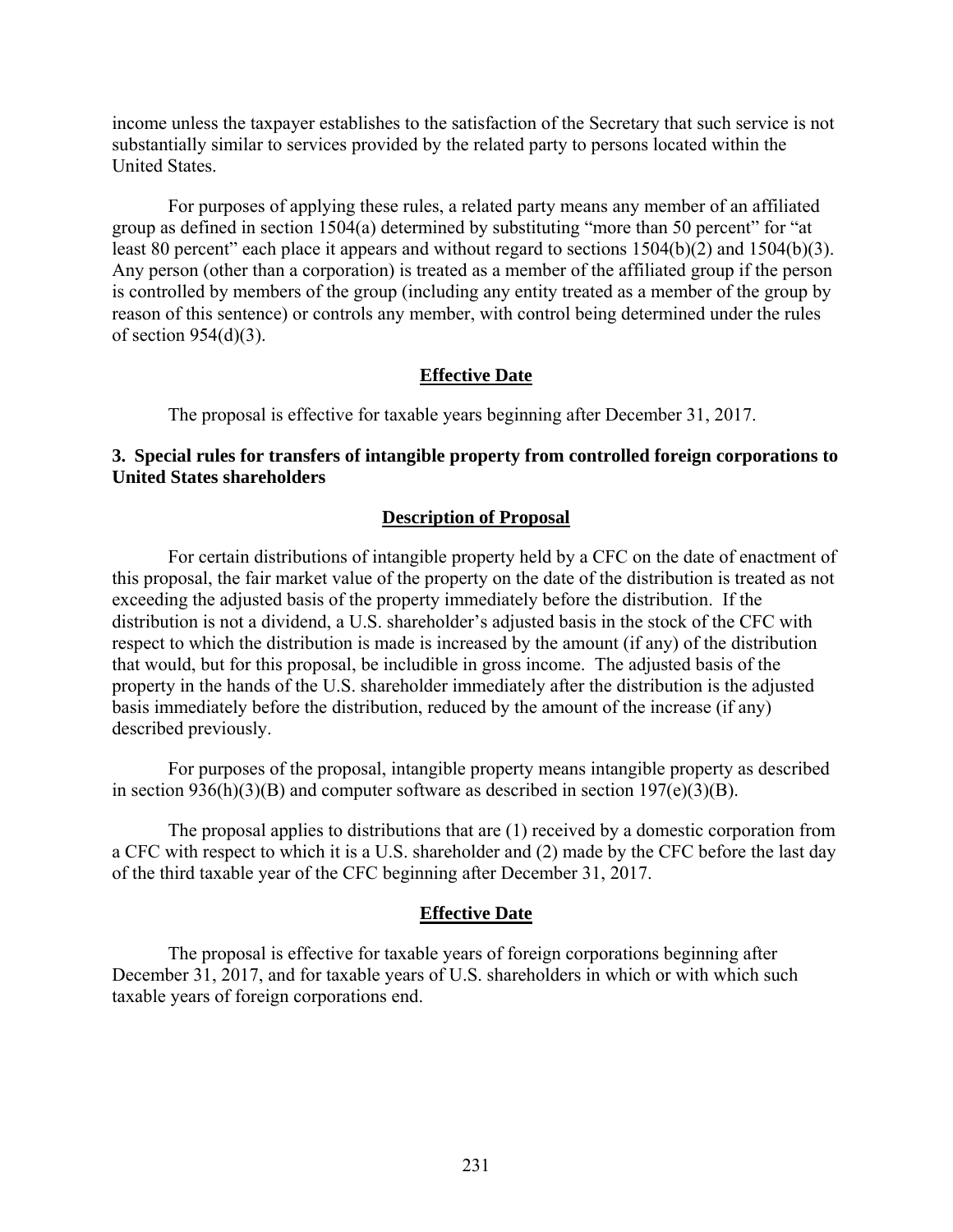income unless the taxpayer establishes to the satisfaction of the Secretary that such service is not substantially similar to services provided by the related party to persons located within the United States.

For purposes of applying these rules, a related party means any member of an affiliated group as defined in section 1504(a) determined by substituting "more than 50 percent" for "at least 80 percent" each place it appears and without regard to sections 1504(b)(2) and 1504(b)(3). Any person (other than a corporation) is treated as a member of the affiliated group if the person is controlled by members of the group (including any entity treated as a member of the group by reason of this sentence) or controls any member, with control being determined under the rules of section 954(d)(3).

<u>**Effective Date**</u>

The proposal is effective for taxable years beginning after December 31, 2017.

### 3. Special rules for transfers of intangible property from controlled foreign corporations to United States shareholders

<u>**Description of Proposal**</u>

For certain distributions of intangible property held by a CFC on the date of enactment of this proposal, the fair market value of the property on the date of the distribution is treated as not exceeding the adjusted basis of the property immediately before the distribution. If the distribution is not a dividend, a U.S. shareholder's adjusted basis in the stock of the CFC with respect to which the distribution is made is increased by the amount (if any) of the distribution that would, but for this proposal, be includible in gross income. The adjusted basis of the property in the hands of the U.S. shareholder immediately after the distribution is the adjusted basis immediately before the distribution, reduced by the amount of the increase (if any) described previously.

For purposes of the proposal, intangible property means intangible property as described in section 936(h)(3)(B) and computer software as described in section 197(e)(3)(B).

The proposal applies to distributions that are (1) received by a domestic corporation from a CFC with respect to which it is a U.S. shareholder and (2) made by the CFC before the last day of the third taxable year of the CFC beginning after December 31, 2017.

<u>**Effective Date**</u>

The proposal is effective for taxable years of foreign corporations beginning after December 31, 2017, and for taxable years of U.S. shareholders in which or with which such taxable years of foreign corporations end.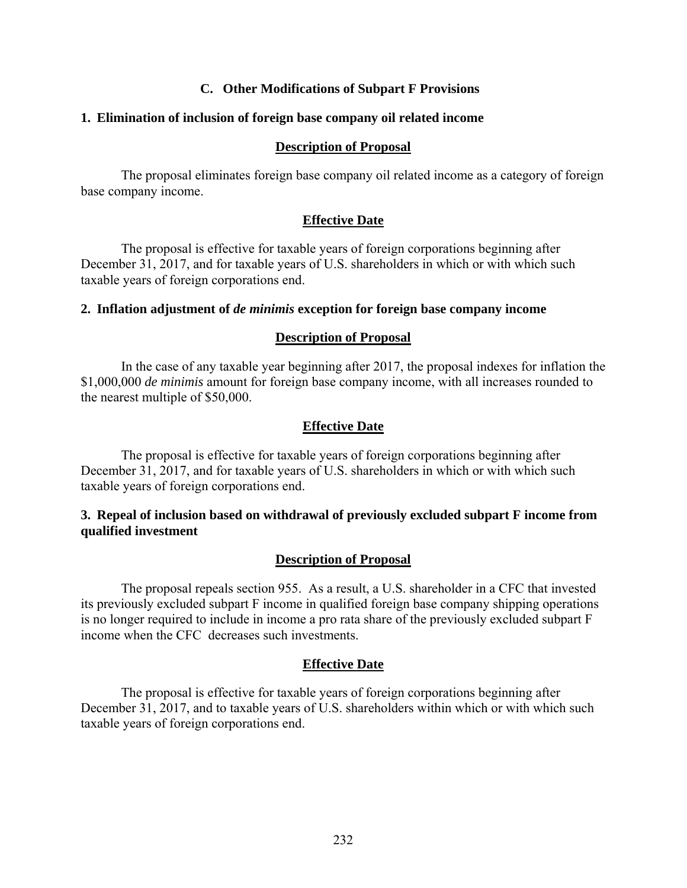## C. Other Modifications of Subpart F Provisions

### 1. Elimination of inclusion of foreign base company oil related income

**Description of Proposal**

The proposal eliminates foreign base company oil related income as a category of foreign base company income.

**Effective Date**

The proposal is effective for taxable years of foreign corporations beginning after December 31, 2017, and for taxable years of U.S. shareholders in which or with which such taxable years of foreign corporations end.

### 2. Inflation adjustment of *de minimis* exception for foreign base company income

**Description of Proposal**

In the case of any taxable year beginning after 2017, the proposal indexes for inflation the \$1,000,000 *de minimis* amount for foreign base company income, with all increases rounded to the nearest multiple of \$50,000.

**Effective Date**

The proposal is effective for taxable years of foreign corporations beginning after December 31, 2017, and for taxable years of U.S. shareholders in which or with which such taxable years of foreign corporations end.

### 3. Repeal of inclusion based on withdrawal of previously excluded subpart F income from qualified investment

**Description of Proposal**

The proposal repeals section 955. As a result, a U.S. shareholder in a CFC that invested its previously excluded subpart F income in qualified foreign base company shipping operations is no longer required to include in income a pro rata share of the previously excluded subpart F income when the CFC decreases such investments.

**Effective Date**

The proposal is effective for taxable years of foreign corporations beginning after December 31, 2017, and to taxable years of U.S. shareholders within which or with which such taxable years of foreign corporations end.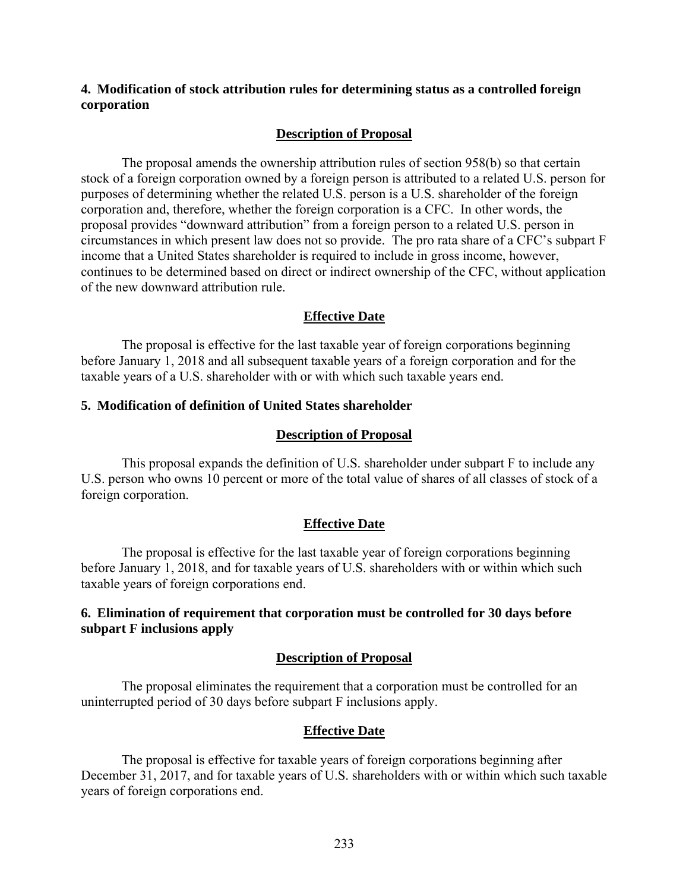### 4. Modification of stock attribution rules for determining status as a controlled foreign corporation

#### Description of Proposal

The proposal amends the ownership attribution rules of section 958(b) so that certain stock of a foreign corporation owned by a foreign person is attributed to a related U.S. person for purposes of determining whether the related U.S. person is a U.S. shareholder of the foreign corporation and, therefore, whether the foreign corporation is a CFC. In other words, the proposal provides "downward attribution" from a foreign person to a related U.S. person in circumstances in which present law does not so provide. The pro rata share of a CFC's subpart F income that a United States shareholder is required to include in gross income, however, continues to be determined based on direct or indirect ownership of the CFC, without application of the new downward attribution rule.

#### Effective Date

The proposal is effective for the last taxable year of foreign corporations beginning before January 1, 2018 and all subsequent taxable years of a foreign corporation and for the taxable years of a U.S. shareholder with or with which such taxable years end.

### 5. Modification of definition of United States shareholder

#### Description of Proposal

This proposal expands the definition of U.S. shareholder under subpart F to include any U.S. person who owns 10 percent or more of the total value of shares of all classes of stock of a foreign corporation.

#### Effective Date

The proposal is effective for the last taxable year of foreign corporations beginning before January 1, 2018, and for taxable years of U.S. shareholders with or within which such taxable years of foreign corporations end.

### 6. Elimination of requirement that corporation must be controlled for 30 days before subpart F inclusions apply

#### Description of Proposal

The proposal eliminates the requirement that a corporation must be controlled for an uninterrupted period of 30 days before subpart F inclusions apply.

#### Effective Date

The proposal is effective for taxable years of foreign corporations beginning after December 31, 2017, and for taxable years of U.S. shareholders with or within which such taxable years of foreign corporations end.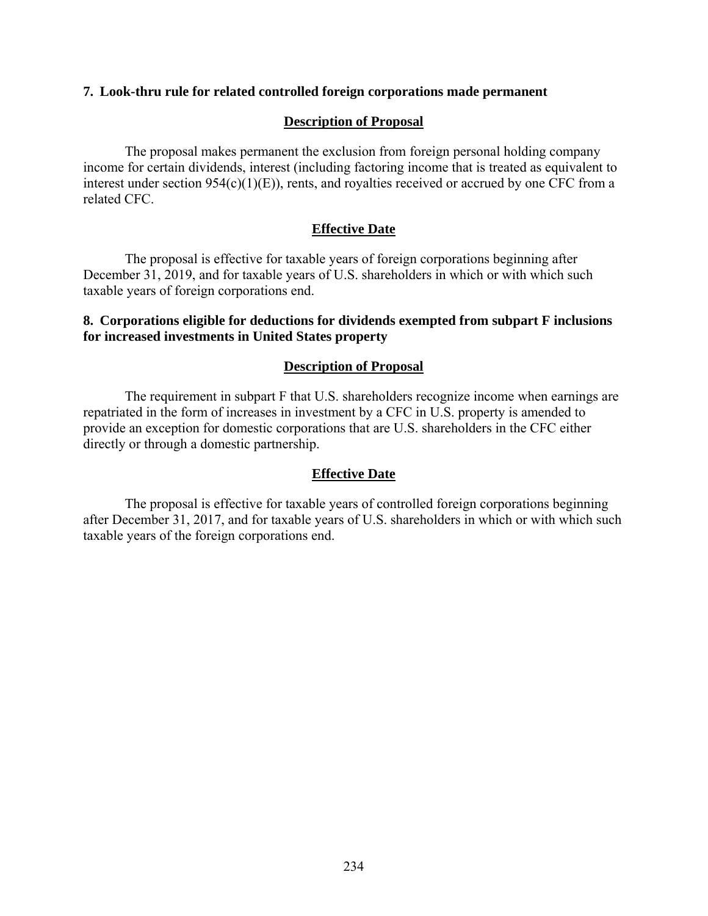**7. Look-thru rule for related controlled foreign corporations made permanent**

**Description of Proposal**

The proposal makes permanent the exclusion from foreign personal holding company income for certain dividends, interest (including factoring income that is treated as equivalent to interest under section 954(c)(1)(E)), rents, and royalties received or accrued by one CFC from a related CFC.

**Effective Date**

The proposal is effective for taxable years of foreign corporations beginning after December 31, 2019, and for taxable years of U.S. shareholders in which or with which such taxable years of foreign corporations end.

**8. Corporations eligible for deductions for dividends exempted from subpart F inclusions for increased investments in United States property**

**Description of Proposal**

The requirement in subpart F that U.S. shareholders recognize income when earnings are repatriated in the form of increases in investment by a CFC in U.S. property is amended to provide an exception for domestic corporations that are U.S. shareholders in the CFC either directly or through a domestic partnership.

**Effective Date**

The proposal is effective for taxable years of controlled foreign corporations beginning after December 31, 2017, and for taxable years of U.S. shareholders in which or with which such taxable years of the foreign corporations end.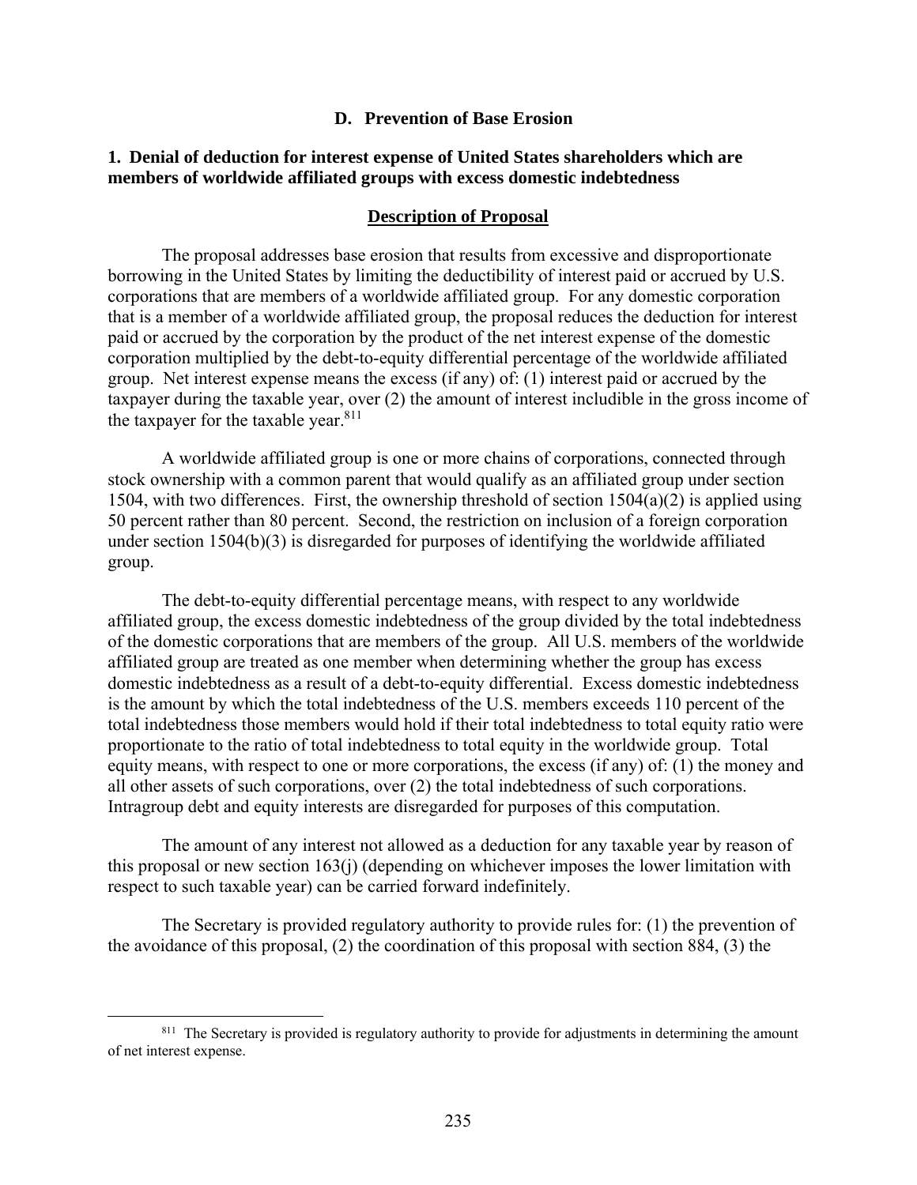## D. Prevention of Base Erosion

### 1. Denial of deduction for interest expense of United States shareholders which are members of worldwide affiliated groups with excess domestic indebtedness

#### Description of Proposal

The proposal addresses base erosion that results from excessive and disproportionate borrowing in the United States by limiting the deductibility of interest paid or accrued by U.S. corporations that are members of a worldwide affiliated group. For any domestic corporation that is a member of a worldwide affiliated group, the proposal reduces the deduction for interest paid or accrued by the corporation by the product of the net interest expense of the domestic corporation multiplied by the debt-to-equity differential percentage of the worldwide affiliated group. Net interest expense means the excess (if any) of: (1) interest paid or accrued by the taxpayer during the taxable year, over (2) the amount of interest includible in the gross income of the taxpayer for the taxable year.[811]

A worldwide affiliated group is one or more chains of corporations, connected through stock ownership with a common parent that would qualify as an affiliated group under section 1504, with two differences. First, the ownership threshold of section 1504(a)(2) is applied using 50 percent rather than 80 percent. Second, the restriction on inclusion of a foreign corporation under section 1504(b)(3) is disregarded for purposes of identifying the worldwide affiliated group.

The debt-to-equity differential percentage means, with respect to any worldwide affiliated group, the excess domestic indebtedness of the group divided by the total indebtedness of the domestic corporations that are members of the group. All U.S. members of the worldwide affiliated group are treated as one member when determining whether the group has excess domestic indebtedness as a result of a debt-to-equity differential. Excess domestic indebtedness is the amount by which the total indebtedness of the U.S. members exceeds 110 percent of the total indebtedness those members would hold if their total indebtedness to total equity ratio were proportionate to the ratio of total indebtedness to total equity in the worldwide group. Total equity means, with respect to one or more corporations, the excess (if any) of: (1) the money and all other assets of such corporations, over (2) the total indebtedness of such corporations. Intragroup debt and equity interests are disregarded for purposes of this computation.

The amount of any interest not allowed as a deduction for any taxable year by reason of this proposal or new section 163(j) (depending on whichever imposes the lower limitation with respect to such taxable year) can be carried forward indefinitely.

The Secretary is provided regulatory authority to provide rules for: (1) the prevention of the avoidance of this proposal, (2) the coordination of this proposal with section 884, (3) the

---

[811] The Secretary is provided is regulatory authority to provide for adjustments in determining the amount of net interest expense.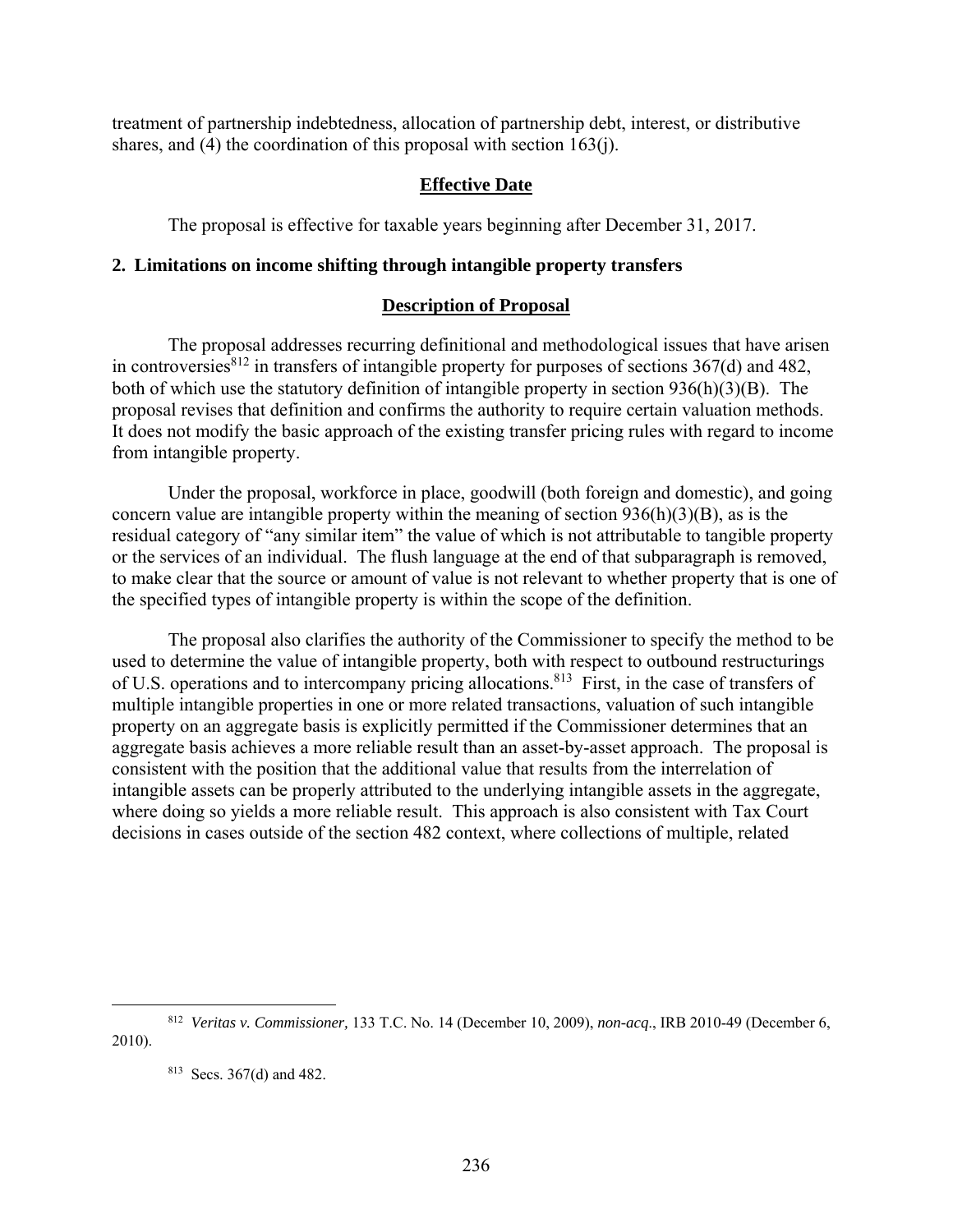treatment of partnership indebtedness, allocation of partnership debt, interest, or distributive shares, and (4) the coordination of this proposal with section 163(j).

**Effective Date**

The proposal is effective for taxable years beginning after December 31, 2017.

### 2. Limitations on income shifting through intangible property transfers

**Description of Proposal**

The proposal addresses recurring definitional and methodological issues that have arisen in controversies[812] in transfers of intangible property for purposes of sections 367(d) and 482, both of which use the statutory definition of intangible property in section 936(h)(3)(B). The proposal revises that definition and confirms the authority to require certain valuation methods. It does not modify the basic approach of the existing transfer pricing rules with regard to income from intangible property.

Under the proposal, workforce in place, goodwill (both foreign and domestic), and going concern value are intangible property within the meaning of section 936(h)(3)(B), as is the residual category of "any similar item" the value of which is not attributable to tangible property or the services of an individual. The flush language at the end of that subparagraph is removed, to make clear that the source or amount of value is not relevant to whether property that is one of the specified types of intangible property is within the scope of the definition.

The proposal also clarifies the authority of the Commissioner to specify the method to be used to determine the value of intangible property, both with respect to outbound restructurings of U.S. operations and to intercompany pricing allocations.[813] First, in the case of transfers of multiple intangible properties in one or more related transactions, valuation of such intangible property on an aggregate basis is explicitly permitted if the Commissioner determines that an aggregate basis achieves a more reliable result than an asset-by-asset approach. The proposal is consistent with the position that the additional value that results from the interrelation of intangible assets can be properly attributed to the underlying intangible assets in the aggregate, where doing so yields a more reliable result. This approach is also consistent with Tax Court decisions in cases outside of the section 482 context, where collections of multiple, related

---

[812] *Veritas v. Commissioner,* 133 T.C. No. 14 (December 10, 2009), *non-acq*., IRB 2010-49 (December 6, 2010).

[813] Secs. 367(d) and 482.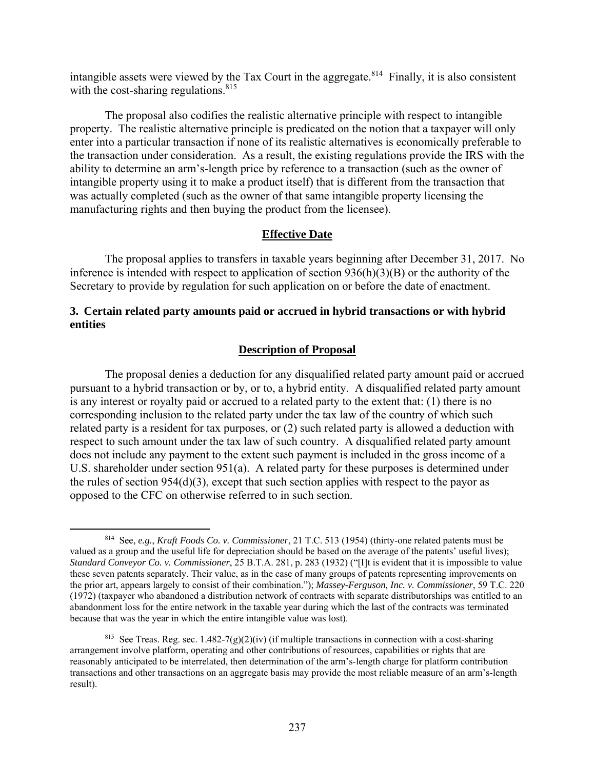intangible assets were viewed by the Tax Court in the aggregate.[814] Finally, it is also consistent with the cost-sharing regulations.[815]

The proposal also codifies the realistic alternative principle with respect to intangible property. The realistic alternative principle is predicated on the notion that a taxpayer will only enter into a particular transaction if none of its realistic alternatives is economically preferable to the transaction under consideration. As a result, the existing regulations provide the IRS with the ability to determine an arm's-length price by reference to a transaction (such as the owner of intangible property using it to make a product itself) that is different from the transaction that was actually completed (such as the owner of that same intangible property licensing the manufacturing rights and then buying the product from the licensee).

## Effective Date

The proposal applies to transfers in taxable years beginning after December 31, 2017. No inference is intended with respect to application of section 936(h)(3)(B) or the authority of the Secretary to provide by regulation for such application on or before the date of enactment.

### 3. Certain related party amounts paid or accrued in hybrid transactions or with hybrid entities

## Description of Proposal

The proposal denies a deduction for any disqualified related party amount paid or accrued pursuant to a hybrid transaction or by, or to, a hybrid entity. A disqualified related party amount is any interest or royalty paid or accrued to a related party to the extent that: (1) there is no corresponding inclusion to the related party under the tax law of the country of which such related party is a resident for tax purposes, or (2) such related party is allowed a deduction with respect to such amount under the tax law of such country. A disqualified related party amount does not include any payment to the extent such payment is included in the gross income of a U.S. shareholder under section 951(a). A related party for these purposes is determined under the rules of section 954(d)(3), except that such section applies with respect to the payor as opposed to the CFC on otherwise referred to in such section.

---

[814] See, *e.g.*, *Kraft Foods Co. v. Commissioner*, 21 T.C. 513 (1954) (thirty-one related patents must be valued as a group and the useful life for depreciation should be based on the average of the patents' useful lives); *Standard Conveyor Co. v. Commissioner*, 25 B.T.A. 281, p. 283 (1932) ("[I]t is evident that it is impossible to value these seven patents separately. Their value, as in the case of many groups of patents representing improvements on the prior art, appears largely to consist of their combination."); *Massey-Ferguson, Inc. v. Commissioner*, 59 T.C. 220 (1972) (taxpayer who abandoned a distribution network of contracts with separate distributorships was entitled to an abandonment loss for the entire network in the taxable year during which the last of the contracts was terminated because that was the year in which the entire intangible value was lost).

[815] See Treas. Reg. sec. 1.482-7(g)(2)(iv) (if multiple transactions in connection with a cost-sharing arrangement involve platform, operating and other contributions of resources, capabilities or rights that are reasonably anticipated to be interrelated, then determination of the arm's-length charge for platform contribution transactions and other transactions on an aggregate basis may provide the most reliable measure of an arm's-length result).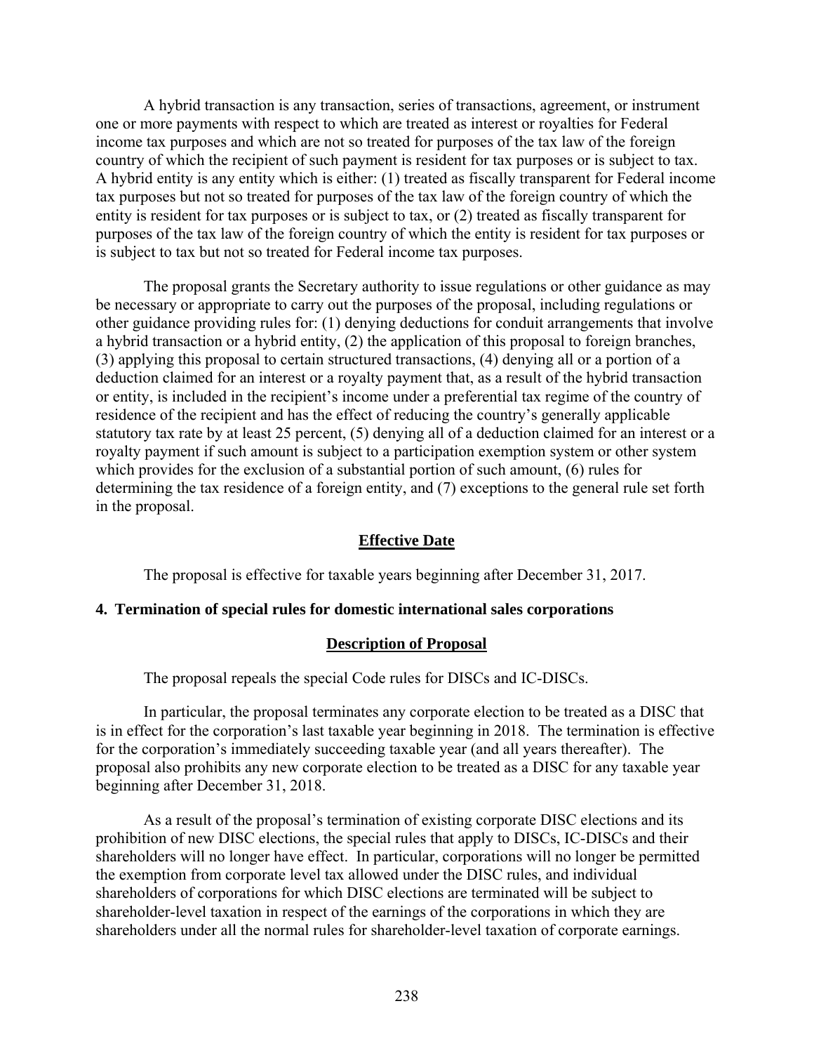A hybrid transaction is any transaction, series of transactions, agreement, or instrument one or more payments with respect to which are treated as interest or royalties for Federal income tax purposes and which are not so treated for purposes of the tax law of the foreign country of which the recipient of such payment is resident for tax purposes or is subject to tax. A hybrid entity is any entity which is either: (1) treated as fiscally transparent for Federal income tax purposes but not so treated for purposes of the tax law of the foreign country of which the entity is resident for tax purposes or is subject to tax, or (2) treated as fiscally transparent for purposes of the tax law of the foreign country of which the entity is resident for tax purposes or is subject to tax but not so treated for Federal income tax purposes.

The proposal grants the Secretary authority to issue regulations or other guidance as may be necessary or appropriate to carry out the purposes of the proposal, including regulations or other guidance providing rules for: (1) denying deductions for conduit arrangements that involve a hybrid transaction or a hybrid entity, (2) the application of this proposal to foreign branches, (3) applying this proposal to certain structured transactions, (4) denying all or a portion of a deduction claimed for an interest or a royalty payment that, as a result of the hybrid transaction or entity, is included in the recipient's income under a preferential tax regime of the country of residence of the recipient and has the effect of reducing the country's generally applicable statutory tax rate by at least 25 percent, (5) denying all of a deduction claimed for an interest or a royalty payment if such amount is subject to a participation exemption system or other system which provides for the exclusion of a substantial portion of such amount, (6) rules for determining the tax residence of a foreign entity, and (7) exceptions to the general rule set forth in the proposal.

**Effective Date**

The proposal is effective for taxable years beginning after December 31, 2017.

### 4. Termination of special rules for domestic international sales corporations

**Description of Proposal**

The proposal repeals the special Code rules for DISCs and IC-DISCs.

In particular, the proposal terminates any corporate election to be treated as a DISC that is in effect for the corporation's last taxable year beginning in 2018. The termination is effective for the corporation's immediately succeeding taxable year (and all years thereafter). The proposal also prohibits any new corporate election to be treated as a DISC for any taxable year beginning after December 31, 2018.

As a result of the proposal's termination of existing corporate DISC elections and its prohibition of new DISC elections, the special rules that apply to DISCs, IC-DISCs and their shareholders will no longer have effect. In particular, corporations will no longer be permitted the exemption from corporate level tax allowed under the DISC rules, and individual shareholders of corporations for which DISC elections are terminated will be subject to shareholder-level taxation in respect of the earnings of the corporations in which they are shareholders under all the normal rules for shareholder-level taxation of corporate earnings.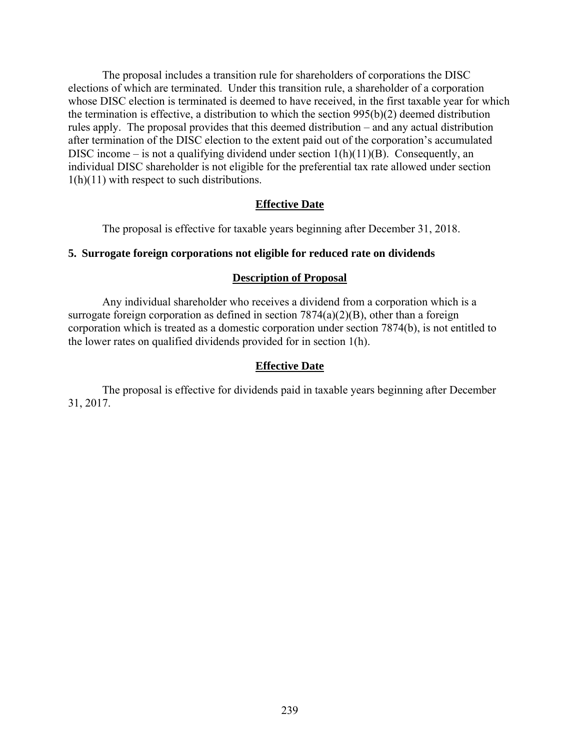The proposal includes a transition rule for shareholders of corporations the DISC elections of which are terminated. Under this transition rule, a shareholder of a corporation whose DISC election is terminated is deemed to have received, in the first taxable year for which the termination is effective, a distribution to which the section 995(b)(2) deemed distribution rules apply. The proposal provides that this deemed distribution – and any actual distribution after termination of the DISC election to the extent paid out of the corporation's accumulated DISC income – is not a qualifying dividend under section 1(h)(11)(B). Consequently, an individual DISC shareholder is not eligible for the preferential tax rate allowed under section 1(h)(11) with respect to such distributions.

### Effective Date

The proposal is effective for taxable years beginning after December 31, 2018.

## 5. Surrogate foreign corporations not eligible for reduced rate on dividends

### Description of Proposal

Any individual shareholder who receives a dividend from a corporation which is a surrogate foreign corporation as defined in section 7874(a)(2)(B), other than a foreign corporation which is treated as a domestic corporation under section 7874(b), is not entitled to the lower rates on qualified dividends provided for in section 1(h).

### Effective Date

The proposal is effective for dividends paid in taxable years beginning after December 31, 2017.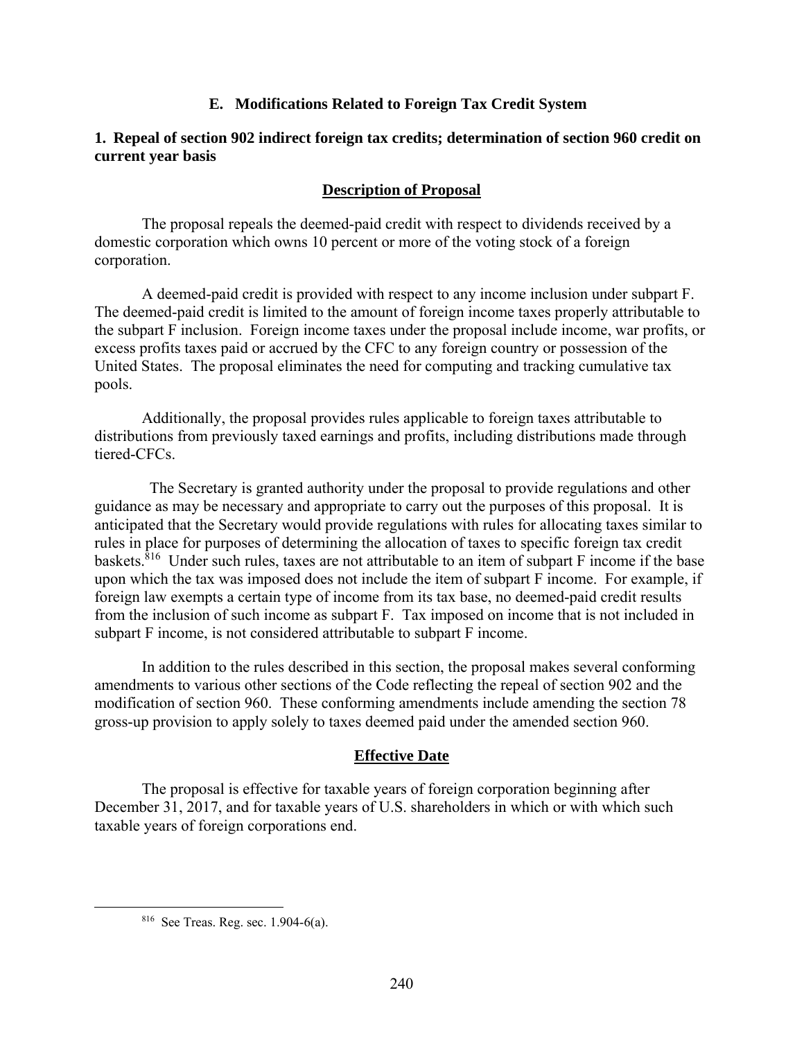### E. Modifications Related to Foreign Tax Credit System

#### 1. Repeal of section 902 indirect foreign tax credits; determination of section 960 credit on current year basis

**Description of Proposal**

The proposal repeals the deemed-paid credit with respect to dividends received by a domestic corporation which owns 10 percent or more of the voting stock of a foreign corporation.

A deemed-paid credit is provided with respect to any income inclusion under subpart F. The deemed-paid credit is limited to the amount of foreign income taxes properly attributable to the subpart F inclusion. Foreign income taxes under the proposal include income, war profits, or excess profits taxes paid or accrued by the CFC to any foreign country or possession of the United States. The proposal eliminates the need for computing and tracking cumulative tax pools.

Additionally, the proposal provides rules applicable to foreign taxes attributable to distributions from previously taxed earnings and profits, including distributions made through tiered-CFCs.

The Secretary is granted authority under the proposal to provide regulations and other guidance as may be necessary and appropriate to carry out the purposes of this proposal. It is anticipated that the Secretary would provide regulations with rules for allocating taxes similar to rules in place for purposes of determining the allocation of taxes to specific foreign tax credit baskets.[816] Under such rules, taxes are not attributable to an item of subpart F income if the base upon which the tax was imposed does not include the item of subpart F income. For example, if foreign law exempts a certain type of income from its tax base, no deemed-paid credit results from the inclusion of such income as subpart F. Tax imposed on income that is not included in subpart F income, is not considered attributable to subpart F income.

In addition to the rules described in this section, the proposal makes several conforming amendments to various other sections of the Code reflecting the repeal of section 902 and the modification of section 960. These conforming amendments include amending the section 78 gross-up provision to apply solely to taxes deemed paid under the amended section 960.

**Effective Date**

The proposal is effective for taxable years of foreign corporation beginning after December 31, 2017, and for taxable years of U.S. shareholders in which or with which such taxable years of foreign corporations end.

---

[816] See Treas. Reg. sec. 1.904-6(a).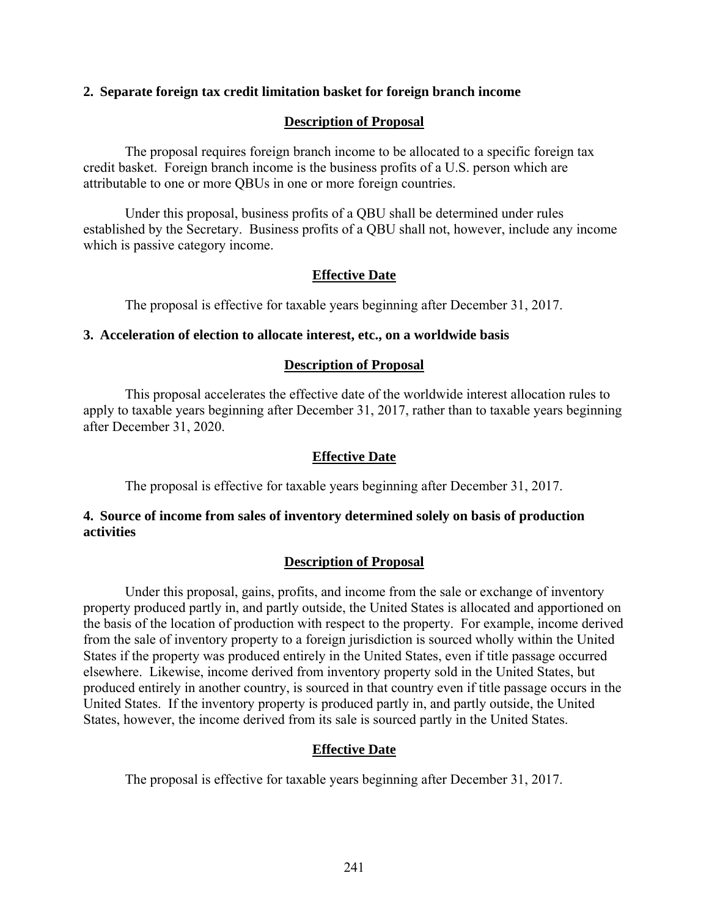### 2. Separate foreign tax credit limitation basket for foreign branch income

#### Description of Proposal

The proposal requires foreign branch income to be allocated to a specific foreign tax credit basket. Foreign branch income is the business profits of a U.S. person which are attributable to one or more QBUs in one or more foreign countries.

Under this proposal, business profits of a QBU shall be determined under rules established by the Secretary. Business profits of a QBU shall not, however, include any income which is passive category income.

#### Effective Date

The proposal is effective for taxable years beginning after December 31, 2017.

### 3. Acceleration of election to allocate interest, etc., on a worldwide basis

#### Description of Proposal

This proposal accelerates the effective date of the worldwide interest allocation rules to apply to taxable years beginning after December 31, 2017, rather than to taxable years beginning after December 31, 2020.

#### Effective Date

The proposal is effective for taxable years beginning after December 31, 2017.

### 4. Source of income from sales of inventory determined solely on basis of production activities

#### Description of Proposal

Under this proposal, gains, profits, and income from the sale or exchange of inventory property produced partly in, and partly outside, the United States is allocated and apportioned on the basis of the location of production with respect to the property. For example, income derived from the sale of inventory property to a foreign jurisdiction is sourced wholly within the United States if the property was produced entirely in the United States, even if title passage occurred elsewhere. Likewise, income derived from inventory property sold in the United States, but produced entirely in another country, is sourced in that country even if title passage occurs in the United States. If the inventory property is produced partly in, and partly outside, the United States, however, the income derived from its sale is sourced partly in the United States.

#### Effective Date

The proposal is effective for taxable years beginning after December 31, 2017.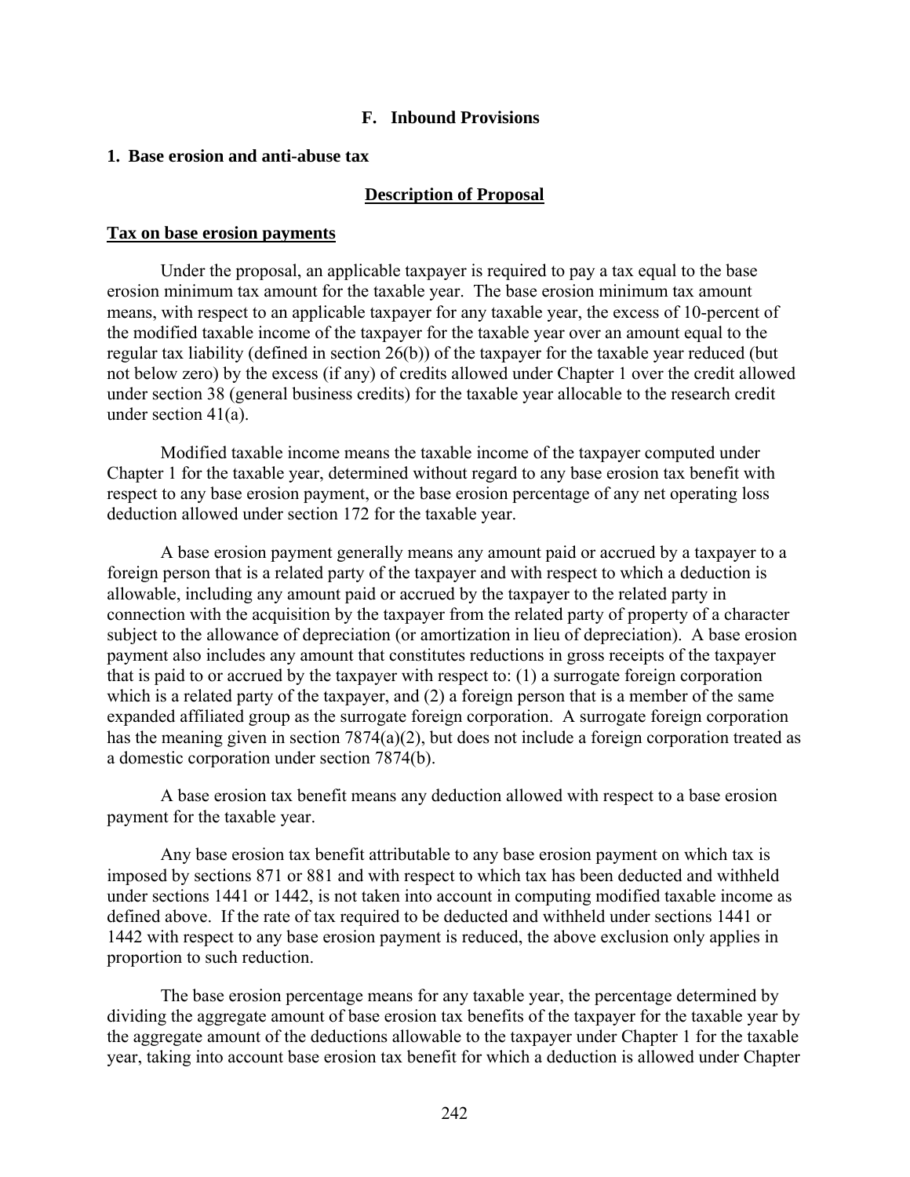## F. Inbound Provisions

### 1. Base erosion and anti-abuse tax

#### Description of Proposal

**Tax on base erosion payments**

Under the proposal, an applicable taxpayer is required to pay a tax equal to the base erosion minimum tax amount for the taxable year. The base erosion minimum tax amount means, with respect to an applicable taxpayer for any taxable year, the excess of 10-percent of the modified taxable income of the taxpayer for the taxable year over an amount equal to the regular tax liability (defined in section 26(b)) of the taxpayer for the taxable year reduced (but not below zero) by the excess (if any) of credits allowed under Chapter 1 over the credit allowed under section 38 (general business credits) for the taxable year allocable to the research credit under section 41(a).

Modified taxable income means the taxable income of the taxpayer computed under Chapter 1 for the taxable year, determined without regard to any base erosion tax benefit with respect to any base erosion payment, or the base erosion percentage of any net operating loss deduction allowed under section 172 for the taxable year.

A base erosion payment generally means any amount paid or accrued by a taxpayer to a foreign person that is a related party of the taxpayer and with respect to which a deduction is allowable, including any amount paid or accrued by the taxpayer to the related party in connection with the acquisition by the taxpayer from the related party of property of a character subject to the allowance of depreciation (or amortization in lieu of depreciation). A base erosion payment also includes any amount that constitutes reductions in gross receipts of the taxpayer that is paid to or accrued by the taxpayer with respect to: (1) a surrogate foreign corporation which is a related party of the taxpayer, and (2) a foreign person that is a member of the same expanded affiliated group as the surrogate foreign corporation. A surrogate foreign corporation has the meaning given in section 7874(a)(2), but does not include a foreign corporation treated as a domestic corporation under section 7874(b).

A base erosion tax benefit means any deduction allowed with respect to a base erosion payment for the taxable year.

Any base erosion tax benefit attributable to any base erosion payment on which tax is imposed by sections 871 or 881 and with respect to which tax has been deducted and withheld under sections 1441 or 1442, is not taken into account in computing modified taxable income as defined above. If the rate of tax required to be deducted and withheld under sections 1441 or 1442 with respect to any base erosion payment is reduced, the above exclusion only applies in proportion to such reduction.

The base erosion percentage means for any taxable year, the percentage determined by dividing the aggregate amount of base erosion tax benefits of the taxpayer for the taxable year by the aggregate amount of the deductions allowable to the taxpayer under Chapter 1 for the taxable year, taking into account base erosion tax benefit for which a deduction is allowed under Chapter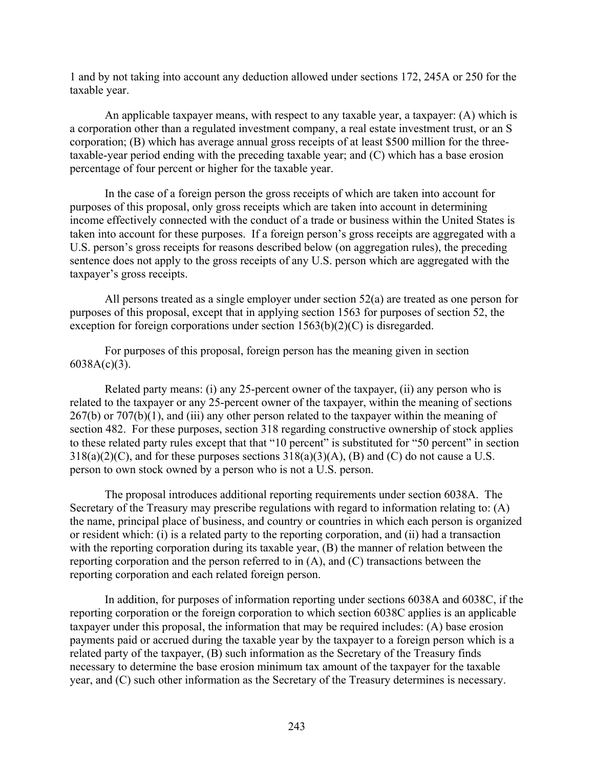1 and by not taking into account any deduction allowed under sections 172, 245A or 250 for the taxable year.

An applicable taxpayer means, with respect to any taxable year, a taxpayer: (A) which is a corporation other than a regulated investment company, a real estate investment trust, or an S corporation; (B) which has average annual gross receipts of at least $500 million for the three-taxable-year period ending with the preceding taxable year; and (C) which has a base erosion percentage of four percent or higher for the taxable year.

In the case of a foreign person the gross receipts of which are taken into account for purposes of this proposal, only gross receipts which are taken into account in determining income effectively connected with the conduct of a trade or business within the United States is taken into account for these purposes. If a foreign person's gross receipts are aggregated with a U.S. person's gross receipts for reasons described below (on aggregation rules), the preceding sentence does not apply to the gross receipts of any U.S. person which are aggregated with the taxpayer's gross receipts.

All persons treated as a single employer under section 52(a) are treated as one person for purposes of this proposal, except that in applying section 1563 for purposes of section 52, the exception for foreign corporations under section 1563(b)(2)(C) is disregarded.

For purposes of this proposal, foreign person has the meaning given in section 6038A(c)(3).

Related party means: (i) any 25-percent owner of the taxpayer, (ii) any person who is related to the taxpayer or any 25-percent owner of the taxpayer, within the meaning of sections 267(b) or 707(b)(1), and (iii) any other person related to the taxpayer within the meaning of section 482. For these purposes, section 318 regarding constructive ownership of stock applies to these related party rules except that that "10 percent" is substituted for "50 percent" in section 318(a)(2)(C), and for these purposes sections 318(a)(3)(A), (B) and (C) do not cause a U.S. person to own stock owned by a person who is not a U.S. person.

The proposal introduces additional reporting requirements under section 6038A. The Secretary of the Treasury may prescribe regulations with regard to information relating to: (A) the name, principal place of business, and country or countries in which each person is organized or resident which: (i) is a related party to the reporting corporation, and (ii) had a transaction with the reporting corporation during its taxable year, (B) the manner of relation between the reporting corporation and the person referred to in (A), and (C) transactions between the reporting corporation and each related foreign person.

In addition, for purposes of information reporting under sections 6038A and 6038C, if the reporting corporation or the foreign corporation to which section 6038C applies is an applicable taxpayer under this proposal, the information that may be required includes: (A) base erosion payments paid or accrued during the taxable year by the taxpayer to a foreign person which is a related party of the taxpayer, (B) such information as the Secretary of the Treasury finds necessary to determine the base erosion minimum tax amount of the taxpayer for the taxable year, and (C) such other information as the Secretary of the Treasury determines is necessary.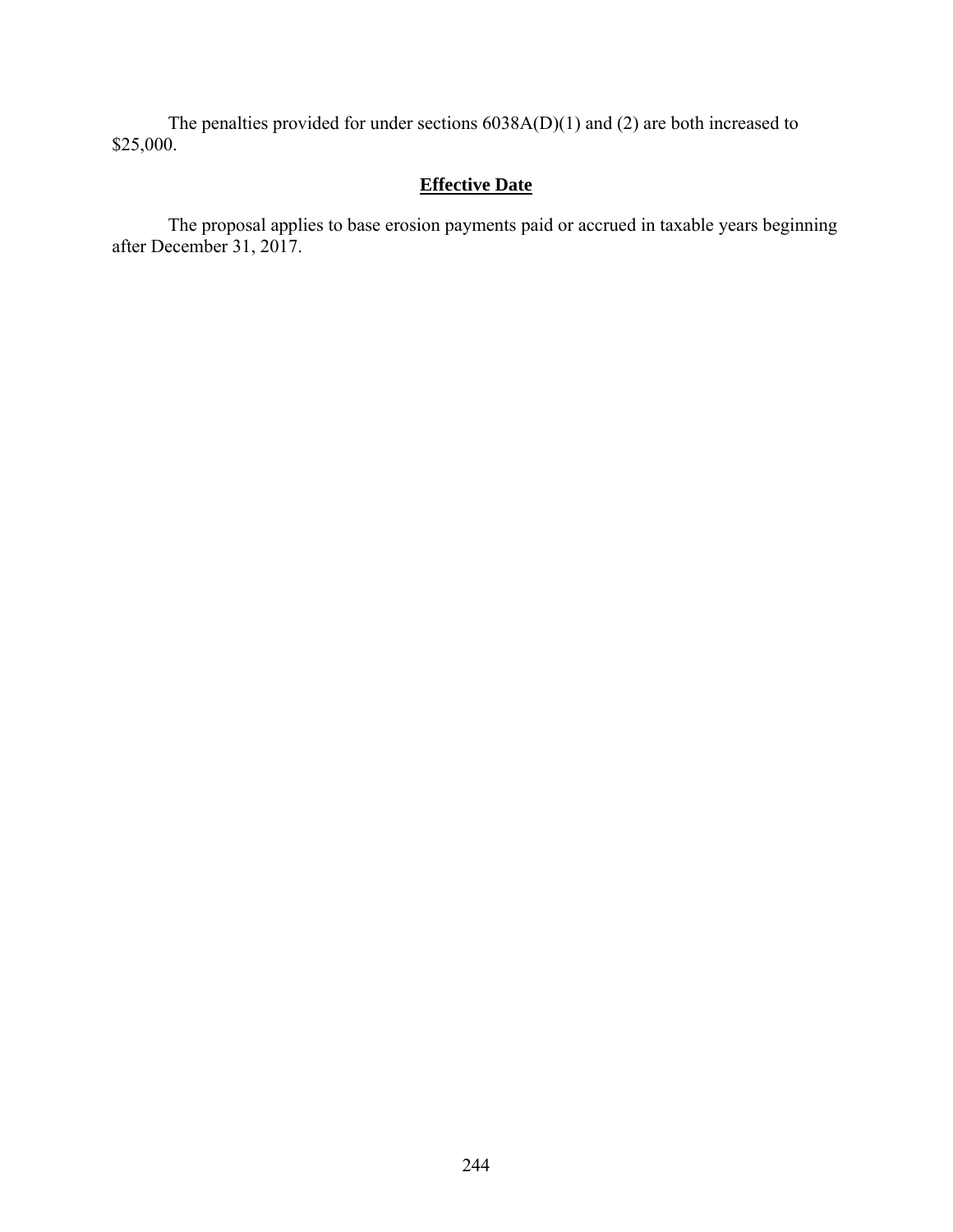The penalties provided for under sections 6038A(D)(1) and (2) are both increased to $25,000.

## **Effective Date**

The proposal applies to base erosion payments paid or accrued in taxable years beginning after December 31, 2017.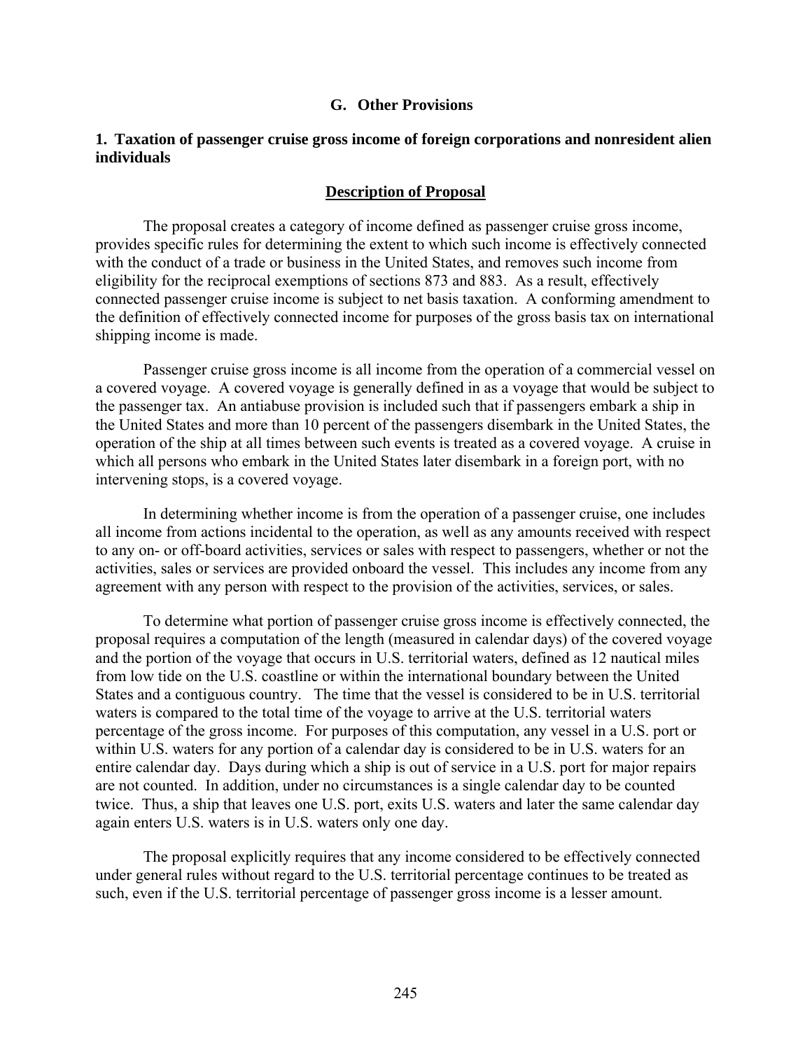## G. Other Provisions

### 1. Taxation of passenger cruise gross income of foreign corporations and nonresident alien individuals

#### Description of Proposal

The proposal creates a category of income defined as passenger cruise gross income, provides specific rules for determining the extent to which such income is effectively connected with the conduct of a trade or business in the United States, and removes such income from eligibility for the reciprocal exemptions of sections 873 and 883. As a result, effectively connected passenger cruise income is subject to net basis taxation. A conforming amendment to the definition of effectively connected income for purposes of the gross basis tax on international shipping income is made.

Passenger cruise gross income is all income from the operation of a commercial vessel on a covered voyage. A covered voyage is generally defined in as a voyage that would be subject to the passenger tax. An antiabuse provision is included such that if passengers embark a ship in the United States and more than 10 percent of the passengers disembark in the United States, the operation of the ship at all times between such events is treated as a covered voyage. A cruise in which all persons who embark in the United States later disembark in a foreign port, with no intervening stops, is a covered voyage.

In determining whether income is from the operation of a passenger cruise, one includes all income from actions incidental to the operation, as well as any amounts received with respect to any on- or off-board activities, services or sales with respect to passengers, whether or not the activities, sales or services are provided onboard the vessel. This includes any income from any agreement with any person with respect to the provision of the activities, services, or sales.

To determine what portion of passenger cruise gross income is effectively connected, the proposal requires a computation of the length (measured in calendar days) of the covered voyage and the portion of the voyage that occurs in U.S. territorial waters, defined as 12 nautical miles from low tide on the U.S. coastline or within the international boundary between the United States and a contiguous country. The time that the vessel is considered to be in U.S. territorial waters is compared to the total time of the voyage to arrive at the U.S. territorial waters percentage of the gross income. For purposes of this computation, any vessel in a U.S. port or within U.S. waters for any portion of a calendar day is considered to be in U.S. waters for an entire calendar day. Days during which a ship is out of service in a U.S. port for major repairs are not counted. In addition, under no circumstances is a single calendar day to be counted twice. Thus, a ship that leaves one U.S. port, exits U.S. waters and later the same calendar day again enters U.S. waters is in U.S. waters only one day.

The proposal explicitly requires that any income considered to be effectively connected under general rules without regard to the U.S. territorial percentage continues to be treated as such, even if the U.S. territorial percentage of passenger gross income is a lesser amount.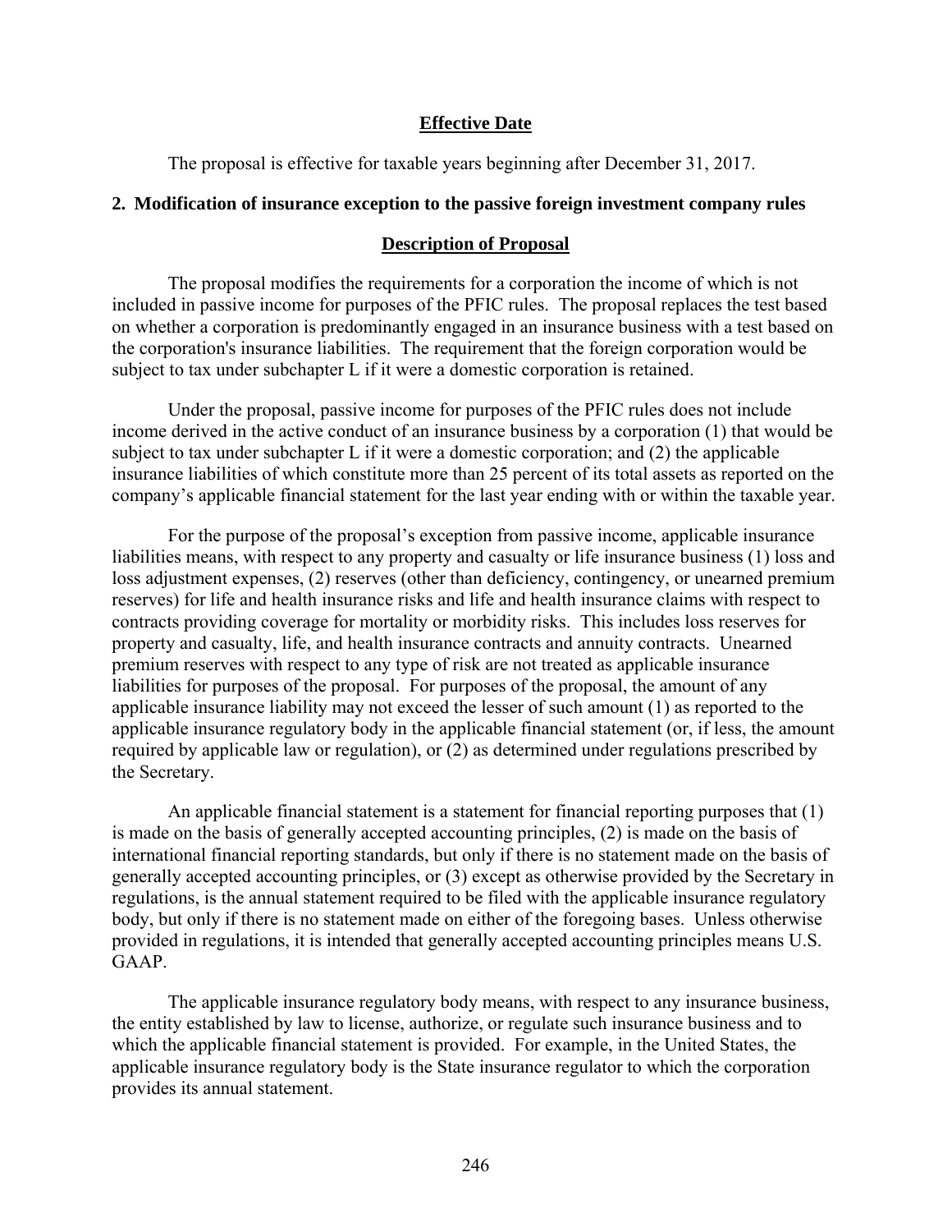## Effective Date

The proposal is effective for taxable years beginning after December 31, 2017.

### 2. Modification of insurance exception to the passive foreign investment company rules

## Description of Proposal

The proposal modifies the requirements for a corporation the income of which is not included in passive income for purposes of the PFIC rules. The proposal replaces the test based on whether a corporation is predominantly engaged in an insurance business with a test based on the corporation's insurance liabilities. The requirement that the foreign corporation would be subject to tax under subchapter L if it were a domestic corporation is retained.

Under the proposal, passive income for purposes of the PFIC rules does not include income derived in the active conduct of an insurance business by a corporation (1) that would be subject to tax under subchapter L if it were a domestic corporation; and (2) the applicable insurance liabilities of which constitute more than 25 percent of its total assets as reported on the company's applicable financial statement for the last year ending with or within the taxable year.

For the purpose of the proposal's exception from passive income, applicable insurance liabilities means, with respect to any property and casualty or life insurance business (1) loss and loss adjustment expenses, (2) reserves (other than deficiency, contingency, or unearned premium reserves) for life and health insurance risks and life and health insurance claims with respect to contracts providing coverage for mortality or morbidity risks. This includes loss reserves for property and casualty, life, and health insurance contracts and annuity contracts. Unearned premium reserves with respect to any type of risk are not treated as applicable insurance liabilities for purposes of the proposal. For purposes of the proposal, the amount of any applicable insurance liability may not exceed the lesser of such amount (1) as reported to the applicable insurance regulatory body in the applicable financial statement (or, if less, the amount required by applicable law or regulation), or (2) as determined under regulations prescribed by the Secretary.

An applicable financial statement is a statement for financial reporting purposes that (1) is made on the basis of generally accepted accounting principles, (2) is made on the basis of international financial reporting standards, but only if there is no statement made on the basis of generally accepted accounting principles, or (3) except as otherwise provided by the Secretary in regulations, is the annual statement required to be filed with the applicable insurance regulatory body, but only if there is no statement made on either of the foregoing bases. Unless otherwise provided in regulations, it is intended that generally accepted accounting principles means U.S. GAAP.

The applicable insurance regulatory body means, with respect to any insurance business, the entity established by law to license, authorize, or regulate such insurance business and to which the applicable financial statement is provided. For example, in the United States, the applicable insurance regulatory body is the State insurance regulator to which the corporation provides its annual statement.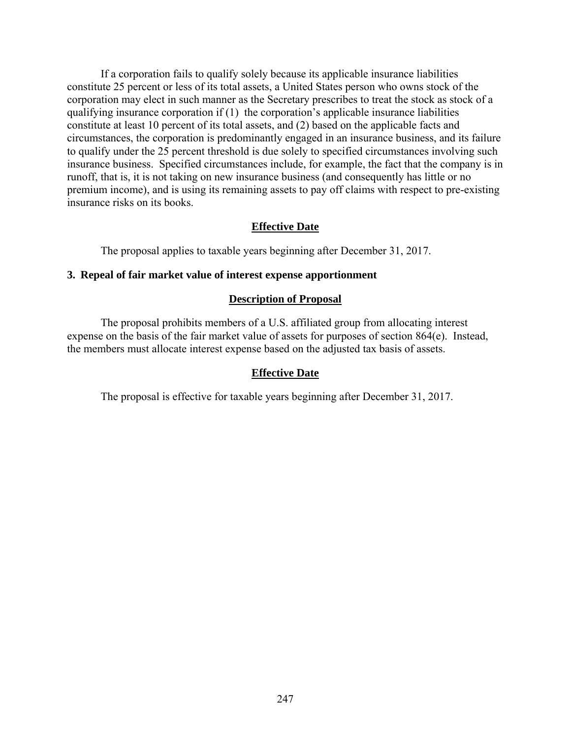If a corporation fails to qualify solely because its applicable insurance liabilities constitute 25 percent or less of its total assets, a United States person who owns stock of the corporation may elect in such manner as the Secretary prescribes to treat the stock as stock of a qualifying insurance corporation if (1) the corporation's applicable insurance liabilities constitute at least 10 percent of its total assets, and (2) based on the applicable facts and circumstances, the corporation is predominantly engaged in an insurance business, and its failure to qualify under the 25 percent threshold is due solely to specified circumstances involving such insurance business. Specified circumstances include, for example, the fact that the company is in runoff, that is, it is not taking on new insurance business (and consequently has little or no premium income), and is using its remaining assets to pay off claims with respect to pre-existing insurance risks on its books.

#### Effective Date

The proposal applies to taxable years beginning after December 31, 2017.

### 3. Repeal of fair market value of interest expense apportionment

#### Description of Proposal

The proposal prohibits members of a U.S. affiliated group from allocating interest expense on the basis of the fair market value of assets for purposes of section 864(e). Instead, the members must allocate interest expense based on the adjusted tax basis of assets.

#### Effective Date

The proposal is effective for taxable years beginning after December 31, 2017.